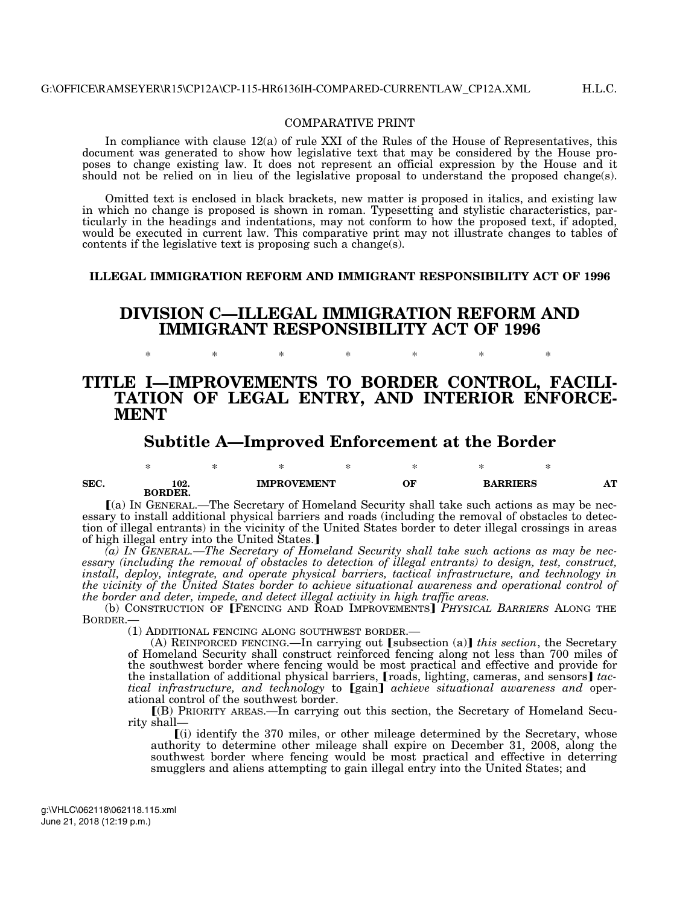COMPARATIVE PRINT

In compliance with clause 12(a) of rule XXI of the Rules of the House of Representatives, this document was generated to show how legislative text that may be considered by the House proposes to change existing law. It does not represent an official expression by the House and it should not be relied on in lieu of the legislative proposal to understand the proposed change(s).

Omitted text is enclosed in black brackets, new matter is proposed in italics, and existing law in which no change is proposed is shown in roman. Typesetting and stylistic characteristics, particularly in the headings and indentations, may not conform to how the proposed text, if adopted, would be executed in current law. This comparative print may not illustrate changes to tables of contents if the legislative text is proposing such a change(s).

**ILLEGAL IMMIGRATION REFORM AND IMMIGRANT RESPONSIBILITY ACT OF 1996**

# DIVISION C—ILLEGAL IMMIGRATION REFORM AND IMMIGRANT RESPONSIBILITY ACT OF 1996

\* \* \* \* \* \* \*

# TITLE I—IMPROVEMENTS TO BORDER CONTROL, FACILITATION OF LEGAL ENTRY, AND INTERIOR ENFORCEMENT

## Subtitle A—Improved Enforcement at the Border

\* \* \* \* \* \* \*

**SEC. 102. IMPROVEMENT OF BARRIERS AT BORDER.**

⟦(a) IN GENERAL.—The Secretary of Homeland Security shall take such actions as may be necessary to install additional physical barriers and roads (including the removal of obstacles to detection of illegal entrants) in the vicinity of the United States border to deter illegal crossings in areas of high illegal entry into the United States.⟧

*(a) IN GENERAL.—The Secretary of Homeland Security shall take such actions as may be necessary (including the removal of obstacles to detection of illegal entrants) to design, test, construct, install, deploy, integrate, and operate physical barriers, tactical infrastructure, and technology in the vicinity of the United States border to achieve situational awareness and operational control of the border and deter, impede, and detect illegal activity in high traffic areas.*

(b) CONSTRUCTION OF ⟦FENCING AND ROAD IMPROVEMENTS⟧ *PHYSICAL BARRIERS* ALONG THE BORDER.—

(1) ADDITIONAL FENCING ALONG SOUTHWEST BORDER.—

(A) REINFORCED FENCING.—In carrying out ⟦subsection (a)⟧ *this section*, the Secretary of Homeland Security shall construct reinforced fencing along not less than 700 miles of the southwest border where fencing would be most practical and effective and provide for the installation of additional physical barriers, ⟦roads, lighting, cameras, and sensors⟧ *tactical infrastructure, and technology* to ⟦gain⟧ *achieve situational awareness and* operational control of the southwest border.

⟦(B) PRIORITY AREAS.—In carrying out this section, the Secretary of Homeland Security shall—

⟦(i) identify the 370 miles, or other mileage determined by the Secretary, whose authority to determine other mileage shall expire on December 31, 2008, along the southwest border where fencing would be most practical and effective in deterring smugglers and aliens attempting to gain illegal entry into the United States; and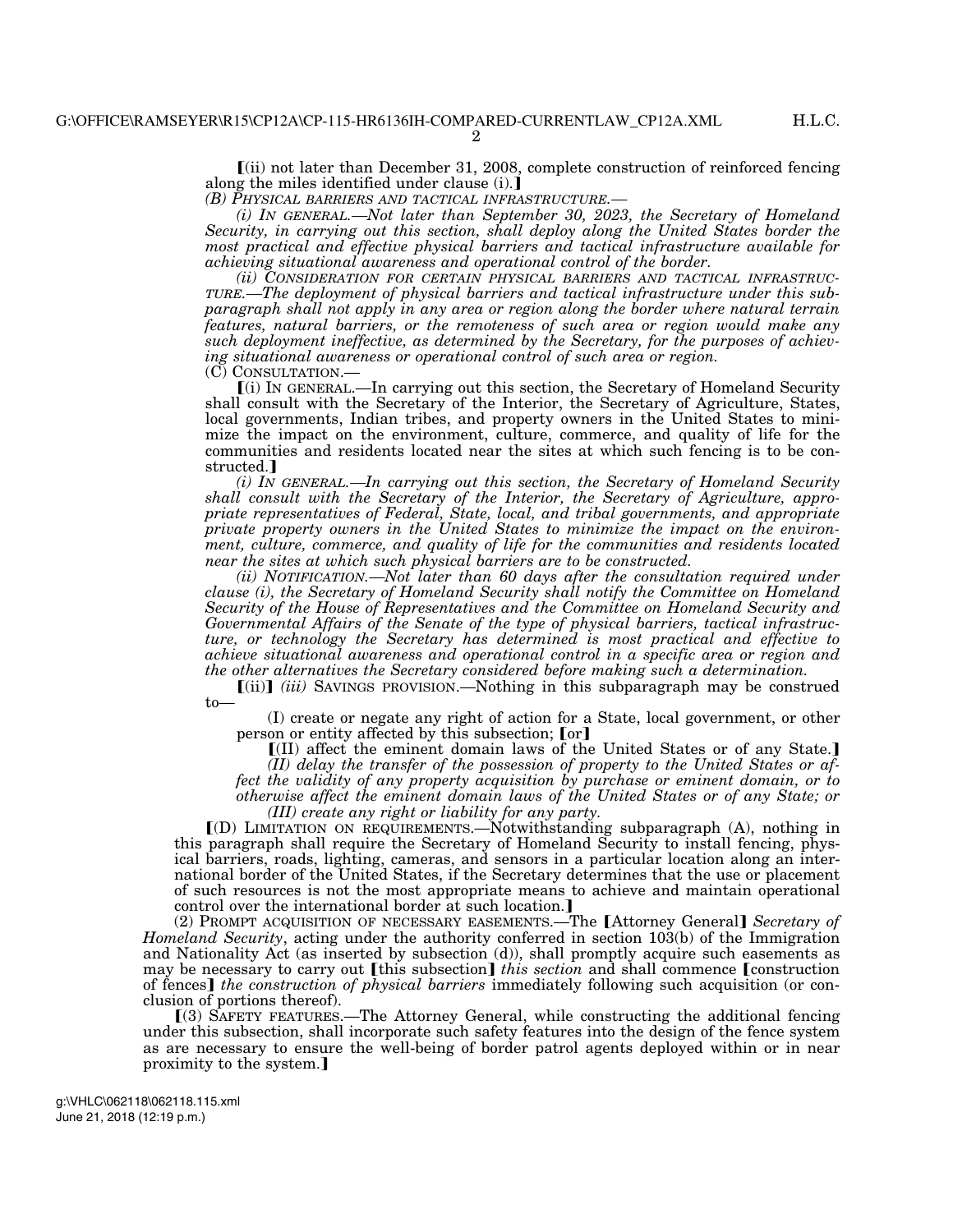【(ii) not later than December 31, 2008, complete construction of reinforced fencing along the miles identified under clause (i).】

*(B) PHYSICAL BARRIERS AND TACTICAL INFRASTRUCTURE.—*

*(i) IN GENERAL.—Not later than September 30, 2023, the Secretary of Homeland Security, in carrying out this section, shall deploy along the United States border the most practical and effective physical barriers and tactical infrastructure available for achieving situational awareness and operational control of the border.*

*(ii) CONSIDERATION FOR CERTAIN PHYSICAL BARRIERS AND TACTICAL INFRASTRUCTURE.—The deployment of physical barriers and tactical infrastructure under this subparagraph shall not apply in any area or region along the border where natural terrain features, natural barriers, or the remoteness of such area or region would make any such deployment ineffective, as determined by the Secretary, for the purposes of achieving situational awareness or operational control of such area or region.*

(C) CONSULTATION.—

【(i) IN GENERAL.—In carrying out this section, the Secretary of Homeland Security shall consult with the Secretary of the Interior, the Secretary of Agriculture, States, local governments, Indian tribes, and property owners in the United States to minimize the impact on the environment, culture, commerce, and quality of life for the communities and residents located near the sites at which such fencing is to be constructed.】

*(i) IN GENERAL.—In carrying out this section, the Secretary of Homeland Security shall consult with the Secretary of the Interior, the Secretary of Agriculture, appropriate representatives of Federal, State, local, and tribal governments, and appropriate private property owners in the United States to minimize the impact on the environment, culture, commerce, and quality of life for the communities and residents located near the sites at which such physical barriers are to be constructed.*

*(ii) NOTIFICATION.—Not later than 60 days after the consultation required under clause (i), the Secretary of Homeland Security shall notify the Committee on Homeland Security of the House of Representatives and the Committee on Homeland Security and Governmental Affairs of the Senate of the type of physical barriers, tactical infrastructure, or technology the Secretary has determined is most practical and effective to achieve situational awareness and operational control in a specific area or region and the other alternatives the Secretary considered before making such a determination.*

【(ii)】 *(iii)* SAVINGS PROVISION.—Nothing in this subparagraph may be construed to—

(I) create or negate any right of action for a State, local government, or other person or entity affected by this subsection; 【or】

【(II) affect the eminent domain laws of the United States or of any State.】

*(II) delay the transfer of the possession of property to the United States or affect the validity of any property acquisition by purchase or eminent domain, or to otherwise affect the eminent domain laws of the United States or of any State; or*

*(III) create any right or liability for any party.*

【(D) LIMITATION ON REQUIREMENTS.—Notwithstanding subparagraph (A), nothing in this paragraph shall require the Secretary of Homeland Security to install fencing, physical barriers, roads, lighting, cameras, and sensors in a particular location along an international border of the United States, if the Secretary determines that the use or placement of such resources is not the most appropriate means to achieve and maintain operational control over the international border at such location.】

(2) PROMPT ACQUISITION OF NECESSARY EASEMENTS.—The 【Attorney General】 *Secretary of Homeland Security*, acting under the authority conferred in section 103(b) of the Immigration and Nationality Act (as inserted by subsection (d)), shall promptly acquire such easements as may be necessary to carry out 【this subsection】 *this section* and shall commence 【construction of fences】 *the construction of physical barriers* immediately following such acquisition (or conclusion of portions thereof).

【(3) SAFETY FEATURES.—The Attorney General, while constructing the additional fencing under this subsection, shall incorporate such safety features into the design of the fence system as are necessary to ensure the well-being of border patrol agents deployed within or in near proximity to the system.】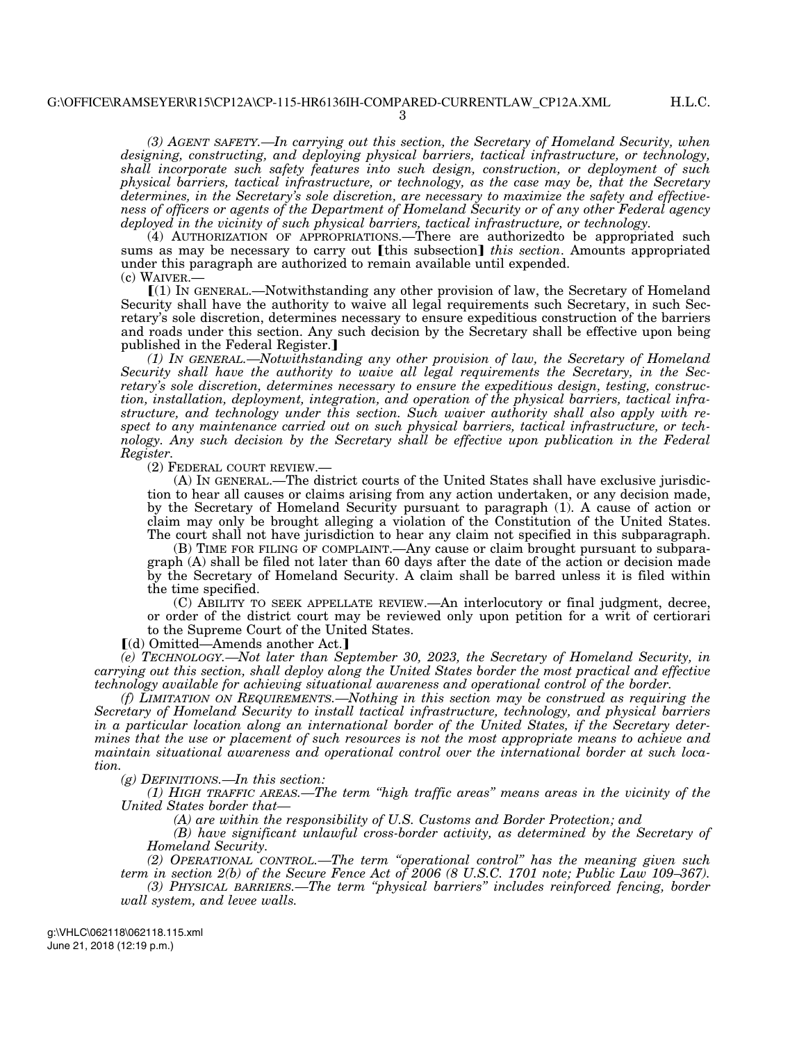*(3) AGENT SAFETY.—In carrying out this section, the Secretary of Homeland Security, when designing, constructing, and deploying physical barriers, tactical infrastructure, or technology, shall incorporate such safety features into such design, construction, or deployment of such physical barriers, tactical infrastructure, or technology, as the case may be, that the Secretary determines, in the Secretary's sole discretion, are necessary to maximize the safety and effectiveness of officers or agents of the Department of Homeland Security or of any other Federal agency deployed in the vicinity of such physical barriers, tactical infrastructure, or technology.*

(4) AUTHORIZATION OF APPROPRIATIONS.—There are authorizedto be appropriated such sums as may be necessary to carry out [this subsection] *this section*. Amounts appropriated under this paragraph are authorized to remain available until expended.

(c) WAIVER.—

[(1) IN GENERAL.—Notwithstanding any other provision of law, the Secretary of Homeland Security shall have the authority to waive all legal requirements such Secretary, in such Secretary's sole discretion, determines necessary to ensure expeditious construction of the barriers and roads under this section. Any such decision by the Secretary shall be effective upon being published in the Federal Register.]

*(1) IN GENERAL.—Notwithstanding any other provision of law, the Secretary of Homeland Security shall have the authority to waive all legal requirements the Secretary, in the Secretary's sole discretion, determines necessary to ensure the expeditious design, testing, construction, installation, deployment, integration, and operation of the physical barriers, tactical infrastructure, and technology under this section. Such waiver authority shall also apply with respect to any maintenance carried out on such physical barriers, tactical infrastructure, or technology. Any such decision by the Secretary shall be effective upon publication in the Federal Register.*

(2) FEDERAL COURT REVIEW.—

(A) IN GENERAL.—The district courts of the United States shall have exclusive jurisdiction to hear all causes or claims arising from any action undertaken, or any decision made, by the Secretary of Homeland Security pursuant to paragraph (1). A cause of action or claim may only be brought alleging a violation of the Constitution of the United States. The court shall not have jurisdiction to hear any claim not specified in this subparagraph.

(B) TIME FOR FILING OF COMPLAINT.—Any cause or claim brought pursuant to subparagraph (A) shall be filed not later than 60 days after the date of the action or decision made by the Secretary of Homeland Security. A claim shall be barred unless it is filed within the time specified.

(C) ABILITY TO SEEK APPELLATE REVIEW.—An interlocutory or final judgment, decree, or order of the district court may be reviewed only upon petition for a writ of certiorari to the Supreme Court of the United States.

[(d) Omitted—Amends another Act.]

*(e) TECHNOLOGY.—Not later than September 30, 2023, the Secretary of Homeland Security, in carrying out this section, shall deploy along the United States border the most practical and effective technology available for achieving situational awareness and operational control of the border.*

*(f) LIMITATION ON REQUIREMENTS.—Nothing in this section may be construed as requiring the Secretary of Homeland Security to install tactical infrastructure, technology, and physical barriers in a particular location along an international border of the United States, if the Secretary determines that the use or placement of such resources is not the most appropriate means to achieve and maintain situational awareness and operational control over the international border at such location.*

*(g) DEFINITIONS.—In this section:*

*(1) HIGH TRAFFIC AREAS.—The term "high traffic areas" means areas in the vicinity of the United States border that—*

*(A) are within the responsibility of U.S. Customs and Border Protection; and*

*(B) have significant unlawful cross-border activity, as determined by the Secretary of Homeland Security.*

*(2) OPERATIONAL CONTROL.—The term "operational control" has the meaning given such term in section 2(b) of the Secure Fence Act of 2006 (8 U.S.C. 1701 note; Public Law 109–367).*

*(3) PHYSICAL BARRIERS.—The term "physical barriers" includes reinforced fencing, border wall system, and levee walls.*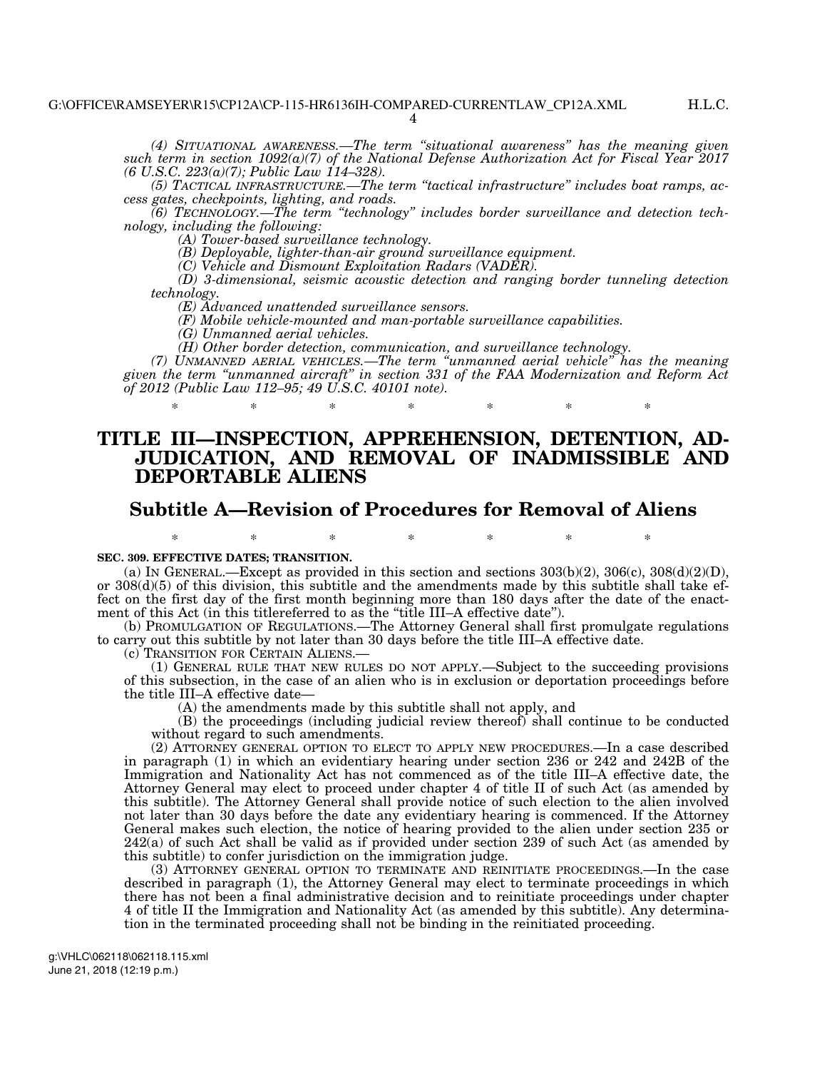*(4) SITUATIONAL AWARENESS.—The term "situational awareness" has the meaning given such term in section 1092(a)(7) of the National Defense Authorization Act for Fiscal Year 2017 (6 U.S.C. 223(a)(7); Public Law 114–328).*

*(5) TACTICAL INFRASTRUCTURE.—The term "tactical infrastructure" includes boat ramps, access gates, checkpoints, lighting, and roads.*

*(6) TECHNOLOGY.—The term "technology" includes border surveillance and detection technology, including the following:*

*(A) Tower-based surveillance technology.*

*(B) Deployable, lighter-than-air ground surveillance equipment.*

*(C) Vehicle and Dismount Exploitation Radars (VADER).*

*(D) 3-dimensional, seismic acoustic detection and ranging border tunneling detection technology.*

*(E) Advanced unattended surveillance sensors.*

*(F) Mobile vehicle-mounted and man-portable surveillance capabilities.*

*(G) Unmanned aerial vehicles.*

*(H) Other border detection, communication, and surveillance technology.*

*(7) UNMANNED AERIAL VEHICLES.—The term "unmanned aerial vehicle" has the meaning given the term "unmanned aircraft" in section 331 of the FAA Modernization and Reform Act of 2012 (Public Law 112–95; 49 U.S.C. 40101 note).*

\* \* \* \* \* \* \*

# TITLE III—INSPECTION, APPREHENSION, DETENTION, ADJUDICATION, AND REMOVAL OF INADMISSIBLE AND DEPORTABLE ALIENS

## Subtitle A—Revision of Procedures for Removal of Aliens

\* \* \* \* \* \* \*

**SEC. 309. EFFECTIVE DATES; TRANSITION.**

(a) IN GENERAL.—Except as provided in this section and sections 303(b)(2), 306(c), 308(d)(2)(D), or 308(d)(5) of this division, this subtitle and the amendments made by this subtitle shall take effect on the first day of the first month beginning more than 180 days after the date of the enactment of this Act (in this titlereferred to as the "title III–A effective date").

(b) PROMULGATION OF REGULATIONS.—The Attorney General shall first promulgate regulations to carry out this subtitle by not later than 30 days before the title III–A effective date.

(c) TRANSITION FOR CERTAIN ALIENS.—

(1) GENERAL RULE THAT NEW RULES DO NOT APPLY.—Subject to the succeeding provisions of this subsection, in the case of an alien who is in exclusion or deportation proceedings before the title III–A effective date—

(A) the amendments made by this subtitle shall not apply, and

(B) the proceedings (including judicial review thereof) shall continue to be conducted without regard to such amendments.

(2) ATTORNEY GENERAL OPTION TO ELECT TO APPLY NEW PROCEDURES.—In a case described in paragraph (1) in which an evidentiary hearing under section 236 or 242 and 242B of the Immigration and Nationality Act has not commenced as of the title III–A effective date, the Attorney General may elect to proceed under chapter 4 of title II of such Act (as amended by this subtitle). The Attorney General shall provide notice of such election to the alien involved not later than 30 days before the date any evidentiary hearing is commenced. If the Attorney General makes such election, the notice of hearing provided to the alien under section 235 or 242(a) of such Act shall be valid as if provided under section 239 of such Act (as amended by this subtitle) to confer jurisdiction on the immigration judge.

(3) ATTORNEY GENERAL OPTION TO TERMINATE AND REINITIATE PROCEEDINGS.—In the case described in paragraph (1), the Attorney General may elect to terminate proceedings in which there has not been a final administrative decision and to reinitiate proceedings under chapter 4 of title II the Immigration and Nationality Act (as amended by this subtitle). Any determination in the terminated proceeding shall not be binding in the reinitiated proceeding.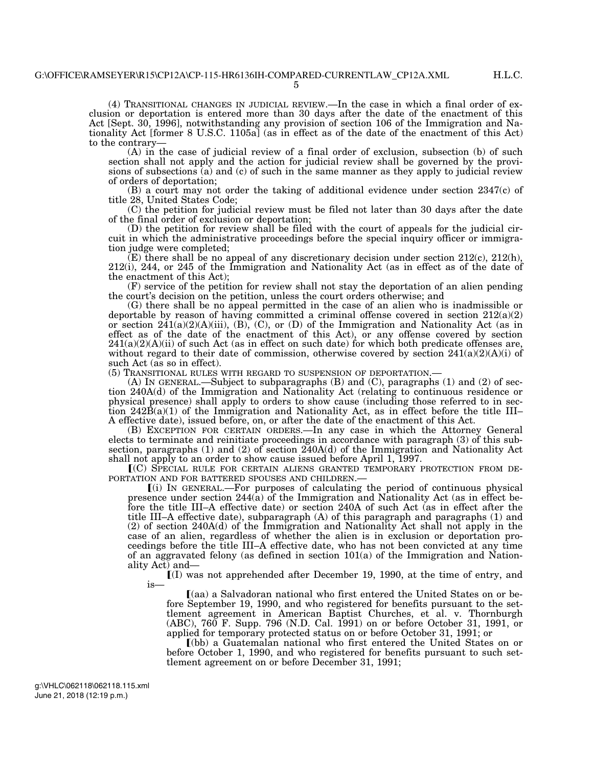(4) TRANSITIONAL CHANGES IN JUDICIAL REVIEW.—In the case in which a final order of exclusion or deportation is entered more than 30 days after the date of the enactment of this Act [Sept. 30, 1996], notwithstanding any provision of section 106 of the Immigration and Nationality Act [former 8 U.S.C. 1105a] (as in effect as of the date of the enactment of this Act) to the contrary—

(A) in the case of judicial review of a final order of exclusion, subsection (b) of such section shall not apply and the action for judicial review shall be governed by the provisions of subsections (a) and (c) of such in the same manner as they apply to judicial review of orders of deportation;

(B) a court may not order the taking of additional evidence under section 2347(c) of title 28, United States Code;

(C) the petition for judicial review must be filed not later than 30 days after the date of the final order of exclusion or deportation;

(D) the petition for review shall be filed with the court of appeals for the judicial circuit in which the administrative proceedings before the special inquiry officer or immigration judge were completed;

(E) there shall be no appeal of any discretionary decision under section 212(c), 212(h), 212(i), 244, or 245 of the Immigration and Nationality Act (as in effect as of the date of the enactment of this Act);

(F) service of the petition for review shall not stay the deportation of an alien pending the court's decision on the petition, unless the court orders otherwise; and

(G) there shall be no appeal permitted in the case of an alien who is inadmissible or deportable by reason of having committed a criminal offense covered in section 212(a)(2) or section 241(a)(2)(A)(iii), (B), (C), or (D) of the Immigration and Nationality Act (as in effect as of the date of the enactment of this Act), or any offense covered by section 241(a)(2)(A)(ii) of such Act (as in effect on such date) for which both predicate offenses are, without regard to their date of commission, otherwise covered by section 241(a)(2)(A)(i) of such Act (as so in effect).

(5) TRANSITIONAL RULES WITH REGARD TO SUSPENSION OF DEPORTATION.—

(A) IN GENERAL.—Subject to subparagraphs (B) and (C), paragraphs (1) and (2) of section 240A(d) of the Immigration and Nationality Act (relating to continuous residence or physical presence) shall apply to orders to show cause (including those referred to in section 242B(a)(1) of the Immigration and Nationality Act, as in effect before the title III–A effective date), issued before, on, or after the date of the enactment of this Act.

(B) EXCEPTION FOR CERTAIN ORDERS.—In any case in which the Attorney General elects to terminate and reinitiate proceedings in accordance with paragraph (3) of this subsection, paragraphs (1) and (2) of section 240A(d) of the Immigration and Nationality Act shall not apply to an order to show cause issued before April 1, 1997.

⟦(C) SPECIAL RULE FOR CERTAIN ALIENS GRANTED TEMPORARY PROTECTION FROM DEPORTATION AND FOR BATTERED SPOUSES AND CHILDREN.—

⟦(i) IN GENERAL.—For purposes of calculating the period of continuous physical presence under section 244(a) of the Immigration and Nationality Act (as in effect before the title III–A effective date) or section 240A of such Act (as in effect after the title III–A effective date), subparagraph (A) of this paragraph and paragraphs (1) and (2) of section 240A(d) of the Immigration and Nationality Act shall not apply in the case of an alien, regardless of whether the alien is in exclusion or deportation proceedings before the title III–A effective date, who has not been convicted at any time of an aggravated felony (as defined in section 101(a) of the Immigration and Nationality Act) and—

⟦(I) was not apprehended after December 19, 1990, at the time of entry, and is—

⟦(aa) a Salvadoran national who first entered the United States on or before September 19, 1990, and who registered for benefits pursuant to the settlement agreement in American Baptist Churches, et al. v. Thornburgh (ABC), 760 F. Supp. 796 (N.D. Cal. 1991) on or before October 31, 1991, or applied for temporary protected status on or before October 31, 1991; or

⟦(bb) a Guatemalan national who first entered the United States on or before October 1, 1990, and who registered for benefits pursuant to such settlement agreement on or before December 31, 1991;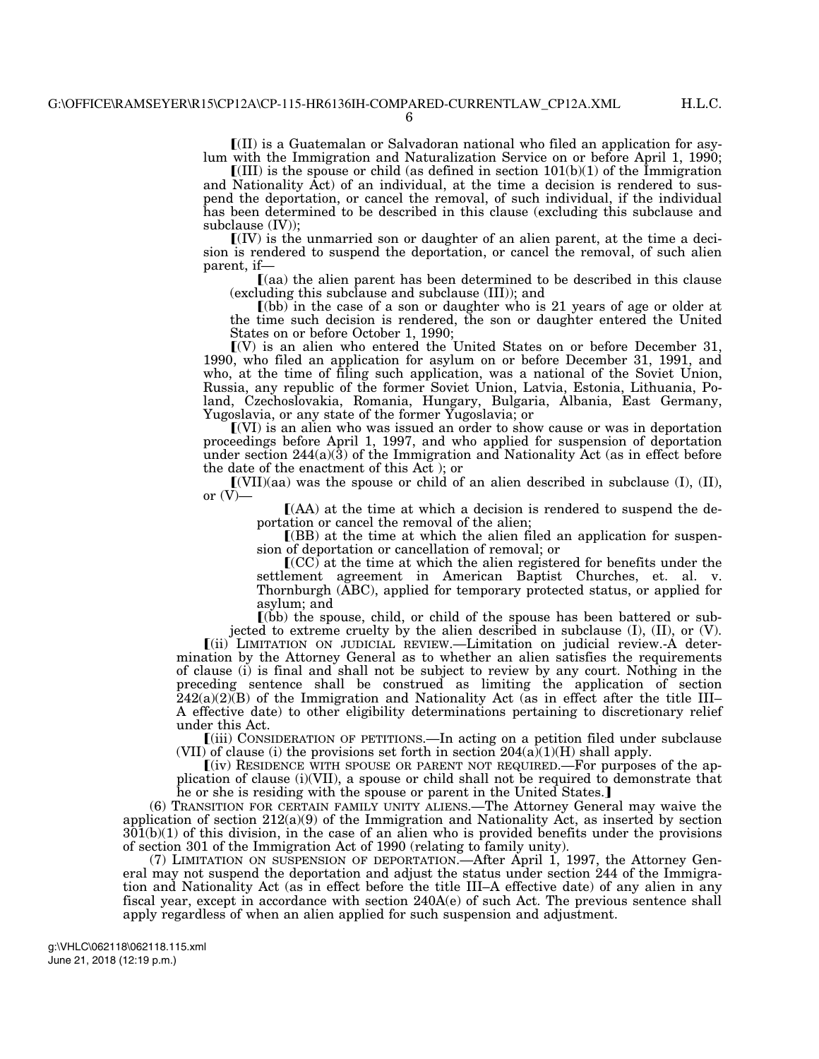⟦(II) is a Guatemalan or Salvadoran national who filed an application for asylum with the Immigration and Naturalization Service on or before April 1, 1990;

⟦(III) is the spouse or child (as defined in section 101(b)(1) of the Immigration and Nationality Act) of an individual, at the time a decision is rendered to suspend the deportation, or cancel the removal, of such individual, if the individual has been determined to be described in this clause (excluding this subclause and subclause (IV));

⟦(IV) is the unmarried son or daughter of an alien parent, at the time a decision is rendered to suspend the deportation, or cancel the removal, of such alien parent, if—

⟦(aa) the alien parent has been determined to be described in this clause (excluding this subclause and subclause (III)); and

⟦(bb) in the case of a son or daughter who is 21 years of age or older at the time such decision is rendered, the son or daughter entered the United States on or before October 1, 1990;

⟦(V) is an alien who entered the United States on or before December 31, 1990, who filed an application for asylum on or before December 31, 1991, and who, at the time of filing such application, was a national of the Soviet Union, Russia, any republic of the former Soviet Union, Latvia, Estonia, Lithuania, Poland, Czechoslovakia, Romania, Hungary, Bulgaria, Albania, East Germany, Yugoslavia, or any state of the former Yugoslavia; or

⟦(VI) is an alien who was issued an order to show cause or was in deportation proceedings before April 1, 1997, and who applied for suspension of deportation under section 244(a)(3) of the Immigration and Nationality Act (as in effect before the date of the enactment of this Act ); or

⟦(VII)(aa) was the spouse or child of an alien described in subclause (I), (II), or (V)—

⟦(AA) at the time at which a decision is rendered to suspend the deportation or cancel the removal of the alien;

⟦(BB) at the time at which the alien filed an application for suspension of deportation or cancellation of removal; or

⟦(CC) at the time at which the alien registered for benefits under the settlement agreement in American Baptist Churches, et. al. v. Thornburgh (ABC), applied for temporary protected status, or applied for asylum; and

⟦(bb) the spouse, child, or child of the spouse has been battered or subjected to extreme cruelty by the alien described in subclause (I), (II), or (V).

⟦(ii) LIMITATION ON JUDICIAL REVIEW.—Limitation on judicial review.-A determination by the Attorney General as to whether an alien satisfies the requirements of clause (i) is final and shall not be subject to review by any court. Nothing in the preceding sentence shall be construed as limiting the application of section 242(a)(2)(B) of the Immigration and Nationality Act (as in effect after the title III–A effective date) to other eligibility determinations pertaining to discretionary relief under this Act.

⟦(iii) CONSIDERATION OF PETITIONS.—In acting on a petition filed under subclause (VII) of clause (i) the provisions set forth in section 204(a)(1)(H) shall apply.

⟦(iv) RESIDENCE WITH SPOUSE OR PARENT NOT REQUIRED.—For purposes of the application of clause (i)(VII), a spouse or child shall not be required to demonstrate that he or she is residing with the spouse or parent in the United States.⟧

(6) TRANSITION FOR CERTAIN FAMILY UNITY ALIENS.—The Attorney General may waive the application of section 212(a)(9) of the Immigration and Nationality Act, as inserted by section 301(b)(1) of this division, in the case of an alien who is provided benefits under the provisions of section 301 of the Immigration Act of 1990 (relating to family unity).

(7) LIMITATION ON SUSPENSION OF DEPORTATION.—After April 1, 1997, the Attorney General may not suspend the deportation and adjust the status under section 244 of the Immigration and Nationality Act (as in effect before the title III–A effective date) of any alien in any fiscal year, except in accordance with section 240A(e) of such Act. The previous sentence shall apply regardless of when an alien applied for such suspension and adjustment.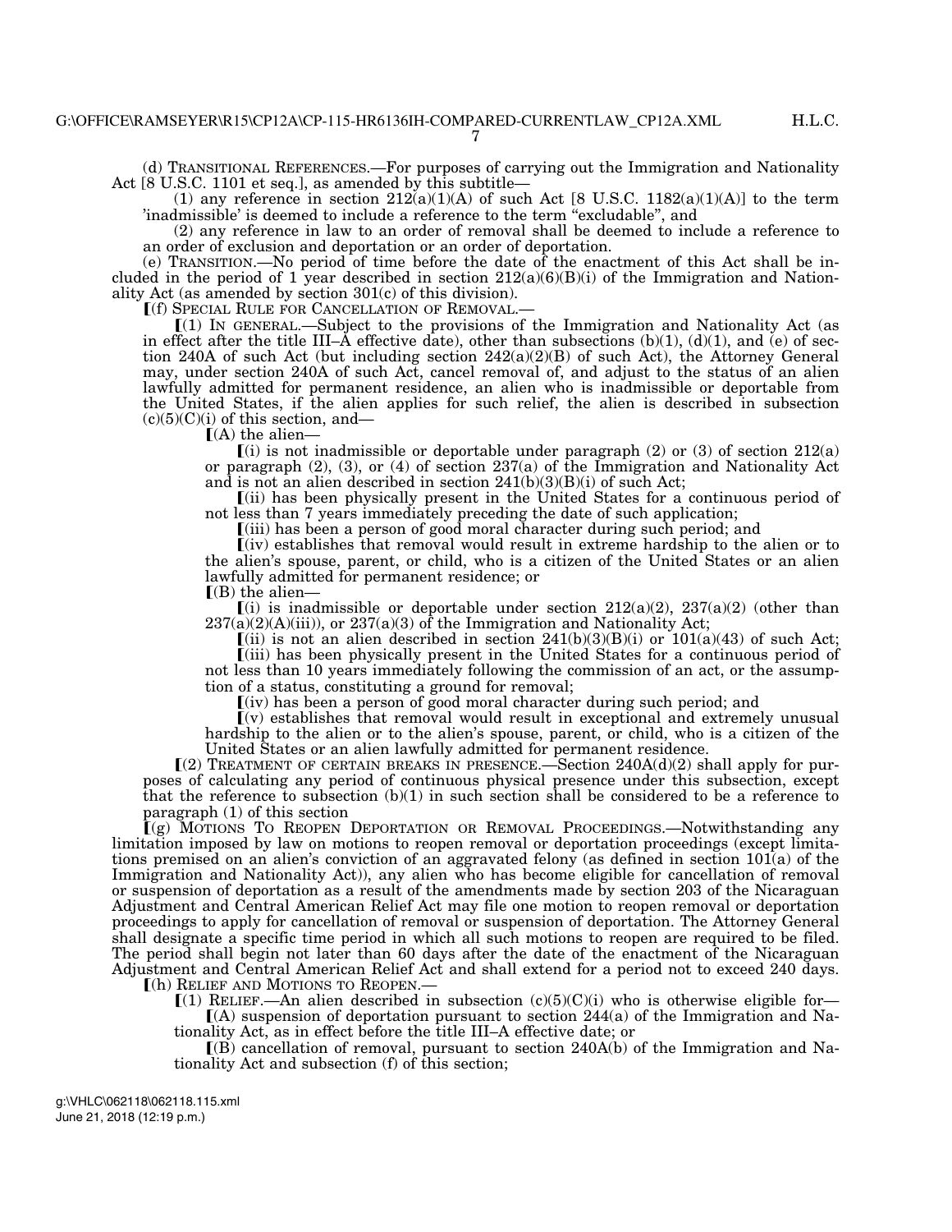(d) TRANSITIONAL REFERENCES.—For purposes of carrying out the Immigration and Nationality Act [8 U.S.C. 1101 et seq.], as amended by this subtitle—

(1) any reference in section 212(a)(1)(A) of such Act [8 U.S.C. 1182(a)(1)(A)] to the term 'inadmissible' is deemed to include a reference to the term "excludable", and

(2) any reference in law to an order of removal shall be deemed to include a reference to an order of exclusion and deportation or an order of deportation.

(e) TRANSITION.—No period of time before the date of the enactment of this Act shall be included in the period of 1 year described in section 212(a)(6)(B)(i) of the Immigration and Nationality Act (as amended by section 301(c) of this division).

⟦(f) SPECIAL RULE FOR CANCELLATION OF REMOVAL.—

⟦(1) IN GENERAL.—Subject to the provisions of the Immigration and Nationality Act (as in effect after the title III–A effective date), other than subsections (b)(1), (d)(1), and (e) of section 240A of such Act (but including section 242(a)(2)(B) of such Act), the Attorney General may, under section 240A of such Act, cancel removal of, and adjust to the status of an alien lawfully admitted for permanent residence, an alien who is inadmissible or deportable from the United States, if the alien applies for such relief, the alien is described in subsection (c)(5)(C)(i) of this section, and—

⟦(A) the alien—

⟦(i) is not inadmissible or deportable under paragraph (2) or (3) of section 212(a) or paragraph (2), (3), or (4) of section 237(a) of the Immigration and Nationality Act and is not an alien described in section 241(b)(3)(B)(i) of such Act;

⟦(ii) has been physically present in the United States for a continuous period of not less than 7 years immediately preceding the date of such application;

⟦(iii) has been a person of good moral character during such period; and

⟦(iv) establishes that removal would result in extreme hardship to the alien or to the alien's spouse, parent, or child, who is a citizen of the United States or an alien lawfully admitted for permanent residence; or

⟦(B) the alien—

⟦(i) is inadmissible or deportable under section 212(a)(2), 237(a)(2) (other than 237(a)(2)(A)(iii)), or 237(a)(3) of the Immigration and Nationality Act;

⟦(ii) is not an alien described in section 241(b)(3)(B)(i) or 101(a)(43) of such Act;

⟦(iii) has been physically present in the United States for a continuous period of not less than 10 years immediately following the commission of an act, or the assumption of a status, constituting a ground for removal;

⟦(iv) has been a person of good moral character during such period; and

⟦(v) establishes that removal would result in exceptional and extremely unusual hardship to the alien or to the alien's spouse, parent, or child, who is a citizen of the United States or an alien lawfully admitted for permanent residence.

⟦(2) TREATMENT OF CERTAIN BREAKS IN PRESENCE.—Section 240A(d)(2) shall apply for purposes of calculating any period of continuous physical presence under this subsection, except that the reference to subsection (b)(1) in such section shall be considered to be a reference to paragraph (1) of this section

⟦(g) MOTIONS TO REOPEN DEPORTATION OR REMOVAL PROCEEDINGS.—Notwithstanding any limitation imposed by law on motions to reopen removal or deportation proceedings (except limitations premised on an alien's conviction of an aggravated felony (as defined in section 101(a) of the Immigration and Nationality Act)), any alien who has become eligible for cancellation of removal or suspension of deportation as a result of the amendments made by section 203 of the Nicaraguan Adjustment and Central American Relief Act may file one motion to reopen removal or deportation proceedings to apply for cancellation of removal or suspension of deportation. The Attorney General shall designate a specific time period in which all such motions to reopen are required to be filed. The period shall begin not later than 60 days after the date of the enactment of the Nicaraguan Adjustment and Central American Relief Act and shall extend for a period not to exceed 240 days.

⟦(h) RELIEF AND MOTIONS TO REOPEN.—

⟦(1) RELIEF.—An alien described in subsection (c)(5)(C)(i) who is otherwise eligible for—

⟦(A) suspension of deportation pursuant to section 244(a) of the Immigration and Nationality Act, as in effect before the title III–A effective date; or

⟦(B) cancellation of removal, pursuant to section 240A(b) of the Immigration and Nationality Act and subsection (f) of this section;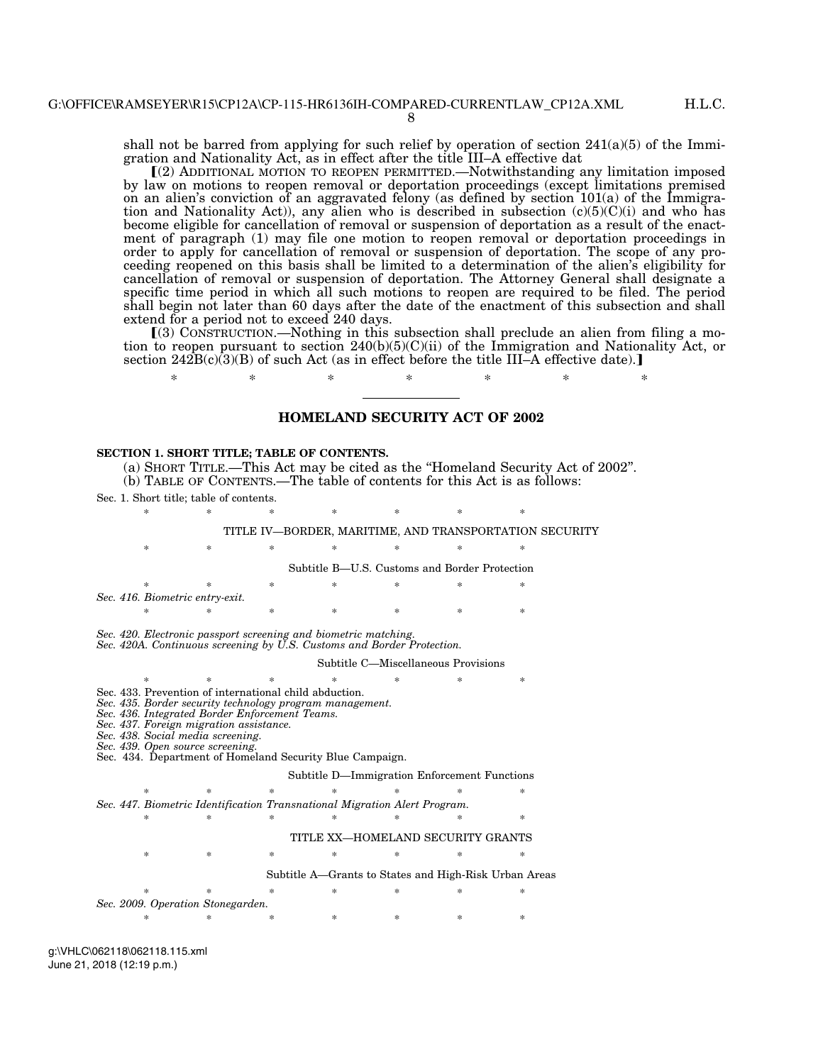shall not be barred from applying for such relief by operation of section 241(a)(5) of the Immigration and Nationality Act, as in effect after the title III–A effective dat

【(2) ADDITIONAL MOTION TO REOPEN PERMITTED.—Notwithstanding any limitation imposed by law on motions to reopen removal or deportation proceedings (except limitations premised on an alien's conviction of an aggravated felony (as defined by section 101(a) of the Immigration and Nationality Act)), any alien who is described in subsection (c)(5)(C)(i) and who has become eligible for cancellation of removal or suspension of deportation as a result of the enactment of paragraph (1) may file one motion to reopen removal or deportation proceedings in order to apply for cancellation of removal or suspension of deportation. The scope of any proceeding reopened on this basis shall be limited to a determination of the alien's eligibility for cancellation of removal or suspension of deportation. The Attorney General shall designate a specific time period in which all such motions to reopen are required to be filed. The period shall begin not later than 60 days after the date of the enactment of this subsection and shall extend for a period not to exceed 240 days.

【(3) CONSTRUCTION.—Nothing in this subsection shall preclude an alien from filing a motion to reopen pursuant to section 240(b)(5)(C)(ii) of the Immigration and Nationality Act, or section 242B(c)(3)(B) of such Act (as in effect before the title III–A effective date).】

\* \* \* \* \* \* \*

---

## HOMELAND SECURITY ACT OF 2002

**SECTION 1. SHORT TITLE; TABLE OF CONTENTS.**

(a) SHORT TITLE.—This Act may be cited as the "Homeland Security Act of 2002".

(b) TABLE OF CONTENTS.—The table of contents for this Act is as follows:

Sec. 1. Short title; table of contents.

\* \* \* \* \* \* \*

TITLE IV—BORDER, MARITIME, AND TRANSPORTATION SECURITY

\* \* \* \* \* \* \*

Subtitle B—U.S. Customs and Border Protection

\* \* \* \* \* \* \*

*Sec. 416. Biometric entry-exit.*

\* \* \* \* \* \* \*

*Sec. 420. Electronic passport screening and biometric matching.*
*Sec. 420A. Continuous screening by U.S. Customs and Border Protection.*

Subtitle C—Miscellaneous Provisions

\* \* \* \* \* \* \*

Sec. 433. Prevention of international child abduction.
*Sec. 435. Border security technology program management.*
*Sec. 436. Integrated Border Enforcement Teams.*
*Sec. 437. Foreign migration assistance.*
*Sec. 438. Social media screening.*
*Sec. 439. Open source screening.*
Sec. 434. Department of Homeland Security Blue Campaign.

Subtitle D—Immigration Enforcement Functions

\* \* \* \* \* \* \*

*Sec. 447. Biometric Identification Transnational Migration Alert Program.*

\* \* \* \* \* \* \*

TITLE XX—HOMELAND SECURITY GRANTS

\* \* \* \* \* \* \*

Subtitle A—Grants to States and High-Risk Urban Areas

\* \* \* \* \* \* \*

*Sec. 2009. Operation Stonegarden.*

\* \* \* \* \* \* \*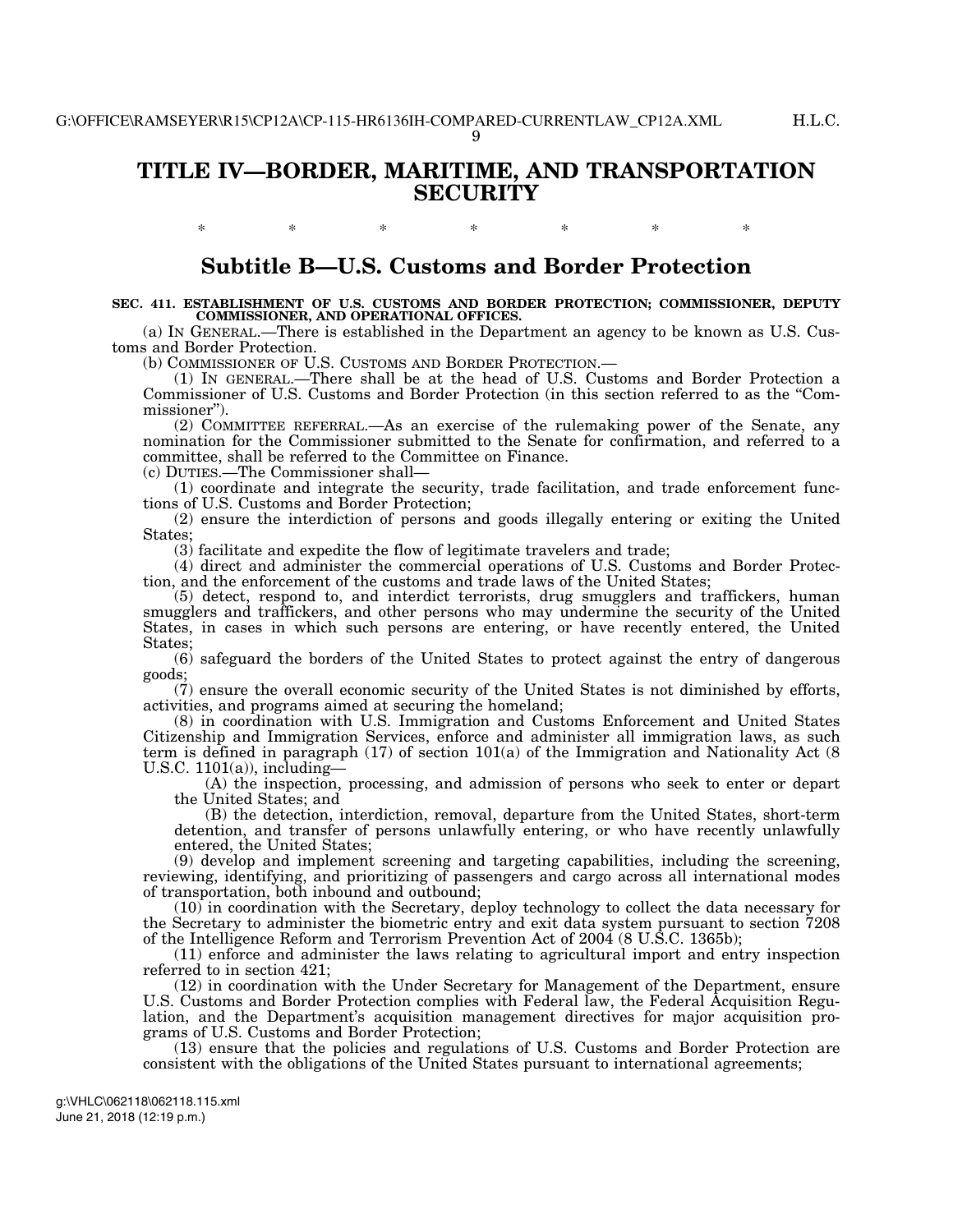# TITLE IV—BORDER, MARITIME, AND TRANSPORTATION SECURITY

\* \* \* \* \* \* \*

## Subtitle B—U.S. Customs and Border Protection

**SEC. 411. ESTABLISHMENT OF U.S. CUSTOMS AND BORDER PROTECTION; COMMISSIONER, DEPUTY COMMISSIONER, AND OPERATIONAL OFFICES.**

(a) IN GENERAL.—There is established in the Department an agency to be known as U.S. Customs and Border Protection.

(b) COMMISSIONER OF U.S. CUSTOMS AND BORDER PROTECTION.—

(1) IN GENERAL.—There shall be at the head of U.S. Customs and Border Protection a Commissioner of U.S. Customs and Border Protection (in this section referred to as the "Commissioner").

(2) COMMITTEE REFERRAL.—As an exercise of the rulemaking power of the Senate, any nomination for the Commissioner submitted to the Senate for confirmation, and referred to a committee, shall be referred to the Committee on Finance.

(c) DUTIES.—The Commissioner shall—

(1) coordinate and integrate the security, trade facilitation, and trade enforcement functions of U.S. Customs and Border Protection;

(2) ensure the interdiction of persons and goods illegally entering or exiting the United States;

(3) facilitate and expedite the flow of legitimate travelers and trade;

(4) direct and administer the commercial operations of U.S. Customs and Border Protection, and the enforcement of the customs and trade laws of the United States;

(5) detect, respond to, and interdict terrorists, drug smugglers and traffickers, human smugglers and traffickers, and other persons who may undermine the security of the United States, in cases in which such persons are entering, or have recently entered, the United States;

(6) safeguard the borders of the United States to protect against the entry of dangerous goods;

(7) ensure the overall economic security of the United States is not diminished by efforts, activities, and programs aimed at securing the homeland;

(8) in coordination with U.S. Immigration and Customs Enforcement and United States Citizenship and Immigration Services, enforce and administer all immigration laws, as such term is defined in paragraph (17) of section 101(a) of the Immigration and Nationality Act (8 U.S.C. 1101(a)), including—

(A) the inspection, processing, and admission of persons who seek to enter or depart the United States; and

(B) the detection, interdiction, removal, departure from the United States, short-term detention, and transfer of persons unlawfully entering, or who have recently unlawfully entered, the United States;

(9) develop and implement screening and targeting capabilities, including the screening, reviewing, identifying, and prioritizing of passengers and cargo across all international modes of transportation, both inbound and outbound;

(10) in coordination with the Secretary, deploy technology to collect the data necessary for the Secretary to administer the biometric entry and exit data system pursuant to section 7208 of the Intelligence Reform and Terrorism Prevention Act of 2004 (8 U.S.C. 1365b);

(11) enforce and administer the laws relating to agricultural import and entry inspection referred to in section 421;

(12) in coordination with the Under Secretary for Management of the Department, ensure U.S. Customs and Border Protection complies with Federal law, the Federal Acquisition Regulation, and the Department's acquisition management directives for major acquisition programs of U.S. Customs and Border Protection;

(13) ensure that the policies and regulations of U.S. Customs and Border Protection are consistent with the obligations of the United States pursuant to international agreements;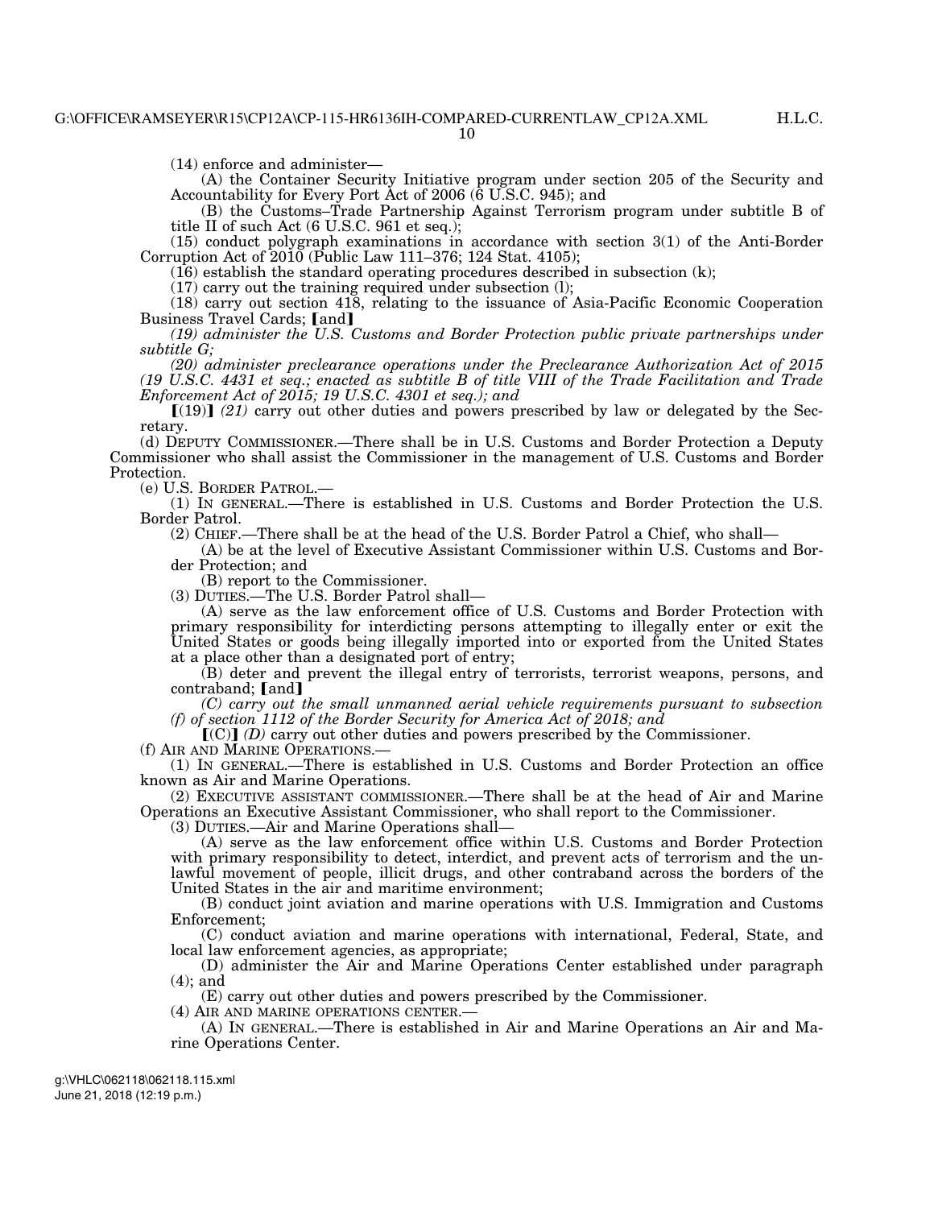(14) enforce and administer—

(A) the Container Security Initiative program under section 205 of the Security and Accountability for Every Port Act of 2006 (6 U.S.C. 945); and

(B) the Customs–Trade Partnership Against Terrorism program under subtitle B of title II of such Act (6 U.S.C. 961 et seq.);

(15) conduct polygraph examinations in accordance with section 3(1) of the Anti-Border Corruption Act of 2010 (Public Law 111–376; 124 Stat. 4105);

(16) establish the standard operating procedures described in subsection (k);

(17) carry out the training required under subsection (l);

(18) carry out section 418, relating to the issuance of Asia-Pacific Economic Cooperation Business Travel Cards; 【and】

*(19) administer the U.S. Customs and Border Protection public private partnerships under subtitle G;*

*(20) administer preclearance operations under the Preclearance Authorization Act of 2015 (19 U.S.C. 4431 et seq.; enacted as subtitle B of title VIII of the Trade Facilitation and Trade Enforcement Act of 2015; 19 U.S.C. 4301 et seq.); and*

【(19)】 *(21)* carry out other duties and powers prescribed by law or delegated by the Secretary.

(d) DEPUTY COMMISSIONER.—There shall be in U.S. Customs and Border Protection a Deputy Commissioner who shall assist the Commissioner in the management of U.S. Customs and Border Protection.

(e) U.S. BORDER PATROL.—

(1) IN GENERAL.—There is established in U.S. Customs and Border Protection the U.S. Border Patrol.

(2) CHIEF.—There shall be at the head of the U.S. Border Patrol a Chief, who shall—

(A) be at the level of Executive Assistant Commissioner within U.S. Customs and Border Protection; and

(B) report to the Commissioner.

(3) DUTIES.—The U.S. Border Patrol shall—

(A) serve as the law enforcement office of U.S. Customs and Border Protection with primary responsibility for interdicting persons attempting to illegally enter or exit the United States or goods being illegally imported into or exported from the United States at a place other than a designated port of entry;

(B) deter and prevent the illegal entry of terrorists, terrorist weapons, persons, and contraband; 【and】

*(C) carry out the small unmanned aerial vehicle requirements pursuant to subsection (f) of section 1112 of the Border Security for America Act of 2018; and*

【(C)】 *(D)* carry out other duties and powers prescribed by the Commissioner.

(f) AIR AND MARINE OPERATIONS.—

(1) IN GENERAL.—There is established in U.S. Customs and Border Protection an office known as Air and Marine Operations.

(2) EXECUTIVE ASSISTANT COMMISSIONER.—There shall be at the head of Air and Marine Operations an Executive Assistant Commissioner, who shall report to the Commissioner.

(3) DUTIES.—Air and Marine Operations shall—

(A) serve as the law enforcement office within U.S. Customs and Border Protection with primary responsibility to detect, interdict, and prevent acts of terrorism and the unlawful movement of people, illicit drugs, and other contraband across the borders of the United States in the air and maritime environment;

(B) conduct joint aviation and marine operations with U.S. Immigration and Customs Enforcement;

(C) conduct aviation and marine operations with international, Federal, State, and local law enforcement agencies, as appropriate;

(D) administer the Air and Marine Operations Center established under paragraph (4); and

(E) carry out other duties and powers prescribed by the Commissioner.

(4) AIR AND MARINE OPERATIONS CENTER.—

(A) IN GENERAL.—There is established in Air and Marine Operations an Air and Marine Operations Center.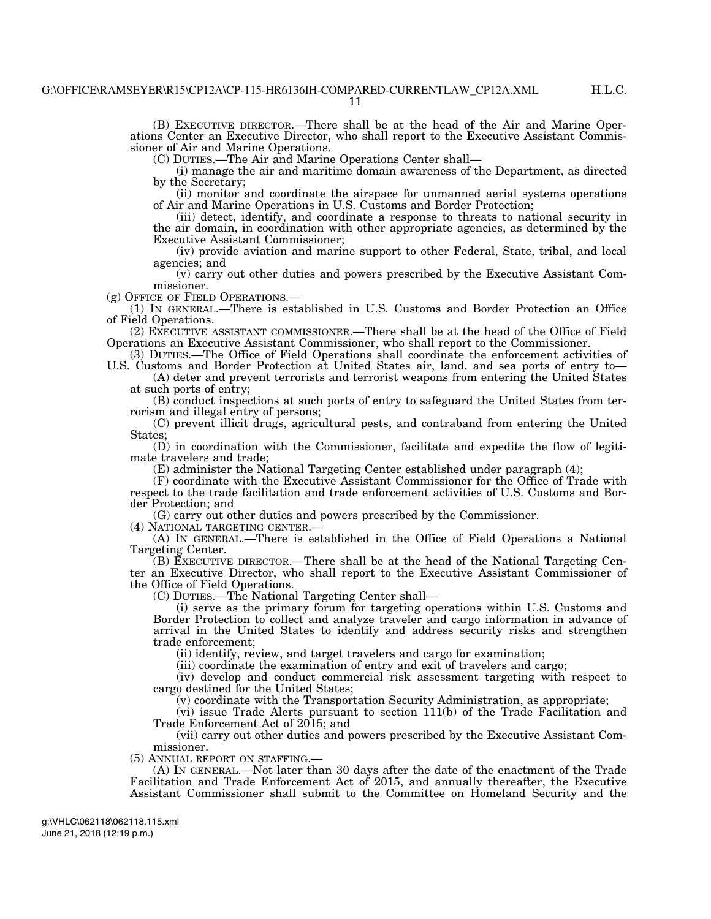(B) EXECUTIVE DIRECTOR.—There shall be at the head of the Air and Marine Operations Center an Executive Director, who shall report to the Executive Assistant Commissioner of Air and Marine Operations.

(C) DUTIES.—The Air and Marine Operations Center shall—

(i) manage the air and maritime domain awareness of the Department, as directed by the Secretary;

(ii) monitor and coordinate the airspace for unmanned aerial systems operations of Air and Marine Operations in U.S. Customs and Border Protection;

(iii) detect, identify, and coordinate a response to threats to national security in the air domain, in coordination with other appropriate agencies, as determined by the Executive Assistant Commissioner;

(iv) provide aviation and marine support to other Federal, State, tribal, and local agencies; and

(v) carry out other duties and powers prescribed by the Executive Assistant Commissioner.

(g) OFFICE OF FIELD OPERATIONS.—

(1) IN GENERAL.—There is established in U.S. Customs and Border Protection an Office of Field Operations.

(2) EXECUTIVE ASSISTANT COMMISSIONER.—There shall be at the head of the Office of Field Operations an Executive Assistant Commissioner, who shall report to the Commissioner.

(3) DUTIES.—The Office of Field Operations shall coordinate the enforcement activities of U.S. Customs and Border Protection at United States air, land, and sea ports of entry to—

(A) deter and prevent terrorists and terrorist weapons from entering the United States at such ports of entry;

(B) conduct inspections at such ports of entry to safeguard the United States from terrorism and illegal entry of persons;

(C) prevent illicit drugs, agricultural pests, and contraband from entering the United States;

(D) in coordination with the Commissioner, facilitate and expedite the flow of legitimate travelers and trade;

(E) administer the National Targeting Center established under paragraph (4);

(F) coordinate with the Executive Assistant Commissioner for the Office of Trade with respect to the trade facilitation and trade enforcement activities of U.S. Customs and Border Protection; and

(G) carry out other duties and powers prescribed by the Commissioner.

(4) NATIONAL TARGETING CENTER.—

(A) IN GENERAL.—There is established in the Office of Field Operations a National Targeting Center.

(B) EXECUTIVE DIRECTOR.—There shall be at the head of the National Targeting Center an Executive Director, who shall report to the Executive Assistant Commissioner of the Office of Field Operations.

(C) DUTIES.—The National Targeting Center shall—

(i) serve as the primary forum for targeting operations within U.S. Customs and Border Protection to collect and analyze traveler and cargo information in advance of arrival in the United States to identify and address security risks and strengthen trade enforcement;

(ii) identify, review, and target travelers and cargo for examination;

(iii) coordinate the examination of entry and exit of travelers and cargo;

(iv) develop and conduct commercial risk assessment targeting with respect to cargo destined for the United States;

(v) coordinate with the Transportation Security Administration, as appropriate;

(vi) issue Trade Alerts pursuant to section 111(b) of the Trade Facilitation and Trade Enforcement Act of 2015; and

(vii) carry out other duties and powers prescribed by the Executive Assistant Commissioner.

(5) ANNUAL REPORT ON STAFFING.—

(A) IN GENERAL.—Not later than 30 days after the date of the enactment of the Trade Facilitation and Trade Enforcement Act of 2015, and annually thereafter, the Executive Assistant Commissioner shall submit to the Committee on Homeland Security and the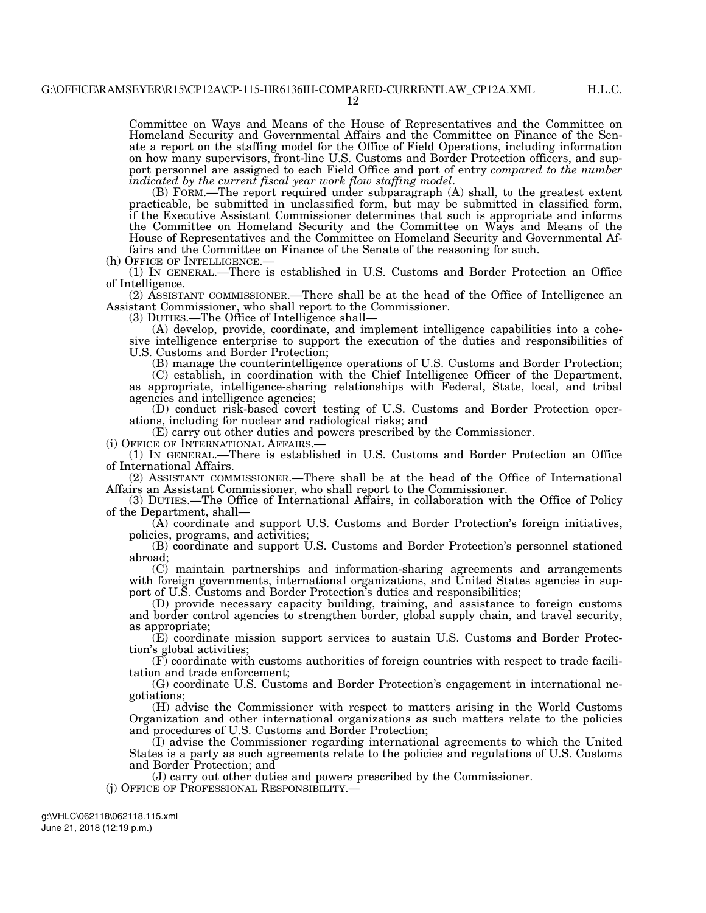Committee on Ways and Means of the House of Representatives and the Committee on Homeland Security and Governmental Affairs and the Committee on Finance of the Senate a report on the staffing model for the Office of Field Operations, including information on how many supervisors, front-line U.S. Customs and Border Protection officers, and support personnel are assigned to each Field Office and port of entry *compared to the number indicated by the current fiscal year work flow staffing model*.

(B) FORM.—The report required under subparagraph (A) shall, to the greatest extent practicable, be submitted in unclassified form, but may be submitted in classified form, if the Executive Assistant Commissioner determines that such is appropriate and informs the Committee on Homeland Security and the Committee on Ways and Means of the House of Representatives and the Committee on Homeland Security and Governmental Affairs and the Committee on Finance of the Senate of the reasoning for such.

(h) OFFICE OF INTELLIGENCE.—

(1) IN GENERAL.—There is established in U.S. Customs and Border Protection an Office of Intelligence.

(2) ASSISTANT COMMISSIONER.—There shall be at the head of the Office of Intelligence an Assistant Commissioner, who shall report to the Commissioner.

(3) DUTIES.—The Office of Intelligence shall—

(A) develop, provide, coordinate, and implement intelligence capabilities into a cohesive intelligence enterprise to support the execution of the duties and responsibilities of U.S. Customs and Border Protection;

(B) manage the counterintelligence operations of U.S. Customs and Border Protection;

(C) establish, in coordination with the Chief Intelligence Officer of the Department, as appropriate, intelligence-sharing relationships with Federal, State, local, and tribal agencies and intelligence agencies;

(D) conduct risk-based covert testing of U.S. Customs and Border Protection operations, including for nuclear and radiological risks; and

(E) carry out other duties and powers prescribed by the Commissioner.

(i) OFFICE OF INTERNATIONAL AFFAIRS.—

(1) IN GENERAL.—There is established in U.S. Customs and Border Protection an Office of International Affairs.

(2) ASSISTANT COMMISSIONER.—There shall be at the head of the Office of International Affairs an Assistant Commissioner, who shall report to the Commissioner.

(3) DUTIES.—The Office of International Affairs, in collaboration with the Office of Policy of the Department, shall—

(A) coordinate and support U.S. Customs and Border Protection's foreign initiatives, policies, programs, and activities;

(B) coordinate and support U.S. Customs and Border Protection's personnel stationed abroad;

(C) maintain partnerships and information-sharing agreements and arrangements with foreign governments, international organizations, and United States agencies in support of U.S. Customs and Border Protection's duties and responsibilities;

(D) provide necessary capacity building, training, and assistance to foreign customs and border control agencies to strengthen border, global supply chain, and travel security, as appropriate;

(E) coordinate mission support services to sustain U.S. Customs and Border Protection's global activities;

(F) coordinate with customs authorities of foreign countries with respect to trade facilitation and trade enforcement;

(G) coordinate U.S. Customs and Border Protection's engagement in international negotiations;

(H) advise the Commissioner with respect to matters arising in the World Customs Organization and other international organizations as such matters relate to the policies and procedures of U.S. Customs and Border Protection;

(I) advise the Commissioner regarding international agreements to which the United States is a party as such agreements relate to the policies and regulations of U.S. Customs and Border Protection; and

(J) carry out other duties and powers prescribed by the Commissioner.

(j) OFFICE OF PROFESSIONAL RESPONSIBILITY.—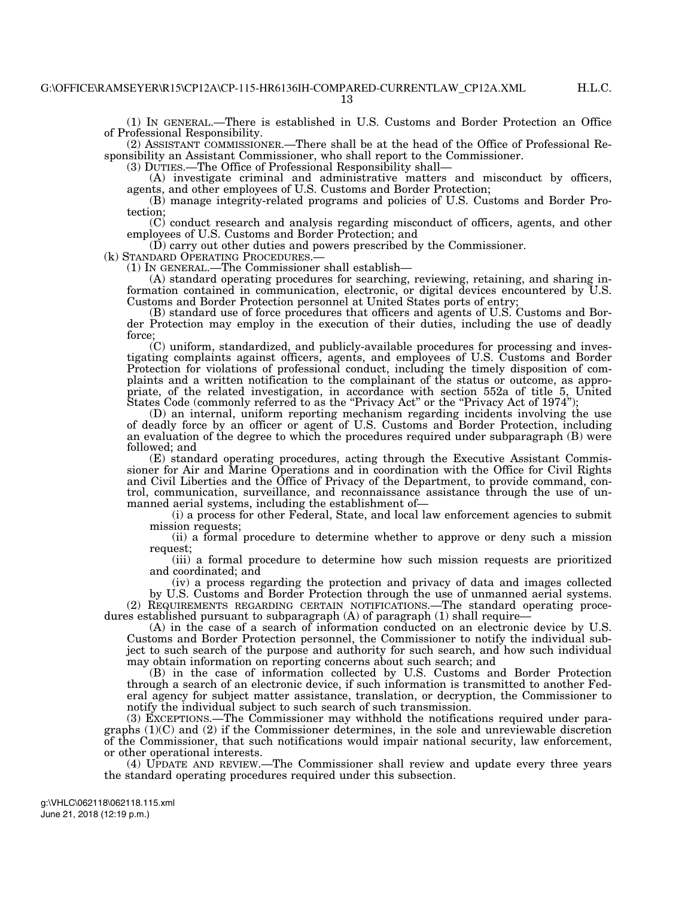(1) IN GENERAL.—There is established in U.S. Customs and Border Protection an Office of Professional Responsibility.

(2) ASSISTANT COMMISSIONER.—There shall be at the head of the Office of Professional Responsibility an Assistant Commissioner, who shall report to the Commissioner.

(3) DUTIES.—The Office of Professional Responsibility shall—

(A) investigate criminal and administrative matters and misconduct by officers, agents, and other employees of U.S. Customs and Border Protection;

(B) manage integrity-related programs and policies of U.S. Customs and Border Protection;

(C) conduct research and analysis regarding misconduct of officers, agents, and other employees of U.S. Customs and Border Protection; and

(D) carry out other duties and powers prescribed by the Commissioner.

(k) STANDARD OPERATING PROCEDURES.—

(1) IN GENERAL.—The Commissioner shall establish—

(A) standard operating procedures for searching, reviewing, retaining, and sharing information contained in communication, electronic, or digital devices encountered by U.S. Customs and Border Protection personnel at United States ports of entry;

(B) standard use of force procedures that officers and agents of U.S. Customs and Border Protection may employ in the execution of their duties, including the use of deadly force;

(C) uniform, standardized, and publicly-available procedures for processing and investigating complaints against officers, agents, and employees of U.S. Customs and Border Protection for violations of professional conduct, including the timely disposition of complaints and a written notification to the complainant of the status or outcome, as appropriate, of the related investigation, in accordance with section 552a of title 5, United States Code (commonly referred to as the "Privacy Act" or the "Privacy Act of 1974");

(D) an internal, uniform reporting mechanism regarding incidents involving the use of deadly force by an officer or agent of U.S. Customs and Border Protection, including an evaluation of the degree to which the procedures required under subparagraph (B) were followed; and

(E) standard operating procedures, acting through the Executive Assistant Commissioner for Air and Marine Operations and in coordination with the Office for Civil Rights and Civil Liberties and the Office of Privacy of the Department, to provide command, control, communication, surveillance, and reconnaissance assistance through the use of unmanned aerial systems, including the establishment of—

(i) a process for other Federal, State, and local law enforcement agencies to submit mission requests;

(ii) a formal procedure to determine whether to approve or deny such a mission request;

(iii) a formal procedure to determine how such mission requests are prioritized and coordinated; and

(iv) a process regarding the protection and privacy of data and images collected by U.S. Customs and Border Protection through the use of unmanned aerial systems.

(2) REQUIREMENTS REGARDING CERTAIN NOTIFICATIONS.—The standard operating procedures established pursuant to subparagraph (A) of paragraph (1) shall require—

(A) in the case of a search of information conducted on an electronic device by U.S. Customs and Border Protection personnel, the Commissioner to notify the individual subject to such search of the purpose and authority for such search, and how such individual may obtain information on reporting concerns about such search; and

(B) in the case of information collected by U.S. Customs and Border Protection through a search of an electronic device, if such information is transmitted to another Federal agency for subject matter assistance, translation, or decryption, the Commissioner to notify the individual subject to such search of such transmission.

(3) EXCEPTIONS.—The Commissioner may withhold the notifications required under paragraphs (1)(C) and (2) if the Commissioner determines, in the sole and unreviewable discretion of the Commissioner, that such notifications would impair national security, law enforcement, or other operational interests.

(4) UPDATE AND REVIEW.—The Commissioner shall review and update every three years the standard operating procedures required under this subsection.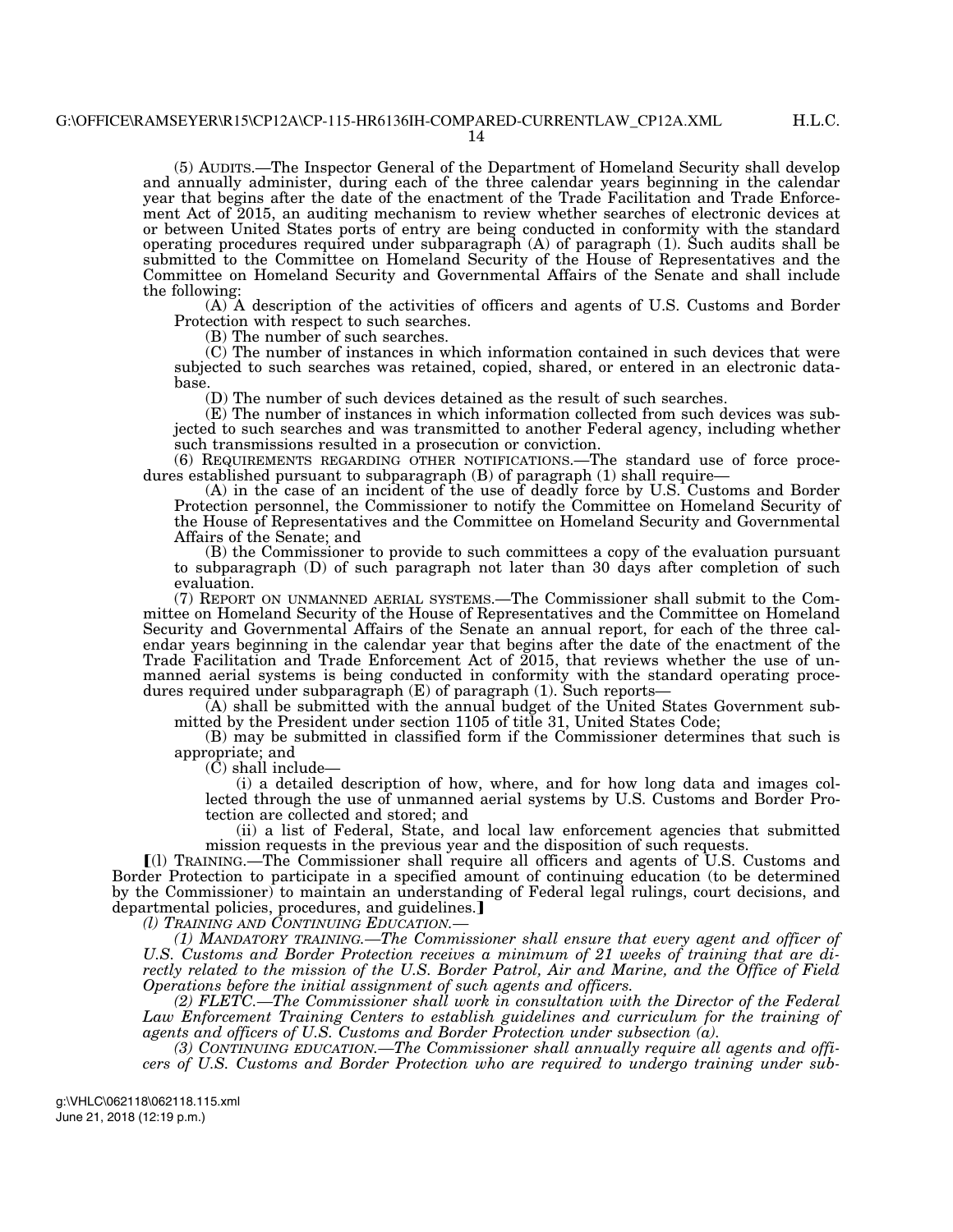(5) AUDITS.—The Inspector General of the Department of Homeland Security shall develop and annually administer, during each of the three calendar years beginning in the calendar year that begins after the date of the enactment of the Trade Facilitation and Trade Enforcement Act of 2015, an auditing mechanism to review whether searches of electronic devices at or between United States ports of entry are being conducted in conformity with the standard operating procedures required under subparagraph (A) of paragraph (1). Such audits shall be submitted to the Committee on Homeland Security of the House of Representatives and the Committee on Homeland Security and Governmental Affairs of the Senate and shall include the following:

(A) A description of the activities of officers and agents of U.S. Customs and Border Protection with respect to such searches.

(B) The number of such searches.

(C) The number of instances in which information contained in such devices that were subjected to such searches was retained, copied, shared, or entered in an electronic database.

(D) The number of such devices detained as the result of such searches.

(E) The number of instances in which information collected from such devices was subjected to such searches and was transmitted to another Federal agency, including whether such transmissions resulted in a prosecution or conviction.

(6) REQUIREMENTS REGARDING OTHER NOTIFICATIONS.—The standard use of force procedures established pursuant to subparagraph (B) of paragraph (1) shall require—

(A) in the case of an incident of the use of deadly force by U.S. Customs and Border Protection personnel, the Commissioner to notify the Committee on Homeland Security of the House of Representatives and the Committee on Homeland Security and Governmental Affairs of the Senate; and

(B) the Commissioner to provide to such committees a copy of the evaluation pursuant to subparagraph (D) of such paragraph not later than 30 days after completion of such evaluation.

(7) REPORT ON UNMANNED AERIAL SYSTEMS.—The Commissioner shall submit to the Committee on Homeland Security of the House of Representatives and the Committee on Homeland Security and Governmental Affairs of the Senate an annual report, for each of the three calendar years beginning in the calendar year that begins after the date of the enactment of the Trade Facilitation and Trade Enforcement Act of 2015, that reviews whether the use of unmanned aerial systems is being conducted in conformity with the standard operating procedures required under subparagraph (E) of paragraph (1). Such reports—

(A) shall be submitted with the annual budget of the United States Government submitted by the President under section 1105 of title 31, United States Code;

(B) may be submitted in classified form if the Commissioner determines that such is appropriate; and

(C) shall include—

(i) a detailed description of how, where, and for how long data and images collected through the use of unmanned aerial systems by U.S. Customs and Border Protection are collected and stored; and

(ii) a list of Federal, State, and local law enforcement agencies that submitted mission requests in the previous year and the disposition of such requests.

[(l) TRAINING.—The Commissioner shall require all officers and agents of U.S. Customs and Border Protection to participate in a specified amount of continuing education (to be determined by the Commissioner) to maintain an understanding of Federal legal rulings, court decisions, and departmental policies, procedures, and guidelines.]

*(l) TRAINING AND CONTINUING EDUCATION.—*

*(1) MANDATORY TRAINING.—The Commissioner shall ensure that every agent and officer of U.S. Customs and Border Protection receives a minimum of 21 weeks of training that are directly related to the mission of the U.S. Border Patrol, Air and Marine, and the Office of Field Operations before the initial assignment of such agents and officers.*

*(2) FLETC.—The Commissioner shall work in consultation with the Director of the Federal Law Enforcement Training Centers to establish guidelines and curriculum for the training of agents and officers of U.S. Customs and Border Protection under subsection (a).*

*(3) CONTINUING EDUCATION.—The Commissioner shall annually require all agents and officers of U.S. Customs and Border Protection who are required to undergo training under sub-*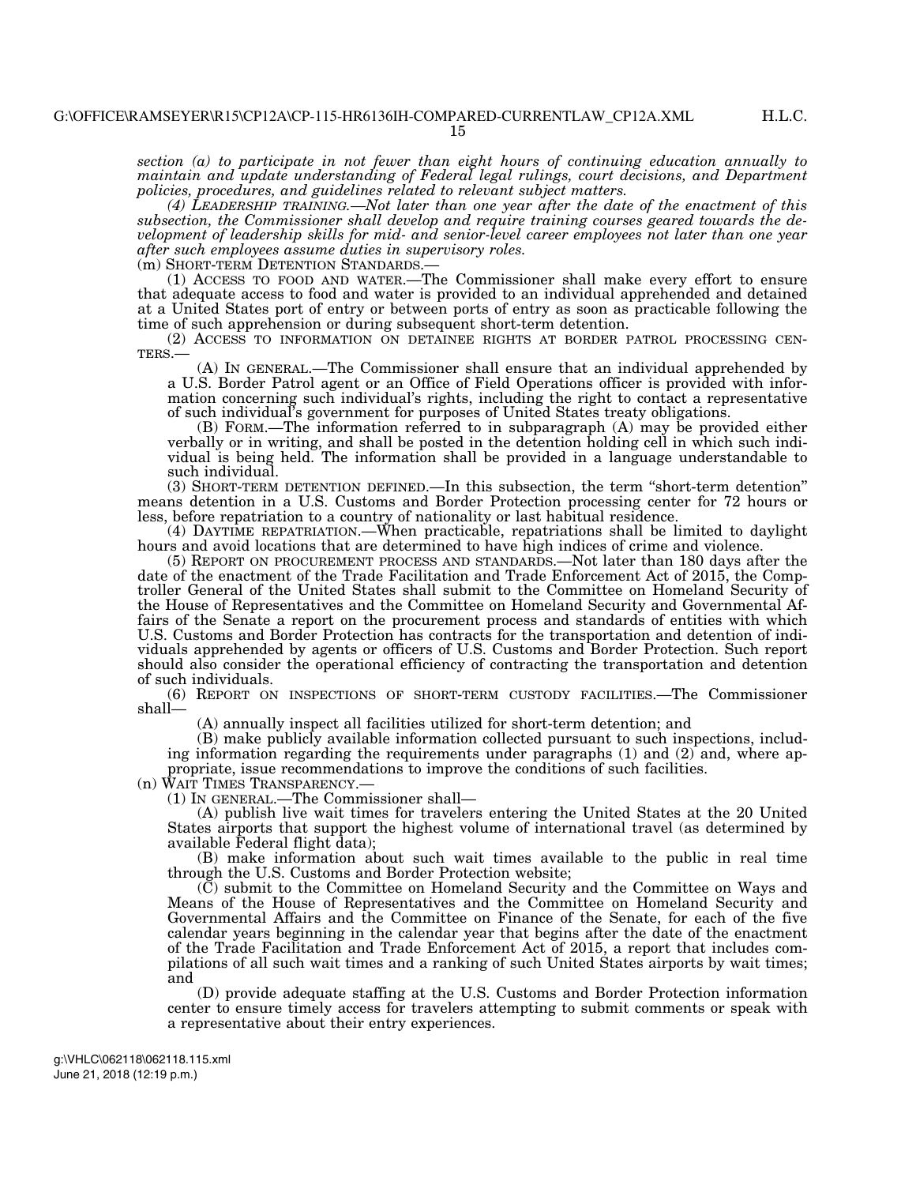*section (a) to participate in not fewer than eight hours of continuing education annually to maintain and update understanding of Federal legal rulings, court decisions, and Department policies, procedures, and guidelines related to relevant subject matters.*

*(4) LEADERSHIP TRAINING.—Not later than one year after the date of the enactment of this subsection, the Commissioner shall develop and require training courses geared towards the development of leadership skills for mid- and senior-level career employees not later than one year after such employees assume duties in supervisory roles.*

(m) SHORT-TERM DETENTION STANDARDS.—

(1) ACCESS TO FOOD AND WATER.—The Commissioner shall make every effort to ensure that adequate access to food and water is provided to an individual apprehended and detained at a United States port of entry or between ports of entry as soon as practicable following the time of such apprehension or during subsequent short-term detention.

(2) ACCESS TO INFORMATION ON DETAINEE RIGHTS AT BORDER PATROL PROCESSING CENTERS.—

(A) IN GENERAL.—The Commissioner shall ensure that an individual apprehended by a U.S. Border Patrol agent or an Office of Field Operations officer is provided with information concerning such individual's rights, including the right to contact a representative of such individual's government for purposes of United States treaty obligations.

(B) FORM.—The information referred to in subparagraph (A) may be provided either verbally or in writing, and shall be posted in the detention holding cell in which such individual is being held. The information shall be provided in a language understandable to such individual.

(3) SHORT-TERM DETENTION DEFINED.—In this subsection, the term "short-term detention" means detention in a U.S. Customs and Border Protection processing center for 72 hours or less, before repatriation to a country of nationality or last habitual residence.

(4) DAYTIME REPATRIATION.—When practicable, repatriations shall be limited to daylight hours and avoid locations that are determined to have high indices of crime and violence.

(5) REPORT ON PROCUREMENT PROCESS AND STANDARDS.—Not later than 180 days after the date of the enactment of the Trade Facilitation and Trade Enforcement Act of 2015, the Comptroller General of the United States shall submit to the Committee on Homeland Security of the House of Representatives and the Committee on Homeland Security and Governmental Affairs of the Senate a report on the procurement process and standards of entities with which U.S. Customs and Border Protection has contracts for the transportation and detention of individuals apprehended by agents or officers of U.S. Customs and Border Protection. Such report should also consider the operational efficiency of contracting the transportation and detention of such individuals.

(6) REPORT ON INSPECTIONS OF SHORT-TERM CUSTODY FACILITIES.—The Commissioner shall—

(A) annually inspect all facilities utilized for short-term detention; and

(B) make publicly available information collected pursuant to such inspections, including information regarding the requirements under paragraphs (1) and (2) and, where appropriate, issue recommendations to improve the conditions of such facilities.

(n) WAIT TIMES TRANSPARENCY.—

(1) IN GENERAL.—The Commissioner shall—

(A) publish live wait times for travelers entering the United States at the 20 United States airports that support the highest volume of international travel (as determined by available Federal flight data);

(B) make information about such wait times available to the public in real time through the U.S. Customs and Border Protection website;

(C) submit to the Committee on Homeland Security and the Committee on Ways and Means of the House of Representatives and the Committee on Homeland Security and Governmental Affairs and the Committee on Finance of the Senate, for each of the five calendar years beginning in the calendar year that begins after the date of the enactment of the Trade Facilitation and Trade Enforcement Act of 2015, a report that includes compilations of all such wait times and a ranking of such United States airports by wait times; and

(D) provide adequate staffing at the U.S. Customs and Border Protection information center to ensure timely access for travelers attempting to submit comments or speak with a representative about their entry experiences.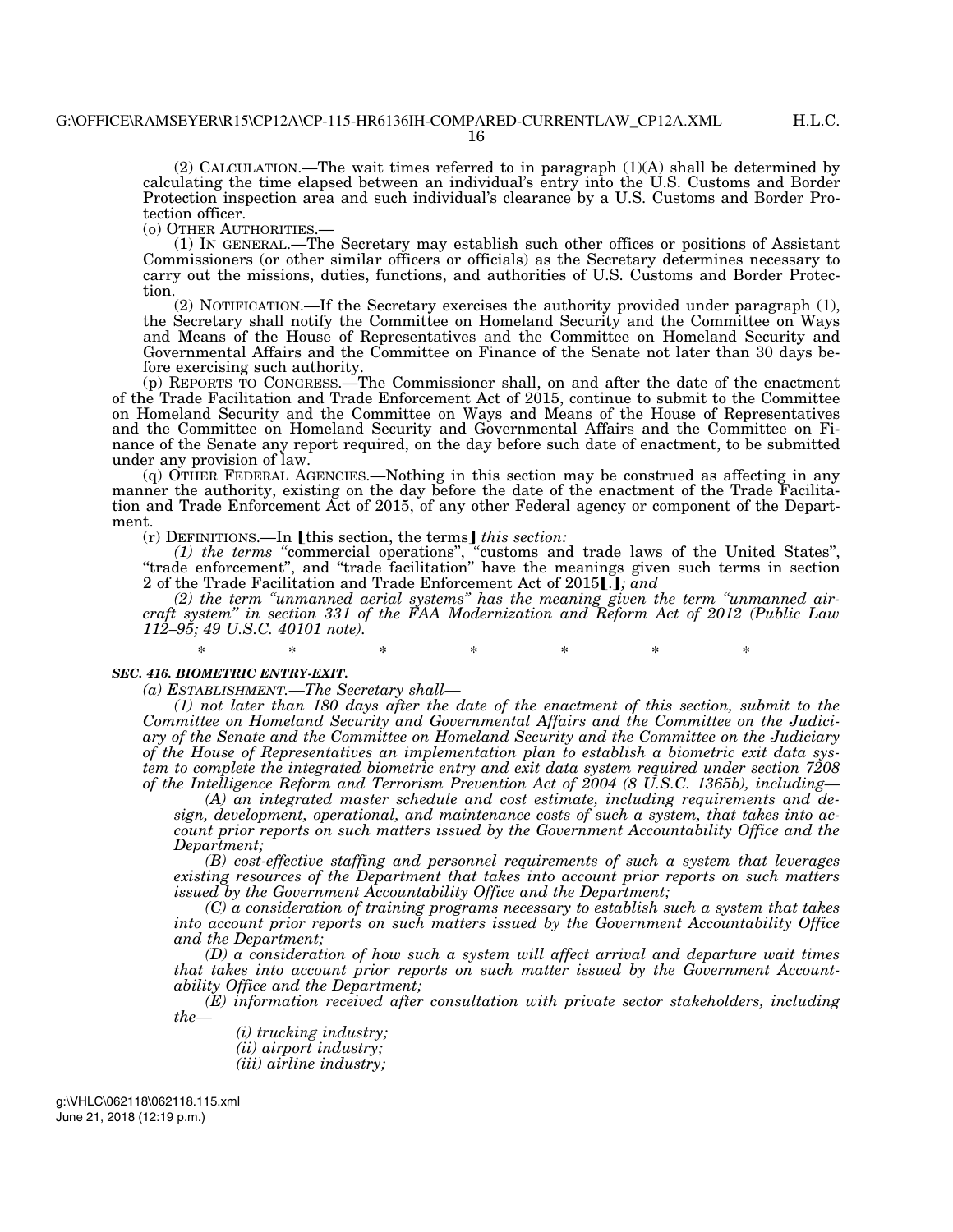(2) CALCULATION.—The wait times referred to in paragraph (1)(A) shall be determined by calculating the time elapsed between an individual's entry into the U.S. Customs and Border Protection inspection area and such individual's clearance by a U.S. Customs and Border Protection officer.

(o) OTHER AUTHORITIES.—

(1) IN GENERAL.—The Secretary may establish such other offices or positions of Assistant Commissioners (or other similar officers or officials) as the Secretary determines necessary to carry out the missions, duties, functions, and authorities of U.S. Customs and Border Protection.

(2) NOTIFICATION.—If the Secretary exercises the authority provided under paragraph (1), the Secretary shall notify the Committee on Homeland Security and the Committee on Ways and Means of the House of Representatives and the Committee on Homeland Security and Governmental Affairs and the Committee on Finance of the Senate not later than 30 days before exercising such authority.

(p) REPORTS TO CONGRESS.—The Commissioner shall, on and after the date of the enactment of the Trade Facilitation and Trade Enforcement Act of 2015, continue to submit to the Committee on Homeland Security and the Committee on Ways and Means of the House of Representatives and the Committee on Homeland Security and Governmental Affairs and the Committee on Finance of the Senate any report required, on the day before such date of enactment, to be submitted under any provision of law.

(q) OTHER FEDERAL AGENCIES.—Nothing in this section may be construed as affecting in any manner the authority, existing on the day before the date of the enactment of the Trade Facilitation and Trade Enforcement Act of 2015, of any other Federal agency or component of the Department.

(r) DEFINITIONS.—In [this section, the terms] *this section:*

*(1) the terms* "commercial operations", "customs and trade laws of the United States", "trade enforcement", and "trade facilitation" have the meanings given such terms in section 2 of the Trade Facilitation and Trade Enforcement Act of 2015[.]*; and*

*(2) the term "unmanned aerial systems" has the meaning given the term "unmanned aircraft system" in section 331 of the FAA Modernization and Reform Act of 2012 (Public Law 112–95; 49 U.S.C. 40101 note).*

\* \* \* \* \* \* \*

***SEC. 416. BIOMETRIC ENTRY-EXIT.***

*(a) ESTABLISHMENT.—The Secretary shall—*

*(1) not later than 180 days after the date of the enactment of this section, submit to the Committee on Homeland Security and Governmental Affairs and the Committee on the Judiciary of the Senate and the Committee on Homeland Security and the Committee on the Judiciary of the House of Representatives an implementation plan to establish a biometric exit data system to complete the integrated biometric entry and exit data system required under section 7208 of the Intelligence Reform and Terrorism Prevention Act of 2004 (8 U.S.C. 1365b), including—*

*(A) an integrated master schedule and cost estimate, including requirements and design, development, operational, and maintenance costs of such a system, that takes into account prior reports on such matters issued by the Government Accountability Office and the Department;*

*(B) cost-effective staffing and personnel requirements of such a system that leverages existing resources of the Department that takes into account prior reports on such matters issued by the Government Accountability Office and the Department;*

*(C) a consideration of training programs necessary to establish such a system that takes into account prior reports on such matters issued by the Government Accountability Office and the Department;*

*(D) a consideration of how such a system will affect arrival and departure wait times that takes into account prior reports on such matter issued by the Government Accountability Office and the Department;*

*(E) information received after consultation with private sector stakeholders, including the—*

*(i) trucking industry;*

*(ii) airport industry;*

*(iii) airline industry;*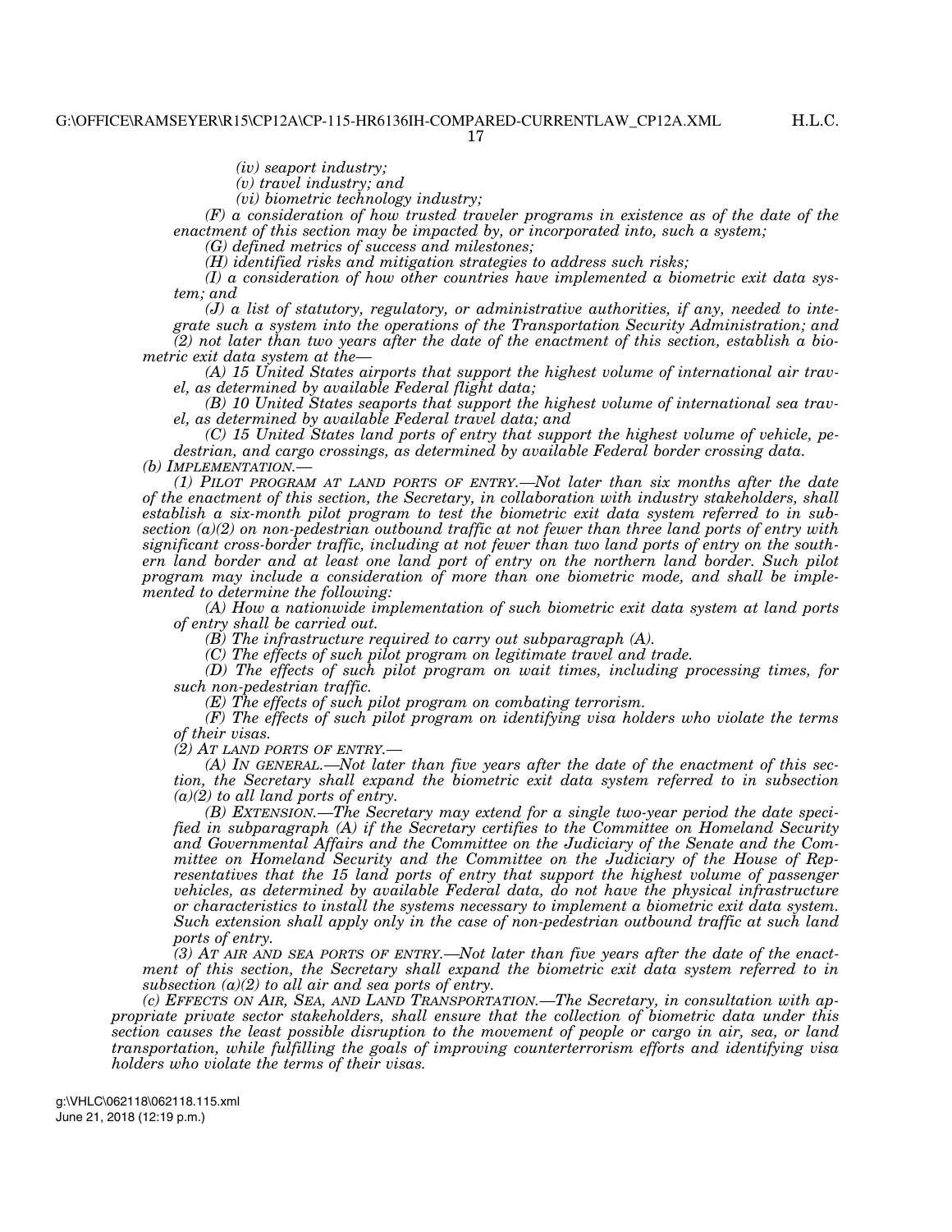*(iv) seaport industry;*

*(v) travel industry; and*

*(vi) biometric technology industry;*

*(F) a consideration of how trusted traveler programs in existence as of the date of the enactment of this section may be impacted by, or incorporated into, such a system;*

*(G) defined metrics of success and milestones;*

*(H) identified risks and mitigation strategies to address such risks;*

*(I) a consideration of how other countries have implemented a biometric exit data system; and*

*(J) a list of statutory, regulatory, or administrative authorities, if any, needed to integrate such a system into the operations of the Transportation Security Administration; and*

*(2) not later than two years after the date of the enactment of this section, establish a biometric exit data system at the—*

*(A) 15 United States airports that support the highest volume of international air travel, as determined by available Federal flight data;*

*(B) 10 United States seaports that support the highest volume of international sea travel, as determined by available Federal travel data; and*

*(C) 15 United States land ports of entry that support the highest volume of vehicle, pedestrian, and cargo crossings, as determined by available Federal border crossing data.*

*(b) IMPLEMENTATION.—*

*(1) PILOT PROGRAM AT LAND PORTS OF ENTRY.—Not later than six months after the date of the enactment of this section, the Secretary, in collaboration with industry stakeholders, shall establish a six-month pilot program to test the biometric exit data system referred to in subsection (a)(2) on non-pedestrian outbound traffic at not fewer than three land ports of entry with significant cross-border traffic, including at not fewer than two land ports of entry on the southern land border and at least one land port of entry on the northern land border. Such pilot program may include a consideration of more than one biometric mode, and shall be implemented to determine the following:*

*(A) How a nationwide implementation of such biometric exit data system at land ports of entry shall be carried out.*

*(B) The infrastructure required to carry out subparagraph (A).*

*(C) The effects of such pilot program on legitimate travel and trade.*

*(D) The effects of such pilot program on wait times, including processing times, for such non-pedestrian traffic.*

*(E) The effects of such pilot program on combating terrorism.*

*(F) The effects of such pilot program on identifying visa holders who violate the terms of their visas.*

*(2) AT LAND PORTS OF ENTRY.—*

*(A) IN GENERAL.—Not later than five years after the date of the enactment of this section, the Secretary shall expand the biometric exit data system referred to in subsection (a)(2) to all land ports of entry.*

*(B) EXTENSION.—The Secretary may extend for a single two-year period the date specified in subparagraph (A) if the Secretary certifies to the Committee on Homeland Security and Governmental Affairs and the Committee on the Judiciary of the Senate and the Committee on Homeland Security and the Committee on the Judiciary of the House of Representatives that the 15 land ports of entry that support the highest volume of passenger vehicles, as determined by available Federal data, do not have the physical infrastructure or characteristics to install the systems necessary to implement a biometric exit data system. Such extension shall apply only in the case of non-pedestrian outbound traffic at such land ports of entry.*

*(3) AT AIR AND SEA PORTS OF ENTRY.—Not later than five years after the date of the enactment of this section, the Secretary shall expand the biometric exit data system referred to in subsection (a)(2) to all air and sea ports of entry.*

*(c) EFFECTS ON AIR, SEA, AND LAND TRANSPORTATION.—The Secretary, in consultation with appropriate private sector stakeholders, shall ensure that the collection of biometric data under this section causes the least possible disruption to the movement of people or cargo in air, sea, or land transportation, while fulfilling the goals of improving counterterrorism efforts and identifying visa holders who violate the terms of their visas.*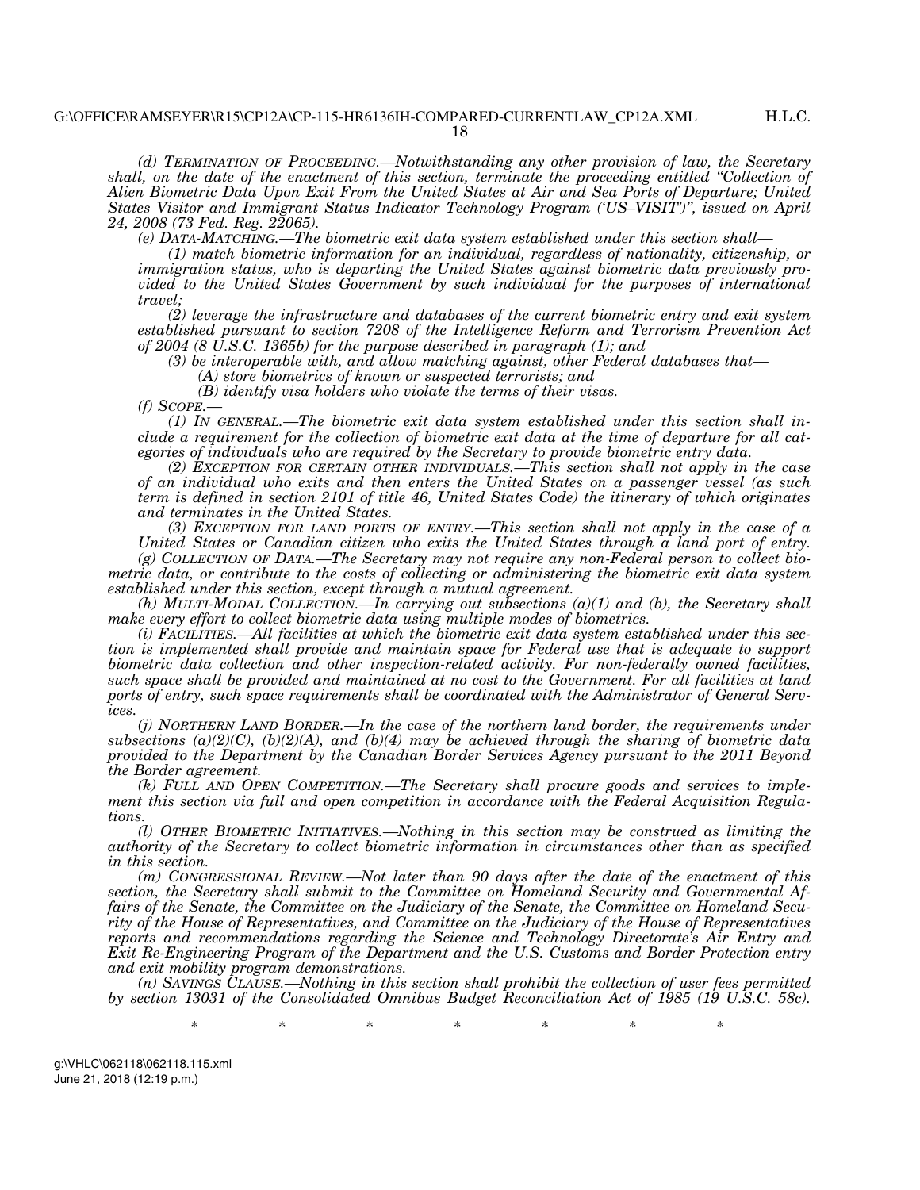*(d) TERMINATION OF PROCEEDING.—Notwithstanding any other provision of law, the Secretary shall, on the date of the enactment of this section, terminate the proceeding entitled "Collection of Alien Biometric Data Upon Exit From the United States at Air and Sea Ports of Departure; United States Visitor and Immigrant Status Indicator Technology Program ('US–VISIT')", issued on April 24, 2008 (73 Fed. Reg. 22065).*

*(e) DATA-MATCHING.—The biometric exit data system established under this section shall—*

*(1) match biometric information for an individual, regardless of nationality, citizenship, or immigration status, who is departing the United States against biometric data previously provided to the United States Government by such individual for the purposes of international travel;*

*(2) leverage the infrastructure and databases of the current biometric entry and exit system established pursuant to section 7208 of the Intelligence Reform and Terrorism Prevention Act of 2004 (8 U.S.C. 1365b) for the purpose described in paragraph (1); and*

*(3) be interoperable with, and allow matching against, other Federal databases that—*

*(A) store biometrics of known or suspected terrorists; and*

*(B) identify visa holders who violate the terms of their visas.*

*(f) SCOPE.—*

*(1) IN GENERAL.—The biometric exit data system established under this section shall include a requirement for the collection of biometric exit data at the time of departure for all categories of individuals who are required by the Secretary to provide biometric entry data.*

*(2) EXCEPTION FOR CERTAIN OTHER INDIVIDUALS.—This section shall not apply in the case of an individual who exits and then enters the United States on a passenger vessel (as such term is defined in section 2101 of title 46, United States Code) the itinerary of which originates and terminates in the United States.*

*(3) EXCEPTION FOR LAND PORTS OF ENTRY.—This section shall not apply in the case of a United States or Canadian citizen who exits the United States through a land port of entry.*

*(g) COLLECTION OF DATA.—The Secretary may not require any non-Federal person to collect biometric data, or contribute to the costs of collecting or administering the biometric exit data system established under this section, except through a mutual agreement.*

*(h) MULTI-MODAL COLLECTION.—In carrying out subsections (a)(1) and (b), the Secretary shall make every effort to collect biometric data using multiple modes of biometrics.*

*(i) FACILITIES.—All facilities at which the biometric exit data system established under this section is implemented shall provide and maintain space for Federal use that is adequate to support biometric data collection and other inspection-related activity. For non-federally owned facilities, such space shall be provided and maintained at no cost to the Government. For all facilities at land ports of entry, such space requirements shall be coordinated with the Administrator of General Services.*

*(j) NORTHERN LAND BORDER.—In the case of the northern land border, the requirements under subsections (a)(2)(C), (b)(2)(A), and (b)(4) may be achieved through the sharing of biometric data provided to the Department by the Canadian Border Services Agency pursuant to the 2011 Beyond the Border agreement.*

*(k) FULL AND OPEN COMPETITION.—The Secretary shall procure goods and services to implement this section via full and open competition in accordance with the Federal Acquisition Regulations.*

*(l) OTHER BIOMETRIC INITIATIVES.—Nothing in this section may be construed as limiting the authority of the Secretary to collect biometric information in circumstances other than as specified in this section.*

*(m) CONGRESSIONAL REVIEW.—Not later than 90 days after the date of the enactment of this section, the Secretary shall submit to the Committee on Homeland Security and Governmental Affairs of the Senate, the Committee on the Judiciary of the Senate, the Committee on Homeland Security of the House of Representatives, and Committee on the Judiciary of the House of Representatives reports and recommendations regarding the Science and Technology Directorate's Air Entry and Exit Re-Engineering Program of the Department and the U.S. Customs and Border Protection entry and exit mobility program demonstrations.*

*(n) SAVINGS CLAUSE.—Nothing in this section shall prohibit the collection of user fees permitted by section 13031 of the Consolidated Omnibus Budget Reconciliation Act of 1985 (19 U.S.C. 58c).*

\* \* \* \* \* \* \*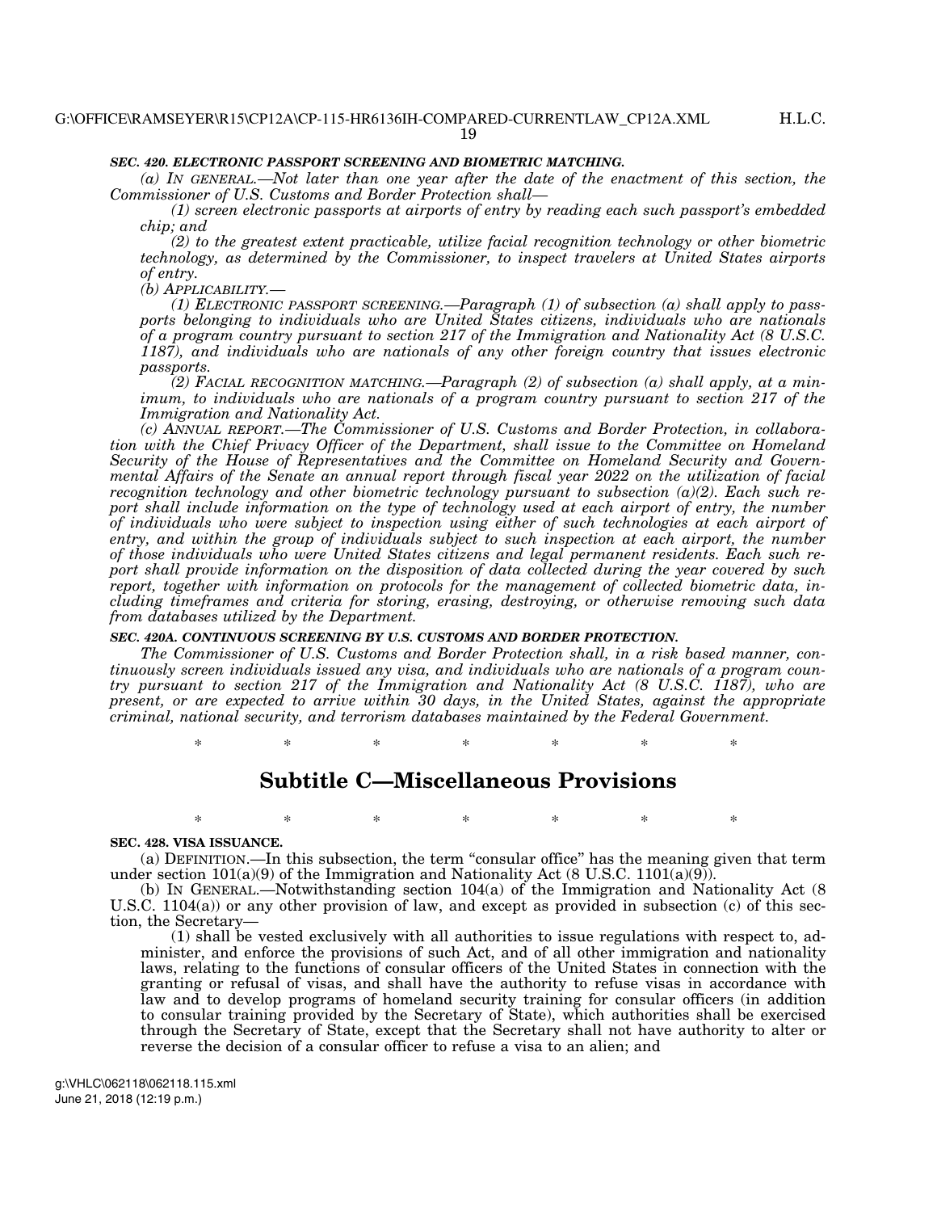***SEC. 420. ELECTRONIC PASSPORT SCREENING AND BIOMETRIC MATCHING.***

*(a) IN GENERAL.—Not later than one year after the date of the enactment of this section, the Commissioner of U.S. Customs and Border Protection shall—*

*(1) screen electronic passports at airports of entry by reading each such passport's embedded chip; and*

*(2) to the greatest extent practicable, utilize facial recognition technology or other biometric technology, as determined by the Commissioner, to inspect travelers at United States airports of entry.*

*(b) APPLICABILITY.—*

*(1) ELECTRONIC PASSPORT SCREENING.—Paragraph (1) of subsection (a) shall apply to passports belonging to individuals who are United States citizens, individuals who are nationals of a program country pursuant to section 217 of the Immigration and Nationality Act (8 U.S.C. 1187), and individuals who are nationals of any other foreign country that issues electronic passports.*

*(2) FACIAL RECOGNITION MATCHING.—Paragraph (2) of subsection (a) shall apply, at a minimum, to individuals who are nationals of a program country pursuant to section 217 of the Immigration and Nationality Act.*

*(c) ANNUAL REPORT.—The Commissioner of U.S. Customs and Border Protection, in collaboration with the Chief Privacy Officer of the Department, shall issue to the Committee on Homeland Security of the House of Representatives and the Committee on Homeland Security and Governmental Affairs of the Senate an annual report through fiscal year 2022 on the utilization of facial recognition technology and other biometric technology pursuant to subsection (a)(2). Each such report shall include information on the type of technology used at each airport of entry, the number of individuals who were subject to inspection using either of such technologies at each airport of entry, and within the group of individuals subject to such inspection at each airport, the number of those individuals who were United States citizens and legal permanent residents. Each such report shall provide information on the disposition of data collected during the year covered by such report, together with information on protocols for the management of collected biometric data, including timeframes and criteria for storing, erasing, destroying, or otherwise removing such data from databases utilized by the Department.*

***SEC. 420A. CONTINUOUS SCREENING BY U.S. CUSTOMS AND BORDER PROTECTION.***

*The Commissioner of U.S. Customs and Border Protection shall, in a risk based manner, continuously screen individuals issued any visa, and individuals who are nationals of a program country pursuant to section 217 of the Immigration and Nationality Act (8 U.S.C. 1187), who are present, or are expected to arrive within 30 days, in the United States, against the appropriate criminal, national security, and terrorism databases maintained by the Federal Government.*

\* \* \* \* \* \* \*

## Subtitle C—Miscellaneous Provisions

\* \* \* \* \* \* \*

**SEC. 428. VISA ISSUANCE.**

(a) DEFINITION.—In this subsection, the term "consular office" has the meaning given that term under section 101(a)(9) of the Immigration and Nationality Act (8 U.S.C. 1101(a)(9)).

(b) IN GENERAL.—Notwithstanding section 104(a) of the Immigration and Nationality Act (8 U.S.C. 1104(a)) or any other provision of law, and except as provided in subsection (c) of this section, the Secretary—

(1) shall be vested exclusively with all authorities to issue regulations with respect to, administer, and enforce the provisions of such Act, and of all other immigration and nationality laws, relating to the functions of consular officers of the United States in connection with the granting or refusal of visas, and shall have the authority to refuse visas in accordance with law and to develop programs of homeland security training for consular officers (in addition to consular training provided by the Secretary of State), which authorities shall be exercised through the Secretary of State, except that the Secretary shall not have authority to alter or reverse the decision of a consular officer to refuse a visa to an alien; and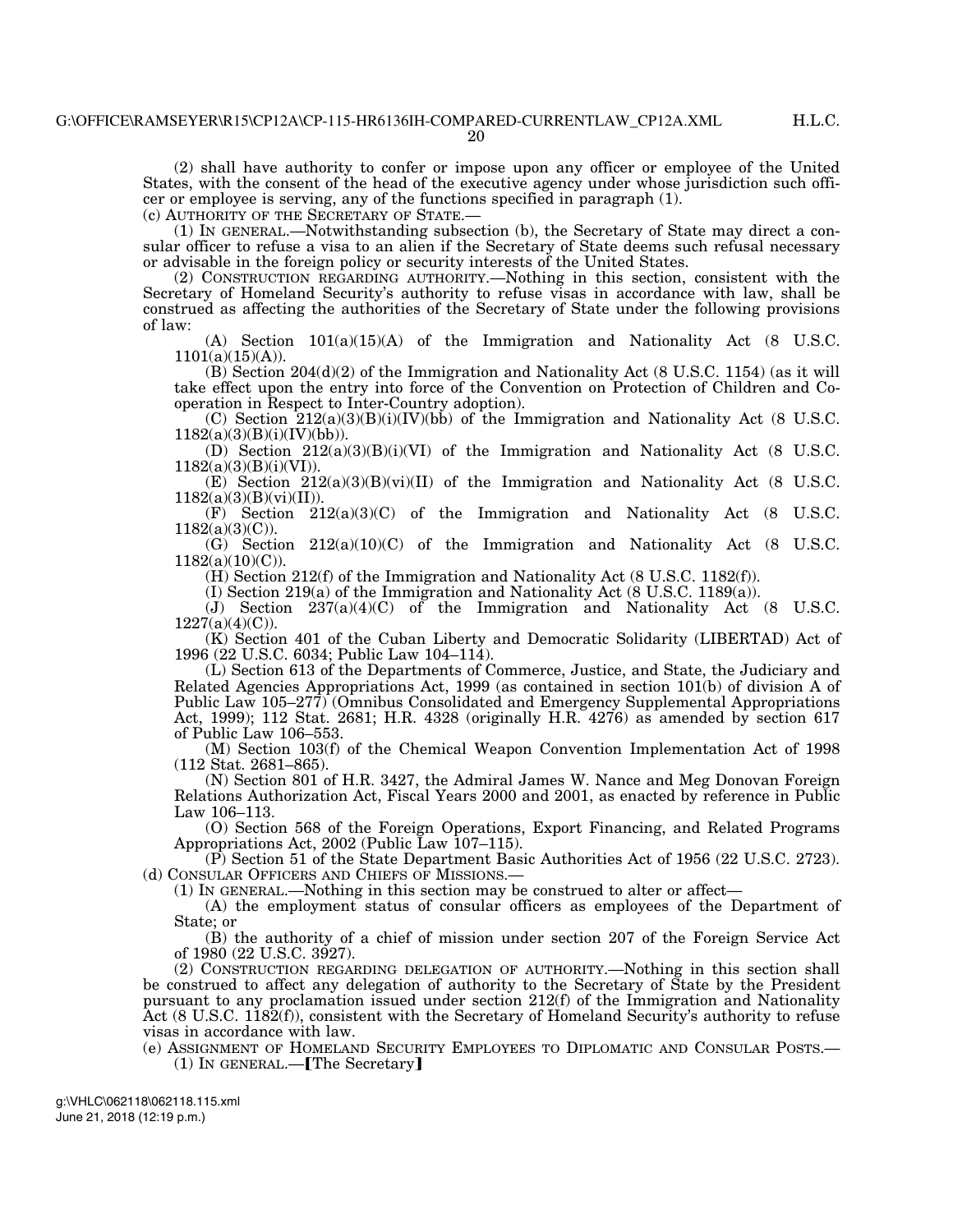(2) shall have authority to confer or impose upon any officer or employee of the United States, with the consent of the head of the executive agency under whose jurisdiction such officer or employee is serving, any of the functions specified in paragraph (1).

(c) AUTHORITY OF THE SECRETARY OF STATE.—

(1) IN GENERAL.—Notwithstanding subsection (b), the Secretary of State may direct a consular officer to refuse a visa to an alien if the Secretary of State deems such refusal necessary or advisable in the foreign policy or security interests of the United States.

(2) CONSTRUCTION REGARDING AUTHORITY.—Nothing in this section, consistent with the Secretary of Homeland Security's authority to refuse visas in accordance with law, shall be construed as affecting the authorities of the Secretary of State under the following provisions of law:

(A) Section 101(a)(15)(A) of the Immigration and Nationality Act (8 U.S.C. 1101(a)(15)(A)).

(B) Section 204(d)(2) of the Immigration and Nationality Act (8 U.S.C. 1154) (as it will take effect upon the entry into force of the Convention on Protection of Children and Cooperation in Respect to Inter-Country adoption).

(C) Section 212(a)(3)(B)(i)(IV)(bb) of the Immigration and Nationality Act (8 U.S.C. 1182(a)(3)(B)(i)(IV)(bb)).

(D) Section 212(a)(3)(B)(i)(VI) of the Immigration and Nationality Act (8 U.S.C. 1182(a)(3)(B)(i)(VI)).

(E) Section 212(a)(3)(B)(vi)(II) of the Immigration and Nationality Act (8 U.S.C. 1182(a)(3)(B)(vi)(II)).

(F) Section 212(a)(3)(C) of the Immigration and Nationality Act (8 U.S.C. 1182(a)(3)(C)).

(G) Section 212(a)(10)(C) of the Immigration and Nationality Act (8 U.S.C. 1182(a)(10)(C)).

(H) Section 212(f) of the Immigration and Nationality Act (8 U.S.C. 1182(f)).

(I) Section 219(a) of the Immigration and Nationality Act (8 U.S.C. 1189(a)).

(J) Section 237(a)(4)(C) of the Immigration and Nationality Act (8 U.S.C. 1227(a)(4)(C)).

(K) Section 401 of the Cuban Liberty and Democratic Solidarity (LIBERTAD) Act of 1996 (22 U.S.C. 6034; Public Law 104–114).

(L) Section 613 of the Departments of Commerce, Justice, and State, the Judiciary and Related Agencies Appropriations Act, 1999 (as contained in section 101(b) of division A of Public Law 105–277) (Omnibus Consolidated and Emergency Supplemental Appropriations Act, 1999); 112 Stat. 2681; H.R. 4328 (originally H.R. 4276) as amended by section 617 of Public Law 106–553.

(M) Section 103(f) of the Chemical Weapon Convention Implementation Act of 1998 (112 Stat. 2681–865).

(N) Section 801 of H.R. 3427, the Admiral James W. Nance and Meg Donovan Foreign Relations Authorization Act, Fiscal Years 2000 and 2001, as enacted by reference in Public Law 106–113.

(O) Section 568 of the Foreign Operations, Export Financing, and Related Programs Appropriations Act, 2002 (Public Law 107–115).

(P) Section 51 of the State Department Basic Authorities Act of 1956 (22 U.S.C. 2723).

(d) CONSULAR OFFICERS AND CHIEFS OF MISSIONS.—

(1) IN GENERAL.—Nothing in this section may be construed to alter or affect—

(A) the employment status of consular officers as employees of the Department of State; or

(B) the authority of a chief of mission under section 207 of the Foreign Service Act of 1980 (22 U.S.C. 3927).

(2) CONSTRUCTION REGARDING DELEGATION OF AUTHORITY.—Nothing in this section shall be construed to affect any delegation of authority to the Secretary of State by the President pursuant to any proclamation issued under section 212(f) of the Immigration and Nationality Act (8 U.S.C. 1182(f)), consistent with the Secretary of Homeland Security's authority to refuse visas in accordance with law.

(e) ASSIGNMENT OF HOMELAND SECURITY EMPLOYEES TO DIPLOMATIC AND CONSULAR POSTS.—

(1) IN GENERAL.—【The Secretary】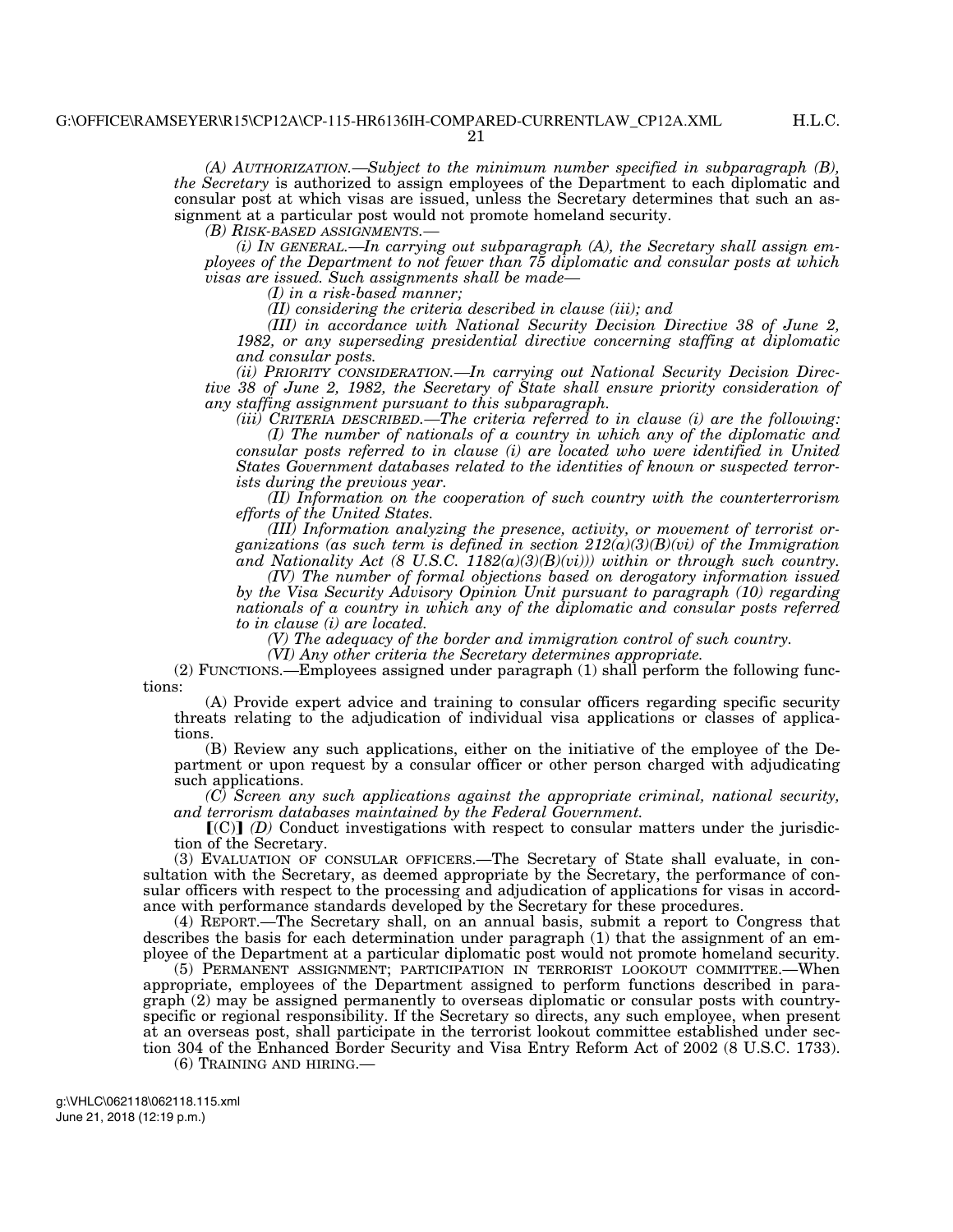*(A) AUTHORIZATION.—Subject to the minimum number specified in subparagraph (B), the Secretary* is authorized to assign employees of the Department to each diplomatic and consular post at which visas are issued, unless the Secretary determines that such an assignment at a particular post would not promote homeland security.

*(B) RISK-BASED ASSIGNMENTS.—*

*(i) IN GENERAL.—In carrying out subparagraph (A), the Secretary shall assign employees of the Department to not fewer than 75 diplomatic and consular posts at which visas are issued. Such assignments shall be made—*

*(I) in a risk-based manner;*

*(II) considering the criteria described in clause (iii); and*

*(III) in accordance with National Security Decision Directive 38 of June 2, 1982, or any superseding presidential directive concerning staffing at diplomatic and consular posts.*

*(ii) PRIORITY CONSIDERATION.—In carrying out National Security Decision Directive 38 of June 2, 1982, the Secretary of State shall ensure priority consideration of any staffing assignment pursuant to this subparagraph.*

*(iii) CRITERIA DESCRIBED.—The criteria referred to in clause (i) are the following:*

*(I) The number of nationals of a country in which any of the diplomatic and consular posts referred to in clause (i) are located who were identified in United States Government databases related to the identities of known or suspected terrorists during the previous year.*

*(II) Information on the cooperation of such country with the counterterrorism efforts of the United States.*

*(III) Information analyzing the presence, activity, or movement of terrorist organizations (as such term is defined in section 212(a)(3)(B)(vi) of the Immigration and Nationality Act (8 U.S.C. 1182(a)(3)(B)(vi))) within or through such country.*

*(IV) The number of formal objections based on derogatory information issued by the Visa Security Advisory Opinion Unit pursuant to paragraph (10) regarding nationals of a country in which any of the diplomatic and consular posts referred to in clause (i) are located.*

*(V) The adequacy of the border and immigration control of such country.*

*(VI) Any other criteria the Secretary determines appropriate.*

(2) FUNCTIONS.—Employees assigned under paragraph (1) shall perform the following functions:

(A) Provide expert advice and training to consular officers regarding specific security threats relating to the adjudication of individual visa applications or classes of applications.

(B) Review any such applications, either on the initiative of the employee of the Department or upon request by a consular officer or other person charged with adjudicating such applications.

*(C) Screen any such applications against the appropriate criminal, national security, and terrorism databases maintained by the Federal Government.*

⟦(C)⟧ *(D)* Conduct investigations with respect to consular matters under the jurisdiction of the Secretary.

(3) EVALUATION OF CONSULAR OFFICERS.—The Secretary of State shall evaluate, in consultation with the Secretary, as deemed appropriate by the Secretary, the performance of consular officers with respect to the processing and adjudication of applications for visas in accordance with performance standards developed by the Secretary for these procedures.

(4) REPORT.—The Secretary shall, on an annual basis, submit a report to Congress that describes the basis for each determination under paragraph (1) that the assignment of an employee of the Department at a particular diplomatic post would not promote homeland security.

(5) PERMANENT ASSIGNMENT; PARTICIPATION IN TERRORIST LOOKOUT COMMITTEE.—When appropriate, employees of the Department assigned to perform functions described in paragraph (2) may be assigned permanently to overseas diplomatic or consular posts with country-specific or regional responsibility. If the Secretary so directs, any such employee, when present at an overseas post, shall participate in the terrorist lookout committee established under section 304 of the Enhanced Border Security and Visa Entry Reform Act of 2002 (8 U.S.C. 1733).

(6) TRAINING AND HIRING.—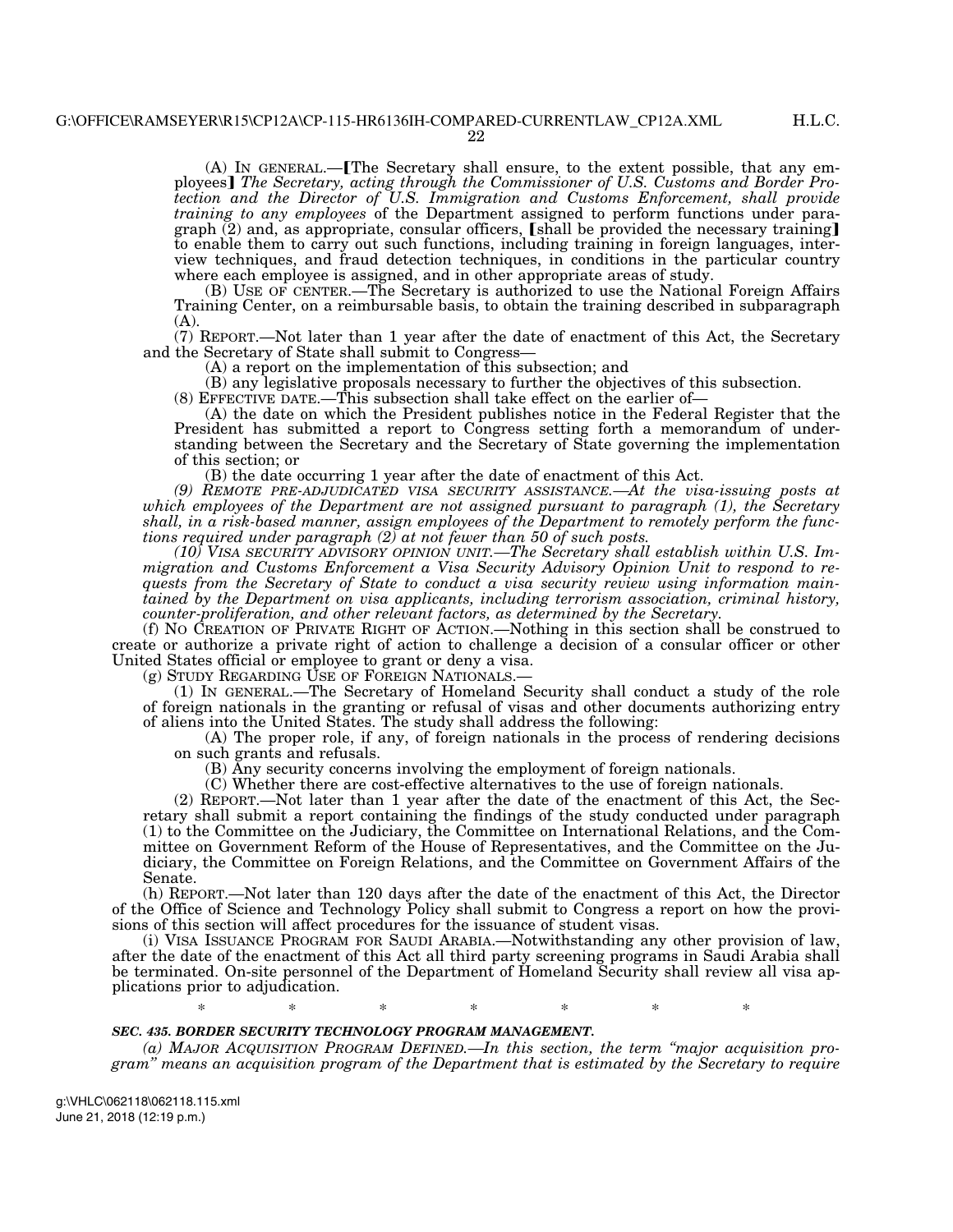(A) IN GENERAL.—[The Secretary shall ensure, to the extent possible, that any employees] *The Secretary, acting through the Commissioner of U.S. Customs and Border Protection and the Director of U.S. Immigration and Customs Enforcement, shall provide training to any employees* of the Department assigned to perform functions under paragraph (2) and, as appropriate, consular officers, [shall be provided the necessary training] to enable them to carry out such functions, including training in foreign languages, interview techniques, and fraud detection techniques, in conditions in the particular country where each employee is assigned, and in other appropriate areas of study.

(B) USE OF CENTER.—The Secretary is authorized to use the National Foreign Affairs Training Center, on a reimbursable basis, to obtain the training described in subparagraph (A).

(7) REPORT.—Not later than 1 year after the date of enactment of this Act, the Secretary and the Secretary of State shall submit to Congress—

(A) a report on the implementation of this subsection; and

(B) any legislative proposals necessary to further the objectives of this subsection.

(8) EFFECTIVE DATE.—This subsection shall take effect on the earlier of—

(A) the date on which the President publishes notice in the Federal Register that the President has submitted a report to Congress setting forth a memorandum of understanding between the Secretary and the Secretary of State governing the implementation of this section; or

(B) the date occurring 1 year after the date of enactment of this Act.

*(9) REMOTE PRE-ADJUDICATED VISA SECURITY ASSISTANCE.—At the visa-issuing posts at which employees of the Department are not assigned pursuant to paragraph (1), the Secretary shall, in a risk-based manner, assign employees of the Department to remotely perform the functions required under paragraph (2) at not fewer than 50 of such posts.*

*(10) VISA SECURITY ADVISORY OPINION UNIT.—The Secretary shall establish within U.S. Immigration and Customs Enforcement a Visa Security Advisory Opinion Unit to respond to requests from the Secretary of State to conduct a visa security review using information maintained by the Department on visa applicants, including terrorism association, criminal history, counter-proliferation, and other relevant factors, as determined by the Secretary.*

(f) NO CREATION OF PRIVATE RIGHT OF ACTION.—Nothing in this section shall be construed to create or authorize a private right of action to challenge a decision of a consular officer or other United States official or employee to grant or deny a visa.

(g) STUDY REGARDING USE OF FOREIGN NATIONALS.—

(1) IN GENERAL.—The Secretary of Homeland Security shall conduct a study of the role of foreign nationals in the granting or refusal of visas and other documents authorizing entry of aliens into the United States. The study shall address the following:

(A) The proper role, if any, of foreign nationals in the process of rendering decisions on such grants and refusals.

(B) Any security concerns involving the employment of foreign nationals.

(C) Whether there are cost-effective alternatives to the use of foreign nationals.

(2) REPORT.—Not later than 1 year after the date of the enactment of this Act, the Secretary shall submit a report containing the findings of the study conducted under paragraph (1) to the Committee on the Judiciary, the Committee on International Relations, and the Committee on Government Reform of the House of Representatives, and the Committee on the Judiciary, the Committee on Foreign Relations, and the Committee on Government Affairs of the Senate.

(h) REPORT.—Not later than 120 days after the date of the enactment of this Act, the Director of the Office of Science and Technology Policy shall submit to Congress a report on how the provisions of this section will affect procedures for the issuance of student visas.

(i) VISA ISSUANCE PROGRAM FOR SAUDI ARABIA.—Notwithstanding any other provision of law, after the date of the enactment of this Act all third party screening programs in Saudi Arabia shall be terminated. On-site personnel of the Department of Homeland Security shall review all visa applications prior to adjudication.

\* \* \* \* \* \* \*

***SEC. 435. BORDER SECURITY TECHNOLOGY PROGRAM MANAGEMENT.***

*(a) MAJOR ACQUISITION PROGRAM DEFINED.—In this section, the term "major acquisition program" means an acquisition program of the Department that is estimated by the Secretary to require*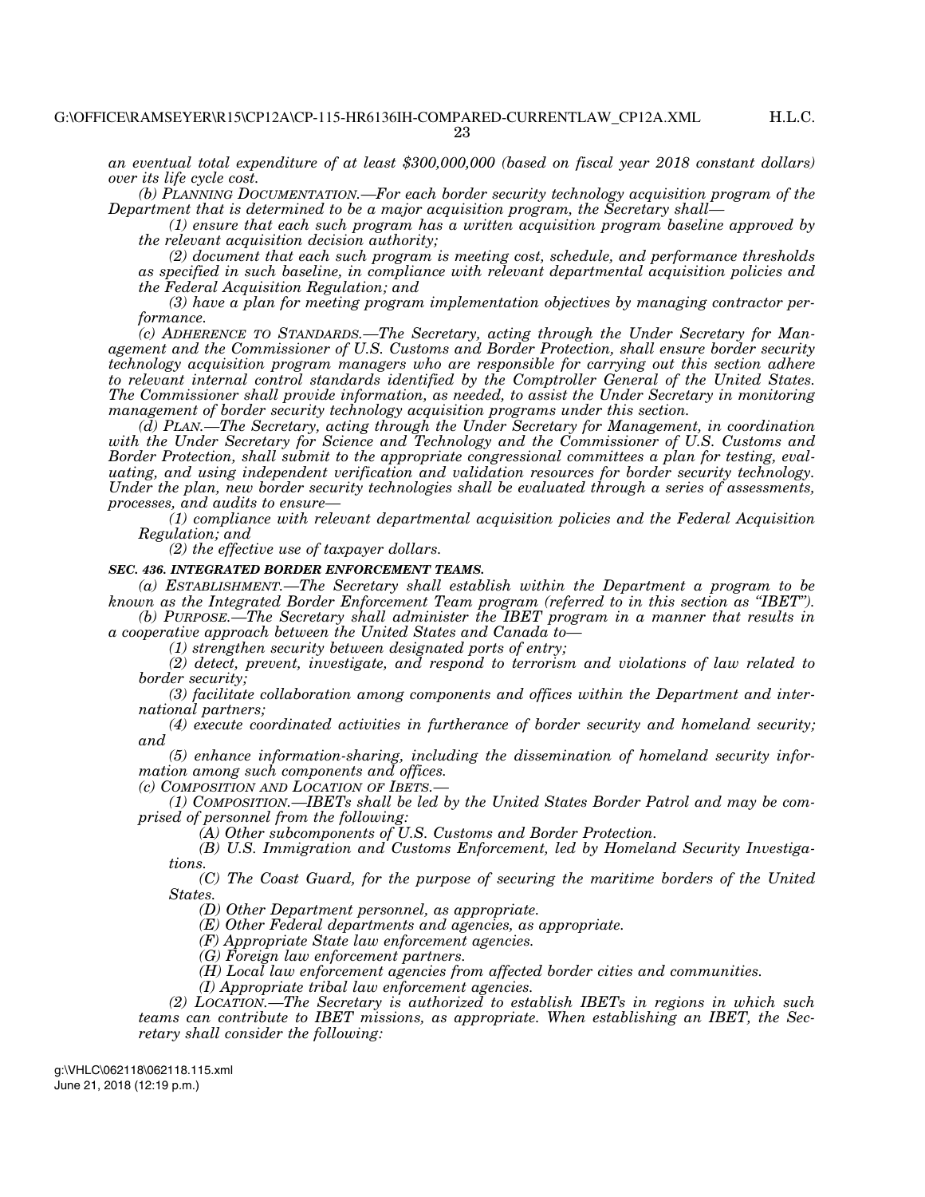*an eventual total expenditure of at least $300,000,000 (based on fiscal year 2018 constant dollars) over its life cycle cost.*

*(b) PLANNING DOCUMENTATION.—For each border security technology acquisition program of the Department that is determined to be a major acquisition program, the Secretary shall—*

*(1) ensure that each such program has a written acquisition program baseline approved by the relevant acquisition decision authority;*

*(2) document that each such program is meeting cost, schedule, and performance thresholds as specified in such baseline, in compliance with relevant departmental acquisition policies and the Federal Acquisition Regulation; and*

*(3) have a plan for meeting program implementation objectives by managing contractor performance.*

*(c) ADHERENCE TO STANDARDS.—The Secretary, acting through the Under Secretary for Management and the Commissioner of U.S. Customs and Border Protection, shall ensure border security technology acquisition program managers who are responsible for carrying out this section adhere to relevant internal control standards identified by the Comptroller General of the United States. The Commissioner shall provide information, as needed, to assist the Under Secretary in monitoring management of border security technology acquisition programs under this section.*

*(d) PLAN.—The Secretary, acting through the Under Secretary for Management, in coordination with the Under Secretary for Science and Technology and the Commissioner of U.S. Customs and Border Protection, shall submit to the appropriate congressional committees a plan for testing, evaluating, and using independent verification and validation resources for border security technology. Under the plan, new border security technologies shall be evaluated through a series of assessments, processes, and audits to ensure—*

*(1) compliance with relevant departmental acquisition policies and the Federal Acquisition Regulation; and*

*(2) the effective use of taxpayer dollars.*

***SEC. 436. INTEGRATED BORDER ENFORCEMENT TEAMS.***

*(a) ESTABLISHMENT.—The Secretary shall establish within the Department a program to be known as the Integrated Border Enforcement Team program (referred to in this section as "IBET").*

*(b) PURPOSE.—The Secretary shall administer the IBET program in a manner that results in a cooperative approach between the United States and Canada to—*

*(1) strengthen security between designated ports of entry;*

*(2) detect, prevent, investigate, and respond to terrorism and violations of law related to border security;*

*(3) facilitate collaboration among components and offices within the Department and international partners;*

*(4) execute coordinated activities in furtherance of border security and homeland security; and*

*(5) enhance information-sharing, including the dissemination of homeland security information among such components and offices.*

*(c) COMPOSITION AND LOCATION OF IBETS.—*

*(1) COMPOSITION.—IBETs shall be led by the United States Border Patrol and may be comprised of personnel from the following:*

*(A) Other subcomponents of U.S. Customs and Border Protection.*

*(B) U.S. Immigration and Customs Enforcement, led by Homeland Security Investigations.*

*(C) The Coast Guard, for the purpose of securing the maritime borders of the United States.*

*(D) Other Department personnel, as appropriate.*

*(E) Other Federal departments and agencies, as appropriate.*

*(F) Appropriate State law enforcement agencies.*

*(G) Foreign law enforcement partners.*

*(H) Local law enforcement agencies from affected border cities and communities.*

*(I) Appropriate tribal law enforcement agencies.*

*(2) LOCATION.—The Secretary is authorized to establish IBETs in regions in which such teams can contribute to IBET missions, as appropriate. When establishing an IBET, the Secretary shall consider the following:*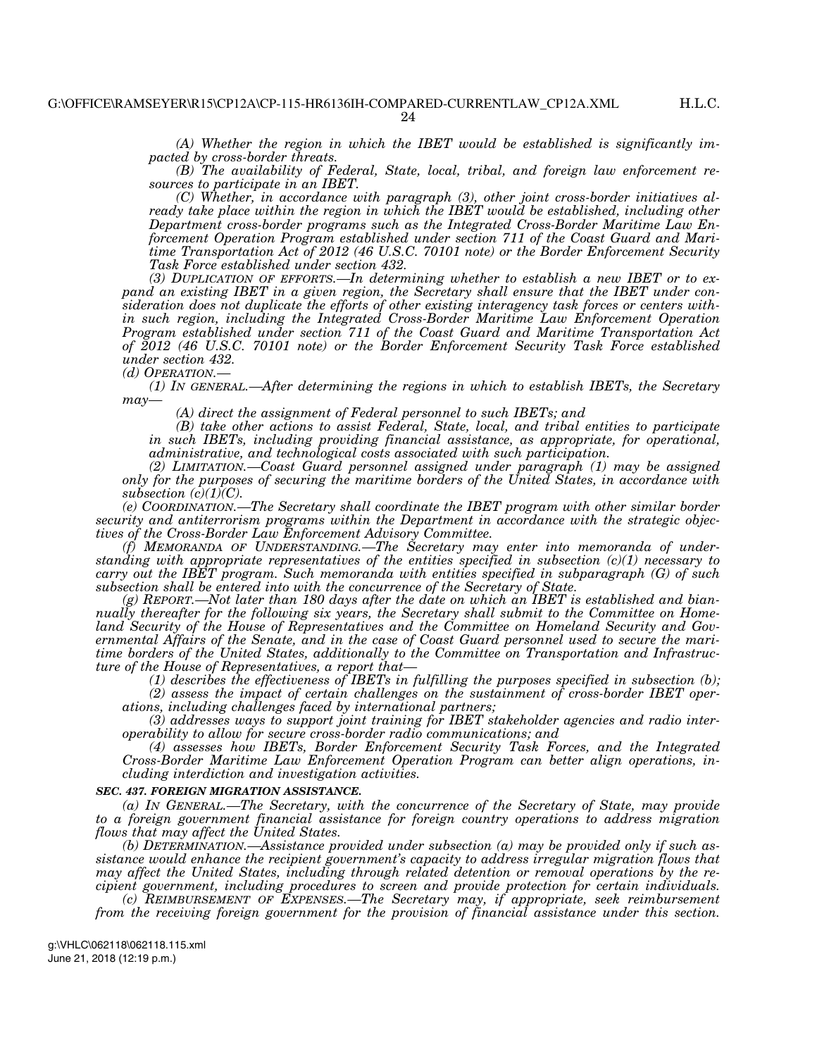*(A) Whether the region in which the IBET would be established is significantly impacted by cross-border threats.*

*(B) The availability of Federal, State, local, tribal, and foreign law enforcement resources to participate in an IBET.*

*(C) Whether, in accordance with paragraph (3), other joint cross-border initiatives already take place within the region in which the IBET would be established, including other Department cross-border programs such as the Integrated Cross-Border Maritime Law Enforcement Operation Program established under section 711 of the Coast Guard and Maritime Transportation Act of 2012 (46 U.S.C. 70101 note) or the Border Enforcement Security Task Force established under section 432.*

*(3) DUPLICATION OF EFFORTS.—In determining whether to establish a new IBET or to expand an existing IBET in a given region, the Secretary shall ensure that the IBET under consideration does not duplicate the efforts of other existing interagency task forces or centers within such region, including the Integrated Cross-Border Maritime Law Enforcement Operation Program established under section 711 of the Coast Guard and Maritime Transportation Act of 2012 (46 U.S.C. 70101 note) or the Border Enforcement Security Task Force established under section 432.*

*(d) OPERATION.—*

*(1) IN GENERAL.—After determining the regions in which to establish IBETs, the Secretary may—*

*(A) direct the assignment of Federal personnel to such IBETs; and*

*(B) take other actions to assist Federal, State, local, and tribal entities to participate in such IBETs, including providing financial assistance, as appropriate, for operational, administrative, and technological costs associated with such participation.*

*(2) LIMITATION.—Coast Guard personnel assigned under paragraph (1) may be assigned only for the purposes of securing the maritime borders of the United States, in accordance with subsection (c)(1)(C).*

*(e) COORDINATION.—The Secretary shall coordinate the IBET program with other similar border security and antiterrorism programs within the Department in accordance with the strategic objectives of the Cross-Border Law Enforcement Advisory Committee.*

*(f) MEMORANDA OF UNDERSTANDING.—The Secretary may enter into memoranda of understanding with appropriate representatives of the entities specified in subsection (c)(1) necessary to carry out the IBET program. Such memoranda with entities specified in subparagraph (G) of such subsection shall be entered into with the concurrence of the Secretary of State.*

*(g) REPORT.—Not later than 180 days after the date on which an IBET is established and biannually thereafter for the following six years, the Secretary shall submit to the Committee on Homeland Security of the House of Representatives and the Committee on Homeland Security and Governmental Affairs of the Senate, and in the case of Coast Guard personnel used to secure the maritime borders of the United States, additionally to the Committee on Transportation and Infrastructure of the House of Representatives, a report that—*

*(1) describes the effectiveness of IBETs in fulfilling the purposes specified in subsection (b);*

*(2) assess the impact of certain challenges on the sustainment of cross-border IBET operations, including challenges faced by international partners;*

*(3) addresses ways to support joint training for IBET stakeholder agencies and radio interoperability to allow for secure cross-border radio communications; and*

*(4) assesses how IBETs, Border Enforcement Security Task Forces, and the Integrated Cross-Border Maritime Law Enforcement Operation Program can better align operations, including interdiction and investigation activities.*

***SEC. 437. FOREIGN MIGRATION ASSISTANCE.***

*(a) IN GENERAL.—The Secretary, with the concurrence of the Secretary of State, may provide to a foreign government financial assistance for foreign country operations to address migration flows that may affect the United States.*

*(b) DETERMINATION.—Assistance provided under subsection (a) may be provided only if such assistance would enhance the recipient government's capacity to address irregular migration flows that may affect the United States, including through related detention or removal operations by the recipient government, including procedures to screen and provide protection for certain individuals.*

*(c) REIMBURSEMENT OF EXPENSES.—The Secretary may, if appropriate, seek reimbursement from the receiving foreign government for the provision of financial assistance under this section.*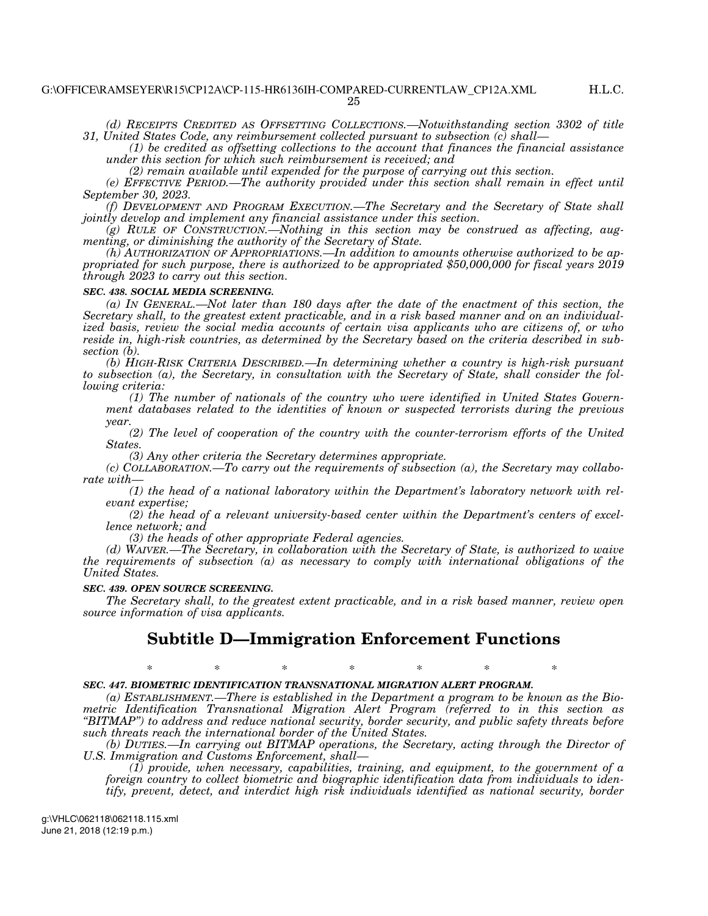*(d) RECEIPTS CREDITED AS OFFSETTING COLLECTIONS.—Notwithstanding section 3302 of title 31, United States Code, any reimbursement collected pursuant to subsection (c) shall—*

*(1) be credited as offsetting collections to the account that finances the financial assistance under this section for which such reimbursement is received; and*

*(2) remain available until expended for the purpose of carrying out this section.*

*(e) EFFECTIVE PERIOD.—The authority provided under this section shall remain in effect until September 30, 2023.*

*(f) DEVELOPMENT AND PROGRAM EXECUTION.—The Secretary and the Secretary of State shall jointly develop and implement any financial assistance under this section.*

*(g) RULE OF CONSTRUCTION.—Nothing in this section may be construed as affecting, augmenting, or diminishing the authority of the Secretary of State.*

*(h) AUTHORIZATION OF APPROPRIATIONS.—In addition to amounts otherwise authorized to be appropriated for such purpose, there is authorized to be appropriated $50,000,000 for fiscal years 2019 through 2023 to carry out this section.*

***SEC. 438. SOCIAL MEDIA SCREENING.***

*(a) IN GENERAL.—Not later than 180 days after the date of the enactment of this section, the Secretary shall, to the greatest extent practicable, and in a risk based manner and on an individualized basis, review the social media accounts of certain visa applicants who are citizens of, or who reside in, high-risk countries, as determined by the Secretary based on the criteria described in subsection (b).*

*(b) HIGH-RISK CRITERIA DESCRIBED.—In determining whether a country is high-risk pursuant to subsection (a), the Secretary, in consultation with the Secretary of State, shall consider the following criteria:*

*(1) The number of nationals of the country who were identified in United States Government databases related to the identities of known or suspected terrorists during the previous year.*

*(2) The level of cooperation of the country with the counter-terrorism efforts of the United States.*

*(3) Any other criteria the Secretary determines appropriate.*

*(c) COLLABORATION.—To carry out the requirements of subsection (a), the Secretary may collaborate with—*

*(1) the head of a national laboratory within the Department's laboratory network with relevant expertise;*

*(2) the head of a relevant university-based center within the Department's centers of excellence network; and*

*(3) the heads of other appropriate Federal agencies.*

*(d) WAIVER.—The Secretary, in collaboration with the Secretary of State, is authorized to waive the requirements of subsection (a) as necessary to comply with international obligations of the United States.*

***SEC. 439. OPEN SOURCE SCREENING.***

*The Secretary shall, to the greatest extent practicable, and in a risk based manner, review open source information of visa applicants.*

## Subtitle D—Immigration Enforcement Functions

\* \* \* \* \* \* \*

***SEC. 447. BIOMETRIC IDENTIFICATION TRANSNATIONAL MIGRATION ALERT PROGRAM.***

*(a) ESTABLISHMENT.—There is established in the Department a program to be known as the Biometric Identification Transnational Migration Alert Program (referred to in this section as "BITMAP") to address and reduce national security, border security, and public safety threats before such threats reach the international border of the United States.*

*(b) DUTIES.—In carrying out BITMAP operations, the Secretary, acting through the Director of U.S. Immigration and Customs Enforcement, shall—*

*(1) provide, when necessary, capabilities, training, and equipment, to the government of a foreign country to collect biometric and biographic identification data from individuals to identify, prevent, detect, and interdict high risk individuals identified as national security, border*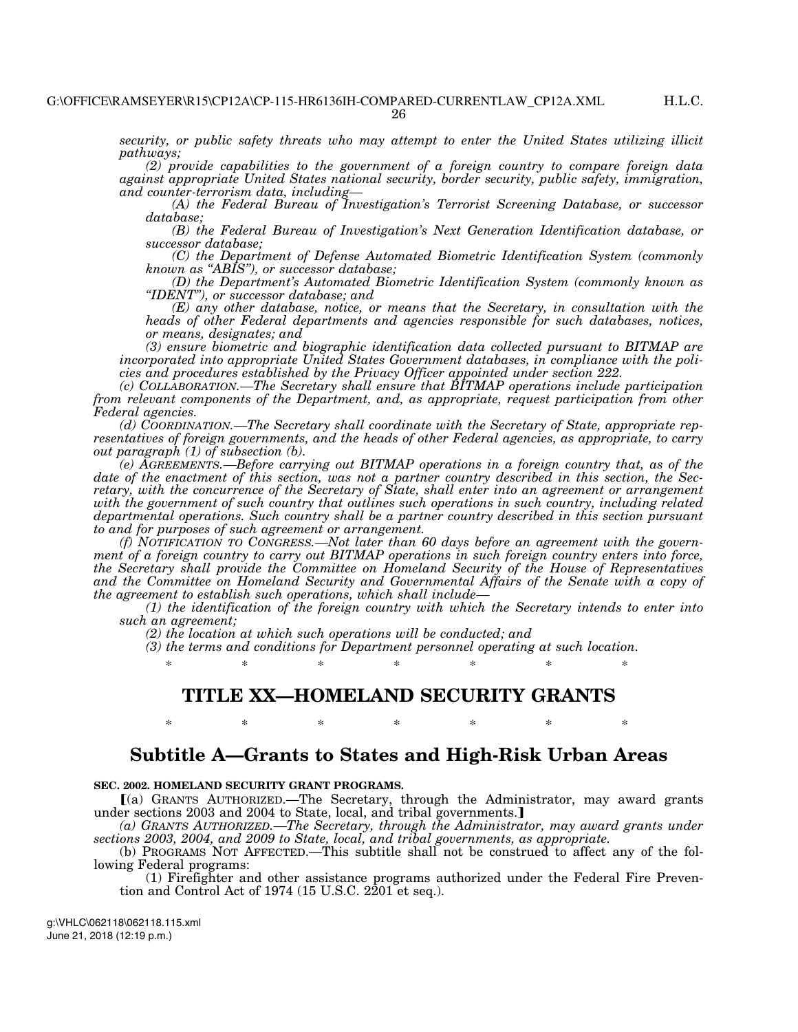*security, or public safety threats who may attempt to enter the United States utilizing illicit pathways;*

*(2) provide capabilities to the government of a foreign country to compare foreign data against appropriate United States national security, border security, public safety, immigration, and counter-terrorism data, including—*

*(A) the Federal Bureau of Investigation's Terrorist Screening Database, or successor database;*

*(B) the Federal Bureau of Investigation's Next Generation Identification database, or successor database;*

*(C) the Department of Defense Automated Biometric Identification System (commonly known as "ABIS"), or successor database;*

*(D) the Department's Automated Biometric Identification System (commonly known as "IDENT"), or successor database; and*

*(E) any other database, notice, or means that the Secretary, in consultation with the heads of other Federal departments and agencies responsible for such databases, notices, or means, designates; and*

*(3) ensure biometric and biographic identification data collected pursuant to BITMAP are incorporated into appropriate United States Government databases, in compliance with the policies and procedures established by the Privacy Officer appointed under section 222.*

*(c) COLLABORATION.—The Secretary shall ensure that BITMAP operations include participation from relevant components of the Department, and, as appropriate, request participation from other Federal agencies.*

*(d) COORDINATION.—The Secretary shall coordinate with the Secretary of State, appropriate representatives of foreign governments, and the heads of other Federal agencies, as appropriate, to carry out paragraph (1) of subsection (b).*

*(e) AGREEMENTS.—Before carrying out BITMAP operations in a foreign country that, as of the date of the enactment of this section, was not a partner country described in this section, the Secretary, with the concurrence of the Secretary of State, shall enter into an agreement or arrangement with the government of such country that outlines such operations in such country, including related departmental operations. Such country shall be a partner country described in this section pursuant to and for purposes of such agreement or arrangement.*

*(f) NOTIFICATION TO CONGRESS.—Not later than 60 days before an agreement with the government of a foreign country to carry out BITMAP operations in such foreign country enters into force, the Secretary shall provide the Committee on Homeland Security of the House of Representatives and the Committee on Homeland Security and Governmental Affairs of the Senate with a copy of the agreement to establish such operations, which shall include—*

*(1) the identification of the foreign country with which the Secretary intends to enter into such an agreement;*

*(2) the location at which such operations will be conducted; and*

*(3) the terms and conditions for Department personnel operating at such location.*

\* \* \* \* \* \* \*

# TITLE XX—HOMELAND SECURITY GRANTS

\* \* \* \* \* \* \*

## Subtitle A—Grants to States and High-Risk Urban Areas

**SEC. 2002. HOMELAND SECURITY GRANT PROGRAMS.**

[(a) GRANTS AUTHORIZED.—The Secretary, through the Administrator, may award grants under sections 2003 and 2004 to State, local, and tribal governments.]

*(a) GRANTS AUTHORIZED.—The Secretary, through the Administrator, may award grants under sections 2003, 2004, and 2009 to State, local, and tribal governments, as appropriate.*

(b) PROGRAMS NOT AFFECTED.—This subtitle shall not be construed to affect any of the following Federal programs:

(1) Firefighter and other assistance programs authorized under the Federal Fire Prevention and Control Act of 1974 (15 U.S.C. 2201 et seq.).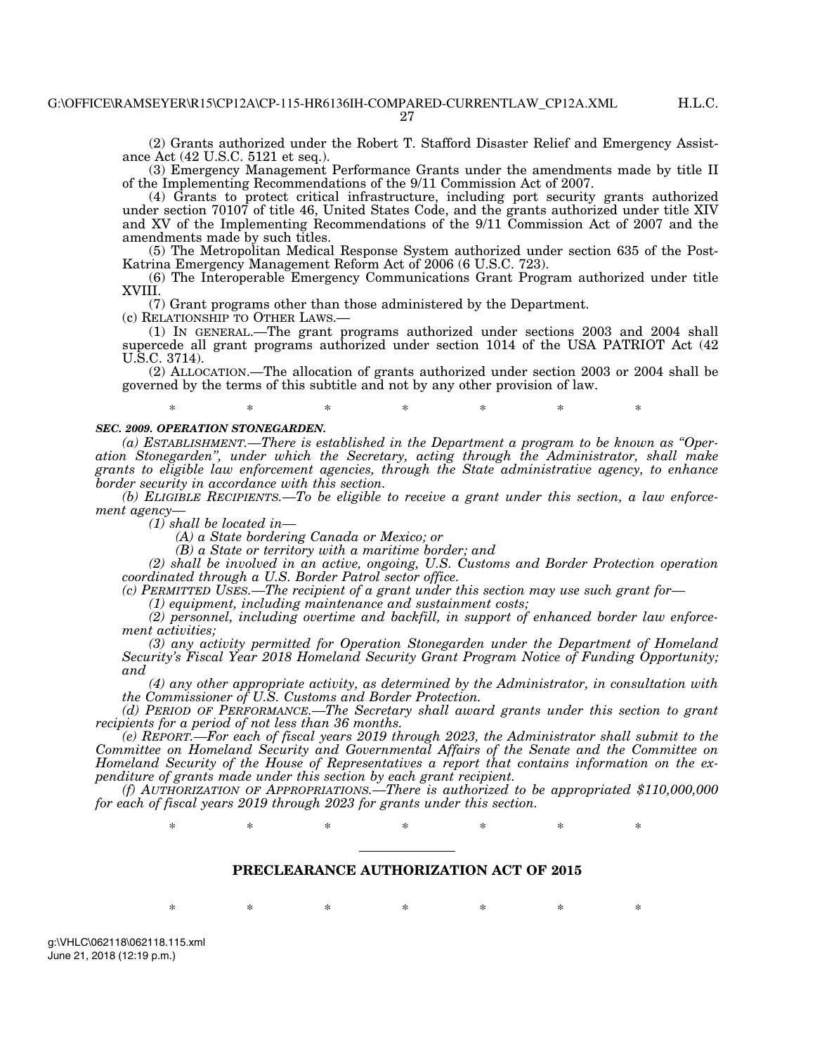(2) Grants authorized under the Robert T. Stafford Disaster Relief and Emergency Assistance Act (42 U.S.C. 5121 et seq.).

(3) Emergency Management Performance Grants under the amendments made by title II of the Implementing Recommendations of the 9/11 Commission Act of 2007.

(4) Grants to protect critical infrastructure, including port security grants authorized under section 70107 of title 46, United States Code, and the grants authorized under title XIV and XV of the Implementing Recommendations of the 9/11 Commission Act of 2007 and the amendments made by such titles.

(5) The Metropolitan Medical Response System authorized under section 635 of the Post-Katrina Emergency Management Reform Act of 2006 (6 U.S.C. 723).

(6) The Interoperable Emergency Communications Grant Program authorized under title XVIII.

(7) Grant programs other than those administered by the Department.

(c) RELATIONSHIP TO OTHER LAWS.—

(1) IN GENERAL.—The grant programs authorized under sections 2003 and 2004 shall supercede all grant programs authorized under section 1014 of the USA PATRIOT Act (42 U.S.C. 3714).

(2) ALLOCATION.—The allocation of grants authorized under section 2003 or 2004 shall be governed by the terms of this subtitle and not by any other provision of law.

\* \* \* \* \* \* \*

***SEC. 2009. OPERATION STONEGARDEN.***

*(a) ESTABLISHMENT.—There is established in the Department a program to be known as "Operation Stonegarden", under which the Secretary, acting through the Administrator, shall make grants to eligible law enforcement agencies, through the State administrative agency, to enhance border security in accordance with this section.*

*(b) ELIGIBLE RECIPIENTS.—To be eligible to receive a grant under this section, a law enforcement agency—*

*(1) shall be located in—*

*(A) a State bordering Canada or Mexico; or*

*(B) a State or territory with a maritime border; and*

*(2) shall be involved in an active, ongoing, U.S. Customs and Border Protection operation coordinated through a U.S. Border Patrol sector office.*

*(c) PERMITTED USES.—The recipient of a grant under this section may use such grant for—*

*(1) equipment, including maintenance and sustainment costs;*

*(2) personnel, including overtime and backfill, in support of enhanced border law enforcement activities;*

*(3) any activity permitted for Operation Stonegarden under the Department of Homeland Security's Fiscal Year 2018 Homeland Security Grant Program Notice of Funding Opportunity; and*

*(4) any other appropriate activity, as determined by the Administrator, in consultation with the Commissioner of U.S. Customs and Border Protection.*

*(d) PERIOD OF PERFORMANCE.—The Secretary shall award grants under this section to grant recipients for a period of not less than 36 months.*

*(e) REPORT.—For each of fiscal years 2019 through 2023, the Administrator shall submit to the Committee on Homeland Security and Governmental Affairs of the Senate and the Committee on Homeland Security of the House of Representatives a report that contains information on the expenditure of grants made under this section by each grant recipient.*

*(f) AUTHORIZATION OF APPROPRIATIONS.—There is authorized to be appropriated $110,000,000 for each of fiscal years 2019 through 2023 for grants under this section.*

\* \* \* \* \* \* \*

---

## PRECLEARANCE AUTHORIZATION ACT OF 2015

\* \* \* \* \* \* \*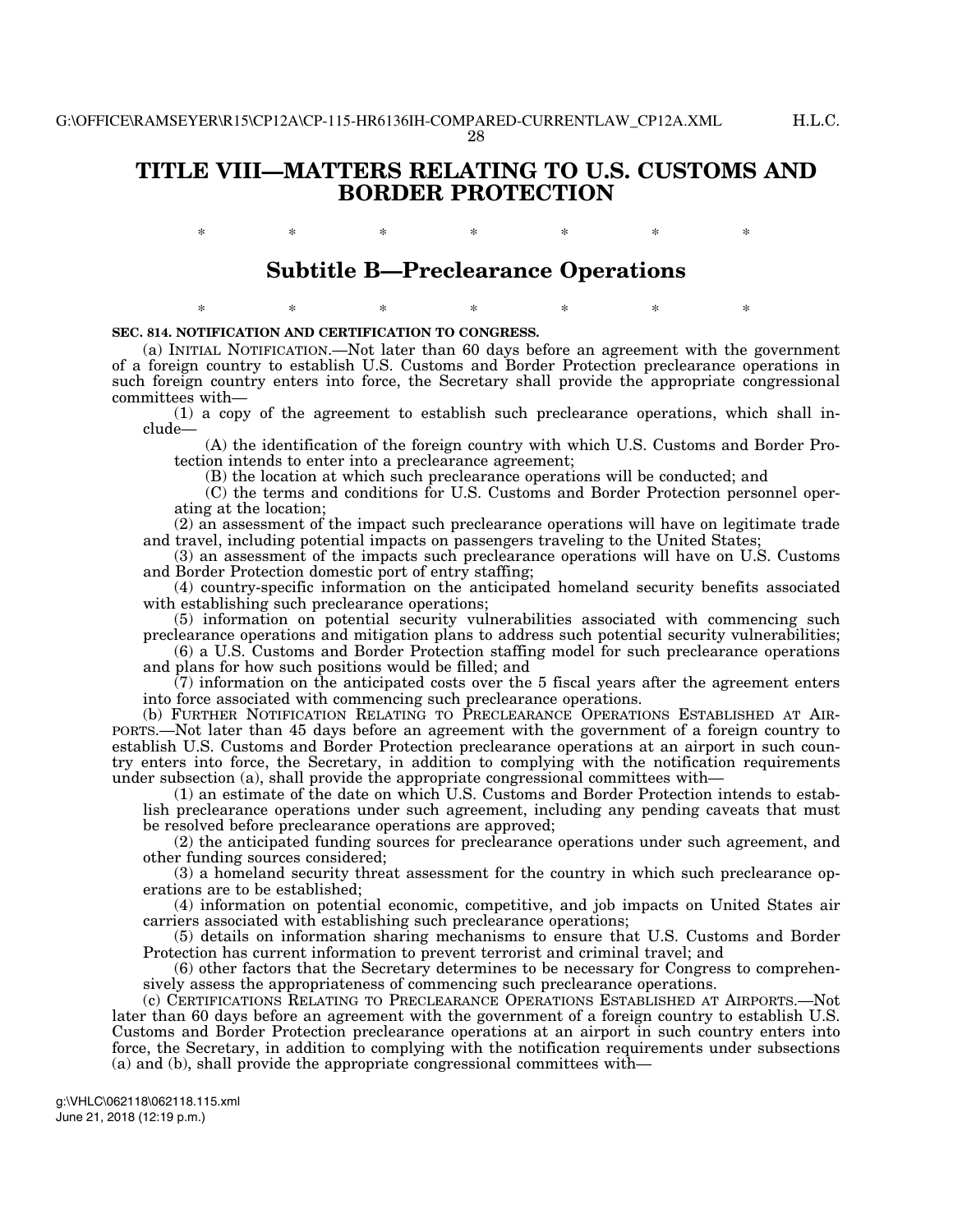# TITLE VIII—MATTERS RELATING TO U.S. CUSTOMS AND BORDER PROTECTION

\* \* \* \* \* \* \*

## Subtitle B—Preclearance Operations

\* \* \* \* \* \* \*

**SEC. 814. NOTIFICATION AND CERTIFICATION TO CONGRESS.**

(a) INITIAL NOTIFICATION.—Not later than 60 days before an agreement with the government of a foreign country to establish U.S. Customs and Border Protection preclearance operations in such foreign country enters into force, the Secretary shall provide the appropriate congressional committees with—

(1) a copy of the agreement to establish such preclearance operations, which shall include—

(A) the identification of the foreign country with which U.S. Customs and Border Protection intends to enter into a preclearance agreement;

(B) the location at which such preclearance operations will be conducted; and

(C) the terms and conditions for U.S. Customs and Border Protection personnel operating at the location;

(2) an assessment of the impact such preclearance operations will have on legitimate trade and travel, including potential impacts on passengers traveling to the United States;

(3) an assessment of the impacts such preclearance operations will have on U.S. Customs and Border Protection domestic port of entry staffing;

(4) country-specific information on the anticipated homeland security benefits associated with establishing such preclearance operations;

(5) information on potential security vulnerabilities associated with commencing such preclearance operations and mitigation plans to address such potential security vulnerabilities;

(6) a U.S. Customs and Border Protection staffing model for such preclearance operations and plans for how such positions would be filled; and

(7) information on the anticipated costs over the 5 fiscal years after the agreement enters into force associated with commencing such preclearance operations.

(b) FURTHER NOTIFICATION RELATING TO PRECLEARANCE OPERATIONS ESTABLISHED AT AIRPORTS.—Not later than 45 days before an agreement with the government of a foreign country to establish U.S. Customs and Border Protection preclearance operations at an airport in such country enters into force, the Secretary, in addition to complying with the notification requirements under subsection (a), shall provide the appropriate congressional committees with—

(1) an estimate of the date on which U.S. Customs and Border Protection intends to establish preclearance operations under such agreement, including any pending caveats that must be resolved before preclearance operations are approved;

(2) the anticipated funding sources for preclearance operations under such agreement, and other funding sources considered;

(3) a homeland security threat assessment for the country in which such preclearance operations are to be established;

(4) information on potential economic, competitive, and job impacts on United States air carriers associated with establishing such preclearance operations;

(5) details on information sharing mechanisms to ensure that U.S. Customs and Border Protection has current information to prevent terrorist and criminal travel; and

(6) other factors that the Secretary determines to be necessary for Congress to comprehensively assess the appropriateness of commencing such preclearance operations.

(c) CERTIFICATIONS RELATING TO PRECLEARANCE OPERATIONS ESTABLISHED AT AIRPORTS.—Not later than 60 days before an agreement with the government of a foreign country to establish U.S. Customs and Border Protection preclearance operations at an airport in such country enters into force, the Secretary, in addition to complying with the notification requirements under subsections (a) and (b), shall provide the appropriate congressional committees with—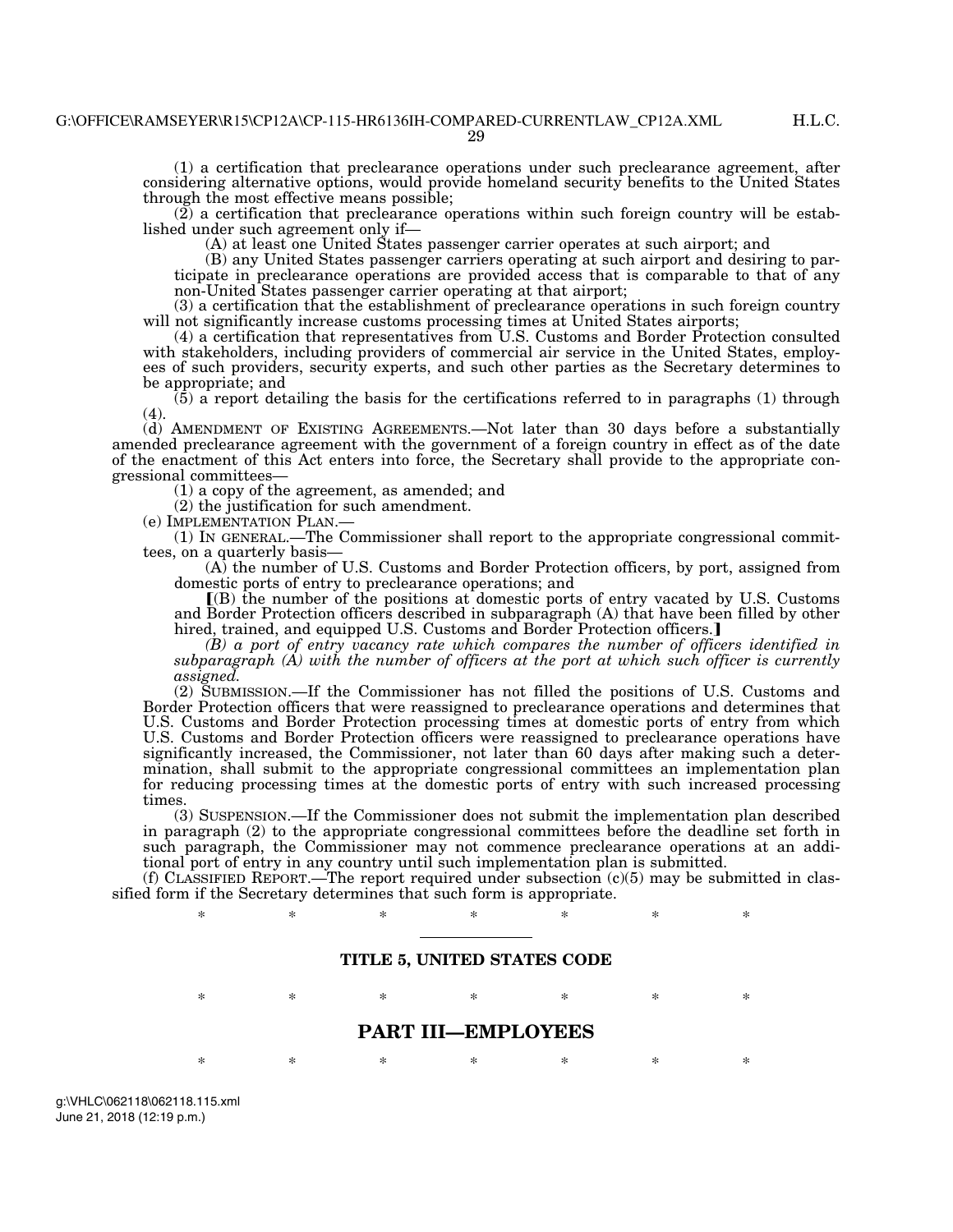(1) a certification that preclearance operations under such preclearance agreement, after considering alternative options, would provide homeland security benefits to the United States through the most effective means possible;

(2) a certification that preclearance operations within such foreign country will be established under such agreement only if—

(A) at least one United States passenger carrier operates at such airport; and

(B) any United States passenger carriers operating at such airport and desiring to participate in preclearance operations are provided access that is comparable to that of any non-United States passenger carrier operating at that airport;

(3) a certification that the establishment of preclearance operations in such foreign country will not significantly increase customs processing times at United States airports;

(4) a certification that representatives from U.S. Customs and Border Protection consulted with stakeholders, including providers of commercial air service in the United States, employees of such providers, security experts, and such other parties as the Secretary determines to be appropriate; and

(5) a report detailing the basis for the certifications referred to in paragraphs (1) through (4).

(d) AMENDMENT OF EXISTING AGREEMENTS.—Not later than 30 days before a substantially amended preclearance agreement with the government of a foreign country in effect as of the date of the enactment of this Act enters into force, the Secretary shall provide to the appropriate congressional committees—

(1) a copy of the agreement, as amended; and

(2) the justification for such amendment.

(e) IMPLEMENTATION PLAN.—

(1) IN GENERAL.—The Commissioner shall report to the appropriate congressional committees, on a quarterly basis—

(A) the number of U.S. Customs and Border Protection officers, by port, assigned from domestic ports of entry to preclearance operations; and

【(B) the number of the positions at domestic ports of entry vacated by U.S. Customs and Border Protection officers described in subparagraph (A) that have been filled by other hired, trained, and equipped U.S. Customs and Border Protection officers.】

*(B) a port of entry vacancy rate which compares the number of officers identified in subparagraph (A) with the number of officers at the port at which such officer is currently assigned.*

(2) SUBMISSION.—If the Commissioner has not filled the positions of U.S. Customs and Border Protection officers that were reassigned to preclearance operations and determines that U.S. Customs and Border Protection processing times at domestic ports of entry from which U.S. Customs and Border Protection officers were reassigned to preclearance operations have significantly increased, the Commissioner, not later than 60 days after making such a determination, shall submit to the appropriate congressional committees an implementation plan for reducing processing times at the domestic ports of entry with such increased processing times.

(3) SUSPENSION.—If the Commissioner does not submit the implementation plan described in paragraph (2) to the appropriate congressional committees before the deadline set forth in such paragraph, the Commissioner may not commence preclearance operations at an additional port of entry in any country until such implementation plan is submitted.

(f) CLASSIFIED REPORT.—The report required under subsection (c)(5) may be submitted in classified form if the Secretary determines that such form is appropriate.

\* \* \* \* \* \* \*

---

**TITLE 5, UNITED STATES CODE**

\* \* \* \* \* \* \*

## PART III—EMPLOYEES

\* \* \* \* \* \* \*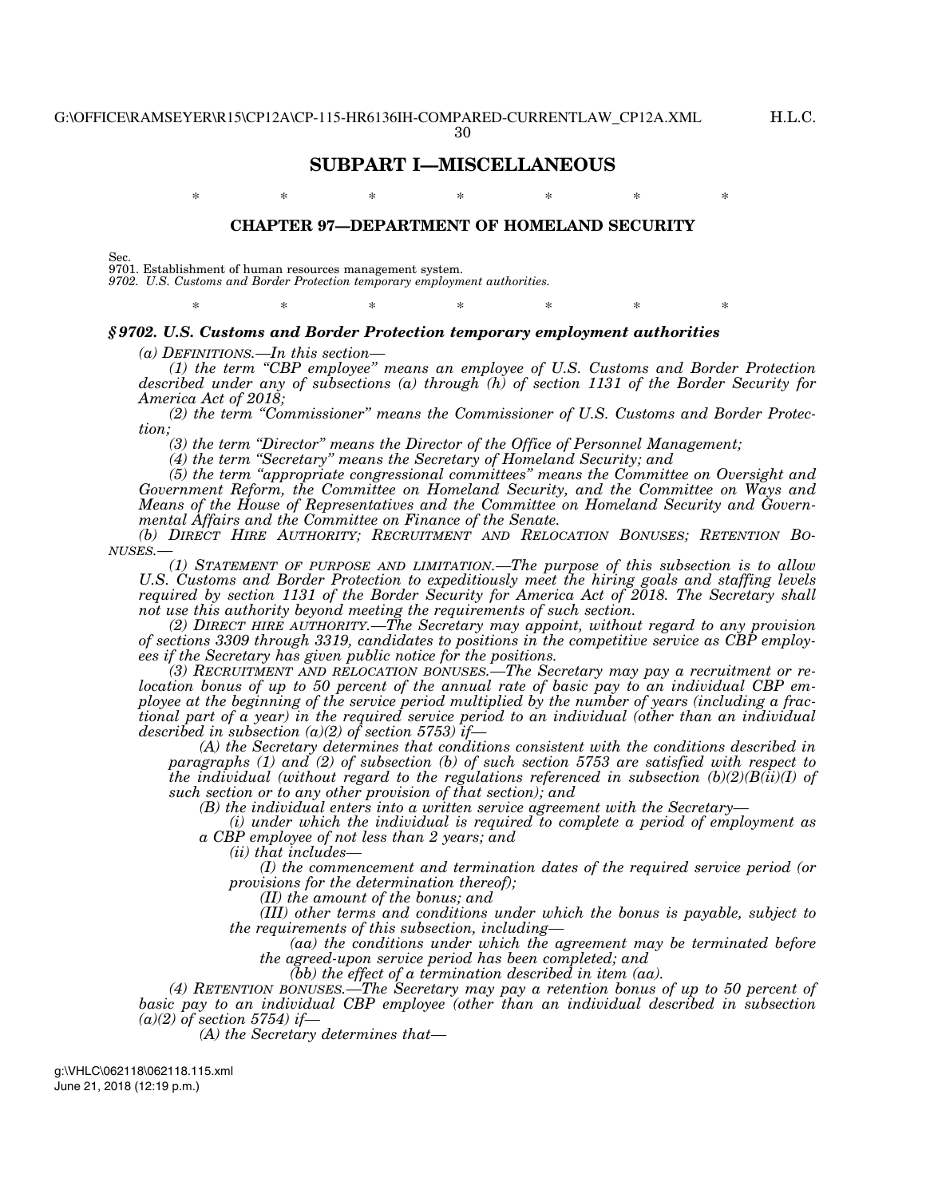## SUBPART I—MISCELLANEOUS

\* \* \* \* \* \* \*

### CHAPTER 97—DEPARTMENT OF HOMELAND SECURITY

Sec.
9701. Establishment of human resources management system.
*9702. U.S. Customs and Border Protection temporary employment authorities.*

\* \* \* \* \* \* \*

***§ 9702. U.S. Customs and Border Protection temporary employment authorities***

*(a) DEFINITIONS.—In this section—*

*(1) the term "CBP employee" means an employee of U.S. Customs and Border Protection described under any of subsections (a) through (h) of section 1131 of the Border Security for America Act of 2018;*

*(2) the term "Commissioner" means the Commissioner of U.S. Customs and Border Protection;*

*(3) the term "Director" means the Director of the Office of Personnel Management;*

*(4) the term "Secretary" means the Secretary of Homeland Security; and*

*(5) the term "appropriate congressional committees" means the Committee on Oversight and Government Reform, the Committee on Homeland Security, and the Committee on Ways and Means of the House of Representatives and the Committee on Homeland Security and Governmental Affairs and the Committee on Finance of the Senate.*

*(b) DIRECT HIRE AUTHORITY; RECRUITMENT AND RELOCATION BONUSES; RETENTION BONUSES.—*

*(1) STATEMENT OF PURPOSE AND LIMITATION.—The purpose of this subsection is to allow U.S. Customs and Border Protection to expeditiously meet the hiring goals and staffing levels required by section 1131 of the Border Security for America Act of 2018. The Secretary shall not use this authority beyond meeting the requirements of such section.*

*(2) DIRECT HIRE AUTHORITY.—The Secretary may appoint, without regard to any provision of sections 3309 through 3319, candidates to positions in the competitive service as CBP employees if the Secretary has given public notice for the positions.*

*(3) RECRUITMENT AND RELOCATION BONUSES.—The Secretary may pay a recruitment or relocation bonus of up to 50 percent of the annual rate of basic pay to an individual CBP employee at the beginning of the service period multiplied by the number of years (including a fractional part of a year) in the required service period to an individual (other than an individual described in subsection (a)(2) of section 5753) if—*

*(A) the Secretary determines that conditions consistent with the conditions described in paragraphs (1) and (2) of subsection (b) of such section 5753 are satisfied with respect to the individual (without regard to the regulations referenced in subsection (b)(2)(B(ii)(I) of such section or to any other provision of that section); and*

*(B) the individual enters into a written service agreement with the Secretary—*

*(i) under which the individual is required to complete a period of employment as a CBP employee of not less than 2 years; and*

*(ii) that includes—*

*(I) the commencement and termination dates of the required service period (or provisions for the determination thereof);*

*(II) the amount of the bonus; and*

*(III) other terms and conditions under which the bonus is payable, subject to the requirements of this subsection, including—*

*(aa) the conditions under which the agreement may be terminated before the agreed-upon service period has been completed; and*

*(bb) the effect of a termination described in item (aa).*

*(4) RETENTION BONUSES.—The Secretary may pay a retention bonus of up to 50 percent of basic pay to an individual CBP employee (other than an individual described in subsection (a)(2) of section 5754) if—*

*(A) the Secretary determines that—*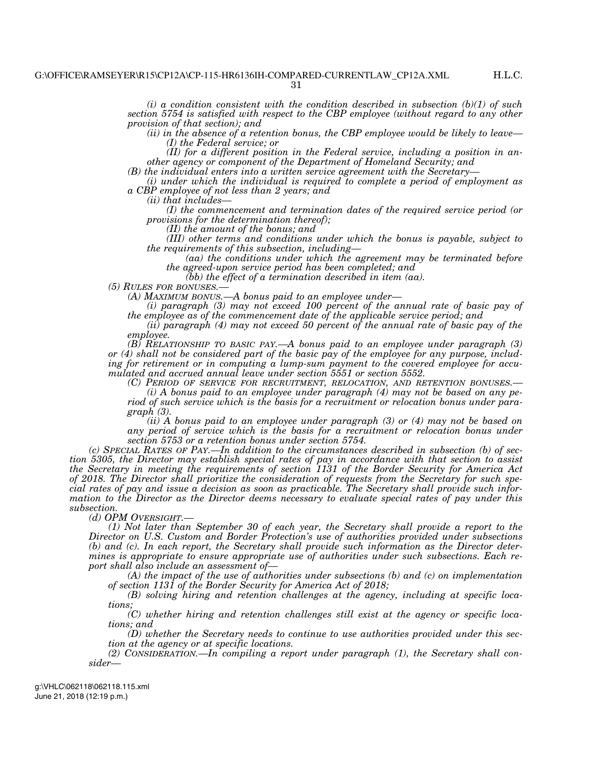*(i) a condition consistent with the condition described in subsection (b)(1) of such section 5754 is satisfied with respect to the CBP employee (without regard to any other provision of that section); and*

*(ii) in the absence of a retention bonus, the CBP employee would be likely to leave—*

*(I) the Federal service; or*

*(II) for a different position in the Federal service, including a position in another agency or component of the Department of Homeland Security; and*

*(B) the individual enters into a written service agreement with the Secretary—*

*(i) under which the individual is required to complete a period of employment as a CBP employee of not less than 2 years; and*

*(ii) that includes—*

*(I) the commencement and termination dates of the required service period (or provisions for the determination thereof);*

*(II) the amount of the bonus; and*

*(III) other terms and conditions under which the bonus is payable, subject to the requirements of this subsection, including—*

*(aa) the conditions under which the agreement may be terminated before the agreed-upon service period has been completed; and*

*(bb) the effect of a termination described in item (aa).*

*(5) RULES FOR BONUSES.—*

*(A) MAXIMUM BONUS.—A bonus paid to an employee under—*

*(i) paragraph (3) may not exceed 100 percent of the annual rate of basic pay of the employee as of the commencement date of the applicable service period; and*

*(ii) paragraph (4) may not exceed 50 percent of the annual rate of basic pay of the employee.*

*(B) RELATIONSHIP TO BASIC PAY.—A bonus paid to an employee under paragraph (3) or (4) shall not be considered part of the basic pay of the employee for any purpose, including for retirement or in computing a lump-sum payment to the covered employee for accumulated and accrued annual leave under section 5551 or section 5552.*

*(C) PERIOD OF SERVICE FOR RECRUITMENT, RELOCATION, AND RETENTION BONUSES.—*

*(i) A bonus paid to an employee under paragraph (4) may not be based on any period of such service which is the basis for a recruitment or relocation bonus under paragraph (3).*

*(ii) A bonus paid to an employee under paragraph (3) or (4) may not be based on any period of service which is the basis for a recruitment or relocation bonus under section 5753 or a retention bonus under section 5754.*

*(c) SPECIAL RATES OF PAY.—In addition to the circumstances described in subsection (b) of section 5305, the Director may establish special rates of pay in accordance with that section to assist the Secretary in meeting the requirements of section 1131 of the Border Security for America Act of 2018. The Director shall prioritize the consideration of requests from the Secretary for such special rates of pay and issue a decision as soon as practicable. The Secretary shall provide such information to the Director as the Director deems necessary to evaluate special rates of pay under this subsection.*

*(d) OPM OVERSIGHT.—*

*(1) Not later than September 30 of each year, the Secretary shall provide a report to the Director on U.S. Custom and Border Protection's use of authorities provided under subsections (b) and (c). In each report, the Secretary shall provide such information as the Director determines is appropriate to ensure appropriate use of authorities under such subsections. Each report shall also include an assessment of—*

*(A) the impact of the use of authorities under subsections (b) and (c) on implementation of section 1131 of the Border Security for America Act of 2018;*

*(B) solving hiring and retention challenges at the agency, including at specific locations;*

*(C) whether hiring and retention challenges still exist at the agency or specific locations; and*

*(D) whether the Secretary needs to continue to use authorities provided under this section at the agency or at specific locations.*

*(2) CONSIDERATION.—In compiling a report under paragraph (1), the Secretary shall consider—*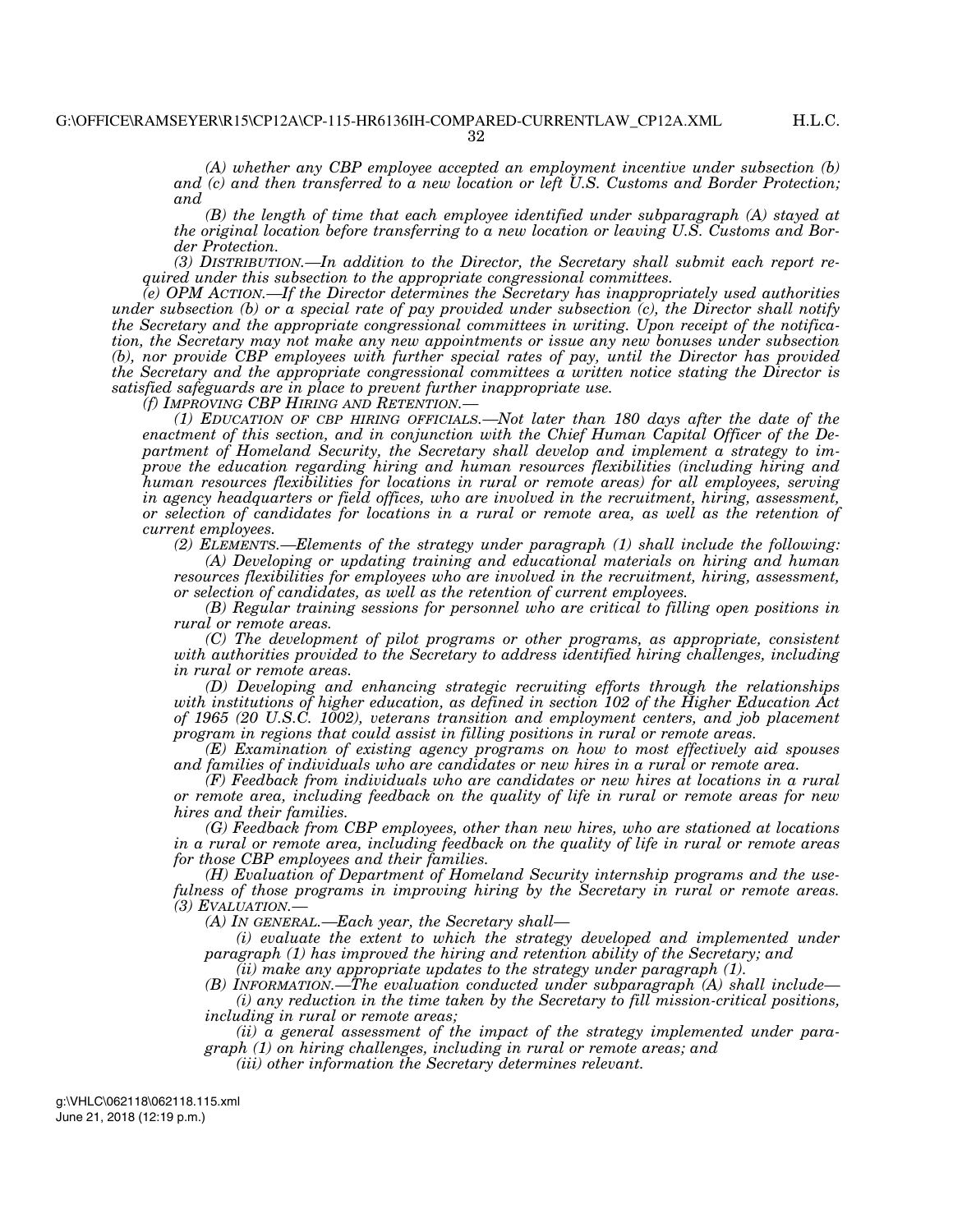*(A) whether any CBP employee accepted an employment incentive under subsection (b) and (c) and then transferred to a new location or left U.S. Customs and Border Protection; and*

*(B) the length of time that each employee identified under subparagraph (A) stayed at the original location before transferring to a new location or leaving U.S. Customs and Border Protection.*

*(3) DISTRIBUTION.—In addition to the Director, the Secretary shall submit each report required under this subsection to the appropriate congressional committees.*

*(e) OPM ACTION.—If the Director determines the Secretary has inappropriately used authorities under subsection (b) or a special rate of pay provided under subsection (c), the Director shall notify the Secretary and the appropriate congressional committees in writing. Upon receipt of the notification, the Secretary may not make any new appointments or issue any new bonuses under subsection (b), nor provide CBP employees with further special rates of pay, until the Director has provided the Secretary and the appropriate congressional committees a written notice stating the Director is satisfied safeguards are in place to prevent further inappropriate use.*

*(f) IMPROVING CBP HIRING AND RETENTION.—*

*(1) EDUCATION OF CBP HIRING OFFICIALS.—Not later than 180 days after the date of the enactment of this section, and in conjunction with the Chief Human Capital Officer of the Department of Homeland Security, the Secretary shall develop and implement a strategy to improve the education regarding hiring and human resources flexibilities (including hiring and human resources flexibilities for locations in rural or remote areas) for all employees, serving in agency headquarters or field offices, who are involved in the recruitment, hiring, assessment, or selection of candidates for locations in a rural or remote area, as well as the retention of current employees.*

*(2) ELEMENTS.—Elements of the strategy under paragraph (1) shall include the following:*

*(A) Developing or updating training and educational materials on hiring and human resources flexibilities for employees who are involved in the recruitment, hiring, assessment, or selection of candidates, as well as the retention of current employees.*

*(B) Regular training sessions for personnel who are critical to filling open positions in rural or remote areas.*

*(C) The development of pilot programs or other programs, as appropriate, consistent with authorities provided to the Secretary to address identified hiring challenges, including in rural or remote areas.*

*(D) Developing and enhancing strategic recruiting efforts through the relationships with institutions of higher education, as defined in section 102 of the Higher Education Act of 1965 (20 U.S.C. 1002), veterans transition and employment centers, and job placement program in regions that could assist in filling positions in rural or remote areas.*

*(E) Examination of existing agency programs on how to most effectively aid spouses and families of individuals who are candidates or new hires in a rural or remote area.*

*(F) Feedback from individuals who are candidates or new hires at locations in a rural or remote area, including feedback on the quality of life in rural or remote areas for new hires and their families.*

*(G) Feedback from CBP employees, other than new hires, who are stationed at locations in a rural or remote area, including feedback on the quality of life in rural or remote areas for those CBP employees and their families.*

*(H) Evaluation of Department of Homeland Security internship programs and the usefulness of those programs in improving hiring by the Secretary in rural or remote areas.*

*(3) EVALUATION.—*

*(A) IN GENERAL.—Each year, the Secretary shall—*

*(i) evaluate the extent to which the strategy developed and implemented under paragraph (1) has improved the hiring and retention ability of the Secretary; and*

*(ii) make any appropriate updates to the strategy under paragraph (1).*

*(B) INFORMATION.—The evaluation conducted under subparagraph (A) shall include—*

*(i) any reduction in the time taken by the Secretary to fill mission-critical positions, including in rural or remote areas;*

*(ii) a general assessment of the impact of the strategy implemented under paragraph (1) on hiring challenges, including in rural or remote areas; and*

*(iii) other information the Secretary determines relevant.*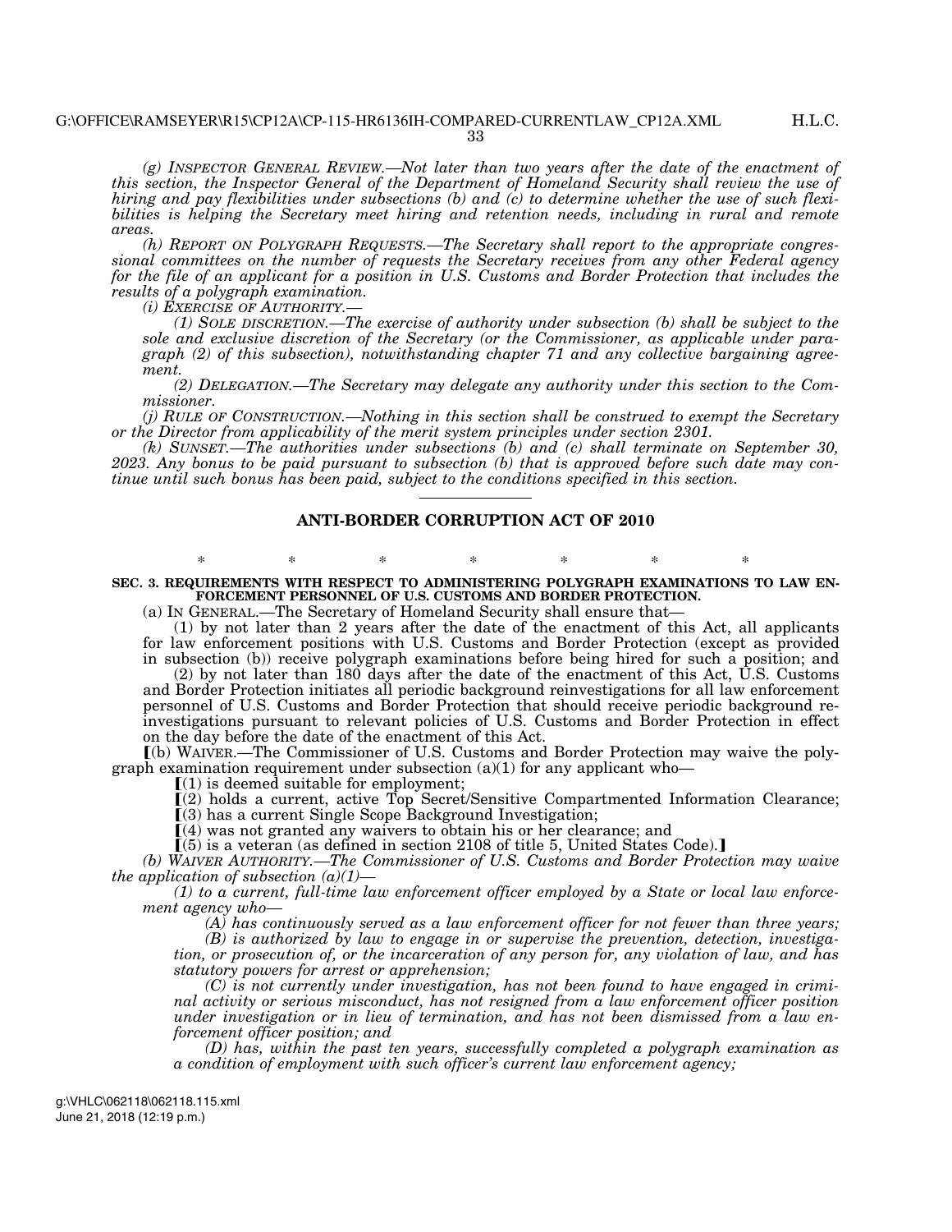*(g) INSPECTOR GENERAL REVIEW.—Not later than two years after the date of the enactment of this section, the Inspector General of the Department of Homeland Security shall review the use of hiring and pay flexibilities under subsections (b) and (c) to determine whether the use of such flexibilities is helping the Secretary meet hiring and retention needs, including in rural and remote areas.*

*(h) REPORT ON POLYGRAPH REQUESTS.—The Secretary shall report to the appropriate congressional committees on the number of requests the Secretary receives from any other Federal agency for the file of an applicant for a position in U.S. Customs and Border Protection that includes the results of a polygraph examination.*

*(i) EXERCISE OF AUTHORITY.—*

*(1) SOLE DISCRETION.—The exercise of authority under subsection (b) shall be subject to the sole and exclusive discretion of the Secretary (or the Commissioner, as applicable under paragraph (2) of this subsection), notwithstanding chapter 71 and any collective bargaining agreement.*

*(2) DELEGATION.—The Secretary may delegate any authority under this section to the Commissioner.*

*(j) RULE OF CONSTRUCTION.—Nothing in this section shall be construed to exempt the Secretary or the Director from applicability of the merit system principles under section 2301.*

*(k) SUNSET.—The authorities under subsections (b) and (c) shall terminate on September 30, 2023. Any bonus to be paid pursuant to subsection (b) that is approved before such date may continue until such bonus has been paid, subject to the conditions specified in this section.*

---

## ANTI-BORDER CORRUPTION ACT OF 2010

\* \* \* \* \* \* \*

**SEC. 3. REQUIREMENTS WITH RESPECT TO ADMINISTERING POLYGRAPH EXAMINATIONS TO LAW ENFORCEMENT PERSONNEL OF U.S. CUSTOMS AND BORDER PROTECTION.**

(a) IN GENERAL.—The Secretary of Homeland Security shall ensure that—

(1) by not later than 2 years after the date of the enactment of this Act, all applicants for law enforcement positions with U.S. Customs and Border Protection (except as provided in subsection (b)) receive polygraph examinations before being hired for such a position; and

(2) by not later than 180 days after the date of the enactment of this Act, U.S. Customs and Border Protection initiates all periodic background reinvestigations for all law enforcement personnel of U.S. Customs and Border Protection that should receive periodic background reinvestigations pursuant to relevant policies of U.S. Customs and Border Protection in effect on the day before the date of the enactment of this Act.

⟦(b) WAIVER.—The Commissioner of U.S. Customs and Border Protection may waive the polygraph examination requirement under subsection (a)(1) for any applicant who—

⟦(1) is deemed suitable for employment;

⟦(2) holds a current, active Top Secret/Sensitive Compartmented Information Clearance;

⟦(3) has a current Single Scope Background Investigation;

⟦(4) was not granted any waivers to obtain his or her clearance; and

⟦(5) is a veteran (as defined in section 2108 of title 5, United States Code).⟧

*(b) WAIVER AUTHORITY.—The Commissioner of U.S. Customs and Border Protection may waive the application of subsection (a)(1)—*

*(1) to a current, full-time law enforcement officer employed by a State or local law enforcement agency who—*

*(A) has continuously served as a law enforcement officer for not fewer than three years;*

*(B) is authorized by law to engage in or supervise the prevention, detection, investigation, or prosecution of, or the incarceration of any person for, any violation of law, and has statutory powers for arrest or apprehension;*

*(C) is not currently under investigation, has not been found to have engaged in criminal activity or serious misconduct, has not resigned from a law enforcement officer position under investigation or in lieu of termination, and has not been dismissed from a law enforcement officer position; and*

*(D) has, within the past ten years, successfully completed a polygraph examination as a condition of employment with such officer's current law enforcement agency;*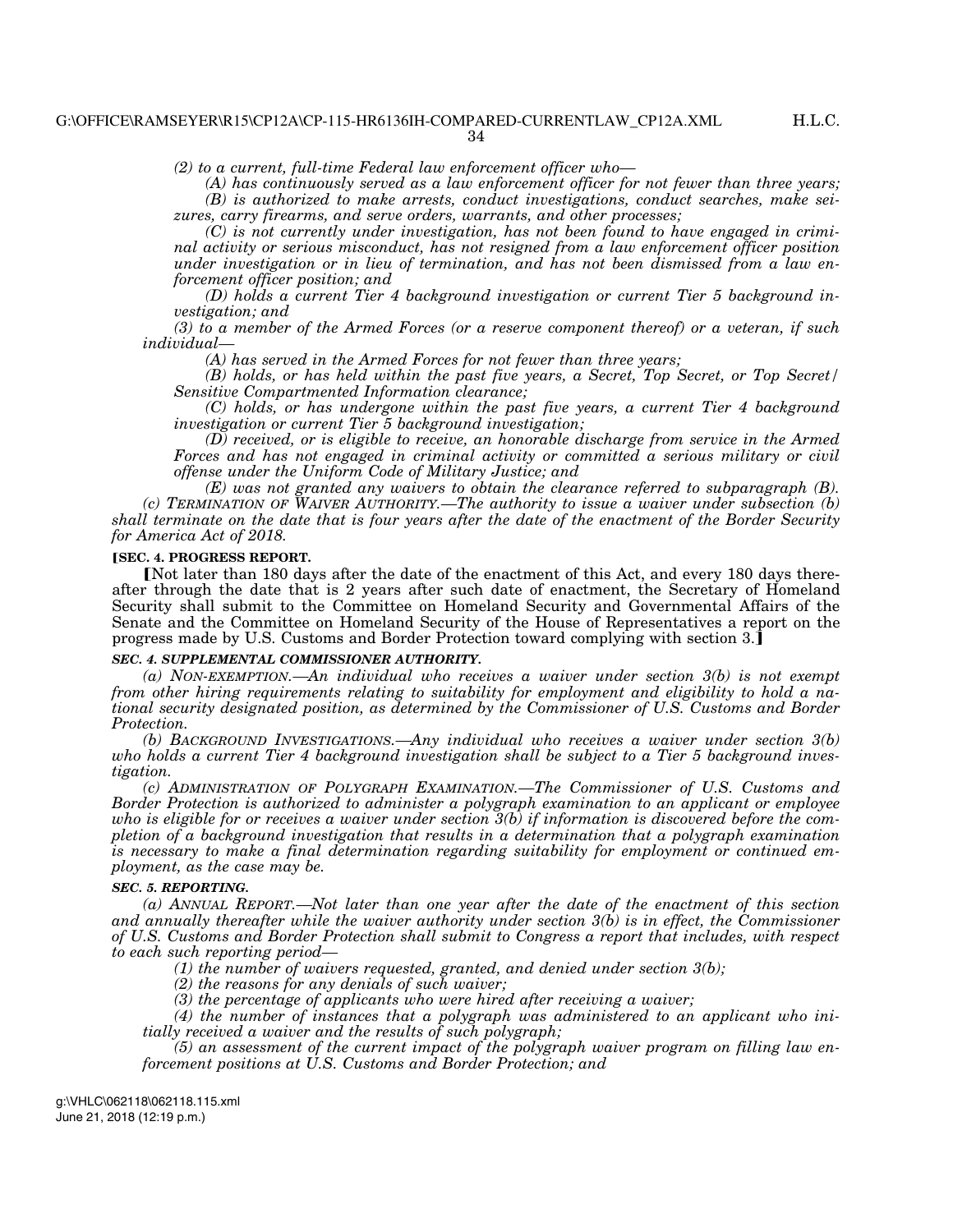*(2) to a current, full-time Federal law enforcement officer who—*

*(A) has continuously served as a law enforcement officer for not fewer than three years;*

*(B) is authorized to make arrests, conduct investigations, conduct searches, make seizures, carry firearms, and serve orders, warrants, and other processes;*

*(C) is not currently under investigation, has not been found to have engaged in criminal activity or serious misconduct, has not resigned from a law enforcement officer position under investigation or in lieu of termination, and has not been dismissed from a law enforcement officer position; and*

*(D) holds a current Tier 4 background investigation or current Tier 5 background investigation; and*

*(3) to a member of the Armed Forces (or a reserve component thereof) or a veteran, if such individual—*

*(A) has served in the Armed Forces for not fewer than three years;*

*(B) holds, or has held within the past five years, a Secret, Top Secret, or Top Secret/Sensitive Compartmented Information clearance;*

*(C) holds, or has undergone within the past five years, a current Tier 4 background investigation or current Tier 5 background investigation;*

*(D) received, or is eligible to receive, an honorable discharge from service in the Armed Forces and has not engaged in criminal activity or committed a serious military or civil offense under the Uniform Code of Military Justice; and*

*(E) was not granted any waivers to obtain the clearance referred to subparagraph (B).*

*(c) TERMINATION OF WAIVER AUTHORITY.—The authority to issue a waiver under subsection (b) shall terminate on the date that is four years after the date of the enactment of the Border Security for America Act of 2018.*

**[SEC. 4. PROGRESS REPORT.**

[Not later than 180 days after the date of the enactment of this Act, and every 180 days thereafter through the date that is 2 years after such date of enactment, the Secretary of Homeland Security shall submit to the Committee on Homeland Security and Governmental Affairs of the Senate and the Committee on Homeland Security of the House of Representatives a report on the progress made by U.S. Customs and Border Protection toward complying with section 3.]

***SEC. 4. SUPPLEMENTAL COMMISSIONER AUTHORITY.***

*(a) NON-EXEMPTION.—An individual who receives a waiver under section 3(b) is not exempt from other hiring requirements relating to suitability for employment and eligibility to hold a national security designated position, as determined by the Commissioner of U.S. Customs and Border Protection.*

*(b) BACKGROUND INVESTIGATIONS.—Any individual who receives a waiver under section 3(b) who holds a current Tier 4 background investigation shall be subject to a Tier 5 background investigation.*

*(c) ADMINISTRATION OF POLYGRAPH EXAMINATION.—The Commissioner of U.S. Customs and Border Protection is authorized to administer a polygraph examination to an applicant or employee who is eligible for or receives a waiver under section 3(b) if information is discovered before the completion of a background investigation that results in a determination that a polygraph examination is necessary to make a final determination regarding suitability for employment or continued employment, as the case may be.*

***SEC. 5. REPORTING.***

*(a) ANNUAL REPORT.—Not later than one year after the date of the enactment of this section and annually thereafter while the waiver authority under section 3(b) is in effect, the Commissioner of U.S. Customs and Border Protection shall submit to Congress a report that includes, with respect to each such reporting period—*

*(1) the number of waivers requested, granted, and denied under section 3(b);*

*(2) the reasons for any denials of such waiver;*

*(3) the percentage of applicants who were hired after receiving a waiver;*

*(4) the number of instances that a polygraph was administered to an applicant who initially received a waiver and the results of such polygraph;*

*(5) an assessment of the current impact of the polygraph waiver program on filling law enforcement positions at U.S. Customs and Border Protection; and*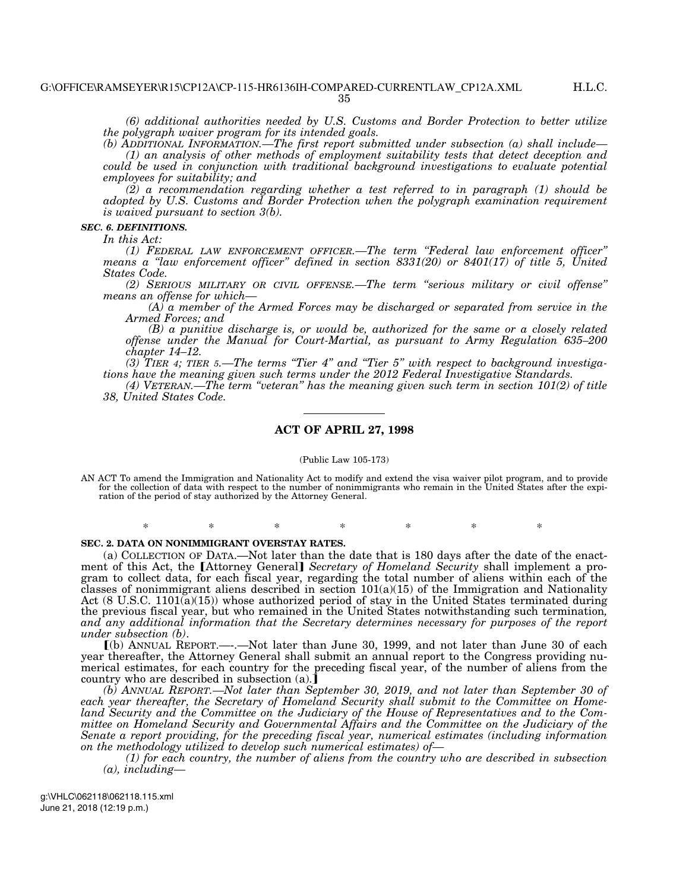*(6) additional authorities needed by U.S. Customs and Border Protection to better utilize the polygraph waiver program for its intended goals.*

*(b) ADDITIONAL INFORMATION.—The first report submitted under subsection (a) shall include—*

*(1) an analysis of other methods of employment suitability tests that detect deception and could be used in conjunction with traditional background investigations to evaluate potential employees for suitability; and*

*(2) a recommendation regarding whether a test referred to in paragraph (1) should be adopted by U.S. Customs and Border Protection when the polygraph examination requirement is waived pursuant to section 3(b).*

***SEC. 6. DEFINITIONS.***

*In this Act:*

*(1) FEDERAL LAW ENFORCEMENT OFFICER.—The term "Federal law enforcement officer" means a "law enforcement officer" defined in section 8331(20) or 8401(17) of title 5, United States Code.*

*(2) SERIOUS MILITARY OR CIVIL OFFENSE.—The term "serious military or civil offense" means an offense for which—*

*(A) a member of the Armed Forces may be discharged or separated from service in the Armed Forces; and*

*(B) a punitive discharge is, or would be, authorized for the same or a closely related offense under the Manual for Court-Martial, as pursuant to Army Regulation 635–200 chapter 14–12.*

*(3) TIER 4; TIER 5.—The terms "Tier 4" and "Tier 5" with respect to background investigations have the meaning given such terms under the 2012 Federal Investigative Standards.*

*(4) VETERAN.—The term "veteran" has the meaning given such term in section 101(2) of title 38, United States Code.*

---

## ACT OF APRIL 27, 1998

(Public Law 105-173)

AN ACT To amend the Immigration and Nationality Act to modify and extend the visa waiver pilot program, and to provide for the collection of data with respect to the number of nonimmigrants who remain in the United States after the expiration of the period of stay authorized by the Attorney General.

\* \* \* \* \* \* \*

**SEC. 2. DATA ON NONIMMIGRANT OVERSTAY RATES.**

(a) COLLECTION OF DATA.—Not later than the date that is 180 days after the date of the enactment of this Act, the ⟦Attorney General⟧ *Secretary of Homeland Security* shall implement a program to collect data, for each fiscal year, regarding the total number of aliens within each of the classes of nonimmigrant aliens described in section 101(a)(15) of the Immigration and Nationality Act (8 U.S.C. 1101(a)(15)) whose authorized period of stay in the United States terminated during the previous fiscal year, but who remained in the United States notwithstanding such termination*, and any additional information that the Secretary determines necessary for purposes of the report under subsection (b)*.

⟦(b) ANNUAL REPORT.—-.—Not later than June 30, 1999, and not later than June 30 of each year thereafter, the Attorney General shall submit an annual report to the Congress providing numerical estimates, for each country for the preceding fiscal year, of the number of aliens from the country who are described in subsection (a).⟧

*(b) ANNUAL REPORT.—Not later than September 30, 2019, and not later than September 30 of each year thereafter, the Secretary of Homeland Security shall submit to the Committee on Homeland Security and the Committee on the Judiciary of the House of Representatives and to the Committee on Homeland Security and Governmental Affairs and the Committee on the Judiciary of the Senate a report providing, for the preceding fiscal year, numerical estimates (including information on the methodology utilized to develop such numerical estimates) of—*

*(1) for each country, the number of aliens from the country who are described in subsection (a), including—*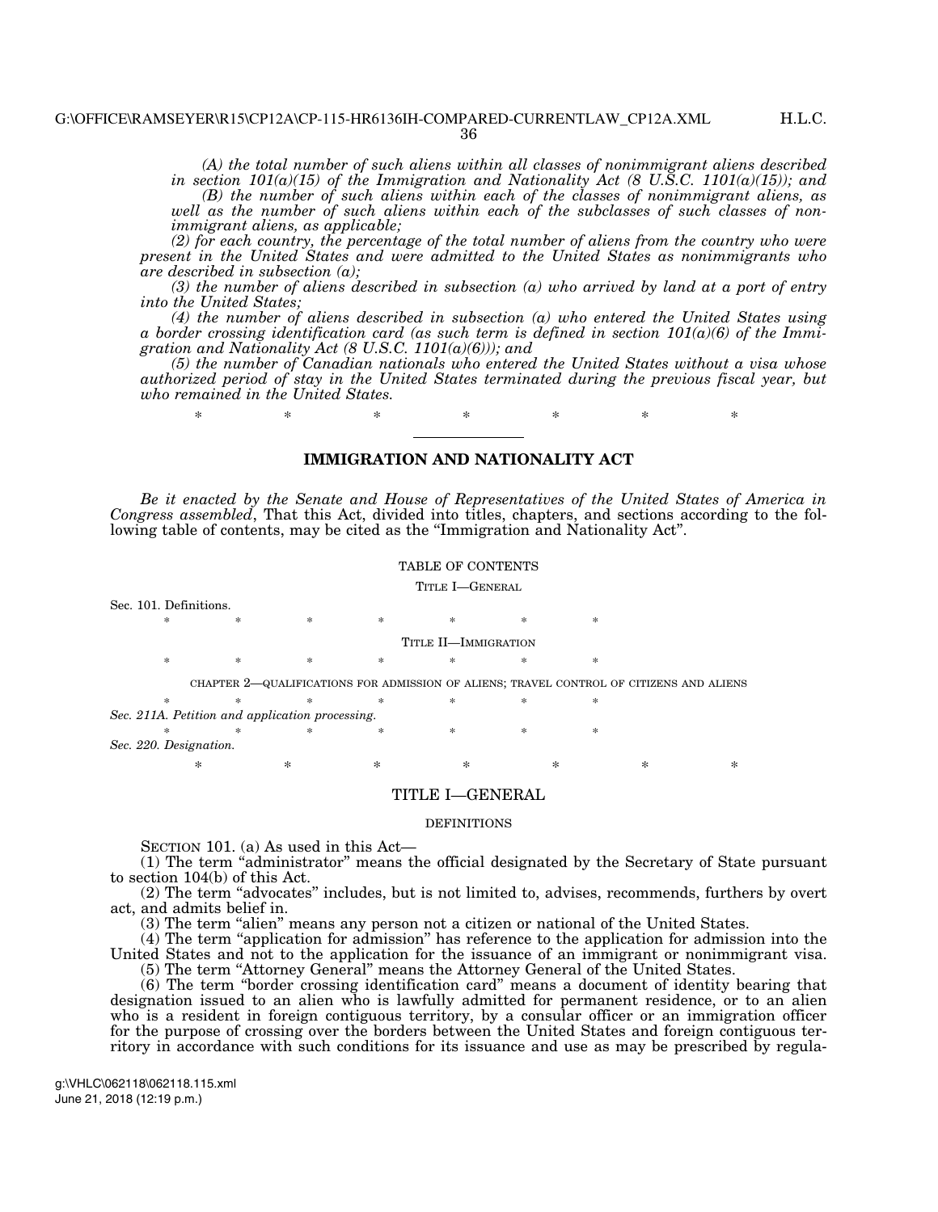*(A) the total number of such aliens within all classes of nonimmigrant aliens described in section 101(a)(15) of the Immigration and Nationality Act (8 U.S.C. 1101(a)(15)); and*

*(B) the number of such aliens within each of the classes of nonimmigrant aliens, as well as the number of such aliens within each of the subclasses of such classes of nonimmigrant aliens, as applicable;*

*(2) for each country, the percentage of the total number of aliens from the country who were present in the United States and were admitted to the United States as nonimmigrants who are described in subsection (a);*

*(3) the number of aliens described in subsection (a) who arrived by land at a port of entry into the United States;*

*(4) the number of aliens described in subsection (a) who entered the United States using a border crossing identification card (as such term is defined in section 101(a)(6) of the Immigration and Nationality Act (8 U.S.C. 1101(a)(6))); and*

*(5) the number of Canadian nationals who entered the United States without a visa whose authorized period of stay in the United States terminated during the previous fiscal year, but who remained in the United States.*

\* \* \* \* \* \* \*

---

## IMMIGRATION AND NATIONALITY ACT

*Be it enacted by the Senate and House of Representatives of the United States of America in Congress assembled*, That this Act, divided into titles, chapters, and sections according to the following table of contents, may be cited as the "Immigration and Nationality Act".

TABLE OF CONTENTS

TITLE I—GENERAL

Sec. 101. Definitions.

\* \* \* \* \* \* \*

TITLE II—IMMIGRATION

\* \* \* \* \* \* \*

CHAPTER 2—QUALIFICATIONS FOR ADMISSION OF ALIENS; TRAVEL CONTROL OF CITIZENS AND ALIENS

\* \* \* \* \* \* \*

*Sec. 211A. Petition and application processing.*

\* \* \* \* \* \* \*

*Sec. 220. Designation.*

\* \* \* \* \* \* \*

### TITLE I—GENERAL

DEFINITIONS

SECTION 101. (a) As used in this Act—

(1) The term "administrator" means the official designated by the Secretary of State pursuant to section 104(b) of this Act.

(2) The term "advocates" includes, but is not limited to, advises, recommends, furthers by overt act, and admits belief in.

(3) The term "alien" means any person not a citizen or national of the United States.

(4) The term "application for admission" has reference to the application for admission into the United States and not to the application for the issuance of an immigrant or nonimmigrant visa.

(5) The term "Attorney General" means the Attorney General of the United States.

(6) The term "border crossing identification card" means a document of identity bearing that designation issued to an alien who is lawfully admitted for permanent residence, or to an alien who is a resident in foreign contiguous territory, by a consular officer or an immigration officer for the purpose of crossing over the borders between the United States and foreign contiguous territory in accordance with such conditions for its issuance and use as may be prescribed by regula-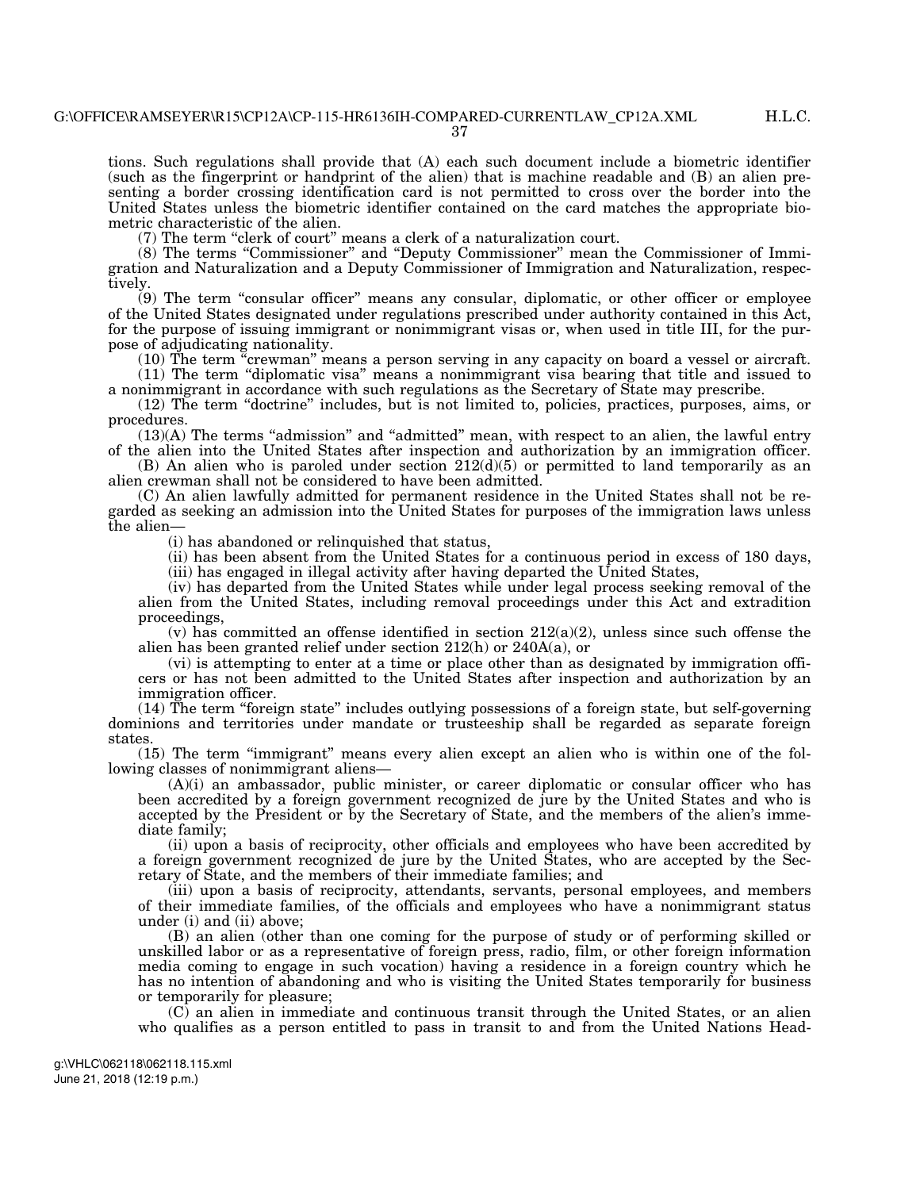tions. Such regulations shall provide that (A) each such document include a biometric identifier (such as the fingerprint or handprint of the alien) that is machine readable and (B) an alien presenting a border crossing identification card is not permitted to cross over the border into the United States unless the biometric identifier contained on the card matches the appropriate biometric characteristic of the alien.

(7) The term "clerk of court" means a clerk of a naturalization court.

(8) The terms "Commissioner" and "Deputy Commissioner" mean the Commissioner of Immigration and Naturalization and a Deputy Commissioner of Immigration and Naturalization, respectively.

(9) The term "consular officer" means any consular, diplomatic, or other officer or employee of the United States designated under regulations prescribed under authority contained in this Act, for the purpose of issuing immigrant or nonimmigrant visas or, when used in title III, for the purpose of adjudicating nationality.

(10) The term "crewman" means a person serving in any capacity on board a vessel or aircraft.

(11) The term "diplomatic visa" means a nonimmigrant visa bearing that title and issued to a nonimmigrant in accordance with such regulations as the Secretary of State may prescribe.

(12) The term "doctrine" includes, but is not limited to, policies, practices, purposes, aims, or procedures.

(13)(A) The terms "admission" and "admitted" mean, with respect to an alien, the lawful entry of the alien into the United States after inspection and authorization by an immigration officer.

(B) An alien who is paroled under section 212(d)(5) or permitted to land temporarily as an alien crewman shall not be considered to have been admitted.

(C) An alien lawfully admitted for permanent residence in the United States shall not be regarded as seeking an admission into the United States for purposes of the immigration laws unless the alien—

(i) has abandoned or relinquished that status,

(ii) has been absent from the United States for a continuous period in excess of 180 days,

(iii) has engaged in illegal activity after having departed the United States,

(iv) has departed from the United States while under legal process seeking removal of the alien from the United States, including removal proceedings under this Act and extradition proceedings,

(v) has committed an offense identified in section 212(a)(2), unless since such offense the alien has been granted relief under section 212(h) or 240A(a), or

(vi) is attempting to enter at a time or place other than as designated by immigration officers or has not been admitted to the United States after inspection and authorization by an immigration officer.

(14) The term "foreign state" includes outlying possessions of a foreign state, but self-governing dominions and territories under mandate or trusteeship shall be regarded as separate foreign states.

(15) The term "immigrant" means every alien except an alien who is within one of the following classes of nonimmigrant aliens—

(A)(i) an ambassador, public minister, or career diplomatic or consular officer who has been accredited by a foreign government recognized de jure by the United States and who is accepted by the President or by the Secretary of State, and the members of the alien's immediate family;

(ii) upon a basis of reciprocity, other officials and employees who have been accredited by a foreign government recognized de jure by the United States, who are accepted by the Secretary of State, and the members of their immediate families; and

(iii) upon a basis of reciprocity, attendants, servants, personal employees, and members of their immediate families, of the officials and employees who have a nonimmigrant status under (i) and (ii) above;

(B) an alien (other than one coming for the purpose of study or of performing skilled or unskilled labor or as a representative of foreign press, radio, film, or other foreign information media coming to engage in such vocation) having a residence in a foreign country which he has no intention of abandoning and who is visiting the United States temporarily for business or temporarily for pleasure;

(C) an alien in immediate and continuous transit through the United States, or an alien who qualifies as a person entitled to pass in transit to and from the United Nations Head-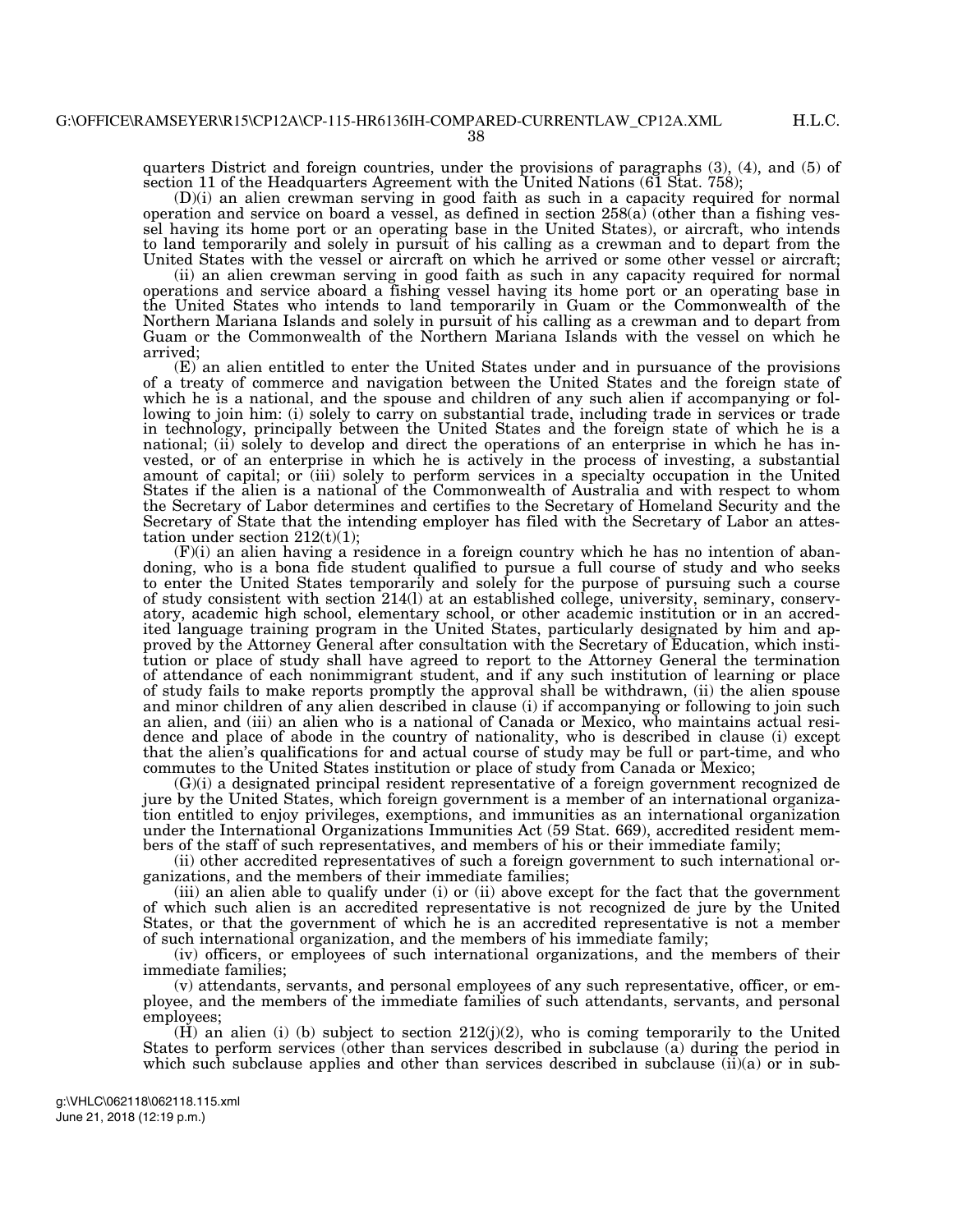quarters District and foreign countries, under the provisions of paragraphs (3), (4), and (5) of section 11 of the Headquarters Agreement with the United Nations (61 Stat. 758);

(D)(i) an alien crewman serving in good faith as such in a capacity required for normal operation and service on board a vessel, as defined in section 258(a) (other than a fishing vessel having its home port or an operating base in the United States), or aircraft, who intends to land temporarily and solely in pursuit of his calling as a crewman and to depart from the United States with the vessel or aircraft on which he arrived or some other vessel or aircraft;

(ii) an alien crewman serving in good faith as such in any capacity required for normal operations and service aboard a fishing vessel having its home port or an operating base in the United States who intends to land temporarily in Guam or the Commonwealth of the Northern Mariana Islands and solely in pursuit of his calling as a crewman and to depart from Guam or the Commonwealth of the Northern Mariana Islands with the vessel on which he arrived;

(E) an alien entitled to enter the United States under and in pursuance of the provisions of a treaty of commerce and navigation between the United States and the foreign state of which he is a national, and the spouse and children of any such alien if accompanying or following to join him: (i) solely to carry on substantial trade, including trade in services or trade in technology, principally between the United States and the foreign state of which he is a national; (ii) solely to develop and direct the operations of an enterprise in which he has invested, or of an enterprise in which he is actively in the process of investing, a substantial amount of capital; or (iii) solely to perform services in a specialty occupation in the United States if the alien is a national of the Commonwealth of Australia and with respect to whom the Secretary of Labor determines and certifies to the Secretary of Homeland Security and the Secretary of State that the intending employer has filed with the Secretary of Labor an attestation under section 212(t)(1);

(F)(i) an alien having a residence in a foreign country which he has no intention of abandoning, who is a bona fide student qualified to pursue a full course of study and who seeks to enter the United States temporarily and solely for the purpose of pursuing such a course of study consistent with section 214(l) at an established college, university, seminary, conservatory, academic high school, elementary school, or other academic institution or in an accredited language training program in the United States, particularly designated by him and approved by the Attorney General after consultation with the Secretary of Education, which institution or place of study shall have agreed to report to the Attorney General the termination of attendance of each nonimmigrant student, and if any such institution of learning or place of study fails to make reports promptly the approval shall be withdrawn, (ii) the alien spouse and minor children of any alien described in clause (i) if accompanying or following to join such an alien, and (iii) an alien who is a national of Canada or Mexico, who maintains actual residence and place of abode in the country of nationality, who is described in clause (i) except that the alien's qualifications for and actual course of study may be full or part-time, and who commutes to the United States institution or place of study from Canada or Mexico;

(G)(i) a designated principal resident representative of a foreign government recognized de jure by the United States, which foreign government is a member of an international organization entitled to enjoy privileges, exemptions, and immunities as an international organization under the International Organizations Immunities Act (59 Stat. 669), accredited resident members of the staff of such representatives, and members of his or their immediate family;

(ii) other accredited representatives of such a foreign government to such international organizations, and the members of their immediate families;

(iii) an alien able to qualify under (i) or (ii) above except for the fact that the government of which such alien is an accredited representative is not recognized de jure by the United States, or that the government of which he is an accredited representative is not a member of such international organization, and the members of his immediate family;

(iv) officers, or employees of such international organizations, and the members of their immediate families;

(v) attendants, servants, and personal employees of any such representative, officer, or employee, and the members of the immediate families of such attendants, servants, and personal employees;

(H) an alien (i) (b) subject to section 212(j)(2), who is coming temporarily to the United States to perform services (other than services described in subclause (a) during the period in which such subclause applies and other than services described in subclause (ii)(a) or in sub-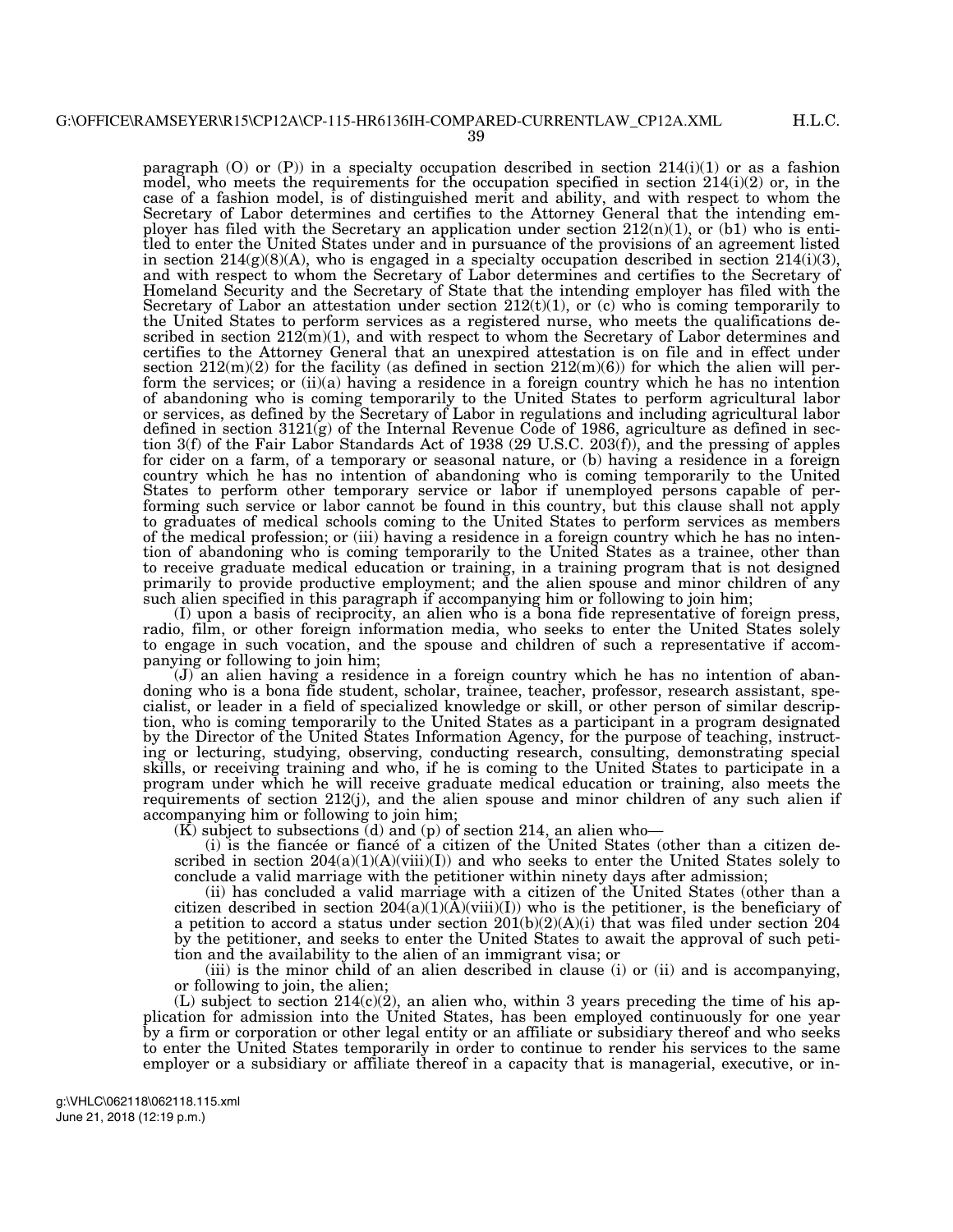paragraph (O) or (P)) in a specialty occupation described in section 214(i)(1) or as a fashion model, who meets the requirements for the occupation specified in section 214(i)(2) or, in the case of a fashion model, is of distinguished merit and ability, and with respect to whom the Secretary of Labor determines and certifies to the Attorney General that the intending employer has filed with the Secretary an application under section 212(n)(1), or (b1) who is entitled to enter the United States under and in pursuance of the provisions of an agreement listed in section 214(g)(8)(A), who is engaged in a specialty occupation described in section 214(i)(3), and with respect to whom the Secretary of Labor determines and certifies to the Secretary of Homeland Security and the Secretary of State that the intending employer has filed with the Secretary of Labor an attestation under section 212(t)(1), or (c) who is coming temporarily to the United States to perform services as a registered nurse, who meets the qualifications described in section 212(m)(1), and with respect to whom the Secretary of Labor determines and certifies to the Attorney General that an unexpired attestation is on file and in effect under section 212(m)(2) for the facility (as defined in section 212(m)(6)) for which the alien will perform the services; or (ii)(a) having a residence in a foreign country which he has no intention of abandoning who is coming temporarily to the United States to perform agricultural labor or services, as defined by the Secretary of Labor in regulations and including agricultural labor defined in section 3121(g) of the Internal Revenue Code of 1986, agriculture as defined in section 3(f) of the Fair Labor Standards Act of 1938 (29 U.S.C. 203(f)), and the pressing of apples for cider on a farm, of a temporary or seasonal nature, or (b) having a residence in a foreign country which he has no intention of abandoning who is coming temporarily to the United States to perform other temporary service or labor if unemployed persons capable of performing such service or labor cannot be found in this country, but this clause shall not apply to graduates of medical schools coming to the United States to perform services as members of the medical profession; or (iii) having a residence in a foreign country which he has no intention of abandoning who is coming temporarily to the United States as a trainee, other than to receive graduate medical education or training, in a training program that is not designed primarily to provide productive employment; and the alien spouse and minor children of any such alien specified in this paragraph if accompanying him or following to join him;

(I) upon a basis of reciprocity, an alien who is a bona fide representative of foreign press, radio, film, or other foreign information media, who seeks to enter the United States solely to engage in such vocation, and the spouse and children of such a representative if accompanying or following to join him;

(J) an alien having a residence in a foreign country which he has no intention of abandoning who is a bona fide student, scholar, trainee, teacher, professor, research assistant, specialist, or leader in a field of specialized knowledge or skill, or other person of similar description, who is coming temporarily to the United States as a participant in a program designated by the Director of the United States Information Agency, for the purpose of teaching, instructing or lecturing, studying, observing, conducting research, consulting, demonstrating special skills, or receiving training and who, if he is coming to the United States to participate in a program under which he will receive graduate medical education or training, also meets the requirements of section 212(j), and the alien spouse and minor children of any such alien if accompanying him or following to join him;

(K) subject to subsections (d) and (p) of section 214, an alien who—

(i) is the fiancée or fiancé of a citizen of the United States (other than a citizen described in section 204(a)(1)(A)(viii)(I)) and who seeks to enter the United States solely to conclude a valid marriage with the petitioner within ninety days after admission;

(ii) has concluded a valid marriage with a citizen of the United States (other than a citizen described in section 204(a)(1)(A)(viii)(I)) who is the petitioner, is the beneficiary of a petition to accord a status under section 201(b)(2)(A)(i) that was filed under section 204 by the petitioner, and seeks to enter the United States to await the approval of such petition and the availability to the alien of an immigrant visa; or

(iii) is the minor child of an alien described in clause (i) or (ii) and is accompanying, or following to join, the alien;

(L) subject to section 214(c)(2), an alien who, within 3 years preceding the time of his application for admission into the United States, has been employed continuously for one year by a firm or corporation or other legal entity or an affiliate or subsidiary thereof and who seeks to enter the United States temporarily in order to continue to render his services to the same employer or a subsidiary or affiliate thereof in a capacity that is managerial, executive, or in-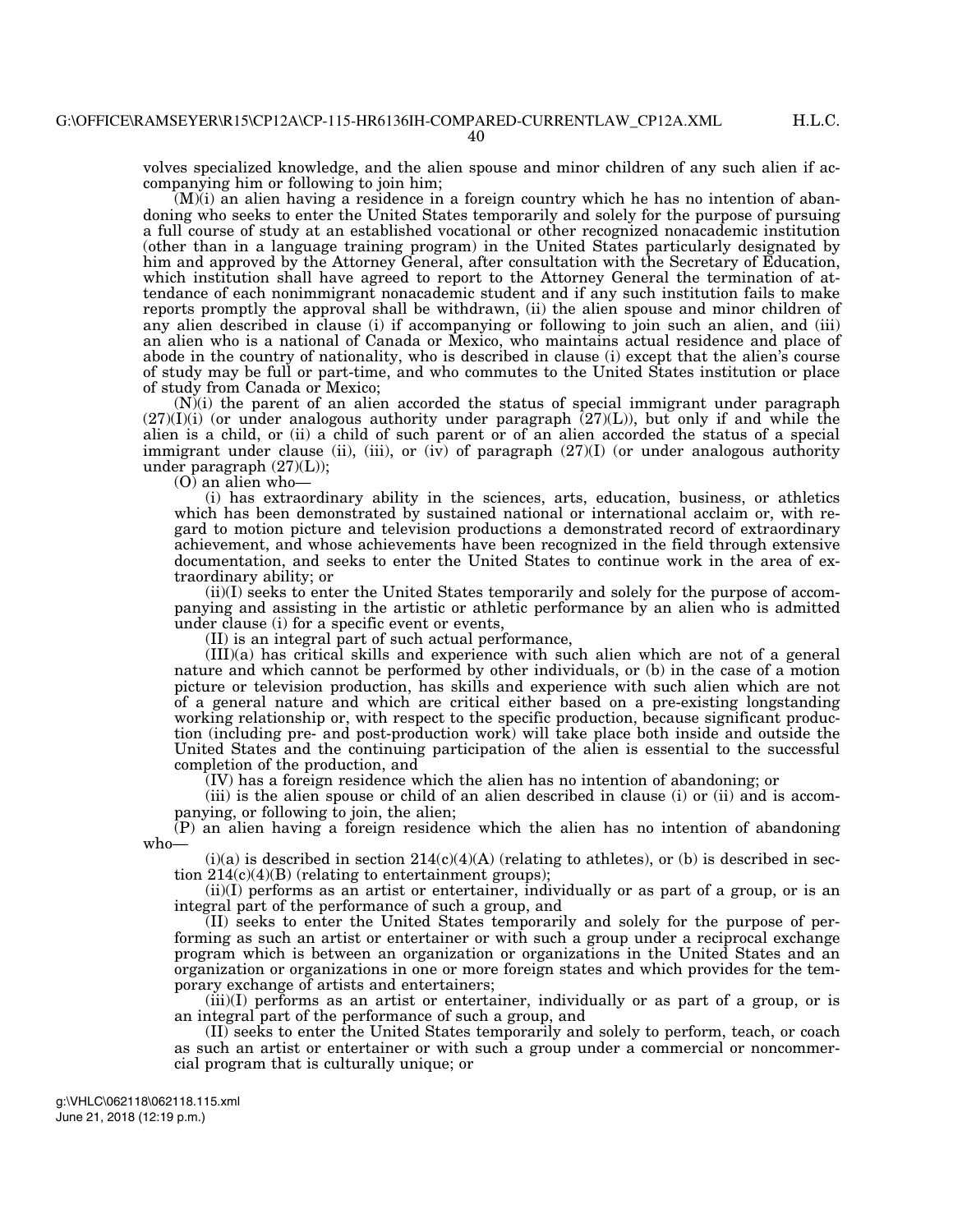volves specialized knowledge, and the alien spouse and minor children of any such alien if accompanying him or following to join him;

(M)(i) an alien having a residence in a foreign country which he has no intention of abandoning who seeks to enter the United States temporarily and solely for the purpose of pursuing a full course of study at an established vocational or other recognized nonacademic institution (other than in a language training program) in the United States particularly designated by him and approved by the Attorney General, after consultation with the Secretary of Education, which institution shall have agreed to report to the Attorney General the termination of attendance of each nonimmigrant nonacademic student and if any such institution fails to make reports promptly the approval shall be withdrawn, (ii) the alien spouse and minor children of any alien described in clause (i) if accompanying or following to join such an alien, and (iii) an alien who is a national of Canada or Mexico, who maintains actual residence and place of abode in the country of nationality, who is described in clause (i) except that the alien's course of study may be full or part-time, and who commutes to the United States institution or place of study from Canada or Mexico;

(N)(i) the parent of an alien accorded the status of special immigrant under paragraph (27)(I)(i) (or under analogous authority under paragraph (27)(L)), but only if and while the alien is a child, or (ii) a child of such parent or of an alien accorded the status of a special immigrant under clause (ii), (iii), or (iv) of paragraph (27)(I) (or under analogous authority under paragraph (27)(L));

(O) an alien who—

(i) has extraordinary ability in the sciences, arts, education, business, or athletics which has been demonstrated by sustained national or international acclaim or, with regard to motion picture and television productions a demonstrated record of extraordinary achievement, and whose achievements have been recognized in the field through extensive documentation, and seeks to enter the United States to continue work in the area of extraordinary ability; or

(ii)(I) seeks to enter the United States temporarily and solely for the purpose of accompanying and assisting in the artistic or athletic performance by an alien who is admitted under clause (i) for a specific event or events,

(II) is an integral part of such actual performance,

(III)(a) has critical skills and experience with such alien which are not of a general nature and which cannot be performed by other individuals, or (b) in the case of a motion picture or television production, has skills and experience with such alien which are not of a general nature and which are critical either based on a pre-existing longstanding working relationship or, with respect to the specific production, because significant production (including pre- and post-production work) will take place both inside and outside the United States and the continuing participation of the alien is essential to the successful completion of the production, and

(IV) has a foreign residence which the alien has no intention of abandoning; or

(iii) is the alien spouse or child of an alien described in clause (i) or (ii) and is accompanying, or following to join, the alien;

(P) an alien having a foreign residence which the alien has no intention of abandoning who—

(i)(a) is described in section 214(c)(4)(A) (relating to athletes), or (b) is described in section 214(c)(4)(B) (relating to entertainment groups);

(ii)(I) performs as an artist or entertainer, individually or as part of a group, or is an integral part of the performance of such a group, and

(II) seeks to enter the United States temporarily and solely for the purpose of performing as such an artist or entertainer or with such a group under a reciprocal exchange program which is between an organization or organizations in the United States and an organization or organizations in one or more foreign states and which provides for the temporary exchange of artists and entertainers;

(iii)(I) performs as an artist or entertainer, individually or as part of a group, or is an integral part of the performance of such a group, and

(II) seeks to enter the United States temporarily and solely to perform, teach, or coach as such an artist or entertainer or with such a group under a commercial or noncommercial program that is culturally unique; or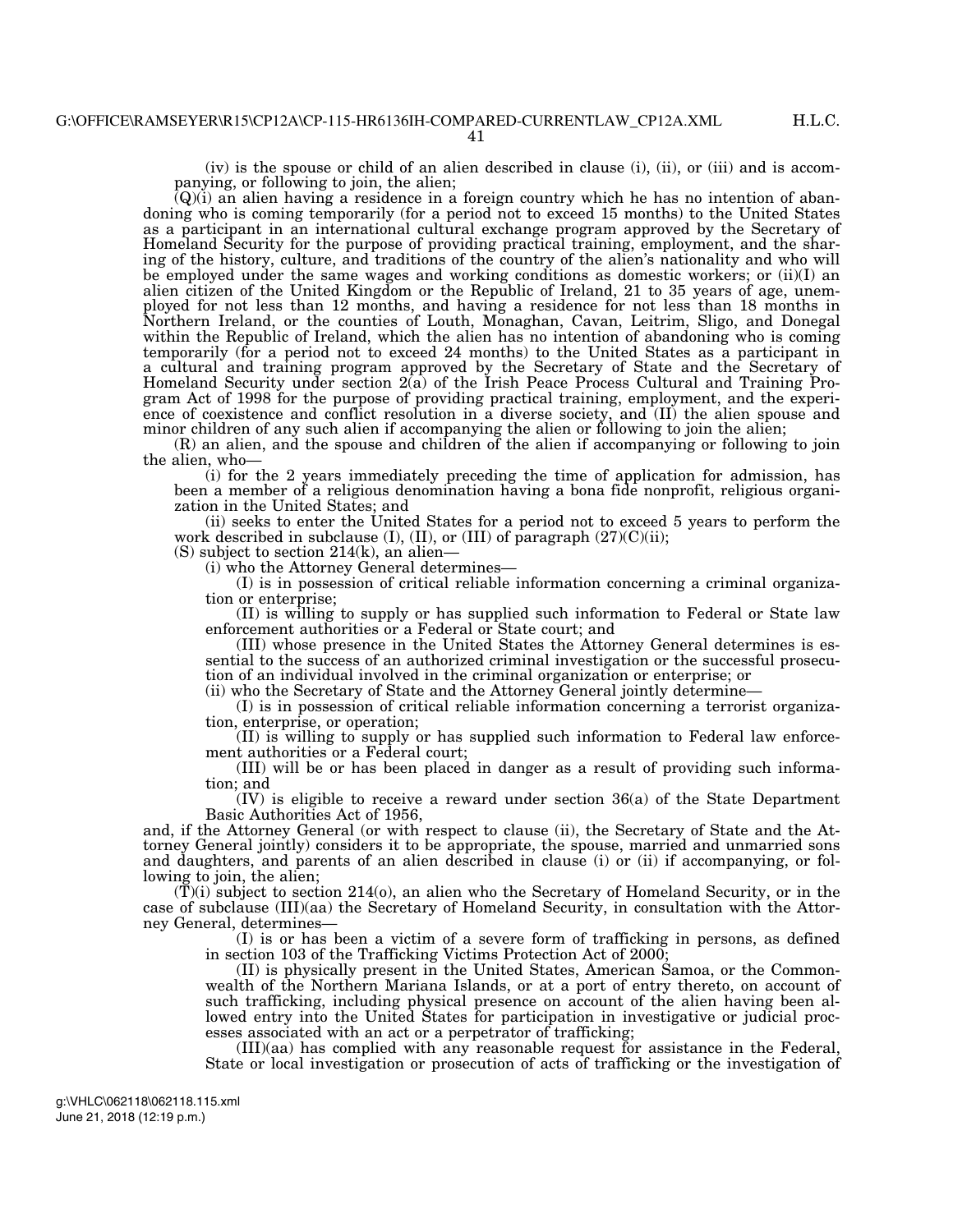(iv) is the spouse or child of an alien described in clause (i), (ii), or (iii) and is accompanying, or following to join, the alien;

(Q)(i) an alien having a residence in a foreign country which he has no intention of abandoning who is coming temporarily (for a period not to exceed 15 months) to the United States as a participant in an international cultural exchange program approved by the Secretary of Homeland Security for the purpose of providing practical training, employment, and the sharing of the history, culture, and traditions of the country of the alien's nationality and who will be employed under the same wages and working conditions as domestic workers; or (ii)(I) an alien citizen of the United Kingdom or the Republic of Ireland, 21 to 35 years of age, unemployed for not less than 12 months, and having a residence for not less than 18 months in Northern Ireland, or the counties of Louth, Monaghan, Cavan, Leitrim, Sligo, and Donegal within the Republic of Ireland, which the alien has no intention of abandoning who is coming temporarily (for a period not to exceed 24 months) to the United States as a participant in a cultural and training program approved by the Secretary of State and the Secretary of Homeland Security under section 2(a) of the Irish Peace Process Cultural and Training Program Act of 1998 for the purpose of providing practical training, employment, and the experience of coexistence and conflict resolution in a diverse society, and (II) the alien spouse and minor children of any such alien if accompanying the alien or following to join the alien;

(R) an alien, and the spouse and children of the alien if accompanying or following to join the alien, who—

(i) for the 2 years immediately preceding the time of application for admission, has been a member of a religious denomination having a bona fide nonprofit, religious organization in the United States; and

(ii) seeks to enter the United States for a period not to exceed 5 years to perform the work described in subclause (I), (II), or (III) of paragraph (27)(C)(ii);

(S) subject to section 214(k), an alien—

(i) who the Attorney General determines—

(I) is in possession of critical reliable information concerning a criminal organization or enterprise;

(II) is willing to supply or has supplied such information to Federal or State law enforcement authorities or a Federal or State court; and

(III) whose presence in the United States the Attorney General determines is essential to the success of an authorized criminal investigation or the successful prosecution of an individual involved in the criminal organization or enterprise; or

(ii) who the Secretary of State and the Attorney General jointly determine—

(I) is in possession of critical reliable information concerning a terrorist organization, enterprise, or operation;

(II) is willing to supply or has supplied such information to Federal law enforcement authorities or a Federal court;

(III) will be or has been placed in danger as a result of providing such information; and

(IV) is eligible to receive a reward under section 36(a) of the State Department Basic Authorities Act of 1956,

and, if the Attorney General (or with respect to clause (ii), the Secretary of State and the Attorney General jointly) considers it to be appropriate, the spouse, married and unmarried sons and daughters, and parents of an alien described in clause (i) or (ii) if accompanying, or following to join, the alien;

(T)(i) subject to section 214(o), an alien who the Secretary of Homeland Security, or in the case of subclause (III)(aa) the Secretary of Homeland Security, in consultation with the Attorney General, determines—

(I) is or has been a victim of a severe form of trafficking in persons, as defined in section 103 of the Trafficking Victims Protection Act of 2000;

(II) is physically present in the United States, American Samoa, or the Commonwealth of the Northern Mariana Islands, or at a port of entry thereto, on account of such trafficking, including physical presence on account of the alien having been allowed entry into the United States for participation in investigative or judicial processes associated with an act or a perpetrator of trafficking;

(III)(aa) has complied with any reasonable request for assistance in the Federal, State or local investigation or prosecution of acts of trafficking or the investigation of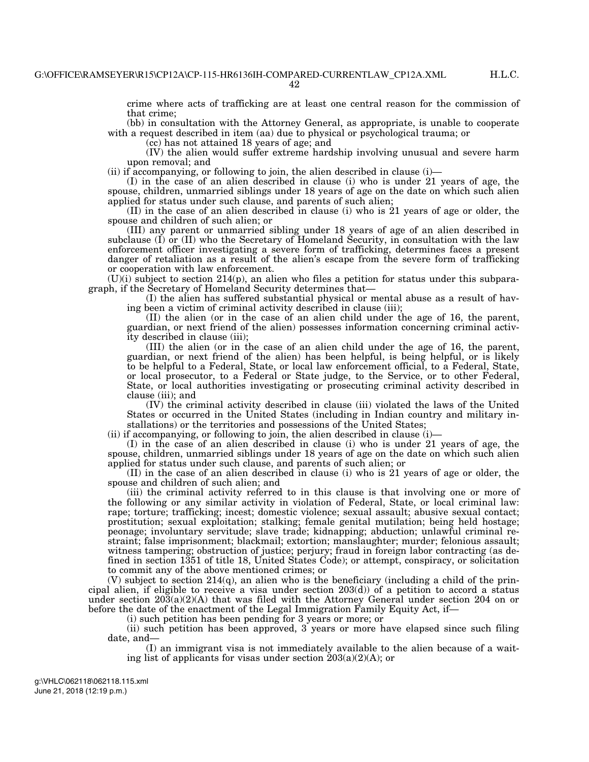crime where acts of trafficking are at least one central reason for the commission of that crime;

(bb) in consultation with the Attorney General, as appropriate, is unable to cooperate with a request described in item (aa) due to physical or psychological trauma; or

(cc) has not attained 18 years of age; and

(IV) the alien would suffer extreme hardship involving unusual and severe harm upon removal; and

(ii) if accompanying, or following to join, the alien described in clause (i)—

(I) in the case of an alien described in clause (i) who is under 21 years of age, the spouse, children, unmarried siblings under 18 years of age on the date on which such alien applied for status under such clause, and parents of such alien;

(II) in the case of an alien described in clause (i) who is 21 years of age or older, the spouse and children of such alien; or

(III) any parent or unmarried sibling under 18 years of age of an alien described in subclause (I) or (II) who the Secretary of Homeland Security, in consultation with the law enforcement officer investigating a severe form of trafficking, determines faces a present danger of retaliation as a result of the alien's escape from the severe form of trafficking or cooperation with law enforcement.

(U)(i) subject to section 214(p), an alien who files a petition for status under this subparagraph, if the Secretary of Homeland Security determines that—

(I) the alien has suffered substantial physical or mental abuse as a result of having been a victim of criminal activity described in clause (iii);

(II) the alien (or in the case of an alien child under the age of 16, the parent, guardian, or next friend of the alien) possesses information concerning criminal activity described in clause (iii);

(III) the alien (or in the case of an alien child under the age of 16, the parent, guardian, or next friend of the alien) has been helpful, is being helpful, or is likely to be helpful to a Federal, State, or local law enforcement official, to a Federal, State, or local prosecutor, to a Federal or State judge, to the Service, or to other Federal, State, or local authorities investigating or prosecuting criminal activity described in clause (iii); and

(IV) the criminal activity described in clause (iii) violated the laws of the United States or occurred in the United States (including in Indian country and military installations) or the territories and possessions of the United States;

(ii) if accompanying, or following to join, the alien described in clause (i)—

(I) in the case of an alien described in clause (i) who is under 21 years of age, the spouse, children, unmarried siblings under 18 years of age on the date on which such alien applied for status under such clause, and parents of such alien; or

(II) in the case of an alien described in clause (i) who is 21 years of age or older, the spouse and children of such alien; and

(iii) the criminal activity referred to in this clause is that involving one or more of the following or any similar activity in violation of Federal, State, or local criminal law: rape; torture; trafficking; incest; domestic violence; sexual assault; abusive sexual contact; prostitution; sexual exploitation; stalking; female genital mutilation; being held hostage; peonage; involuntary servitude; slave trade; kidnapping; abduction; unlawful criminal restraint; false imprisonment; blackmail; extortion; manslaughter; murder; felonious assault; witness tampering; obstruction of justice; perjury; fraud in foreign labor contracting (as defined in section 1351 of title 18, United States Code); or attempt, conspiracy, or solicitation to commit any of the above mentioned crimes; or

(V) subject to section 214(q), an alien who is the beneficiary (including a child of the principal alien, if eligible to receive a visa under section 203(d)) of a petition to accord a status under section 203(a)(2)(A) that was filed with the Attorney General under section 204 on or before the date of the enactment of the Legal Immigration Family Equity Act, if—

(i) such petition has been pending for 3 years or more; or

(ii) such petition has been approved, 3 years or more have elapsed since such filing date, and—

(I) an immigrant visa is not immediately available to the alien because of a waiting list of applicants for visas under section 203(a)(2)(A); or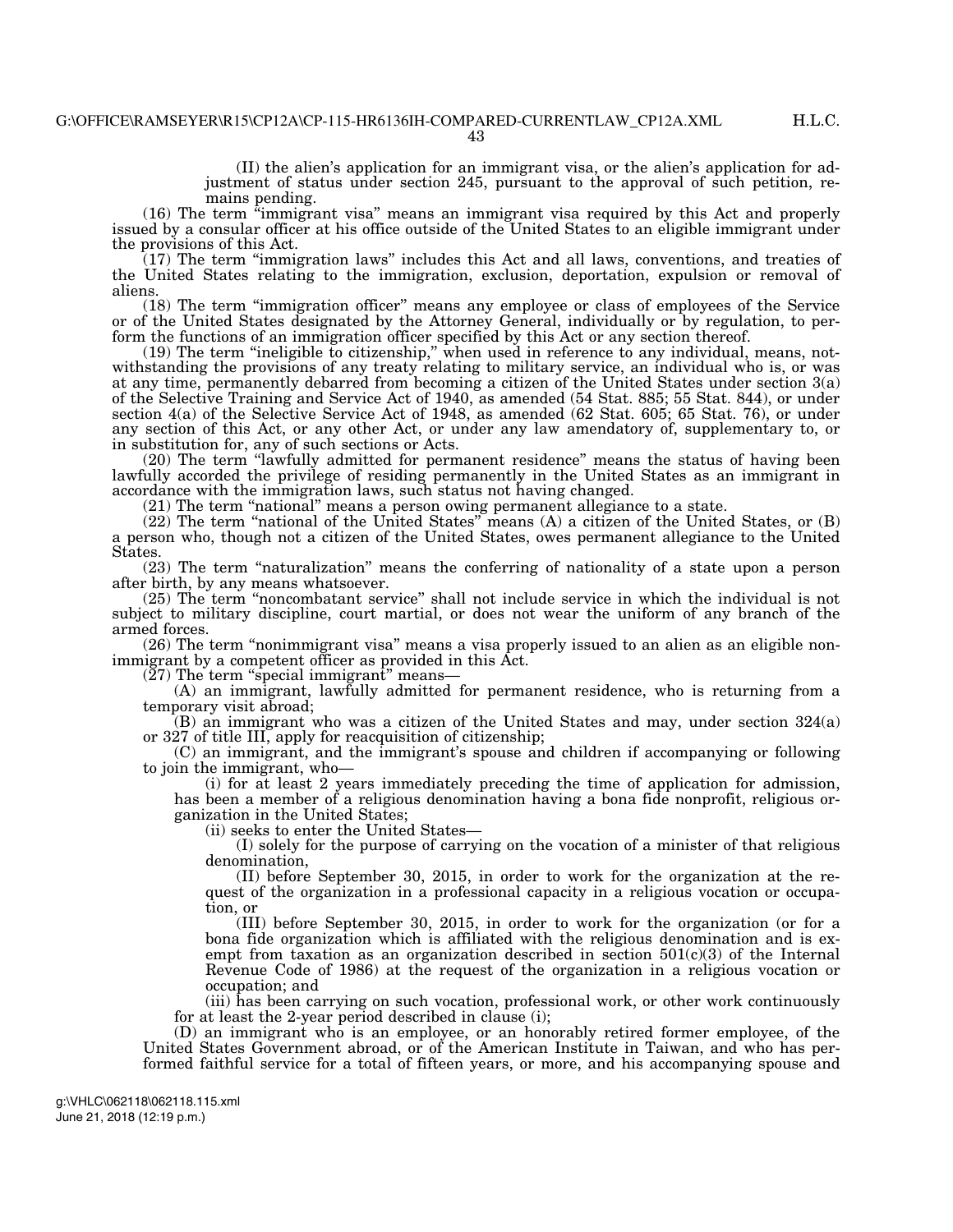(II) the alien's application for an immigrant visa, or the alien's application for adjustment of status under section 245, pursuant to the approval of such petition, remains pending.

(16) The term "immigrant visa" means an immigrant visa required by this Act and properly issued by a consular officer at his office outside of the United States to an eligible immigrant under the provisions of this Act.

(17) The term "immigration laws" includes this Act and all laws, conventions, and treaties of the United States relating to the immigration, exclusion, deportation, expulsion or removal of aliens.

(18) The term "immigration officer" means any employee or class of employees of the Service or of the United States designated by the Attorney General, individually or by regulation, to perform the functions of an immigration officer specified by this Act or any section thereof.

(19) The term "ineligible to citizenship," when used in reference to any individual, means, notwithstanding the provisions of any treaty relating to military service, an individual who is, or was at any time, permanently debarred from becoming a citizen of the United States under section 3(a) of the Selective Training and Service Act of 1940, as amended (54 Stat. 885; 55 Stat. 844), or under section 4(a) of the Selective Service Act of 1948, as amended (62 Stat. 605; 65 Stat. 76), or under any section of this Act, or any other Act, or under any law amendatory of, supplementary to, or in substitution for, any of such sections or Acts.

(20) The term "lawfully admitted for permanent residence" means the status of having been lawfully accorded the privilege of residing permanently in the United States as an immigrant in accordance with the immigration laws, such status not having changed.

(21) The term "national" means a person owing permanent allegiance to a state.

(22) The term "national of the United States" means (A) a citizen of the United States, or (B) a person who, though not a citizen of the United States, owes permanent allegiance to the United States.

(23) The term "naturalization" means the conferring of nationality of a state upon a person after birth, by any means whatsoever.

(25) The term "noncombatant service" shall not include service in which the individual is not subject to military discipline, court martial, or does not wear the uniform of any branch of the armed forces.

(26) The term "nonimmigrant visa" means a visa properly issued to an alien as an eligible nonimmigrant by a competent officer as provided in this Act.

(27) The term "special immigrant" means—

(A) an immigrant, lawfully admitted for permanent residence, who is returning from a temporary visit abroad;

(B) an immigrant who was a citizen of the United States and may, under section 324(a) or 327 of title III, apply for reacquisition of citizenship;

(C) an immigrant, and the immigrant's spouse and children if accompanying or following to join the immigrant, who—

(i) for at least 2 years immediately preceding the time of application for admission, has been a member of a religious denomination having a bona fide nonprofit, religious organization in the United States;

(ii) seeks to enter the United States—

(I) solely for the purpose of carrying on the vocation of a minister of that religious denomination,

(II) before September 30, 2015, in order to work for the organization at the request of the organization in a professional capacity in a religious vocation or occupation, or

(III) before September 30, 2015, in order to work for the organization (or for a bona fide organization which is affiliated with the religious denomination and is exempt from taxation as an organization described in section 501(c)(3) of the Internal Revenue Code of 1986) at the request of the organization in a religious vocation or occupation; and

(iii) has been carrying on such vocation, professional work, or other work continuously for at least the 2-year period described in clause (i);

(D) an immigrant who is an employee, or an honorably retired former employee, of the United States Government abroad, or of the American Institute in Taiwan, and who has performed faithful service for a total of fifteen years, or more, and his accompanying spouse and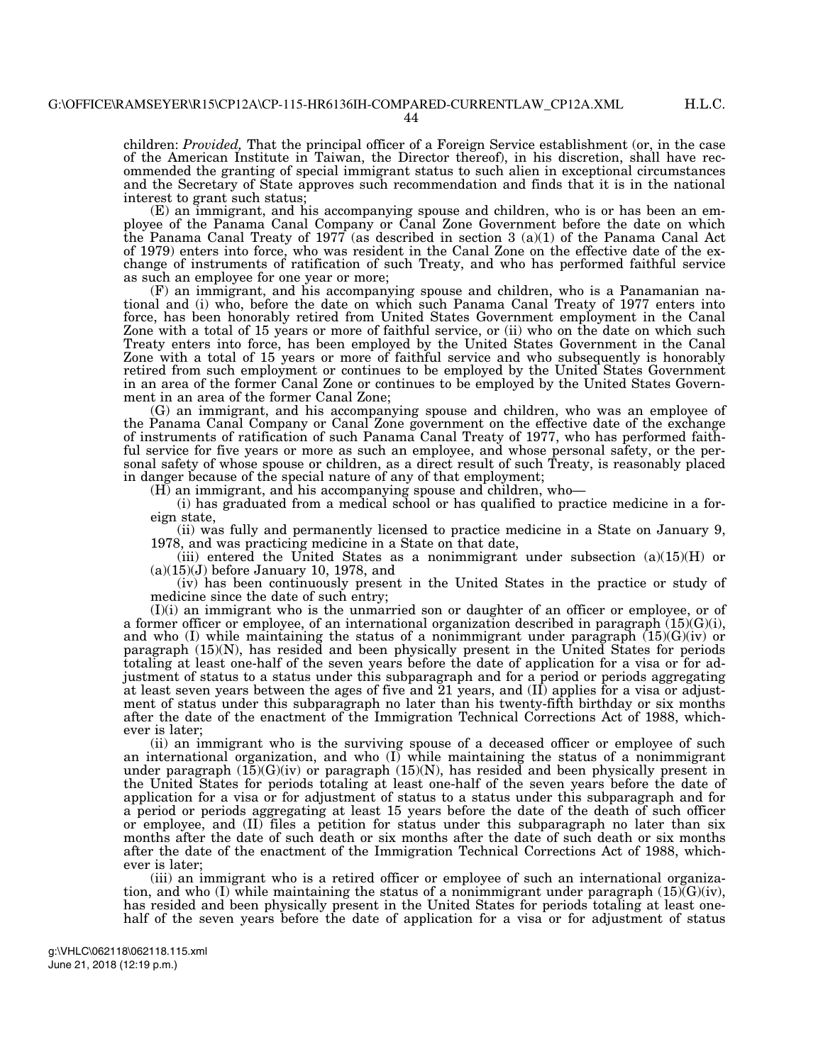children: *Provided,* That the principal officer of a Foreign Service establishment (or, in the case of the American Institute in Taiwan, the Director thereof), in his discretion, shall have recommended the granting of special immigrant status to such alien in exceptional circumstances and the Secretary of State approves such recommendation and finds that it is in the national interest to grant such status;

(E) an immigrant, and his accompanying spouse and children, who is or has been an employee of the Panama Canal Company or Canal Zone Government before the date on which the Panama Canal Treaty of 1977 (as described in section 3 (a)(1) of the Panama Canal Act of 1979) enters into force, who was resident in the Canal Zone on the effective date of the exchange of instruments of ratification of such Treaty, and who has performed faithful service as such an employee for one year or more;

(F) an immigrant, and his accompanying spouse and children, who is a Panamanian national and (i) who, before the date on which such Panama Canal Treaty of 1977 enters into force, has been honorably retired from United States Government employment in the Canal Zone with a total of 15 years or more of faithful service, or (ii) who on the date on which such Treaty enters into force, has been employed by the United States Government in the Canal Zone with a total of 15 years or more of faithful service and who subsequently is honorably retired from such employment or continues to be employed by the United States Government in an area of the former Canal Zone or continues to be employed by the United States Government in an area of the former Canal Zone;

(G) an immigrant, and his accompanying spouse and children, who was an employee of the Panama Canal Company or Canal Zone government on the effective date of the exchange of instruments of ratification of such Panama Canal Treaty of 1977, who has performed faithful service for five years or more as such an employee, and whose personal safety, or the personal safety of whose spouse or children, as a direct result of such Treaty, is reasonably placed in danger because of the special nature of any of that employment;

(H) an immigrant, and his accompanying spouse and children, who—

(i) has graduated from a medical school or has qualified to practice medicine in a foreign state,

(ii) was fully and permanently licensed to practice medicine in a State on January 9, 1978, and was practicing medicine in a State on that date,

(iii) entered the United States as a nonimmigrant under subsection (a)(15)(H) or (a)(15)(J) before January 10, 1978, and

(iv) has been continuously present in the United States in the practice or study of medicine since the date of such entry;

(I)(i) an immigrant who is the unmarried son or daughter of an officer or employee, or of a former officer or employee, of an international organization described in paragraph (15)(G)(i), and who (I) while maintaining the status of a nonimmigrant under paragraph (15)(G)(iv) or paragraph (15)(N), has resided and been physically present in the United States for periods totaling at least one-half of the seven years before the date of application for a visa or for adjustment of status to a status under this subparagraph and for a period or periods aggregating at least seven years between the ages of five and 21 years, and (II) applies for a visa or adjustment of status under this subparagraph no later than his twenty-fifth birthday or six months after the date of the enactment of the Immigration Technical Corrections Act of 1988, whichever is later;

(ii) an immigrant who is the surviving spouse of a deceased officer or employee of such an international organization, and who (I) while maintaining the status of a nonimmigrant under paragraph (15)(G)(iv) or paragraph (15)(N), has resided and been physically present in the United States for periods totaling at least one-half of the seven years before the date of application for a visa or for adjustment of status to a status under this subparagraph and for a period or periods aggregating at least 15 years before the date of the death of such officer or employee, and (II) files a petition for status under this subparagraph no later than six months after the date of such death or six months after the date of such death or six months after the date of the enactment of the Immigration Technical Corrections Act of 1988, whichever is later;

(iii) an immigrant who is a retired officer or employee of such an international organization, and who (I) while maintaining the status of a nonimmigrant under paragraph (15)(G)(iv), has resided and been physically present in the United States for periods totaling at least one-half of the seven years before the date of application for a visa or for adjustment of status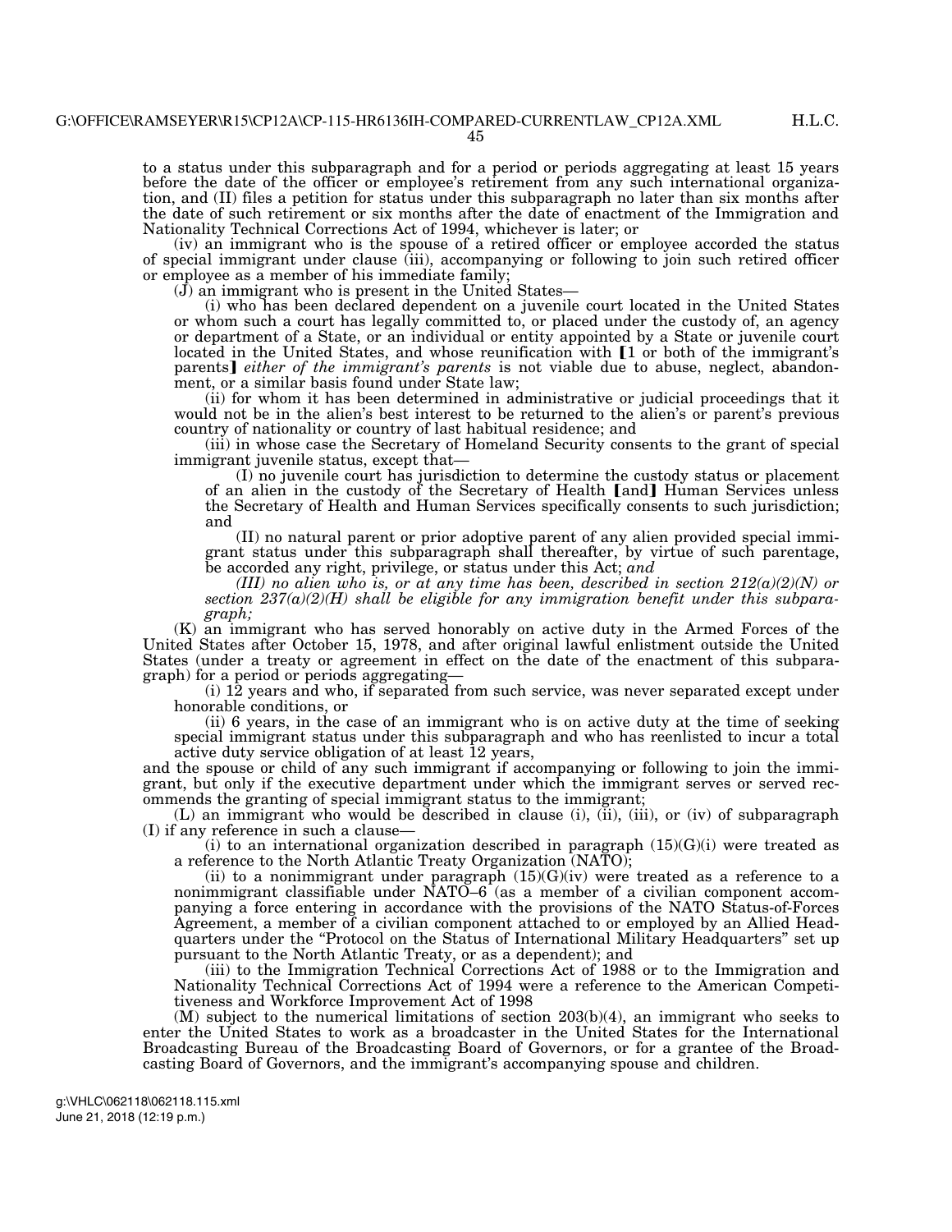to a status under this subparagraph and for a period or periods aggregating at least 15 years before the date of the officer or employee's retirement from any such international organization, and (II) files a petition for status under this subparagraph no later than six months after the date of such retirement or six months after the date of enactment of the Immigration and Nationality Technical Corrections Act of 1994, whichever is later; or

(iv) an immigrant who is the spouse of a retired officer or employee accorded the status of special immigrant under clause (iii), accompanying or following to join such retired officer or employee as a member of his immediate family;

(J) an immigrant who is present in the United States—

(i) who has been declared dependent on a juvenile court located in the United States or whom such a court has legally committed to, or placed under the custody of, an agency or department of a State, or an individual or entity appointed by a State or juvenile court located in the United States, and whose reunification with 【1 or both of the immigrant's parents】 *either of the immigrant's parents* is not viable due to abuse, neglect, abandonment, or a similar basis found under State law;

(ii) for whom it has been determined in administrative or judicial proceedings that it would not be in the alien's best interest to be returned to the alien's or parent's previous country of nationality or country of last habitual residence; and

(iii) in whose case the Secretary of Homeland Security consents to the grant of special immigrant juvenile status, except that—

(I) no juvenile court has jurisdiction to determine the custody status or placement of an alien in the custody of the Secretary of Health 【and】 Human Services unless the Secretary of Health and Human Services specifically consents to such jurisdiction; and

(II) no natural parent or prior adoptive parent of any alien provided special immigrant status under this subparagraph shall thereafter, by virtue of such parentage, be accorded any right, privilege, or status under this Act; *and*

*(III) no alien who is, or at any time has been, described in section 212(a)(2)(N) or section 237(a)(2)(H) shall be eligible for any immigration benefit under this subparagraph;*

(K) an immigrant who has served honorably on active duty in the Armed Forces of the United States after October 15, 1978, and after original lawful enlistment outside the United States (under a treaty or agreement in effect on the date of the enactment of this subparagraph) for a period or periods aggregating—

(i) 12 years and who, if separated from such service, was never separated except under honorable conditions, or

(ii) 6 years, in the case of an immigrant who is on active duty at the time of seeking special immigrant status under this subparagraph and who has reenlisted to incur a total active duty service obligation of at least 12 years,

and the spouse or child of any such immigrant if accompanying or following to join the immigrant, but only if the executive department under which the immigrant serves or served recommends the granting of special immigrant status to the immigrant;

(L) an immigrant who would be described in clause (i), (ii), (iii), or (iv) of subparagraph (I) if any reference in such a clause—

(i) to an international organization described in paragraph (15)(G)(i) were treated as a reference to the North Atlantic Treaty Organization (NATO);

(ii) to a nonimmigrant under paragraph (15)(G)(iv) were treated as a reference to a nonimmigrant classifiable under NATO–6 (as a member of a civilian component accompanying a force entering in accordance with the provisions of the NATO Status-of-Forces Agreement, a member of a civilian component attached to or employed by an Allied Headquarters under the "Protocol on the Status of International Military Headquarters" set up pursuant to the North Atlantic Treaty, or as a dependent); and

(iii) to the Immigration Technical Corrections Act of 1988 or to the Immigration and Nationality Technical Corrections Act of 1994 were a reference to the American Competitiveness and Workforce Improvement Act of 1998

(M) subject to the numerical limitations of section 203(b)(4), an immigrant who seeks to enter the United States to work as a broadcaster in the United States for the International Broadcasting Bureau of the Broadcasting Board of Governors, or for a grantee of the Broadcasting Board of Governors, and the immigrant's accompanying spouse and children.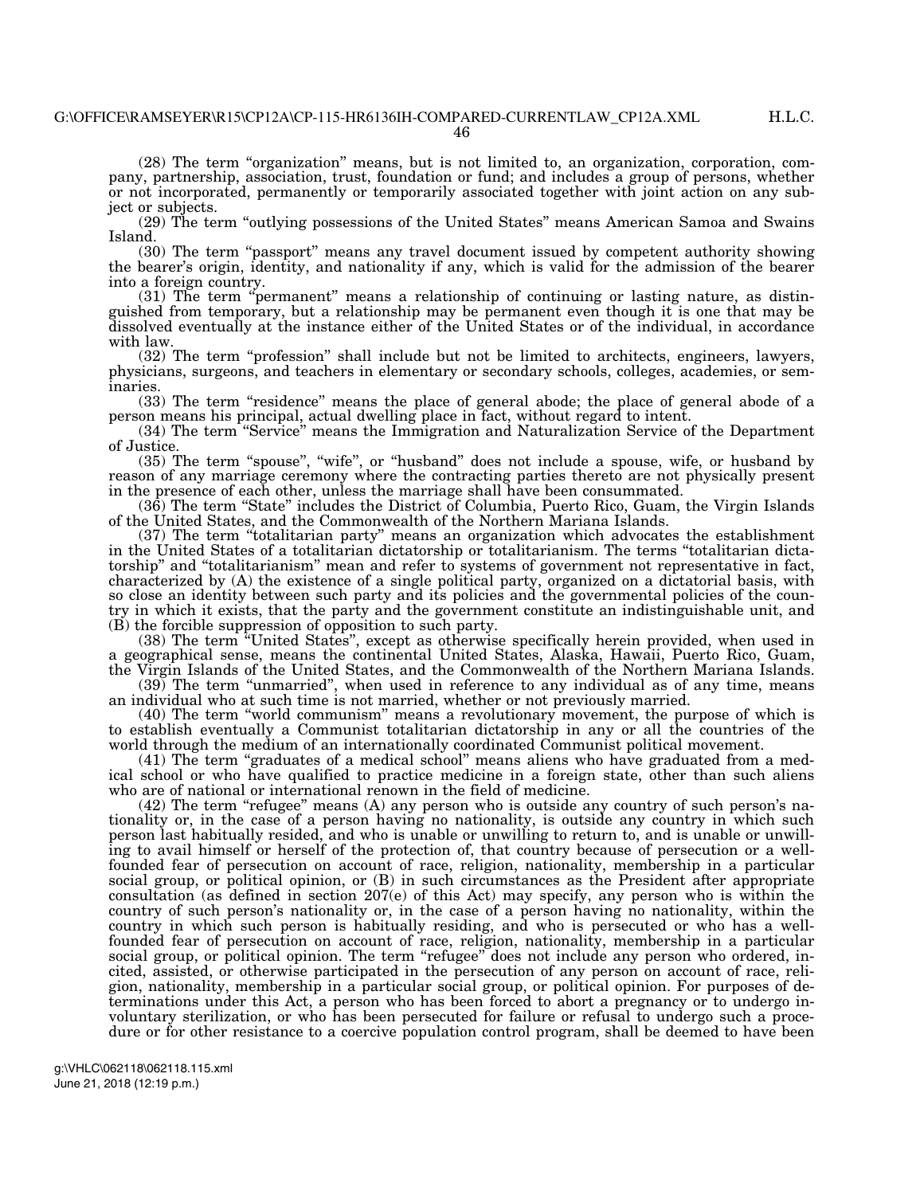(28) The term "organization" means, but is not limited to, an organization, corporation, company, partnership, association, trust, foundation or fund; and includes a group of persons, whether or not incorporated, permanently or temporarily associated together with joint action on any subject or subjects.

(29) The term "outlying possessions of the United States" means American Samoa and Swains Island.

(30) The term "passport" means any travel document issued by competent authority showing the bearer's origin, identity, and nationality if any, which is valid for the admission of the bearer into a foreign country.

(31) The term "permanent" means a relationship of continuing or lasting nature, as distinguished from temporary, but a relationship may be permanent even though it is one that may be dissolved eventually at the instance either of the United States or of the individual, in accordance with law.

(32) The term "profession" shall include but not be limited to architects, engineers, lawyers, physicians, surgeons, and teachers in elementary or secondary schools, colleges, academies, or seminaries.

(33) The term "residence" means the place of general abode; the place of general abode of a person means his principal, actual dwelling place in fact, without regard to intent.

(34) The term "Service" means the Immigration and Naturalization Service of the Department of Justice.

(35) The term "spouse", "wife", or "husband" does not include a spouse, wife, or husband by reason of any marriage ceremony where the contracting parties thereto are not physically present in the presence of each other, unless the marriage shall have been consummated.

(36) The term "State" includes the District of Columbia, Puerto Rico, Guam, the Virgin Islands of the United States, and the Commonwealth of the Northern Mariana Islands.

(37) The term "totalitarian party" means an organization which advocates the establishment in the United States of a totalitarian dictatorship or totalitarianism. The terms "totalitarian dictatorship" and "totalitarianism" mean and refer to systems of government not representative in fact, characterized by (A) the existence of a single political party, organized on a dictatorial basis, with so close an identity between such party and its policies and the governmental policies of the country in which it exists, that the party and the government constitute an indistinguishable unit, and (B) the forcible suppression of opposition to such party.

(38) The term "United States", except as otherwise specifically herein provided, when used in a geographical sense, means the continental United States, Alaska, Hawaii, Puerto Rico, Guam, the Virgin Islands of the United States, and the Commonwealth of the Northern Mariana Islands.

(39) The term "unmarried", when used in reference to any individual as of any time, means an individual who at such time is not married, whether or not previously married.

(40) The term "world communism" means a revolutionary movement, the purpose of which is to establish eventually a Communist totalitarian dictatorship in any or all the countries of the world through the medium of an internationally coordinated Communist political movement.

(41) The term "graduates of a medical school" means aliens who have graduated from a medical school or who have qualified to practice medicine in a foreign state, other than such aliens who are of national or international renown in the field of medicine.

(42) The term "refugee" means (A) any person who is outside any country of such person's nationality or, in the case of a person having no nationality, is outside any country in which such person last habitually resided, and who is unable or unwilling to return to, and is unable or unwilling to avail himself or herself of the protection of, that country because of persecution or a well-founded fear of persecution on account of race, religion, nationality, membership in a particular social group, or political opinion, or (B) in such circumstances as the President after appropriate consultation (as defined in section 207(e) of this Act) may specify, any person who is within the country of such person's nationality or, in the case of a person having no nationality, within the country in which such person is habitually residing, and who is persecuted or who has a well-founded fear of persecution on account of race, religion, nationality, membership in a particular social group, or political opinion. The term "refugee" does not include any person who ordered, incited, assisted, or otherwise participated in the persecution of any person on account of race, religion, nationality, membership in a particular social group, or political opinion. For purposes of determinations under this Act, a person who has been forced to abort a pregnancy or to undergo involuntary sterilization, or who has been persecuted for failure or refusal to undergo such a procedure or for other resistance to a coercive population control program, shall be deemed to have been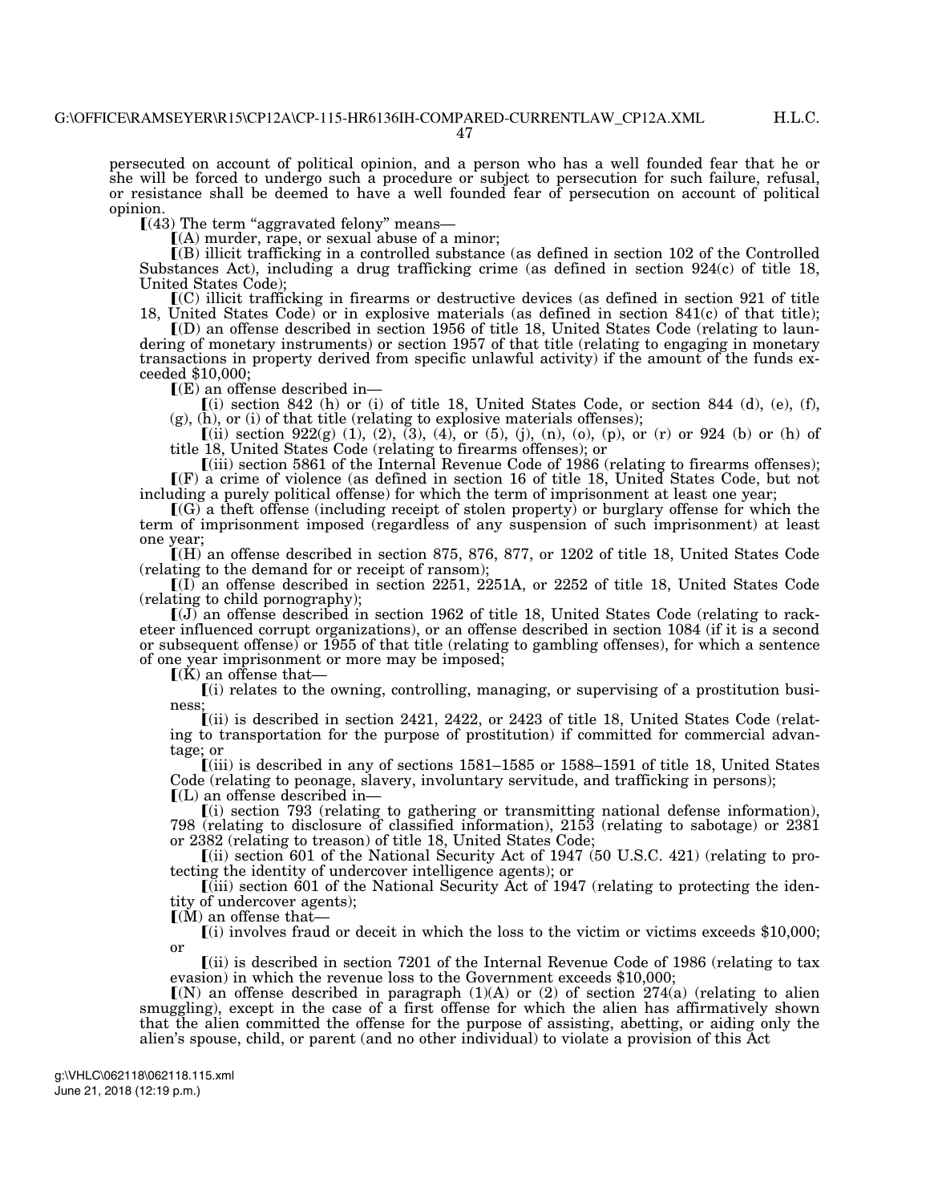persecuted on account of political opinion, and a person who has a well founded fear that he or she will be forced to undergo such a procedure or subject to persecution for such failure, refusal, or resistance shall be deemed to have a well founded fear of persecution on account of political opinion.

⟦(43) The term "aggravated felony" means—

⟦(A) murder, rape, or sexual abuse of a minor;

⟦(B) illicit trafficking in a controlled substance (as defined in section 102 of the Controlled Substances Act), including a drug trafficking crime (as defined in section 924(c) of title 18, United States Code);

⟦(C) illicit trafficking in firearms or destructive devices (as defined in section 921 of title 18, United States Code) or in explosive materials (as defined in section 841(c) of that title);

⟦(D) an offense described in section 1956 of title 18, United States Code (relating to laundering of monetary instruments) or section 1957 of that title (relating to engaging in monetary transactions in property derived from specific unlawful activity) if the amount of the funds exceeded $10,000;

⟦(E) an offense described in—

⟦(i) section 842 (h) or (i) of title 18, United States Code, or section 844 (d), (e), (f), (g), (h), or (i) of that title (relating to explosive materials offenses);

⟦(ii) section 922(g) (1), (2), (3), (4), or (5), (j), (n), (o), (p), or (r) or 924 (b) or (h) of title 18, United States Code (relating to firearms offenses); or

⟦(iii) section 5861 of the Internal Revenue Code of 1986 (relating to firearms offenses);

⟦(F) a crime of violence (as defined in section 16 of title 18, United States Code, but not including a purely political offense) for which the term of imprisonment at least one year;

⟦(G) a theft offense (including receipt of stolen property) or burglary offense for which the term of imprisonment imposed (regardless of any suspension of such imprisonment) at least one year;

⟦(H) an offense described in section 875, 876, 877, or 1202 of title 18, United States Code (relating to the demand for or receipt of ransom);

⟦(I) an offense described in section 2251, 2251A, or 2252 of title 18, United States Code (relating to child pornography);

⟦(J) an offense described in section 1962 of title 18, United States Code (relating to racketeer influenced corrupt organizations), or an offense described in section 1084 (if it is a second or subsequent offense) or 1955 of that title (relating to gambling offenses), for which a sentence of one year imprisonment or more may be imposed;

⟦(K) an offense that—

⟦(i) relates to the owning, controlling, managing, or supervising of a prostitution business;

⟦(ii) is described in section 2421, 2422, or 2423 of title 18, United States Code (relating to transportation for the purpose of prostitution) if committed for commercial advantage; or

⟦(iii) is described in any of sections 1581–1585 or 1588–1591 of title 18, United States Code (relating to peonage, slavery, involuntary servitude, and trafficking in persons);

⟦(L) an offense described in—

⟦(i) section 793 (relating to gathering or transmitting national defense information), 798 (relating to disclosure of classified information), 2153 (relating to sabotage) or 2381 or 2382 (relating to treason) of title 18, United States Code;

⟦(ii) section 601 of the National Security Act of 1947 (50 U.S.C. 421) (relating to protecting the identity of undercover intelligence agents); or

⟦(iii) section 601 of the National Security Act of 1947 (relating to protecting the identity of undercover agents);

⟦(M) an offense that—

⟦(i) involves fraud or deceit in which the loss to the victim or victims exceeds $10,000; or

⟦(ii) is described in section 7201 of the Internal Revenue Code of 1986 (relating to tax evasion) in which the revenue loss to the Government exceeds $10,000;

⟦(N) an offense described in paragraph (1)(A) or (2) of section 274(a) (relating to alien smuggling), except in the case of a first offense for which the alien has affirmatively shown that the alien committed the offense for the purpose of assisting, abetting, or aiding only the alien's spouse, child, or parent (and no other individual) to violate a provision of this Act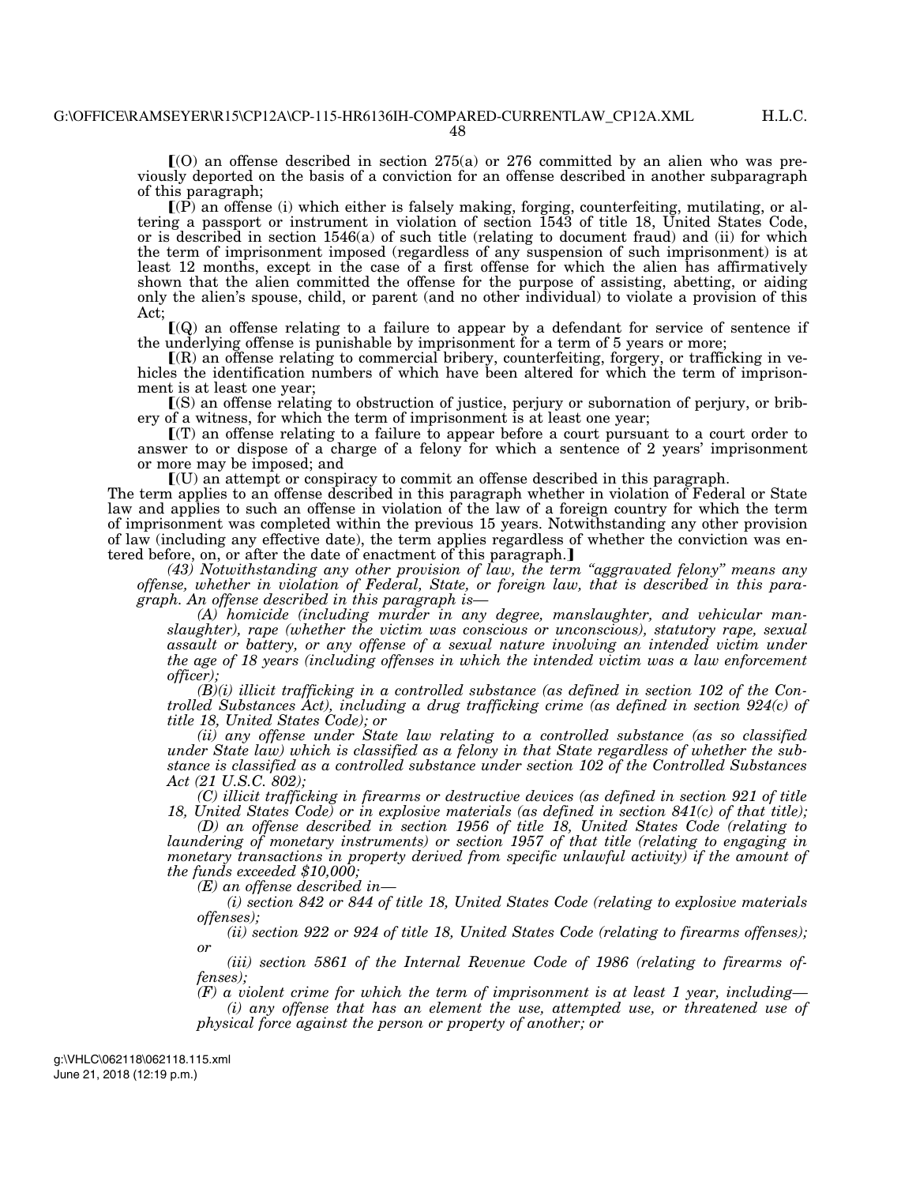⟦(O) an offense described in section 275(a) or 276 committed by an alien who was previously deported on the basis of a conviction for an offense described in another subparagraph of this paragraph;

⟦(P) an offense (i) which either is falsely making, forging, counterfeiting, mutilating, or altering a passport or instrument in violation of section 1543 of title 18, United States Code, or is described in section 1546(a) of such title (relating to document fraud) and (ii) for which the term of imprisonment imposed (regardless of any suspension of such imprisonment) is at least 12 months, except in the case of a first offense for which the alien has affirmatively shown that the alien committed the offense for the purpose of assisting, abetting, or aiding only the alien's spouse, child, or parent (and no other individual) to violate a provision of this Act;

⟦(Q) an offense relating to a failure to appear by a defendant for service of sentence if the underlying offense is punishable by imprisonment for a term of 5 years or more;

⟦(R) an offense relating to commercial bribery, counterfeiting, forgery, or trafficking in vehicles the identification numbers of which have been altered for which the term of imprisonment is at least one year;

⟦(S) an offense relating to obstruction of justice, perjury or subornation of perjury, or bribery of a witness, for which the term of imprisonment is at least one year;

⟦(T) an offense relating to a failure to appear before a court pursuant to a court order to answer to or dispose of a charge of a felony for which a sentence of 2 years' imprisonment or more may be imposed; and

⟦(U) an attempt or conspiracy to commit an offense described in this paragraph.

The term applies to an offense described in this paragraph whether in violation of Federal or State law and applies to such an offense in violation of the law of a foreign country for which the term of imprisonment was completed within the previous 15 years. Notwithstanding any other provision of law (including any effective date), the term applies regardless of whether the conviction was entered before, on, or after the date of enactment of this paragraph.⟧

*(43) Notwithstanding any other provision of law, the term "aggravated felony" means any offense, whether in violation of Federal, State, or foreign law, that is described in this paragraph. An offense described in this paragraph is—*

*(A) homicide (including murder in any degree, manslaughter, and vehicular manslaughter), rape (whether the victim was conscious or unconscious), statutory rape, sexual assault or battery, or any offense of a sexual nature involving an intended victim under the age of 18 years (including offenses in which the intended victim was a law enforcement officer);*

*(B)(i) illicit trafficking in a controlled substance (as defined in section 102 of the Controlled Substances Act), including a drug trafficking crime (as defined in section 924(c) of title 18, United States Code); or*

*(ii) any offense under State law relating to a controlled substance (as so classified under State law) which is classified as a felony in that State regardless of whether the substance is classified as a controlled substance under section 102 of the Controlled Substances Act (21 U.S.C. 802);*

*(C) illicit trafficking in firearms or destructive devices (as defined in section 921 of title 18, United States Code) or in explosive materials (as defined in section 841(c) of that title);*

*(D) an offense described in section 1956 of title 18, United States Code (relating to laundering of monetary instruments) or section 1957 of that title (relating to engaging in monetary transactions in property derived from specific unlawful activity) if the amount of the funds exceeded $10,000;*

*(E) an offense described in—*

*(i) section 842 or 844 of title 18, United States Code (relating to explosive materials offenses);*

*(ii) section 922 or 924 of title 18, United States Code (relating to firearms offenses); or*

*(iii) section 5861 of the Internal Revenue Code of 1986 (relating to firearms offenses);*

*(F) a violent crime for which the term of imprisonment is at least 1 year, including—*

*(i) any offense that has an element the use, attempted use, or threatened use of physical force against the person or property of another; or*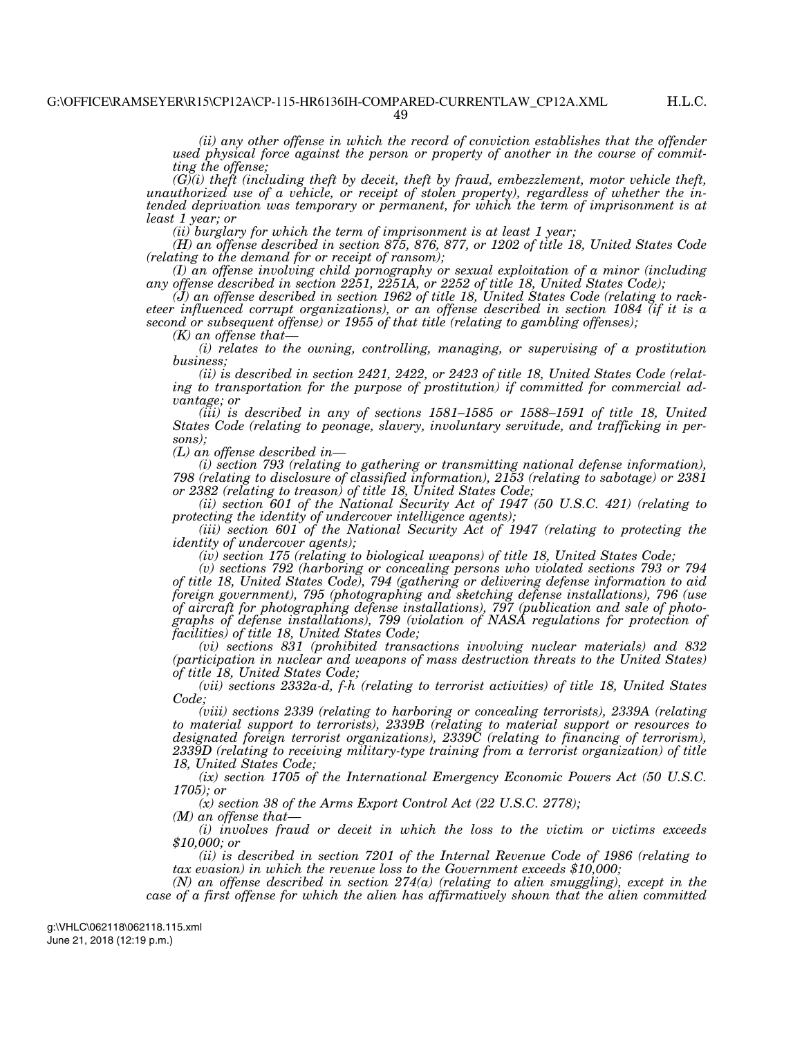*(ii) any other offense in which the record of conviction establishes that the offender used physical force against the person or property of another in the course of committing the offense;*

*(G)(i) theft (including theft by deceit, theft by fraud, embezzlement, motor vehicle theft, unauthorized use of a vehicle, or receipt of stolen property), regardless of whether the intended deprivation was temporary or permanent, for which the term of imprisonment is at least 1 year; or*

*(ii) burglary for which the term of imprisonment is at least 1 year;*

*(H) an offense described in section 875, 876, 877, or 1202 of title 18, United States Code (relating to the demand for or receipt of ransom);*

*(I) an offense involving child pornography or sexual exploitation of a minor (including any offense described in section 2251, 2251A, or 2252 of title 18, United States Code);*

*(J) an offense described in section 1962 of title 18, United States Code (relating to racketeer influenced corrupt organizations), or an offense described in section 1084 (if it is a second or subsequent offense) or 1955 of that title (relating to gambling offenses);*

*(K) an offense that—*

*(i) relates to the owning, controlling, managing, or supervising of a prostitution business;*

*(ii) is described in section 2421, 2422, or 2423 of title 18, United States Code (relating to transportation for the purpose of prostitution) if committed for commercial advantage; or*

*(iii) is described in any of sections 1581–1585 or 1588–1591 of title 18, United States Code (relating to peonage, slavery, involuntary servitude, and trafficking in persons);*

*(L) an offense described in—*

*(i) section 793 (relating to gathering or transmitting national defense information), 798 (relating to disclosure of classified information), 2153 (relating to sabotage) or 2381 or 2382 (relating to treason) of title 18, United States Code;*

*(ii) section 601 of the National Security Act of 1947 (50 U.S.C. 421) (relating to protecting the identity of undercover intelligence agents);*

*(iii) section 601 of the National Security Act of 1947 (relating to protecting the identity of undercover agents);*

*(iv) section 175 (relating to biological weapons) of title 18, United States Code;*

*(v) sections 792 (harboring or concealing persons who violated sections 793 or 794 of title 18, United States Code), 794 (gathering or delivering defense information to aid foreign government), 795 (photographing and sketching defense installations), 796 (use of aircraft for photographing defense installations), 797 (publication and sale of photographs of defense installations), 799 (violation of NASA regulations for protection of facilities) of title 18, United States Code;*

*(vi) sections 831 (prohibited transactions involving nuclear materials) and 832 (participation in nuclear and weapons of mass destruction threats to the United States) of title 18, United States Code;*

*(vii) sections 2332a-d, f-h (relating to terrorist activities) of title 18, United States Code;*

*(viii) sections 2339 (relating to harboring or concealing terrorists), 2339A (relating to material support to terrorists), 2339B (relating to material support or resources to designated foreign terrorist organizations), 2339C (relating to financing of terrorism), 2339D (relating to receiving military-type training from a terrorist organization) of title 18, United States Code;*

*(ix) section 1705 of the International Emergency Economic Powers Act (50 U.S.C. 1705); or*

*(x) section 38 of the Arms Export Control Act (22 U.S.C. 2778);*

*(M) an offense that—*

*(i) involves fraud or deceit in which the loss to the victim or victims exceeds $10,000; or*

*(ii) is described in section 7201 of the Internal Revenue Code of 1986 (relating to tax evasion) in which the revenue loss to the Government exceeds $10,000;*

*(N) an offense described in section 274(a) (relating to alien smuggling), except in the case of a first offense for which the alien has affirmatively shown that the alien committed*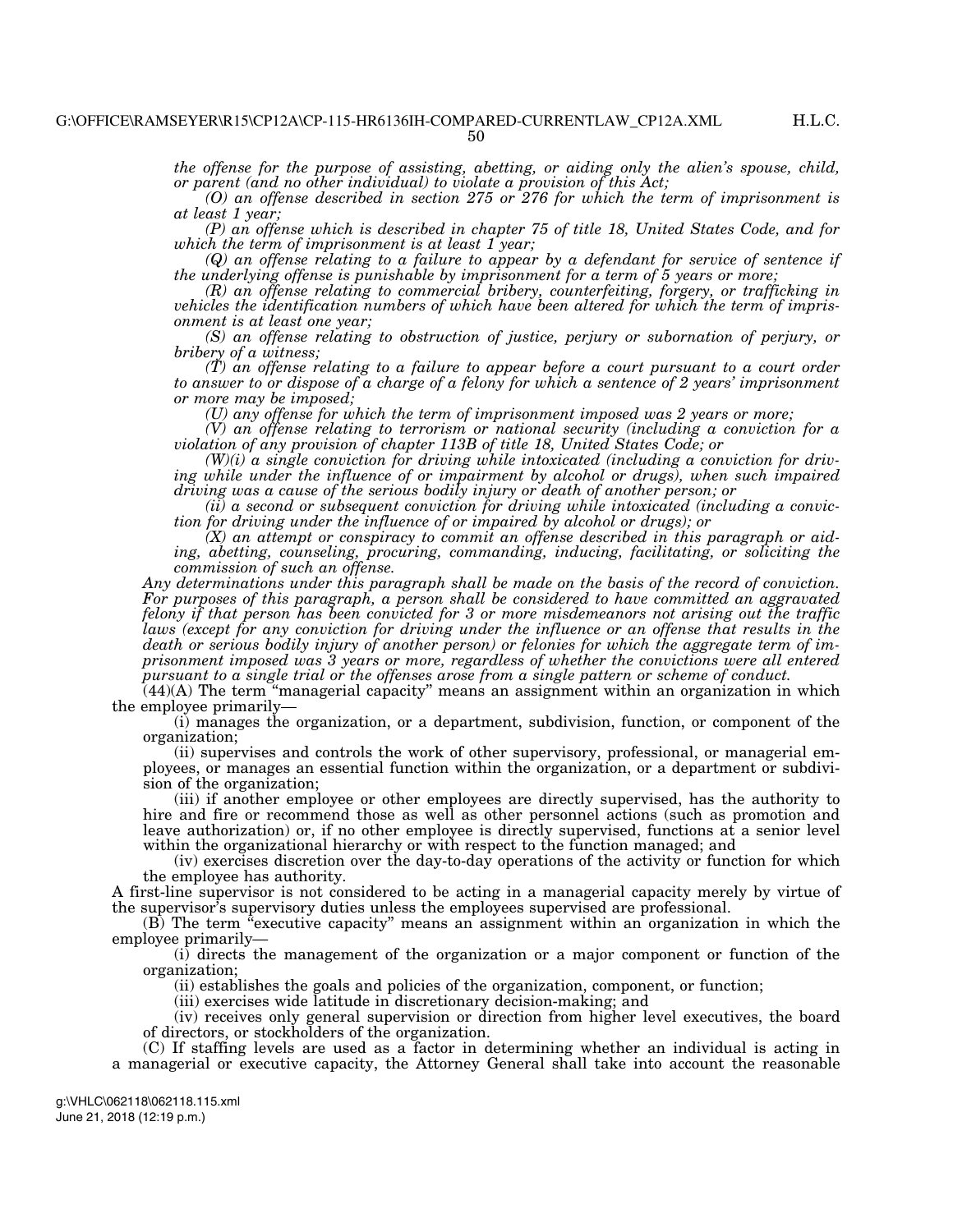*the offense for the purpose of assisting, abetting, or aiding only the alien's spouse, child, or parent (and no other individual) to violate a provision of this Act;*

*(O) an offense described in section 275 or 276 for which the term of imprisonment is at least 1 year;*

*(P) an offense which is described in chapter 75 of title 18, United States Code, and for which the term of imprisonment is at least 1 year;*

*(Q) an offense relating to a failure to appear by a defendant for service of sentence if the underlying offense is punishable by imprisonment for a term of 5 years or more;*

*(R) an offense relating to commercial bribery, counterfeiting, forgery, or trafficking in vehicles the identification numbers of which have been altered for which the term of imprisonment is at least one year;*

*(S) an offense relating to obstruction of justice, perjury or subornation of perjury, or bribery of a witness;*

*(T) an offense relating to a failure to appear before a court pursuant to a court order to answer to or dispose of a charge of a felony for which a sentence of 2 years' imprisonment or more may be imposed;*

*(U) any offense for which the term of imprisonment imposed was 2 years or more;*

*(V) an offense relating to terrorism or national security (including a conviction for a violation of any provision of chapter 113B of title 18, United States Code; or*

*(W)(i) a single conviction for driving while intoxicated (including a conviction for driving while under the influence of or impairment by alcohol or drugs), when such impaired driving was a cause of the serious bodily injury or death of another person; or*

*(ii) a second or subsequent conviction for driving while intoxicated (including a conviction for driving under the influence of or impaired by alcohol or drugs); or*

*(X) an attempt or conspiracy to commit an offense described in this paragraph or aiding, abetting, counseling, procuring, commanding, inducing, facilitating, or soliciting the commission of such an offense.*

*Any determinations under this paragraph shall be made on the basis of the record of conviction. For purposes of this paragraph, a person shall be considered to have committed an aggravated felony if that person has been convicted for 3 or more misdemeanors not arising out the traffic laws (except for any conviction for driving under the influence or an offense that results in the death or serious bodily injury of another person) or felonies for which the aggregate term of imprisonment imposed was 3 years or more, regardless of whether the convictions were all entered pursuant to a single trial or the offenses arose from a single pattern or scheme of conduct.*

(44)(A) The term "managerial capacity" means an assignment within an organization in which the employee primarily—

(i) manages the organization, or a department, subdivision, function, or component of the organization;

(ii) supervises and controls the work of other supervisory, professional, or managerial employees, or manages an essential function within the organization, or a department or subdivision of the organization;

(iii) if another employee or other employees are directly supervised, has the authority to hire and fire or recommend those as well as other personnel actions (such as promotion and leave authorization) or, if no other employee is directly supervised, functions at a senior level within the organizational hierarchy or with respect to the function managed; and

(iv) exercises discretion over the day-to-day operations of the activity or function for which the employee has authority.

A first-line supervisor is not considered to be acting in a managerial capacity merely by virtue of the supervisor's supervisory duties unless the employees supervised are professional.

(B) The term "executive capacity" means an assignment within an organization in which the employee primarily—

(i) directs the management of the organization or a major component or function of the organization;

(ii) establishes the goals and policies of the organization, component, or function;

(iii) exercises wide latitude in discretionary decision-making; and

(iv) receives only general supervision or direction from higher level executives, the board of directors, or stockholders of the organization.

(C) If staffing levels are used as a factor in determining whether an individual is acting in a managerial or executive capacity, the Attorney General shall take into account the reasonable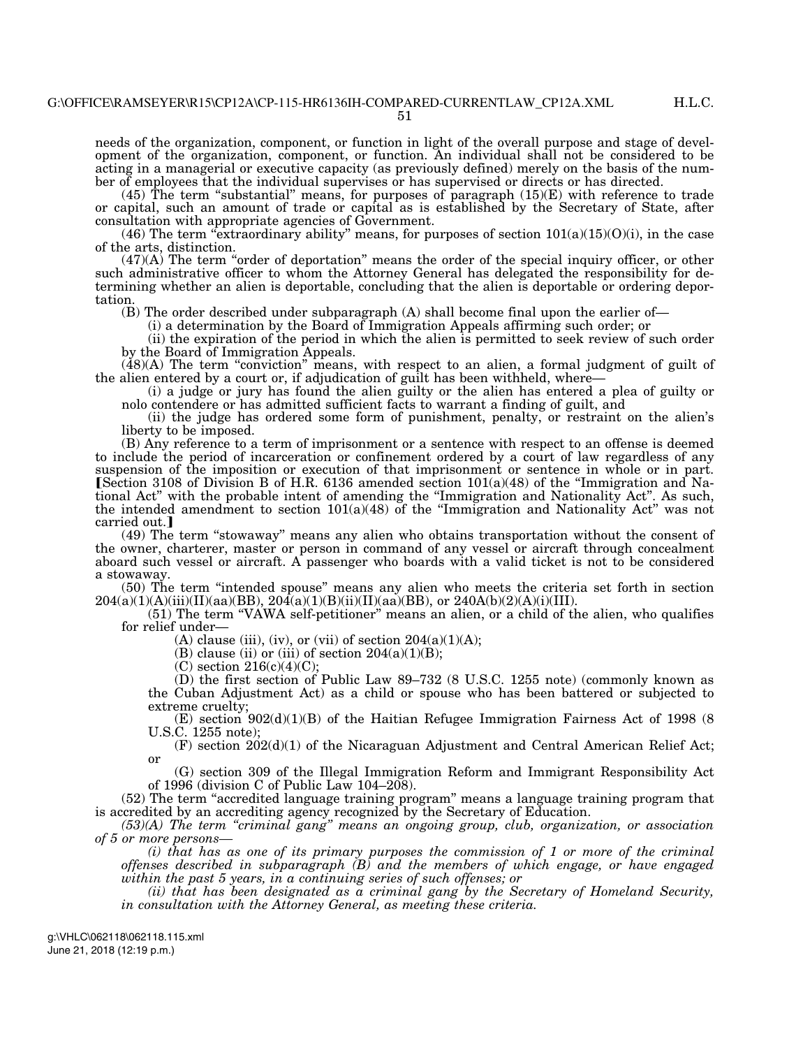needs of the organization, component, or function in light of the overall purpose and stage of development of the organization, component, or function. An individual shall not be considered to be acting in a managerial or executive capacity (as previously defined) merely on the basis of the number of employees that the individual supervises or has supervised or directs or has directed.

(45) The term "substantial" means, for purposes of paragraph (15)(E) with reference to trade or capital, such an amount of trade or capital as is established by the Secretary of State, after consultation with appropriate agencies of Government.

(46) The term "extraordinary ability" means, for purposes of section 101(a)(15)(O)(i), in the case of the arts, distinction.

(47)(A) The term "order of deportation" means the order of the special inquiry officer, or other such administrative officer to whom the Attorney General has delegated the responsibility for determining whether an alien is deportable, concluding that the alien is deportable or ordering deportation.

(B) The order described under subparagraph (A) shall become final upon the earlier of—

(i) a determination by the Board of Immigration Appeals affirming such order; or

(ii) the expiration of the period in which the alien is permitted to seek review of such order by the Board of Immigration Appeals.

(48)(A) The term "conviction" means, with respect to an alien, a formal judgment of guilt of the alien entered by a court or, if adjudication of guilt has been withheld, where—

(i) a judge or jury has found the alien guilty or the alien has entered a plea of guilty or nolo contendere or has admitted sufficient facts to warrant a finding of guilt, and

(ii) the judge has ordered some form of punishment, penalty, or restraint on the alien's liberty to be imposed.

(B) Any reference to a term of imprisonment or a sentence with respect to an offense is deemed to include the period of incarceration or confinement ordered by a court of law regardless of any suspension of the imposition or execution of that imprisonment or sentence in whole or in part. 【Section 3108 of Division B of H.R. 6136 amended section 101(a)(48) of the "Immigration and National Act" with the probable intent of amending the "Immigration and Nationality Act". As such, the intended amendment to section 101(a)(48) of the "Immigration and Nationality Act" was not carried out.】

(49) The term "stowaway" means any alien who obtains transportation without the consent of the owner, charterer, master or person in command of any vessel or aircraft through concealment aboard such vessel or aircraft. A passenger who boards with a valid ticket is not to be considered a stowaway.

(50) The term "intended spouse" means any alien who meets the criteria set forth in section 204(a)(1)(A)(iii)(II)(aa)(BB), 204(a)(1)(B)(ii)(II)(aa)(BB), or 240A(b)(2)(A)(i)(III).

(51) The term "VAWA self-petitioner" means an alien, or a child of the alien, who qualifies for relief under—

(A) clause (iii), (iv), or (vii) of section 204(a)(1)(A);

(B) clause (ii) or (iii) of section 204(a)(1)(B);

(C) section 216(c)(4)(C);

(D) the first section of Public Law 89–732 (8 U.S.C. 1255 note) (commonly known as the Cuban Adjustment Act) as a child or spouse who has been battered or subjected to extreme cruelty;

(E) section 902(d)(1)(B) of the Haitian Refugee Immigration Fairness Act of 1998 (8 U.S.C. 1255 note);

(F) section 202(d)(1) of the Nicaraguan Adjustment and Central American Relief Act; or

(G) section 309 of the Illegal Immigration Reform and Immigrant Responsibility Act of 1996 (division C of Public Law 104–208).

(52) The term "accredited language training program" means a language training program that is accredited by an accrediting agency recognized by the Secretary of Education.

*(53)(A) The term "criminal gang" means an ongoing group, club, organization, or association of 5 or more persons—*

*(i) that has as one of its primary purposes the commission of 1 or more of the criminal offenses described in subparagraph (B) and the members of which engage, or have engaged within the past 5 years, in a continuing series of such offenses; or*

*(ii) that has been designated as a criminal gang by the Secretary of Homeland Security, in consultation with the Attorney General, as meeting these criteria.*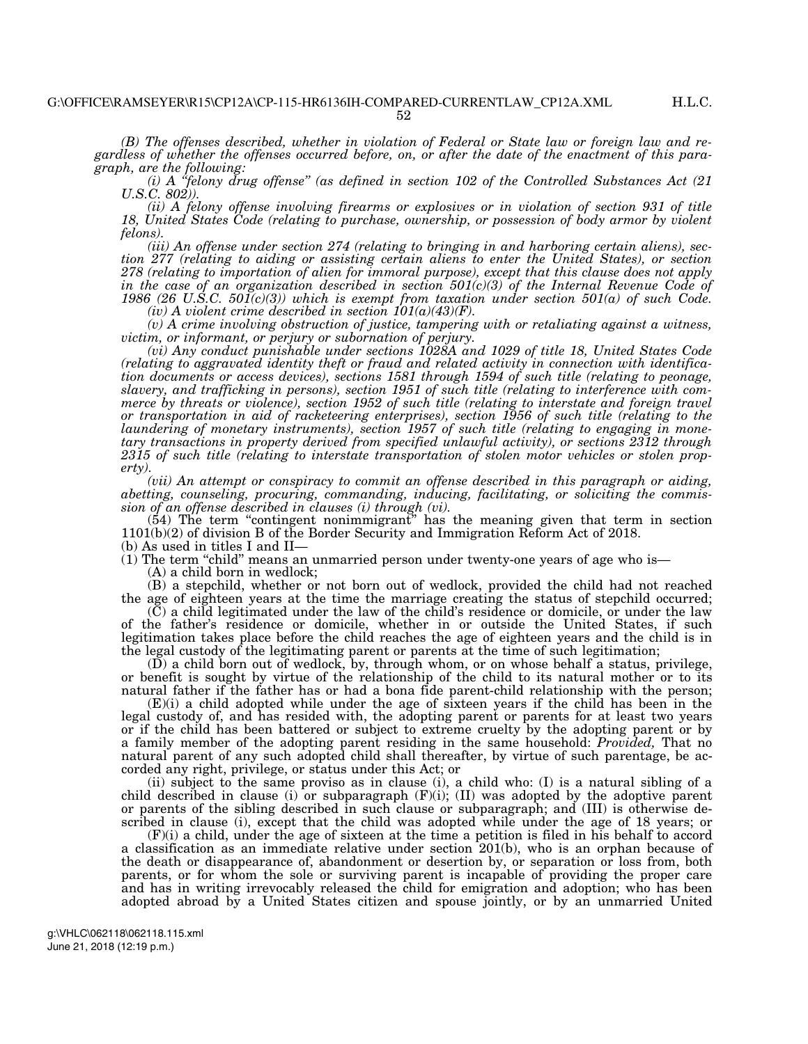*(B) The offenses described, whether in violation of Federal or State law or foreign law and regardless of whether the offenses occurred before, on, or after the date of the enactment of this paragraph, are the following:*

*(i) A "felony drug offense" (as defined in section 102 of the Controlled Substances Act (21 U.S.C. 802)).*

*(ii) A felony offense involving firearms or explosives or in violation of section 931 of title 18, United States Code (relating to purchase, ownership, or possession of body armor by violent felons).*

*(iii) An offense under section 274 (relating to bringing in and harboring certain aliens), section 277 (relating to aiding or assisting certain aliens to enter the United States), or section 278 (relating to importation of alien for immoral purpose), except that this clause does not apply in the case of an organization described in section 501(c)(3) of the Internal Revenue Code of 1986 (26 U.S.C. 501(c)(3)) which is exempt from taxation under section 501(a) of such Code.*

*(iv) A violent crime described in section 101(a)(43)(F).*

*(v) A crime involving obstruction of justice, tampering with or retaliating against a witness, victim, or informant, or perjury or subornation of perjury.*

*(vi) Any conduct punishable under sections 1028A and 1029 of title 18, United States Code (relating to aggravated identity theft or fraud and related activity in connection with identification documents or access devices), sections 1581 through 1594 of such title (relating to peonage, slavery, and trafficking in persons), section 1951 of such title (relating to interference with commerce by threats or violence), section 1952 of such title (relating to interstate and foreign travel or transportation in aid of racketeering enterprises), section 1956 of such title (relating to the laundering of monetary instruments), section 1957 of such title (relating to engaging in monetary transactions in property derived from specified unlawful activity), or sections 2312 through 2315 of such title (relating to interstate transportation of stolen motor vehicles or stolen property).*

*(vii) An attempt or conspiracy to commit an offense described in this paragraph or aiding, abetting, counseling, procuring, commanding, inducing, facilitating, or soliciting the commission of an offense described in clauses (i) through (vi).*

(54) The term "contingent nonimmigrant" has the meaning given that term in section 1101(b)(2) of division B of the Border Security and Immigration Reform Act of 2018.

(b) As used in titles I and II—

(1) The term "child" means an unmarried person under twenty-one years of age who is—

(A) a child born in wedlock;

(B) a stepchild, whether or not born out of wedlock, provided the child had not reached the age of eighteen years at the time the marriage creating the status of stepchild occurred;

(C) a child legitimated under the law of the child's residence or domicile, or under the law of the father's residence or domicile, whether in or outside the United States, if such legitimation takes place before the child reaches the age of eighteen years and the child is in the legal custody of the legitimating parent or parents at the time of such legitimation;

(D) a child born out of wedlock, by, through whom, or on whose behalf a status, privilege, or benefit is sought by virtue of the relationship of the child to its natural mother or to its natural father if the father has or had a bona fide parent-child relationship with the person;

(E)(i) a child adopted while under the age of sixteen years if the child has been in the legal custody of, and has resided with, the adopting parent or parents for at least two years or if the child has been battered or subject to extreme cruelty by the adopting parent or by a family member of the adopting parent residing in the same household: *Provided,* That no natural parent of any such adopted child shall thereafter, by virtue of such parentage, be accorded any right, privilege, or status under this Act; or

(ii) subject to the same proviso as in clause (i), a child who: (I) is a natural sibling of a child described in clause (i) or subparagraph (F)(i); (II) was adopted by the adoptive parent or parents of the sibling described in such clause or subparagraph; and (III) is otherwise described in clause (i), except that the child was adopted while under the age of 18 years; or

(F)(i) a child, under the age of sixteen at the time a petition is filed in his behalf to accord a classification as an immediate relative under section 201(b), who is an orphan because of the death or disappearance of, abandonment or desertion by, or separation or loss from, both parents, or for whom the sole or surviving parent is incapable of providing the proper care and has in writing irrevocably released the child for emigration and adoption; who has been adopted abroad by a United States citizen and spouse jointly, or by an unmarried United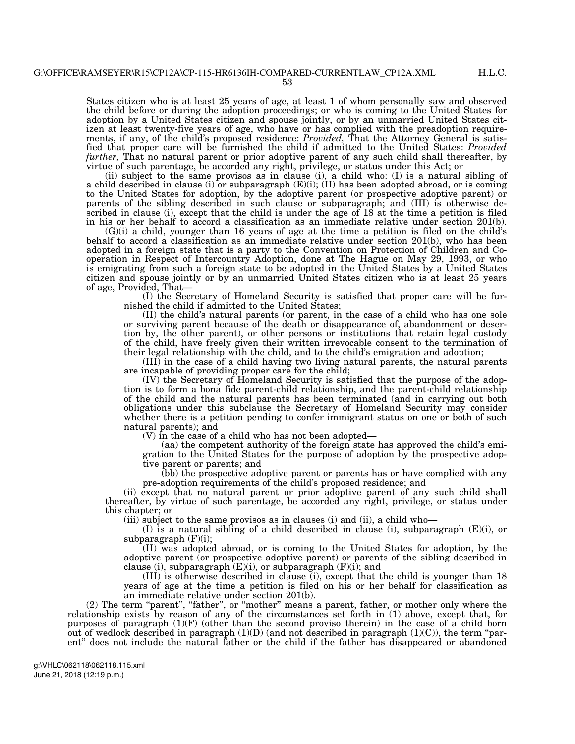States citizen who is at least 25 years of age, at least 1 of whom personally saw and observed the child before or during the adoption proceedings; or who is coming to the United States for adoption by a United States citizen and spouse jointly, or by an unmarried United States citizen at least twenty-five years of age, who have or has complied with the preadoption requirements, if any, of the child's proposed residence: *Provided,* That the Attorney General is satisfied that proper care will be furnished the child if admitted to the United States: *Provided further,* That no natural parent or prior adoptive parent of any such child shall thereafter, by virtue of such parentage, be accorded any right, privilege, or status under this Act; or

(ii) subject to the same provisos as in clause (i), a child who: (I) is a natural sibling of a child described in clause (i) or subparagraph (E)(i); (II) has been adopted abroad, or is coming to the United States for adoption, by the adoptive parent (or prospective adoptive parent) or parents of the sibling described in such clause or subparagraph; and (III) is otherwise described in clause (i), except that the child is under the age of 18 at the time a petition is filed in his or her behalf to accord a classification as an immediate relative under section 201(b).

(G)(i) a child, younger than 16 years of age at the time a petition is filed on the child's behalf to accord a classification as an immediate relative under section 201(b), who has been adopted in a foreign state that is a party to the Convention on Protection of Children and Cooperation in Respect of Intercountry Adoption, done at The Hague on May 29, 1993, or who is emigrating from such a foreign state to be adopted in the United States by a United States citizen and spouse jointly or by an unmarried United States citizen who is at least 25 years of age, Provided, That—

(I) the Secretary of Homeland Security is satisfied that proper care will be furnished the child if admitted to the United States;

(II) the child's natural parents (or parent, in the case of a child who has one sole or surviving parent because of the death or disappearance of, abandonment or desertion by, the other parent), or other persons or institutions that retain legal custody of the child, have freely given their written irrevocable consent to the termination of their legal relationship with the child, and to the child's emigration and adoption;

(III) in the case of a child having two living natural parents, the natural parents are incapable of providing proper care for the child;

(IV) the Secretary of Homeland Security is satisfied that the purpose of the adoption is to form a bona fide parent-child relationship, and the parent-child relationship of the child and the natural parents has been terminated (and in carrying out both obligations under this subclause the Secretary of Homeland Security may consider whether there is a petition pending to confer immigrant status on one or both of such natural parents); and

(V) in the case of a child who has not been adopted—

(aa) the competent authority of the foreign state has approved the child's emigration to the United States for the purpose of adoption by the prospective adoptive parent or parents; and

(bb) the prospective adoptive parent or parents has or have complied with any pre-adoption requirements of the child's proposed residence; and

(ii) except that no natural parent or prior adoptive parent of any such child shall thereafter, by virtue of such parentage, be accorded any right, privilege, or status under this chapter; or

(iii) subject to the same provisos as in clauses (i) and (ii), a child who—

(I) is a natural sibling of a child described in clause (i), subparagraph (E)(i), or subparagraph (F)(i);

(II) was adopted abroad, or is coming to the United States for adoption, by the adoptive parent (or prospective adoptive parent) or parents of the sibling described in clause (i), subparagraph (E)(i), or subparagraph (F)(i); and

(III) is otherwise described in clause (i), except that the child is younger than 18 years of age at the time a petition is filed on his or her behalf for classification as an immediate relative under section 201(b).

(2) The term "parent", "father", or "mother" means a parent, father, or mother only where the relationship exists by reason of any of the circumstances set forth in (1) above, except that, for purposes of paragraph (1)(F) (other than the second proviso therein) in the case of a child born out of wedlock described in paragraph (1)(D) (and not described in paragraph (1)(C)), the term "parent" does not include the natural father or the child if the father has disappeared or abandoned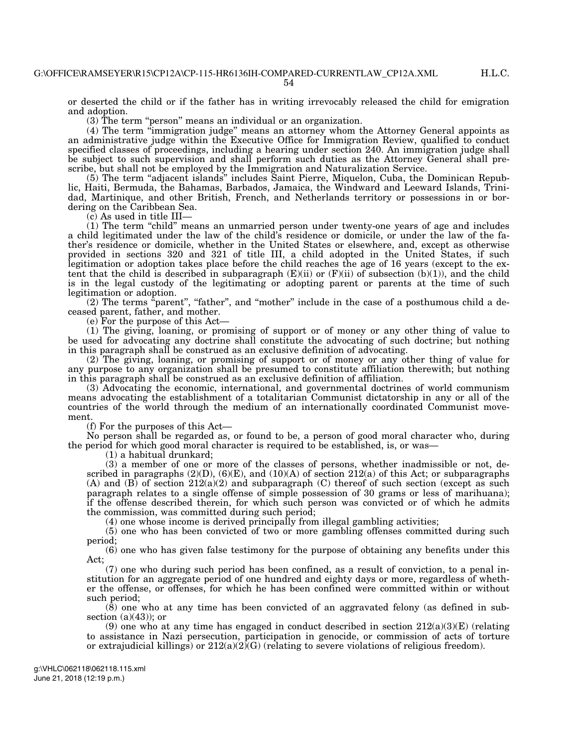or deserted the child or if the father has in writing irrevocably released the child for emigration and adoption.

(3) The term "person" means an individual or an organization.

(4) The term "immigration judge" means an attorney whom the Attorney General appoints as an administrative judge within the Executive Office for Immigration Review, qualified to conduct specified classes of proceedings, including a hearing under section 240. An immigration judge shall be subject to such supervision and shall perform such duties as the Attorney General shall prescribe, but shall not be employed by the Immigration and Naturalization Service.

(5) The term "adjacent islands" includes Saint Pierre, Miquelon, Cuba, the Dominican Republic, Haiti, Bermuda, the Bahamas, Barbados, Jamaica, the Windward and Leeward Islands, Trinidad, Martinique, and other British, French, and Netherlands territory or possessions in or bordering on the Caribbean Sea.

(c) As used in title III—

(1) The term "child" means an unmarried person under twenty-one years of age and includes a child legitimated under the law of the child's residence or domicile, or under the law of the father's residence or domicile, whether in the United States or elsewhere, and, except as otherwise provided in sections 320 and 321 of title III, a child adopted in the United States, if such legitimation or adoption takes place before the child reaches the age of 16 years (except to the extent that the child is described in subparagraph (E)(ii) or (F)(ii) of subsection (b)(1)), and the child is in the legal custody of the legitimating or adopting parent or parents at the time of such legitimation or adoption.

(2) The terms "parent", "father", and "mother" include in the case of a posthumous child a deceased parent, father, and mother.

(e) For the purpose of this Act—

(1) The giving, loaning, or promising of support or of money or any other thing of value to be used for advocating any doctrine shall constitute the advocating of such doctrine; but nothing in this paragraph shall be construed as an exclusive definition of advocating.

(2) The giving, loaning, or promising of support or of money or any other thing of value for any purpose to any organization shall be presumed to constitute affiliation therewith; but nothing in this paragraph shall be construed as an exclusive definition of affiliation.

(3) Advocating the economic, international, and governmental doctrines of world communism means advocating the establishment of a totalitarian Communist dictatorship in any or all of the countries of the world through the medium of an internationally coordinated Communist movement.

(f) For the purposes of this Act—

No person shall be regarded as, or found to be, a person of good moral character who, during the period for which good moral character is required to be established, is, or was—

(1) a habitual drunkard;

(3) a member of one or more of the classes of persons, whether inadmissible or not, described in paragraphs (2)(D), (6)(E), and (10)(A) of section 212(a) of this Act; or subparagraphs (A) and (B) of section 212(a)(2) and subparagraph (C) thereof of such section (except as such paragraph relates to a single offense of simple possession of 30 grams or less of marihuana); if the offense described therein, for which such person was convicted or of which he admits the commission, was committed during such period;

(4) one whose income is derived principally from illegal gambling activities;

(5) one who has been convicted of two or more gambling offenses committed during such period;

(6) one who has given false testimony for the purpose of obtaining any benefits under this Act;

(7) one who during such period has been confined, as a result of conviction, to a penal institution for an aggregate period of one hundred and eighty days or more, regardless of whether the offense, or offenses, for which he has been confined were committed within or without such period;

(8) one who at any time has been convicted of an aggravated felony (as defined in subsection (a)(43)); or

(9) one who at any time has engaged in conduct described in section 212(a)(3)(E) (relating to assistance in Nazi persecution, participation in genocide, or commission of acts of torture or extrajudicial killings) or 212(a)(2)(G) (relating to severe violations of religious freedom).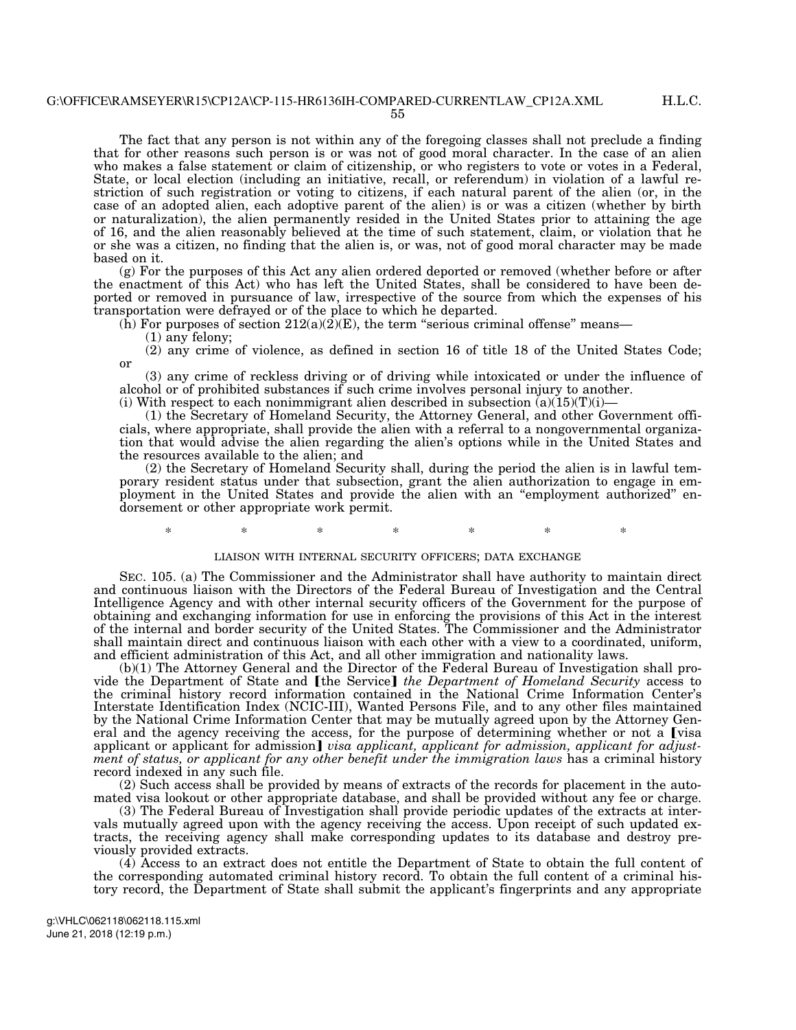The fact that any person is not within any of the foregoing classes shall not preclude a finding that for other reasons such person is or was not of good moral character. In the case of an alien who makes a false statement or claim of citizenship, or who registers to vote or votes in a Federal, State, or local election (including an initiative, recall, or referendum) in violation of a lawful restriction of such registration or voting to citizens, if each natural parent of the alien (or, in the case of an adopted alien, each adoptive parent of the alien) is or was a citizen (whether by birth or naturalization), the alien permanently resided in the United States prior to attaining the age of 16, and the alien reasonably believed at the time of such statement, claim, or violation that he or she was a citizen, no finding that the alien is, or was, not of good moral character may be made based on it.

(g) For the purposes of this Act any alien ordered deported or removed (whether before or after the enactment of this Act) who has left the United States, shall be considered to have been deported or removed in pursuance of law, irrespective of the source from which the expenses of his transportation were defrayed or of the place to which he departed.

(h) For purposes of section 212(a)(2)(E), the term "serious criminal offense" means—

(1) any felony;

(2) any crime of violence, as defined in section 16 of title 18 of the United States Code; or

(3) any crime of reckless driving or of driving while intoxicated or under the influence of alcohol or of prohibited substances if such crime involves personal injury to another.

(i) With respect to each nonimmigrant alien described in subsection (a)(15)(T)(i)—

(1) the Secretary of Homeland Security, the Attorney General, and other Government officials, where appropriate, shall provide the alien with a referral to a nongovernmental organization that would advise the alien regarding the alien's options while in the United States and the resources available to the alien; and

(2) the Secretary of Homeland Security shall, during the period the alien is in lawful temporary resident status under that subsection, grant the alien authorization to engage in employment in the United States and provide the alien with an "employment authorized" endorsement or other appropriate work permit.

\* \* \* \* \* \* \*

LIAISON WITH INTERNAL SECURITY OFFICERS; DATA EXCHANGE

SEC. 105. (a) The Commissioner and the Administrator shall have authority to maintain direct and continuous liaison with the Directors of the Federal Bureau of Investigation and the Central Intelligence Agency and with other internal security officers of the Government for the purpose of obtaining and exchanging information for use in enforcing the provisions of this Act in the interest of the internal and border security of the United States. The Commissioner and the Administrator shall maintain direct and continuous liaison with each other with a view to a coordinated, uniform, and efficient administration of this Act, and all other immigration and nationality laws.

(b)(1) The Attorney General and the Director of the Federal Bureau of Investigation shall provide the Department of State and [the Service] *the Department of Homeland Security* access to the criminal history record information contained in the National Crime Information Center's Interstate Identification Index (NCIC-III), Wanted Persons File, and to any other files maintained by the National Crime Information Center that may be mutually agreed upon by the Attorney General and the agency receiving the access, for the purpose of determining whether or not a [visa applicant or applicant for admission] *visa applicant, applicant for admission, applicant for adjustment of status, or applicant for any other benefit under the immigration laws* has a criminal history record indexed in any such file.

(2) Such access shall be provided by means of extracts of the records for placement in the automated visa lookout or other appropriate database, and shall be provided without any fee or charge.

(3) The Federal Bureau of Investigation shall provide periodic updates of the extracts at intervals mutually agreed upon with the agency receiving the access. Upon receipt of such updated extracts, the receiving agency shall make corresponding updates to its database and destroy previously provided extracts.

(4) Access to an extract does not entitle the Department of State to obtain the full content of the corresponding automated criminal history record. To obtain the full content of a criminal history record, the Department of State shall submit the applicant's fingerprints and any appropriate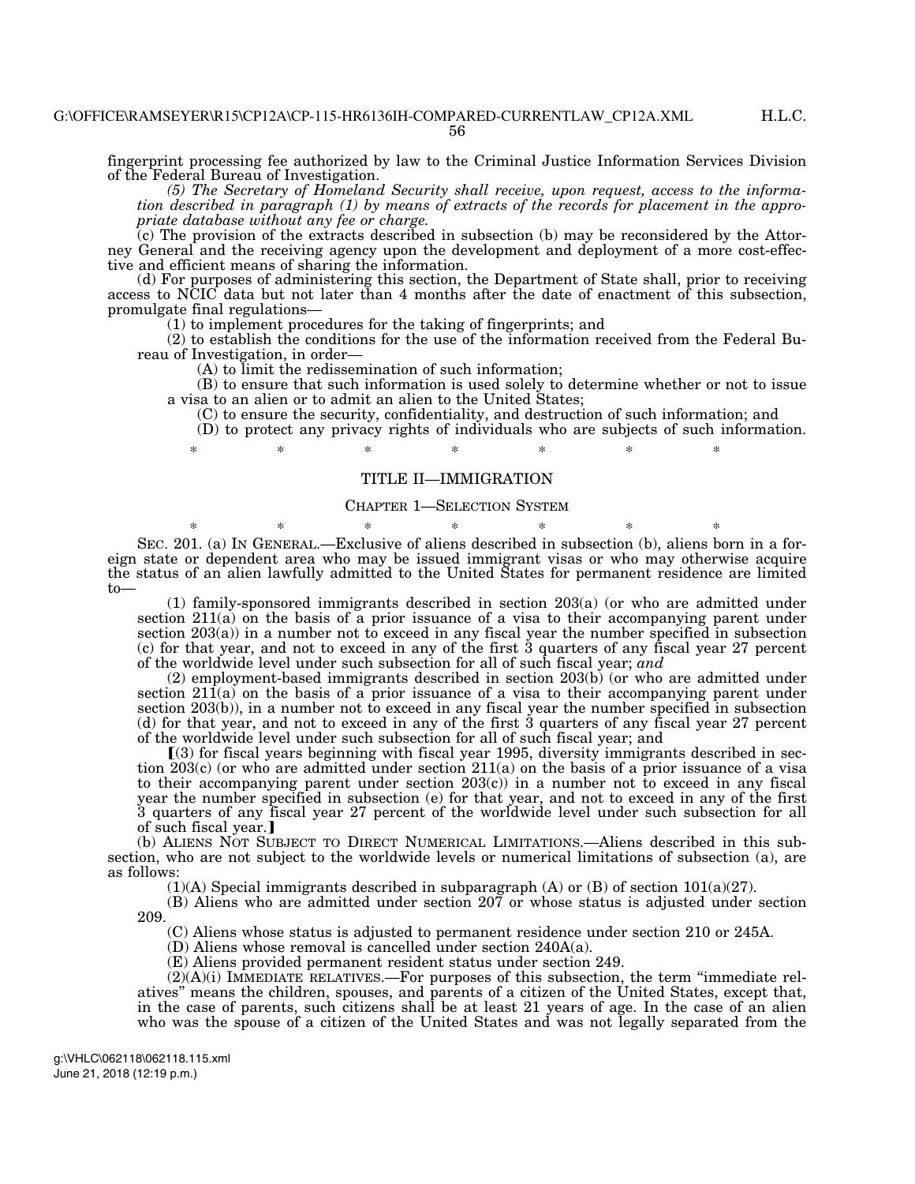fingerprint processing fee authorized by law to the Criminal Justice Information Services Division of the Federal Bureau of Investigation.

*(5) The Secretary of Homeland Security shall receive, upon request, access to the information described in paragraph (1) by means of extracts of the records for placement in the appropriate database without any fee or charge.*

(c) The provision of the extracts described in subsection (b) may be reconsidered by the Attorney General and the receiving agency upon the development and deployment of a more cost-effective and efficient means of sharing the information.

(d) For purposes of administering this section, the Department of State shall, prior to receiving access to NCIC data but not later than 4 months after the date of enactment of this subsection, promulgate final regulations—

(1) to implement procedures for the taking of fingerprints; and

(2) to establish the conditions for the use of the information received from the Federal Bureau of Investigation, in order—

(A) to limit the redissemination of such information;

(B) to ensure that such information is used solely to determine whether or not to issue a visa to an alien or to admit an alien to the United States;

(C) to ensure the security, confidentiality, and destruction of such information; and

(D) to protect any privacy rights of individuals who are subjects of such information.

\* \* \* \* \* \* \*

## TITLE II—IMMIGRATION

### CHAPTER 1—SELECTION SYSTEM

\* \* \* \* \* \* \*

SEC. 201. (a) IN GENERAL.—Exclusive of aliens described in subsection (b), aliens born in a foreign state or dependent area who may be issued immigrant visas or who may otherwise acquire the status of an alien lawfully admitted to the United States for permanent residence are limited to—

(1) family-sponsored immigrants described in section 203(a) (or who are admitted under section 211(a) on the basis of a prior issuance of a visa to their accompanying parent under section 203(a)) in a number not to exceed in any fiscal year the number specified in subsection (c) for that year, and not to exceed in any of the first 3 quarters of any fiscal year 27 percent of the worldwide level under such subsection for all of such fiscal year; *and*

(2) employment-based immigrants described in section 203(b) (or who are admitted under section 211(a) on the basis of a prior issuance of a visa to their accompanying parent under section 203(b)), in a number not to exceed in any fiscal year the number specified in subsection (d) for that year, and not to exceed in any of the first 3 quarters of any fiscal year 27 percent of the worldwide level under such subsection for all of such fiscal year; and

【(3) for fiscal years beginning with fiscal year 1995, diversity immigrants described in section 203(c) (or who are admitted under section 211(a) on the basis of a prior issuance of a visa to their accompanying parent under section 203(c)) in a number not to exceed in any fiscal year the number specified in subsection (e) for that year, and not to exceed in any of the first 3 quarters of any fiscal year 27 percent of the worldwide level under such subsection for all of such fiscal year.】

(b) ALIENS NOT SUBJECT TO DIRECT NUMERICAL LIMITATIONS.—Aliens described in this subsection, who are not subject to the worldwide levels or numerical limitations of subsection (a), are as follows:

(1)(A) Special immigrants described in subparagraph (A) or (B) of section 101(a)(27).

(B) Aliens who are admitted under section 207 or whose status is adjusted under section 209.

(C) Aliens whose status is adjusted to permanent residence under section 210 or 245A.

(D) Aliens whose removal is cancelled under section 240A(a).

(E) Aliens provided permanent resident status under section 249.

(2)(A)(i) IMMEDIATE RELATIVES.—For purposes of this subsection, the term "immediate relatives" means the children, spouses, and parents of a citizen of the United States, except that, in the case of parents, such citizens shall be at least 21 years of age. In the case of an alien who was the spouse of a citizen of the United States and was not legally separated from the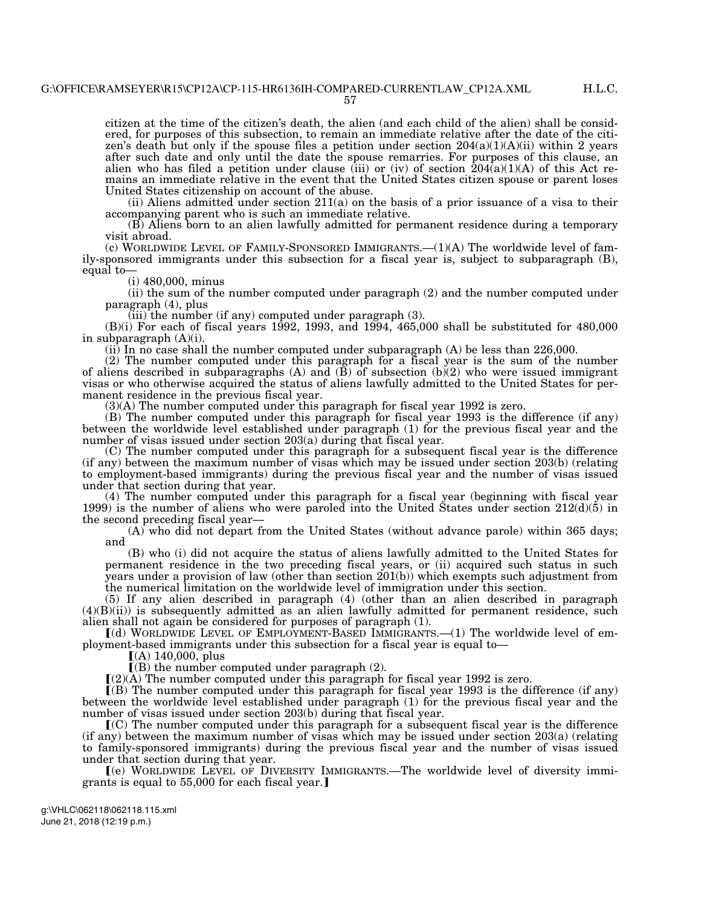citizen at the time of the citizen's death, the alien (and each child of the alien) shall be considered, for purposes of this subsection, to remain an immediate relative after the date of the citizen's death but only if the spouse files a petition under section 204(a)(1)(A)(ii) within 2 years after such date and only until the date the spouse remarries. For purposes of this clause, an alien who has filed a petition under clause (iii) or (iv) of section 204(a)(1)(A) of this Act remains an immediate relative in the event that the United States citizen spouse or parent loses United States citizenship on account of the abuse.

(ii) Aliens admitted under section 211(a) on the basis of a prior issuance of a visa to their accompanying parent who is such an immediate relative.

(B) Aliens born to an alien lawfully admitted for permanent residence during a temporary visit abroad.

(c) WORLDWIDE LEVEL OF FAMILY-SPONSORED IMMIGRANTS.—(1)(A) The worldwide level of family-sponsored immigrants under this subsection for a fiscal year is, subject to subparagraph (B), equal to—

(i) 480,000, minus

(ii) the sum of the number computed under paragraph (2) and the number computed under paragraph (4), plus

(iii) the number (if any) computed under paragraph (3).

(B)(i) For each of fiscal years 1992, 1993, and 1994, 465,000 shall be substituted for 480,000 in subparagraph (A)(i).

(ii) In no case shall the number computed under subparagraph (A) be less than 226,000.

(2) The number computed under this paragraph for a fiscal year is the sum of the number of aliens described in subparagraphs (A) and (B) of subsection (b)(2) who were issued immigrant visas or who otherwise acquired the status of aliens lawfully admitted to the United States for permanent residence in the previous fiscal year.

(3)(A) The number computed under this paragraph for fiscal year 1992 is zero.

(B) The number computed under this paragraph for fiscal year 1993 is the difference (if any) between the worldwide level established under paragraph (1) for the previous fiscal year and the number of visas issued under section 203(a) during that fiscal year.

(C) The number computed under this paragraph for a subsequent fiscal year is the difference (if any) between the maximum number of visas which may be issued under section 203(b) (relating to employment-based immigrants) during the previous fiscal year and the number of visas issued under that section during that year.

(4) The number computed under this paragraph for a fiscal year (beginning with fiscal year 1999) is the number of aliens who were paroled into the United States under section 212(d)(5) in the second preceding fiscal year—

(A) who did not depart from the United States (without advance parole) within 365 days; and

(B) who (i) did not acquire the status of aliens lawfully admitted to the United States for permanent residence in the two preceding fiscal years, or (ii) acquired such status in such years under a provision of law (other than section 201(b)) which exempts such adjustment from the numerical limitation on the worldwide level of immigration under this section.

(5) If any alien described in paragraph (4) (other than an alien described in paragraph (4)(B)(ii)) is subsequently admitted as an alien lawfully admitted for permanent residence, such alien shall not again be considered for purposes of paragraph (1).

[(d) WORLDWIDE LEVEL OF EMPLOYMENT-BASED IMMIGRANTS.—(1) The worldwide level of employment-based immigrants under this subsection for a fiscal year is equal to—

[(A) 140,000, plus

[(B) the number computed under paragraph (2).

[(2)(A) The number computed under this paragraph for fiscal year 1992 is zero.

[(B) The number computed under this paragraph for fiscal year 1993 is the difference (if any) between the worldwide level established under paragraph (1) for the previous fiscal year and the number of visas issued under section 203(b) during that fiscal year.

[(C) The number computed under this paragraph for a subsequent fiscal year is the difference (if any) between the maximum number of visas which may be issued under section 203(a) (relating to family-sponsored immigrants) during the previous fiscal year and the number of visas issued under that section during that year.

[(e) WORLDWIDE LEVEL OF DIVERSITY IMMIGRANTS.—The worldwide level of diversity immigrants is equal to 55,000 for each fiscal year.]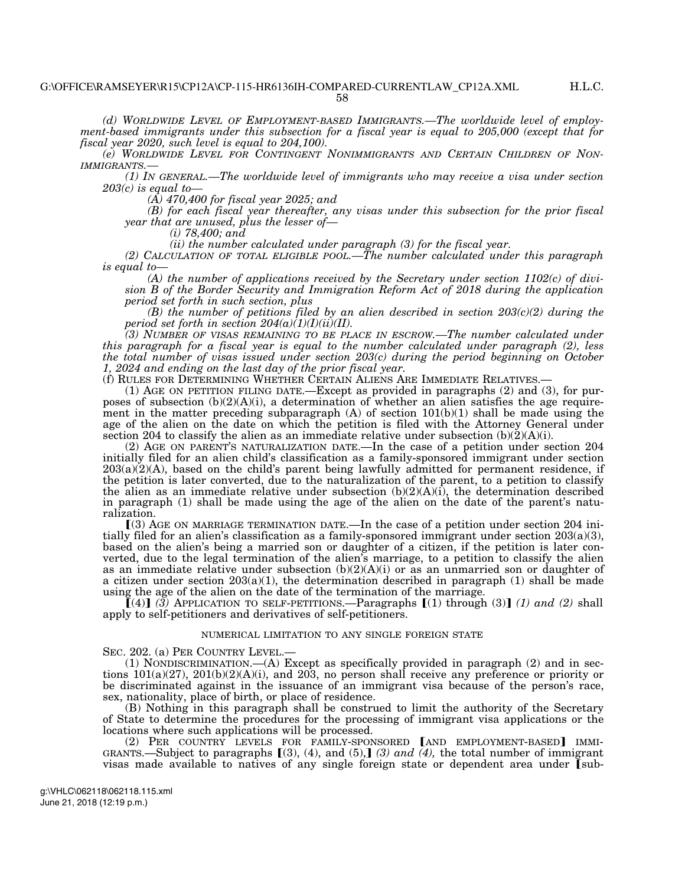*(d) WORLDWIDE LEVEL OF EMPLOYMENT-BASED IMMIGRANTS.—The worldwide level of employment-based immigrants under this subsection for a fiscal year is equal to 205,000 (except that for fiscal year 2020, such level is equal to 204,100).*

*(e) WORLDWIDE LEVEL FOR CONTINGENT NONIMMIGRANTS AND CERTAIN CHILDREN OF NONIMMIGRANTS.—*

*(1) IN GENERAL.—The worldwide level of immigrants who may receive a visa under section 203(c) is equal to—*

*(A) 470,400 for fiscal year 2025; and*

*(B) for each fiscal year thereafter, any visas under this subsection for the prior fiscal year that are unused, plus the lesser of—*

*(i) 78,400; and*

*(ii) the number calculated under paragraph (3) for the fiscal year.*

*(2) CALCULATION OF TOTAL ELIGIBLE POOL.—The number calculated under this paragraph is equal to—*

*(A) the number of applications received by the Secretary under section 1102(c) of division B of the Border Security and Immigration Reform Act of 2018 during the application period set forth in such section, plus*

*(B) the number of petitions filed by an alien described in section 203(c)(2) during the period set forth in section 204(a)(1)(I)(ii)(II).*

*(3) NUMBER OF VISAS REMAINING TO BE PLACE IN ESCROW.—The number calculated under this paragraph for a fiscal year is equal to the number calculated under paragraph (2), less the total number of visas issued under section 203(c) during the period beginning on October 1, 2024 and ending on the last day of the prior fiscal year.*

(f) RULES FOR DETERMINING WHETHER CERTAIN ALIENS ARE IMMEDIATE RELATIVES.—

(1) AGE ON PETITION FILING DATE.—Except as provided in paragraphs (2) and (3), for purposes of subsection (b)(2)(A)(i), a determination of whether an alien satisfies the age requirement in the matter preceding subparagraph (A) of section 101(b)(1) shall be made using the age of the alien on the date on which the petition is filed with the Attorney General under section 204 to classify the alien as an immediate relative under subsection (b)(2)(A)(i).

(2) AGE ON PARENT'S NATURALIZATION DATE.—In the case of a petition under section 204 initially filed for an alien child's classification as a family-sponsored immigrant under section 203(a)(2)(A), based on the child's parent being lawfully admitted for permanent residence, if the petition is later converted, due to the naturalization of the parent, to a petition to classify the alien as an immediate relative under subsection (b)(2)(A)(i), the determination described in paragraph (1) shall be made using the age of the alien on the date of the parent's naturalization.

⟦(3) AGE ON MARRIAGE TERMINATION DATE.—In the case of a petition under section 204 initially filed for an alien's classification as a family-sponsored immigrant under section 203(a)(3), based on the alien's being a married son or daughter of a citizen, if the petition is later converted, due to the legal termination of the alien's marriage, to a petition to classify the alien as an immediate relative under subsection (b)(2)(A)(i) or as an unmarried son or daughter of a citizen under section 203(a)(1), the determination described in paragraph (1) shall be made using the age of the alien on the date of the termination of the marriage.

⟦(4)⟧ *(3)* APPLICATION TO SELF-PETITIONS.—Paragraphs ⟦(1) through (3)⟧ *(1) and (2)* shall apply to self-petitioners and derivatives of self-petitioners.

NUMERICAL LIMITATION TO ANY SINGLE FOREIGN STATE

SEC. 202. (a) PER COUNTRY LEVEL.—

(1) NONDISCRIMINATION.—(A) Except as specifically provided in paragraph (2) and in sections 101(a)(27), 201(b)(2)(A)(i), and 203, no person shall receive any preference or priority or be discriminated against in the issuance of an immigrant visa because of the person's race, sex, nationality, place of birth, or place of residence.

(B) Nothing in this paragraph shall be construed to limit the authority of the Secretary of State to determine the procedures for the processing of immigrant visa applications or the locations where such applications will be processed.

(2) PER COUNTRY LEVELS FOR FAMILY-SPONSORED ⟦AND EMPLOYMENT-BASED⟧ IMMIGRANTS.—Subject to paragraphs ⟦(3), (4), and (5),⟧ *(3) and (4),* the total number of immigrant visas made available to natives of any single foreign state or dependent area under ⟦sub-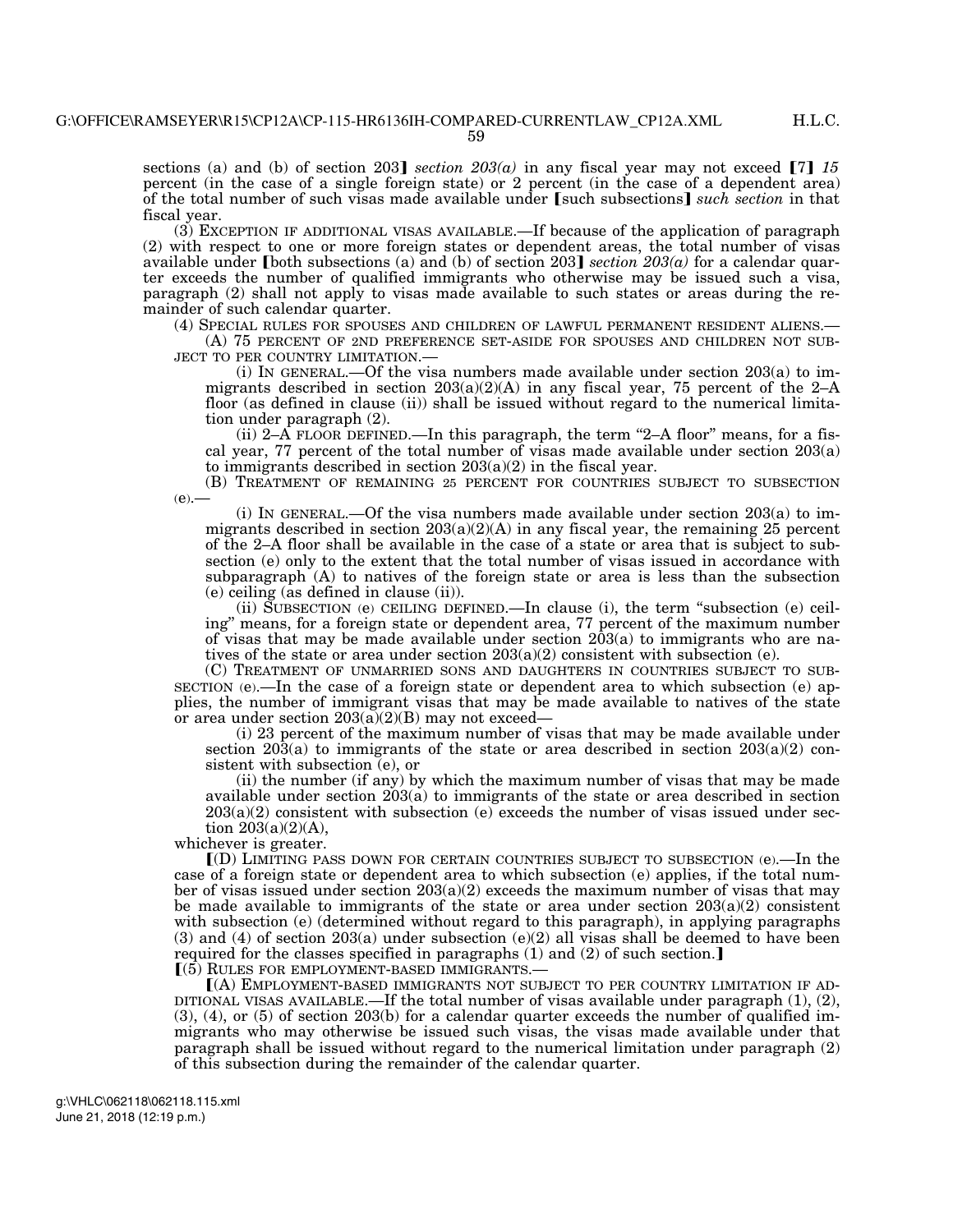sections (a) and (b) of section 203】 *section 203(a)* in any fiscal year may not exceed 【7】 *15* percent (in the case of a single foreign state) or 2 percent (in the case of a dependent area) of the total number of such visas made available under 【such subsections】 *such section* in that fiscal year.

(3) EXCEPTION IF ADDITIONAL VISAS AVAILABLE.—If because of the application of paragraph (2) with respect to one or more foreign states or dependent areas, the total number of visas available under 【both subsections (a) and (b) of section 203】 *section 203(a)* for a calendar quarter exceeds the number of qualified immigrants who otherwise may be issued such a visa, paragraph (2) shall not apply to visas made available to such states or areas during the remainder of such calendar quarter.

(4) SPECIAL RULES FOR SPOUSES AND CHILDREN OF LAWFUL PERMANENT RESIDENT ALIENS.—

(A) 75 PERCENT OF 2ND PREFERENCE SET-ASIDE FOR SPOUSES AND CHILDREN NOT SUBJECT TO PER COUNTRY LIMITATION.—

(i) IN GENERAL.—Of the visa numbers made available under section 203(a) to immigrants described in section 203(a)(2)(A) in any fiscal year, 75 percent of the 2–A floor (as defined in clause (ii)) shall be issued without regard to the numerical limitation under paragraph (2).

(ii) 2–A FLOOR DEFINED.—In this paragraph, the term "2–A floor" means, for a fiscal year, 77 percent of the total number of visas made available under section 203(a) to immigrants described in section 203(a)(2) in the fiscal year.

(B) TREATMENT OF REMAINING 25 PERCENT FOR COUNTRIES SUBJECT TO SUBSECTION (e).—

(i) IN GENERAL.—Of the visa numbers made available under section 203(a) to immigrants described in section 203(a)(2)(A) in any fiscal year, the remaining 25 percent of the 2–A floor shall be available in the case of a state or area that is subject to subsection (e) only to the extent that the total number of visas issued in accordance with subparagraph (A) to natives of the foreign state or area is less than the subsection (e) ceiling (as defined in clause (ii)).

(ii) SUBSECTION (e) CEILING DEFINED.—In clause (i), the term "subsection (e) ceiling" means, for a foreign state or dependent area, 77 percent of the maximum number of visas that may be made available under section 203(a) to immigrants who are natives of the state or area under section 203(a)(2) consistent with subsection (e).

(C) TREATMENT OF UNMARRIED SONS AND DAUGHTERS IN COUNTRIES SUBJECT TO SUBSECTION (e).—In the case of a foreign state or dependent area to which subsection (e) applies, the number of immigrant visas that may be made available to natives of the state or area under section 203(a)(2)(B) may not exceed—

(i) 23 percent of the maximum number of visas that may be made available under section 203(a) to immigrants of the state or area described in section 203(a)(2) consistent with subsection (e), or

(ii) the number (if any) by which the maximum number of visas that may be made available under section 203(a) to immigrants of the state or area described in section 203(a)(2) consistent with subsection (e) exceeds the number of visas issued under section 203(a)(2)(A),

whichever is greater.

【(D) LIMITING PASS DOWN FOR CERTAIN COUNTRIES SUBJECT TO SUBSECTION (e).—In the case of a foreign state or dependent area to which subsection (e) applies, if the total number of visas issued under section 203(a)(2) exceeds the maximum number of visas that may be made available to immigrants of the state or area under section 203(a)(2) consistent with subsection (e) (determined without regard to this paragraph), in applying paragraphs (3) and (4) of section 203(a) under subsection (e)(2) all visas shall be deemed to have been required for the classes specified in paragraphs (1) and (2) of such section.】

【(5) RULES FOR EMPLOYMENT-BASED IMMIGRANTS.—

【(A) EMPLOYMENT-BASED IMMIGRANTS NOT SUBJECT TO PER COUNTRY LIMITATION IF ADDITIONAL VISAS AVAILABLE.—If the total number of visas available under paragraph (1), (2), (3), (4), or (5) of section 203(b) for a calendar quarter exceeds the number of qualified immigrants who may otherwise be issued such visas, the visas made available under that paragraph shall be issued without regard to the numerical limitation under paragraph (2) of this subsection during the remainder of the calendar quarter.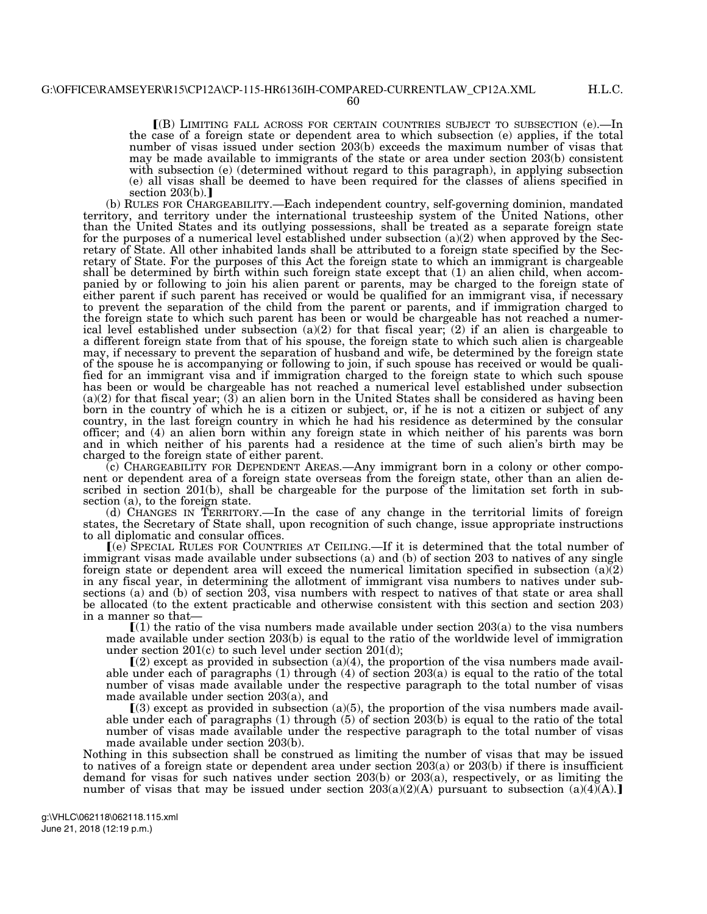⟦(B) LIMITING FALL ACROSS FOR CERTAIN COUNTRIES SUBJECT TO SUBSECTION (e).—In the case of a foreign state or dependent area to which subsection (e) applies, if the total number of visas issued under section 203(b) exceeds the maximum number of visas that may be made available to immigrants of the state or area under section 203(b) consistent with subsection (e) (determined without regard to this paragraph), in applying subsection (e) all visas shall be deemed to have been required for the classes of aliens specified in section 203(b).⟧

(b) RULES FOR CHARGEABILITY.—Each independent country, self-governing dominion, mandated territory, and territory under the international trusteeship system of the United Nations, other than the United States and its outlying possessions, shall be treated as a separate foreign state for the purposes of a numerical level established under subsection (a)(2) when approved by the Secretary of State. All other inhabited lands shall be attributed to a foreign state specified by the Secretary of State. For the purposes of this Act the foreign state to which an immigrant is chargeable shall be determined by birth within such foreign state except that (1) an alien child, when accompanied by or following to join his alien parent or parents, may be charged to the foreign state of either parent if such parent has received or would be qualified for an immigrant visa, if necessary to prevent the separation of the child from the parent or parents, and if immigration charged to the foreign state to which such parent has been or would be chargeable has not reached a numerical level established under subsection (a)(2) for that fiscal year; (2) if an alien is chargeable to a different foreign state from that of his spouse, the foreign state to which such alien is chargeable may, if necessary to prevent the separation of husband and wife, be determined by the foreign state of the spouse he is accompanying or following to join, if such spouse has received or would be qualified for an immigrant visa and if immigration charged to the foreign state to which such spouse has been or would be chargeable has not reached a numerical level established under subsection (a)(2) for that fiscal year; (3) an alien born in the United States shall be considered as having been born in the country of which he is a citizen or subject, or, if he is not a citizen or subject of any country, in the last foreign country in which he had his residence as determined by the consular officer; and (4) an alien born within any foreign state in which neither of his parents was born and in which neither of his parents had a residence at the time of such alien's birth may be charged to the foreign state of either parent.

(c) CHARGEABILITY FOR DEPENDENT AREAS.—Any immigrant born in a colony or other component or dependent area of a foreign state overseas from the foreign state, other than an alien described in section 201(b), shall be chargeable for the purpose of the limitation set forth in subsection (a), to the foreign state.

(d) CHANGES IN TERRITORY.—In the case of any change in the territorial limits of foreign states, the Secretary of State shall, upon recognition of such change, issue appropriate instructions to all diplomatic and consular offices.

⟦(e) SPECIAL RULES FOR COUNTRIES AT CEILING.—If it is determined that the total number of immigrant visas made available under subsections (a) and (b) of section 203 to natives of any single foreign state or dependent area will exceed the numerical limitation specified in subsection (a)(2) in any fiscal year, in determining the allotment of immigrant visa numbers to natives under subsections (a) and (b) of section 203, visa numbers with respect to natives of that state or area shall be allocated (to the extent practicable and otherwise consistent with this section and section 203) in a manner so that—

⟦(1) the ratio of the visa numbers made available under section 203(a) to the visa numbers made available under section 203(b) is equal to the ratio of the worldwide level of immigration under section 201(c) to such level under section 201(d);

⟦(2) except as provided in subsection (a)(4), the proportion of the visa numbers made available under each of paragraphs (1) through (4) of section 203(a) is equal to the ratio of the total number of visas made available under the respective paragraph to the total number of visas made available under section 203(a), and

⟦(3) except as provided in subsection (a)(5), the proportion of the visa numbers made available under each of paragraphs (1) through (5) of section 203(b) is equal to the ratio of the total number of visas made available under the respective paragraph to the total number of visas made available under section 203(b).

Nothing in this subsection shall be construed as limiting the number of visas that may be issued to natives of a foreign state or dependent area under section 203(a) or 203(b) if there is insufficient demand for visas for such natives under section 203(b) or 203(a), respectively, or as limiting the number of visas that may be issued under section 203(a)(2)(A) pursuant to subsection (a)(4)(A).⟧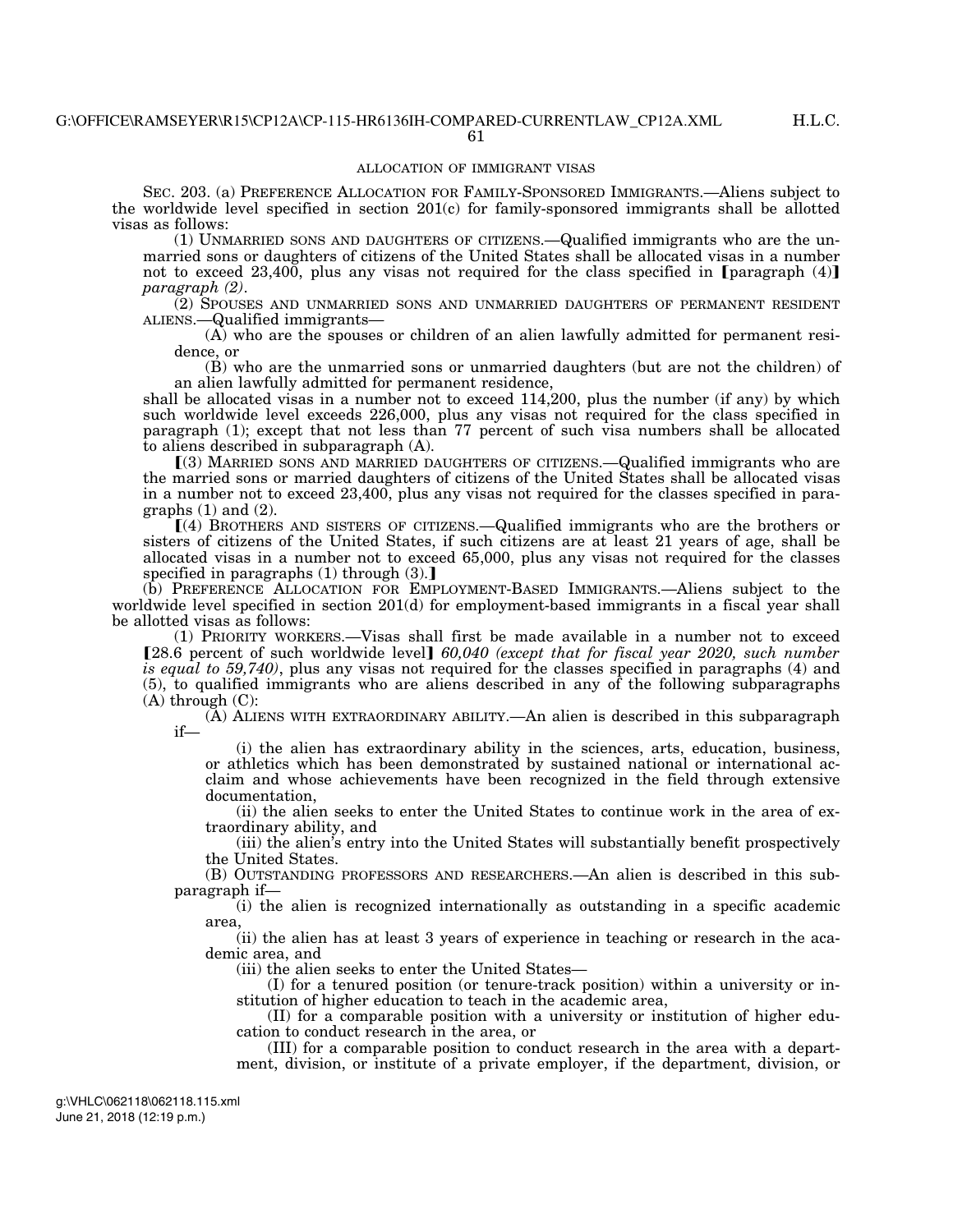ALLOCATION OF IMMIGRANT VISAS

SEC. 203. (a) PREFERENCE ALLOCATION FOR FAMILY-SPONSORED IMMIGRANTS.—Aliens subject to the worldwide level specified in section 201(c) for family-sponsored immigrants shall be allotted visas as follows:

(1) UNMARRIED SONS AND DAUGHTERS OF CITIZENS.—Qualified immigrants who are the unmarried sons or daughters of citizens of the United States shall be allocated visas in a number not to exceed 23,400, plus any visas not required for the class specified in 【paragraph (4)】 *paragraph (2)*.

(2) SPOUSES AND UNMARRIED SONS AND UNMARRIED DAUGHTERS OF PERMANENT RESIDENT ALIENS.—Qualified immigrants—

(A) who are the spouses or children of an alien lawfully admitted for permanent residence, or

(B) who are the unmarried sons or unmarried daughters (but are not the children) of an alien lawfully admitted for permanent residence,

shall be allocated visas in a number not to exceed 114,200, plus the number (if any) by which such worldwide level exceeds 226,000, plus any visas not required for the class specified in paragraph (1); except that not less than 77 percent of such visa numbers shall be allocated to aliens described in subparagraph (A).

【(3) MARRIED SONS AND MARRIED DAUGHTERS OF CITIZENS.—Qualified immigrants who are the married sons or married daughters of citizens of the United States shall be allocated visas in a number not to exceed 23,400, plus any visas not required for the classes specified in paragraphs (1) and (2).

【(4) BROTHERS AND SISTERS OF CITIZENS.—Qualified immigrants who are the brothers or sisters of citizens of the United States, if such citizens are at least 21 years of age, shall be allocated visas in a number not to exceed 65,000, plus any visas not required for the classes specified in paragraphs (1) through (3).】

(b) PREFERENCE ALLOCATION FOR EMPLOYMENT-BASED IMMIGRANTS.—Aliens subject to the worldwide level specified in section 201(d) for employment-based immigrants in a fiscal year shall be allotted visas as follows:

(1) PRIORITY WORKERS.—Visas shall first be made available in a number not to exceed 【28.6 percent of such worldwide level】 *60,040 (except that for fiscal year 2020, such number is equal to 59,740)*, plus any visas not required for the classes specified in paragraphs (4) and (5), to qualified immigrants who are aliens described in any of the following subparagraphs (A) through (C):

(A) ALIENS WITH EXTRAORDINARY ABILITY.—An alien is described in this subparagraph if—

(i) the alien has extraordinary ability in the sciences, arts, education, business, or athletics which has been demonstrated by sustained national or international acclaim and whose achievements have been recognized in the field through extensive documentation,

(ii) the alien seeks to enter the United States to continue work in the area of extraordinary ability, and

(iii) the alien's entry into the United States will substantially benefit prospectively the United States.

(B) OUTSTANDING PROFESSORS AND RESEARCHERS.—An alien is described in this subparagraph if—

(i) the alien is recognized internationally as outstanding in a specific academic area,

(ii) the alien has at least 3 years of experience in teaching or research in the academic area, and

(iii) the alien seeks to enter the United States—

(I) for a tenured position (or tenure-track position) within a university or institution of higher education to teach in the academic area,

(II) for a comparable position with a university or institution of higher education to conduct research in the area, or

(III) for a comparable position to conduct research in the area with a department, division, or institute of a private employer, if the department, division, or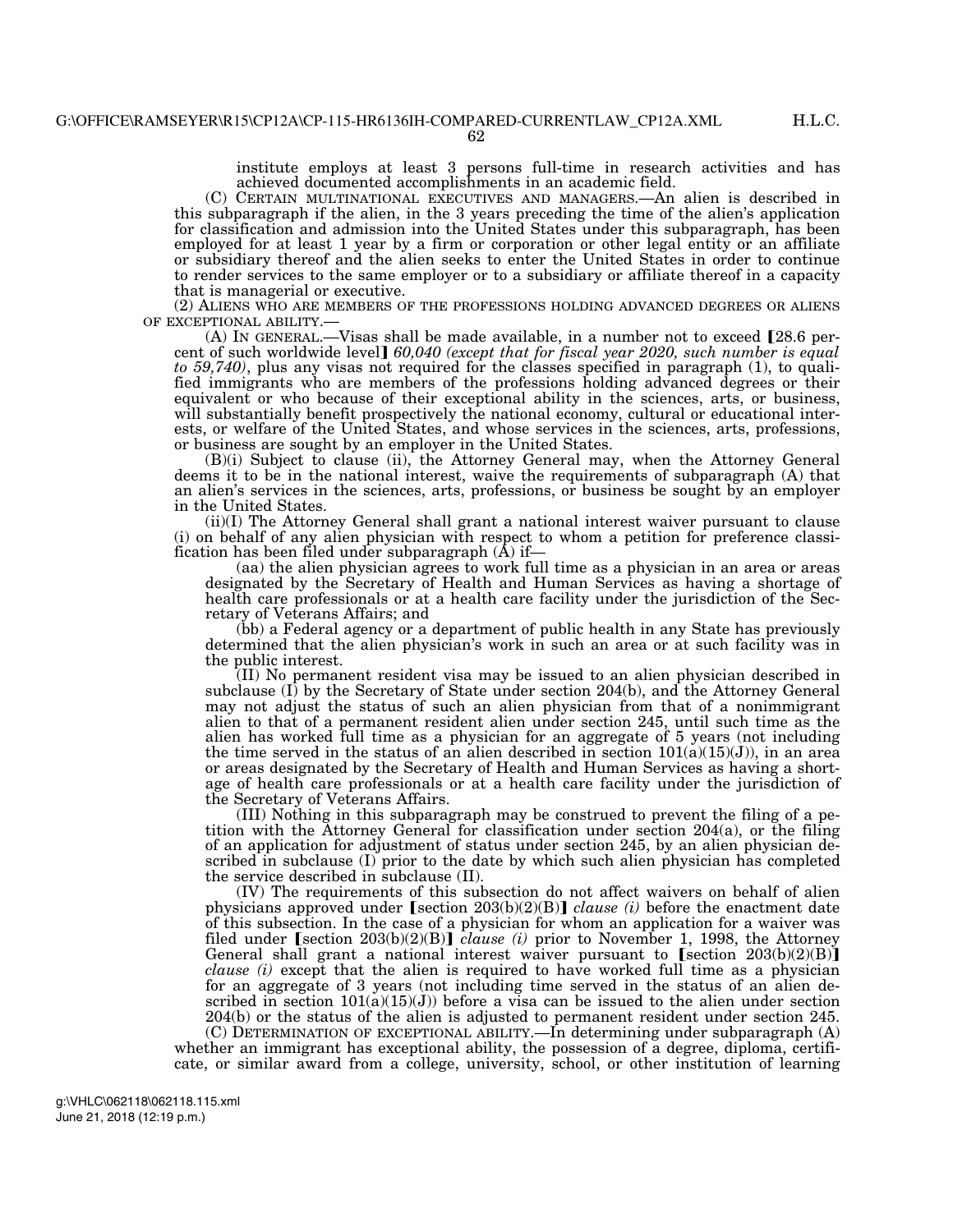institute employs at least 3 persons full-time in research activities and has achieved documented accomplishments in an academic field.

(C) CERTAIN MULTINATIONAL EXECUTIVES AND MANAGERS.—An alien is described in this subparagraph if the alien, in the 3 years preceding the time of the alien's application for classification and admission into the United States under this subparagraph, has been employed for at least 1 year by a firm or corporation or other legal entity or an affiliate or subsidiary thereof and the alien seeks to enter the United States in order to continue to render services to the same employer or to a subsidiary or affiliate thereof in a capacity that is managerial or executive.

(2) ALIENS WHO ARE MEMBERS OF THE PROFESSIONS HOLDING ADVANCED DEGREES OR ALIENS OF EXCEPTIONAL ABILITY.—

(A) IN GENERAL.—Visas shall be made available, in a number not to exceed ⟦28.6 percent of such worldwide level⟧ *60,040 (except that for fiscal year 2020, such number is equal to 59,740)*, plus any visas not required for the classes specified in paragraph (1), to qualified immigrants who are members of the professions holding advanced degrees or their equivalent or who because of their exceptional ability in the sciences, arts, or business, will substantially benefit prospectively the national economy, cultural or educational interests, or welfare of the United States, and whose services in the sciences, arts, professions, or business are sought by an employer in the United States.

(B)(i) Subject to clause (ii), the Attorney General may, when the Attorney General deems it to be in the national interest, waive the requirements of subparagraph (A) that an alien's services in the sciences, arts, professions, or business be sought by an employer in the United States.

(ii)(I) The Attorney General shall grant a national interest waiver pursuant to clause (i) on behalf of any alien physician with respect to whom a petition for preference classification has been filed under subparagraph (A) if—

(aa) the alien physician agrees to work full time as a physician in an area or areas designated by the Secretary of Health and Human Services as having a shortage of health care professionals or at a health care facility under the jurisdiction of the Secretary of Veterans Affairs; and

(bb) a Federal agency or a department of public health in any State has previously determined that the alien physician's work in such an area or at such facility was in the public interest.

(II) No permanent resident visa may be issued to an alien physician described in subclause (I) by the Secretary of State under section 204(b), and the Attorney General may not adjust the status of such an alien physician from that of a nonimmigrant alien to that of a permanent resident alien under section 245, until such time as the alien has worked full time as a physician for an aggregate of 5 years (not including the time served in the status of an alien described in section 101(a)(15)(J)), in an area or areas designated by the Secretary of Health and Human Services as having a shortage of health care professionals or at a health care facility under the jurisdiction of the Secretary of Veterans Affairs.

(III) Nothing in this subparagraph may be construed to prevent the filing of a petition with the Attorney General for classification under section 204(a), or the filing of an application for adjustment of status under section 245, by an alien physician described in subclause (I) prior to the date by which such alien physician has completed the service described in subclause (II).

(IV) The requirements of this subsection do not affect waivers on behalf of alien physicians approved under ⟦section 203(b)(2)(B)⟧ *clause (i)* before the enactment date of this subsection. In the case of a physician for whom an application for a waiver was filed under ⟦section 203(b)(2)(B)⟧ *clause (i)* prior to November 1, 1998, the Attorney General shall grant a national interest waiver pursuant to ⟦section 203(b)(2)(B)⟧ *clause (i)* except that the alien is required to have worked full time as a physician for an aggregate of 3 years (not including time served in the status of an alien described in section 101(a)(15)(J)) before a visa can be issued to the alien under section 204(b) or the status of the alien is adjusted to permanent resident under section 245.

(C) DETERMINATION OF EXCEPTIONAL ABILITY.—In determining under subparagraph (A) whether an immigrant has exceptional ability, the possession of a degree, diploma, certificate, or similar award from a college, university, school, or other institution of learning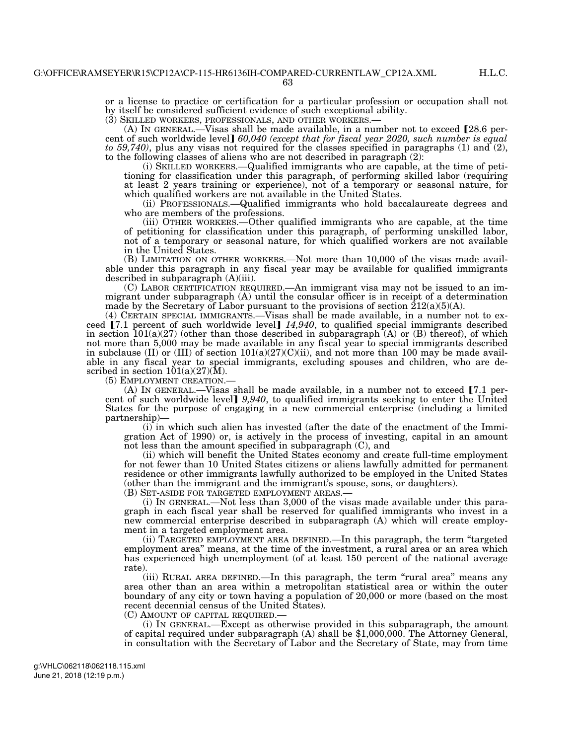or a license to practice or certification for a particular profession or occupation shall not by itself be considered sufficient evidence of such exceptional ability.

(3) SKILLED WORKERS, PROFESSIONALS, AND OTHER WORKERS.—

(A) IN GENERAL.—Visas shall be made available, in a number not to exceed ⟦28.6 percent of such worldwide level⟧ *60,040 (except that for fiscal year 2020, such number is equal to 59,740)*, plus any visas not required for the classes specified in paragraphs (1) and (2), to the following classes of aliens who are not described in paragraph (2):

(i) SKILLED WORKERS.—Qualified immigrants who are capable, at the time of petitioning for classification under this paragraph, of performing skilled labor (requiring at least 2 years training or experience), not of a temporary or seasonal nature, for which qualified workers are not available in the United States.

(ii) PROFESSIONALS.—Qualified immigrants who hold baccalaureate degrees and who are members of the professions.

(iii) OTHER WORKERS.—Other qualified immigrants who are capable, at the time of petitioning for classification under this paragraph, of performing unskilled labor, not of a temporary or seasonal nature, for which qualified workers are not available in the United States.

(B) LIMITATION ON OTHER WORKERS.—Not more than 10,000 of the visas made available under this paragraph in any fiscal year may be available for qualified immigrants described in subparagraph (A)(iii).

(C) LABOR CERTIFICATION REQUIRED.—An immigrant visa may not be issued to an immigrant under subparagraph (A) until the consular officer is in receipt of a determination made by the Secretary of Labor pursuant to the provisions of section 212(a)(5)(A).

(4) CERTAIN SPECIAL IMMIGRANTS.—Visas shall be made available, in a number not to exceed ⟦7.1 percent of such worldwide level⟧ *14,940*, to qualified special immigrants described in section 101(a)(27) (other than those described in subparagraph (A) or (B) thereof), of which not more than 5,000 may be made available in any fiscal year to special immigrants described in subclause (II) or (III) of section 101(a)(27)(C)(ii), and not more than 100 may be made available in any fiscal year to special immigrants, excluding spouses and children, who are described in section 101(a)(27)(M).

(5) EMPLOYMENT CREATION.—

(A) IN GENERAL.—Visas shall be made available, in a number not to exceed ⟦7.1 percent of such worldwide level⟧ *9,940*, to qualified immigrants seeking to enter the United States for the purpose of engaging in a new commercial enterprise (including a limited partnership)—

(i) in which such alien has invested (after the date of the enactment of the Immigration Act of 1990) or, is actively in the process of investing, capital in an amount not less than the amount specified in subparagraph (C), and

(ii) which will benefit the United States economy and create full-time employment for not fewer than 10 United States citizens or aliens lawfully admitted for permanent residence or other immigrants lawfully authorized to be employed in the United States (other than the immigrant and the immigrant's spouse, sons, or daughters).

(B) SET-ASIDE FOR TARGETED EMPLOYMENT AREAS.—

(i) IN GENERAL.—Not less than 3,000 of the visas made available under this paragraph in each fiscal year shall be reserved for qualified immigrants who invest in a new commercial enterprise described in subparagraph (A) which will create employment in a targeted employment area.

(ii) TARGETED EMPLOYMENT AREA DEFINED.—In this paragraph, the term "targeted employment area" means, at the time of the investment, a rural area or an area which has experienced high unemployment (of at least 150 percent of the national average rate).

(iii) RURAL AREA DEFINED.—In this paragraph, the term "rural area" means any area other than an area within a metropolitan statistical area or within the outer boundary of any city or town having a population of 20,000 or more (based on the most recent decennial census of the United States).

(C) AMOUNT OF CAPITAL REQUIRED.—

(i) IN GENERAL.—Except as otherwise provided in this subparagraph, the amount of capital required under subparagraph (A) shall be $1,000,000. The Attorney General, in consultation with the Secretary of Labor and the Secretary of State, may from time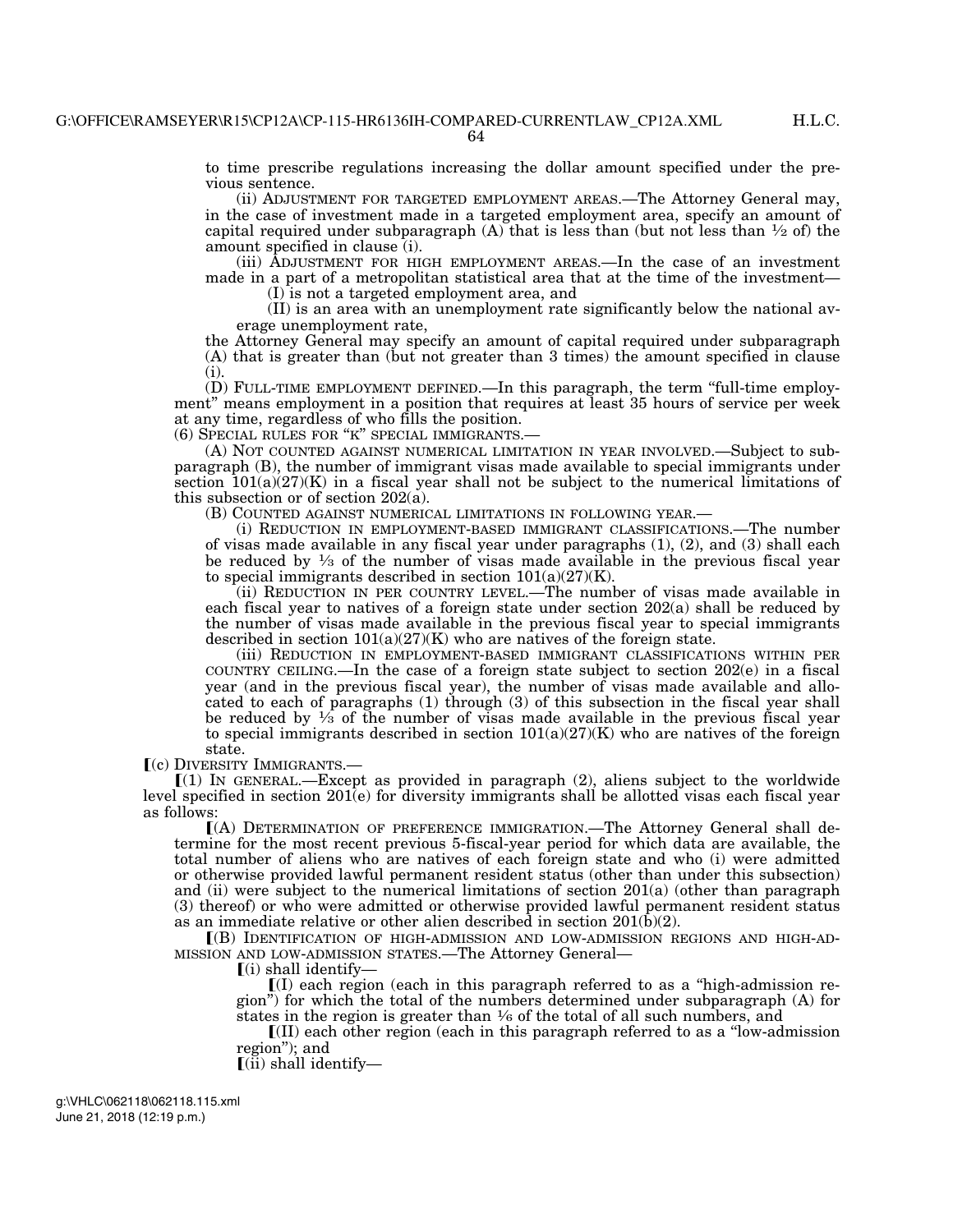to time prescribe regulations increasing the dollar amount specified under the previous sentence.

(ii) ADJUSTMENT FOR TARGETED EMPLOYMENT AREAS.—The Attorney General may, in the case of investment made in a targeted employment area, specify an amount of capital required under subparagraph (A) that is less than (but not less than ½ of) the amount specified in clause (i).

(iii) ADJUSTMENT FOR HIGH EMPLOYMENT AREAS.—In the case of an investment made in a part of a metropolitan statistical area that at the time of the investment—

(I) is not a targeted employment area, and

(II) is an area with an unemployment rate significantly below the national average unemployment rate,

the Attorney General may specify an amount of capital required under subparagraph (A) that is greater than (but not greater than 3 times) the amount specified in clause (i).

(D) FULL-TIME EMPLOYMENT DEFINED.—In this paragraph, the term "full-time employment" means employment in a position that requires at least 35 hours of service per week at any time, regardless of who fills the position.

(6) SPECIAL RULES FOR "K" SPECIAL IMMIGRANTS.—

(A) NOT COUNTED AGAINST NUMERICAL LIMITATION IN YEAR INVOLVED.—Subject to subparagraph (B), the number of immigrant visas made available to special immigrants under section 101(a)(27)(K) in a fiscal year shall not be subject to the numerical limitations of this subsection or of section 202(a).

(B) COUNTED AGAINST NUMERICAL LIMITATIONS IN FOLLOWING YEAR.—

(i) REDUCTION IN EMPLOYMENT-BASED IMMIGRANT CLASSIFICATIONS.—The number of visas made available in any fiscal year under paragraphs (1), (2), and (3) shall each be reduced by ⅓ of the number of visas made available in the previous fiscal year to special immigrants described in section 101(a)(27)(K).

(ii) REDUCTION IN PER COUNTRY LEVEL.—The number of visas made available in each fiscal year to natives of a foreign state under section 202(a) shall be reduced by the number of visas made available in the previous fiscal year to special immigrants described in section 101(a)(27)(K) who are natives of the foreign state.

(iii) REDUCTION IN EMPLOYMENT-BASED IMMIGRANT CLASSIFICATIONS WITHIN PER COUNTRY CEILING.—In the case of a foreign state subject to section 202(e) in a fiscal year (and in the previous fiscal year), the number of visas made available and allocated to each of paragraphs (1) through (3) of this subsection in the fiscal year shall be reduced by ⅓ of the number of visas made available in the previous fiscal year to special immigrants described in section 101(a)(27)(K) who are natives of the foreign state.

⟦(c) DIVERSITY IMMIGRANTS.—

⟦(1) IN GENERAL.—Except as provided in paragraph (2), aliens subject to the worldwide level specified in section 201(e) for diversity immigrants shall be allotted visas each fiscal year as follows:

⟦(A) DETERMINATION OF PREFERENCE IMMIGRATION.—The Attorney General shall determine for the most recent previous 5-fiscal-year period for which data are available, the total number of aliens who are natives of each foreign state and who (i) were admitted or otherwise provided lawful permanent resident status (other than under this subsection) and (ii) were subject to the numerical limitations of section 201(a) (other than paragraph (3) thereof) or who were admitted or otherwise provided lawful permanent resident status as an immediate relative or other alien described in section 201(b)(2).

⟦(B) IDENTIFICATION OF HIGH-ADMISSION AND LOW-ADMISSION REGIONS AND HIGH-ADMISSION AND LOW-ADMISSION STATES.—The Attorney General—

⟦(i) shall identify—

⟦(I) each region (each in this paragraph referred to as a "high-admission region") for which the total of the numbers determined under subparagraph (A) for states in the region is greater than ⅙ of the total of all such numbers, and

⟦(II) each other region (each in this paragraph referred to as a "low-admission region"); and

⟦(ii) shall identify—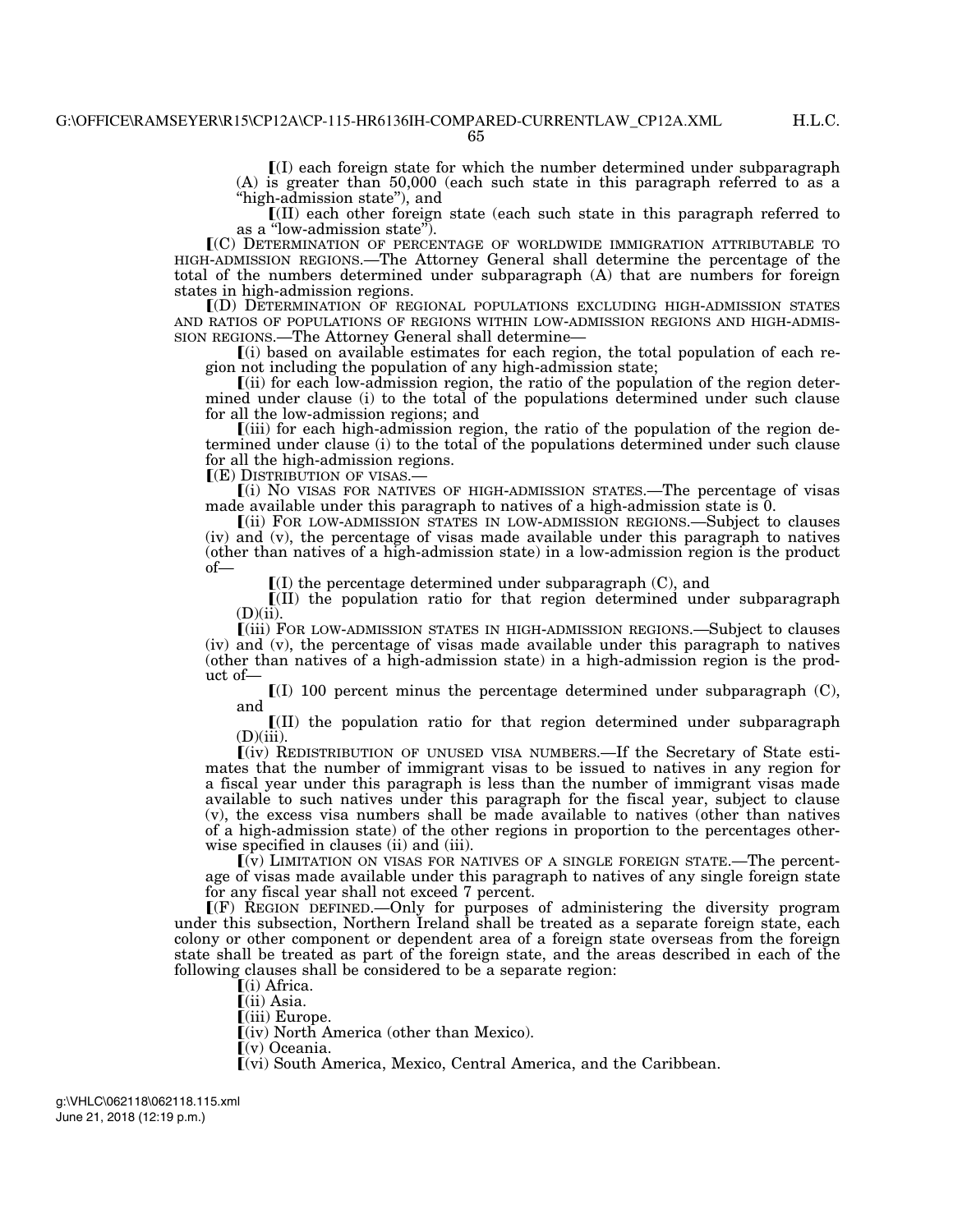⟦(I) each foreign state for which the number determined under subparagraph (A) is greater than 50,000 (each such state in this paragraph referred to as a "high-admission state"), and

⟦(II) each other foreign state (each such state in this paragraph referred to as a "low-admission state").

⟦(C) DETERMINATION OF PERCENTAGE OF WORLDWIDE IMMIGRATION ATTRIBUTABLE TO HIGH-ADMISSION REGIONS.—The Attorney General shall determine the percentage of the total of the numbers determined under subparagraph (A) that are numbers for foreign states in high-admission regions.

⟦(D) DETERMINATION OF REGIONAL POPULATIONS EXCLUDING HIGH-ADMISSION STATES AND RATIOS OF POPULATIONS OF REGIONS WITHIN LOW-ADMISSION REGIONS AND HIGH-ADMISSION REGIONS.—The Attorney General shall determine—

⟦(i) based on available estimates for each region, the total population of each region not including the population of any high-admission state;

⟦(ii) for each low-admission region, the ratio of the population of the region determined under clause (i) to the total of the populations determined under such clause for all the low-admission regions; and

⟦(iii) for each high-admission region, the ratio of the population of the region determined under clause (i) to the total of the populations determined under such clause for all the high-admission regions.

⟦(E) DISTRIBUTION OF VISAS.—

⟦(i) NO VISAS FOR NATIVES OF HIGH-ADMISSION STATES.—The percentage of visas made available under this paragraph to natives of a high-admission state is 0.

⟦(ii) FOR LOW-ADMISSION STATES IN LOW-ADMISSION REGIONS.—Subject to clauses (iv) and (v), the percentage of visas made available under this paragraph to natives (other than natives of a high-admission state) in a low-admission region is the product of—

⟦(I) the percentage determined under subparagraph (C), and

⟦(II) the population ratio for that region determined under subparagraph (D)(ii).

⟦(iii) FOR LOW-ADMISSION STATES IN HIGH-ADMISSION REGIONS.—Subject to clauses (iv) and (v), the percentage of visas made available under this paragraph to natives (other than natives of a high-admission state) in a high-admission region is the product of—

⟦(I) 100 percent minus the percentage determined under subparagraph (C), and

⟦(II) the population ratio for that region determined under subparagraph (D)(iii).

⟦(iv) REDISTRIBUTION OF UNUSED VISA NUMBERS.—If the Secretary of State estimates that the number of immigrant visas to be issued to natives in any region for a fiscal year under this paragraph is less than the number of immigrant visas made available to such natives under this paragraph for the fiscal year, subject to clause (v), the excess visa numbers shall be made available to natives (other than natives of a high-admission state) of the other regions in proportion to the percentages otherwise specified in clauses (ii) and (iii).

⟦(v) LIMITATION ON VISAS FOR NATIVES OF A SINGLE FOREIGN STATE.—The percentage of visas made available under this paragraph to natives of any single foreign state for any fiscal year shall not exceed 7 percent.

⟦(F) REGION DEFINED.—Only for purposes of administering the diversity program under this subsection, Northern Ireland shall be treated as a separate foreign state, each colony or other component or dependent area of a foreign state overseas from the foreign state shall be treated as part of the foreign state, and the areas described in each of the following clauses shall be considered to be a separate region:

⟦(i) Africa.

⟦(ii) Asia.

⟦(iii) Europe.

⟦(iv) North America (other than Mexico).

⟦(v) Oceania.

⟦(vi) South America, Mexico, Central America, and the Caribbean.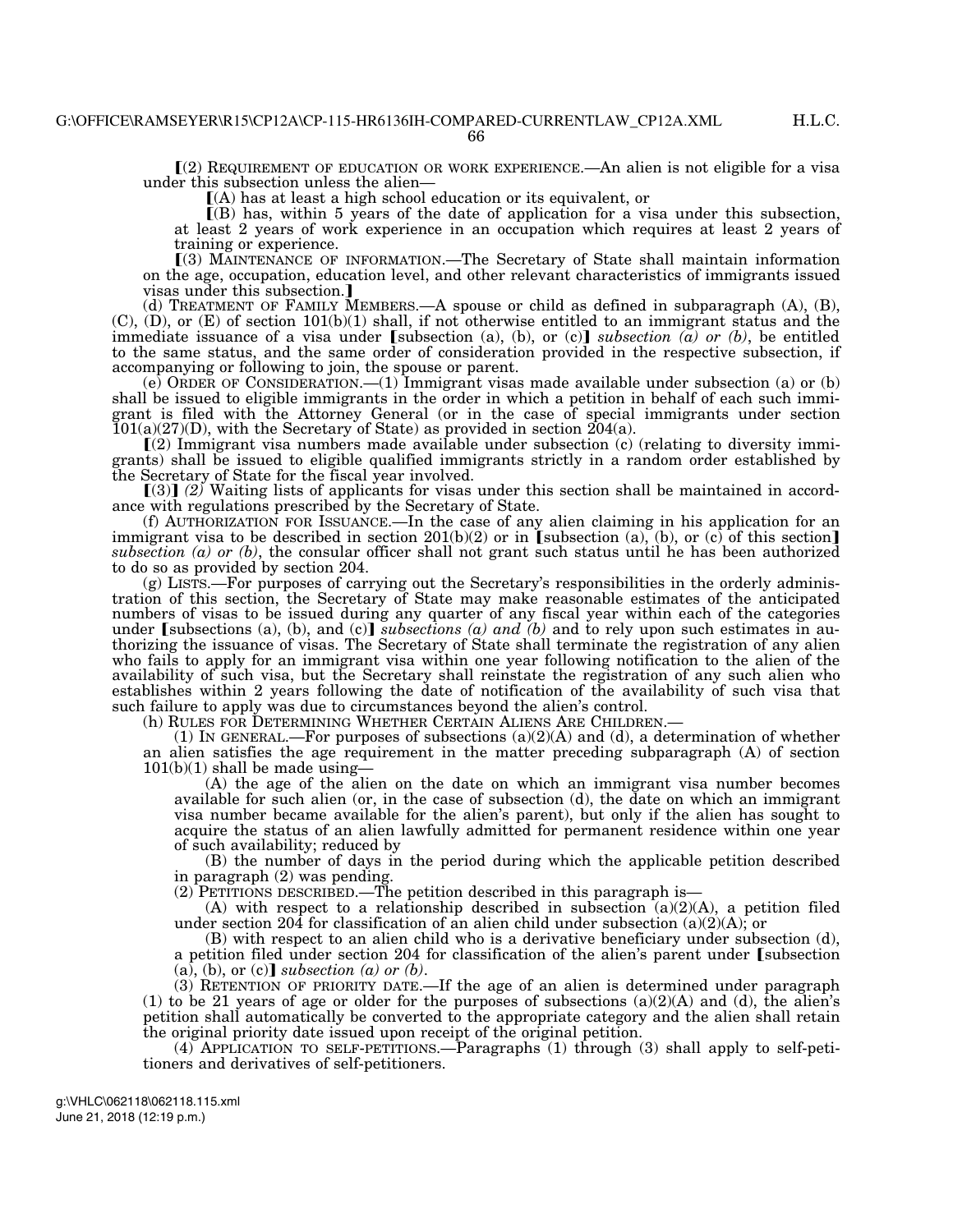⟦(2) REQUIREMENT OF EDUCATION OR WORK EXPERIENCE.—An alien is not eligible for a visa under this subsection unless the alien—

⟦(A) has at least a high school education or its equivalent, or

⟦(B) has, within 5 years of the date of application for a visa under this subsection, at least 2 years of work experience in an occupation which requires at least 2 years of training or experience.

⟦(3) MAINTENANCE OF INFORMATION.—The Secretary of State shall maintain information on the age, occupation, education level, and other relevant characteristics of immigrants issued visas under this subsection.⟧

(d) TREATMENT OF FAMILY MEMBERS.—A spouse or child as defined in subparagraph (A), (B), (C), (D), or (E) of section 101(b)(1) shall, if not otherwise entitled to an immigrant status and the immediate issuance of a visa under ⟦subsection (a), (b), or (c)⟧ *subsection (a) or (b)*, be entitled to the same status, and the same order of consideration provided in the respective subsection, if accompanying or following to join, the spouse or parent.

(e) ORDER OF CONSIDERATION.—(1) Immigrant visas made available under subsection (a) or (b) shall be issued to eligible immigrants in the order in which a petition in behalf of each such immigrant is filed with the Attorney General (or in the case of special immigrants under section 101(a)(27)(D), with the Secretary of State) as provided in section 204(a).

⟦(2) Immigrant visa numbers made available under subsection (c) (relating to diversity immigrants) shall be issued to eligible qualified immigrants strictly in a random order established by the Secretary of State for the fiscal year involved.

⟦(3)⟧ *(2)* Waiting lists of applicants for visas under this section shall be maintained in accordance with regulations prescribed by the Secretary of State.

(f) AUTHORIZATION FOR ISSUANCE.—In the case of any alien claiming in his application for an immigrant visa to be described in section 201(b)(2) or in ⟦subsection (a), (b), or (c) of this section⟧ *subsection (a) or (b)*, the consular officer shall not grant such status until he has been authorized to do so as provided by section 204.

(g) LISTS.—For purposes of carrying out the Secretary's responsibilities in the orderly administration of this section, the Secretary of State may make reasonable estimates of the anticipated numbers of visas to be issued during any quarter of any fiscal year within each of the categories under ⟦subsections (a), (b), and (c)⟧ *subsections (a) and (b)* and to rely upon such estimates in authorizing the issuance of visas. The Secretary of State shall terminate the registration of any alien who fails to apply for an immigrant visa within one year following notification to the alien of the availability of such visa, but the Secretary shall reinstate the registration of any such alien who establishes within 2 years following the date of notification of the availability of such visa that such failure to apply was due to circumstances beyond the alien's control.

(h) RULES FOR DETERMINING WHETHER CERTAIN ALIENS ARE CHILDREN.—

(1) IN GENERAL.—For purposes of subsections (a)(2)(A) and (d), a determination of whether an alien satisfies the age requirement in the matter preceding subparagraph (A) of section 101(b)(1) shall be made using—

(A) the age of the alien on the date on which an immigrant visa number becomes available for such alien (or, in the case of subsection (d), the date on which an immigrant visa number became available for the alien's parent), but only if the alien has sought to acquire the status of an alien lawfully admitted for permanent residence within one year of such availability; reduced by

(B) the number of days in the period during which the applicable petition described in paragraph (2) was pending.

(2) PETITIONS DESCRIBED.—The petition described in this paragraph is—

(A) with respect to a relationship described in subsection (a)(2)(A), a petition filed under section 204 for classification of an alien child under subsection (a)(2)(A); or

(B) with respect to an alien child who is a derivative beneficiary under subsection (d), a petition filed under section 204 for classification of the alien's parent under ⟦subsection (a), (b), or (c)⟧ *subsection (a) or (b)*.

(3) RETENTION OF PRIORITY DATE.—If the age of an alien is determined under paragraph (1) to be 21 years of age or older for the purposes of subsections (a)(2)(A) and (d), the alien's petition shall automatically be converted to the appropriate category and the alien shall retain the original priority date issued upon receipt of the original petition.

(4) APPLICATION TO SELF-PETITIONS.—Paragraphs (1) through (3) shall apply to self-petitioners and derivatives of self-petitioners.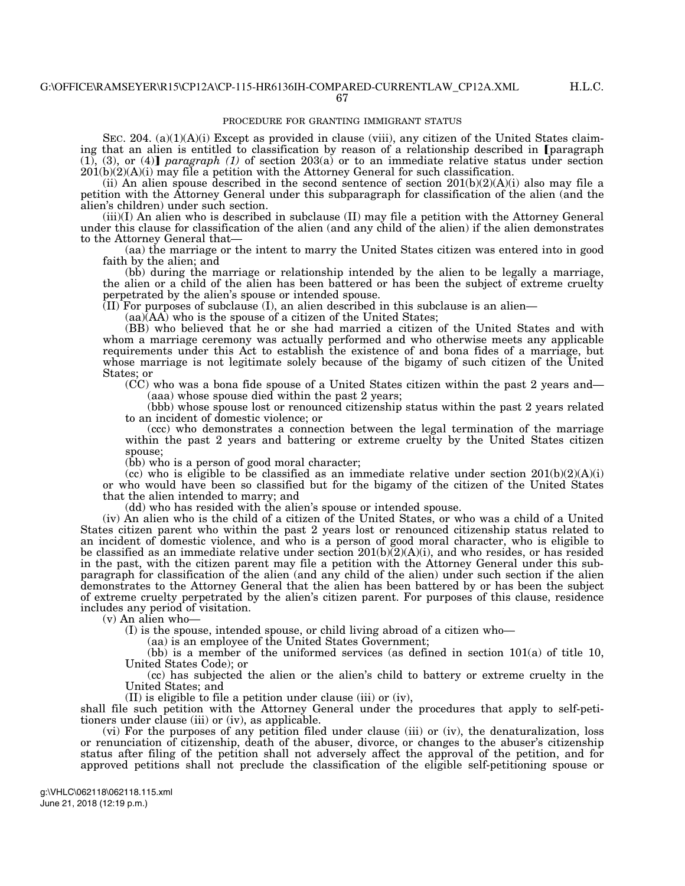PROCEDURE FOR GRANTING IMMIGRANT STATUS

SEC. 204. (a)(1)(A)(i) Except as provided in clause (viii), any citizen of the United States claiming that an alien is entitled to classification by reason of a relationship described in ⟦paragraph (1), (3), or (4)⟧ *paragraph (1)* of section 203(a) or to an immediate relative status under section 201(b)(2)(A)(i) may file a petition with the Attorney General for such classification.

(ii) An alien spouse described in the second sentence of section 201(b)(2)(A)(i) also may file a petition with the Attorney General under this subparagraph for classification of the alien (and the alien's children) under such section.

(iii)(I) An alien who is described in subclause (II) may file a petition with the Attorney General under this clause for classification of the alien (and any child of the alien) if the alien demonstrates to the Attorney General that—

(aa) the marriage or the intent to marry the United States citizen was entered into in good faith by the alien; and

(bb) during the marriage or relationship intended by the alien to be legally a marriage, the alien or a child of the alien has been battered or has been the subject of extreme cruelty perpetrated by the alien's spouse or intended spouse.

(II) For purposes of subclause (I), an alien described in this subclause is an alien—

(aa)(AA) who is the spouse of a citizen of the United States;

(BB) who believed that he or she had married a citizen of the United States and with whom a marriage ceremony was actually performed and who otherwise meets any applicable requirements under this Act to establish the existence of and bona fides of a marriage, but whose marriage is not legitimate solely because of the bigamy of such citizen of the United States; or

(CC) who was a bona fide spouse of a United States citizen within the past 2 years and—

(aaa) whose spouse died within the past 2 years;

(bbb) whose spouse lost or renounced citizenship status within the past 2 years related to an incident of domestic violence; or

(ccc) who demonstrates a connection between the legal termination of the marriage within the past 2 years and battering or extreme cruelty by the United States citizen spouse;

(bb) who is a person of good moral character;

(cc) who is eligible to be classified as an immediate relative under section 201(b)(2)(A)(i) or who would have been so classified but for the bigamy of the citizen of the United States that the alien intended to marry; and

(dd) who has resided with the alien's spouse or intended spouse.

(iv) An alien who is the child of a citizen of the United States, or who was a child of a United States citizen parent who within the past 2 years lost or renounced citizenship status related to an incident of domestic violence, and who is a person of good moral character, who is eligible to be classified as an immediate relative under section 201(b)(2)(A)(i), and who resides, or has resided in the past, with the citizen parent may file a petition with the Attorney General under this subparagraph for classification of the alien (and any child of the alien) under such section if the alien demonstrates to the Attorney General that the alien has been battered by or has been the subject of extreme cruelty perpetrated by the alien's citizen parent. For purposes of this clause, residence includes any period of visitation.

(v) An alien who—

(I) is the spouse, intended spouse, or child living abroad of a citizen who—

(aa) is an employee of the United States Government;

(bb) is a member of the uniformed services (as defined in section 101(a) of title 10, United States Code); or

(cc) has subjected the alien or the alien's child to battery or extreme cruelty in the United States; and

(II) is eligible to file a petition under clause (iii) or (iv),

shall file such petition with the Attorney General under the procedures that apply to self-petitioners under clause (iii) or (iv), as applicable.

(vi) For the purposes of any petition filed under clause (iii) or (iv), the denaturalization, loss or renunciation of citizenship, death of the abuser, divorce, or changes to the abuser's citizenship status after filing of the petition shall not adversely affect the approval of the petition, and for approved petitions shall not preclude the classification of the eligible self-petitioning spouse or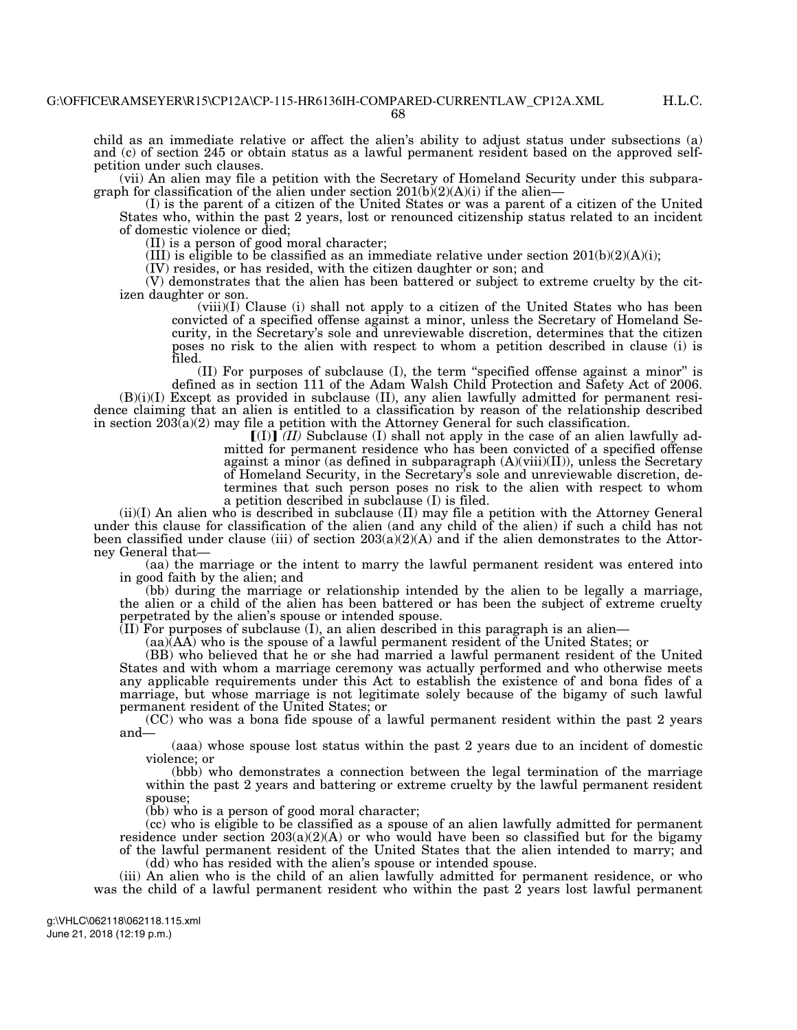child as an immediate relative or affect the alien's ability to adjust status under subsections (a) and (c) of section 245 or obtain status as a lawful permanent resident based on the approved self-petition under such clauses.

(vii) An alien may file a petition with the Secretary of Homeland Security under this subparagraph for classification of the alien under section 201(b)(2)(A)(i) if the alien—

(I) is the parent of a citizen of the United States or was a parent of a citizen of the United States who, within the past 2 years, lost or renounced citizenship status related to an incident of domestic violence or died;

(II) is a person of good moral character;

(III) is eligible to be classified as an immediate relative under section 201(b)(2)(A)(i);

(IV) resides, or has resided, with the citizen daughter or son; and

(V) demonstrates that the alien has been battered or subject to extreme cruelty by the citizen daughter or son.

(viii)(I) Clause (i) shall not apply to a citizen of the United States who has been convicted of a specified offense against a minor, unless the Secretary of Homeland Security, in the Secretary's sole and unreviewable discretion, determines that the citizen poses no risk to the alien with respect to whom a petition described in clause (i) is filed.

(II) For purposes of subclause (I), the term "specified offense against a minor" is defined as in section 111 of the Adam Walsh Child Protection and Safety Act of 2006.

(B)(i)(I) Except as provided in subclause (II), any alien lawfully admitted for permanent residence claiming that an alien is entitled to a classification by reason of the relationship described in section 203(a)(2) may file a petition with the Attorney General for such classification.

⟦(I)⟧ *(II)* Subclause (I) shall not apply in the case of an alien lawfully admitted for permanent residence who has been convicted of a specified offense against a minor (as defined in subparagraph (A)(viii)(II)), unless the Secretary of Homeland Security, in the Secretary's sole and unreviewable discretion, determines that such person poses no risk to the alien with respect to whom a petition described in subclause (I) is filed.

(ii)(I) An alien who is described in subclause (II) may file a petition with the Attorney General under this clause for classification of the alien (and any child of the alien) if such a child has not been classified under clause (iii) of section 203(a)(2)(A) and if the alien demonstrates to the Attorney General that—

(aa) the marriage or the intent to marry the lawful permanent resident was entered into in good faith by the alien; and

(bb) during the marriage or relationship intended by the alien to be legally a marriage, the alien or a child of the alien has been battered or has been the subject of extreme cruelty perpetrated by the alien's spouse or intended spouse.

(II) For purposes of subclause (I), an alien described in this paragraph is an alien—

(aa)(AA) who is the spouse of a lawful permanent resident of the United States; or

(BB) who believed that he or she had married a lawful permanent resident of the United States and with whom a marriage ceremony was actually performed and who otherwise meets any applicable requirements under this Act to establish the existence of and bona fides of a marriage, but whose marriage is not legitimate solely because of the bigamy of such lawful permanent resident of the United States; or

(CC) who was a bona fide spouse of a lawful permanent resident within the past 2 years and—

(aaa) whose spouse lost status within the past 2 years due to an incident of domestic violence; or

(bbb) who demonstrates a connection between the legal termination of the marriage within the past 2 years and battering or extreme cruelty by the lawful permanent resident spouse;

(bb) who is a person of good moral character;

(cc) who is eligible to be classified as a spouse of an alien lawfully admitted for permanent residence under section 203(a)(2)(A) or who would have been so classified but for the bigamy of the lawful permanent resident of the United States that the alien intended to marry; and

(dd) who has resided with the alien's spouse or intended spouse.

(iii) An alien who is the child of an alien lawfully admitted for permanent residence, or who was the child of a lawful permanent resident who within the past 2 years lost lawful permanent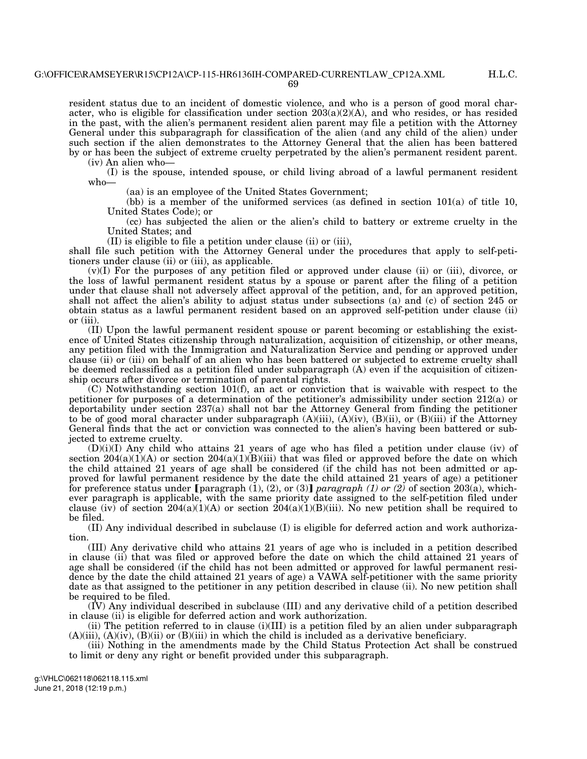resident status due to an incident of domestic violence, and who is a person of good moral character, who is eligible for classification under section 203(a)(2)(A), and who resides, or has resided in the past, with the alien's permanent resident alien parent may file a petition with the Attorney General under this subparagraph for classification of the alien (and any child of the alien) under such section if the alien demonstrates to the Attorney General that the alien has been battered by or has been the subject of extreme cruelty perpetrated by the alien's permanent resident parent.

(iv) An alien who—

(I) is the spouse, intended spouse, or child living abroad of a lawful permanent resident who—

(aa) is an employee of the United States Government;

(bb) is a member of the uniformed services (as defined in section 101(a) of title 10, United States Code); or

(cc) has subjected the alien or the alien's child to battery or extreme cruelty in the United States; and

(II) is eligible to file a petition under clause (ii) or (iii),

shall file such petition with the Attorney General under the procedures that apply to self-petitioners under clause (ii) or (iii), as applicable.

(v)(I) For the purposes of any petition filed or approved under clause (ii) or (iii), divorce, or the loss of lawful permanent resident status by a spouse or parent after the filing of a petition under that clause shall not adversely affect approval of the petition, and, for an approved petition, shall not affect the alien's ability to adjust status under subsections (a) and (c) of section 245 or obtain status as a lawful permanent resident based on an approved self-petition under clause (ii) or (iii).

(II) Upon the lawful permanent resident spouse or parent becoming or establishing the existence of United States citizenship through naturalization, acquisition of citizenship, or other means, any petition filed with the Immigration and Naturalization Service and pending or approved under clause (ii) or (iii) on behalf of an alien who has been battered or subjected to extreme cruelty shall be deemed reclassified as a petition filed under subparagraph (A) even if the acquisition of citizenship occurs after divorce or termination of parental rights.

(C) Notwithstanding section 101(f), an act or conviction that is waivable with respect to the petitioner for purposes of a determination of the petitioner's admissibility under section 212(a) or deportability under section 237(a) shall not bar the Attorney General from finding the petitioner to be of good moral character under subparagraph (A)(iii), (A)(iv), (B)(ii), or (B)(iii) if the Attorney General finds that the act or conviction was connected to the alien's having been battered or subjected to extreme cruelty.

(D)(i)(I) Any child who attains 21 years of age who has filed a petition under clause (iv) of section 204(a)(1)(A) or section 204(a)(1)(B)(iii) that was filed or approved before the date on which the child attained 21 years of age shall be considered (if the child has not been admitted or approved for lawful permanent residence by the date the child attained 21 years of age) a petitioner for preference status under [paragraph (1), (2), or (3)] *paragraph (1) or (2)* of section 203(a), whichever paragraph is applicable, with the same priority date assigned to the self-petition filed under clause (iv) of section 204(a)(1)(A) or section 204(a)(1)(B)(iii). No new petition shall be required to be filed.

(II) Any individual described in subclause (I) is eligible for deferred action and work authorization.

(III) Any derivative child who attains 21 years of age who is included in a petition described in clause (ii) that was filed or approved before the date on which the child attained 21 years of age shall be considered (if the child has not been admitted or approved for lawful permanent residence by the date the child attained 21 years of age) a VAWA self-petitioner with the same priority date as that assigned to the petitioner in any petition described in clause (ii). No new petition shall be required to be filed.

(IV) Any individual described in subclause (III) and any derivative child of a petition described in clause (ii) is eligible for deferred action and work authorization.

(ii) The petition referred to in clause (i)(III) is a petition filed by an alien under subparagraph (A)(iii), (A)(iv), (B)(ii) or (B)(iii) in which the child is included as a derivative beneficiary.

(iii) Nothing in the amendments made by the Child Status Protection Act shall be construed to limit or deny any right or benefit provided under this subparagraph.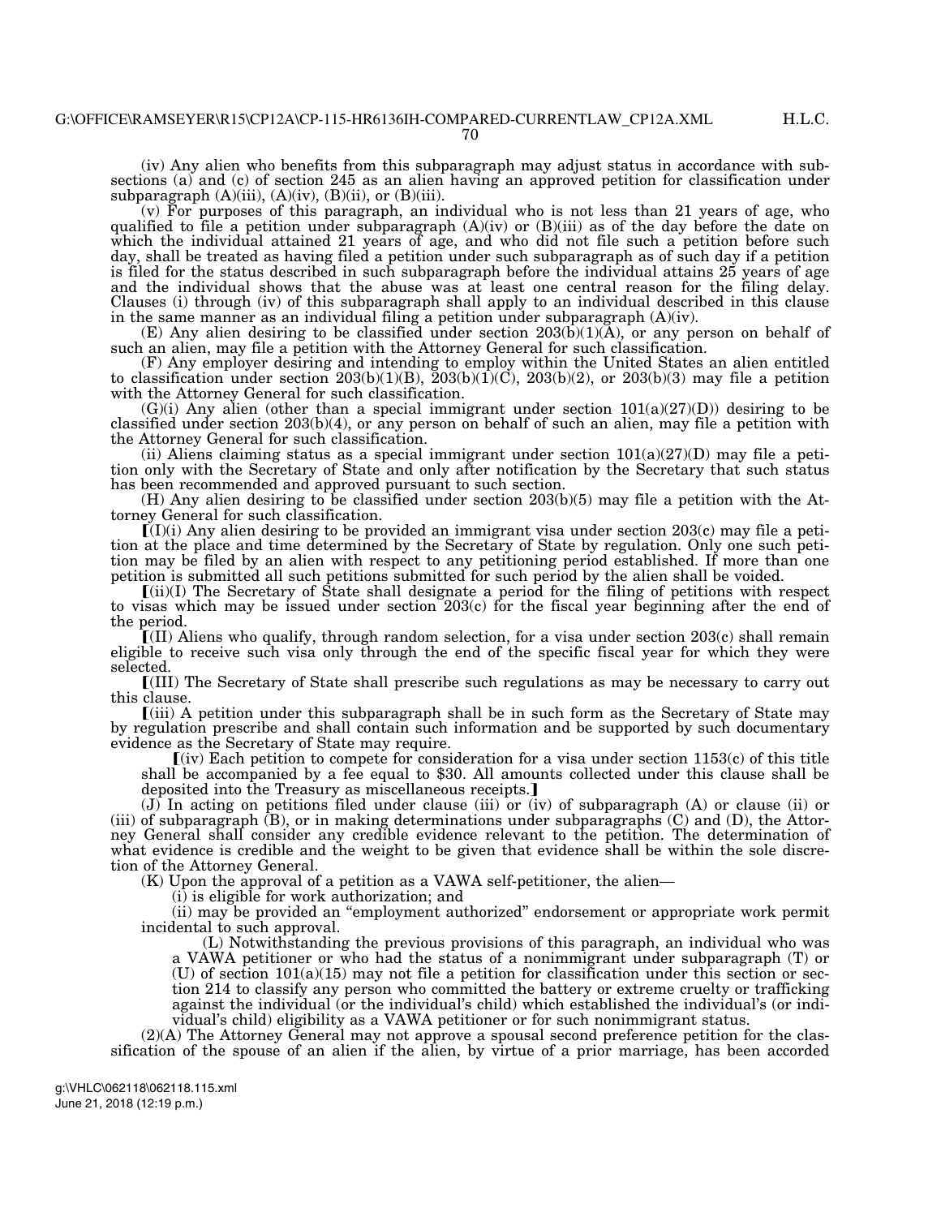(iv) Any alien who benefits from this subparagraph may adjust status in accordance with subsections (a) and (c) of section 245 as an alien having an approved petition for classification under subparagraph (A)(iii), (A)(iv), (B)(ii), or (B)(iii).

(v) For purposes of this paragraph, an individual who is not less than 21 years of age, who qualified to file a petition under subparagraph (A)(iv) or (B)(iii) as of the day before the date on which the individual attained 21 years of age, and who did not file such a petition before such day, shall be treated as having filed a petition under such subparagraph as of such day if a petition is filed for the status described in such subparagraph before the individual attains 25 years of age and the individual shows that the abuse was at least one central reason for the filing delay. Clauses (i) through (iv) of this subparagraph shall apply to an individual described in this clause in the same manner as an individual filing a petition under subparagraph (A)(iv).

(E) Any alien desiring to be classified under section 203(b)(1)(A), or any person on behalf of such an alien, may file a petition with the Attorney General for such classification.

(F) Any employer desiring and intending to employ within the United States an alien entitled to classification under section 203(b)(1)(B), 203(b)(1)(C), 203(b)(2), or 203(b)(3) may file a petition with the Attorney General for such classification.

(G)(i) Any alien (other than a special immigrant under section 101(a)(27)(D)) desiring to be classified under section 203(b)(4), or any person on behalf of such an alien, may file a petition with the Attorney General for such classification.

(ii) Aliens claiming status as a special immigrant under section 101(a)(27)(D) may file a petition only with the Secretary of State and only after notification by the Secretary that such status has been recommended and approved pursuant to such section.

(H) Any alien desiring to be classified under section 203(b)(5) may file a petition with the Attorney General for such classification.

⟦(I)(i) Any alien desiring to be provided an immigrant visa under section 203(c) may file a petition at the place and time determined by the Secretary of State by regulation. Only one such petition may be filed by an alien with respect to any petitioning period established. If more than one petition is submitted all such petitions submitted for such period by the alien shall be voided.

⟦(ii)(I) The Secretary of State shall designate a period for the filing of petitions with respect to visas which may be issued under section 203(c) for the fiscal year beginning after the end of the period.

⟦(II) Aliens who qualify, through random selection, for a visa under section 203(c) shall remain eligible to receive such visa only through the end of the specific fiscal year for which they were selected.

⟦(III) The Secretary of State shall prescribe such regulations as may be necessary to carry out this clause.

⟦(iii) A petition under this subparagraph shall be in such form as the Secretary of State may by regulation prescribe and shall contain such information and be supported by such documentary evidence as the Secretary of State may require.

⟦(iv) Each petition to compete for consideration for a visa under section 1153(c) of this title shall be accompanied by a fee equal to $30. All amounts collected under this clause shall be deposited into the Treasury as miscellaneous receipts.⟧

(J) In acting on petitions filed under clause (iii) or (iv) of subparagraph (A) or clause (ii) or (iii) of subparagraph (B), or in making determinations under subparagraphs (C) and (D), the Attorney General shall consider any credible evidence relevant to the petition. The determination of what evidence is credible and the weight to be given that evidence shall be within the sole discretion of the Attorney General.

(K) Upon the approval of a petition as a VAWA self-petitioner, the alien—

(i) is eligible for work authorization; and

(ii) may be provided an "employment authorized" endorsement or appropriate work permit incidental to such approval.

(L) Notwithstanding the previous provisions of this paragraph, an individual who was a VAWA petitioner or who had the status of a nonimmigrant under subparagraph (T) or (U) of section 101(a)(15) may not file a petition for classification under this section or section 214 to classify any person who committed the battery or extreme cruelty or trafficking against the individual (or the individual's child) which established the individual's (or individual's child) eligibility as a VAWA petitioner or for such nonimmigrant status.

(2)(A) The Attorney General may not approve a spousal second preference petition for the classification of the spouse of an alien if the alien, by virtue of a prior marriage, has been accorded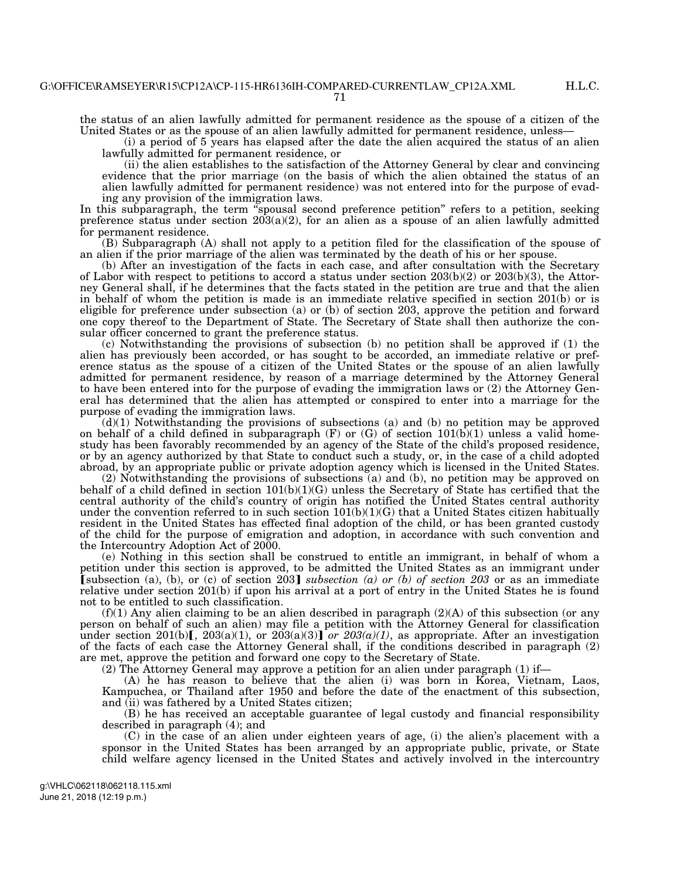the status of an alien lawfully admitted for permanent residence as the spouse of a citizen of the United States or as the spouse of an alien lawfully admitted for permanent residence, unless—

(i) a period of 5 years has elapsed after the date the alien acquired the status of an alien lawfully admitted for permanent residence, or

(ii) the alien establishes to the satisfaction of the Attorney General by clear and convincing evidence that the prior marriage (on the basis of which the alien obtained the status of an alien lawfully admitted for permanent residence) was not entered into for the purpose of evading any provision of the immigration laws.

In this subparagraph, the term "spousal second preference petition" refers to a petition, seeking preference status under section 203(a)(2), for an alien as a spouse of an alien lawfully admitted for permanent residence.

(B) Subparagraph (A) shall not apply to a petition filed for the classification of the spouse of an alien if the prior marriage of the alien was terminated by the death of his or her spouse.

(b) After an investigation of the facts in each case, and after consultation with the Secretary of Labor with respect to petitions to accord a status under section 203(b)(2) or 203(b)(3), the Attorney General shall, if he determines that the facts stated in the petition are true and that the alien in behalf of whom the petition is made is an immediate relative specified in section 201(b) or is eligible for preference under subsection (a) or (b) of section 203, approve the petition and forward one copy thereof to the Department of State. The Secretary of State shall then authorize the consular officer concerned to grant the preference status.

(c) Notwithstanding the provisions of subsection (b) no petition shall be approved if (1) the alien has previously been accorded, or has sought to be accorded, an immediate relative or preference status as the spouse of a citizen of the United States or the spouse of an alien lawfully admitted for permanent residence, by reason of a marriage determined by the Attorney General to have been entered into for the purpose of evading the immigration laws or (2) the Attorney General has determined that the alien has attempted or conspired to enter into a marriage for the purpose of evading the immigration laws.

(d)(1) Notwithstanding the provisions of subsections (a) and (b) no petition may be approved on behalf of a child defined in subparagraph (F) or (G) of section 101(b)(1) unless a valid home-study has been favorably recommended by an agency of the State of the child's proposed residence, or by an agency authorized by that State to conduct such a study, or, in the case of a child adopted abroad, by an appropriate public or private adoption agency which is licensed in the United States.

(2) Notwithstanding the provisions of subsections (a) and (b), no petition may be approved on behalf of a child defined in section 101(b)(1)(G) unless the Secretary of State has certified that the central authority of the child's country of origin has notified the United States central authority under the convention referred to in such section 101(b)(1)(G) that a United States citizen habitually resident in the United States has effected final adoption of the child, or has been granted custody of the child for the purpose of emigration and adoption, in accordance with such convention and the Intercountry Adoption Act of 2000.

(e) Nothing in this section shall be construed to entitle an immigrant, in behalf of whom a petition under this section is approved, to be admitted the United States as an immigrant under ⟦subsection (a), (b), or (c) of section 203⟧ *subsection (a) or (b) of section 203* or as an immediate relative under section 201(b) if upon his arrival at a port of entry in the United States he is found not to be entitled to such classification.

(f)(1) Any alien claiming to be an alien described in paragraph (2)(A) of this subsection (or any person on behalf of such an alien) may file a petition with the Attorney General for classification under section 201(b)⟦, 203(a)(1), or 203(a)(3)⟧ *or 203(a)(1)*, as appropriate. After an investigation of the facts of each case the Attorney General shall, if the conditions described in paragraph (2) are met, approve the petition and forward one copy to the Secretary of State.

(2) The Attorney General may approve a petition for an alien under paragraph (1) if—

(A) he has reason to believe that the alien (i) was born in Korea, Vietnam, Laos, Kampuchea, or Thailand after 1950 and before the date of the enactment of this subsection, and (ii) was fathered by a United States citizen;

(B) he has received an acceptable guarantee of legal custody and financial responsibility described in paragraph (4); and

(C) in the case of an alien under eighteen years of age, (i) the alien's placement with a sponsor in the United States has been arranged by an appropriate public, private, or State child welfare agency licensed in the United States and actively involved in the intercountry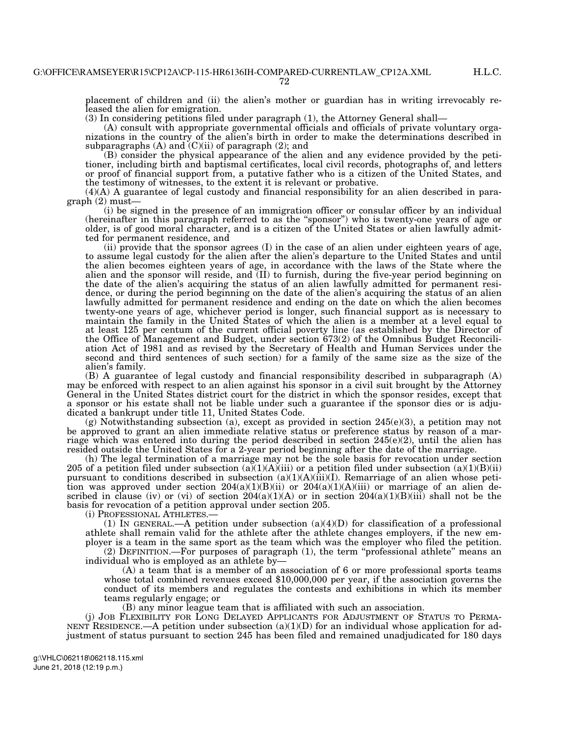placement of children and (ii) the alien's mother or guardian has in writing irrevocably released the alien for emigration.

(3) In considering petitions filed under paragraph (1), the Attorney General shall—

(A) consult with appropriate governmental officials and officials of private voluntary organizations in the country of the alien's birth in order to make the determinations described in subparagraphs (A) and (C)(ii) of paragraph (2); and

(B) consider the physical appearance of the alien and any evidence provided by the petitioner, including birth and baptismal certificates, local civil records, photographs of, and letters or proof of financial support from, a putative father who is a citizen of the United States, and the testimony of witnesses, to the extent it is relevant or probative.

(4)(A) A guarantee of legal custody and financial responsibility for an alien described in paragraph (2) must—

(i) be signed in the presence of an immigration officer or consular officer by an individual (hereinafter in this paragraph referred to as the "sponsor") who is twenty-one years of age or older, is of good moral character, and is a citizen of the United States or alien lawfully admitted for permanent residence, and

(ii) provide that the sponsor agrees (I) in the case of an alien under eighteen years of age, to assume legal custody for the alien after the alien's departure to the United States and until the alien becomes eighteen years of age, in accordance with the laws of the State where the alien and the sponsor will reside, and (II) to furnish, during the five-year period beginning on the date of the alien's acquiring the status of an alien lawfully admitted for permanent residence, or during the period beginning on the date of the alien's acquiring the status of an alien lawfully admitted for permanent residence and ending on the date on which the alien becomes twenty-one years of age, whichever period is longer, such financial support as is necessary to maintain the family in the United States of which the alien is a member at a level equal to at least 125 per centum of the current official poverty line (as established by the Director of the Office of Management and Budget, under section 673(2) of the Omnibus Budget Reconciliation Act of 1981 and as revised by the Secretary of Health and Human Services under the second and third sentences of such section) for a family of the same size as the size of the alien's family.

(B) A guarantee of legal custody and financial responsibility described in subparagraph (A) may be enforced with respect to an alien against his sponsor in a civil suit brought by the Attorney General in the United States district court for the district in which the sponsor resides, except that a sponsor or his estate shall not be liable under such a guarantee if the sponsor dies or is adjudicated a bankrupt under title 11, United States Code.

(g) Notwithstanding subsection (a), except as provided in section 245(e)(3), a petition may not be approved to grant an alien immediate relative status or preference status by reason of a marriage which was entered into during the period described in section 245(e)(2), until the alien has resided outside the United States for a 2-year period beginning after the date of the marriage.

(h) The legal termination of a marriage may not be the sole basis for revocation under section 205 of a petition filed under subsection (a)(1)(A)(iii) or a petition filed under subsection (a)(1)(B)(ii) pursuant to conditions described in subsection (a)(1)(A)(iii)(I). Remarriage of an alien whose petition was approved under section 204(a)(1)(B)(ii) or 204(a)(1)(A)(iii) or marriage of an alien described in clause (iv) or (vi) of section 204(a)(1)(A) or in section 204(a)(1)(B)(iii) shall not be the basis for revocation of a petition approval under section 205.

(i) PROFESSIONAL ATHLETES.—

(1) IN GENERAL.—A petition under subsection (a)(4)(D) for classification of a professional athlete shall remain valid for the athlete after the athlete changes employers, if the new employer is a team in the same sport as the team which was the employer who filed the petition.

(2) DEFINITION.—For purposes of paragraph (1), the term "professional athlete" means an individual who is employed as an athlete by—

(A) a team that is a member of an association of 6 or more professional sports teams whose total combined revenues exceed $10,000,000 per year, if the association governs the conduct of its members and regulates the contests and exhibitions in which its member teams regularly engage; or

(B) any minor league team that is affiliated with such an association.

(j) JOB FLEXIBILITY FOR LONG DELAYED APPLICANTS FOR ADJUSTMENT OF STATUS TO PERMANENT RESIDENCE.—A petition under subsection (a)(1)(D) for an individual whose application for adjustment of status pursuant to section 245 has been filed and remained unadjudicated for 180 days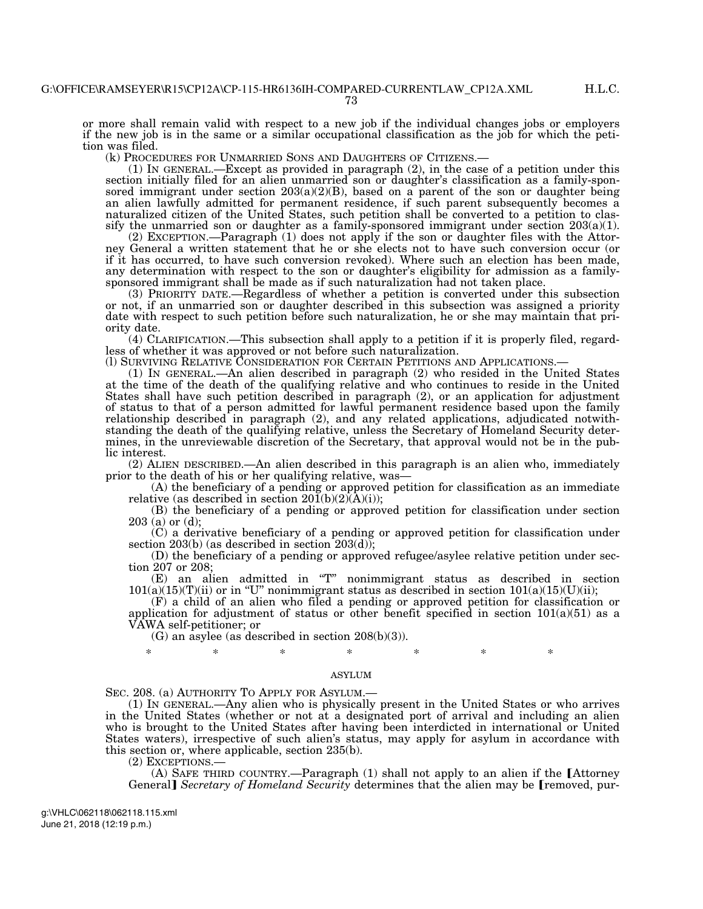or more shall remain valid with respect to a new job if the individual changes jobs or employers if the new job is in the same or a similar occupational classification as the job for which the petition was filed.

(k) PROCEDURES FOR UNMARRIED SONS AND DAUGHTERS OF CITIZENS.—

(1) IN GENERAL.—Except as provided in paragraph (2), in the case of a petition under this section initially filed for an alien unmarried son or daughter's classification as a family-sponsored immigrant under section 203(a)(2)(B), based on a parent of the son or daughter being an alien lawfully admitted for permanent residence, if such parent subsequently becomes a naturalized citizen of the United States, such petition shall be converted to a petition to classify the unmarried son or daughter as a family-sponsored immigrant under section 203(a)(1).

(2) EXCEPTION.—Paragraph (1) does not apply if the son or daughter files with the Attorney General a written statement that he or she elects not to have such conversion occur (or if it has occurred, to have such conversion revoked). Where such an election has been made, any determination with respect to the son or daughter's eligibility for admission as a family-sponsored immigrant shall be made as if such naturalization had not taken place.

(3) PRIORITY DATE.—Regardless of whether a petition is converted under this subsection or not, if an unmarried son or daughter described in this subsection was assigned a priority date with respect to such petition before such naturalization, he or she may maintain that priority date.

(4) CLARIFICATION.—This subsection shall apply to a petition if it is properly filed, regardless of whether it was approved or not before such naturalization.

(l) SURVIVING RELATIVE CONSIDERATION FOR CERTAIN PETITIONS AND APPLICATIONS.—

(1) IN GENERAL.—An alien described in paragraph (2) who resided in the United States at the time of the death of the qualifying relative and who continues to reside in the United States shall have such petition described in paragraph (2), or an application for adjustment of status to that of a person admitted for lawful permanent residence based upon the family relationship described in paragraph (2), and any related applications, adjudicated notwithstanding the death of the qualifying relative, unless the Secretary of Homeland Security determines, in the unreviewable discretion of the Secretary, that approval would not be in the public interest.

(2) ALIEN DESCRIBED.—An alien described in this paragraph is an alien who, immediately prior to the death of his or her qualifying relative, was—

(A) the beneficiary of a pending or approved petition for classification as an immediate relative (as described in section 201(b)(2)(A)(i));

(B) the beneficiary of a pending or approved petition for classification under section 203 (a) or (d);

(C) a derivative beneficiary of a pending or approved petition for classification under section 203(b) (as described in section 203(d));

(D) the beneficiary of a pending or approved refugee/asylee relative petition under section 207 or 208;

(E) an alien admitted in "T" nonimmigrant status as described in section 101(a)(15)(T)(ii) or in "U" nonimmigrant status as described in section 101(a)(15)(U)(ii);

(F) a child of an alien who filed a pending or approved petition for classification or application for adjustment of status or other benefit specified in section 101(a)(51) as a VAWA self-petitioner; or

(G) an asylee (as described in section 208(b)(3)).

\* \* \* \* \* \* \*

ASYLUM

SEC. 208. (a) AUTHORITY TO APPLY FOR ASYLUM.—

(1) IN GENERAL.—Any alien who is physically present in the United States or who arrives in the United States (whether or not at a designated port of arrival and including an alien who is brought to the United States after having been interdicted in international or United States waters), irrespective of such alien's status, may apply for asylum in accordance with this section or, where applicable, section 235(b).

(2) EXCEPTIONS.—

(A) SAFE THIRD COUNTRY.—Paragraph (1) shall not apply to an alien if the [Attorney General] *Secretary of Homeland Security* determines that the alien may be [removed, pur-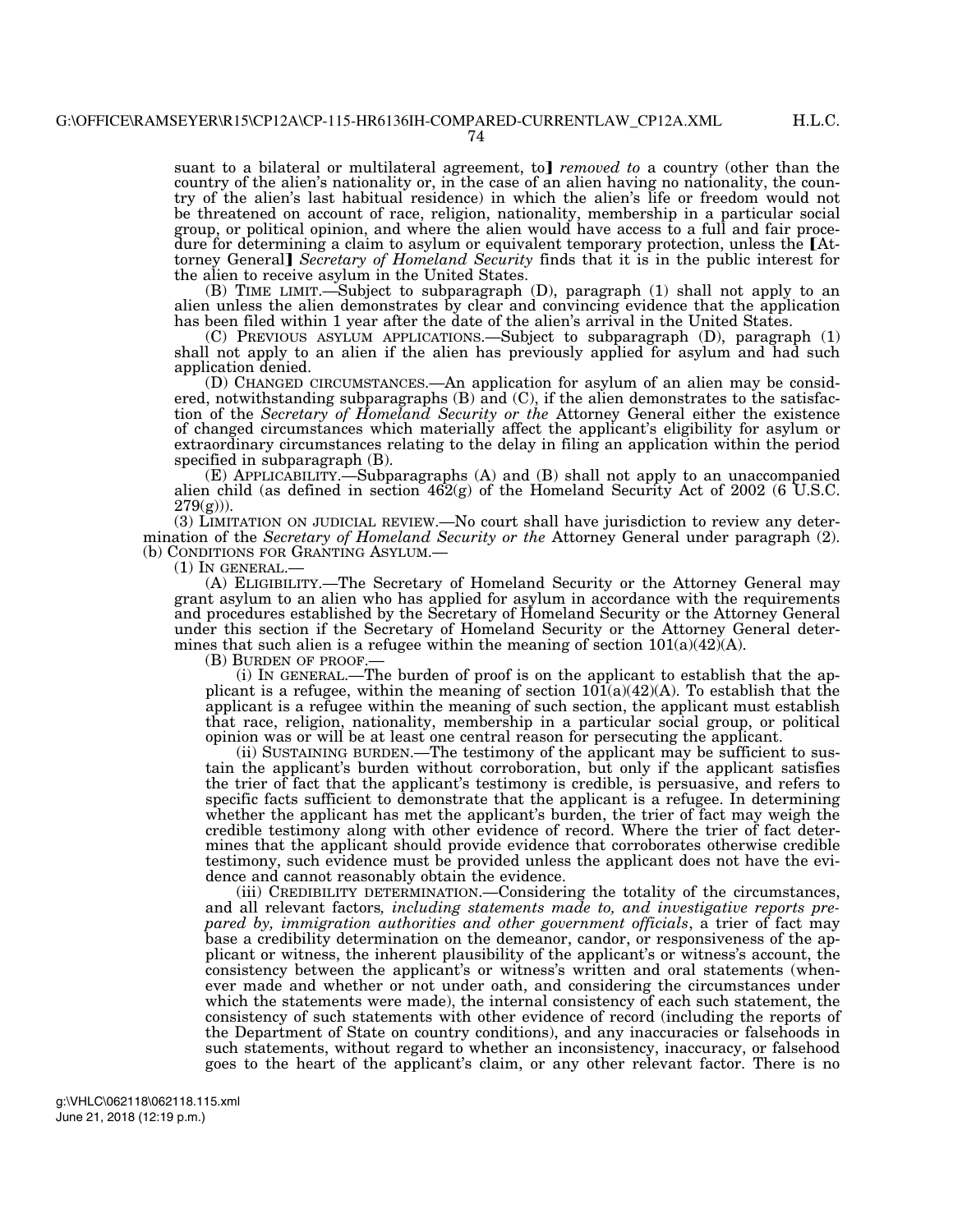suant to a bilateral or multilateral agreement, to] *removed to* a country (other than the country of the alien's nationality or, in the case of an alien having no nationality, the country of the alien's last habitual residence) in which the alien's life or freedom would not be threatened on account of race, religion, nationality, membership in a particular social group, or political opinion, and where the alien would have access to a full and fair procedure for determining a claim to asylum or equivalent temporary protection, unless the [Attorney General] *Secretary of Homeland Security* finds that it is in the public interest for the alien to receive asylum in the United States.

(B) TIME LIMIT.—Subject to subparagraph (D), paragraph (1) shall not apply to an alien unless the alien demonstrates by clear and convincing evidence that the application has been filed within 1 year after the date of the alien's arrival in the United States.

(C) PREVIOUS ASYLUM APPLICATIONS.—Subject to subparagraph (D), paragraph (1) shall not apply to an alien if the alien has previously applied for asylum and had such application denied.

(D) CHANGED CIRCUMSTANCES.—An application for asylum of an alien may be considered, notwithstanding subparagraphs (B) and (C), if the alien demonstrates to the satisfaction of the *Secretary of Homeland Security or the* Attorney General either the existence of changed circumstances which materially affect the applicant's eligibility for asylum or extraordinary circumstances relating to the delay in filing an application within the period specified in subparagraph (B).

(E) APPLICABILITY.—Subparagraphs (A) and (B) shall not apply to an unaccompanied alien child (as defined in section 462(g) of the Homeland Security Act of 2002 (6 U.S.C. 279(g))).

(3) LIMITATION ON JUDICIAL REVIEW.—No court shall have jurisdiction to review any determination of the *Secretary of Homeland Security or the* Attorney General under paragraph (2).

(b) CONDITIONS FOR GRANTING ASYLUM.—

(1) IN GENERAL.—

(A) ELIGIBILITY.—The Secretary of Homeland Security or the Attorney General may grant asylum to an alien who has applied for asylum in accordance with the requirements and procedures established by the Secretary of Homeland Security or the Attorney General under this section if the Secretary of Homeland Security or the Attorney General determines that such alien is a refugee within the meaning of section 101(a)(42)(A).

(B) BURDEN OF PROOF.—

(i) IN GENERAL.—The burden of proof is on the applicant to establish that the applicant is a refugee, within the meaning of section 101(a)(42)(A). To establish that the applicant is a refugee within the meaning of such section, the applicant must establish that race, religion, nationality, membership in a particular social group, or political opinion was or will be at least one central reason for persecuting the applicant.

(ii) SUSTAINING BURDEN.—The testimony of the applicant may be sufficient to sustain the applicant's burden without corroboration, but only if the applicant satisfies the trier of fact that the applicant's testimony is credible, is persuasive, and refers to specific facts sufficient to demonstrate that the applicant is a refugee. In determining whether the applicant has met the applicant's burden, the trier of fact may weigh the credible testimony along with other evidence of record. Where the trier of fact determines that the applicant should provide evidence that corroborates otherwise credible testimony, such evidence must be provided unless the applicant does not have the evidence and cannot reasonably obtain the evidence.

(iii) CREDIBILITY DETERMINATION.—Considering the totality of the circumstances, and all relevant factors*, including statements made to, and investigative reports prepared by, immigration authorities and other government officials*, a trier of fact may base a credibility determination on the demeanor, candor, or responsiveness of the applicant or witness, the inherent plausibility of the applicant's or witness's account, the consistency between the applicant's or witness's written and oral statements (whenever made and whether or not under oath, and considering the circumstances under which the statements were made), the internal consistency of each such statement, the consistency of such statements with other evidence of record (including the reports of the Department of State on country conditions), and any inaccuracies or falsehoods in such statements, without regard to whether an inconsistency, inaccuracy, or falsehood goes to the heart of the applicant's claim, or any other relevant factor. There is no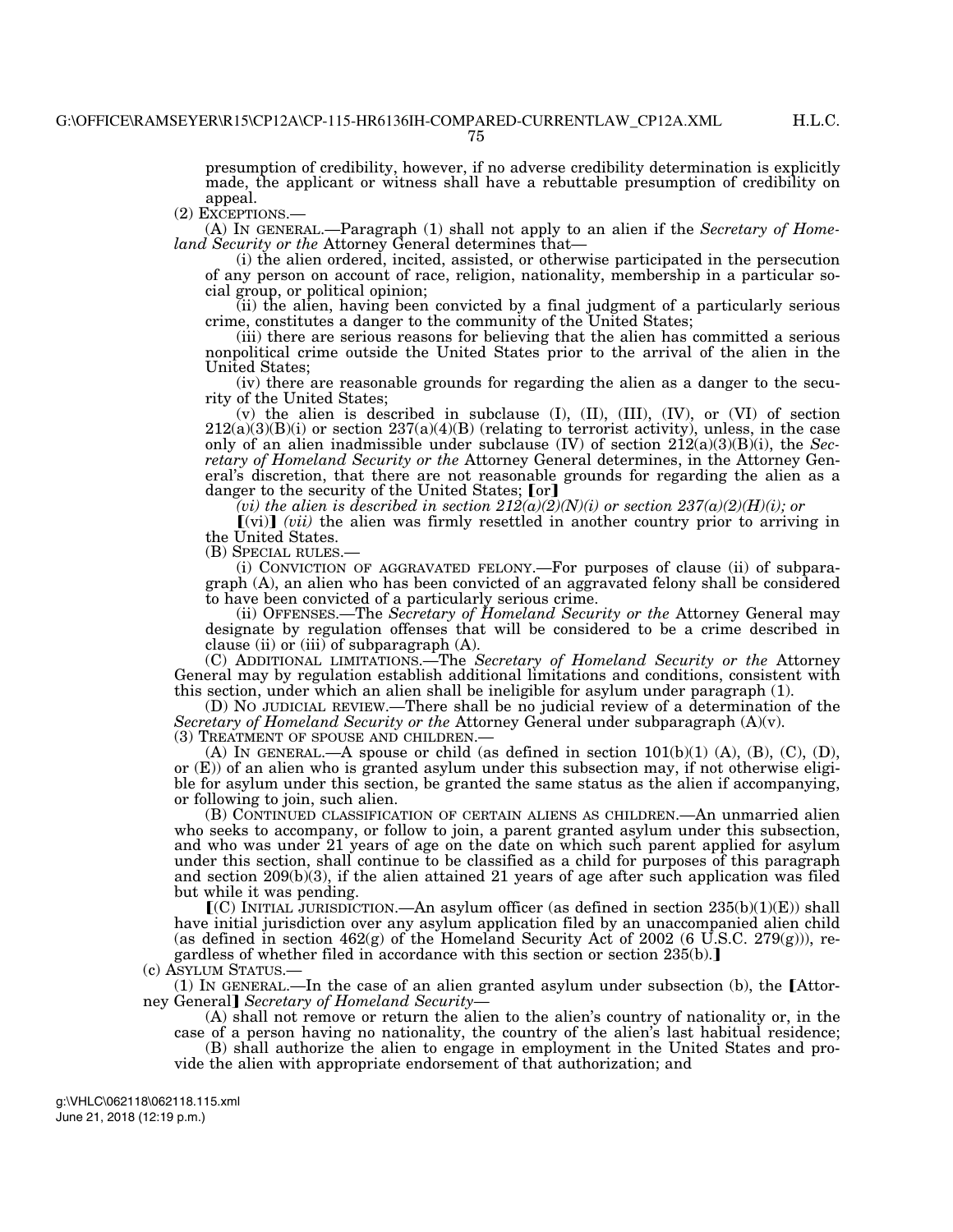presumption of credibility, however, if no adverse credibility determination is explicitly made, the applicant or witness shall have a rebuttable presumption of credibility on appeal.

(2) EXCEPTIONS.—

(A) IN GENERAL.—Paragraph (1) shall not apply to an alien if the *Secretary of Homeland Security or the* Attorney General determines that—

(i) the alien ordered, incited, assisted, or otherwise participated in the persecution of any person on account of race, religion, nationality, membership in a particular social group, or political opinion;

(ii) the alien, having been convicted by a final judgment of a particularly serious crime, constitutes a danger to the community of the United States;

(iii) there are serious reasons for believing that the alien has committed a serious nonpolitical crime outside the United States prior to the arrival of the alien in the United States;

(iv) there are reasonable grounds for regarding the alien as a danger to the security of the United States;

(v) the alien is described in subclause (I), (II), (III), (IV), or (VI) of section 212(a)(3)(B)(i) or section 237(a)(4)(B) (relating to terrorist activity), unless, in the case only of an alien inadmissible under subclause (IV) of section 212(a)(3)(B)(i), the *Secretary of Homeland Security or the* Attorney General determines, in the Attorney General's discretion, that there are not reasonable grounds for regarding the alien as a danger to the security of the United States; ⟦or⟧

*(vi) the alien is described in section 212(a)(2)(N)(i) or section 237(a)(2)(H)(i); or*

⟦(vi)⟧ *(vii)* the alien was firmly resettled in another country prior to arriving in the United States.

(B) SPECIAL RULES.—

(i) CONVICTION OF AGGRAVATED FELONY.—For purposes of clause (ii) of subparagraph (A), an alien who has been convicted of an aggravated felony shall be considered to have been convicted of a particularly serious crime.

(ii) OFFENSES.—The *Secretary of Homeland Security or the* Attorney General may designate by regulation offenses that will be considered to be a crime described in clause (ii) or (iii) of subparagraph (A).

(C) ADDITIONAL LIMITATIONS.—The *Secretary of Homeland Security or the* Attorney General may by regulation establish additional limitations and conditions, consistent with this section, under which an alien shall be ineligible for asylum under paragraph (1).

(D) NO JUDICIAL REVIEW.—There shall be no judicial review of a determination of the *Secretary of Homeland Security or the* Attorney General under subparagraph (A)(v).

(3) TREATMENT OF SPOUSE AND CHILDREN.—

(A) IN GENERAL.—A spouse or child (as defined in section 101(b)(1) (A), (B), (C), (D), or (E)) of an alien who is granted asylum under this subsection may, if not otherwise eligible for asylum under this section, be granted the same status as the alien if accompanying, or following to join, such alien.

(B) CONTINUED CLASSIFICATION OF CERTAIN ALIENS AS CHILDREN.—An unmarried alien who seeks to accompany, or follow to join, a parent granted asylum under this subsection, and who was under 21 years of age on the date on which such parent applied for asylum under this section, shall continue to be classified as a child for purposes of this paragraph and section 209(b)(3), if the alien attained 21 years of age after such application was filed but while it was pending.

⟦(C) INITIAL JURISDICTION.—An asylum officer (as defined in section 235(b)(1)(E)) shall have initial jurisdiction over any asylum application filed by an unaccompanied alien child (as defined in section 462(g) of the Homeland Security Act of 2002 (6 U.S.C. 279(g))), regardless of whether filed in accordance with this section or section 235(b).⟧

(c) ASYLUM STATUS.—

(1) IN GENERAL.—In the case of an alien granted asylum under subsection (b), the ⟦Attorney General⟧ *Secretary of Homeland Security*—

(A) shall not remove or return the alien to the alien's country of nationality or, in the case of a person having no nationality, the country of the alien's last habitual residence;

(B) shall authorize the alien to engage in employment in the United States and provide the alien with appropriate endorsement of that authorization; and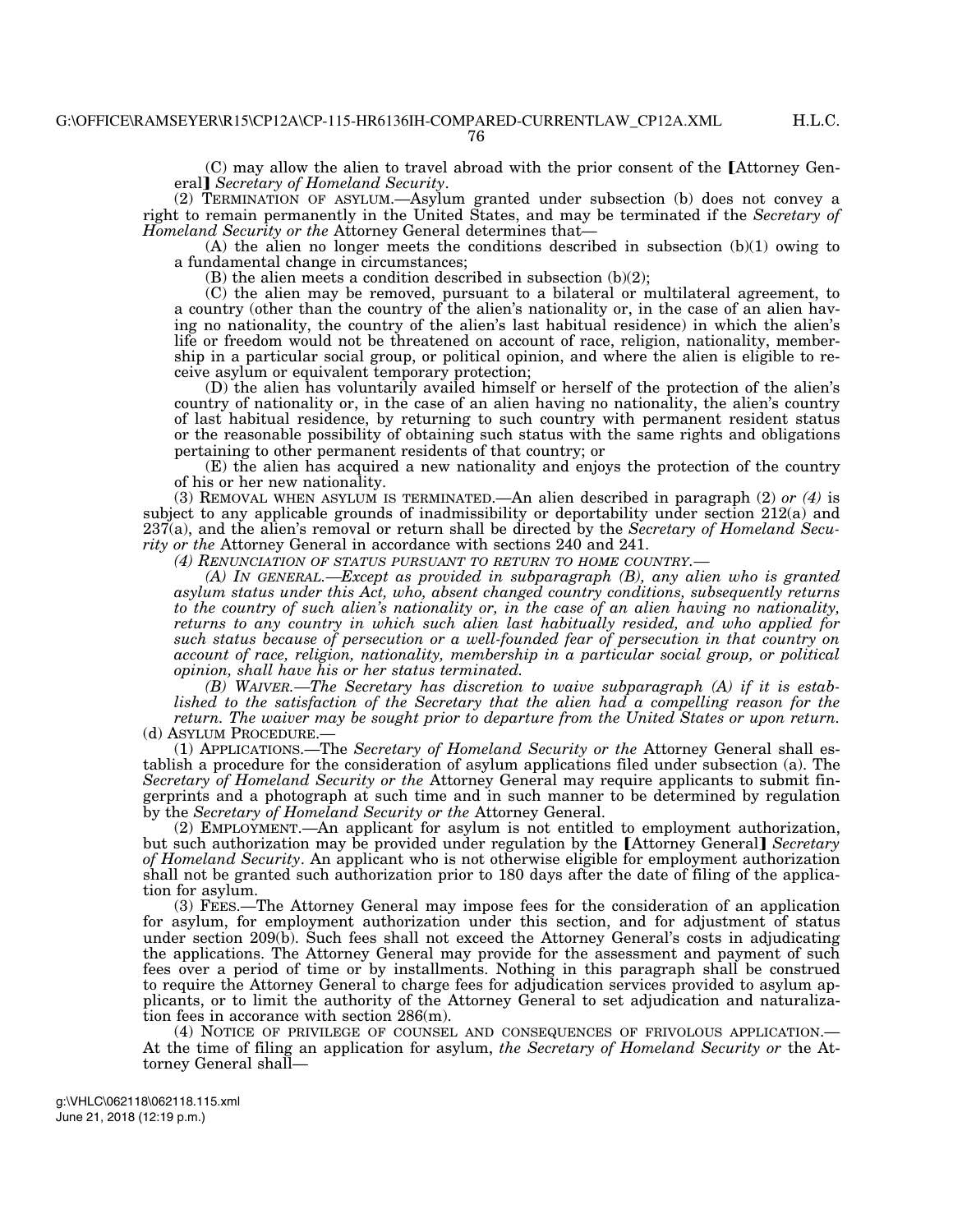(C) may allow the alien to travel abroad with the prior consent of the [Attorney General] *Secretary of Homeland Security*.

(2) TERMINATION OF ASYLUM.—Asylum granted under subsection (b) does not convey a right to remain permanently in the United States, and may be terminated if the *Secretary of Homeland Security or the* Attorney General determines that—

(A) the alien no longer meets the conditions described in subsection (b)(1) owing to a fundamental change in circumstances;

(B) the alien meets a condition described in subsection (b)(2);

(C) the alien may be removed, pursuant to a bilateral or multilateral agreement, to a country (other than the country of the alien's nationality or, in the case of an alien having no nationality, the country of the alien's last habitual residence) in which the alien's life or freedom would not be threatened on account of race, religion, nationality, membership in a particular social group, or political opinion, and where the alien is eligible to receive asylum or equivalent temporary protection;

(D) the alien has voluntarily availed himself or herself of the protection of the alien's country of nationality or, in the case of an alien having no nationality, the alien's country of last habitual residence, by returning to such country with permanent resident status or the reasonable possibility of obtaining such status with the same rights and obligations pertaining to other permanent residents of that country; or

(E) the alien has acquired a new nationality and enjoys the protection of the country of his or her new nationality.

(3) REMOVAL WHEN ASYLUM IS TERMINATED.—An alien described in paragraph (2) *or (4)* is subject to any applicable grounds of inadmissibility or deportability under section 212(a) and 237(a), and the alien's removal or return shall be directed by the *Secretary of Homeland Security or the* Attorney General in accordance with sections 240 and 241.

*(4) RENUNCIATION OF STATUS PURSUANT TO RETURN TO HOME COUNTRY.—*

*(A) IN GENERAL.—Except as provided in subparagraph (B), any alien who is granted asylum status under this Act, who, absent changed country conditions, subsequently returns to the country of such alien's nationality or, in the case of an alien having no nationality, returns to any country in which such alien last habitually resided, and who applied for such status because of persecution or a well-founded fear of persecution in that country on account of race, religion, nationality, membership in a particular social group, or political opinion, shall have his or her status terminated.*

*(B) WAIVER.—The Secretary has discretion to waive subparagraph (A) if it is established to the satisfaction of the Secretary that the alien had a compelling reason for the return. The waiver may be sought prior to departure from the United States or upon return.*

(d) ASYLUM PROCEDURE.—

(1) APPLICATIONS.—The *Secretary of Homeland Security or the* Attorney General shall establish a procedure for the consideration of asylum applications filed under subsection (a). The *Secretary of Homeland Security or the* Attorney General may require applicants to submit fingerprints and a photograph at such time and in such manner to be determined by regulation by the *Secretary of Homeland Security or the* Attorney General.

(2) EMPLOYMENT.—An applicant for asylum is not entitled to employment authorization, but such authorization may be provided under regulation by the [Attorney General] *Secretary of Homeland Security*. An applicant who is not otherwise eligible for employment authorization shall not be granted such authorization prior to 180 days after the date of filing of the application for asylum.

(3) FEES.—The Attorney General may impose fees for the consideration of an application for asylum, for employment authorization under this section, and for adjustment of status under section 209(b). Such fees shall not exceed the Attorney General's costs in adjudicating the applications. The Attorney General may provide for the assessment and payment of such fees over a period of time or by installments. Nothing in this paragraph shall be construed to require the Attorney General to charge fees for adjudication services provided to asylum applicants, or to limit the authority of the Attorney General to set adjudication and naturalization fees in accorance with section 286(m).

(4) NOTICE OF PRIVILEGE OF COUNSEL AND CONSEQUENCES OF FRIVOLOUS APPLICATION.—At the time of filing an application for asylum, *the Secretary of Homeland Security or* the Attorney General shall—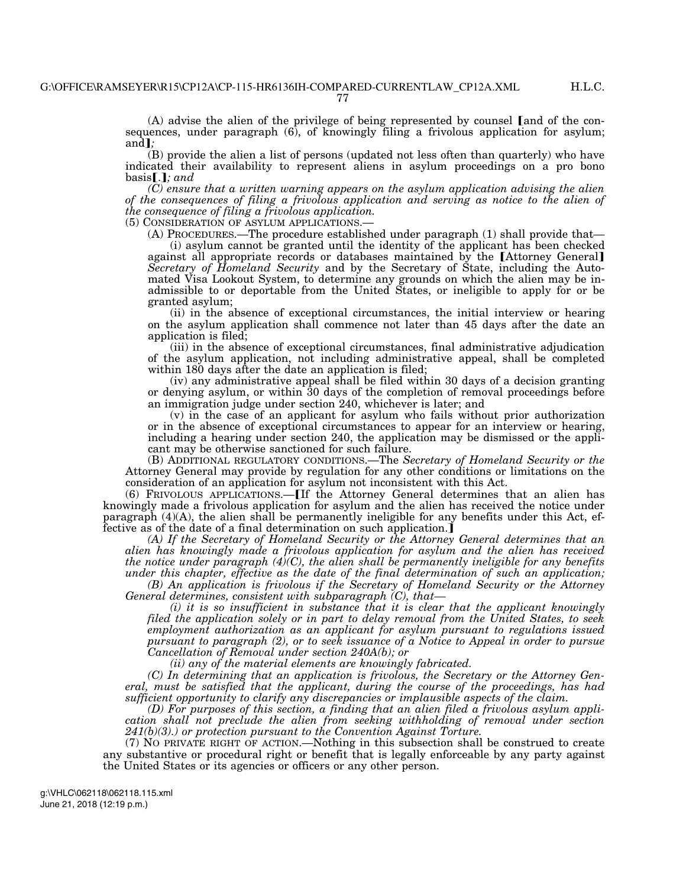(A) advise the alien of the privilege of being represented by counsel ⟦and of the consequences, under paragraph (6), of knowingly filing a frivolous application for asylum; and⟧*;*

(B) provide the alien a list of persons (updated not less often than quarterly) who have indicated their availability to represent aliens in asylum proceedings on a pro bono basis⟦.⟧*; and*

*(C) ensure that a written warning appears on the asylum application advising the alien of the consequences of filing a frivolous application and serving as notice to the alien of the consequence of filing a frivolous application.*

(5) CONSIDERATION OF ASYLUM APPLICATIONS.—

(A) PROCEDURES.—The procedure established under paragraph (1) shall provide that—

(i) asylum cannot be granted until the identity of the applicant has been checked against all appropriate records or databases maintained by the ⟦Attorney General⟧ *Secretary of Homeland Security* and by the Secretary of State, including the Automated Visa Lookout System, to determine any grounds on which the alien may be inadmissible to or deportable from the United States, or ineligible to apply for or be granted asylum;

(ii) in the absence of exceptional circumstances, the initial interview or hearing on the asylum application shall commence not later than 45 days after the date an application is filed;

(iii) in the absence of exceptional circumstances, final administrative adjudication of the asylum application, not including administrative appeal, shall be completed within 180 days after the date an application is filed;

(iv) any administrative appeal shall be filed within 30 days of a decision granting or denying asylum, or within 30 days of the completion of removal proceedings before an immigration judge under section 240, whichever is later; and

(v) in the case of an applicant for asylum who fails without prior authorization or in the absence of exceptional circumstances to appear for an interview or hearing, including a hearing under section 240, the application may be dismissed or the applicant may be otherwise sanctioned for such failure.

(B) ADDITIONAL REGULATORY CONDITIONS.—The *Secretary of Homeland Security or the* Attorney General may provide by regulation for any other conditions or limitations on the consideration of an application for asylum not inconsistent with this Act.

(6) FRIVOLOUS APPLICATIONS.—⟦If the Attorney General determines that an alien has knowingly made a frivolous application for asylum and the alien has received the notice under paragraph (4)(A), the alien shall be permanently ineligible for any benefits under this Act, effective as of the date of a final determination on such application.⟧

*(A) If the Secretary of Homeland Security or the Attorney General determines that an alien has knowingly made a frivolous application for asylum and the alien has received the notice under paragraph (4)(C), the alien shall be permanently ineligible for any benefits under this chapter, effective as the date of the final determination of such an application;*

*(B) An application is frivolous if the Secretary of Homeland Security or the Attorney General determines, consistent with subparagraph (C), that—*

*(i) it is so insufficient in substance that it is clear that the applicant knowingly filed the application solely or in part to delay removal from the United States, to seek employment authorization as an applicant for asylum pursuant to regulations issued pursuant to paragraph (2), or to seek issuance of a Notice to Appeal in order to pursue Cancellation of Removal under section 240A(b); or*

*(ii) any of the material elements are knowingly fabricated.*

*(C) In determining that an application is frivolous, the Secretary or the Attorney General, must be satisfied that the applicant, during the course of the proceedings, has had sufficient opportunity to clarify any discrepancies or implausible aspects of the claim.*

*(D) For purposes of this section, a finding that an alien filed a frivolous asylum application shall not preclude the alien from seeking withholding of removal under section 241(b)(3).) or protection pursuant to the Convention Against Torture.*

(7) NO PRIVATE RIGHT OF ACTION.—Nothing in this subsection shall be construed to create any substantive or procedural right or benefit that is legally enforceable by any party against the United States or its agencies or officers or any other person.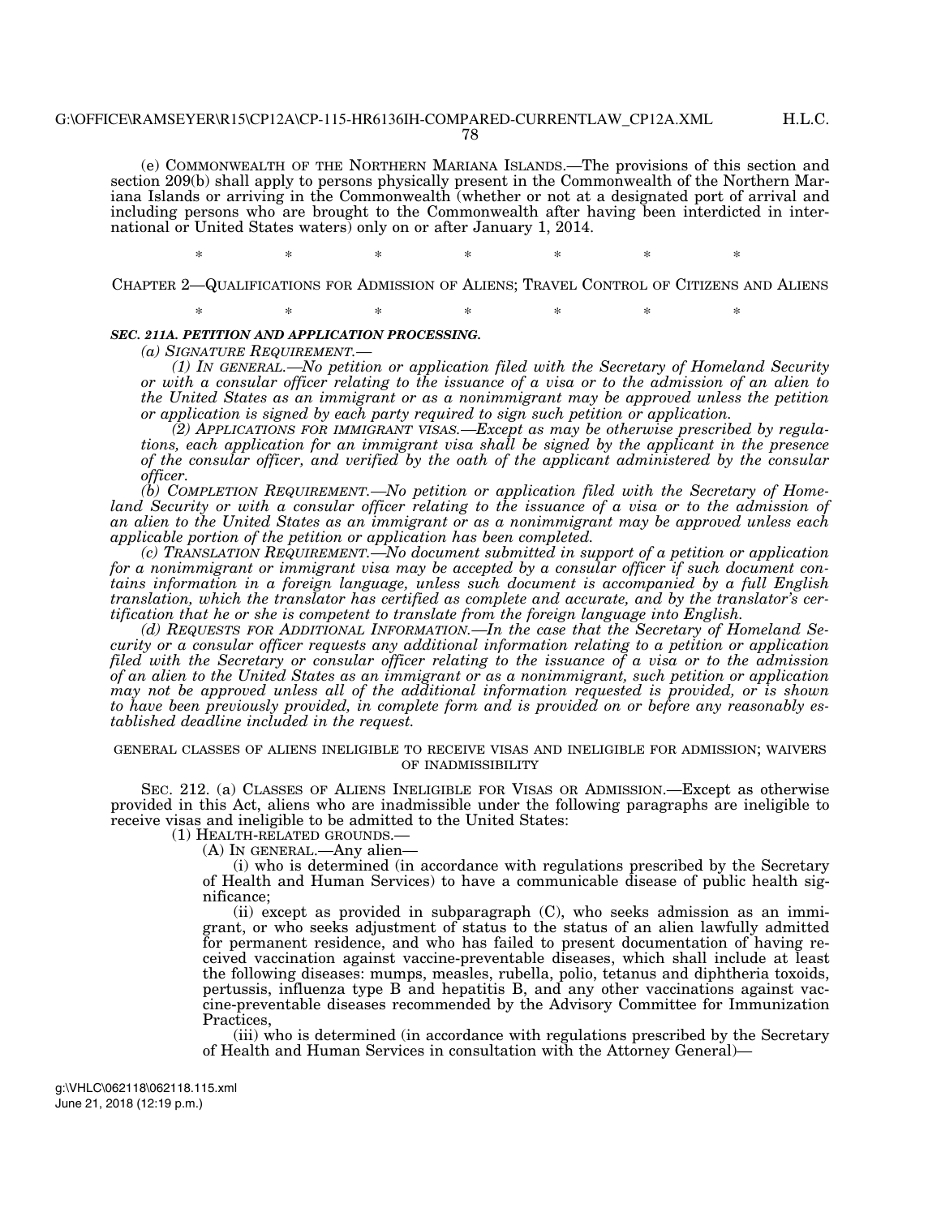(e) COMMONWEALTH OF THE NORTHERN MARIANA ISLANDS.—The provisions of this section and section 209(b) shall apply to persons physically present in the Commonwealth of the Northern Mariana Islands or arriving in the Commonwealth (whether or not at a designated port of arrival and including persons who are brought to the Commonwealth after having been interdicted in international or United States waters) only on or after January 1, 2014.

\* \* \* \* \* \* \*

CHAPTER 2—QUALIFICATIONS FOR ADMISSION OF ALIENS; TRAVEL CONTROL OF CITIZENS AND ALIENS

\* \* \* \* \* \* \*

***SEC. 211A. PETITION AND APPLICATION PROCESSING.***

*(a) SIGNATURE REQUIREMENT.—*

*(1) IN GENERAL.—No petition or application filed with the Secretary of Homeland Security or with a consular officer relating to the issuance of a visa or to the admission of an alien to the United States as an immigrant or as a nonimmigrant may be approved unless the petition or application is signed by each party required to sign such petition or application.*

*(2) APPLICATIONS FOR IMMIGRANT VISAS.—Except as may be otherwise prescribed by regulations, each application for an immigrant visa shall be signed by the applicant in the presence of the consular officer, and verified by the oath of the applicant administered by the consular officer.*

*(b) COMPLETION REQUIREMENT.—No petition or application filed with the Secretary of Homeland Security or with a consular officer relating to the issuance of a visa or to the admission of an alien to the United States as an immigrant or as a nonimmigrant may be approved unless each applicable portion of the petition or application has been completed.*

*(c) TRANSLATION REQUIREMENT.—No document submitted in support of a petition or application for a nonimmigrant or immigrant visa may be accepted by a consular officer if such document contains information in a foreign language, unless such document is accompanied by a full English translation, which the translator has certified as complete and accurate, and by the translator's certification that he or she is competent to translate from the foreign language into English.*

*(d) REQUESTS FOR ADDITIONAL INFORMATION.—In the case that the Secretary of Homeland Security or a consular officer requests any additional information relating to a petition or application filed with the Secretary or consular officer relating to the issuance of a visa or to the admission of an alien to the United States as an immigrant or as a nonimmigrant, such petition or application may not be approved unless all of the additional information requested is provided, or is shown to have been previously provided, in complete form and is provided on or before any reasonably established deadline included in the request.*

GENERAL CLASSES OF ALIENS INELIGIBLE TO RECEIVE VISAS AND INELIGIBLE FOR ADMISSION; WAIVERS OF INADMISSIBILITY

SEC. 212. (a) CLASSES OF ALIENS INELIGIBLE FOR VISAS OR ADMISSION.—Except as otherwise provided in this Act, aliens who are inadmissible under the following paragraphs are ineligible to receive visas and ineligible to be admitted to the United States:

(1) HEALTH-RELATED GROUNDS.—

(A) IN GENERAL.—Any alien—

(i) who is determined (in accordance with regulations prescribed by the Secretary of Health and Human Services) to have a communicable disease of public health significance;

(ii) except as provided in subparagraph (C), who seeks admission as an immigrant, or who seeks adjustment of status to the status of an alien lawfully admitted for permanent residence, and who has failed to present documentation of having received vaccination against vaccine-preventable diseases, which shall include at least the following diseases: mumps, measles, rubella, polio, tetanus and diphtheria toxoids, pertussis, influenza type B and hepatitis B, and any other vaccinations against vaccine-preventable diseases recommended by the Advisory Committee for Immunization Practices,

(iii) who is determined (in accordance with regulations prescribed by the Secretary of Health and Human Services in consultation with the Attorney General)—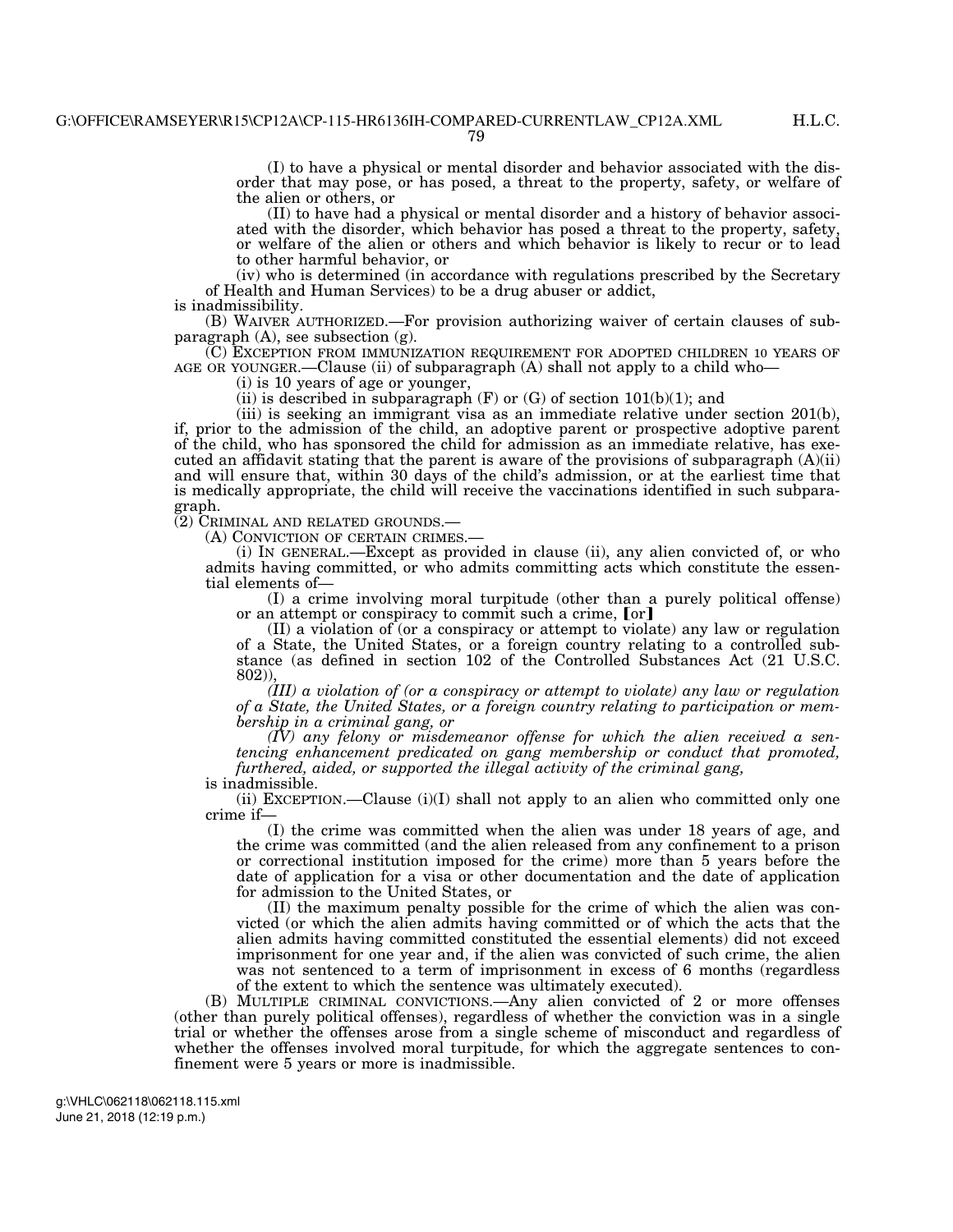(I) to have a physical or mental disorder and behavior associated with the disorder that may pose, or has posed, a threat to the property, safety, or welfare of the alien or others, or

(II) to have had a physical or mental disorder and a history of behavior associated with the disorder, which behavior has posed a threat to the property, safety, or welfare of the alien or others and which behavior is likely to recur or to lead to other harmful behavior, or

(iv) who is determined (in accordance with regulations prescribed by the Secretary of Health and Human Services) to be a drug abuser or addict,

is inadmissibility.

(B) WAIVER AUTHORIZED.—For provision authorizing waiver of certain clauses of subparagraph (A), see subsection (g).

(C) EXCEPTION FROM IMMUNIZATION REQUIREMENT FOR ADOPTED CHILDREN 10 YEARS OF AGE OR YOUNGER.—Clause (ii) of subparagraph (A) shall not apply to a child who—

(i) is 10 years of age or younger,

(ii) is described in subparagraph (F) or (G) of section 101(b)(1); and

(iii) is seeking an immigrant visa as an immediate relative under section 201(b),

if, prior to the admission of the child, an adoptive parent or prospective adoptive parent of the child, who has sponsored the child for admission as an immediate relative, has executed an affidavit stating that the parent is aware of the provisions of subparagraph (A)(ii) and will ensure that, within 30 days of the child's admission, or at the earliest time that is medically appropriate, the child will receive the vaccinations identified in such subparagraph.

(2) CRIMINAL AND RELATED GROUNDS.—

(A) CONVICTION OF CERTAIN CRIMES.—

(i) IN GENERAL.—Except as provided in clause (ii), any alien convicted of, or who admits having committed, or who admits committing acts which constitute the essential elements of—

(I) a crime involving moral turpitude (other than a purely political offense) or an attempt or conspiracy to commit such a crime, [or]

(II) a violation of (or a conspiracy or attempt to violate) any law or regulation of a State, the United States, or a foreign country relating to a controlled substance (as defined in section 102 of the Controlled Substances Act (21 U.S.C. 802)),

*(III) a violation of (or a conspiracy or attempt to violate) any law or regulation of a State, the United States, or a foreign country relating to participation or membership in a criminal gang, or*

*(IV) any felony or misdemeanor offense for which the alien received a sentencing enhancement predicated on gang membership or conduct that promoted, furthered, aided, or supported the illegal activity of the criminal gang,*

is inadmissible.

(ii) EXCEPTION.—Clause (i)(I) shall not apply to an alien who committed only one crime if—

(I) the crime was committed when the alien was under 18 years of age, and the crime was committed (and the alien released from any confinement to a prison or correctional institution imposed for the crime) more than 5 years before the date of application for a visa or other documentation and the date of application for admission to the United States, or

(II) the maximum penalty possible for the crime of which the alien was convicted (or which the alien admits having committed or of which the acts that the alien admits having committed constituted the essential elements) did not exceed imprisonment for one year and, if the alien was convicted of such crime, the alien was not sentenced to a term of imprisonment in excess of 6 months (regardless of the extent to which the sentence was ultimately executed).

(B) MULTIPLE CRIMINAL CONVICTIONS.—Any alien convicted of 2 or more offenses (other than purely political offenses), regardless of whether the conviction was in a single trial or whether the offenses arose from a single scheme of misconduct and regardless of whether the offenses involved moral turpitude, for which the aggregate sentences to confinement were 5 years or more is inadmissible.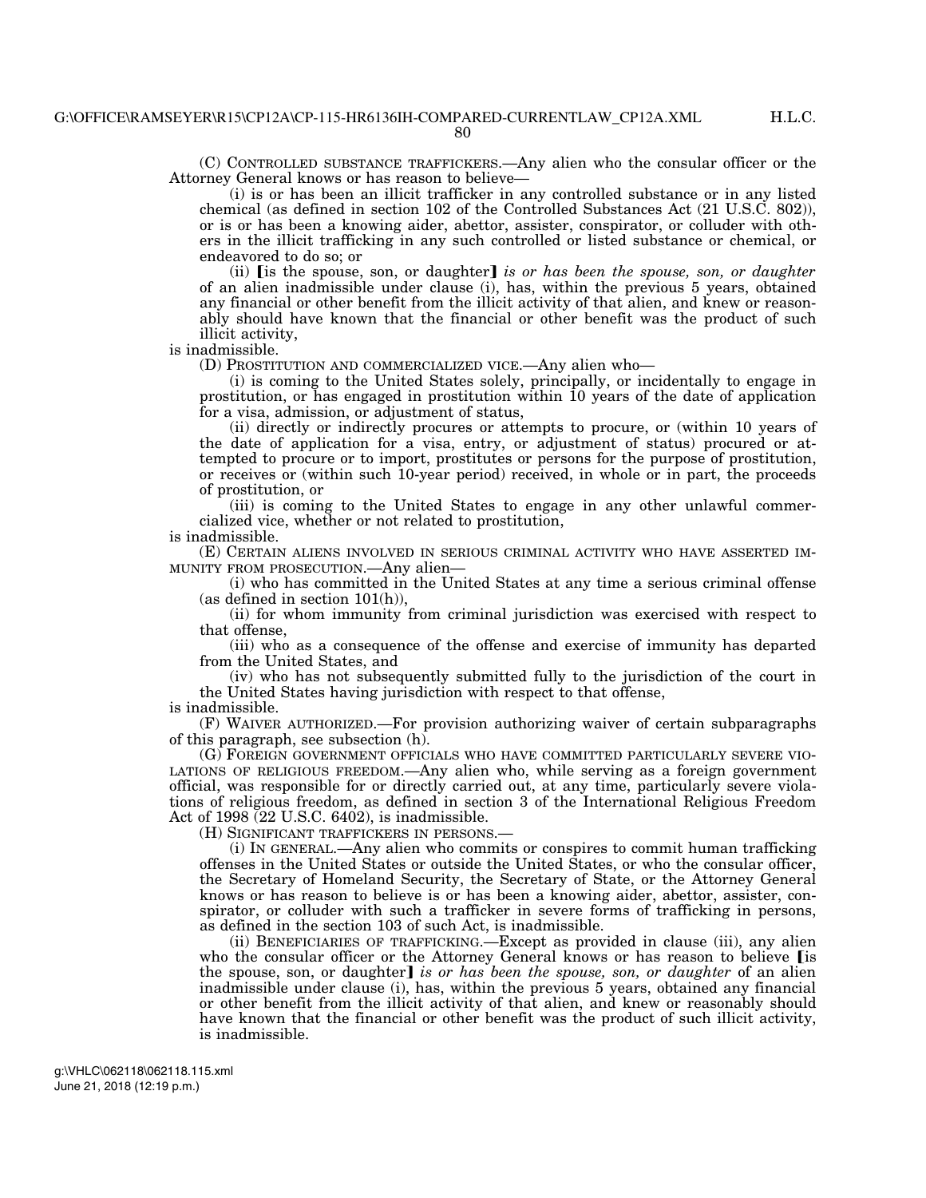(C) CONTROLLED SUBSTANCE TRAFFICKERS.—Any alien who the consular officer or the Attorney General knows or has reason to believe—

(i) is or has been an illicit trafficker in any controlled substance or in any listed chemical (as defined in section 102 of the Controlled Substances Act (21 U.S.C. 802)), or is or has been a knowing aider, abettor, assister, conspirator, or colluder with others in the illicit trafficking in any such controlled or listed substance or chemical, or endeavored to do so; or

(ii) ⟦is the spouse, son, or daughter⟧ *is or has been the spouse, son, or daughter* of an alien inadmissible under clause (i), has, within the previous 5 years, obtained any financial or other benefit from the illicit activity of that alien, and knew or reasonably should have known that the financial or other benefit was the product of such illicit activity,

is inadmissible.

(D) PROSTITUTION AND COMMERCIALIZED VICE.—Any alien who—

(i) is coming to the United States solely, principally, or incidentally to engage in prostitution, or has engaged in prostitution within 10 years of the date of application for a visa, admission, or adjustment of status,

(ii) directly or indirectly procures or attempts to procure, or (within 10 years of the date of application for a visa, entry, or adjustment of status) procured or attempted to procure or to import, prostitutes or persons for the purpose of prostitution, or receives or (within such 10-year period) received, in whole or in part, the proceeds of prostitution, or

(iii) is coming to the United States to engage in any other unlawful commercialized vice, whether or not related to prostitution,

is inadmissible.

(E) CERTAIN ALIENS INVOLVED IN SERIOUS CRIMINAL ACTIVITY WHO HAVE ASSERTED IMMUNITY FROM PROSECUTION.—Any alien—

(i) who has committed in the United States at any time a serious criminal offense (as defined in section 101(h)),

(ii) for whom immunity from criminal jurisdiction was exercised with respect to that offense,

(iii) who as a consequence of the offense and exercise of immunity has departed from the United States, and

(iv) who has not subsequently submitted fully to the jurisdiction of the court in the United States having jurisdiction with respect to that offense,

is inadmissible.

(F) WAIVER AUTHORIZED.—For provision authorizing waiver of certain subparagraphs of this paragraph, see subsection (h).

(G) FOREIGN GOVERNMENT OFFICIALS WHO HAVE COMMITTED PARTICULARLY SEVERE VIOLATIONS OF RELIGIOUS FREEDOM.—Any alien who, while serving as a foreign government official, was responsible for or directly carried out, at any time, particularly severe violations of religious freedom, as defined in section 3 of the International Religious Freedom Act of 1998 (22 U.S.C. 6402), is inadmissible.

(H) SIGNIFICANT TRAFFICKERS IN PERSONS.—

(i) IN GENERAL.—Any alien who commits or conspires to commit human trafficking offenses in the United States or outside the United States, or who the consular officer, the Secretary of Homeland Security, the Secretary of State, or the Attorney General knows or has reason to believe is or has been a knowing aider, abettor, assister, conspirator, or colluder with such a trafficker in severe forms of trafficking in persons, as defined in the section 103 of such Act, is inadmissible.

(ii) BENEFICIARIES OF TRAFFICKING.—Except as provided in clause (iii), any alien who the consular officer or the Attorney General knows or has reason to believe ⟦is the spouse, son, or daughter⟧ *is or has been the spouse, son, or daughter* of an alien inadmissible under clause (i), has, within the previous 5 years, obtained any financial or other benefit from the illicit activity of that alien, and knew or reasonably should have known that the financial or other benefit was the product of such illicit activity, is inadmissible.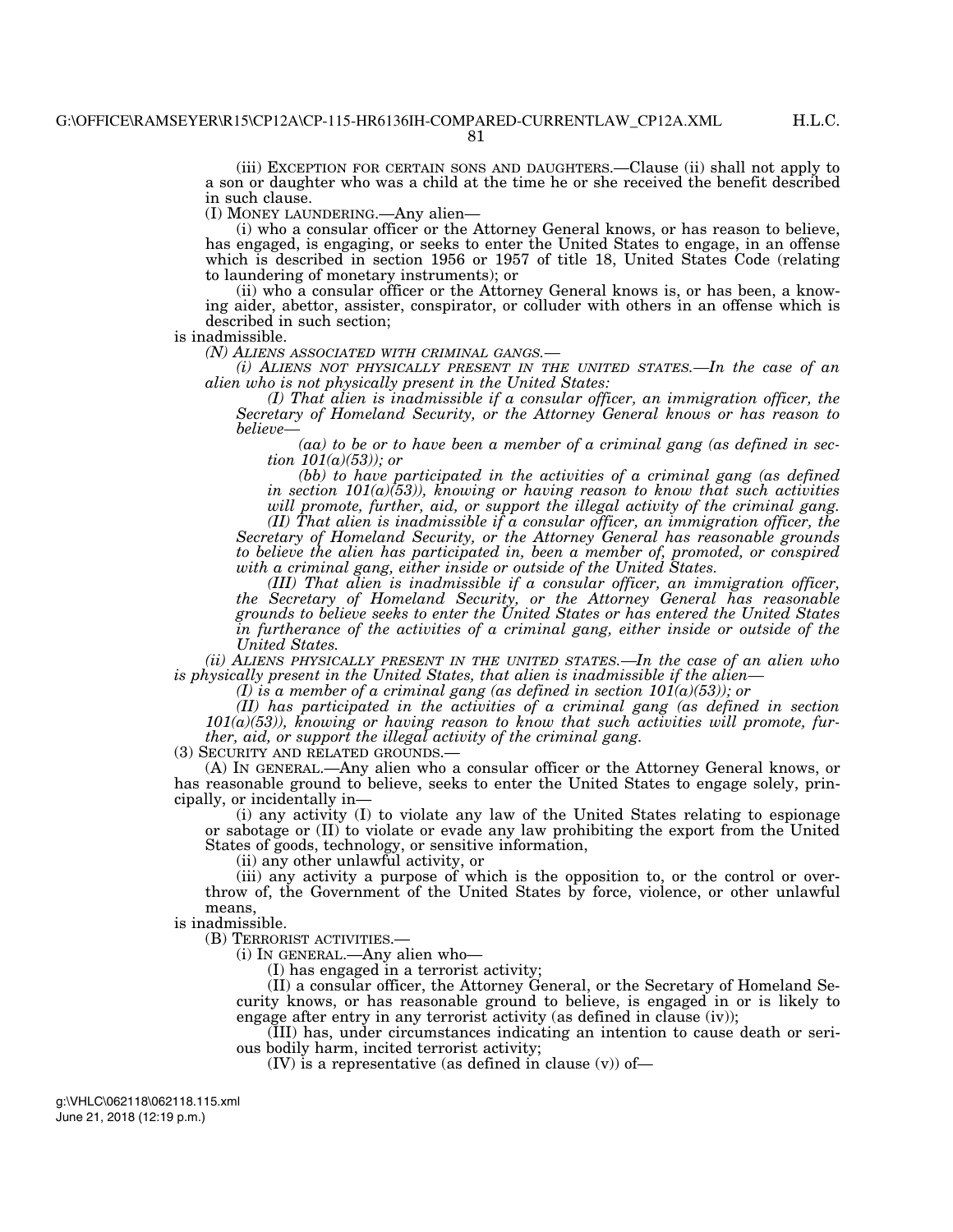(iii) EXCEPTION FOR CERTAIN SONS AND DAUGHTERS.—Clause (ii) shall not apply to a son or daughter who was a child at the time he or she received the benefit described in such clause.

(I) MONEY LAUNDERING.—Any alien—

(i) who a consular officer or the Attorney General knows, or has reason to believe, has engaged, is engaging, or seeks to enter the United States to engage, in an offense which is described in section 1956 or 1957 of title 18, United States Code (relating to laundering of monetary instruments); or

(ii) who a consular officer or the Attorney General knows is, or has been, a knowing aider, abettor, assister, conspirator, or colluder with others in an offense which is described in such section;

is inadmissible.

*(N) ALIENS ASSOCIATED WITH CRIMINAL GANGS.—*

*(i) ALIENS NOT PHYSICALLY PRESENT IN THE UNITED STATES.—In the case of an alien who is not physically present in the United States:*

*(I) That alien is inadmissible if a consular officer, an immigration officer, the Secretary of Homeland Security, or the Attorney General knows or has reason to believe—*

*(aa) to be or to have been a member of a criminal gang (as defined in section 101(a)(53)); or*

*(bb) to have participated in the activities of a criminal gang (as defined in section 101(a)(53)), knowing or having reason to know that such activities will promote, further, aid, or support the illegal activity of the criminal gang.*

*(II) That alien is inadmissible if a consular officer, an immigration officer, the Secretary of Homeland Security, or the Attorney General has reasonable grounds to believe the alien has participated in, been a member of, promoted, or conspired with a criminal gang, either inside or outside of the United States.*

*(III) That alien is inadmissible if a consular officer, an immigration officer, the Secretary of Homeland Security, or the Attorney General has reasonable grounds to believe seeks to enter the United States or has entered the United States in furtherance of the activities of a criminal gang, either inside or outside of the United States.*

*(ii) ALIENS PHYSICALLY PRESENT IN THE UNITED STATES.—In the case of an alien who is physically present in the United States, that alien is inadmissible if the alien—*

*(I) is a member of a criminal gang (as defined in section 101(a)(53)); or*

*(II) has participated in the activities of a criminal gang (as defined in section 101(a)(53)), knowing or having reason to know that such activities will promote, further, aid, or support the illegal activity of the criminal gang.*

(3) SECURITY AND RELATED GROUNDS.—

(A) IN GENERAL.—Any alien who a consular officer or the Attorney General knows, or has reasonable ground to believe, seeks to enter the United States to engage solely, principally, or incidentally in—

(i) any activity (I) to violate any law of the United States relating to espionage or sabotage or (II) to violate or evade any law prohibiting the export from the United States of goods, technology, or sensitive information,

(ii) any other unlawful activity, or

(iii) any activity a purpose of which is the opposition to, or the control or overthrow of, the Government of the United States by force, violence, or other unlawful means,

is inadmissible.

(B) TERRORIST ACTIVITIES.—

(i) IN GENERAL.—Any alien who—

(I) has engaged in a terrorist activity;

(II) a consular officer, the Attorney General, or the Secretary of Homeland Security knows, or has reasonable ground to believe, is engaged in or is likely to engage after entry in any terrorist activity (as defined in clause (iv));

(III) has, under circumstances indicating an intention to cause death or serious bodily harm, incited terrorist activity;

(IV) is a representative (as defined in clause (v)) of—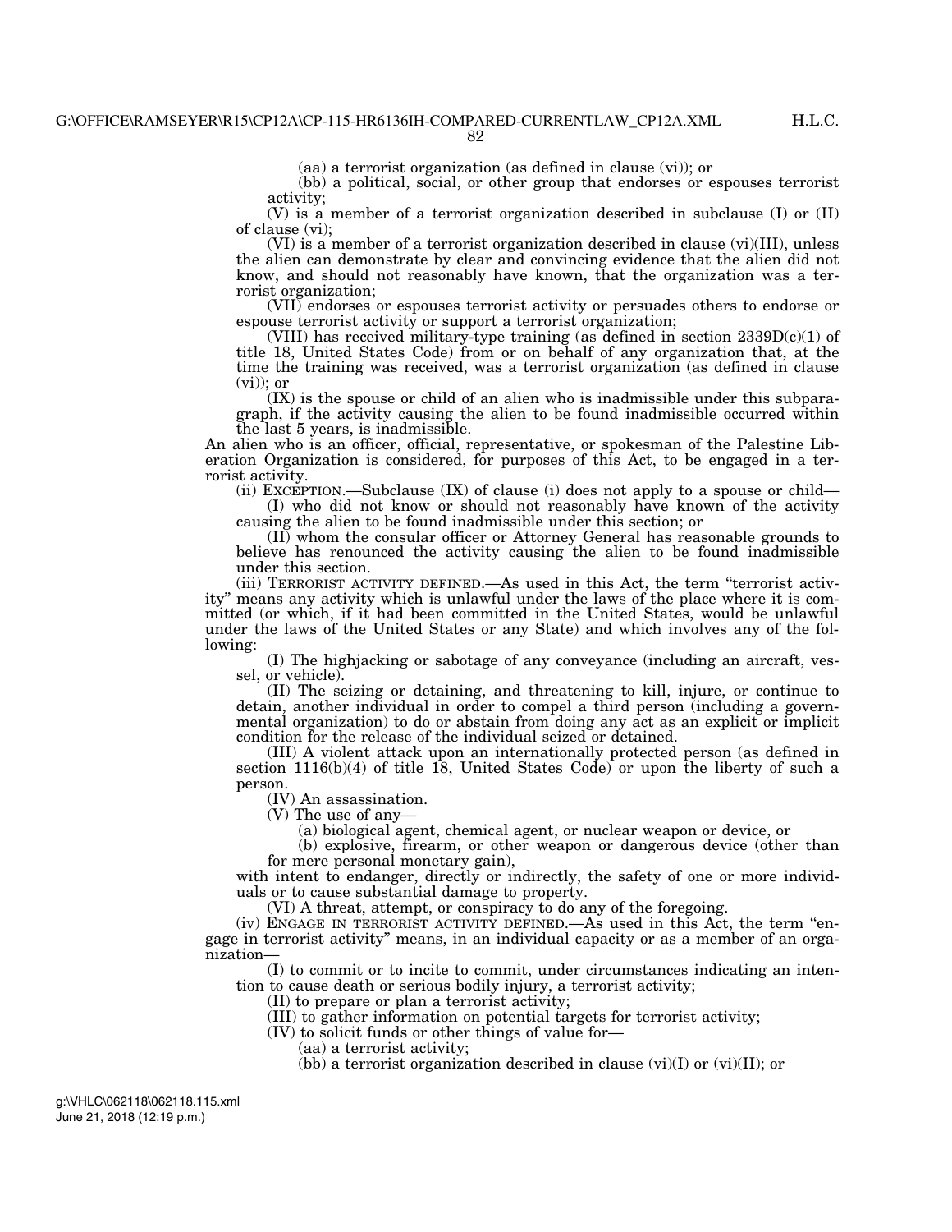(aa) a terrorist organization (as defined in clause (vi)); or

(bb) a political, social, or other group that endorses or espouses terrorist activity;

(V) is a member of a terrorist organization described in subclause (I) or (II) of clause (vi);

(VI) is a member of a terrorist organization described in clause (vi)(III), unless the alien can demonstrate by clear and convincing evidence that the alien did not know, and should not reasonably have known, that the organization was a terrorist organization;

(VII) endorses or espouses terrorist activity or persuades others to endorse or espouse terrorist activity or support a terrorist organization;

(VIII) has received military-type training (as defined in section 2339D(c)(1) of title 18, United States Code) from or on behalf of any organization that, at the time the training was received, was a terrorist organization (as defined in clause (vi)); or

(IX) is the spouse or child of an alien who is inadmissible under this subparagraph, if the activity causing the alien to be found inadmissible occurred within the last 5 years, is inadmissible.

An alien who is an officer, official, representative, or spokesman of the Palestine Liberation Organization is considered, for purposes of this Act, to be engaged in a terrorist activity.

(ii) EXCEPTION.—Subclause (IX) of clause (i) does not apply to a spouse or child—

(I) who did not know or should not reasonably have known of the activity causing the alien to be found inadmissible under this section; or

(II) whom the consular officer or Attorney General has reasonable grounds to believe has renounced the activity causing the alien to be found inadmissible under this section.

(iii) TERRORIST ACTIVITY DEFINED.—As used in this Act, the term "terrorist activity" means any activity which is unlawful under the laws of the place where it is committed (or which, if it had been committed in the United States, would be unlawful under the laws of the United States or any State) and which involves any of the following:

(I) The highjacking or sabotage of any conveyance (including an aircraft, vessel, or vehicle).

(II) The seizing or detaining, and threatening to kill, injure, or continue to detain, another individual in order to compel a third person (including a governmental organization) to do or abstain from doing any act as an explicit or implicit condition for the release of the individual seized or detained.

(III) A violent attack upon an internationally protected person (as defined in section 1116(b)(4) of title 18, United States Code) or upon the liberty of such a person.

(IV) An assassination.

(V) The use of any—

(a) biological agent, chemical agent, or nuclear weapon or device, or

(b) explosive, firearm, or other weapon or dangerous device (other than for mere personal monetary gain),

with intent to endanger, directly or indirectly, the safety of one or more individuals or to cause substantial damage to property.

(VI) A threat, attempt, or conspiracy to do any of the foregoing.

(iv) ENGAGE IN TERRORIST ACTIVITY DEFINED.—As used in this Act, the term "engage in terrorist activity" means, in an individual capacity or as a member of an organization—

(I) to commit or to incite to commit, under circumstances indicating an intention to cause death or serious bodily injury, a terrorist activity;

(II) to prepare or plan a terrorist activity;

(III) to gather information on potential targets for terrorist activity;

(IV) to solicit funds or other things of value for—

(aa) a terrorist activity;

(bb) a terrorist organization described in clause (vi)(I) or (vi)(II); or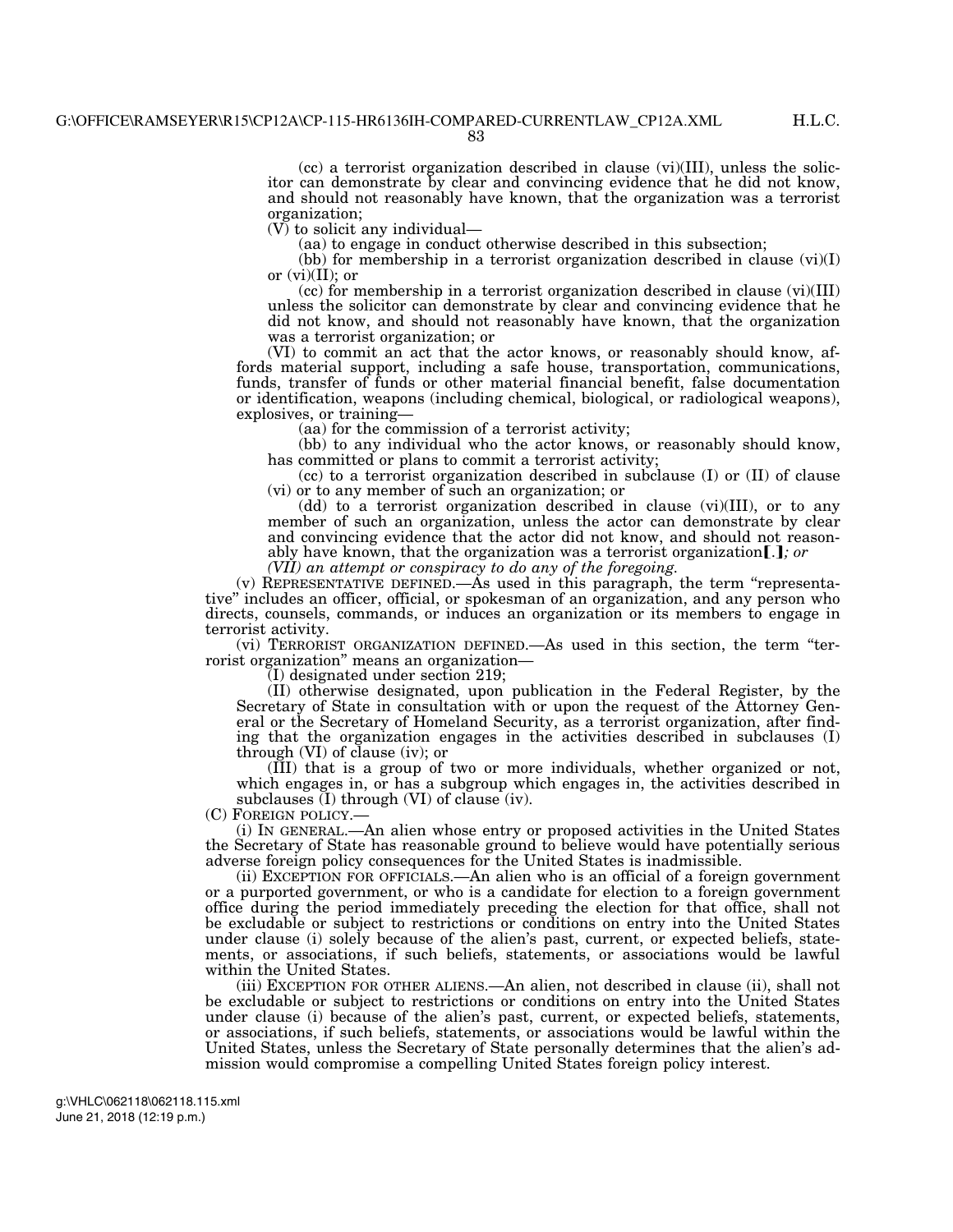(cc) a terrorist organization described in clause (vi)(III), unless the solicitor can demonstrate by clear and convincing evidence that he did not know, and should not reasonably have known, that the organization was a terrorist organization;

(V) to solicit any individual—

(aa) to engage in conduct otherwise described in this subsection;

(bb) for membership in a terrorist organization described in clause (vi)(I) or (vi)(II); or

(cc) for membership in a terrorist organization described in clause (vi)(III) unless the solicitor can demonstrate by clear and convincing evidence that he did not know, and should not reasonably have known, that the organization was a terrorist organization; or

(VI) to commit an act that the actor knows, or reasonably should know, affords material support, including a safe house, transportation, communications, funds, transfer of funds or other material financial benefit, false documentation or identification, weapons (including chemical, biological, or radiological weapons), explosives, or training—

(aa) for the commission of a terrorist activity;

(bb) to any individual who the actor knows, or reasonably should know, has committed or plans to commit a terrorist activity;

(cc) to a terrorist organization described in subclause (I) or (II) of clause (vi) or to any member of such an organization; or

(dd) to a terrorist organization described in clause (vi)(III), or to any member of such an organization, unless the actor can demonstrate by clear and convincing evidence that the actor did not know, and should not reasonably have known, that the organization was a terrorist organization**[.]***; or*

*(VII) an attempt or conspiracy to do any of the foregoing.*

(v) REPRESENTATIVE DEFINED.—As used in this paragraph, the term "representative" includes an officer, official, or spokesman of an organization, and any person who directs, counsels, commands, or induces an organization or its members to engage in terrorist activity.

(vi) TERRORIST ORGANIZATION DEFINED.—As used in this section, the term "terrorist organization" means an organization—

(I) designated under section 219;

(II) otherwise designated, upon publication in the Federal Register, by the Secretary of State in consultation with or upon the request of the Attorney General or the Secretary of Homeland Security, as a terrorist organization, after finding that the organization engages in the activities described in subclauses (I) through (VI) of clause (iv); or

(III) that is a group of two or more individuals, whether organized or not, which engages in, or has a subgroup which engages in, the activities described in subclauses (I) through (VI) of clause (iv).

(C) FOREIGN POLICY.—

(i) IN GENERAL.—An alien whose entry or proposed activities in the United States the Secretary of State has reasonable ground to believe would have potentially serious adverse foreign policy consequences for the United States is inadmissible.

(ii) EXCEPTION FOR OFFICIALS.—An alien who is an official of a foreign government or a purported government, or who is a candidate for election to a foreign government office during the period immediately preceding the election for that office, shall not be excludable or subject to restrictions or conditions on entry into the United States under clause (i) solely because of the alien's past, current, or expected beliefs, statements, or associations, if such beliefs, statements, or associations would be lawful within the United States.

(iii) EXCEPTION FOR OTHER ALIENS.—An alien, not described in clause (ii), shall not be excludable or subject to restrictions or conditions on entry into the United States under clause (i) because of the alien's past, current, or expected beliefs, statements, or associations, if such beliefs, statements, or associations would be lawful within the United States, unless the Secretary of State personally determines that the alien's admission would compromise a compelling United States foreign policy interest.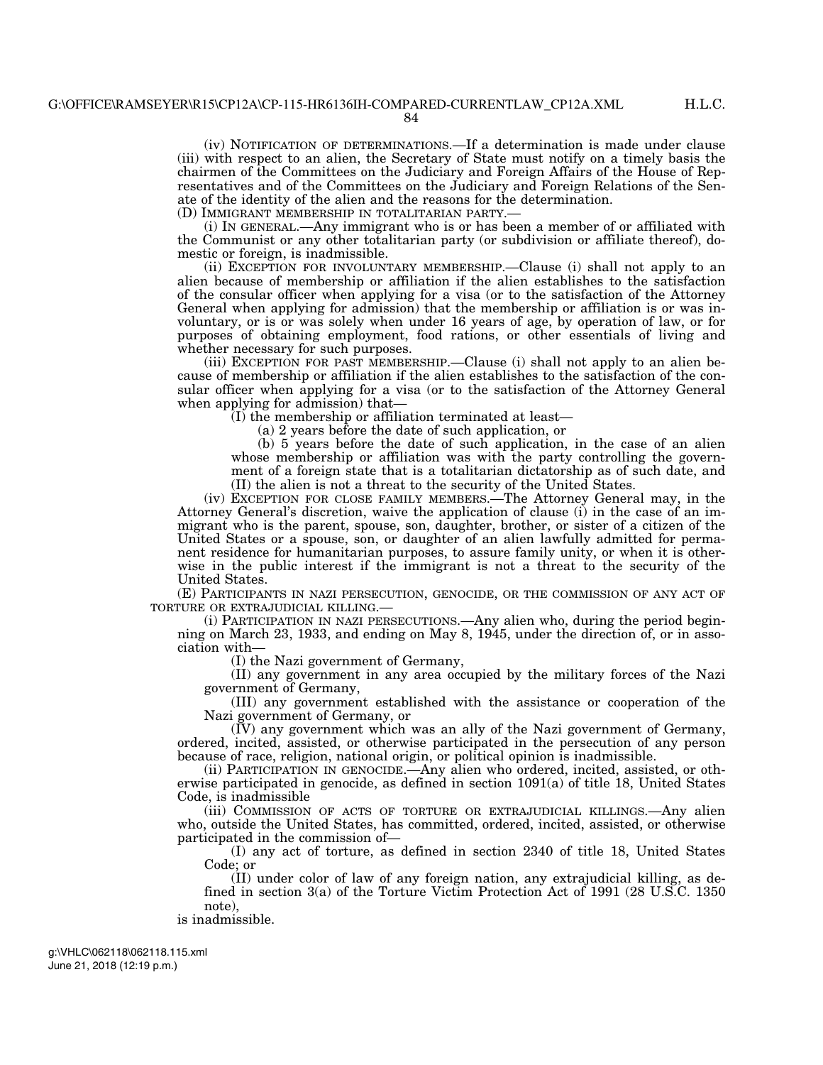(iv) NOTIFICATION OF DETERMINATIONS.—If a determination is made under clause (iii) with respect to an alien, the Secretary of State must notify on a timely basis the chairmen of the Committees on the Judiciary and Foreign Affairs of the House of Representatives and of the Committees on the Judiciary and Foreign Relations of the Senate of the identity of the alien and the reasons for the determination.

(D) IMMIGRANT MEMBERSHIP IN TOTALITARIAN PARTY.—

(i) IN GENERAL.—Any immigrant who is or has been a member of or affiliated with the Communist or any other totalitarian party (or subdivision or affiliate thereof), domestic or foreign, is inadmissible.

(ii) EXCEPTION FOR INVOLUNTARY MEMBERSHIP.—Clause (i) shall not apply to an alien because of membership or affiliation if the alien establishes to the satisfaction of the consular officer when applying for a visa (or to the satisfaction of the Attorney General when applying for admission) that the membership or affiliation is or was involuntary, or is or was solely when under 16 years of age, by operation of law, or for purposes of obtaining employment, food rations, or other essentials of living and whether necessary for such purposes.

(iii) EXCEPTION FOR PAST MEMBERSHIP.—Clause (i) shall not apply to an alien because of membership or affiliation if the alien establishes to the satisfaction of the consular officer when applying for a visa (or to the satisfaction of the Attorney General when applying for admission) that—

(I) the membership or affiliation terminated at least—

(a) 2 years before the date of such application, or

(b) 5 years before the date of such application, in the case of an alien whose membership or affiliation was with the party controlling the government of a foreign state that is a totalitarian dictatorship as of such date, and

(II) the alien is not a threat to the security of the United States.

(iv) EXCEPTION FOR CLOSE FAMILY MEMBERS.—The Attorney General may, in the Attorney General's discretion, waive the application of clause (i) in the case of an immigrant who is the parent, spouse, son, daughter, brother, or sister of a citizen of the United States or a spouse, son, or daughter of an alien lawfully admitted for permanent residence for humanitarian purposes, to assure family unity, or when it is otherwise in the public interest if the immigrant is not a threat to the security of the United States.

(E) PARTICIPANTS IN NAZI PERSECUTION, GENOCIDE, OR THE COMMISSION OF ANY ACT OF TORTURE OR EXTRAJUDICIAL KILLING.—

(i) PARTICIPATION IN NAZI PERSECUTIONS.—Any alien who, during the period beginning on March 23, 1933, and ending on May 8, 1945, under the direction of, or in association with—

(I) the Nazi government of Germany,

(II) any government in any area occupied by the military forces of the Nazi government of Germany,

(III) any government established with the assistance or cooperation of the Nazi government of Germany, or

(IV) any government which was an ally of the Nazi government of Germany,

ordered, incited, assisted, or otherwise participated in the persecution of any person because of race, religion, national origin, or political opinion is inadmissible.

(ii) PARTICIPATION IN GENOCIDE.—Any alien who ordered, incited, assisted, or otherwise participated in genocide, as defined in section 1091(a) of title 18, United States Code, is inadmissible

(iii) COMMISSION OF ACTS OF TORTURE OR EXTRAJUDICIAL KILLINGS.—Any alien who, outside the United States, has committed, ordered, incited, assisted, or otherwise participated in the commission of—

(I) any act of torture, as defined in section 2340 of title 18, United States Code; or

(II) under color of law of any foreign nation, any extrajudicial killing, as defined in section 3(a) of the Torture Victim Protection Act of 1991 (28 U.S.C. 1350 note),

is inadmissible.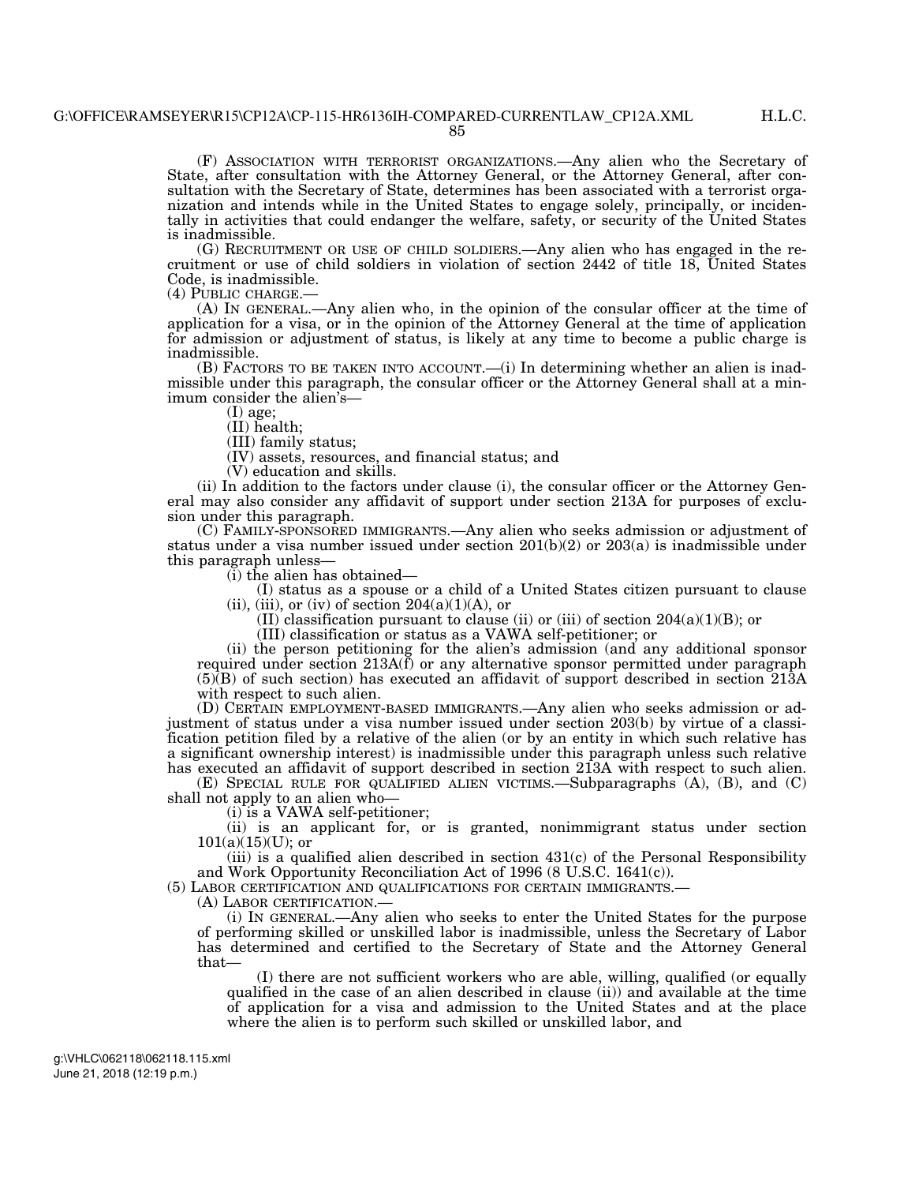(F) ASSOCIATION WITH TERRORIST ORGANIZATIONS.—Any alien who the Secretary of State, after consultation with the Attorney General, or the Attorney General, after consultation with the Secretary of State, determines has been associated with a terrorist organization and intends while in the United States to engage solely, principally, or incidentally in activities that could endanger the welfare, safety, or security of the United States is inadmissible.

(G) RECRUITMENT OR USE OF CHILD SOLDIERS.—Any alien who has engaged in the recruitment or use of child soldiers in violation of section 2442 of title 18, United States Code, is inadmissible.

(4) PUBLIC CHARGE.—

(A) IN GENERAL.—Any alien who, in the opinion of the consular officer at the time of application for a visa, or in the opinion of the Attorney General at the time of application for admission or adjustment of status, is likely at any time to become a public charge is inadmissible.

(B) FACTORS TO BE TAKEN INTO ACCOUNT.—(i) In determining whether an alien is inadmissible under this paragraph, the consular officer or the Attorney General shall at a minimum consider the alien's—

(I) age;

(II) health;

(III) family status;

(IV) assets, resources, and financial status; and

(V) education and skills.

(ii) In addition to the factors under clause (i), the consular officer or the Attorney General may also consider any affidavit of support under section 213A for purposes of exclusion under this paragraph.

(C) FAMILY-SPONSORED IMMIGRANTS.—Any alien who seeks admission or adjustment of status under a visa number issued under section 201(b)(2) or 203(a) is inadmissible under this paragraph unless—

(i) the alien has obtained—

(I) status as a spouse or a child of a United States citizen pursuant to clause (ii), (iii), or (iv) of section 204(a)(1)(A), or

(II) classification pursuant to clause (ii) or (iii) of section 204(a)(1)(B); or

(III) classification or status as a VAWA self-petitioner; or

(ii) the person petitioning for the alien's admission (and any additional sponsor required under section 213A(f) or any alternative sponsor permitted under paragraph (5)(B) of such section) has executed an affidavit of support described in section 213A with respect to such alien.

(D) CERTAIN EMPLOYMENT-BASED IMMIGRANTS.—Any alien who seeks admission or adjustment of status under a visa number issued under section 203(b) by virtue of a classification petition filed by a relative of the alien (or by an entity in which such relative has a significant ownership interest) is inadmissible under this paragraph unless such relative has executed an affidavit of support described in section 213A with respect to such alien.

(E) SPECIAL RULE FOR QUALIFIED ALIEN VICTIMS.—Subparagraphs (A), (B), and (C) shall not apply to an alien who—

(i) is a VAWA self-petitioner;

(ii) is an applicant for, or is granted, nonimmigrant status under section 101(a)(15)(U); or

(iii) is a qualified alien described in section 431(c) of the Personal Responsibility and Work Opportunity Reconciliation Act of 1996 (8 U.S.C. 1641(c)).

(5) LABOR CERTIFICATION AND QUALIFICATIONS FOR CERTAIN IMMIGRANTS.—

(A) LABOR CERTIFICATION.—

(i) IN GENERAL.—Any alien who seeks to enter the United States for the purpose of performing skilled or unskilled labor is inadmissible, unless the Secretary of Labor has determined and certified to the Secretary of State and the Attorney General that—

(I) there are not sufficient workers who are able, willing, qualified (or equally qualified in the case of an alien described in clause (ii)) and available at the time of application for a visa and admission to the United States and at the place where the alien is to perform such skilled or unskilled labor, and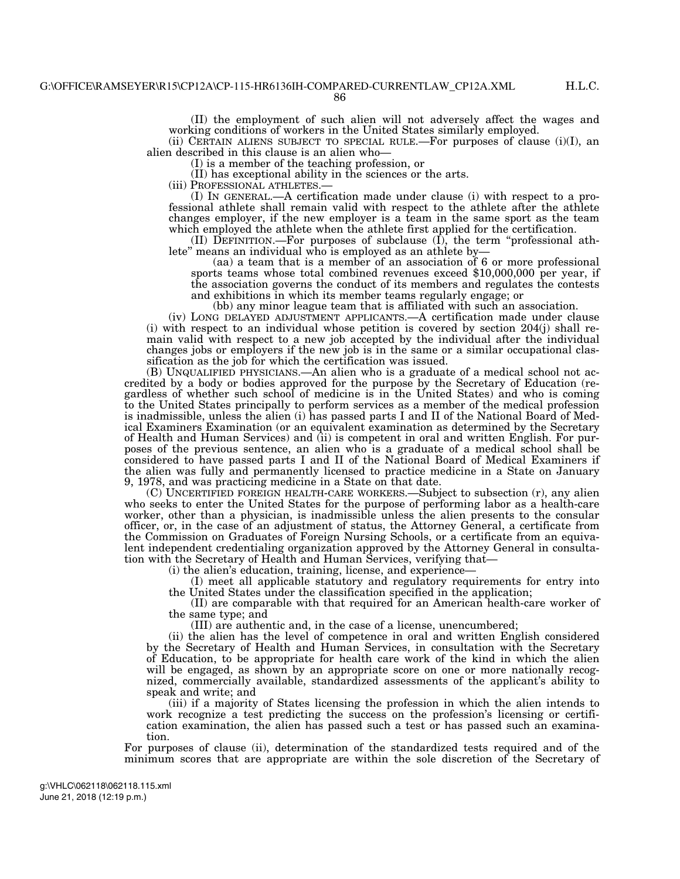(II) the employment of such alien will not adversely affect the wages and working conditions of workers in the United States similarly employed.

(ii) CERTAIN ALIENS SUBJECT TO SPECIAL RULE.—For purposes of clause (i)(I), an alien described in this clause is an alien who—

(I) is a member of the teaching profession, or

(II) has exceptional ability in the sciences or the arts.

(iii) PROFESSIONAL ATHLETES.—

(I) IN GENERAL.—A certification made under clause (i) with respect to a professional athlete shall remain valid with respect to the athlete after the athlete changes employer, if the new employer is a team in the same sport as the team which employed the athlete when the athlete first applied for the certification.

(II) DEFINITION.—For purposes of subclause (I), the term "professional athlete" means an individual who is employed as an athlete by—

(aa) a team that is a member of an association of 6 or more professional sports teams whose total combined revenues exceed $10,000,000 per year, if the association governs the conduct of its members and regulates the contests and exhibitions in which its member teams regularly engage; or

(bb) any minor league team that is affiliated with such an association.

(iv) LONG DELAYED ADJUSTMENT APPLICANTS.—A certification made under clause (i) with respect to an individual whose petition is covered by section 204(j) shall remain valid with respect to a new job accepted by the individual after the individual changes jobs or employers if the new job is in the same or a similar occupational classification as the job for which the certification was issued.

(B) UNQUALIFIED PHYSICIANS.—An alien who is a graduate of a medical school not accredited by a body or bodies approved for the purpose by the Secretary of Education (regardless of whether such school of medicine is in the United States) and who is coming to the United States principally to perform services as a member of the medical profession is inadmissible, unless the alien (i) has passed parts I and II of the National Board of Medical Examiners Examination (or an equivalent examination as determined by the Secretary of Health and Human Services) and (ii) is competent in oral and written English. For purposes of the previous sentence, an alien who is a graduate of a medical school shall be considered to have passed parts I and II of the National Board of Medical Examiners if the alien was fully and permanently licensed to practice medicine in a State on January 9, 1978, and was practicing medicine in a State on that date.

(C) UNCERTIFIED FOREIGN HEALTH-CARE WORKERS.—Subject to subsection (r), any alien who seeks to enter the United States for the purpose of performing labor as a health-care worker, other than a physician, is inadmissible unless the alien presents to the consular officer, or, in the case of an adjustment of status, the Attorney General, a certificate from the Commission on Graduates of Foreign Nursing Schools, or a certificate from an equivalent independent credentialing organization approved by the Attorney General in consultation with the Secretary of Health and Human Services, verifying that—

(i) the alien's education, training, license, and experience—

(I) meet all applicable statutory and regulatory requirements for entry into the United States under the classification specified in the application;

(II) are comparable with that required for an American health-care worker of the same type; and

(III) are authentic and, in the case of a license, unencumbered;

(ii) the alien has the level of competence in oral and written English considered by the Secretary of Health and Human Services, in consultation with the Secretary of Education, to be appropriate for health care work of the kind in which the alien will be engaged, as shown by an appropriate score on one or more nationally recognized, commercially available, standardized assessments of the applicant's ability to speak and write; and

(iii) if a majority of States licensing the profession in which the alien intends to work recognize a test predicting the success on the profession's licensing or certification examination, the alien has passed such a test or has passed such an examination.

For purposes of clause (ii), determination of the standardized tests required and of the minimum scores that are appropriate are within the sole discretion of the Secretary of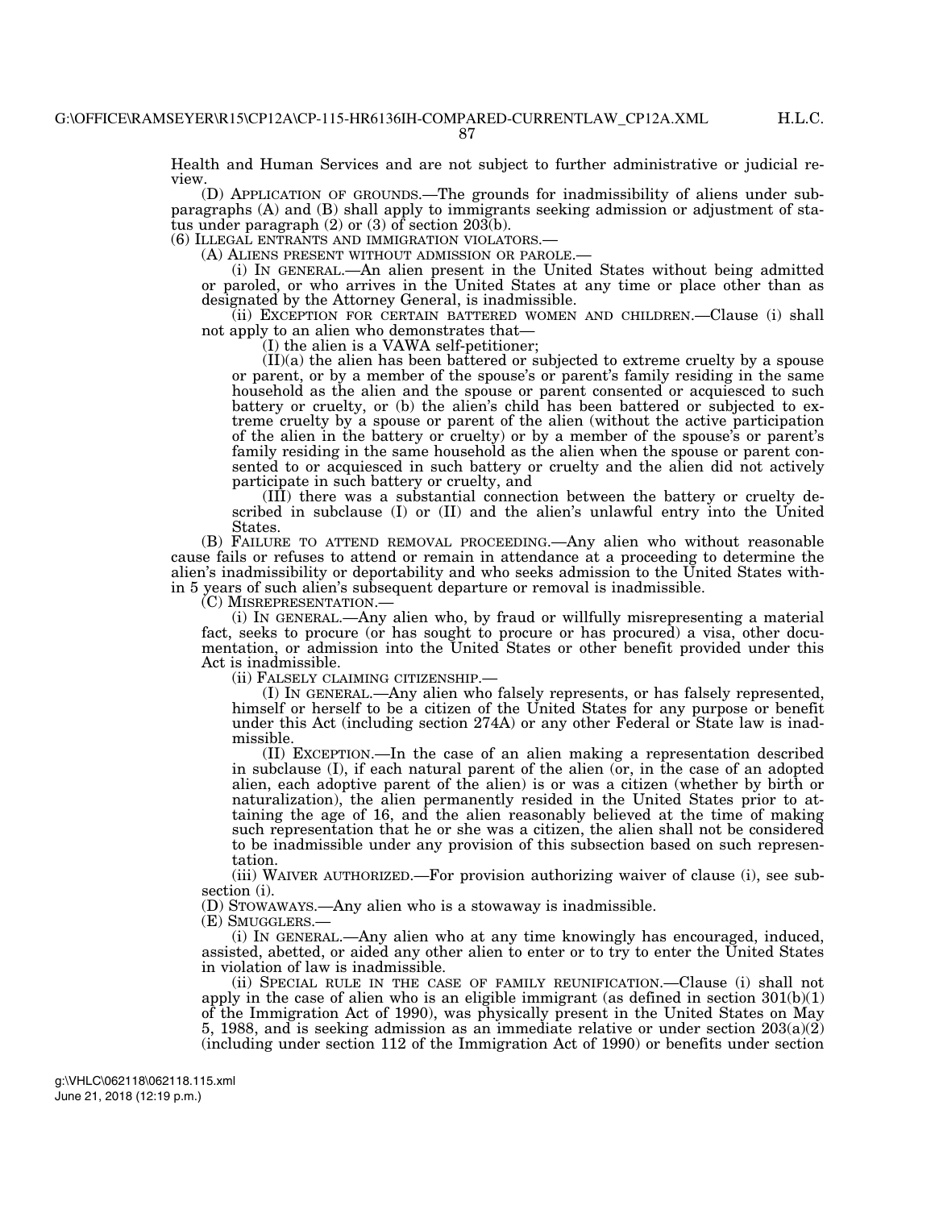Health and Human Services and are not subject to further administrative or judicial review.

(D) APPLICATION OF GROUNDS.—The grounds for inadmissibility of aliens under subparagraphs (A) and (B) shall apply to immigrants seeking admission or adjustment of status under paragraph (2) or (3) of section 203(b).

(6) ILLEGAL ENTRANTS AND IMMIGRATION VIOLATORS.—

(A) ALIENS PRESENT WITHOUT ADMISSION OR PAROLE.—

(i) IN GENERAL.—An alien present in the United States without being admitted or paroled, or who arrives in the United States at any time or place other than as designated by the Attorney General, is inadmissible.

(ii) EXCEPTION FOR CERTAIN BATTERED WOMEN AND CHILDREN.—Clause (i) shall not apply to an alien who demonstrates that—

(I) the alien is a VAWA self-petitioner;

(II)(a) the alien has been battered or subjected to extreme cruelty by a spouse or parent, or by a member of the spouse's or parent's family residing in the same household as the alien and the spouse or parent consented or acquiesced to such battery or cruelty, or (b) the alien's child has been battered or subjected to extreme cruelty by a spouse or parent of the alien (without the active participation of the alien in the battery or cruelty) or by a member of the spouse's or parent's family residing in the same household as the alien when the spouse or parent consented to or acquiesced in such battery or cruelty and the alien did not actively participate in such battery or cruelty, and

(III) there was a substantial connection between the battery or cruelty described in subclause (I) or (II) and the alien's unlawful entry into the United States.

(B) FAILURE TO ATTEND REMOVAL PROCEEDING.—Any alien who without reasonable cause fails or refuses to attend or remain in attendance at a proceeding to determine the alien's inadmissibility or deportability and who seeks admission to the United States within 5 years of such alien's subsequent departure or removal is inadmissible.

(C) MISREPRESENTATION.—

(i) IN GENERAL.—Any alien who, by fraud or willfully misrepresenting a material fact, seeks to procure (or has sought to procure or has procured) a visa, other documentation, or admission into the United States or other benefit provided under this Act is inadmissible.

(ii) FALSELY CLAIMING CITIZENSHIP.—

(I) IN GENERAL.—Any alien who falsely represents, or has falsely represented, himself or herself to be a citizen of the United States for any purpose or benefit under this Act (including section 274A) or any other Federal or State law is inadmissible.

(II) EXCEPTION.—In the case of an alien making a representation described in subclause (I), if each natural parent of the alien (or, in the case of an adopted alien, each adoptive parent of the alien) is or was a citizen (whether by birth or naturalization), the alien permanently resided in the United States prior to attaining the age of 16, and the alien reasonably believed at the time of making such representation that he or she was a citizen, the alien shall not be considered to be inadmissible under any provision of this subsection based on such representation.

(iii) WAIVER AUTHORIZED.—For provision authorizing waiver of clause (i), see subsection (i).

(D) STOWAWAYS.—Any alien who is a stowaway is inadmissible.

(E) SMUGGLERS.—

(i) IN GENERAL.—Any alien who at any time knowingly has encouraged, induced, assisted, abetted, or aided any other alien to enter or to try to enter the United States in violation of law is inadmissible.

(ii) SPECIAL RULE IN THE CASE OF FAMILY REUNIFICATION.—Clause (i) shall not apply in the case of alien who is an eligible immigrant (as defined in section 301(b)(1) of the Immigration Act of 1990), was physically present in the United States on May 5, 1988, and is seeking admission as an immediate relative or under section 203(a)(2) (including under section 112 of the Immigration Act of 1990) or benefits under section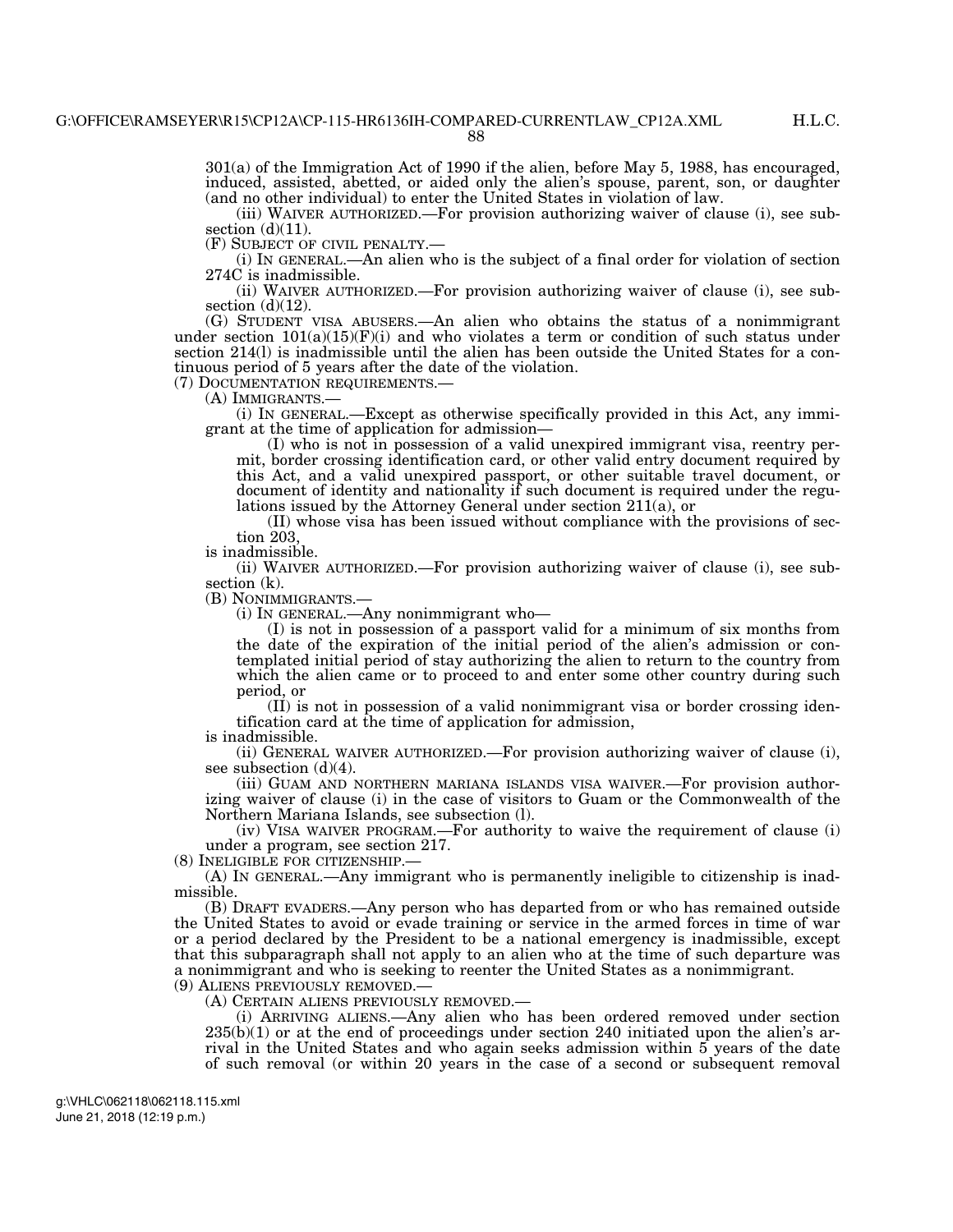301(a) of the Immigration Act of 1990 if the alien, before May 5, 1988, has encouraged, induced, assisted, abetted, or aided only the alien's spouse, parent, son, or daughter (and no other individual) to enter the United States in violation of law.

(iii) WAIVER AUTHORIZED.—For provision authorizing waiver of clause (i), see subsection (d)(11).

(F) SUBJECT OF CIVIL PENALTY.—

(i) IN GENERAL.—An alien who is the subject of a final order for violation of section 274C is inadmissible.

(ii) WAIVER AUTHORIZED.—For provision authorizing waiver of clause (i), see subsection (d)(12).

(G) STUDENT VISA ABUSERS.—An alien who obtains the status of a nonimmigrant under section 101(a)(15)(F)(i) and who violates a term or condition of such status under section 214(l) is inadmissible until the alien has been outside the United States for a continuous period of 5 years after the date of the violation.

(7) DOCUMENTATION REQUIREMENTS.—

(A) IMMIGRANTS.—

(i) IN GENERAL.—Except as otherwise specifically provided in this Act, any immigrant at the time of application for admission—

(I) who is not in possession of a valid unexpired immigrant visa, reentry permit, border crossing identification card, or other valid entry document required by this Act, and a valid unexpired passport, or other suitable travel document, or document of identity and nationality if such document is required under the regulations issued by the Attorney General under section 211(a), or

(II) whose visa has been issued without compliance with the provisions of section 203,

is inadmissible.

(ii) WAIVER AUTHORIZED.—For provision authorizing waiver of clause (i), see subsection (k).

(B) NONIMMIGRANTS.—

(i) IN GENERAL.—Any nonimmigrant who—

(I) is not in possession of a passport valid for a minimum of six months from the date of the expiration of the initial period of the alien's admission or contemplated initial period of stay authorizing the alien to return to the country from which the alien came or to proceed to and enter some other country during such period, or

(II) is not in possession of a valid nonimmigrant visa or border crossing identification card at the time of application for admission,

is inadmissible.

(ii) GENERAL WAIVER AUTHORIZED.—For provision authorizing waiver of clause (i), see subsection (d)(4).

(iii) GUAM AND NORTHERN MARIANA ISLANDS VISA WAIVER.—For provision authorizing waiver of clause (i) in the case of visitors to Guam or the Commonwealth of the Northern Mariana Islands, see subsection (l).

(iv) VISA WAIVER PROGRAM.—For authority to waive the requirement of clause (i) under a program, see section 217.

(8) INELIGIBLE FOR CITIZENSHIP.—

(A) IN GENERAL.—Any immigrant who is permanently ineligible to citizenship is inadmissible.

(B) DRAFT EVADERS.—Any person who has departed from or who has remained outside the United States to avoid or evade training or service in the armed forces in time of war or a period declared by the President to be a national emergency is inadmissible, except that this subparagraph shall not apply to an alien who at the time of such departure was a nonimmigrant and who is seeking to reenter the United States as a nonimmigrant.

(9) ALIENS PREVIOUSLY REMOVED.—

(A) CERTAIN ALIENS PREVIOUSLY REMOVED.—

(i) ARRIVING ALIENS.—Any alien who has been ordered removed under section 235(b)(1) or at the end of proceedings under section 240 initiated upon the alien's arrival in the United States and who again seeks admission within 5 years of the date of such removal (or within 20 years in the case of a second or subsequent removal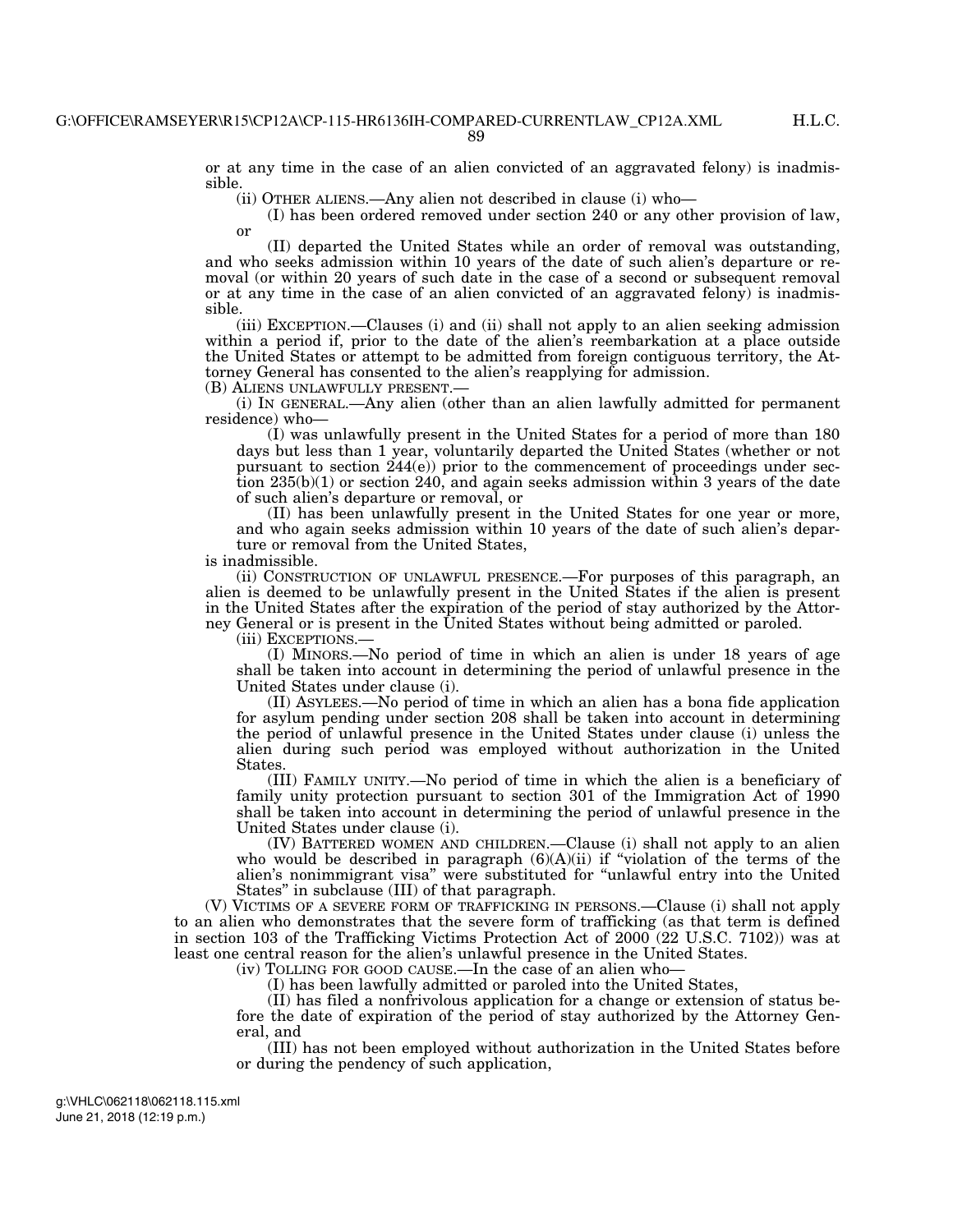or at any time in the case of an alien convicted of an aggravated felony) is inadmissible.

(ii) OTHER ALIENS.—Any alien not described in clause (i) who—

(I) has been ordered removed under section 240 or any other provision of law, or

(II) departed the United States while an order of removal was outstanding, and who seeks admission within 10 years of the date of such alien's departure or removal (or within 20 years of such date in the case of a second or subsequent removal or at any time in the case of an alien convicted of an aggravated felony) is inadmissible.

(iii) EXCEPTION.—Clauses (i) and (ii) shall not apply to an alien seeking admission within a period if, prior to the date of the alien's reembarkation at a place outside the United States or attempt to be admitted from foreign contiguous territory, the Attorney General has consented to the alien's reapplying for admission.

(B) ALIENS UNLAWFULLY PRESENT.—

(i) IN GENERAL.—Any alien (other than an alien lawfully admitted for permanent residence) who—

(I) was unlawfully present in the United States for a period of more than 180 days but less than 1 year, voluntarily departed the United States (whether or not pursuant to section 244(e)) prior to the commencement of proceedings under section 235(b)(1) or section 240, and again seeks admission within 3 years of the date of such alien's departure or removal, or

(II) has been unlawfully present in the United States for one year or more, and who again seeks admission within 10 years of the date of such alien's departure or removal from the United States,

is inadmissible.

(ii) CONSTRUCTION OF UNLAWFUL PRESENCE.—For purposes of this paragraph, an alien is deemed to be unlawfully present in the United States if the alien is present in the United States after the expiration of the period of stay authorized by the Attorney General or is present in the United States without being admitted or paroled.

(iii) EXCEPTIONS.—

(I) MINORS.—No period of time in which an alien is under 18 years of age shall be taken into account in determining the period of unlawful presence in the United States under clause (i).

(II) ASYLEES.—No period of time in which an alien has a bona fide application for asylum pending under section 208 shall be taken into account in determining the period of unlawful presence in the United States under clause (i) unless the alien during such period was employed without authorization in the United States.

(III) FAMILY UNITY.—No period of time in which the alien is a beneficiary of family unity protection pursuant to section 301 of the Immigration Act of 1990 shall be taken into account in determining the period of unlawful presence in the United States under clause (i).

(IV) BATTERED WOMEN AND CHILDREN.—Clause (i) shall not apply to an alien who would be described in paragraph (6)(A)(ii) if "violation of the terms of the alien's nonimmigrant visa" were substituted for "unlawful entry into the United States" in subclause (III) of that paragraph.

(V) VICTIMS OF A SEVERE FORM OF TRAFFICKING IN PERSONS.—Clause (i) shall not apply to an alien who demonstrates that the severe form of trafficking (as that term is defined in section 103 of the Trafficking Victims Protection Act of 2000 (22 U.S.C. 7102)) was at least one central reason for the alien's unlawful presence in the United States.

(iv) TOLLING FOR GOOD CAUSE.—In the case of an alien who—

(I) has been lawfully admitted or paroled into the United States,

(II) has filed a nonfrivolous application for a change or extension of status before the date of expiration of the period of stay authorized by the Attorney General, and

(III) has not been employed without authorization in the United States before or during the pendency of such application,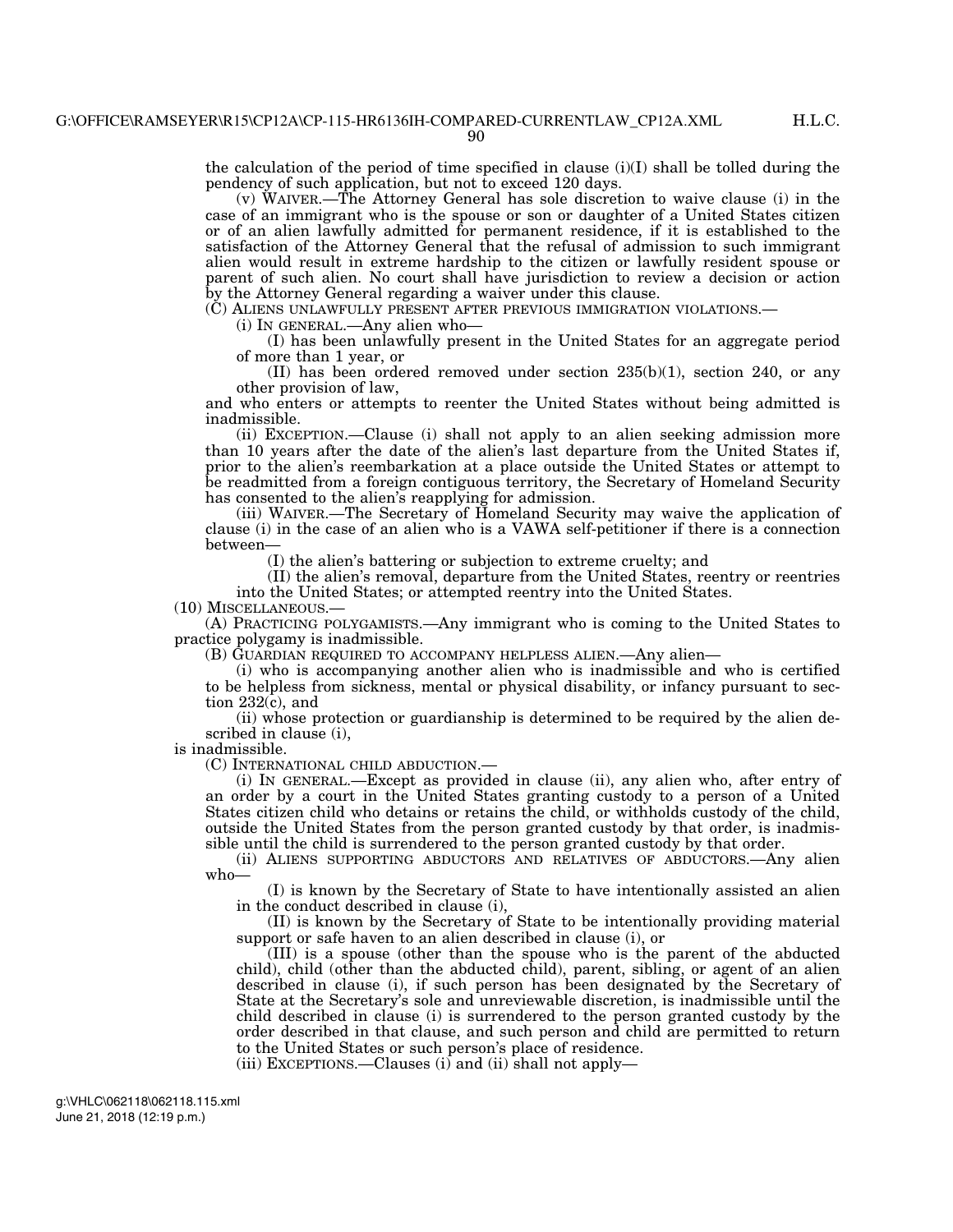the calculation of the period of time specified in clause (i)(I) shall be tolled during the pendency of such application, but not to exceed 120 days.

(v) WAIVER.—The Attorney General has sole discretion to waive clause (i) in the case of an immigrant who is the spouse or son or daughter of a United States citizen or of an alien lawfully admitted for permanent residence, if it is established to the satisfaction of the Attorney General that the refusal of admission to such immigrant alien would result in extreme hardship to the citizen or lawfully resident spouse or parent of such alien. No court shall have jurisdiction to review a decision or action by the Attorney General regarding a waiver under this clause.

(C) ALIENS UNLAWFULLY PRESENT AFTER PREVIOUS IMMIGRATION VIOLATIONS.—

(i) IN GENERAL.—Any alien who—

(I) has been unlawfully present in the United States for an aggregate period of more than 1 year, or

(II) has been ordered removed under section 235(b)(1), section 240, or any other provision of law,

and who enters or attempts to reenter the United States without being admitted is inadmissible.

(ii) EXCEPTION.—Clause (i) shall not apply to an alien seeking admission more than 10 years after the date of the alien's last departure from the United States if, prior to the alien's reembarkation at a place outside the United States or attempt to be readmitted from a foreign contiguous territory, the Secretary of Homeland Security has consented to the alien's reapplying for admission.

(iii) WAIVER.—The Secretary of Homeland Security may waive the application of clause (i) in the case of an alien who is a VAWA self-petitioner if there is a connection between—

(I) the alien's battering or subjection to extreme cruelty; and

(II) the alien's removal, departure from the United States, reentry or reentries into the United States; or attempted reentry into the United States.

(10) MISCELLANEOUS.—

(A) PRACTICING POLYGAMISTS.—Any immigrant who is coming to the United States to practice polygamy is inadmissible.

(B) GUARDIAN REQUIRED TO ACCOMPANY HELPLESS ALIEN.—Any alien—

(i) who is accompanying another alien who is inadmissible and who is certified to be helpless from sickness, mental or physical disability, or infancy pursuant to section 232(c), and

(ii) whose protection or guardianship is determined to be required by the alien described in clause (i),

is inadmissible.

(C) INTERNATIONAL CHILD ABDUCTION.—

(i) IN GENERAL.—Except as provided in clause (ii), any alien who, after entry of an order by a court in the United States granting custody to a person of a United States citizen child who detains or retains the child, or withholds custody of the child, outside the United States from the person granted custody by that order, is inadmissible until the child is surrendered to the person granted custody by that order.

(ii) ALIENS SUPPORTING ABDUCTORS AND RELATIVES OF ABDUCTORS.—Any alien who—

(I) is known by the Secretary of State to have intentionally assisted an alien in the conduct described in clause (i),

(II) is known by the Secretary of State to be intentionally providing material support or safe haven to an alien described in clause (i), or

(III) is a spouse (other than the spouse who is the parent of the abducted child), child (other than the abducted child), parent, sibling, or agent of an alien described in clause (i), if such person has been designated by the Secretary of State at the Secretary's sole and unreviewable discretion, is inadmissible until the child described in clause (i) is surrendered to the person granted custody by the order described in that clause, and such person and child are permitted to return to the United States or such person's place of residence.

(iii) EXCEPTIONS.—Clauses (i) and (ii) shall not apply—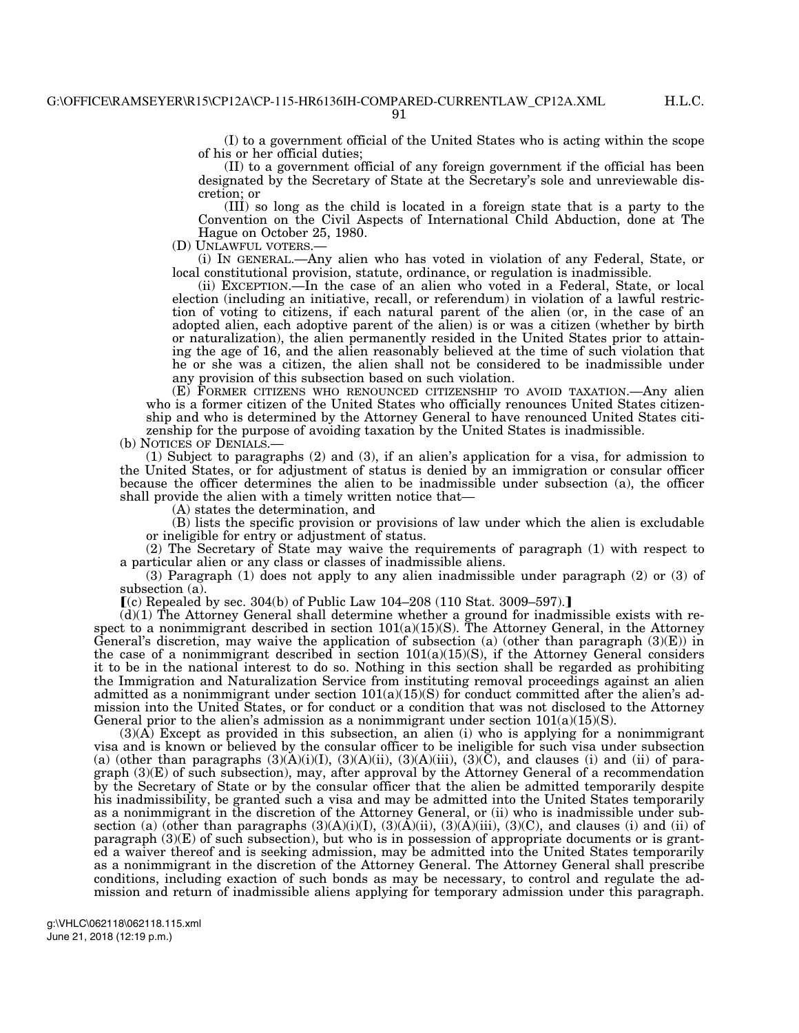(I) to a government official of the United States who is acting within the scope of his or her official duties;

(II) to a government official of any foreign government if the official has been designated by the Secretary of State at the Secretary's sole and unreviewable discretion; or

(III) so long as the child is located in a foreign state that is a party to the Convention on the Civil Aspects of International Child Abduction, done at The Hague on October 25, 1980.

(D) UNLAWFUL VOTERS.—

(i) IN GENERAL.—Any alien who has voted in violation of any Federal, State, or local constitutional provision, statute, ordinance, or regulation is inadmissible.

(ii) EXCEPTION.—In the case of an alien who voted in a Federal, State, or local election (including an initiative, recall, or referendum) in violation of a lawful restriction of voting to citizens, if each natural parent of the alien (or, in the case of an adopted alien, each adoptive parent of the alien) is or was a citizen (whether by birth or naturalization), the alien permanently resided in the United States prior to attaining the age of 16, and the alien reasonably believed at the time of such violation that he or she was a citizen, the alien shall not be considered to be inadmissible under any provision of this subsection based on such violation.

(E) FORMER CITIZENS WHO RENOUNCED CITIZENSHIP TO AVOID TAXATION.—Any alien who is a former citizen of the United States who officially renounces United States citizenship and who is determined by the Attorney General to have renounced United States citizenship for the purpose of avoiding taxation by the United States is inadmissible.

(b) NOTICES OF DENIALS.—

(1) Subject to paragraphs (2) and (3), if an alien's application for a visa, for admission to the United States, or for adjustment of status is denied by an immigration or consular officer because the officer determines the alien to be inadmissible under subsection (a), the officer shall provide the alien with a timely written notice that—

(A) states the determination, and

(B) lists the specific provision or provisions of law under which the alien is excludable or ineligible for entry or adjustment of status.

(2) The Secretary of State may waive the requirements of paragraph (1) with respect to a particular alien or any class or classes of inadmissible aliens.

(3) Paragraph (1) does not apply to any alien inadmissible under paragraph (2) or (3) of subsection (a).

【(c) Repealed by sec. 304(b) of Public Law 104–208 (110 Stat. 3009–597).】

(d)(1) The Attorney General shall determine whether a ground for inadmissible exists with respect to a nonimmigrant described in section 101(a)(15)(S). The Attorney General, in the Attorney General's discretion, may waive the application of subsection (a) (other than paragraph (3)(E)) in the case of a nonimmigrant described in section 101(a)(15)(S), if the Attorney General considers it to be in the national interest to do so. Nothing in this section shall be regarded as prohibiting the Immigration and Naturalization Service from instituting removal proceedings against an alien admitted as a nonimmigrant under section 101(a)(15)(S) for conduct committed after the alien's admission into the United States, or for conduct or a condition that was not disclosed to the Attorney General prior to the alien's admission as a nonimmigrant under section 101(a)(15)(S).

(3)(A) Except as provided in this subsection, an alien (i) who is applying for a nonimmigrant visa and is known or believed by the consular officer to be ineligible for such visa under subsection (a) (other than paragraphs (3)(A)(i)(I), (3)(A)(ii), (3)(A)(iii), (3)(C), and clauses (i) and (ii) of paragraph (3)(E) of such subsection), may, after approval by the Attorney General of a recommendation by the Secretary of State or by the consular officer that the alien be admitted temporarily despite his inadmissibility, be granted such a visa and may be admitted into the United States temporarily as a nonimmigrant in the discretion of the Attorney General, or (ii) who is inadmissible under subsection (a) (other than paragraphs (3)(A)(i)(I), (3)(A)(ii), (3)(A)(iii), (3)(C), and clauses (i) and (ii) of paragraph (3)(E) of such subsection), but who is in possession of appropriate documents or is granted a waiver thereof and is seeking admission, may be admitted into the United States temporarily as a nonimmigrant in the discretion of the Attorney General. The Attorney General shall prescribe conditions, including exaction of such bonds as may be necessary, to control and regulate the admission and return of inadmissible aliens applying for temporary admission under this paragraph.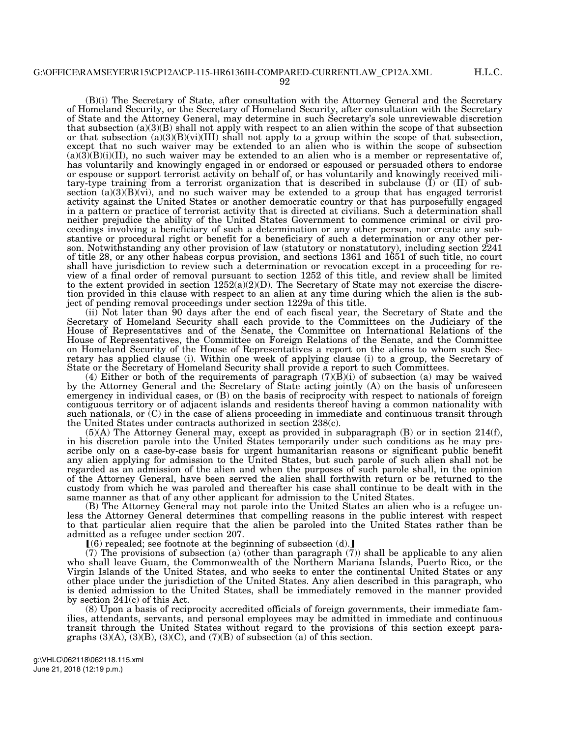(B)(i) The Secretary of State, after consultation with the Attorney General and the Secretary of Homeland Security, or the Secretary of Homeland Security, after consultation with the Secretary of State and the Attorney General, may determine in such Secretary's sole unreviewable discretion that subsection (a)(3)(B) shall not apply with respect to an alien within the scope of that subsection or that subsection (a)(3)(B)(vi)(III) shall not apply to a group within the scope of that subsection, except that no such waiver may be extended to an alien who is within the scope of subsection (a)(3)(B)(i)(II), no such waiver may be extended to an alien who is a member or representative of, has voluntarily and knowingly engaged in or endorsed or espoused or persuaded others to endorse or espouse or support terrorist activity on behalf of, or has voluntarily and knowingly received military-type training from a terrorist organization that is described in subclause (I) or (II) of subsection (a)(3)(B)(vi), and no such waiver may be extended to a group that has engaged terrorist activity against the United States or another democratic country or that has purposefully engaged in a pattern or practice of terrorist activity that is directed at civilians. Such a determination shall neither prejudice the ability of the United States Government to commence criminal or civil proceedings involving a beneficiary of such a determination or any other person, nor create any substantive or procedural right or benefit for a beneficiary of such a determination or any other person. Notwithstanding any other provision of law (statutory or nonstatutory), including section 2241 of title 28, or any other habeas corpus provision, and sections 1361 and 1651 of such title, no court shall have jurisdiction to review such a determination or revocation except in a proceeding for review of a final order of removal pursuant to section 1252 of this title, and review shall be limited to the extent provided in section 1252(a)(2)(D). The Secretary of State may not exercise the discretion provided in this clause with respect to an alien at any time during which the alien is the subject of pending removal proceedings under section 1229a of this title.

(ii) Not later than 90 days after the end of each fiscal year, the Secretary of State and the Secretary of Homeland Security shall each provide to the Committees on the Judiciary of the House of Representatives and of the Senate, the Committee on International Relations of the House of Representatives, the Committee on Foreign Relations of the Senate, and the Committee on Homeland Security of the House of Representatives a report on the aliens to whom such Secretary has applied clause (i). Within one week of applying clause (i) to a group, the Secretary of State or the Secretary of Homeland Security shall provide a report to such Committees.

(4) Either or both of the requirements of paragraph (7)(B)(i) of subsection (a) may be waived by the Attorney General and the Secretary of State acting jointly (A) on the basis of unforeseen emergency in individual cases, or (B) on the basis of reciprocity with respect to nationals of foreign contiguous territory or of adjacent islands and residents thereof having a common nationality with such nationals, or (C) in the case of aliens proceeding in immediate and continuous transit through the United States under contracts authorized in section 238(c).

(5)(A) The Attorney General may, except as provided in subparagraph (B) or in section 214(f), in his discretion parole into the United States temporarily under such conditions as he may prescribe only on a case-by-case basis for urgent humanitarian reasons or significant public benefit any alien applying for admission to the United States, but such parole of such alien shall not be regarded as an admission of the alien and when the purposes of such parole shall, in the opinion of the Attorney General, have been served the alien shall forthwith return or be returned to the custody from which he was paroled and thereafter his case shall continue to be dealt with in the same manner as that of any other applicant for admission to the United States.

(B) The Attorney General may not parole into the United States an alien who is a refugee unless the Attorney General determines that compelling reasons in the public interest with respect to that particular alien require that the alien be paroled into the United States rather than be admitted as a refugee under section 207.

【(6) repealed; see footnote at the beginning of subsection (d).】

(7) The provisions of subsection (a) (other than paragraph (7)) shall be applicable to any alien who shall leave Guam, the Commonwealth of the Northern Mariana Islands, Puerto Rico, or the Virgin Islands of the United States, and who seeks to enter the continental United States or any other place under the jurisdiction of the United States. Any alien described in this paragraph, who is denied admission to the United States, shall be immediately removed in the manner provided by section 241(c) of this Act.

(8) Upon a basis of reciprocity accredited officials of foreign governments, their immediate families, attendants, servants, and personal employees may be admitted in immediate and continuous transit through the United States without regard to the provisions of this section except paragraphs (3)(A), (3)(B), (3)(C), and (7)(B) of subsection (a) of this section.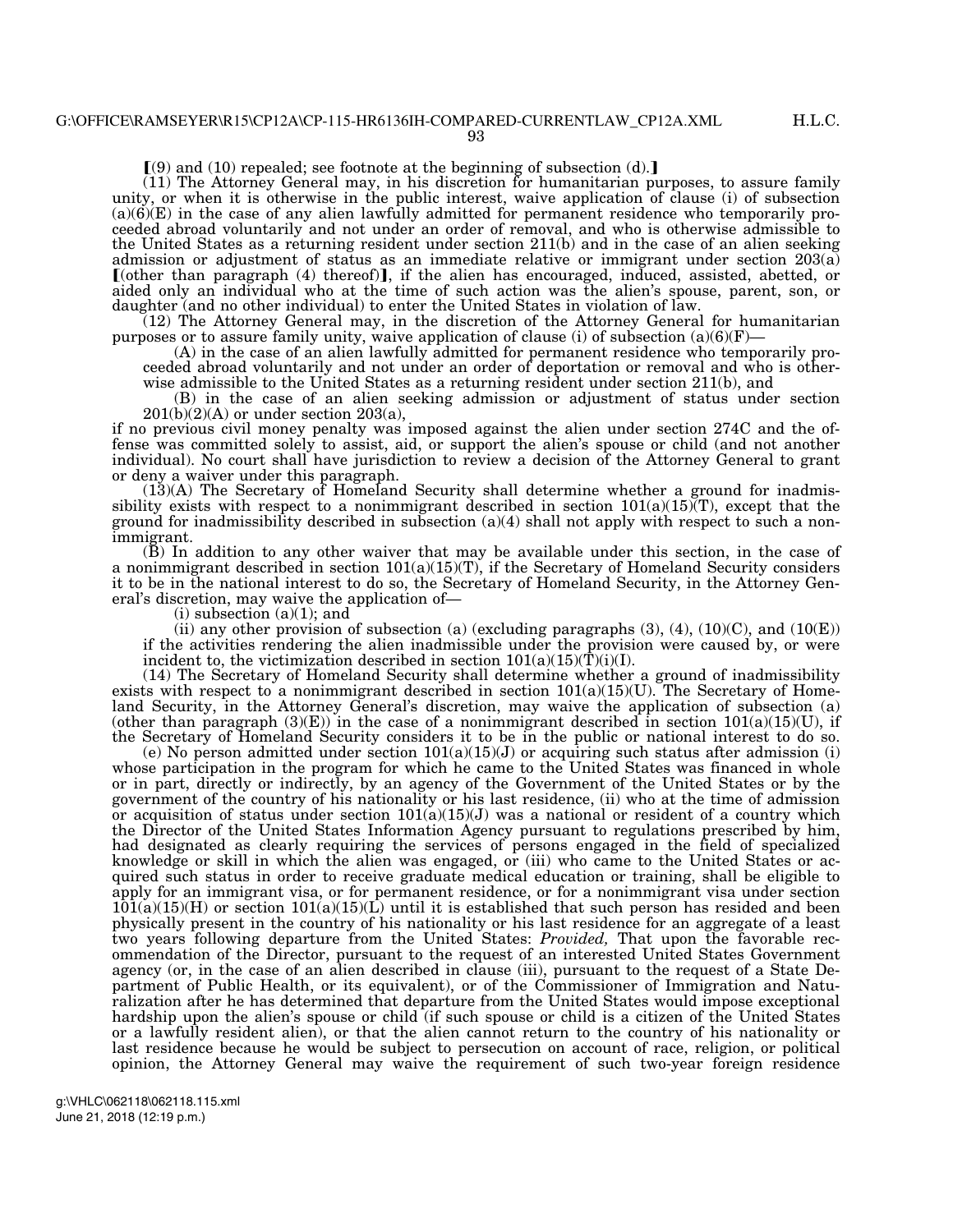⟦(9) and (10) repealed; see footnote at the beginning of subsection (d).⟧

(11) The Attorney General may, in his discretion for humanitarian purposes, to assure family unity, or when it is otherwise in the public interest, waive application of clause (i) of subsection (a)(6)(E) in the case of any alien lawfully admitted for permanent residence who temporarily proceeded abroad voluntarily and not under an order of removal, and who is otherwise admissible to the United States as a returning resident under section 211(b) and in the case of an alien seeking admission or adjustment of status as an immediate relative or immigrant under section 203(a) ⟦(other than paragraph (4) thereof)⟧, if the alien has encouraged, induced, assisted, abetted, or aided only an individual who at the time of such action was the alien's spouse, parent, son, or daughter (and no other individual) to enter the United States in violation of law.

(12) The Attorney General may, in the discretion of the Attorney General for humanitarian purposes or to assure family unity, waive application of clause (i) of subsection (a)(6)(F)—

(A) in the case of an alien lawfully admitted for permanent residence who temporarily proceeded abroad voluntarily and not under an order of deportation or removal and who is otherwise admissible to the United States as a returning resident under section 211(b), and

(B) in the case of an alien seeking admission or adjustment of status under section 201(b)(2)(A) or under section 203(a),

if no previous civil money penalty was imposed against the alien under section 274C and the offense was committed solely to assist, aid, or support the alien's spouse or child (and not another individual). No court shall have jurisdiction to review a decision of the Attorney General to grant or deny a waiver under this paragraph.

(13)(A) The Secretary of Homeland Security shall determine whether a ground for inadmissibility exists with respect to a nonimmigrant described in section 101(a)(15)(T), except that the ground for inadmissibility described in subsection (a)(4) shall not apply with respect to such a nonimmigrant.

(B) In addition to any other waiver that may be available under this section, in the case of a nonimmigrant described in section 101(a)(15)(T), if the Secretary of Homeland Security considers it to be in the national interest to do so, the Secretary of Homeland Security, in the Attorney General's discretion, may waive the application of—

(i) subsection (a)(1); and

(ii) any other provision of subsection (a) (excluding paragraphs (3), (4), (10)(C), and (10(E)) if the activities rendering the alien inadmissible under the provision were caused by, or were incident to, the victimization described in section 101(a)(15)(T)(i)(I).

(14) The Secretary of Homeland Security shall determine whether a ground of inadmissibility exists with respect to a nonimmigrant described in section 101(a)(15)(U). The Secretary of Homeland Security, in the Attorney General's discretion, may waive the application of subsection (a) (other than paragraph (3)(E)) in the case of a nonimmigrant described in section 101(a)(15)(U), if the Secretary of Homeland Security considers it to be in the public or national interest to do so.

(e) No person admitted under section 101(a)(15)(J) or acquiring such status after admission (i) whose participation in the program for which he came to the United States was financed in whole or in part, directly or indirectly, by an agency of the Government of the United States or by the government of the country of his nationality or his last residence, (ii) who at the time of admission or acquisition of status under section 101(a)(15)(J) was a national or resident of a country which the Director of the United States Information Agency pursuant to regulations prescribed by him, had designated as clearly requiring the services of persons engaged in the field of specialized knowledge or skill in which the alien was engaged, or (iii) who came to the United States or acquired such status in order to receive graduate medical education or training, shall be eligible to apply for an immigrant visa, or for permanent residence, or for a nonimmigrant visa under section 101(a)(15)(H) or section 101(a)(15)(L) until it is established that such person has resided and been physically present in the country of his nationality or his last residence for an aggregate of a least two years following departure from the United States: *Provided,* That upon the favorable recommendation of the Director, pursuant to the request of an interested United States Government agency (or, in the case of an alien described in clause (iii), pursuant to the request of a State Department of Public Health, or its equivalent), or of the Commissioner of Immigration and Naturalization after he has determined that departure from the United States would impose exceptional hardship upon the alien's spouse or child (if such spouse or child is a citizen of the United States or a lawfully resident alien), or that the alien cannot return to the country of his nationality or last residence because he would be subject to persecution on account of race, religion, or political opinion, the Attorney General may waive the requirement of such two-year foreign residence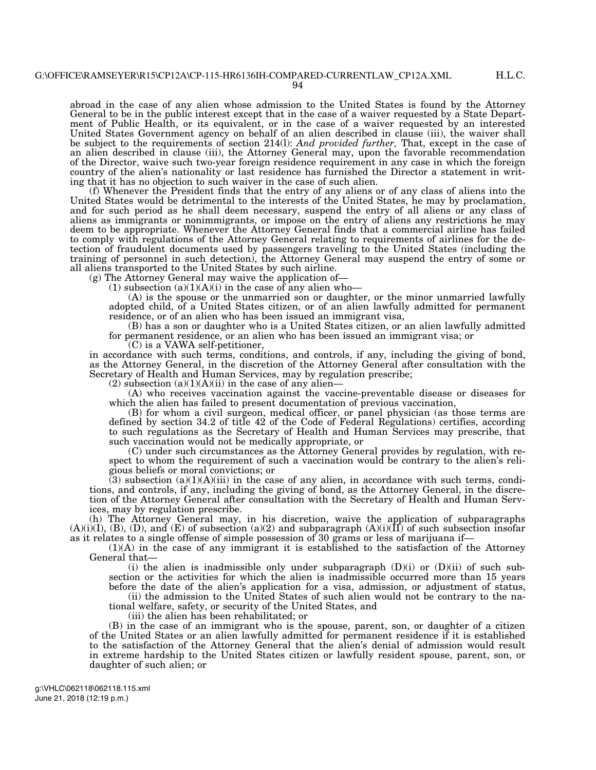abroad in the case of any alien whose admission to the United States is found by the Attorney General to be in the public interest except that in the case of a waiver requested by a State Department of Public Health, or its equivalent, or in the case of a waiver requested by an interested United States Government agency on behalf of an alien described in clause (iii), the waiver shall be subject to the requirements of section 214(l): *And provided further,* That, except in the case of an alien described in clause (iii), the Attorney General may, upon the favorable recommendation of the Director, waive such two-year foreign residence requirement in any case in which the foreign country of the alien's nationality or last residence has furnished the Director a statement in writing that it has no objection to such waiver in the case of such alien.

(f) Whenever the President finds that the entry of any aliens or of any class of aliens into the United States would be detrimental to the interests of the United States, he may by proclamation, and for such period as he shall deem necessary, suspend the entry of all aliens or any class of aliens as immigrants or nonimmigrants, or impose on the entry of aliens any restrictions he may deem to be appropriate. Whenever the Attorney General finds that a commercial airline has failed to comply with regulations of the Attorney General relating to requirements of airlines for the detection of fraudulent documents used by passengers traveling to the United States (including the training of personnel in such detection), the Attorney General may suspend the entry of some or all aliens transported to the United States by such airline.

(g) The Attorney General may waive the application of—

(1) subsection (a)(1)(A)(i) in the case of any alien who—

(A) is the spouse or the unmarried son or daughter, or the minor unmarried lawfully adopted child, of a United States citizen, or of an alien lawfully admitted for permanent residence, or of an alien who has been issued an immigrant visa,

(B) has a son or daughter who is a United States citizen, or an alien lawfully admitted for permanent residence, or an alien who has been issued an immigrant visa; or

(C) is a VAWA self-petitioner,

in accordance with such terms, conditions, and controls, if any, including the giving of bond, as the Attorney General, in the discretion of the Attorney General after consultation with the Secretary of Health and Human Services, may by regulation prescribe;

(2) subsection (a)(1)(A)(ii) in the case of any alien—

(A) who receives vaccination against the vaccine-preventable disease or diseases for which the alien has failed to present documentation of previous vaccination,

(B) for whom a civil surgeon, medical officer, or panel physician (as those terms are defined by section 34.2 of title 42 of the Code of Federal Regulations) certifies, according to such regulations as the Secretary of Health and Human Services may prescribe, that such vaccination would not be medically appropriate, or

(C) under such circumstances as the Attorney General provides by regulation, with respect to whom the requirement of such a vaccination would be contrary to the alien's religious beliefs or moral convictions; or

(3) subsection (a)(1)(A)(iii) in the case of any alien, in accordance with such terms, conditions, and controls, if any, including the giving of bond, as the Attorney General, in the discretion of the Attorney General after consultation with the Secretary of Health and Human Services, may by regulation prescribe.

(h) The Attorney General may, in his discretion, waive the application of subparagraphs (A)(i)(I), (B), (D), and (E) of subsection (a)(2) and subparagraph (A)(i)(II) of such subsection insofar as it relates to a single offense of simple possession of 30 grams or less of marijuana if—

(1)(A) in the case of any immigrant it is established to the satisfaction of the Attorney General that—

(i) the alien is inadmissible only under subparagraph (D)(i) or (D)(ii) of such subsection or the activities for which the alien is inadmissible occurred more than 15 years before the date of the alien's application for a visa, admission, or adjustment of status,

(ii) the admission to the United States of such alien would not be contrary to the national welfare, safety, or security of the United States, and

(iii) the alien has been rehabilitated; or

(B) in the case of an immigrant who is the spouse, parent, son, or daughter of a citizen of the United States or an alien lawfully admitted for permanent residence if it is established to the satisfaction of the Attorney General that the alien's denial of admission would result in extreme hardship to the United States citizen or lawfully resident spouse, parent, son, or daughter of such alien; or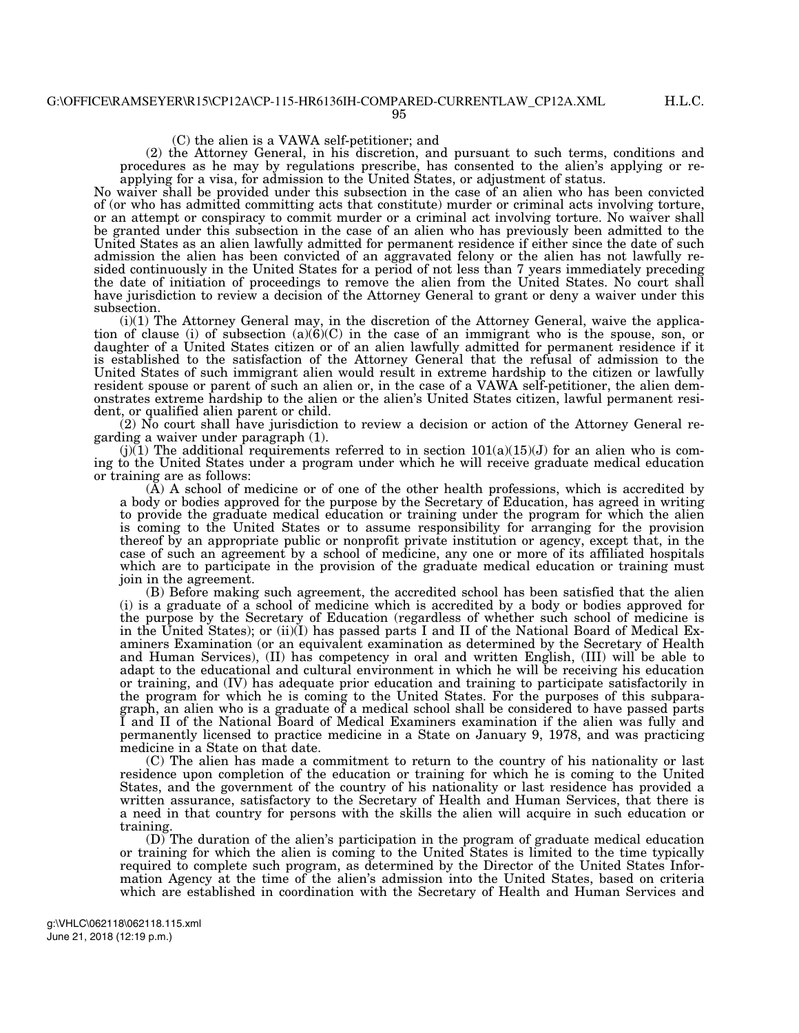(C) the alien is a VAWA self-petitioner; and

(2) the Attorney General, in his discretion, and pursuant to such terms, conditions and procedures as he may by regulations prescribe, has consented to the alien's applying or reapplying for a visa, for admission to the United States, or adjustment of status.

No waiver shall be provided under this subsection in the case of an alien who has been convicted of (or who has admitted committing acts that constitute) murder or criminal acts involving torture, or an attempt or conspiracy to commit murder or a criminal act involving torture. No waiver shall be granted under this subsection in the case of an alien who has previously been admitted to the United States as an alien lawfully admitted for permanent residence if either since the date of such admission the alien has been convicted of an aggravated felony or the alien has not lawfully resided continuously in the United States for a period of not less than 7 years immediately preceding the date of initiation of proceedings to remove the alien from the United States. No court shall have jurisdiction to review a decision of the Attorney General to grant or deny a waiver under this subsection.

(i)(1) The Attorney General may, in the discretion of the Attorney General, waive the application of clause (i) of subsection (a)(6)(C) in the case of an immigrant who is the spouse, son, or daughter of a United States citizen or of an alien lawfully admitted for permanent residence if it is established to the satisfaction of the Attorney General that the refusal of admission to the United States of such immigrant alien would result in extreme hardship to the citizen or lawfully resident spouse or parent of such an alien or, in the case of a VAWA self-petitioner, the alien demonstrates extreme hardship to the alien or the alien's United States citizen, lawful permanent resident, or qualified alien parent or child.

(2) No court shall have jurisdiction to review a decision or action of the Attorney General regarding a waiver under paragraph (1).

(j)(1) The additional requirements referred to in section 101(a)(15)(J) for an alien who is coming to the United States under a program under which he will receive graduate medical education or training are as follows:

(A) A school of medicine or of one of the other health professions, which is accredited by a body or bodies approved for the purpose by the Secretary of Education, has agreed in writing to provide the graduate medical education or training under the program for which the alien is coming to the United States or to assume responsibility for arranging for the provision thereof by an appropriate public or nonprofit private institution or agency, except that, in the case of such an agreement by a school of medicine, any one or more of its affiliated hospitals which are to participate in the provision of the graduate medical education or training must join in the agreement.

(B) Before making such agreement, the accredited school has been satisfied that the alien (i) is a graduate of a school of medicine which is accredited by a body or bodies approved for the purpose by the Secretary of Education (regardless of whether such school of medicine is in the United States); or (ii)(I) has passed parts I and II of the National Board of Medical Examiners Examination (or an equivalent examination as determined by the Secretary of Health and Human Services), (II) has competency in oral and written English, (III) will be able to adapt to the educational and cultural environment in which he will be receiving his education or training, and (IV) has adequate prior education and training to participate satisfactorily in the program for which he is coming to the United States. For the purposes of this subparagraph, an alien who is a graduate of a medical school shall be considered to have passed parts I and II of the National Board of Medical Examiners examination if the alien was fully and permanently licensed to practice medicine in a State on January 9, 1978, and was practicing medicine in a State on that date.

(C) The alien has made a commitment to return to the country of his nationality or last residence upon completion of the education or training for which he is coming to the United States, and the government of the country of his nationality or last residence has provided a written assurance, satisfactory to the Secretary of Health and Human Services, that there is a need in that country for persons with the skills the alien will acquire in such education or training.

(D) The duration of the alien's participation in the program of graduate medical education or training for which the alien is coming to the United States is limited to the time typically required to complete such program, as determined by the Director of the United States Information Agency at the time of the alien's admission into the United States, based on criteria which are established in coordination with the Secretary of Health and Human Services and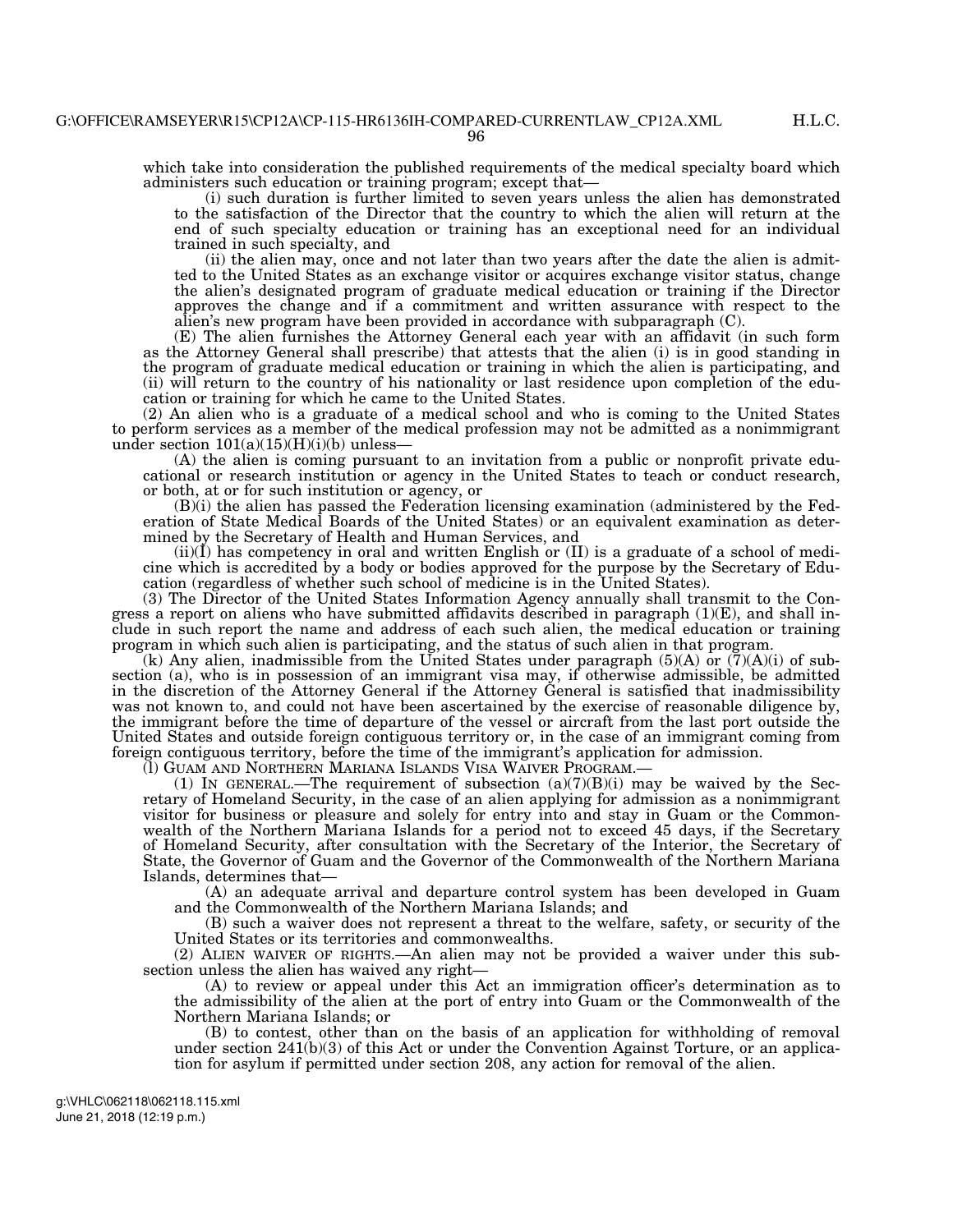which take into consideration the published requirements of the medical specialty board which administers such education or training program; except that—

(i) such duration is further limited to seven years unless the alien has demonstrated to the satisfaction of the Director that the country to which the alien will return at the end of such specialty education or training has an exceptional need for an individual trained in such specialty, and

(ii) the alien may, once and not later than two years after the date the alien is admitted to the United States as an exchange visitor or acquires exchange visitor status, change the alien's designated program of graduate medical education or training if the Director approves the change and if a commitment and written assurance with respect to the alien's new program have been provided in accordance with subparagraph (C).

(E) The alien furnishes the Attorney General each year with an affidavit (in such form as the Attorney General shall prescribe) that attests that the alien (i) is in good standing in the program of graduate medical education or training in which the alien is participating, and (ii) will return to the country of his nationality or last residence upon completion of the education or training for which he came to the United States.

(2) An alien who is a graduate of a medical school and who is coming to the United States to perform services as a member of the medical profession may not be admitted as a nonimmigrant under section 101(a)(15)(H)(i)(b) unless—

(A) the alien is coming pursuant to an invitation from a public or nonprofit private educational or research institution or agency in the United States to teach or conduct research, or both, at or for such institution or agency, or

(B)(i) the alien has passed the Federation licensing examination (administered by the Federation of State Medical Boards of the United States) or an equivalent examination as determined by the Secretary of Health and Human Services, and

(ii)(I) has competency in oral and written English or (II) is a graduate of a school of medicine which is accredited by a body or bodies approved for the purpose by the Secretary of Education (regardless of whether such school of medicine is in the United States).

(3) The Director of the United States Information Agency annually shall transmit to the Congress a report on aliens who have submitted affidavits described in paragraph (1)(E), and shall include in such report the name and address of each such alien, the medical education or training program in which such alien is participating, and the status of such alien in that program.

(k) Any alien, inadmissible from the United States under paragraph (5)(A) or (7)(A)(i) of subsection (a), who is in possession of an immigrant visa may, if otherwise admissible, be admitted in the discretion of the Attorney General if the Attorney General is satisfied that inadmissibility was not known to, and could not have been ascertained by the exercise of reasonable diligence by, the immigrant before the time of departure of the vessel or aircraft from the last port outside the United States and outside foreign contiguous territory or, in the case of an immigrant coming from foreign contiguous territory, before the time of the immigrant's application for admission.

(l) GUAM AND NORTHERN MARIANA ISLANDS VISA WAIVER PROGRAM.—

(1) IN GENERAL.—The requirement of subsection (a)(7)(B)(i) may be waived by the Secretary of Homeland Security, in the case of an alien applying for admission as a nonimmigrant visitor for business or pleasure and solely for entry into and stay in Guam or the Commonwealth of the Northern Mariana Islands for a period not to exceed 45 days, if the Secretary of Homeland Security, after consultation with the Secretary of the Interior, the Secretary of State, the Governor of Guam and the Governor of the Commonwealth of the Northern Mariana Islands, determines that—

(A) an adequate arrival and departure control system has been developed in Guam and the Commonwealth of the Northern Mariana Islands; and

(B) such a waiver does not represent a threat to the welfare, safety, or security of the United States or its territories and commonwealths.

(2) ALIEN WAIVER OF RIGHTS.—An alien may not be provided a waiver under this subsection unless the alien has waived any right—

(A) to review or appeal under this Act an immigration officer's determination as to the admissibility of the alien at the port of entry into Guam or the Commonwealth of the Northern Mariana Islands; or

(B) to contest, other than on the basis of an application for withholding of removal under section 241(b)(3) of this Act or under the Convention Against Torture, or an application for asylum if permitted under section 208, any action for removal of the alien.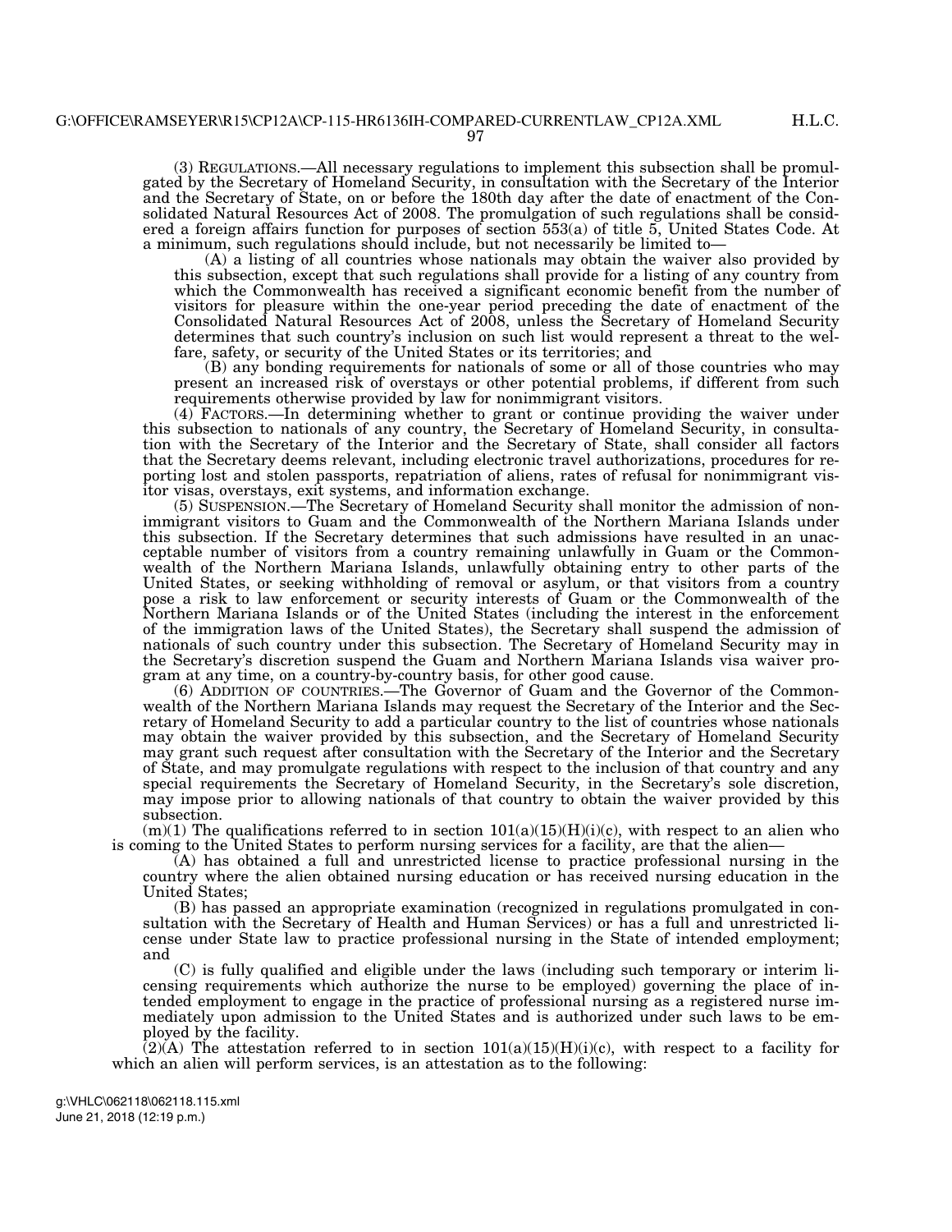(3) REGULATIONS.—All necessary regulations to implement this subsection shall be promulgated by the Secretary of Homeland Security, in consultation with the Secretary of the Interior and the Secretary of State, on or before the 180th day after the date of enactment of the Consolidated Natural Resources Act of 2008. The promulgation of such regulations shall be considered a foreign affairs function for purposes of section 553(a) of title 5, United States Code. At a minimum, such regulations should include, but not necessarily be limited to—

(A) a listing of all countries whose nationals may obtain the waiver also provided by this subsection, except that such regulations shall provide for a listing of any country from which the Commonwealth has received a significant economic benefit from the number of visitors for pleasure within the one-year period preceding the date of enactment of the Consolidated Natural Resources Act of 2008, unless the Secretary of Homeland Security determines that such country's inclusion on such list would represent a threat to the welfare, safety, or security of the United States or its territories; and

(B) any bonding requirements for nationals of some or all of those countries who may present an increased risk of overstays or other potential problems, if different from such requirements otherwise provided by law for nonimmigrant visitors.

(4) FACTORS.—In determining whether to grant or continue providing the waiver under this subsection to nationals of any country, the Secretary of Homeland Security, in consultation with the Secretary of the Interior and the Secretary of State, shall consider all factors that the Secretary deems relevant, including electronic travel authorizations, procedures for reporting lost and stolen passports, repatriation of aliens, rates of refusal for nonimmigrant visitor visas, overstays, exit systems, and information exchange.

(5) SUSPENSION.—The Secretary of Homeland Security shall monitor the admission of nonimmigrant visitors to Guam and the Commonwealth of the Northern Mariana Islands under this subsection. If the Secretary determines that such admissions have resulted in an unacceptable number of visitors from a country remaining unlawfully in Guam or the Commonwealth of the Northern Mariana Islands, unlawfully obtaining entry to other parts of the United States, or seeking withholding of removal or asylum, or that visitors from a country pose a risk to law enforcement or security interests of Guam or the Commonwealth of the Northern Mariana Islands or of the United States (including the interest in the enforcement of the immigration laws of the United States), the Secretary shall suspend the admission of nationals of such country under this subsection. The Secretary of Homeland Security may in the Secretary's discretion suspend the Guam and Northern Mariana Islands visa waiver program at any time, on a country-by-country basis, for other good cause.

(6) ADDITION OF COUNTRIES.—The Governor of Guam and the Governor of the Commonwealth of the Northern Mariana Islands may request the Secretary of the Interior and the Secretary of Homeland Security to add a particular country to the list of countries whose nationals may obtain the waiver provided by this subsection, and the Secretary of Homeland Security may grant such request after consultation with the Secretary of the Interior and the Secretary of State, and may promulgate regulations with respect to the inclusion of that country and any special requirements the Secretary of Homeland Security, in the Secretary's sole discretion, may impose prior to allowing nationals of that country to obtain the waiver provided by this subsection.

(m)(1) The qualifications referred to in section 101(a)(15)(H)(i)(c), with respect to an alien who is coming to the United States to perform nursing services for a facility, are that the alien—

(A) has obtained a full and unrestricted license to practice professional nursing in the country where the alien obtained nursing education or has received nursing education in the United States;

(B) has passed an appropriate examination (recognized in regulations promulgated in consultation with the Secretary of Health and Human Services) or has a full and unrestricted license under State law to practice professional nursing in the State of intended employment; and

(C) is fully qualified and eligible under the laws (including such temporary or interim licensing requirements which authorize the nurse to be employed) governing the place of intended employment to engage in the practice of professional nursing as a registered nurse immediately upon admission to the United States and is authorized under such laws to be employed by the facility.

(2)(A) The attestation referred to in section 101(a)(15)(H)(i)(c), with respect to a facility for which an alien will perform services, is an attestation as to the following: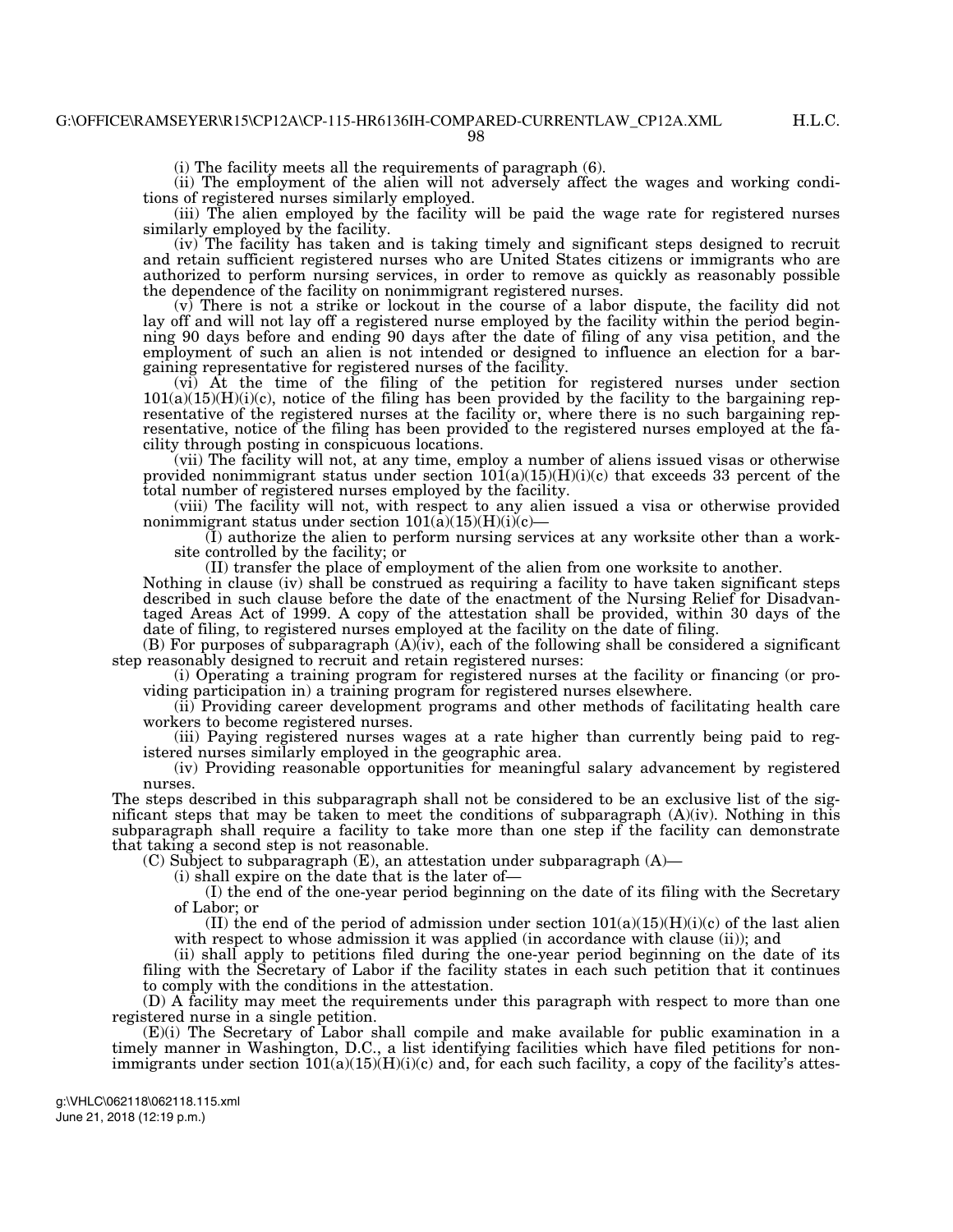(i) The facility meets all the requirements of paragraph (6).

(ii) The employment of the alien will not adversely affect the wages and working conditions of registered nurses similarly employed.

(iii) The alien employed by the facility will be paid the wage rate for registered nurses similarly employed by the facility.

(iv) The facility has taken and is taking timely and significant steps designed to recruit and retain sufficient registered nurses who are United States citizens or immigrants who are authorized to perform nursing services, in order to remove as quickly as reasonably possible the dependence of the facility on nonimmigrant registered nurses.

(v) There is not a strike or lockout in the course of a labor dispute, the facility did not lay off and will not lay off a registered nurse employed by the facility within the period beginning 90 days before and ending 90 days after the date of filing of any visa petition, and the employment of such an alien is not intended or designed to influence an election for a bargaining representative for registered nurses of the facility.

(vi) At the time of the filing of the petition for registered nurses under section 101(a)(15)(H)(i)(c), notice of the filing has been provided by the facility to the bargaining representative of the registered nurses at the facility or, where there is no such bargaining representative, notice of the filing has been provided to the registered nurses employed at the facility through posting in conspicuous locations.

(vii) The facility will not, at any time, employ a number of aliens issued visas or otherwise provided nonimmigrant status under section 101(a)(15)(H)(i)(c) that exceeds 33 percent of the total number of registered nurses employed by the facility.

(viii) The facility will not, with respect to any alien issued a visa or otherwise provided nonimmigrant status under section 101(a)(15)(H)(i)(c)—

(I) authorize the alien to perform nursing services at any worksite other than a worksite controlled by the facility; or

(II) transfer the place of employment of the alien from one worksite to another.

Nothing in clause (iv) shall be construed as requiring a facility to have taken significant steps described in such clause before the date of the enactment of the Nursing Relief for Disadvantaged Areas Act of 1999. A copy of the attestation shall be provided, within 30 days of the date of filing, to registered nurses employed at the facility on the date of filing.

(B) For purposes of subparagraph (A)(iv), each of the following shall be considered a significant step reasonably designed to recruit and retain registered nurses:

(i) Operating a training program for registered nurses at the facility or financing (or providing participation in) a training program for registered nurses elsewhere.

(ii) Providing career development programs and other methods of facilitating health care workers to become registered nurses.

(iii) Paying registered nurses wages at a rate higher than currently being paid to registered nurses similarly employed in the geographic area.

(iv) Providing reasonable opportunities for meaningful salary advancement by registered nurses.

The steps described in this subparagraph shall not be considered to be an exclusive list of the significant steps that may be taken to meet the conditions of subparagraph (A)(iv). Nothing in this subparagraph shall require a facility to take more than one step if the facility can demonstrate that taking a second step is not reasonable.

(C) Subject to subparagraph (E), an attestation under subparagraph (A)—

(i) shall expire on the date that is the later of—

(I) the end of the one-year period beginning on the date of its filing with the Secretary of Labor; or

(II) the end of the period of admission under section 101(a)(15)(H)(i)(c) of the last alien with respect to whose admission it was applied (in accordance with clause (ii)); and

(ii) shall apply to petitions filed during the one-year period beginning on the date of its filing with the Secretary of Labor if the facility states in each such petition that it continues to comply with the conditions in the attestation.

(D) A facility may meet the requirements under this paragraph with respect to more than one registered nurse in a single petition.

(E)(i) The Secretary of Labor shall compile and make available for public examination in a timely manner in Washington, D.C., a list identifying facilities which have filed petitions for nonimmigrants under section 101(a)(15)(H)(i)(c) and, for each such facility, a copy of the facility's attes-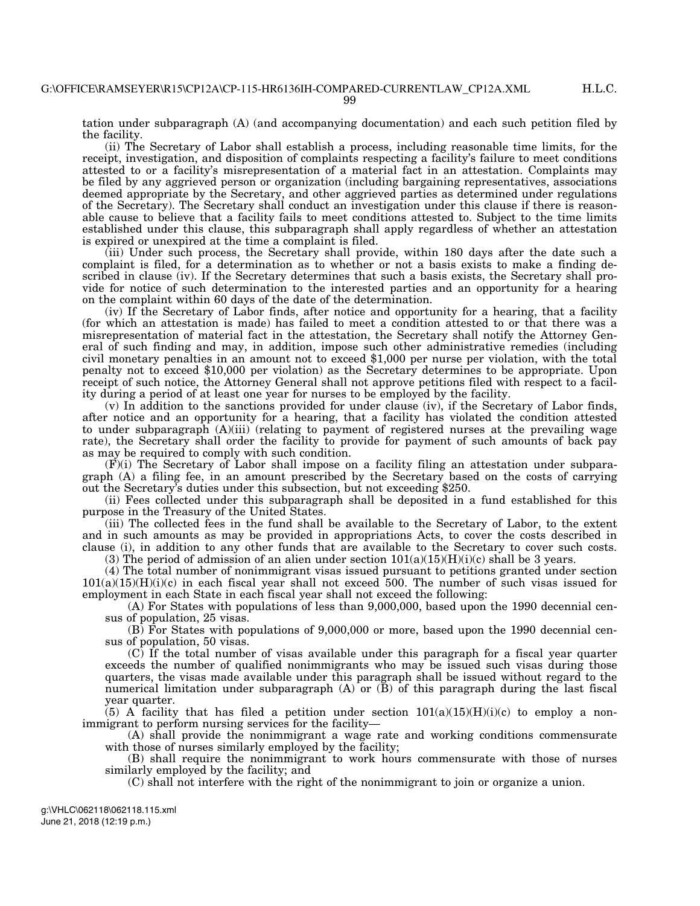tation under subparagraph (A) (and accompanying documentation) and each such petition filed by the facility.

(ii) The Secretary of Labor shall establish a process, including reasonable time limits, for the receipt, investigation, and disposition of complaints respecting a facility's failure to meet conditions attested to or a facility's misrepresentation of a material fact in an attestation. Complaints may be filed by any aggrieved person or organization (including bargaining representatives, associations deemed appropriate by the Secretary, and other aggrieved parties as determined under regulations of the Secretary). The Secretary shall conduct an investigation under this clause if there is reasonable cause to believe that a facility fails to meet conditions attested to. Subject to the time limits established under this clause, this subparagraph shall apply regardless of whether an attestation is expired or unexpired at the time a complaint is filed.

(iii) Under such process, the Secretary shall provide, within 180 days after the date such a complaint is filed, for a determination as to whether or not a basis exists to make a finding described in clause (iv). If the Secretary determines that such a basis exists, the Secretary shall provide for notice of such determination to the interested parties and an opportunity for a hearing on the complaint within 60 days of the date of the determination.

(iv) If the Secretary of Labor finds, after notice and opportunity for a hearing, that a facility (for which an attestation is made) has failed to meet a condition attested to or that there was a misrepresentation of material fact in the attestation, the Secretary shall notify the Attorney General of such finding and may, in addition, impose such other administrative remedies (including civil monetary penalties in an amount not to exceed $1,000 per nurse per violation, with the total penalty not to exceed $10,000 per violation) as the Secretary determines to be appropriate. Upon receipt of such notice, the Attorney General shall not approve petitions filed with respect to a facility during a period of at least one year for nurses to be employed by the facility.

(v) In addition to the sanctions provided for under clause (iv), if the Secretary of Labor finds, after notice and an opportunity for a hearing, that a facility has violated the condition attested to under subparagraph (A)(iii) (relating to payment of registered nurses at the prevailing wage rate), the Secretary shall order the facility to provide for payment of such amounts of back pay as may be required to comply with such condition.

(F)(i) The Secretary of Labor shall impose on a facility filing an attestation under subparagraph (A) a filing fee, in an amount prescribed by the Secretary based on the costs of carrying out the Secretary's duties under this subsection, but not exceeding $250.

(ii) Fees collected under this subparagraph shall be deposited in a fund established for this purpose in the Treasury of the United States.

(iii) The collected fees in the fund shall be available to the Secretary of Labor, to the extent and in such amounts as may be provided in appropriations Acts, to cover the costs described in clause (i), in addition to any other funds that are available to the Secretary to cover such costs.

(3) The period of admission of an alien under section 101(a)(15)(H)(i)(c) shall be 3 years.

(4) The total number of nonimmigrant visas issued pursuant to petitions granted under section 101(a)(15)(H)(i)(c) in each fiscal year shall not exceed 500. The number of such visas issued for employment in each State in each fiscal year shall not exceed the following:

(A) For States with populations of less than 9,000,000, based upon the 1990 decennial census of population, 25 visas.

(B) For States with populations of 9,000,000 or more, based upon the 1990 decennial census of population, 50 visas.

(C) If the total number of visas available under this paragraph for a fiscal year quarter exceeds the number of qualified nonimmigrants who may be issued such visas during those quarters, the visas made available under this paragraph shall be issued without regard to the numerical limitation under subparagraph (A) or (B) of this paragraph during the last fiscal year quarter.

(5) A facility that has filed a petition under section 101(a)(15)(H)(i)(c) to employ a nonimmigrant to perform nursing services for the facility—

(A) shall provide the nonimmigrant a wage rate and working conditions commensurate with those of nurses similarly employed by the facility;

(B) shall require the nonimmigrant to work hours commensurate with those of nurses similarly employed by the facility; and

(C) shall not interfere with the right of the nonimmigrant to join or organize a union.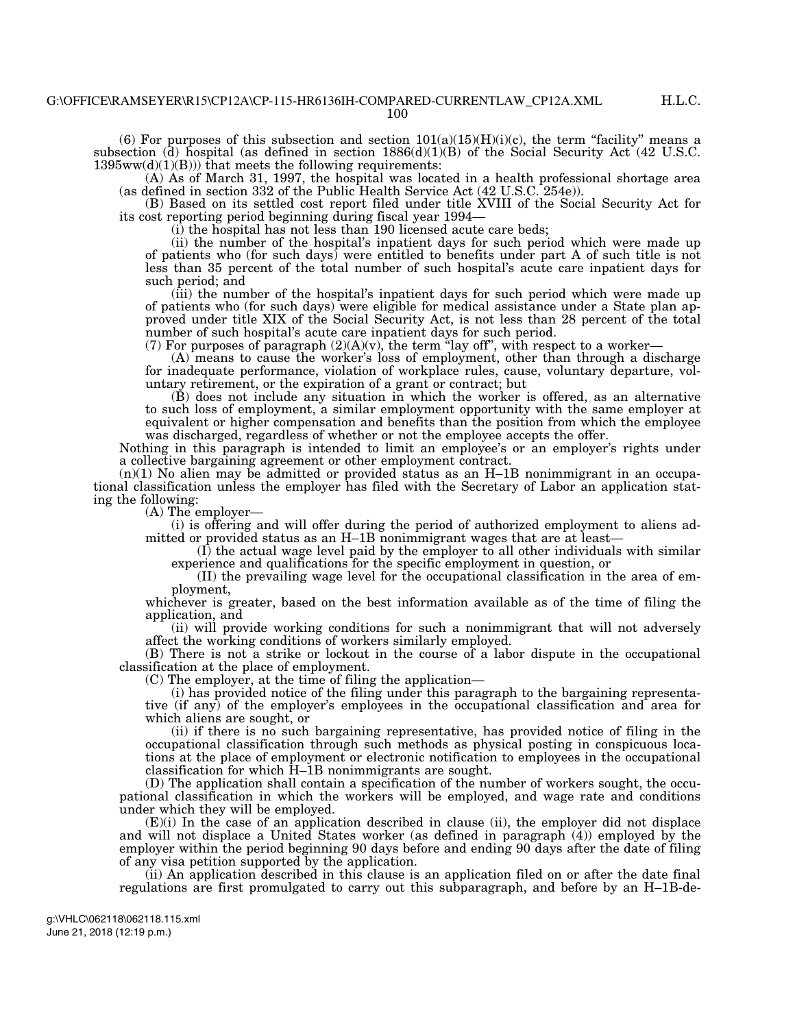(6) For purposes of this subsection and section 101(a)(15)(H)(i)(c), the term "facility" means a subsection (d) hospital (as defined in section 1886(d)(1)(B) of the Social Security Act (42 U.S.C. 1395ww(d)(1)(B))) that meets the following requirements:

(A) As of March 31, 1997, the hospital was located in a health professional shortage area (as defined in section 332 of the Public Health Service Act (42 U.S.C. 254e)).

(B) Based on its settled cost report filed under title XVIII of the Social Security Act for its cost reporting period beginning during fiscal year 1994—

(i) the hospital has not less than 190 licensed acute care beds;

(ii) the number of the hospital's inpatient days for such period which were made up of patients who (for such days) were entitled to benefits under part A of such title is not less than 35 percent of the total number of such hospital's acute care inpatient days for such period; and

(iii) the number of the hospital's inpatient days for such period which were made up of patients who (for such days) were eligible for medical assistance under a State plan approved under title XIX of the Social Security Act, is not less than 28 percent of the total number of such hospital's acute care inpatient days for such period.

(7) For purposes of paragraph (2)(A)(v), the term "lay off", with respect to a worker—

(A) means to cause the worker's loss of employment, other than through a discharge for inadequate performance, violation of workplace rules, cause, voluntary departure, voluntary retirement, or the expiration of a grant or contract; but

(B) does not include any situation in which the worker is offered, as an alternative to such loss of employment, a similar employment opportunity with the same employer at equivalent or higher compensation and benefits than the position from which the employee was discharged, regardless of whether or not the employee accepts the offer.

Nothing in this paragraph is intended to limit an employee's or an employer's rights under a collective bargaining agreement or other employment contract.

(n)(1) No alien may be admitted or provided status as an H–1B nonimmigrant in an occupational classification unless the employer has filed with the Secretary of Labor an application stating the following:

(A) The employer—

(i) is offering and will offer during the period of authorized employment to aliens admitted or provided status as an H–1B nonimmigrant wages that are at least—

(I) the actual wage level paid by the employer to all other individuals with similar experience and qualifications for the specific employment in question, or

(II) the prevailing wage level for the occupational classification in the area of employment,

whichever is greater, based on the best information available as of the time of filing the application, and

(ii) will provide working conditions for such a nonimmigrant that will not adversely affect the working conditions of workers similarly employed.

(B) There is not a strike or lockout in the course of a labor dispute in the occupational classification at the place of employment.

(C) The employer, at the time of filing the application—

(i) has provided notice of the filing under this paragraph to the bargaining representative (if any) of the employer's employees in the occupational classification and area for which aliens are sought, or

(ii) if there is no such bargaining representative, has provided notice of filing in the occupational classification through such methods as physical posting in conspicuous locations at the place of employment or electronic notification to employees in the occupational classification for which H–1B nonimmigrants are sought.

(D) The application shall contain a specification of the number of workers sought, the occupational classification in which the workers will be employed, and wage rate and conditions under which they will be employed.

(E)(i) In the case of an application described in clause (ii), the employer did not displace and will not displace a United States worker (as defined in paragraph (4)) employed by the employer within the period beginning 90 days before and ending 90 days after the date of filing of any visa petition supported by the application.

(ii) An application described in this clause is an application filed on or after the date final regulations are first promulgated to carry out this subparagraph, and before by an H–1B-de-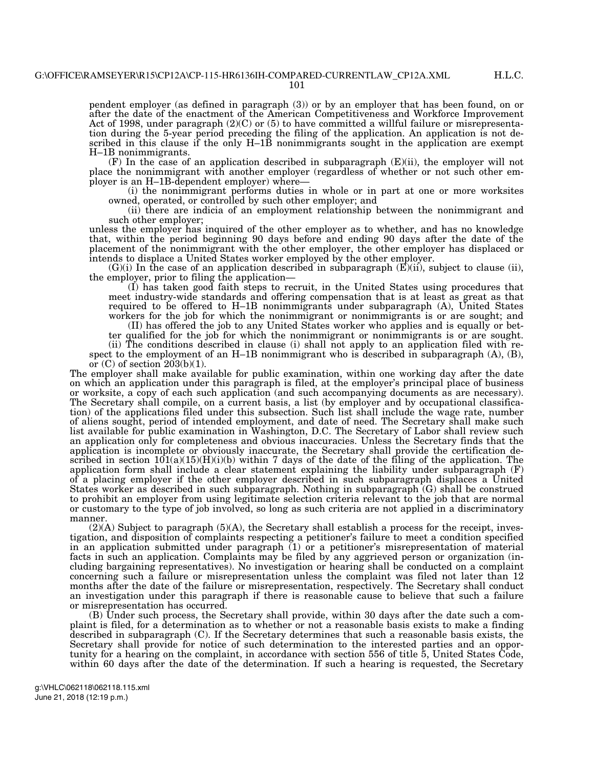pendent employer (as defined in paragraph (3)) or by an employer that has been found, on or after the date of the enactment of the American Competitiveness and Workforce Improvement Act of 1998, under paragraph (2)(C) or (5) to have committed a willful failure or misrepresentation during the 5-year period preceding the filing of the application. An application is not described in this clause if the only H–1B nonimmigrants sought in the application are exempt H–1B nonimmigrants.

(F) In the case of an application described in subparagraph (E)(ii), the employer will not place the nonimmigrant with another employer (regardless of whether or not such other employer is an H–1B-dependent employer) where—

(i) the nonimmigrant performs duties in whole or in part at one or more worksites owned, operated, or controlled by such other employer; and

(ii) there are indicia of an employment relationship between the nonimmigrant and such other employer;

unless the employer has inquired of the other employer as to whether, and has no knowledge that, within the period beginning 90 days before and ending 90 days after the date of the placement of the nonimmigrant with the other employer, the other employer has displaced or intends to displace a United States worker employed by the other employer.

(G)(i) In the case of an application described in subparagraph (E)(ii), subject to clause (ii), the employer, prior to filing the application—

(I) has taken good faith steps to recruit, in the United States using procedures that meet industry-wide standards and offering compensation that is at least as great as that required to be offered to H–1B nonimmigrants under subparagraph (A), United States workers for the job for which the nonimmigrant or nonimmigrants is or are sought; and

(II) has offered the job to any United States worker who applies and is equally or better qualified for the job for which the nonimmigrant or nonimmigrants is or are sought.

(ii) The conditions described in clause (i) shall not apply to an application filed with respect to the employment of an H–1B nonimmigrant who is described in subparagraph (A), (B), or (C) of section 203(b)(1).

The employer shall make available for public examination, within one working day after the date on which an application under this paragraph is filed, at the employer's principal place of business or worksite, a copy of each such application (and such accompanying documents as are necessary). The Secretary shall compile, on a current basis, a list (by employer and by occupational classification) of the applications filed under this subsection. Such list shall include the wage rate, number of aliens sought, period of intended employment, and date of need. The Secretary shall make such list available for public examination in Washington, D.C. The Secretary of Labor shall review such an application only for completeness and obvious inaccuracies. Unless the Secretary finds that the application is incomplete or obviously inaccurate, the Secretary shall provide the certification described in section 101(a)(15)(H)(i)(b) within 7 days of the date of the filing of the application. The application form shall include a clear statement explaining the liability under subparagraph (F) of a placing employer if the other employer described in such subparagraph displaces a United States worker as described in such subparagraph. Nothing in subparagraph (G) shall be construed to prohibit an employer from using legitimate selection criteria relevant to the job that are normal or customary to the type of job involved, so long as such criteria are not applied in a discriminatory manner.

(2)(A) Subject to paragraph (5)(A), the Secretary shall establish a process for the receipt, investigation, and disposition of complaints respecting a petitioner's failure to meet a condition specified in an application submitted under paragraph (1) or a petitioner's misrepresentation of material facts in such an application. Complaints may be filed by any aggrieved person or organization (including bargaining representatives). No investigation or hearing shall be conducted on a complaint concerning such a failure or misrepresentation unless the complaint was filed not later than 12 months after the date of the failure or misrepresentation, respectively. The Secretary shall conduct an investigation under this paragraph if there is reasonable cause to believe that such a failure or misrepresentation has occurred.

(B) Under such process, the Secretary shall provide, within 30 days after the date such a complaint is filed, for a determination as to whether or not a reasonable basis exists to make a finding described in subparagraph (C). If the Secretary determines that such a reasonable basis exists, the Secretary shall provide for notice of such determination to the interested parties and an opportunity for a hearing on the complaint, in accordance with section 556 of title 5, United States Code, within 60 days after the date of the determination. If such a hearing is requested, the Secretary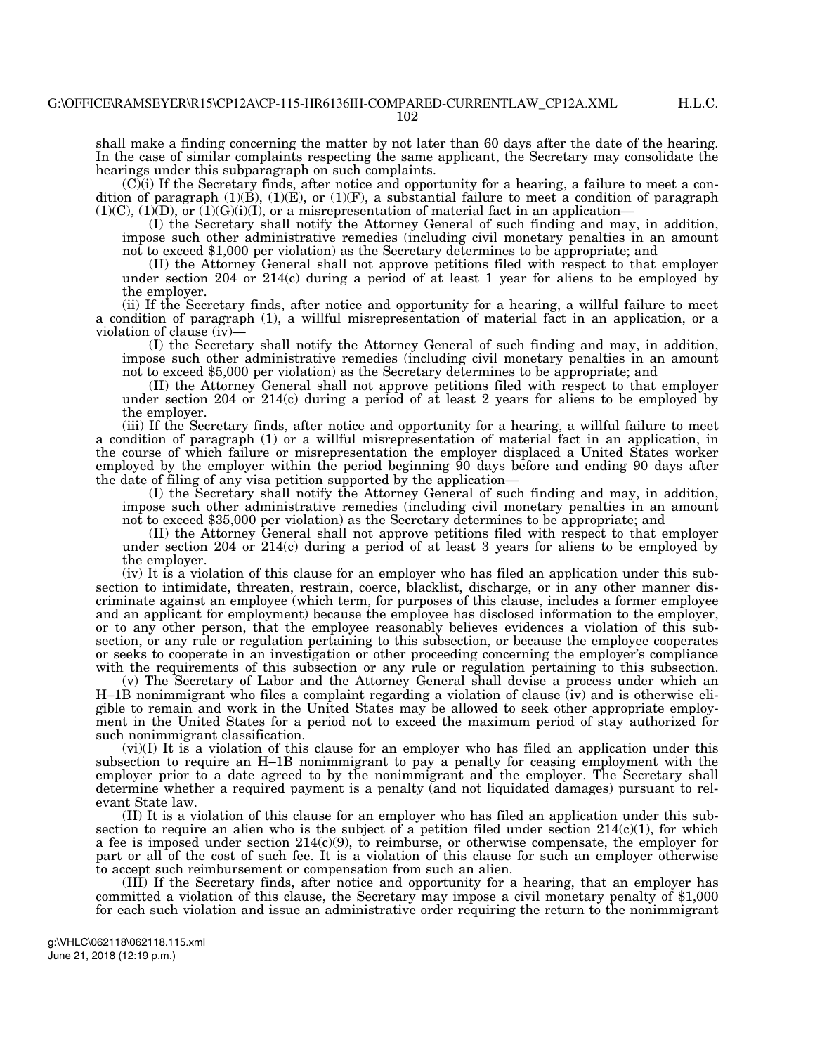shall make a finding concerning the matter by not later than 60 days after the date of the hearing. In the case of similar complaints respecting the same applicant, the Secretary may consolidate the hearings under this subparagraph on such complaints.

(C)(i) If the Secretary finds, after notice and opportunity for a hearing, a failure to meet a condition of paragraph (1)(B), (1)(E), or (1)(F), a substantial failure to meet a condition of paragraph (1)(C), (1)(D), or (1)(G)(i)(I), or a misrepresentation of material fact in an application—

(I) the Secretary shall notify the Attorney General of such finding and may, in addition, impose such other administrative remedies (including civil monetary penalties in an amount not to exceed $1,000 per violation) as the Secretary determines to be appropriate; and

(II) the Attorney General shall not approve petitions filed with respect to that employer under section 204 or 214(c) during a period of at least 1 year for aliens to be employed by the employer.

(ii) If the Secretary finds, after notice and opportunity for a hearing, a willful failure to meet a condition of paragraph (1), a willful misrepresentation of material fact in an application, or a violation of clause (iv)—

(I) the Secretary shall notify the Attorney General of such finding and may, in addition, impose such other administrative remedies (including civil monetary penalties in an amount not to exceed $5,000 per violation) as the Secretary determines to be appropriate; and

(II) the Attorney General shall not approve petitions filed with respect to that employer under section 204 or 214(c) during a period of at least 2 years for aliens to be employed by the employer.

(iii) If the Secretary finds, after notice and opportunity for a hearing, a willful failure to meet a condition of paragraph (1) or a willful misrepresentation of material fact in an application, in the course of which failure or misrepresentation the employer displaced a United States worker employed by the employer within the period beginning 90 days before and ending 90 days after the date of filing of any visa petition supported by the application—

(I) the Secretary shall notify the Attorney General of such finding and may, in addition, impose such other administrative remedies (including civil monetary penalties in an amount not to exceed $35,000 per violation) as the Secretary determines to be appropriate; and

(II) the Attorney General shall not approve petitions filed with respect to that employer under section 204 or 214(c) during a period of at least 3 years for aliens to be employed by the employer.

(iv) It is a violation of this clause for an employer who has filed an application under this subsection to intimidate, threaten, restrain, coerce, blacklist, discharge, or in any other manner discriminate against an employee (which term, for purposes of this clause, includes a former employee and an applicant for employment) because the employee has disclosed information to the employer, or to any other person, that the employee reasonably believes evidences a violation of this subsection, or any rule or regulation pertaining to this subsection, or because the employee cooperates or seeks to cooperate in an investigation or other proceeding concerning the employer's compliance with the requirements of this subsection or any rule or regulation pertaining to this subsection.

(v) The Secretary of Labor and the Attorney General shall devise a process under which an H–1B nonimmigrant who files a complaint regarding a violation of clause (iv) and is otherwise eligible to remain and work in the United States may be allowed to seek other appropriate employment in the United States for a period not to exceed the maximum period of stay authorized for such nonimmigrant classification.

(vi)(I) It is a violation of this clause for an employer who has filed an application under this subsection to require an H–1B nonimmigrant to pay a penalty for ceasing employment with the employer prior to a date agreed to by the nonimmigrant and the employer. The Secretary shall determine whether a required payment is a penalty (and not liquidated damages) pursuant to relevant State law.

(II) It is a violation of this clause for an employer who has filed an application under this subsection to require an alien who is the subject of a petition filed under section 214(c)(1), for which a fee is imposed under section 214(c)(9), to reimburse, or otherwise compensate, the employer for part or all of the cost of such fee. It is a violation of this clause for such an employer otherwise to accept such reimbursement or compensation from such an alien.

(III) If the Secretary finds, after notice and opportunity for a hearing, that an employer has committed a violation of this clause, the Secretary may impose a civil monetary penalty of $1,000 for each such violation and issue an administrative order requiring the return to the nonimmigrant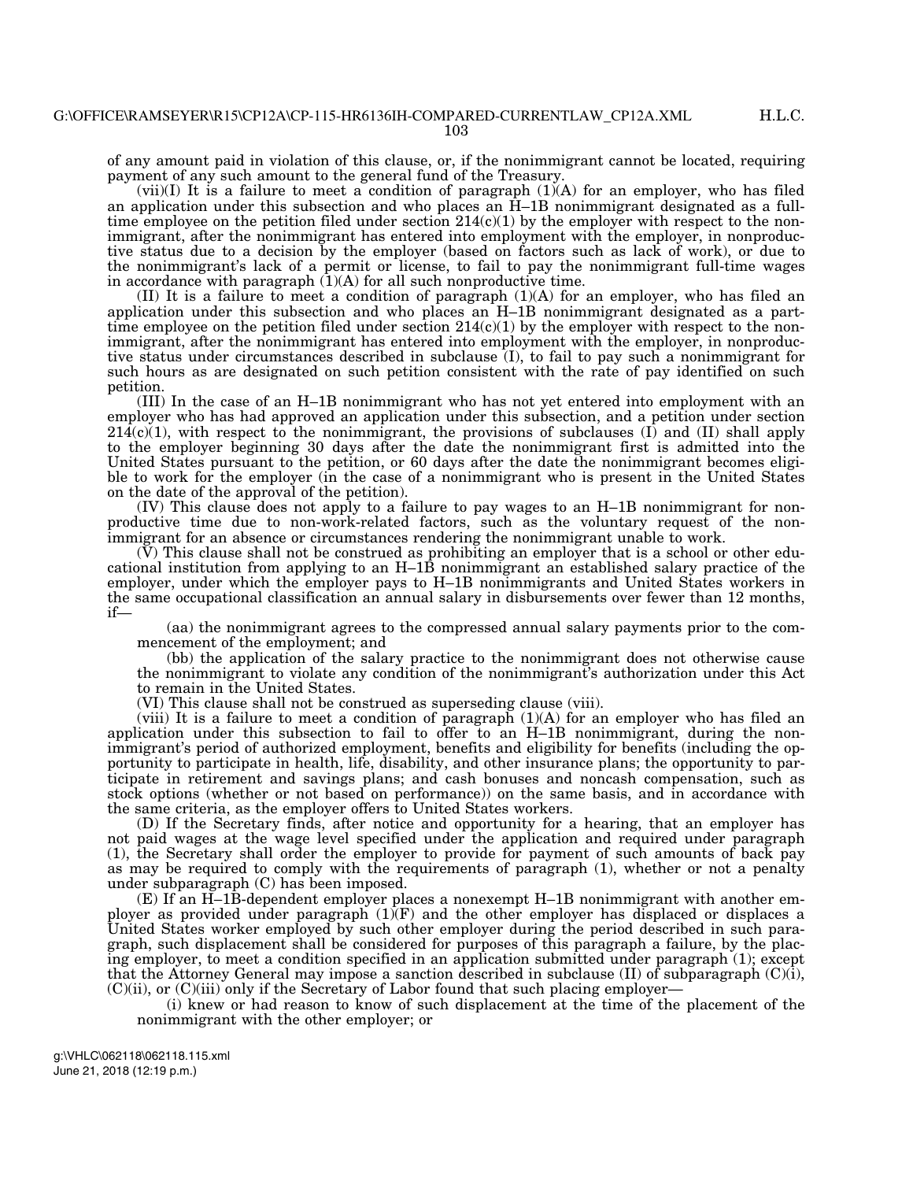of any amount paid in violation of this clause, or, if the nonimmigrant cannot be located, requiring payment of any such amount to the general fund of the Treasury.

(vii)(I) It is a failure to meet a condition of paragraph (1)(A) for an employer, who has filed an application under this subsection and who places an H–1B nonimmigrant designated as a full-time employee on the petition filed under section 214(c)(1) by the employer with respect to the nonimmigrant, after the nonimmigrant has entered into employment with the employer, in nonproductive status due to a decision by the employer (based on factors such as lack of work), or due to the nonimmigrant's lack of a permit or license, to fail to pay the nonimmigrant full-time wages in accordance with paragraph (1)(A) for all such nonproductive time.

(II) It is a failure to meet a condition of paragraph (1)(A) for an employer, who has filed an application under this subsection and who places an H–1B nonimmigrant designated as a part-time employee on the petition filed under section 214(c)(1) by the employer with respect to the nonimmigrant, after the nonimmigrant has entered into employment with the employer, in nonproductive status under circumstances described in subclause (I), to fail to pay such a nonimmigrant for such hours as are designated on such petition consistent with the rate of pay identified on such petition.

(III) In the case of an H–1B nonimmigrant who has not yet entered into employment with an employer who has had approved an application under this subsection, and a petition under section 214(c)(1), with respect to the nonimmigrant, the provisions of subclauses (I) and (II) shall apply to the employer beginning 30 days after the date the nonimmigrant first is admitted into the United States pursuant to the petition, or 60 days after the date the nonimmigrant becomes eligible to work for the employer (in the case of a nonimmigrant who is present in the United States on the date of the approval of the petition).

(IV) This clause does not apply to a failure to pay wages to an H–1B nonimmigrant for nonproductive time due to non-work-related factors, such as the voluntary request of the nonimmigrant for an absence or circumstances rendering the nonimmigrant unable to work.

(V) This clause shall not be construed as prohibiting an employer that is a school or other educational institution from applying to an H–1B nonimmigrant an established salary practice of the employer, under which the employer pays to H–1B nonimmigrants and United States workers in the same occupational classification an annual salary in disbursements over fewer than 12 months, if—

(aa) the nonimmigrant agrees to the compressed annual salary payments prior to the commencement of the employment; and

(bb) the application of the salary practice to the nonimmigrant does not otherwise cause the nonimmigrant to violate any condition of the nonimmigrant's authorization under this Act to remain in the United States.

(VI) This clause shall not be construed as superseding clause (viii).

(viii) It is a failure to meet a condition of paragraph (1)(A) for an employer who has filed an application under this subsection to fail to offer to an H–1B nonimmigrant, during the nonimmigrant's period of authorized employment, benefits and eligibility for benefits (including the opportunity to participate in health, life, disability, and other insurance plans; the opportunity to participate in retirement and savings plans; and cash bonuses and noncash compensation, such as stock options (whether or not based on performance)) on the same basis, and in accordance with the same criteria, as the employer offers to United States workers.

(D) If the Secretary finds, after notice and opportunity for a hearing, that an employer has not paid wages at the wage level specified under the application and required under paragraph (1), the Secretary shall order the employer to provide for payment of such amounts of back pay as may be required to comply with the requirements of paragraph (1), whether or not a penalty under subparagraph (C) has been imposed.

(E) If an H–1B-dependent employer places a nonexempt H–1B nonimmigrant with another employer as provided under paragraph (1)(F) and the other employer has displaced or displaces a United States worker employed by such other employer during the period described in such paragraph, such displacement shall be considered for purposes of this paragraph a failure, by the placing employer, to meet a condition specified in an application submitted under paragraph (1); except that the Attorney General may impose a sanction described in subclause (II) of subparagraph (C)(i), (C)(ii), or (C)(iii) only if the Secretary of Labor found that such placing employer—

(i) knew or had reason to know of such displacement at the time of the placement of the nonimmigrant with the other employer; or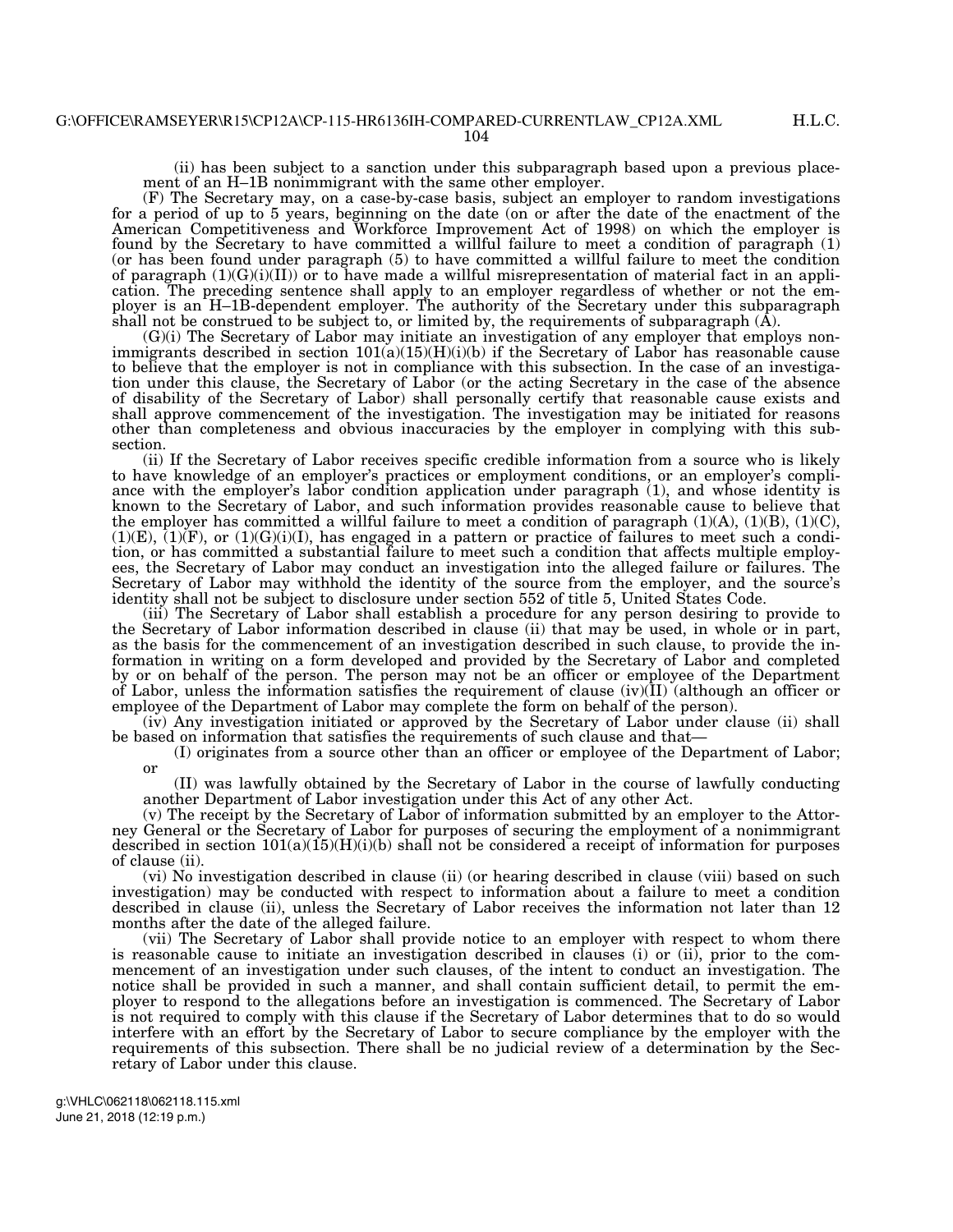(ii) has been subject to a sanction under this subparagraph based upon a previous placement of an H–1B nonimmigrant with the same other employer.

(F) The Secretary may, on a case-by-case basis, subject an employer to random investigations for a period of up to 5 years, beginning on the date (on or after the date of the enactment of the American Competitiveness and Workforce Improvement Act of 1998) on which the employer is found by the Secretary to have committed a willful failure to meet a condition of paragraph (1) (or has been found under paragraph (5) to have committed a willful failure to meet the condition of paragraph (1)(G)(i)(II)) or to have made a willful misrepresentation of material fact in an application. The preceding sentence shall apply to an employer regardless of whether or not the employer is an H–1B-dependent employer. The authority of the Secretary under this subparagraph shall not be construed to be subject to, or limited by, the requirements of subparagraph (A).

(G)(i) The Secretary of Labor may initiate an investigation of any employer that employs nonimmigrants described in section 101(a)(15)(H)(i)(b) if the Secretary of Labor has reasonable cause to believe that the employer is not in compliance with this subsection. In the case of an investigation under this clause, the Secretary of Labor (or the acting Secretary in the case of the absence of disability of the Secretary of Labor) shall personally certify that reasonable cause exists and shall approve commencement of the investigation. The investigation may be initiated for reasons other than completeness and obvious inaccuracies by the employer in complying with this subsection.

(ii) If the Secretary of Labor receives specific credible information from a source who is likely to have knowledge of an employer's practices or employment conditions, or an employer's compliance with the employer's labor condition application under paragraph (1), and whose identity is known to the Secretary of Labor, and such information provides reasonable cause to believe that the employer has committed a willful failure to meet a condition of paragraph (1)(A), (1)(B), (1)(C), (1)(E), (1)(F), or (1)(G)(i)(I), has engaged in a pattern or practice of failures to meet such a condition, or has committed a substantial failure to meet such a condition that affects multiple employees, the Secretary of Labor may conduct an investigation into the alleged failure or failures. The Secretary of Labor may withhold the identity of the source from the employer, and the source's identity shall not be subject to disclosure under section 552 of title 5, United States Code.

(iii) The Secretary of Labor shall establish a procedure for any person desiring to provide to the Secretary of Labor information described in clause (ii) that may be used, in whole or in part, as the basis for the commencement of an investigation described in such clause, to provide the information in writing on a form developed and provided by the Secretary of Labor and completed by or on behalf of the person. The person may not be an officer or employee of the Department of Labor, unless the information satisfies the requirement of clause (iv)(II) (although an officer or employee of the Department of Labor may complete the form on behalf of the person).

(iv) Any investigation initiated or approved by the Secretary of Labor under clause (ii) shall be based on information that satisfies the requirements of such clause and that—

(I) originates from a source other than an officer or employee of the Department of Labor; or

(II) was lawfully obtained by the Secretary of Labor in the course of lawfully conducting another Department of Labor investigation under this Act of any other Act.

(v) The receipt by the Secretary of Labor of information submitted by an employer to the Attorney General or the Secretary of Labor for purposes of securing the employment of a nonimmigrant described in section 101(a)(15)(H)(i)(b) shall not be considered a receipt of information for purposes of clause (ii).

(vi) No investigation described in clause (ii) (or hearing described in clause (viii) based on such investigation) may be conducted with respect to information about a failure to meet a condition described in clause (ii), unless the Secretary of Labor receives the information not later than 12 months after the date of the alleged failure.

(vii) The Secretary of Labor shall provide notice to an employer with respect to whom there is reasonable cause to initiate an investigation described in clauses (i) or (ii), prior to the commencement of an investigation under such clauses, of the intent to conduct an investigation. The notice shall be provided in such a manner, and shall contain sufficient detail, to permit the employer to respond to the allegations before an investigation is commenced. The Secretary of Labor is not required to comply with this clause if the Secretary of Labor determines that to do so would interfere with an effort by the Secretary of Labor to secure compliance by the employer with the requirements of this subsection. There shall be no judicial review of a determination by the Secretary of Labor under this clause.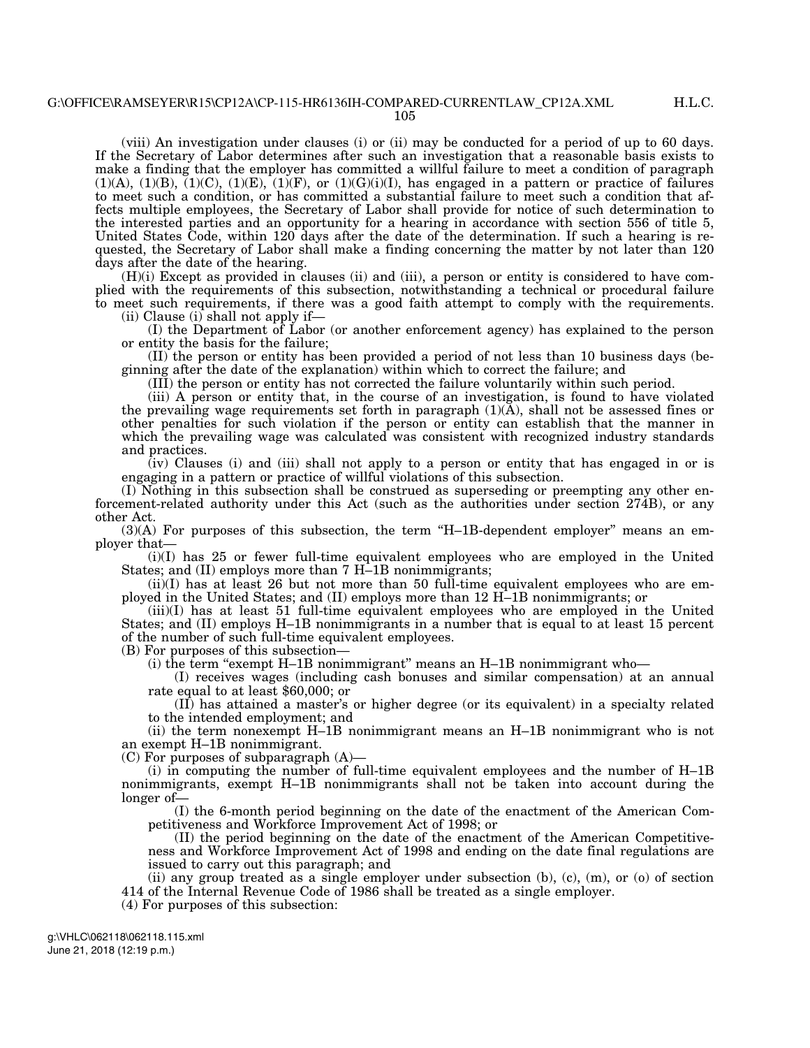(viii) An investigation under clauses (i) or (ii) may be conducted for a period of up to 60 days. If the Secretary of Labor determines after such an investigation that a reasonable basis exists to make a finding that the employer has committed a willful failure to meet a condition of paragraph (1)(A), (1)(B), (1)(C), (1)(E), (1)(F), or (1)(G)(i)(I), has engaged in a pattern or practice of failures to meet such a condition, or has committed a substantial failure to meet such a condition that affects multiple employees, the Secretary of Labor shall provide for notice of such determination to the interested parties and an opportunity for a hearing in accordance with section 556 of title 5, United States Code, within 120 days after the date of the determination. If such a hearing is requested, the Secretary of Labor shall make a finding concerning the matter by not later than 120 days after the date of the hearing.

(H)(i) Except as provided in clauses (ii) and (iii), a person or entity is considered to have complied with the requirements of this subsection, notwithstanding a technical or procedural failure to meet such requirements, if there was a good faith attempt to comply with the requirements.

(ii) Clause (i) shall not apply if—

(I) the Department of Labor (or another enforcement agency) has explained to the person or entity the basis for the failure;

(II) the person or entity has been provided a period of not less than 10 business days (beginning after the date of the explanation) within which to correct the failure; and

(III) the person or entity has not corrected the failure voluntarily within such period.

(iii) A person or entity that, in the course of an investigation, is found to have violated the prevailing wage requirements set forth in paragraph (1)(A), shall not be assessed fines or other penalties for such violation if the person or entity can establish that the manner in which the prevailing wage was calculated was consistent with recognized industry standards and practices.

(iv) Clauses (i) and (iii) shall not apply to a person or entity that has engaged in or is engaging in a pattern or practice of willful violations of this subsection.

(I) Nothing in this subsection shall be construed as superseding or preempting any other enforcement-related authority under this Act (such as the authorities under section 274B), or any other Act.

(3)(A) For purposes of this subsection, the term "H–1B-dependent employer" means an employer that—

(i)(I) has 25 or fewer full-time equivalent employees who are employed in the United States; and (II) employs more than 7 H–1B nonimmigrants;

(ii)(I) has at least 26 but not more than 50 full-time equivalent employees who are employed in the United States; and (II) employs more than 12 H–1B nonimmigrants; or

(iii)(I) has at least 51 full-time equivalent employees who are employed in the United States; and (II) employs H–1B nonimmigrants in a number that is equal to at least 15 percent of the number of such full-time equivalent employees.

(B) For purposes of this subsection—

(i) the term "exempt H–1B nonimmigrant" means an H–1B nonimmigrant who—

(I) receives wages (including cash bonuses and similar compensation) at an annual rate equal to at least $60,000; or

(II) has attained a master's or higher degree (or its equivalent) in a specialty related to the intended employment; and

(ii) the term nonexempt H–1B nonimmigrant means an H–1B nonimmigrant who is not an exempt H–1B nonimmigrant.

(C) For purposes of subparagraph (A)—

(i) in computing the number of full-time equivalent employees and the number of H–1B nonimmigrants, exempt H–1B nonimmigrants shall not be taken into account during the longer of—

(I) the 6-month period beginning on the date of the enactment of the American Competitiveness and Workforce Improvement Act of 1998; or

(II) the period beginning on the date of the enactment of the American Competitiveness and Workforce Improvement Act of 1998 and ending on the date final regulations are issued to carry out this paragraph; and

(ii) any group treated as a single employer under subsection (b), (c), (m), or (o) of section 414 of the Internal Revenue Code of 1986 shall be treated as a single employer.

(4) For purposes of this subsection: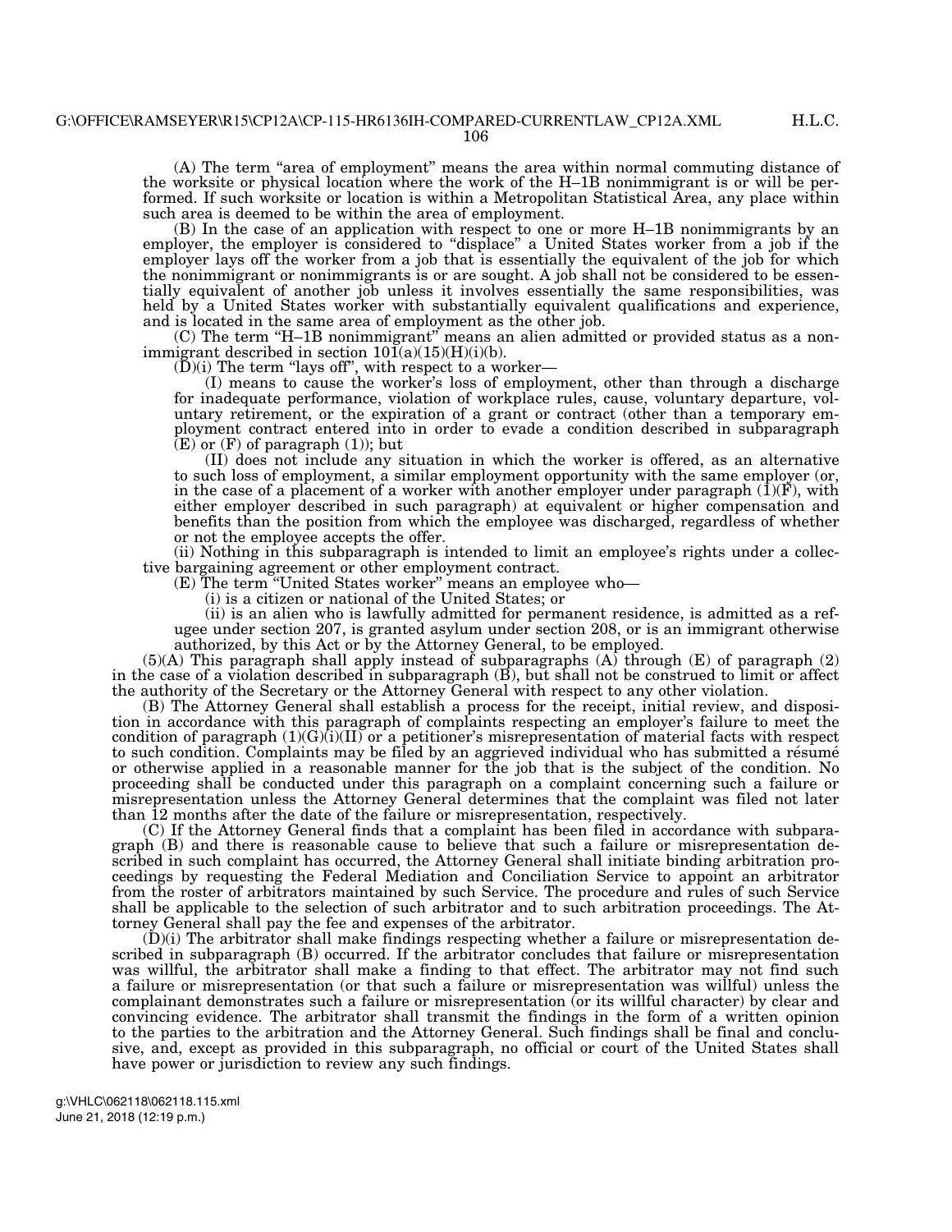(A) The term "area of employment" means the area within normal commuting distance of the worksite or physical location where the work of the H–1B nonimmigrant is or will be performed. If such worksite or location is within a Metropolitan Statistical Area, any place within such area is deemed to be within the area of employment.

(B) In the case of an application with respect to one or more H–1B nonimmigrants by an employer, the employer is considered to "displace" a United States worker from a job if the employer lays off the worker from a job that is essentially the equivalent of the job for which the nonimmigrant or nonimmigrants is or are sought. A job shall not be considered to be essentially equivalent of another job unless it involves essentially the same responsibilities, was held by a United States worker with substantially equivalent qualifications and experience, and is located in the same area of employment as the other job.

(C) The term "H–1B nonimmigrant" means an alien admitted or provided status as a nonimmigrant described in section 101(a)(15)(H)(i)(b).

(D)(i) The term "lays off", with respect to a worker—

(I) means to cause the worker's loss of employment, other than through a discharge for inadequate performance, violation of workplace rules, cause, voluntary departure, voluntary retirement, or the expiration of a grant or contract (other than a temporary employment contract entered into in order to evade a condition described in subparagraph (E) or (F) of paragraph (1)); but

(II) does not include any situation in which the worker is offered, as an alternative to such loss of employment, a similar employment opportunity with the same employer (or, in the case of a placement of a worker with another employer under paragraph (1)(F), with either employer described in such paragraph) at equivalent or higher compensation and benefits than the position from which the employee was discharged, regardless of whether or not the employee accepts the offer.

(ii) Nothing in this subparagraph is intended to limit an employee's rights under a collective bargaining agreement or other employment contract.

(E) The term "United States worker" means an employee who—

(i) is a citizen or national of the United States; or

(ii) is an alien who is lawfully admitted for permanent residence, is admitted as a refugee under section 207, is granted asylum under section 208, or is an immigrant otherwise authorized, by this Act or by the Attorney General, to be employed.

(5)(A) This paragraph shall apply instead of subparagraphs (A) through (E) of paragraph (2) in the case of a violation described in subparagraph (B), but shall not be construed to limit or affect the authority of the Secretary or the Attorney General with respect to any other violation.

(B) The Attorney General shall establish a process for the receipt, initial review, and disposition in accordance with this paragraph of complaints respecting an employer's failure to meet the condition of paragraph (1)(G)(i)(II) or a petitioner's misrepresentation of material facts with respect to such condition. Complaints may be filed by an aggrieved individual who has submitted a résumé or otherwise applied in a reasonable manner for the job that is the subject of the condition. No proceeding shall be conducted under this paragraph on a complaint concerning such a failure or misrepresentation unless the Attorney General determines that the complaint was filed not later than 12 months after the date of the failure or misrepresentation, respectively.

(C) If the Attorney General finds that a complaint has been filed in accordance with subparagraph (B) and there is reasonable cause to believe that such a failure or misrepresentation described in such complaint has occurred, the Attorney General shall initiate binding arbitration proceedings by requesting the Federal Mediation and Conciliation Service to appoint an arbitrator from the roster of arbitrators maintained by such Service. The procedure and rules of such Service shall be applicable to the selection of such arbitrator and to such arbitration proceedings. The Attorney General shall pay the fee and expenses of the arbitrator.

(D)(i) The arbitrator shall make findings respecting whether a failure or misrepresentation described in subparagraph (B) occurred. If the arbitrator concludes that failure or misrepresentation was willful, the arbitrator shall make a finding to that effect. The arbitrator may not find such a failure or misrepresentation (or that such a failure or misrepresentation was willful) unless the complainant demonstrates such a failure or misrepresentation (or its willful character) by clear and convincing evidence. The arbitrator shall transmit the findings in the form of a written opinion to the parties to the arbitration and the Attorney General. Such findings shall be final and conclusive, and, except as provided in this subparagraph, no official or court of the United States shall have power or jurisdiction to review any such findings.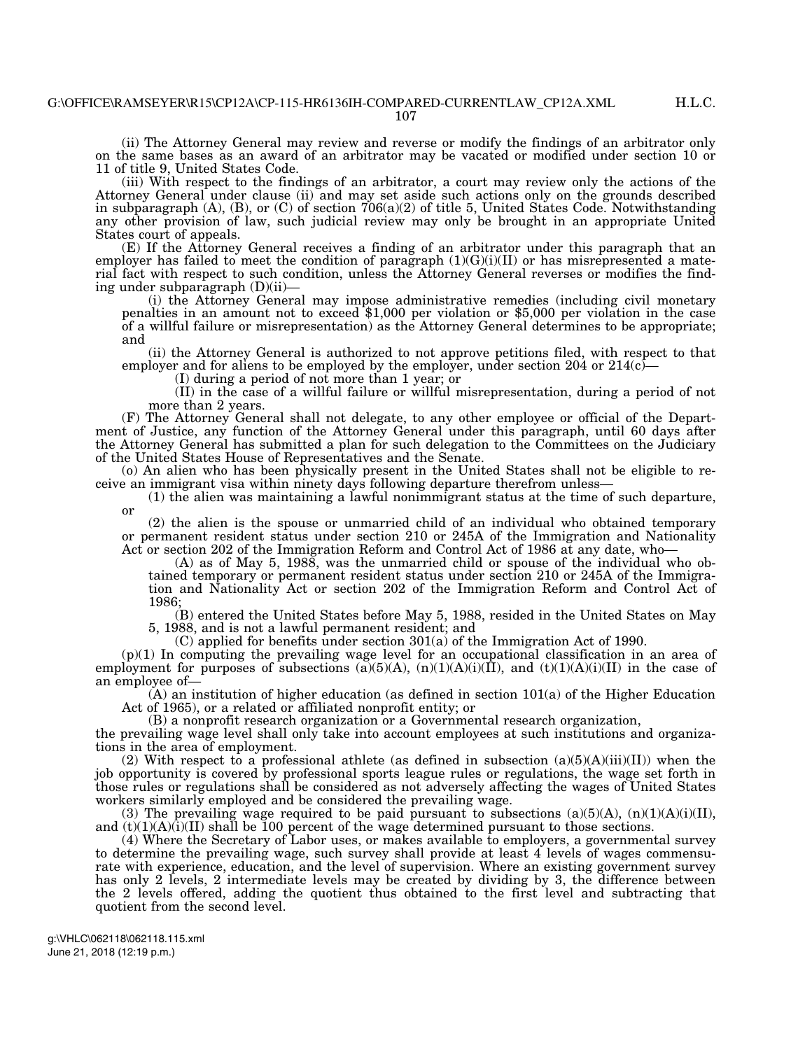(ii) The Attorney General may review and reverse or modify the findings of an arbitrator only on the same bases as an award of an arbitrator may be vacated or modified under section 10 or 11 of title 9, United States Code.

(iii) With respect to the findings of an arbitrator, a court may review only the actions of the Attorney General under clause (ii) and may set aside such actions only on the grounds described in subparagraph (A), (B), or (C) of section 706(a)(2) of title 5, United States Code. Notwithstanding any other provision of law, such judicial review may only be brought in an appropriate United States court of appeals.

(E) If the Attorney General receives a finding of an arbitrator under this paragraph that an employer has failed to meet the condition of paragraph (1)(G)(i)(II) or has misrepresented a material fact with respect to such condition, unless the Attorney General reverses or modifies the finding under subparagraph (D)(ii)—

(i) the Attorney General may impose administrative remedies (including civil monetary penalties in an amount not to exceed $1,000 per violation or $5,000 per violation in the case of a willful failure or misrepresentation) as the Attorney General determines to be appropriate; and

(ii) the Attorney General is authorized to not approve petitions filed, with respect to that employer and for aliens to be employed by the employer, under section 204 or 214(c)—

(I) during a period of not more than 1 year; or

(II) in the case of a willful failure or willful misrepresentation, during a period of not more than 2 years.

(F) The Attorney General shall not delegate, to any other employee or official of the Department of Justice, any function of the Attorney General under this paragraph, until 60 days after the Attorney General has submitted a plan for such delegation to the Committees on the Judiciary of the United States House of Representatives and the Senate.

(o) An alien who has been physically present in the United States shall not be eligible to receive an immigrant visa within ninety days following departure therefrom unless—

(1) the alien was maintaining a lawful nonimmigrant status at the time of such departure, or

(2) the alien is the spouse or unmarried child of an individual who obtained temporary or permanent resident status under section 210 or 245A of the Immigration and Nationality Act or section 202 of the Immigration Reform and Control Act of 1986 at any date, who—

(A) as of May 5, 1988, was the unmarried child or spouse of the individual who obtained temporary or permanent resident status under section 210 or 245A of the Immigration and Nationality Act or section 202 of the Immigration Reform and Control Act of 1986;

(B) entered the United States before May 5, 1988, resided in the United States on May 5, 1988, and is not a lawful permanent resident; and

(C) applied for benefits under section 301(a) of the Immigration Act of 1990.

(p)(1) In computing the prevailing wage level for an occupational classification in an area of employment for purposes of subsections (a)(5)(A), (n)(1)(A)(i)(II), and (t)(1)(A)(i)(II) in the case of an employee of—

(A) an institution of higher education (as defined in section 101(a) of the Higher Education Act of 1965), or a related or affiliated nonprofit entity; or

(B) a nonprofit research organization or a Governmental research organization,

the prevailing wage level shall only take into account employees at such institutions and organizations in the area of employment.

(2) With respect to a professional athlete (as defined in subsection (a)(5)(A)(iii)(II)) when the job opportunity is covered by professional sports league rules or regulations, the wage set forth in those rules or regulations shall be considered as not adversely affecting the wages of United States workers similarly employed and be considered the prevailing wage.

(3) The prevailing wage required to be paid pursuant to subsections (a)(5)(A), (n)(1)(A)(i)(II), and (t)(1)(A)(i)(II) shall be 100 percent of the wage determined pursuant to those sections.

(4) Where the Secretary of Labor uses, or makes available to employers, a governmental survey to determine the prevailing wage, such survey shall provide at least 4 levels of wages commensurate with experience, education, and the level of supervision. Where an existing government survey has only 2 levels, 2 intermediate levels may be created by dividing by 3, the difference between the 2 levels offered, adding the quotient thus obtained to the first level and subtracting that quotient from the second level.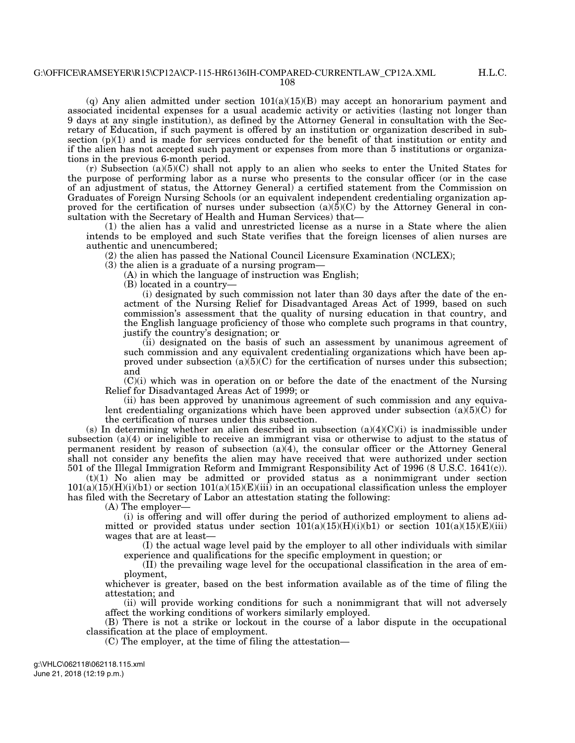(q) Any alien admitted under section 101(a)(15)(B) may accept an honorarium payment and associated incidental expenses for a usual academic activity or activities (lasting not longer than 9 days at any single institution), as defined by the Attorney General in consultation with the Secretary of Education, if such payment is offered by an institution or organization described in subsection (p)(1) and is made for services conducted for the benefit of that institution or entity and if the alien has not accepted such payment or expenses from more than 5 institutions or organizations in the previous 6-month period.

(r) Subsection (a)(5)(C) shall not apply to an alien who seeks to enter the United States for the purpose of performing labor as a nurse who presents to the consular officer (or in the case of an adjustment of status, the Attorney General) a certified statement from the Commission on Graduates of Foreign Nursing Schools (or an equivalent independent credentialing organization approved for the certification of nurses under subsection (a)(5)(C) by the Attorney General in consultation with the Secretary of Health and Human Services) that—

(1) the alien has a valid and unrestricted license as a nurse in a State where the alien intends to be employed and such State verifies that the foreign licenses of alien nurses are authentic and unencumbered;

(2) the alien has passed the National Council Licensure Examination (NCLEX);

(3) the alien is a graduate of a nursing program—

(A) in which the language of instruction was English;

(B) located in a country—

(i) designated by such commission not later than 30 days after the date of the enactment of the Nursing Relief for Disadvantaged Areas Act of 1999, based on such commission's assessment that the quality of nursing education in that country, and the English language proficiency of those who complete such programs in that country, justify the country's designation; or

(ii) designated on the basis of such an assessment by unanimous agreement of such commission and any equivalent credentialing organizations which have been approved under subsection (a)(5)(C) for the certification of nurses under this subsection; and

(C)(i) which was in operation on or before the date of the enactment of the Nursing Relief for Disadvantaged Areas Act of 1999; or

(ii) has been approved by unanimous agreement of such commission and any equivalent credentialing organizations which have been approved under subsection (a)(5)(C) for the certification of nurses under this subsection.

(s) In determining whether an alien described in subsection (a)(4)(C)(i) is inadmissible under subsection (a)(4) or ineligible to receive an immigrant visa or otherwise to adjust to the status of permanent resident by reason of subsection (a)(4), the consular officer or the Attorney General shall not consider any benefits the alien may have received that were authorized under section 501 of the Illegal Immigration Reform and Immigrant Responsibility Act of 1996 (8 U.S.C. 1641(c)).

(t)(1) No alien may be admitted or provided status as a nonimmigrant under section 101(a)(15)(H)(i)(b1) or section 101(a)(15)(E)(iii) in an occupational classification unless the employer has filed with the Secretary of Labor an attestation stating the following:

(A) The employer—

(i) is offering and will offer during the period of authorized employment to aliens admitted or provided status under section 101(a)(15)(H)(i)(b1) or section 101(a)(15)(E)(iii) wages that are at least—

(I) the actual wage level paid by the employer to all other individuals with similar experience and qualifications for the specific employment in question; or

(II) the prevailing wage level for the occupational classification in the area of employment,

whichever is greater, based on the best information available as of the time of filing the attestation; and

(ii) will provide working conditions for such a nonimmigrant that will not adversely affect the working conditions of workers similarly employed.

(B) There is not a strike or lockout in the course of a labor dispute in the occupational classification at the place of employment.

(C) The employer, at the time of filing the attestation—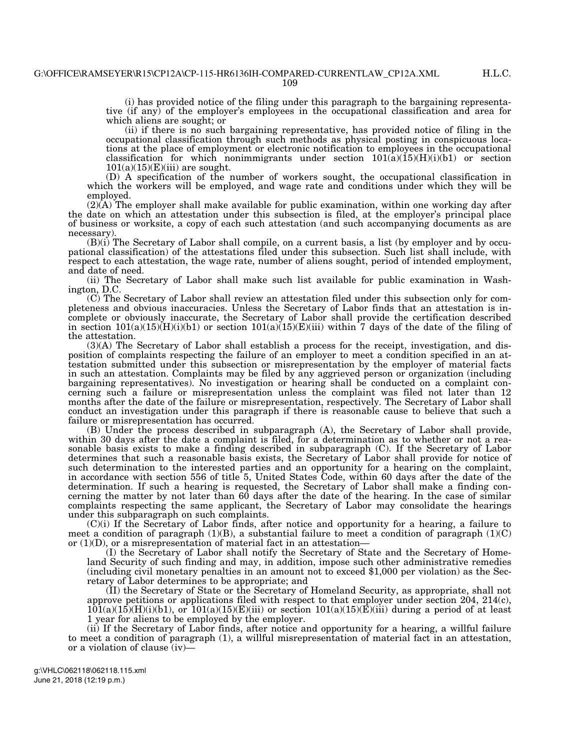(i) has provided notice of the filing under this paragraph to the bargaining representative (if any) of the employer's employees in the occupational classification and area for which aliens are sought; or

(ii) if there is no such bargaining representative, has provided notice of filing in the occupational classification through such methods as physical posting in conspicuous locations at the place of employment or electronic notification to employees in the occupational classification for which nonimmigrants under section 101(a)(15)(H)(i)(b1) or section 101(a)(15)(E)(iii) are sought.

(D) A specification of the number of workers sought, the occupational classification in which the workers will be employed, and wage rate and conditions under which they will be employed.

(2)(A) The employer shall make available for public examination, within one working day after the date on which an attestation under this subsection is filed, at the employer's principal place of business or worksite, a copy of each such attestation (and such accompanying documents as are necessary).

(B)(i) The Secretary of Labor shall compile, on a current basis, a list (by employer and by occupational classification) of the attestations filed under this subsection. Such list shall include, with respect to each attestation, the wage rate, number of aliens sought, period of intended employment, and date of need.

(ii) The Secretary of Labor shall make such list available for public examination in Washington, D.C.

(C) The Secretary of Labor shall review an attestation filed under this subsection only for completeness and obvious inaccuracies. Unless the Secretary of Labor finds that an attestation is incomplete or obviously inaccurate, the Secretary of Labor shall provide the certification described in section 101(a)(15)(H)(i)(b1) or section 101(a)(15)(E)(iii) within 7 days of the date of the filing of the attestation.

(3)(A) The Secretary of Labor shall establish a process for the receipt, investigation, and disposition of complaints respecting the failure of an employer to meet a condition specified in an attestation submitted under this subsection or misrepresentation by the employer of material facts in such an attestation. Complaints may be filed by any aggrieved person or organization (including bargaining representatives). No investigation or hearing shall be conducted on a complaint concerning such a failure or misrepresentation unless the complaint was filed not later than 12 months after the date of the failure or misrepresentation, respectively. The Secretary of Labor shall conduct an investigation under this paragraph if there is reasonable cause to believe that such a failure or misrepresentation has occurred.

(B) Under the process described in subparagraph (A), the Secretary of Labor shall provide, within 30 days after the date a complaint is filed, for a determination as to whether or not a reasonable basis exists to make a finding described in subparagraph (C). If the Secretary of Labor determines that such a reasonable basis exists, the Secretary of Labor shall provide for notice of such determination to the interested parties and an opportunity for a hearing on the complaint, in accordance with section 556 of title 5, United States Code, within 60 days after the date of the determination. If such a hearing is requested, the Secretary of Labor shall make a finding concerning the matter by not later than 60 days after the date of the hearing. In the case of similar complaints respecting the same applicant, the Secretary of Labor may consolidate the hearings under this subparagraph on such complaints.

(C)(i) If the Secretary of Labor finds, after notice and opportunity for a hearing, a failure to meet a condition of paragraph (1)(B), a substantial failure to meet a condition of paragraph (1)(C) or (1)(D), or a misrepresentation of material fact in an attestation—

(I) the Secretary of Labor shall notify the Secretary of State and the Secretary of Homeland Security of such finding and may, in addition, impose such other administrative remedies (including civil monetary penalties in an amount not to exceed $1,000 per violation) as the Secretary of Labor determines to be appropriate; and

(II) the Secretary of State or the Secretary of Homeland Security, as appropriate, shall not approve petitions or applications filed with respect to that employer under section 204, 214(c), 101(a)(15)(H)(i)(b1), or 101(a)(15)(E)(iii) or section 101(a)(15)(E)(iii) during a period of at least 1 year for aliens to be employed by the employer.

(ii) If the Secretary of Labor finds, after notice and opportunity for a hearing, a willful failure to meet a condition of paragraph (1), a willful misrepresentation of material fact in an attestation, or a violation of clause (iv)—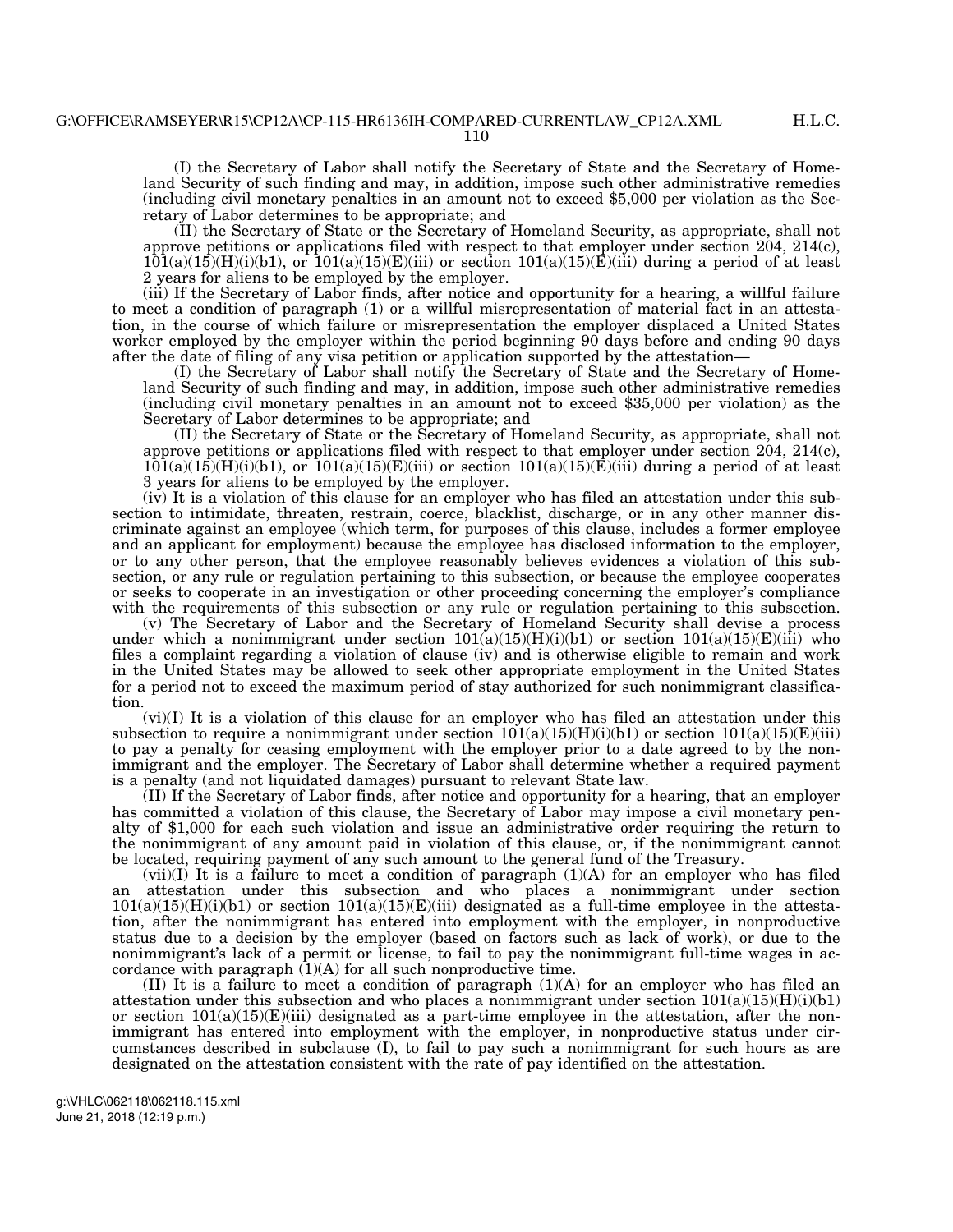(I) the Secretary of Labor shall notify the Secretary of State and the Secretary of Homeland Security of such finding and may, in addition, impose such other administrative remedies (including civil monetary penalties in an amount not to exceed $5,000 per violation as the Secretary of Labor determines to be appropriate; and

(II) the Secretary of State or the Secretary of Homeland Security, as appropriate, shall not approve petitions or applications filed with respect to that employer under section 204, 214(c), 101(a)(15)(H)(i)(b1), or 101(a)(15)(E)(iii) or section 101(a)(15)(E)(iii) during a period of at least 2 years for aliens to be employed by the employer.

(iii) If the Secretary of Labor finds, after notice and opportunity for a hearing, a willful failure to meet a condition of paragraph (1) or a willful misrepresentation of material fact in an attestation, in the course of which failure or misrepresentation the employer displaced a United States worker employed by the employer within the period beginning 90 days before and ending 90 days after the date of filing of any visa petition or application supported by the attestation—

(I) the Secretary of Labor shall notify the Secretary of State and the Secretary of Homeland Security of such finding and may, in addition, impose such other administrative remedies (including civil monetary penalties in an amount not to exceed $35,000 per violation) as the Secretary of Labor determines to be appropriate; and

(II) the Secretary of State or the Secretary of Homeland Security, as appropriate, shall not approve petitions or applications filed with respect to that employer under section 204, 214(c), 101(a)(15)(H)(i)(b1), or 101(a)(15)(E)(iii) or section 101(a)(15)(E)(iii) during a period of at least 3 years for aliens to be employed by the employer.

(iv) It is a violation of this clause for an employer who has filed an attestation under this subsection to intimidate, threaten, restrain, coerce, blacklist, discharge, or in any other manner discriminate against an employee (which term, for purposes of this clause, includes a former employee and an applicant for employment) because the employee has disclosed information to the employer, or to any other person, that the employee reasonably believes evidences a violation of this subsection, or any rule or regulation pertaining to this subsection, or because the employee cooperates or seeks to cooperate in an investigation or other proceeding concerning the employer's compliance with the requirements of this subsection or any rule or regulation pertaining to this subsection.

(v) The Secretary of Labor and the Secretary of Homeland Security shall devise a process under which a nonimmigrant under section 101(a)(15)(H)(i)(b1) or section 101(a)(15)(E)(iii) who files a complaint regarding a violation of clause (iv) and is otherwise eligible to remain and work in the United States may be allowed to seek other appropriate employment in the United States for a period not to exceed the maximum period of stay authorized for such nonimmigrant classification.

(vi)(I) It is a violation of this clause for an employer who has filed an attestation under this subsection to require a nonimmigrant under section 101(a)(15)(H)(i)(b1) or section 101(a)(15)(E)(iii) to pay a penalty for ceasing employment with the employer prior to a date agreed to by the nonimmigrant and the employer. The Secretary of Labor shall determine whether a required payment is a penalty (and not liquidated damages) pursuant to relevant State law.

(II) If the Secretary of Labor finds, after notice and opportunity for a hearing, that an employer has committed a violation of this clause, the Secretary of Labor may impose a civil monetary penalty of $1,000 for each such violation and issue an administrative order requiring the return to the nonimmigrant of any amount paid in violation of this clause, or, if the nonimmigrant cannot be located, requiring payment of any such amount to the general fund of the Treasury.

(vii)(I) It is a failure to meet a condition of paragraph (1)(A) for an employer who has filed an attestation under this subsection and who places a nonimmigrant under section 101(a)(15)(H)(i)(b1) or section 101(a)(15)(E)(iii) designated as a full-time employee in the attestation, after the nonimmigrant has entered into employment with the employer, in nonproductive status due to a decision by the employer (based on factors such as lack of work), or due to the nonimmigrant's lack of a permit or license, to fail to pay the nonimmigrant full-time wages in accordance with paragraph (1)(A) for all such nonproductive time.

(II) It is a failure to meet a condition of paragraph (1)(A) for an employer who has filed an attestation under this subsection and who places a nonimmigrant under section 101(a)(15)(H)(i)(b1) or section 101(a)(15)(E)(iii) designated as a part-time employee in the attestation, after the nonimmigrant has entered into employment with the employer, in nonproductive status under circumstances described in subclause (I), to fail to pay such a nonimmigrant for such hours as are designated on the attestation consistent with the rate of pay identified on the attestation.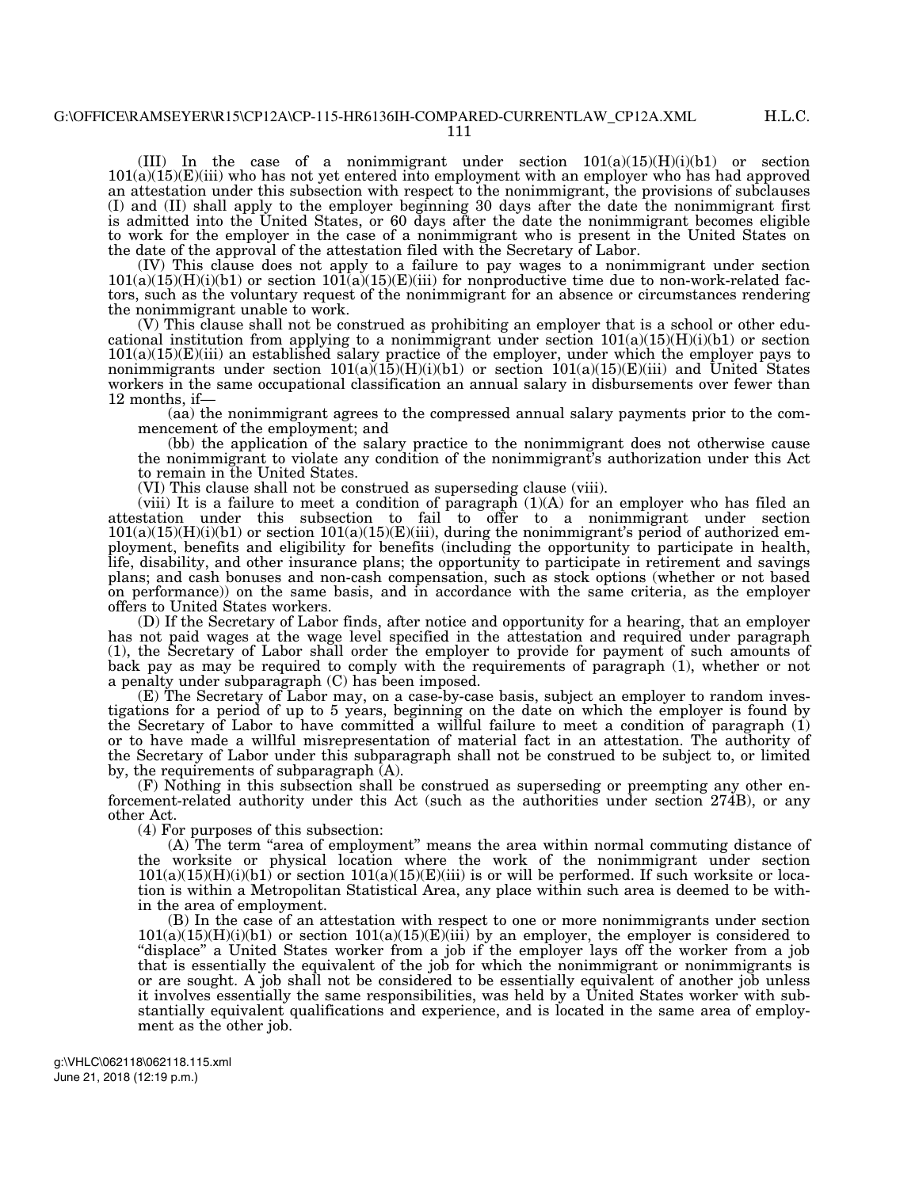(III) In the case of a nonimmigrant under section 101(a)(15)(H)(i)(b1) or section 101(a)(15)(E)(iii) who has not yet entered into employment with an employer who has had approved an attestation under this subsection with respect to the nonimmigrant, the provisions of subclauses (I) and (II) shall apply to the employer beginning 30 days after the date the nonimmigrant first is admitted into the United States, or 60 days after the date the nonimmigrant becomes eligible to work for the employer in the case of a nonimmigrant who is present in the United States on the date of the approval of the attestation filed with the Secretary of Labor.

(IV) This clause does not apply to a failure to pay wages to a nonimmigrant under section 101(a)(15)(H)(i)(b1) or section 101(a)(15)(E)(iii) for nonproductive time due to non-work-related factors, such as the voluntary request of the nonimmigrant for an absence or circumstances rendering the nonimmigrant unable to work.

(V) This clause shall not be construed as prohibiting an employer that is a school or other educational institution from applying to a nonimmigrant under section 101(a)(15)(H)(i)(b1) or section 101(a)(15)(E)(iii) an established salary practice of the employer, under which the employer pays to nonimmigrants under section 101(a)(15)(H)(i)(b1) or section 101(a)(15)(E)(iii) and United States workers in the same occupational classification an annual salary in disbursements over fewer than 12 months, if—

(aa) the nonimmigrant agrees to the compressed annual salary payments prior to the commencement of the employment; and

(bb) the application of the salary practice to the nonimmigrant does not otherwise cause the nonimmigrant to violate any condition of the nonimmigrant's authorization under this Act to remain in the United States.

(VI) This clause shall not be construed as superseding clause (viii).

(viii) It is a failure to meet a condition of paragraph (1)(A) for an employer who has filed an attestation under this subsection to fail to offer to a nonimmigrant under section 101(a)(15)(H)(i)(b1) or section 101(a)(15)(E)(iii), during the nonimmigrant's period of authorized employment, benefits and eligibility for benefits (including the opportunity to participate in health, life, disability, and other insurance plans; the opportunity to participate in retirement and savings plans; and cash bonuses and non-cash compensation, such as stock options (whether or not based on performance)) on the same basis, and in accordance with the same criteria, as the employer offers to United States workers.

(D) If the Secretary of Labor finds, after notice and opportunity for a hearing, that an employer has not paid wages at the wage level specified in the attestation and required under paragraph (1), the Secretary of Labor shall order the employer to provide for payment of such amounts of back pay as may be required to comply with the requirements of paragraph (1), whether or not a penalty under subparagraph (C) has been imposed.

(E) The Secretary of Labor may, on a case-by-case basis, subject an employer to random investigations for a period of up to 5 years, beginning on the date on which the employer is found by the Secretary of Labor to have committed a willful failure to meet a condition of paragraph (1) or to have made a willful misrepresentation of material fact in an attestation. The authority of the Secretary of Labor under this subparagraph shall not be construed to be subject to, or limited by, the requirements of subparagraph (A).

(F) Nothing in this subsection shall be construed as superseding or preempting any other enforcement-related authority under this Act (such as the authorities under section 274B), or any other Act.

(4) For purposes of this subsection:

(A) The term "area of employment" means the area within normal commuting distance of the worksite or physical location where the work of the nonimmigrant under section 101(a)(15)(H)(i)(b1) or section 101(a)(15)(E)(iii) is or will be performed. If such worksite or location is within a Metropolitan Statistical Area, any place within such area is deemed to be within the area of employment.

(B) In the case of an attestation with respect to one or more nonimmigrants under section 101(a)(15)(H)(i)(b1) or section 101(a)(15)(E)(iii) by an employer, the employer is considered to "displace" a United States worker from a job if the employer lays off the worker from a job that is essentially the equivalent of the job for which the nonimmigrant or nonimmigrants is or are sought. A job shall not be considered to be essentially equivalent of another job unless it involves essentially the same responsibilities, was held by a United States worker with substantially equivalent qualifications and experience, and is located in the same area of employment as the other job.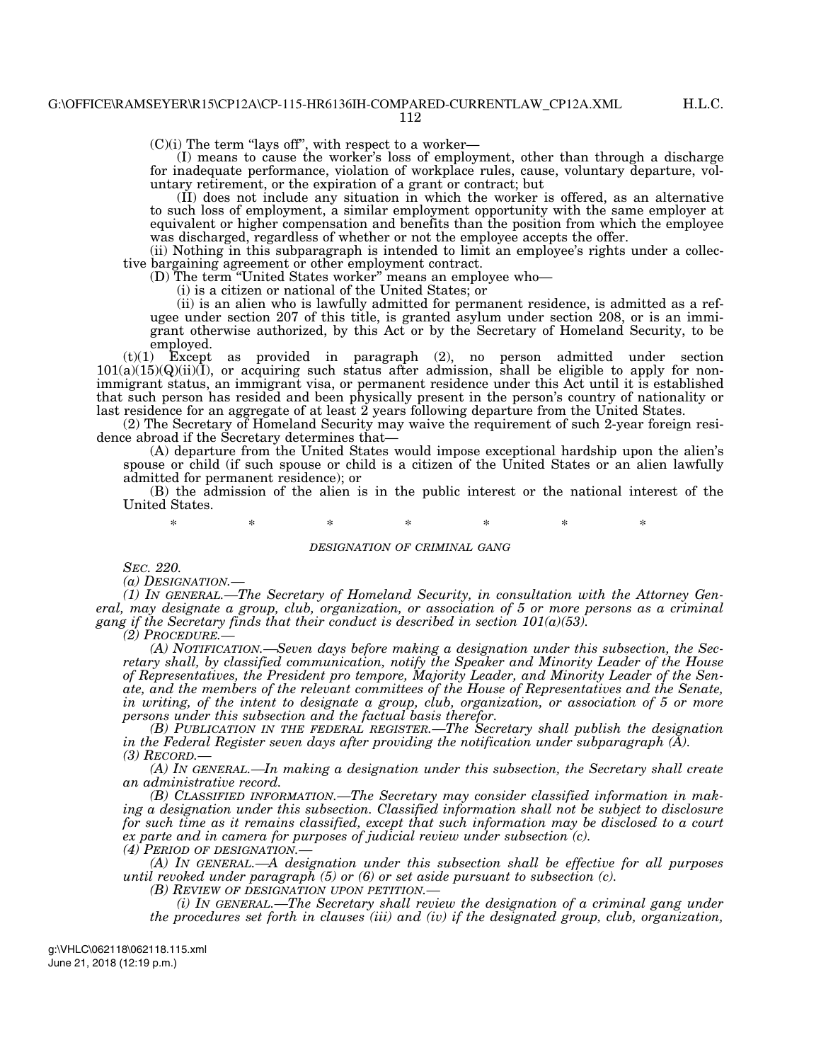(C)(i) The term "lays off", with respect to a worker—

(I) means to cause the worker's loss of employment, other than through a discharge for inadequate performance, violation of workplace rules, cause, voluntary departure, voluntary retirement, or the expiration of a grant or contract; but

(II) does not include any situation in which the worker is offered, as an alternative to such loss of employment, a similar employment opportunity with the same employer at equivalent or higher compensation and benefits than the position from which the employee was discharged, regardless of whether or not the employee accepts the offer.

(ii) Nothing in this subparagraph is intended to limit an employee's rights under a collective bargaining agreement or other employment contract.

(D) The term "United States worker" means an employee who—

(i) is a citizen or national of the United States; or

(ii) is an alien who is lawfully admitted for permanent residence, is admitted as a refugee under section 207 of this title, is granted asylum under section 208, or is an immigrant otherwise authorized, by this Act or by the Secretary of Homeland Security, to be employed.

(t)(1) Except as provided in paragraph (2), no person admitted under section 101(a)(15)(Q)(ii)(I), or acquiring such status after admission, shall be eligible to apply for nonimmigrant status, an immigrant visa, or permanent residence under this Act until it is established that such person has resided and been physically present in the person's country of nationality or last residence for an aggregate of at least 2 years following departure from the United States.

(2) The Secretary of Homeland Security may waive the requirement of such 2-year foreign residence abroad if the Secretary determines that—

(A) departure from the United States would impose exceptional hardship upon the alien's spouse or child (if such spouse or child is a citizen of the United States or an alien lawfully admitted for permanent residence); or

(B) the admission of the alien is in the public interest or the national interest of the United States.

\* \* \* \* \* \* \*

*DESIGNATION OF CRIMINAL GANG*

*SEC. 220.*

*(a) DESIGNATION.—*

*(1) IN GENERAL.—The Secretary of Homeland Security, in consultation with the Attorney General, may designate a group, club, organization, or association of 5 or more persons as a criminal gang if the Secretary finds that their conduct is described in section 101(a)(53).*

*(2) PROCEDURE.—*

*(A) NOTIFICATION.—Seven days before making a designation under this subsection, the Secretary shall, by classified communication, notify the Speaker and Minority Leader of the House of Representatives, the President pro tempore, Majority Leader, and Minority Leader of the Senate, and the members of the relevant committees of the House of Representatives and the Senate, in writing, of the intent to designate a group, club, organization, or association of 5 or more persons under this subsection and the factual basis therefor.*

*(B) PUBLICATION IN THE FEDERAL REGISTER.—The Secretary shall publish the designation in the Federal Register seven days after providing the notification under subparagraph (A).*

*(3) RECORD.—*

*(A) IN GENERAL.—In making a designation under this subsection, the Secretary shall create an administrative record.*

*(B) CLASSIFIED INFORMATION.—The Secretary may consider classified information in making a designation under this subsection. Classified information shall not be subject to disclosure for such time as it remains classified, except that such information may be disclosed to a court ex parte and in camera for purposes of judicial review under subsection (c).*

*(4) PERIOD OF DESIGNATION.—*

*(A) IN GENERAL.—A designation under this subsection shall be effective for all purposes until revoked under paragraph (5) or (6) or set aside pursuant to subsection (c).*

*(B) REVIEW OF DESIGNATION UPON PETITION.—*

*(i) IN GENERAL.—The Secretary shall review the designation of a criminal gang under the procedures set forth in clauses (iii) and (iv) if the designated group, club, organization,*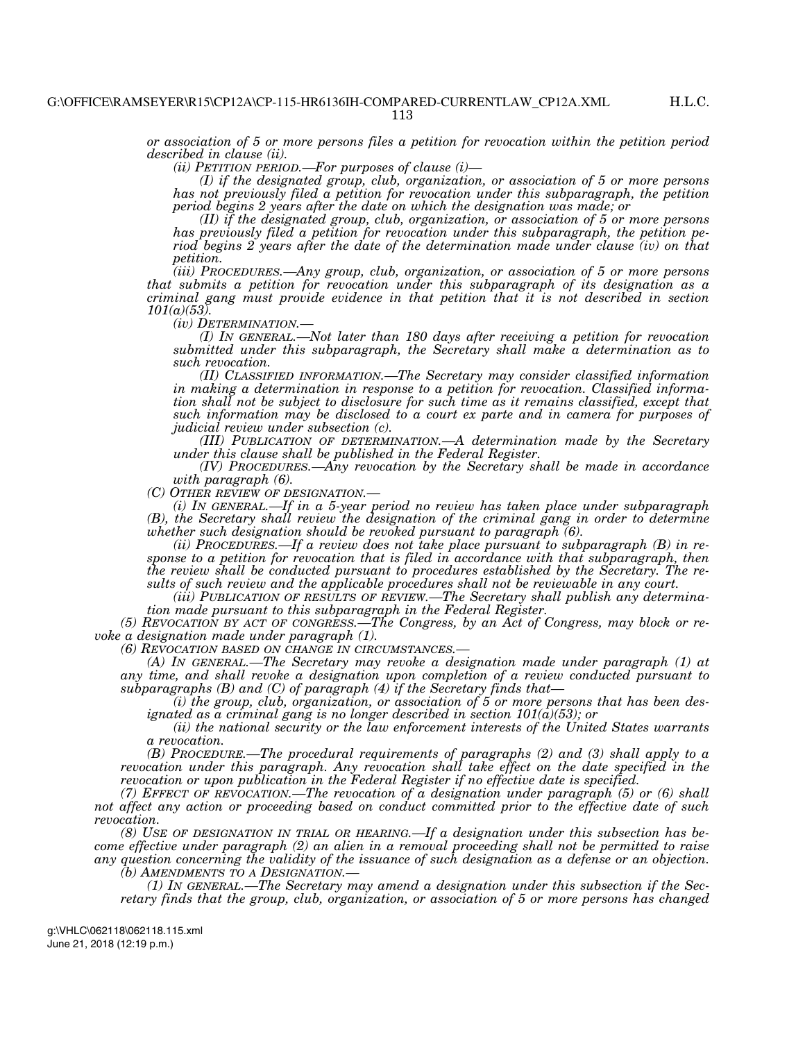*or association of 5 or more persons files a petition for revocation within the petition period described in clause (ii).*

*(ii) PETITION PERIOD.—For purposes of clause (i)—*

*(I) if the designated group, club, organization, or association of 5 or more persons has not previously filed a petition for revocation under this subparagraph, the petition period begins 2 years after the date on which the designation was made; or*

*(II) if the designated group, club, organization, or association of 5 or more persons has previously filed a petition for revocation under this subparagraph, the petition period begins 2 years after the date of the determination made under clause (iv) on that petition.*

*(iii) PROCEDURES.—Any group, club, organization, or association of 5 or more persons that submits a petition for revocation under this subparagraph of its designation as a criminal gang must provide evidence in that petition that it is not described in section 101(a)(53).*

*(iv) DETERMINATION.—*

*(I) IN GENERAL.—Not later than 180 days after receiving a petition for revocation submitted under this subparagraph, the Secretary shall make a determination as to such revocation.*

*(II) CLASSIFIED INFORMATION.—The Secretary may consider classified information in making a determination in response to a petition for revocation. Classified information shall not be subject to disclosure for such time as it remains classified, except that such information may be disclosed to a court ex parte and in camera for purposes of judicial review under subsection (c).*

*(III) PUBLICATION OF DETERMINATION.—A determination made by the Secretary under this clause shall be published in the Federal Register.*

*(IV) PROCEDURES.—Any revocation by the Secretary shall be made in accordance with paragraph (6).*

*(C) OTHER REVIEW OF DESIGNATION.—*

*(i) IN GENERAL.—If in a 5-year period no review has taken place under subparagraph (B), the Secretary shall review the designation of the criminal gang in order to determine whether such designation should be revoked pursuant to paragraph (6).*

*(ii) PROCEDURES.—If a review does not take place pursuant to subparagraph (B) in response to a petition for revocation that is filed in accordance with that subparagraph, then the review shall be conducted pursuant to procedures established by the Secretary. The results of such review and the applicable procedures shall not be reviewable in any court.*

*(iii) PUBLICATION OF RESULTS OF REVIEW.—The Secretary shall publish any determination made pursuant to this subparagraph in the Federal Register.*

*(5) REVOCATION BY ACT OF CONGRESS.—The Congress, by an Act of Congress, may block or revoke a designation made under paragraph (1).*

*(6) REVOCATION BASED ON CHANGE IN CIRCUMSTANCES.—*

*(A) IN GENERAL.—The Secretary may revoke a designation made under paragraph (1) at any time, and shall revoke a designation upon completion of a review conducted pursuant to subparagraphs (B) and (C) of paragraph (4) if the Secretary finds that—*

*(i) the group, club, organization, or association of 5 or more persons that has been designated as a criminal gang is no longer described in section 101(a)(53); or*

*(ii) the national security or the law enforcement interests of the United States warrants a revocation.*

*(B) PROCEDURE.—The procedural requirements of paragraphs (2) and (3) shall apply to a revocation under this paragraph. Any revocation shall take effect on the date specified in the revocation or upon publication in the Federal Register if no effective date is specified.*

*(7) EFFECT OF REVOCATION.—The revocation of a designation under paragraph (5) or (6) shall not affect any action or proceeding based on conduct committed prior to the effective date of such revocation.*

*(8) USE OF DESIGNATION IN TRIAL OR HEARING.—If a designation under this subsection has become effective under paragraph (2) an alien in a removal proceeding shall not be permitted to raise any question concerning the validity of the issuance of such designation as a defense or an objection.*

*(b) AMENDMENTS TO A DESIGNATION.—*

*(1) IN GENERAL.—The Secretary may amend a designation under this subsection if the Secretary finds that the group, club, organization, or association of 5 or more persons has changed*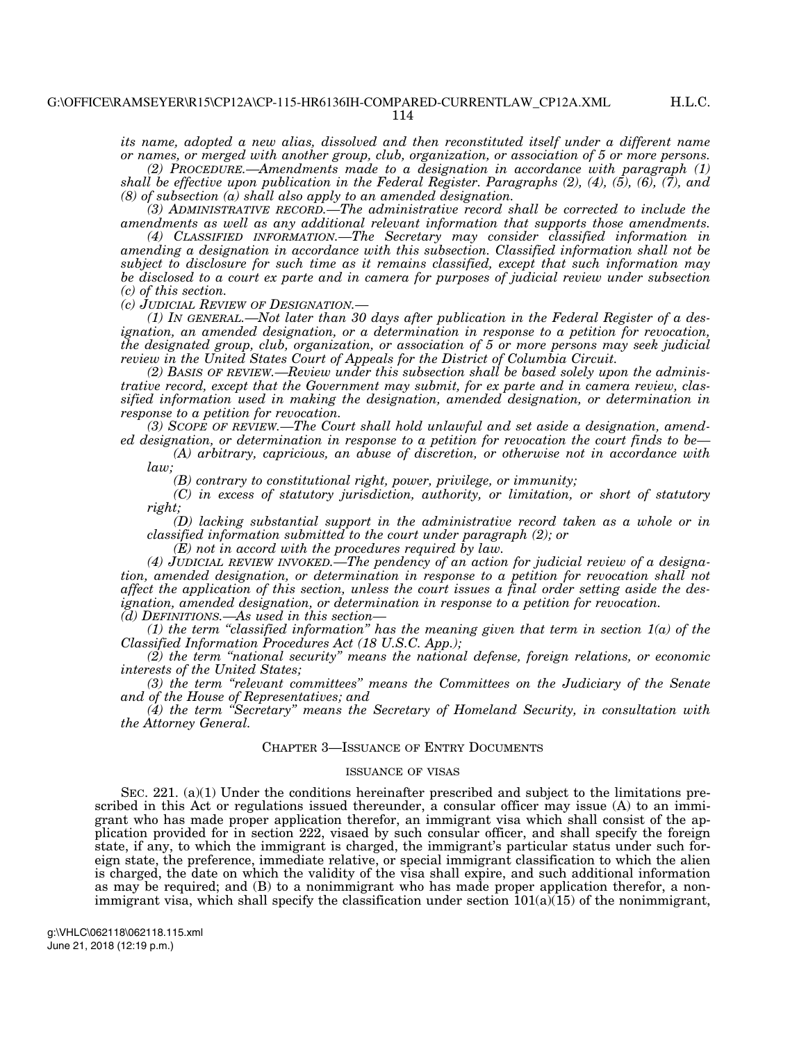*its name, adopted a new alias, dissolved and then reconstituted itself under a different name or names, or merged with another group, club, organization, or association of 5 or more persons.*

*(2) PROCEDURE.—Amendments made to a designation in accordance with paragraph (1) shall be effective upon publication in the Federal Register. Paragraphs (2), (4), (5), (6), (7), and (8) of subsection (a) shall also apply to an amended designation.*

*(3) ADMINISTRATIVE RECORD.—The administrative record shall be corrected to include the amendments as well as any additional relevant information that supports those amendments.*

*(4) CLASSIFIED INFORMATION.—The Secretary may consider classified information in amending a designation in accordance with this subsection. Classified information shall not be subject to disclosure for such time as it remains classified, except that such information may be disclosed to a court ex parte and in camera for purposes of judicial review under subsection (c) of this section.*

*(c) JUDICIAL REVIEW OF DESIGNATION.—*

*(1) IN GENERAL.—Not later than 30 days after publication in the Federal Register of a designation, an amended designation, or a determination in response to a petition for revocation, the designated group, club, organization, or association of 5 or more persons may seek judicial review in the United States Court of Appeals for the District of Columbia Circuit.*

*(2) BASIS OF REVIEW.—Review under this subsection shall be based solely upon the administrative record, except that the Government may submit, for ex parte and in camera review, classified information used in making the designation, amended designation, or determination in response to a petition for revocation.*

*(3) SCOPE OF REVIEW.—The Court shall hold unlawful and set aside a designation, amended designation, or determination in response to a petition for revocation the court finds to be—*

*(A) arbitrary, capricious, an abuse of discretion, or otherwise not in accordance with law;*

*(B) contrary to constitutional right, power, privilege, or immunity;*

*(C) in excess of statutory jurisdiction, authority, or limitation, or short of statutory right;*

*(D) lacking substantial support in the administrative record taken as a whole or in classified information submitted to the court under paragraph (2); or*

*(E) not in accord with the procedures required by law.*

*(4) JUDICIAL REVIEW INVOKED.—The pendency of an action for judicial review of a designation, amended designation, or determination in response to a petition for revocation shall not affect the application of this section, unless the court issues a final order setting aside the designation, amended designation, or determination in response to a petition for revocation.*

*(d) DEFINITIONS.—As used in this section—*

*(1) the term "classified information" has the meaning given that term in section 1(a) of the Classified Information Procedures Act (18 U.S.C. App.);*

*(2) the term "national security" means the national defense, foreign relations, or economic interests of the United States;*

*(3) the term "relevant committees" means the Committees on the Judiciary of the Senate and of the House of Representatives; and*

*(4) the term "Secretary" means the Secretary of Homeland Security, in consultation with the Attorney General.*

## CHAPTER 3—ISSUANCE OF ENTRY DOCUMENTS

### ISSUANCE OF VISAS

SEC. 221. (a)(1) Under the conditions hereinafter prescribed and subject to the limitations prescribed in this Act or regulations issued thereunder, a consular officer may issue (A) to an immigrant who has made proper application therefor, an immigrant visa which shall consist of the application provided for in section 222, visaed by such consular officer, and shall specify the foreign state, if any, to which the immigrant is charged, the immigrant's particular status under such foreign state, the preference, immediate relative, or special immigrant classification to which the alien is charged, the date on which the validity of the visa shall expire, and such additional information as may be required; and (B) to a nonimmigrant who has made proper application therefor, a nonimmigrant visa, which shall specify the classification under section 101(a)(15) of the nonimmigrant,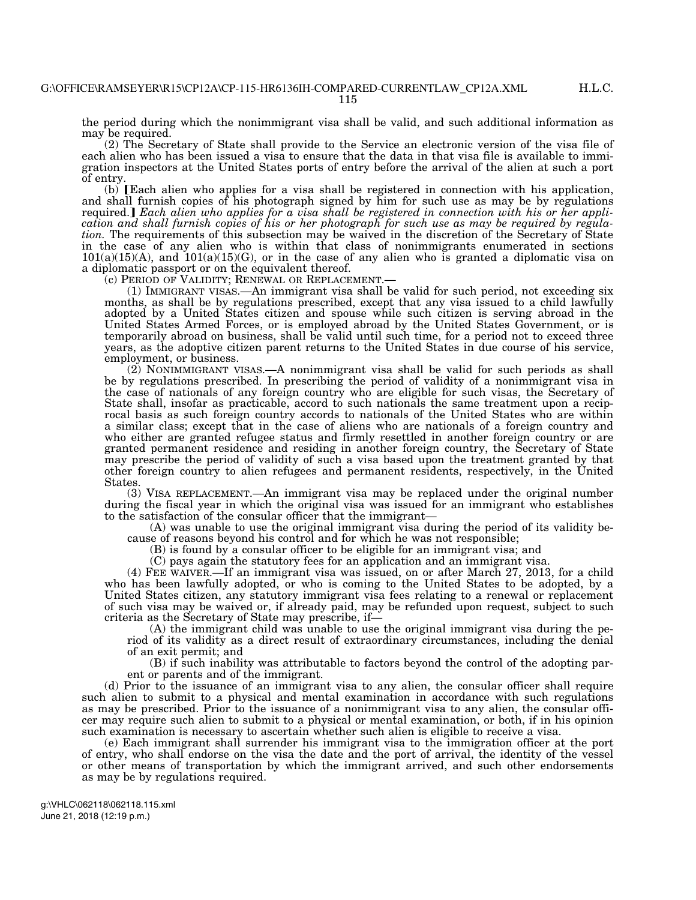the period during which the nonimmigrant visa shall be valid, and such additional information as may be required.

(2) The Secretary of State shall provide to the Service an electronic version of the visa file of each alien who has been issued a visa to ensure that the data in that visa file is available to immigration inspectors at the United States ports of entry before the arrival of the alien at such a port of entry.

(b) ⟦Each alien who applies for a visa shall be registered in connection with his application, and shall furnish copies of his photograph signed by him for such use as may be by regulations required.⟧ *Each alien who applies for a visa shall be registered in connection with his or her application and shall furnish copies of his or her photograph for such use as may be required by regulation.* The requirements of this subsection may be waived in the discretion of the Secretary of State in the case of any alien who is within that class of nonimmigrants enumerated in sections 101(a)(15)(A), and 101(a)(15)(G), or in the case of any alien who is granted a diplomatic visa on a diplomatic passport or on the equivalent thereof.

(c) PERIOD OF VALIDITY; RENEWAL OR REPLACEMENT.—

(1) IMMIGRANT VISAS.—An immigrant visa shall be valid for such period, not exceeding six months, as shall be by regulations prescribed, except that any visa issued to a child lawfully adopted by a United States citizen and spouse while such citizen is serving abroad in the United States Armed Forces, or is employed abroad by the United States Government, or is temporarily abroad on business, shall be valid until such time, for a period not to exceed three years, as the adoptive citizen parent returns to the United States in due course of his service, employment, or business.

(2) NONIMMIGRANT VISAS.—A nonimmigrant visa shall be valid for such periods as shall be by regulations prescribed. In prescribing the period of validity of a nonimmigrant visa in the case of nationals of any foreign country who are eligible for such visas, the Secretary of State shall, insofar as practicable, accord to such nationals the same treatment upon a reciprocal basis as such foreign country accords to nationals of the United States who are within a similar class; except that in the case of aliens who are nationals of a foreign country and who either are granted refugee status and firmly resettled in another foreign country or are granted permanent residence and residing in another foreign country, the Secretary of State may prescribe the period of validity of such a visa based upon the treatment granted by that other foreign country to alien refugees and permanent residents, respectively, in the United States.

(3) VISA REPLACEMENT.—An immigrant visa may be replaced under the original number during the fiscal year in which the original visa was issued for an immigrant who establishes to the satisfaction of the consular officer that the immigrant—

(A) was unable to use the original immigrant visa during the period of its validity because of reasons beyond his control and for which he was not responsible;

(B) is found by a consular officer to be eligible for an immigrant visa; and

(C) pays again the statutory fees for an application and an immigrant visa.

(4) FEE WAIVER.—If an immigrant visa was issued, on or after March 27, 2013, for a child who has been lawfully adopted, or who is coming to the United States to be adopted, by a United States citizen, any statutory immigrant visa fees relating to a renewal or replacement of such visa may be waived or, if already paid, may be refunded upon request, subject to such criteria as the Secretary of State may prescribe, if—

(A) the immigrant child was unable to use the original immigrant visa during the period of its validity as a direct result of extraordinary circumstances, including the denial of an exit permit; and

(B) if such inability was attributable to factors beyond the control of the adopting parent or parents and of the immigrant.

(d) Prior to the issuance of an immigrant visa to any alien, the consular officer shall require such alien to submit to a physical and mental examination in accordance with such regulations as may be prescribed. Prior to the issuance of a nonimmigrant visa to any alien, the consular officer may require such alien to submit to a physical or mental examination, or both, if in his opinion such examination is necessary to ascertain whether such alien is eligible to receive a visa.

(e) Each immigrant shall surrender his immigrant visa to the immigration officer at the port of entry, who shall endorse on the visa the date and the port of arrival, the identity of the vessel or other means of transportation by which the immigrant arrived, and such other endorsements as may be by regulations required.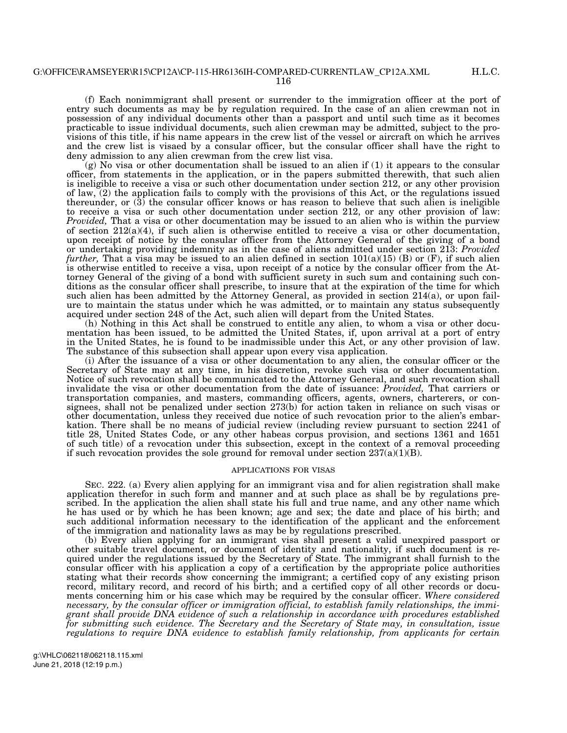(f) Each nonimmigrant shall present or surrender to the immigration officer at the port of entry such documents as may be by regulation required. In the case of an alien crewman not in possession of any individual documents other than a passport and until such time as it becomes practicable to issue individual documents, such alien crewman may be admitted, subject to the provisions of this title, if his name appears in the crew list of the vessel or aircraft on which he arrives and the crew list is visaed by a consular officer, but the consular officer shall have the right to deny admission to any alien crewman from the crew list visa.

(g) No visa or other documentation shall be issued to an alien if (1) it appears to the consular officer, from statements in the application, or in the papers submitted therewith, that such alien is ineligible to receive a visa or such other documentation under section 212, or any other provision of law, (2) the application fails to comply with the provisions of this Act, or the regulations issued thereunder, or (3) the consular officer knows or has reason to believe that such alien is ineligible to receive a visa or such other documentation under section 212, or any other provision of law: *Provided,* That a visa or other documentation may be issued to an alien who is within the purview of section 212(a)(4), if such alien is otherwise entitled to receive a visa or other documentation, upon receipt of notice by the consular officer from the Attorney General of the giving of a bond or undertaking providing indemnity as in the case of aliens admitted under section 213: *Provided further,* That a visa may be issued to an alien defined in section 101(a)(15) (B) or (F), if such alien is otherwise entitled to receive a visa, upon receipt of a notice by the consular officer from the Attorney General of the giving of a bond with sufficient surety in such sum and containing such conditions as the consular officer shall prescribe, to insure that at the expiration of the time for which such alien has been admitted by the Attorney General, as provided in section 214(a), or upon failure to maintain the status under which he was admitted, or to maintain any status subsequently acquired under section 248 of the Act, such alien will depart from the United States.

(h) Nothing in this Act shall be construed to entitle any alien, to whom a visa or other documentation has been issued, to be admitted the United States, if, upon arrival at a port of entry in the United States, he is found to be inadmissible under this Act, or any other provision of law. The substance of this subsection shall appear upon every visa application.

(i) After the issuance of a visa or other documentation to any alien, the consular officer or the Secretary of State may at any time, in his discretion, revoke such visa or other documentation. Notice of such revocation shall be communicated to the Attorney General, and such revocation shall invalidate the visa or other documentation from the date of issuance: *Provided,* That carriers or transportation companies, and masters, commanding officers, agents, owners, charterers, or consignees, shall not be penalized under section 273(b) for action taken in reliance on such visas or other documentation, unless they received due notice of such revocation prior to the alien's embarkation. There shall be no means of judicial review (including review pursuant to section 2241 of title 28, United States Code, or any other habeas corpus provision, and sections 1361 and 1651 of such title) of a revocation under this subsection, except in the context of a removal proceeding if such revocation provides the sole ground for removal under section 237(a)(1)(B).

APPLICATIONS FOR VISAS

SEC. 222. (a) Every alien applying for an immigrant visa and for alien registration shall make application therefor in such form and manner and at such place as shall be by regulations prescribed. In the application the alien shall state his full and true name, and any other name which he has used or by which he has been known; age and sex; the date and place of his birth; and such additional information necessary to the identification of the applicant and the enforcement of the immigration and nationality laws as may be by regulations prescribed.

(b) Every alien applying for an immigrant visa shall present a valid unexpired passport or other suitable travel document, or document of identity and nationality, if such document is required under the regulations issued by the Secretary of State. The immigrant shall furnish to the consular officer with his application a copy of a certification by the appropriate police authorities stating what their records show concerning the immigrant; a certified copy of any existing prison record, military record, and record of his birth; and a certified copy of all other records or documents concerning him or his case which may be required by the consular officer. *Where considered necessary, by the consular officer or immigration official, to establish family relationships, the immigrant shall provide DNA evidence of such a relationship in accordance with procedures established for submitting such evidence. The Secretary and the Secretary of State may, in consultation, issue regulations to require DNA evidence to establish family relationship, from applicants for certain*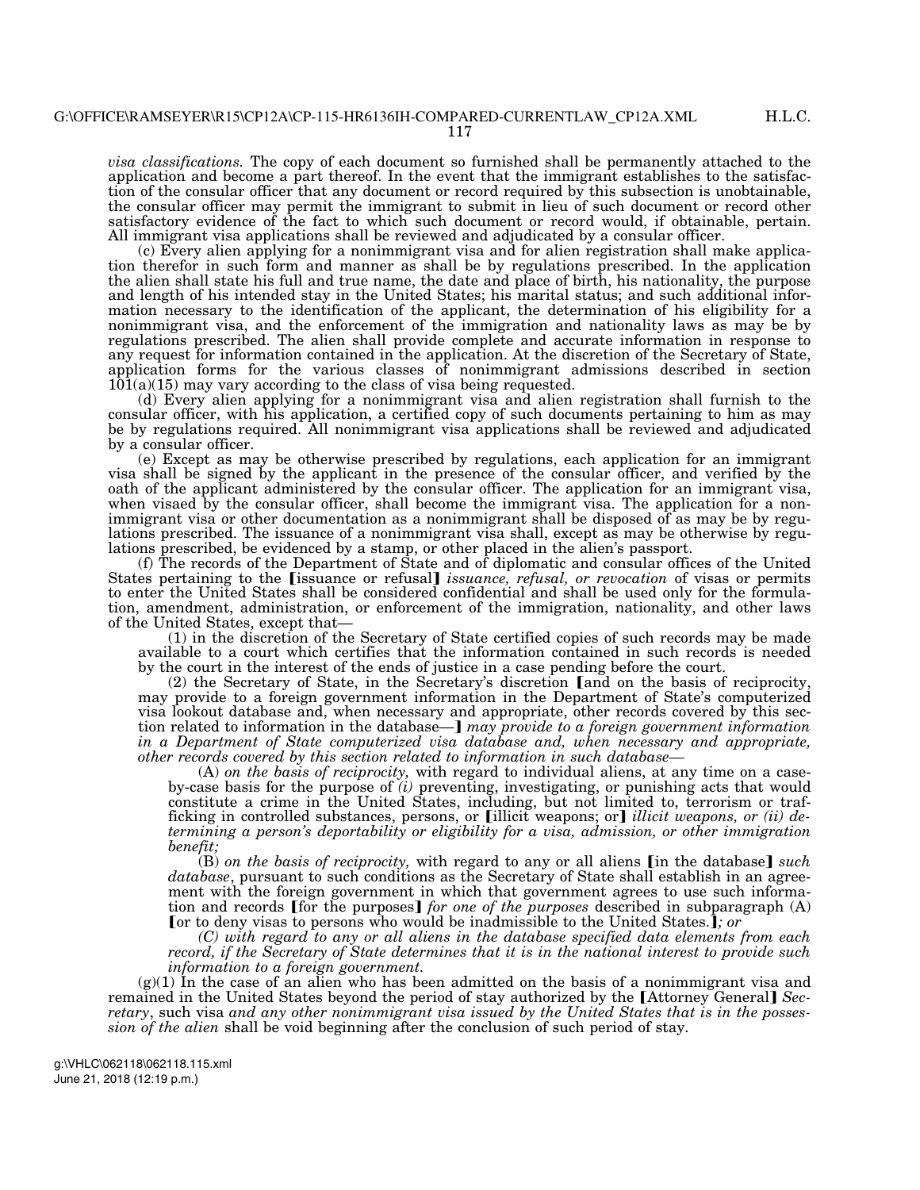*visa classifications.* The copy of each document so furnished shall be permanently attached to the application and become a part thereof. In the event that the immigrant establishes to the satisfaction of the consular officer that any document or record required by this subsection is unobtainable, the consular officer may permit the immigrant to submit in lieu of such document or record other satisfactory evidence of the fact to which such document or record would, if obtainable, pertain. All immigrant visa applications shall be reviewed and adjudicated by a consular officer.

(c) Every alien applying for a nonimmigrant visa and for alien registration shall make application therefor in such form and manner as shall be by regulations prescribed. In the application the alien shall state his full and true name, the date and place of birth, his nationality, the purpose and length of his intended stay in the United States; his marital status; and such additional information necessary to the identification of the applicant, the determination of his eligibility for a nonimmigrant visa, and the enforcement of the immigration and nationality laws as may be by regulations prescribed. The alien shall provide complete and accurate information in response to any request for information contained in the application. At the discretion of the Secretary of State, application forms for the various classes of nonimmigrant admissions described in section 101(a)(15) may vary according to the class of visa being requested.

(d) Every alien applying for a nonimmigrant visa and alien registration shall furnish to the consular officer, with his application, a certified copy of such documents pertaining to him as may be by regulations required. All nonimmigrant visa applications shall be reviewed and adjudicated by a consular officer.

(e) Except as may be otherwise prescribed by regulations, each application for an immigrant visa shall be signed by the applicant in the presence of the consular officer, and verified by the oath of the applicant administered by the consular officer. The application for an immigrant visa, when visaed by the consular officer, shall become the immigrant visa. The application for a nonimmigrant visa or other documentation as a nonimmigrant shall be disposed of as may be by regulations prescribed. The issuance of a nonimmigrant visa shall, except as may be otherwise by regulations prescribed, be evidenced by a stamp, or other placed in the alien's passport.

(f) The records of the Department of State and of diplomatic and consular offices of the United States pertaining to the ⟦issuance or refusal⟧ *issuance, refusal, or revocation* of visas or permits to enter the United States shall be considered confidential and shall be used only for the formulation, amendment, administration, or enforcement of the immigration, nationality, and other laws of the United States, except that—

(1) in the discretion of the Secretary of State certified copies of such records may be made available to a court which certifies that the information contained in such records is needed by the court in the interest of the ends of justice in a case pending before the court.

(2) the Secretary of State, in the Secretary's discretion ⟦and on the basis of reciprocity, may provide to a foreign government information in the Department of State's computerized visa lookout database and, when necessary and appropriate, other records covered by this section related to information in the database—⟧ *may provide to a foreign government information in a Department of State computerized visa database and, when necessary and appropriate, other records covered by this section related to information in such database—*

(A) *on the basis of reciprocity,* with regard to individual aliens, at any time on a case-by-case basis for the purpose of *(i)* preventing, investigating, or punishing acts that would constitute a crime in the United States, including, but not limited to, terrorism or trafficking in controlled substances, persons, or ⟦illicit weapons; or⟧ *illicit weapons, or (ii) determining a person's deportability or eligibility for a visa, admission, or other immigration benefit;*

(B) *on the basis of reciprocity,* with regard to any or all aliens ⟦in the database⟧ *such database*, pursuant to such conditions as the Secretary of State shall establish in an agreement with the foreign government in which that government agrees to use such information and records ⟦for the purposes⟧ *for one of the purposes* described in subparagraph (A) ⟦or to deny visas to persons who would be inadmissible to the United States.⟧*; or*

*(C) with regard to any or all aliens in the database specified data elements from each record, if the Secretary of State determines that it is in the national interest to provide such information to a foreign government.*

(g)(1) In the case of an alien who has been admitted on the basis of a nonimmigrant visa and remained in the United States beyond the period of stay authorized by the ⟦Attorney General⟧ *Secretary*, such visa *and any other nonimmigrant visa issued by the United States that is in the possession of the alien* shall be void beginning after the conclusion of such period of stay.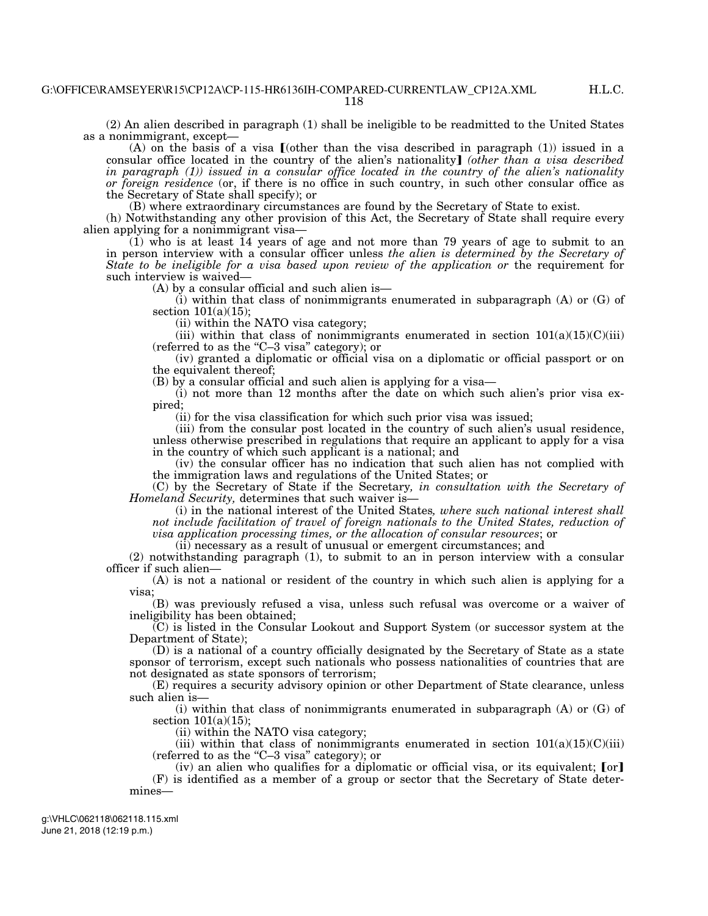(2) An alien described in paragraph (1) shall be ineligible to be readmitted to the United States as a nonimmigrant, except—

(A) on the basis of a visa 【(other than the visa described in paragraph (1)) issued in a consular office located in the country of the alien's nationality】 *(other than a visa described in paragraph (1)) issued in a consular office located in the country of the alien's nationality or foreign residence* (or, if there is no office in such country, in such other consular office as the Secretary of State shall specify); or

(B) where extraordinary circumstances are found by the Secretary of State to exist.

(h) Notwithstanding any other provision of this Act, the Secretary of State shall require every alien applying for a nonimmigrant visa—

(1) who is at least 14 years of age and not more than 79 years of age to submit to an in person interview with a consular officer unless *the alien is determined by the Secretary of State to be ineligible for a visa based upon review of the application or* the requirement for such interview is waived—

(A) by a consular official and such alien is—

(i) within that class of nonimmigrants enumerated in subparagraph (A) or (G) of section 101(a)(15);

(ii) within the NATO visa category;

(iii) within that class of nonimmigrants enumerated in section 101(a)(15)(C)(iii) (referred to as the "C–3 visa" category); or

(iv) granted a diplomatic or official visa on a diplomatic or official passport or on the equivalent thereof;

(B) by a consular official and such alien is applying for a visa—

(i) not more than 12 months after the date on which such alien's prior visa expired;

(ii) for the visa classification for which such prior visa was issued;

(iii) from the consular post located in the country of such alien's usual residence, unless otherwise prescribed in regulations that require an applicant to apply for a visa in the country of which such applicant is a national; and

(iv) the consular officer has no indication that such alien has not complied with the immigration laws and regulations of the United States; or

(C) by the Secretary of State if the Secretary*, in consultation with the Secretary of Homeland Security,* determines that such waiver is—

(i) in the national interest of the United States*, where such national interest shall not include facilitation of travel of foreign nationals to the United States, reduction of visa application processing times, or the allocation of consular resources*; or

(ii) necessary as a result of unusual or emergent circumstances; and

(2) notwithstanding paragraph (1), to submit to an in person interview with a consular officer if such alien—

(A) is not a national or resident of the country in which such alien is applying for a visa;

(B) was previously refused a visa, unless such refusal was overcome or a waiver of ineligibility has been obtained;

(C) is listed in the Consular Lookout and Support System (or successor system at the Department of State);

(D) is a national of a country officially designated by the Secretary of State as a state sponsor of terrorism, except such nationals who possess nationalities of countries that are not designated as state sponsors of terrorism;

(E) requires a security advisory opinion or other Department of State clearance, unless such alien is—

(i) within that class of nonimmigrants enumerated in subparagraph (A) or (G) of section 101(a)(15);

(ii) within the NATO visa category;

(iii) within that class of nonimmigrants enumerated in section 101(a)(15)(C)(iii) (referred to as the "C–3 visa" category); or

(iv) an alien who qualifies for a diplomatic or official visa, or its equivalent; 【or】

(F) is identified as a member of a group or sector that the Secretary of State determines—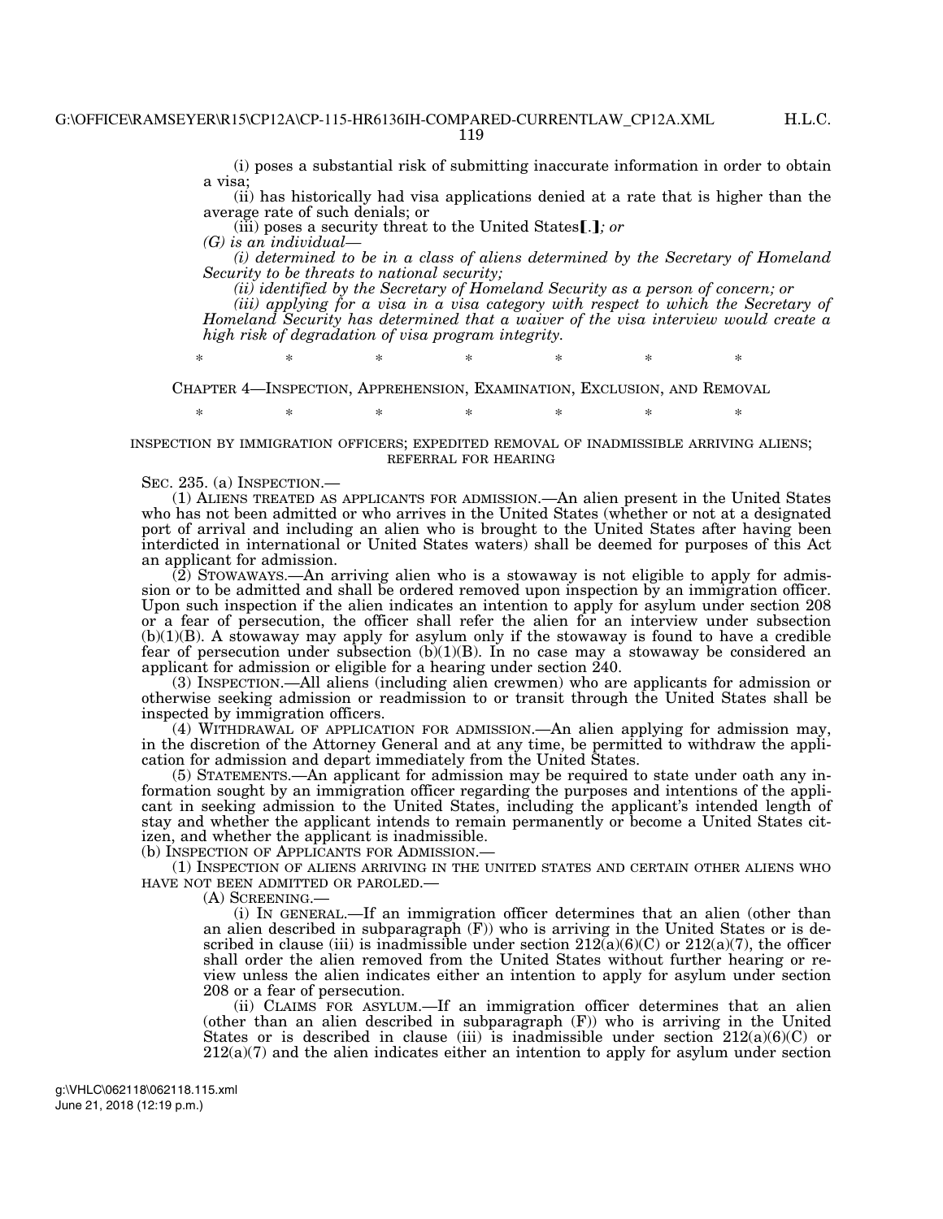(i) poses a substantial risk of submitting inaccurate information in order to obtain a visa;

(ii) has historically had visa applications denied at a rate that is higher than the average rate of such denials; or

(iii) poses a security threat to the United States[.]*; or*

*(G) is an individual—*

*(i) determined to be in a class of aliens determined by the Secretary of Homeland Security to be threats to national security;*

*(ii) identified by the Secretary of Homeland Security as a person of concern; or*

*(iii) applying for a visa in a visa category with respect to which the Secretary of Homeland Security has determined that a waiver of the visa interview would create a high risk of degradation of visa program integrity.*

\* \* \* \* \* \* \*

CHAPTER 4—INSPECTION, APPREHENSION, EXAMINATION, EXCLUSION, AND REMOVAL

\* \* \* \* \* \* \*

INSPECTION BY IMMIGRATION OFFICERS; EXPEDITED REMOVAL OF INADMISSIBLE ARRIVING ALIENS; REFERRAL FOR HEARING

SEC. 235. (a) INSPECTION.—

(1) ALIENS TREATED AS APPLICANTS FOR ADMISSION.—An alien present in the United States who has not been admitted or who arrives in the United States (whether or not at a designated port of arrival and including an alien who is brought to the United States after having been interdicted in international or United States waters) shall be deemed for purposes of this Act an applicant for admission.

(2) STOWAWAYS.—An arriving alien who is a stowaway is not eligible to apply for admission or to be admitted and shall be ordered removed upon inspection by an immigration officer. Upon such inspection if the alien indicates an intention to apply for asylum under section 208 or a fear of persecution, the officer shall refer the alien for an interview under subsection (b)(1)(B). A stowaway may apply for asylum only if the stowaway is found to have a credible fear of persecution under subsection (b)(1)(B). In no case may a stowaway be considered an applicant for admission or eligible for a hearing under section 240.

(3) INSPECTION.—All aliens (including alien crewmen) who are applicants for admission or otherwise seeking admission or readmission to or transit through the United States shall be inspected by immigration officers.

(4) WITHDRAWAL OF APPLICATION FOR ADMISSION.—An alien applying for admission may, in the discretion of the Attorney General and at any time, be permitted to withdraw the application for admission and depart immediately from the United States.

(5) STATEMENTS.—An applicant for admission may be required to state under oath any information sought by an immigration officer regarding the purposes and intentions of the applicant in seeking admission to the United States, including the applicant's intended length of stay and whether the applicant intends to remain permanently or become a United States citizen, and whether the applicant is inadmissible.

(b) INSPECTION OF APPLICANTS FOR ADMISSION.—

(1) INSPECTION OF ALIENS ARRIVING IN THE UNITED STATES AND CERTAIN OTHER ALIENS WHO HAVE NOT BEEN ADMITTED OR PAROLED.—

(A) SCREENING.—

(i) IN GENERAL.—If an immigration officer determines that an alien (other than an alien described in subparagraph (F)) who is arriving in the United States or is described in clause (iii) is inadmissible under section 212(a)(6)(C) or 212(a)(7), the officer shall order the alien removed from the United States without further hearing or review unless the alien indicates either an intention to apply for asylum under section 208 or a fear of persecution.

(ii) CLAIMS FOR ASYLUM.—If an immigration officer determines that an alien (other than an alien described in subparagraph (F)) who is arriving in the United States or is described in clause (iii) is inadmissible under section 212(a)(6)(C) or 212(a)(7) and the alien indicates either an intention to apply for asylum under section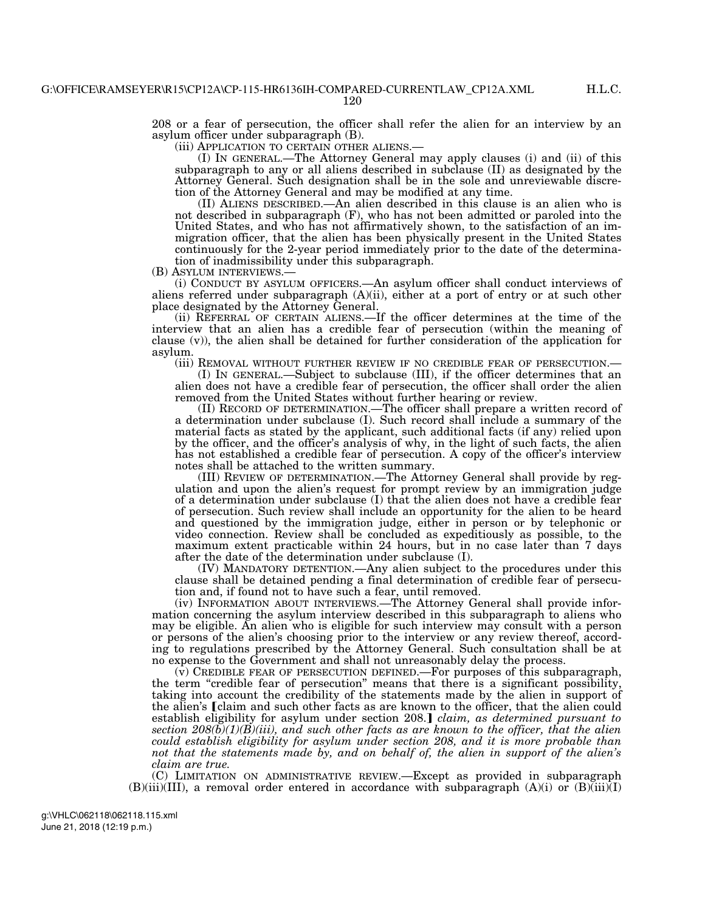208 or a fear of persecution, the officer shall refer the alien for an interview by an asylum officer under subparagraph (B).

(iii) APPLICATION TO CERTAIN OTHER ALIENS.—

(I) IN GENERAL.—The Attorney General may apply clauses (i) and (ii) of this subparagraph to any or all aliens described in subclause (II) as designated by the Attorney General. Such designation shall be in the sole and unreviewable discretion of the Attorney General and may be modified at any time.

(II) ALIENS DESCRIBED.—An alien described in this clause is an alien who is not described in subparagraph (F), who has not been admitted or paroled into the United States, and who has not affirmatively shown, to the satisfaction of an immigration officer, that the alien has been physically present in the United States continuously for the 2-year period immediately prior to the date of the determination of inadmissibility under this subparagraph.

(B) ASYLUM INTERVIEWS.—

(i) CONDUCT BY ASYLUM OFFICERS.—An asylum officer shall conduct interviews of aliens referred under subparagraph (A)(ii), either at a port of entry or at such other place designated by the Attorney General.

(ii) REFERRAL OF CERTAIN ALIENS.—If the officer determines at the time of the interview that an alien has a credible fear of persecution (within the meaning of clause (v)), the alien shall be detained for further consideration of the application for asylum.

(iii) REMOVAL WITHOUT FURTHER REVIEW IF NO CREDIBLE FEAR OF PERSECUTION.—

(I) IN GENERAL.—Subject to subclause (III), if the officer determines that an alien does not have a credible fear of persecution, the officer shall order the alien removed from the United States without further hearing or review.

(II) RECORD OF DETERMINATION.—The officer shall prepare a written record of a determination under subclause (I). Such record shall include a summary of the material facts as stated by the applicant, such additional facts (if any) relied upon by the officer, and the officer's analysis of why, in the light of such facts, the alien has not established a credible fear of persecution. A copy of the officer's interview notes shall be attached to the written summary.

(III) REVIEW OF DETERMINATION.—The Attorney General shall provide by regulation and upon the alien's request for prompt review by an immigration judge of a determination under subclause (I) that the alien does not have a credible fear of persecution. Such review shall include an opportunity for the alien to be heard and questioned by the immigration judge, either in person or by telephonic or video connection. Review shall be concluded as expeditiously as possible, to the maximum extent practicable within 24 hours, but in no case later than 7 days after the date of the determination under subclause (I).

(IV) MANDATORY DETENTION.—Any alien subject to the procedures under this clause shall be detained pending a final determination of credible fear of persecution and, if found not to have such a fear, until removed.

(iv) INFORMATION ABOUT INTERVIEWS.—The Attorney General shall provide information concerning the asylum interview described in this subparagraph to aliens who may be eligible. An alien who is eligible for such interview may consult with a person or persons of the alien's choosing prior to the interview or any review thereof, according to regulations prescribed by the Attorney General. Such consultation shall be at no expense to the Government and shall not unreasonably delay the process.

(v) CREDIBLE FEAR OF PERSECUTION DEFINED.—For purposes of this subparagraph, the term "credible fear of persecution" means that there is a significant possibility, taking into account the credibility of the statements made by the alien in support of the alien's ⟦claim and such other facts as are known to the officer, that the alien could establish eligibility for asylum under section 208.⟧ *claim, as determined pursuant to section 208(b)(1)(B)(iii), and such other facts as are known to the officer, that the alien could establish eligibility for asylum under section 208, and it is more probable than not that the statements made by, and on behalf of, the alien in support of the alien's claim are true.*

(C) LIMITATION ON ADMINISTRATIVE REVIEW.—Except as provided in subparagraph (B)(iii)(III), a removal order entered in accordance with subparagraph (A)(i) or (B)(iii)(I)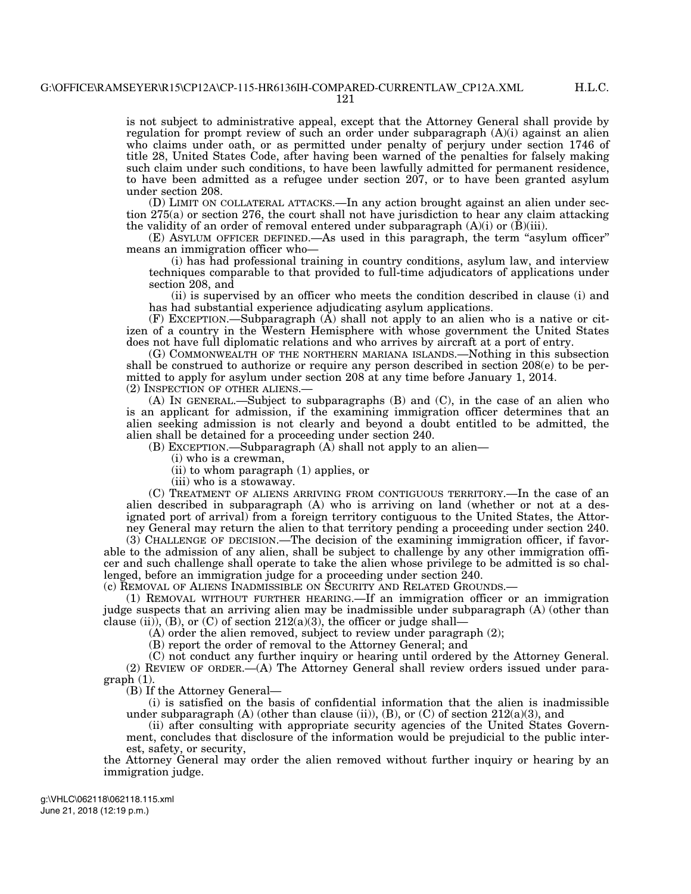is not subject to administrative appeal, except that the Attorney General shall provide by regulation for prompt review of such an order under subparagraph (A)(i) against an alien who claims under oath, or as permitted under penalty of perjury under section 1746 of title 28, United States Code, after having been warned of the penalties for falsely making such claim under such conditions, to have been lawfully admitted for permanent residence, to have been admitted as a refugee under section 207, or to have been granted asylum under section 208.

(D) LIMIT ON COLLATERAL ATTACKS.—In any action brought against an alien under section 275(a) or section 276, the court shall not have jurisdiction to hear any claim attacking the validity of an order of removal entered under subparagraph (A)(i) or (B)(iii).

(E) ASYLUM OFFICER DEFINED.—As used in this paragraph, the term "asylum officer" means an immigration officer who—

(i) has had professional training in country conditions, asylum law, and interview techniques comparable to that provided to full-time adjudicators of applications under section 208, and

(ii) is supervised by an officer who meets the condition described in clause (i) and has had substantial experience adjudicating asylum applications.

(F) EXCEPTION.—Subparagraph (A) shall not apply to an alien who is a native or citizen of a country in the Western Hemisphere with whose government the United States does not have full diplomatic relations and who arrives by aircraft at a port of entry.

(G) COMMONWEALTH OF THE NORTHERN MARIANA ISLANDS.—Nothing in this subsection shall be construed to authorize or require any person described in section 208(e) to be permitted to apply for asylum under section 208 at any time before January 1, 2014.

(2) INSPECTION OF OTHER ALIENS.—

(A) IN GENERAL.—Subject to subparagraphs (B) and (C), in the case of an alien who is an applicant for admission, if the examining immigration officer determines that an alien seeking admission is not clearly and beyond a doubt entitled to be admitted, the alien shall be detained for a proceeding under section 240.

(B) EXCEPTION.—Subparagraph (A) shall not apply to an alien—

(i) who is a crewman,

(ii) to whom paragraph (1) applies, or

(iii) who is a stowaway.

(C) TREATMENT OF ALIENS ARRIVING FROM CONTIGUOUS TERRITORY.—In the case of an alien described in subparagraph (A) who is arriving on land (whether or not at a designated port of arrival) from a foreign territory contiguous to the United States, the Attorney General may return the alien to that territory pending a proceeding under section 240.

(3) CHALLENGE OF DECISION.—The decision of the examining immigration officer, if favorable to the admission of any alien, shall be subject to challenge by any other immigration officer and such challenge shall operate to take the alien whose privilege to be admitted is so challenged, before an immigration judge for a proceeding under section 240.

(c) REMOVAL OF ALIENS INADMISSIBLE ON SECURITY AND RELATED GROUNDS.—

(1) REMOVAL WITHOUT FURTHER HEARING.—If an immigration officer or an immigration judge suspects that an arriving alien may be inadmissible under subparagraph (A) (other than clause (ii)), (B), or (C) of section 212(a)(3), the officer or judge shall—

(A) order the alien removed, subject to review under paragraph (2);

(B) report the order of removal to the Attorney General; and

(C) not conduct any further inquiry or hearing until ordered by the Attorney General.

(2) REVIEW OF ORDER.—(A) The Attorney General shall review orders issued under paragraph (1).

(B) If the Attorney General—

(i) is satisfied on the basis of confidential information that the alien is inadmissible under subparagraph (A) (other than clause (ii)), (B), or (C) of section 212(a)(3), and

(ii) after consulting with appropriate security agencies of the United States Government, concludes that disclosure of the information would be prejudicial to the public interest, safety, or security,

the Attorney General may order the alien removed without further inquiry or hearing by an immigration judge.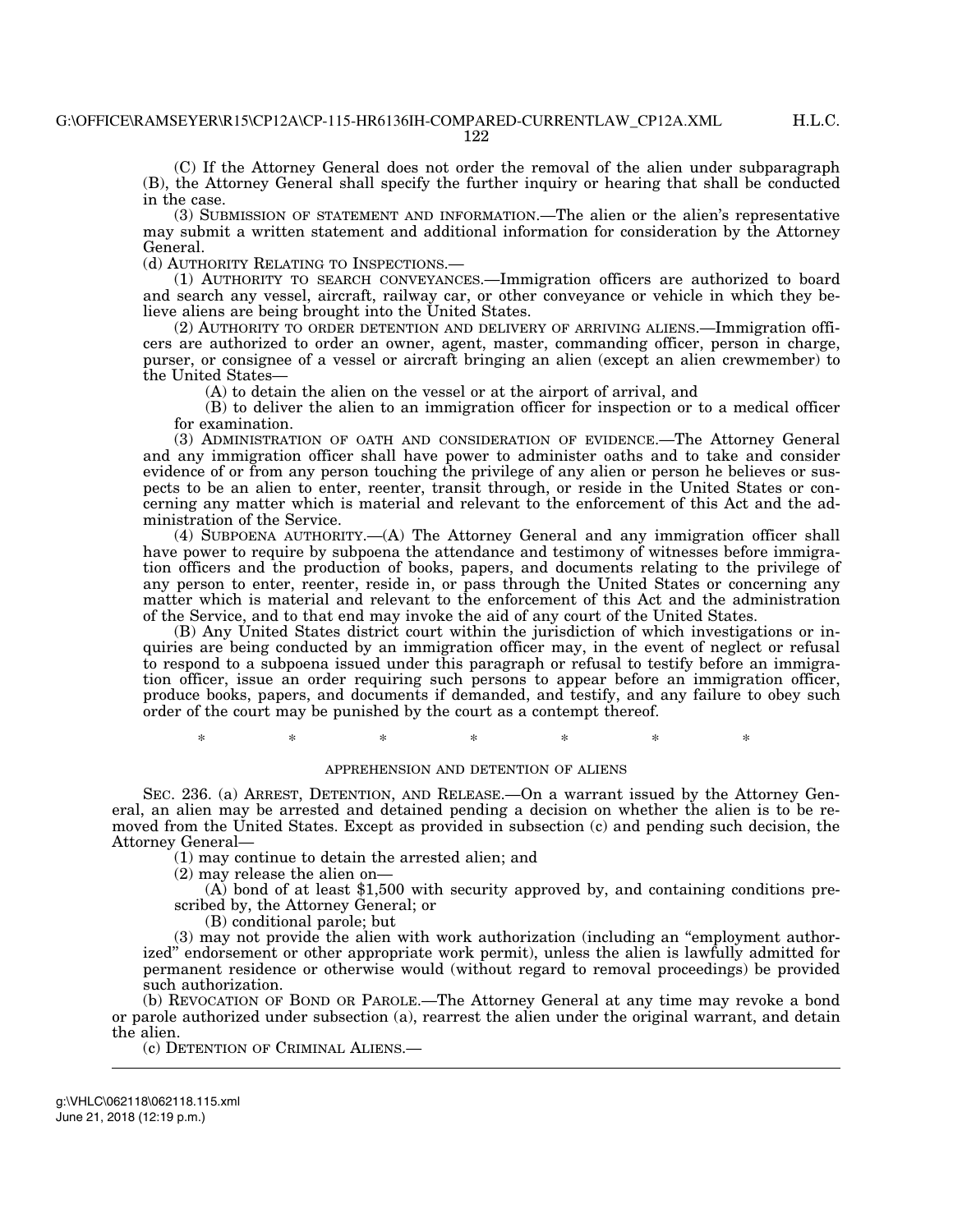(C) If the Attorney General does not order the removal of the alien under subparagraph (B), the Attorney General shall specify the further inquiry or hearing that shall be conducted in the case.

(3) SUBMISSION OF STATEMENT AND INFORMATION.—The alien or the alien's representative may submit a written statement and additional information for consideration by the Attorney General.

(d) AUTHORITY RELATING TO INSPECTIONS.—

(1) AUTHORITY TO SEARCH CONVEYANCES.—Immigration officers are authorized to board and search any vessel, aircraft, railway car, or other conveyance or vehicle in which they believe aliens are being brought into the United States.

(2) AUTHORITY TO ORDER DETENTION AND DELIVERY OF ARRIVING ALIENS.—Immigration officers are authorized to order an owner, agent, master, commanding officer, person in charge, purser, or consignee of a vessel or aircraft bringing an alien (except an alien crewmember) to the United States—

(A) to detain the alien on the vessel or at the airport of arrival, and

(B) to deliver the alien to an immigration officer for inspection or to a medical officer for examination.

(3) ADMINISTRATION OF OATH AND CONSIDERATION OF EVIDENCE.—The Attorney General and any immigration officer shall have power to administer oaths and to take and consider evidence of or from any person touching the privilege of any alien or person he believes or suspects to be an alien to enter, reenter, transit through, or reside in the United States or concerning any matter which is material and relevant to the enforcement of this Act and the administration of the Service.

(4) SUBPOENA AUTHORITY.—(A) The Attorney General and any immigration officer shall have power to require by subpoena the attendance and testimony of witnesses before immigration officers and the production of books, papers, and documents relating to the privilege of any person to enter, reenter, reside in, or pass through the United States or concerning any matter which is material and relevant to the enforcement of this Act and the administration of the Service, and to that end may invoke the aid of any court of the United States.

(B) Any United States district court within the jurisdiction of which investigations or inquiries are being conducted by an immigration officer may, in the event of neglect or refusal to respond to a subpoena issued under this paragraph or refusal to testify before an immigration officer, issue an order requiring such persons to appear before an immigration officer, produce books, papers, and documents if demanded, and testify, and any failure to obey such order of the court may be punished by the court as a contempt thereof.

\* \* \* \* \* \* \*

APPREHENSION AND DETENTION OF ALIENS

SEC. 236. (a) ARREST, DETENTION, AND RELEASE.—On a warrant issued by the Attorney General, an alien may be arrested and detained pending a decision on whether the alien is to be removed from the United States. Except as provided in subsection (c) and pending such decision, the Attorney General—

(1) may continue to detain the arrested alien; and

(2) may release the alien on—

(A) bond of at least $1,500 with security approved by, and containing conditions prescribed by, the Attorney General; or

(B) conditional parole; but

(3) may not provide the alien with work authorization (including an "employment authorized" endorsement or other appropriate work permit), unless the alien is lawfully admitted for permanent residence or otherwise would (without regard to removal proceedings) be provided such authorization.

(b) REVOCATION OF BOND OR PAROLE.—The Attorney General at any time may revoke a bond or parole authorized under subsection (a), rearrest the alien under the original warrant, and detain the alien.

(c) DETENTION OF CRIMINAL ALIENS.—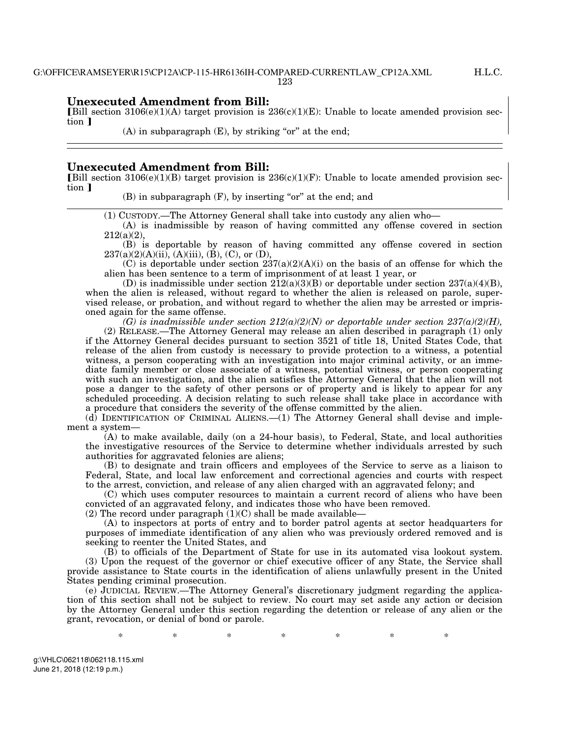**Unexecuted Amendment from Bill:**
**[**Bill section 3106(e)(1)(A) target provision is 236(c)(1)(E): Unable to locate amended provision section **]**

(A) in subparagraph (E), by striking "or" at the end;

---

**Unexecuted Amendment from Bill:**
**[**Bill section 3106(e)(1)(B) target provision is 236(c)(1)(F): Unable to locate amended provision section **]**

(B) in subparagraph (F), by inserting "or" at the end; and

---

(1) CUSTODY.—The Attorney General shall take into custody any alien who—

(A) is inadmissible by reason of having committed any offense covered in section 212(a)(2),

(B) is deportable by reason of having committed any offense covered in section 237(a)(2)(A)(ii), (A)(iii), (B), (C), or (D),

(C) is deportable under section 237(a)(2)(A)(i) on the basis of an offense for which the alien has been sentence to a term of imprisonment of at least 1 year, or

(D) is inadmissible under section 212(a)(3)(B) or deportable under section 237(a)(4)(B), when the alien is released, without regard to whether the alien is released on parole, supervised release, or probation, and without regard to whether the alien may be arrested or imprisoned again for the same offense.

*(G) is inadmissible under section 212(a)(2)(N) or deportable under section 237(a)(2)(H),*

(2) RELEASE.—The Attorney General may release an alien described in paragraph (1) only if the Attorney General decides pursuant to section 3521 of title 18, United States Code, that release of the alien from custody is necessary to provide protection to a witness, a potential witness, a person cooperating with an investigation into major criminal activity, or an immediate family member or close associate of a witness, potential witness, or person cooperating with such an investigation, and the alien satisfies the Attorney General that the alien will not pose a danger to the safety of other persons or of property and is likely to appear for any scheduled proceeding. A decision relating to such release shall take place in accordance with a procedure that considers the severity of the offense committed by the alien.

(d) IDENTIFICATION OF CRIMINAL ALIENS.—(1) The Attorney General shall devise and implement a system—

(A) to make available, daily (on a 24-hour basis), to Federal, State, and local authorities the investigative resources of the Service to determine whether individuals arrested by such authorities for aggravated felonies are aliens;

(B) to designate and train officers and employees of the Service to serve as a liaison to Federal, State, and local law enforcement and correctional agencies and courts with respect to the arrest, conviction, and release of any alien charged with an aggravated felony; and

(C) which uses computer resources to maintain a current record of aliens who have been convicted of an aggravated felony, and indicates those who have been removed.

(2) The record under paragraph (1)(C) shall be made available—

(A) to inspectors at ports of entry and to border patrol agents at sector headquarters for purposes of immediate identification of any alien who was previously ordered removed and is seeking to reenter the United States, and

(B) to officials of the Department of State for use in its automated visa lookout system.

(3) Upon the request of the governor or chief executive officer of any State, the Service shall provide assistance to State courts in the identification of aliens unlawfully present in the United States pending criminal prosecution.

(e) JUDICIAL REVIEW.—The Attorney General's discretionary judgment regarding the application of this section shall not be subject to review. No court may set aside any action or decision by the Attorney General under this section regarding the detention or release of any alien or the grant, revocation, or denial of bond or parole.

\* \* \* \* \* \* \*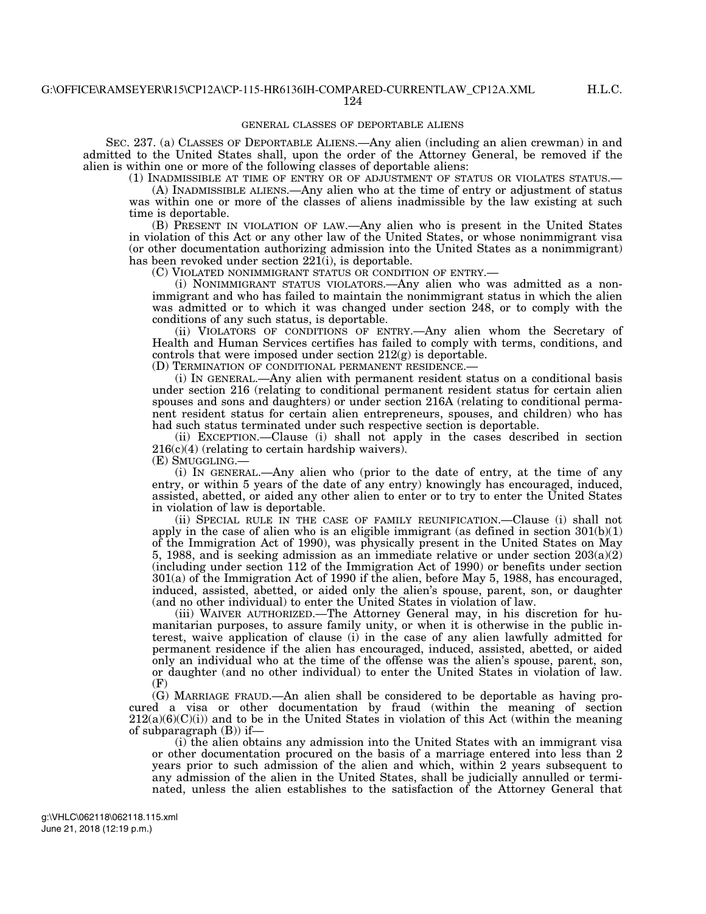GENERAL CLASSES OF DEPORTABLE ALIENS

SEC. 237. (a) CLASSES OF DEPORTABLE ALIENS.—Any alien (including an alien crewman) in and admitted to the United States shall, upon the order of the Attorney General, be removed if the alien is within one or more of the following classes of deportable aliens:

(1) INADMISSIBLE AT TIME OF ENTRY OR OF ADJUSTMENT OF STATUS OR VIOLATES STATUS.—

(A) INADMISSIBLE ALIENS.—Any alien who at the time of entry or adjustment of status was within one or more of the classes of aliens inadmissible by the law existing at such time is deportable.

(B) PRESENT IN VIOLATION OF LAW.—Any alien who is present in the United States in violation of this Act or any other law of the United States, or whose nonimmigrant visa (or other documentation authorizing admission into the United States as a nonimmigrant) has been revoked under section 221(i), is deportable.

(C) VIOLATED NONIMMIGRANT STATUS OR CONDITION OF ENTRY.—

(i) NONIMMIGRANT STATUS VIOLATORS.—Any alien who was admitted as a nonimmigrant and who has failed to maintain the nonimmigrant status in which the alien was admitted or to which it was changed under section 248, or to comply with the conditions of any such status, is deportable.

(ii) VIOLATORS OF CONDITIONS OF ENTRY.—Any alien whom the Secretary of Health and Human Services certifies has failed to comply with terms, conditions, and controls that were imposed under section 212(g) is deportable.

(D) TERMINATION OF CONDITIONAL PERMANENT RESIDENCE.—

(i) IN GENERAL.—Any alien with permanent resident status on a conditional basis under section 216 (relating to conditional permanent resident status for certain alien spouses and sons and daughters) or under section 216A (relating to conditional permanent resident status for certain alien entrepreneurs, spouses, and children) who has had such status terminated under such respective section is deportable.

(ii) EXCEPTION.—Clause (i) shall not apply in the cases described in section 216(c)(4) (relating to certain hardship waivers).

(E) SMUGGLING.—

(i) IN GENERAL.—Any alien who (prior to the date of entry, at the time of any entry, or within 5 years of the date of any entry) knowingly has encouraged, induced, assisted, abetted, or aided any other alien to enter or to try to enter the United States in violation of law is deportable.

(ii) SPECIAL RULE IN THE CASE OF FAMILY REUNIFICATION.—Clause (i) shall not apply in the case of alien who is an eligible immigrant (as defined in section 301(b)(1) of the Immigration Act of 1990), was physically present in the United States on May 5, 1988, and is seeking admission as an immediate relative or under section 203(a)(2) (including under section 112 of the Immigration Act of 1990) or benefits under section 301(a) of the Immigration Act of 1990 if the alien, before May 5, 1988, has encouraged, induced, assisted, abetted, or aided only the alien's spouse, parent, son, or daughter (and no other individual) to enter the United States in violation of law.

(iii) WAIVER AUTHORIZED.—The Attorney General may, in his discretion for humanitarian purposes, to assure family unity, or when it is otherwise in the public interest, waive application of clause (i) in the case of any alien lawfully admitted for permanent residence if the alien has encouraged, induced, assisted, abetted, or aided only an individual who at the time of the offense was the alien's spouse, parent, son, or daughter (and no other individual) to enter the United States in violation of law.

(F)

(G) MARRIAGE FRAUD.—An alien shall be considered to be deportable as having procured a visa or other documentation by fraud (within the meaning of section 212(a)(6)(C)(i)) and to be in the United States in violation of this Act (within the meaning of subparagraph (B)) if—

(i) the alien obtains any admission into the United States with an immigrant visa or other documentation procured on the basis of a marriage entered into less than 2 years prior to such admission of the alien and which, within 2 years subsequent to any admission of the alien in the United States, shall be judicially annulled or terminated, unless the alien establishes to the satisfaction of the Attorney General that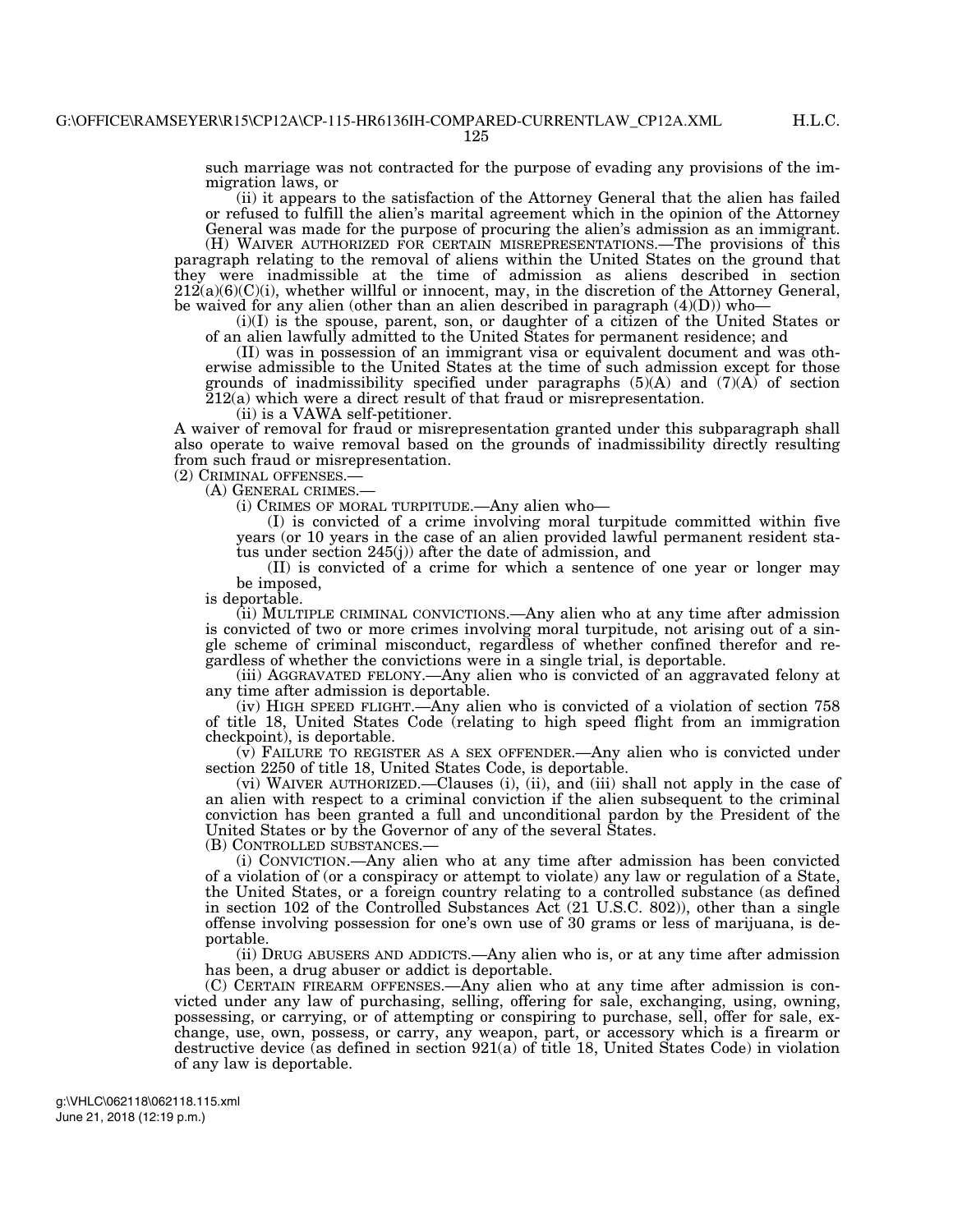such marriage was not contracted for the purpose of evading any provisions of the immigration laws, or

(ii) it appears to the satisfaction of the Attorney General that the alien has failed or refused to fulfill the alien's marital agreement which in the opinion of the Attorney General was made for the purpose of procuring the alien's admission as an immigrant.

(H) WAIVER AUTHORIZED FOR CERTAIN MISREPRESENTATIONS.—The provisions of this paragraph relating to the removal of aliens within the United States on the ground that they were inadmissible at the time of admission as aliens described in section 212(a)(6)(C)(i), whether willful or innocent, may, in the discretion of the Attorney General, be waived for any alien (other than an alien described in paragraph (4)(D)) who—

(i)(I) is the spouse, parent, son, or daughter of a citizen of the United States or of an alien lawfully admitted to the United States for permanent residence; and

(II) was in possession of an immigrant visa or equivalent document and was otherwise admissible to the United States at the time of such admission except for those grounds of inadmissibility specified under paragraphs (5)(A) and (7)(A) of section 212(a) which were a direct result of that fraud or misrepresentation.

(ii) is a VAWA self-petitioner.

A waiver of removal for fraud or misrepresentation granted under this subparagraph shall also operate to waive removal based on the grounds of inadmissibility directly resulting from such fraud or misrepresentation.

(2) CRIMINAL OFFENSES.—

(A) GENERAL CRIMES.—

(i) CRIMES OF MORAL TURPITUDE.—Any alien who—

(I) is convicted of a crime involving moral turpitude committed within five years (or 10 years in the case of an alien provided lawful permanent resident status under section 245(j)) after the date of admission, and

(II) is convicted of a crime for which a sentence of one year or longer may be imposed,

is deportable.

(ii) MULTIPLE CRIMINAL CONVICTIONS.—Any alien who at any time after admission is convicted of two or more crimes involving moral turpitude, not arising out of a single scheme of criminal misconduct, regardless of whether confined therefor and regardless of whether the convictions were in a single trial, is deportable.

(iii) AGGRAVATED FELONY.—Any alien who is convicted of an aggravated felony at any time after admission is deportable.

(iv) HIGH SPEED FLIGHT.—Any alien who is convicted of a violation of section 758 of title 18, United States Code (relating to high speed flight from an immigration checkpoint), is deportable.

(v) FAILURE TO REGISTER AS A SEX OFFENDER.—Any alien who is convicted under section 2250 of title 18, United States Code, is deportable.

(vi) WAIVER AUTHORIZED.—Clauses (i), (ii), and (iii) shall not apply in the case of an alien with respect to a criminal conviction if the alien subsequent to the criminal conviction has been granted a full and unconditional pardon by the President of the United States or by the Governor of any of the several States.

(B) CONTROLLED SUBSTANCES.—

(i) CONVICTION.—Any alien who at any time after admission has been convicted of a violation of (or a conspiracy or attempt to violate) any law or regulation of a State, the United States, or a foreign country relating to a controlled substance (as defined in section 102 of the Controlled Substances Act (21 U.S.C. 802)), other than a single offense involving possession for one's own use of 30 grams or less of marijuana, is deportable.

(ii) DRUG ABUSERS AND ADDICTS.—Any alien who is, or at any time after admission has been, a drug abuser or addict is deportable.

(C) CERTAIN FIREARM OFFENSES.—Any alien who at any time after admission is convicted under any law of purchasing, selling, offering for sale, exchanging, using, owning, possessing, or carrying, or of attempting or conspiring to purchase, sell, offer for sale, exchange, use, own, possess, or carry, any weapon, part, or accessory which is a firearm or destructive device (as defined in section 921(a) of title 18, United States Code) in violation of any law is deportable.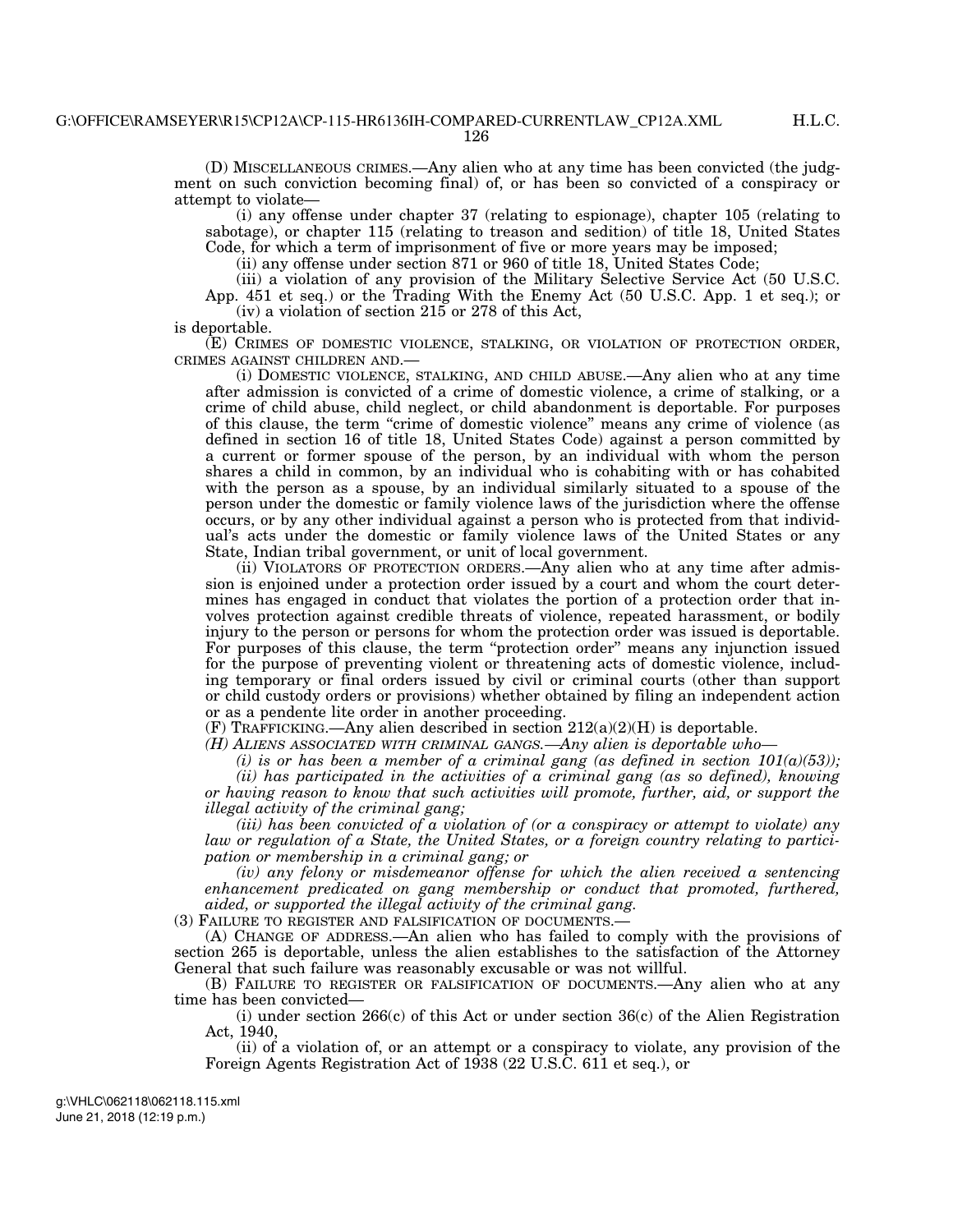(D) MISCELLANEOUS CRIMES.—Any alien who at any time has been convicted (the judgment on such conviction becoming final) of, or has been so convicted of a conspiracy or attempt to violate—

(i) any offense under chapter 37 (relating to espionage), chapter 105 (relating to sabotage), or chapter 115 (relating to treason and sedition) of title 18, United States Code, for which a term of imprisonment of five or more years may be imposed;

(ii) any offense under section 871 or 960 of title 18, United States Code;

(iii) a violation of any provision of the Military Selective Service Act (50 U.S.C. App. 451 et seq.) or the Trading With the Enemy Act (50 U.S.C. App. 1 et seq.); or

(iv) a violation of section 215 or 278 of this Act,

is deportable.

(E) CRIMES OF DOMESTIC VIOLENCE, STALKING, OR VIOLATION OF PROTECTION ORDER, CRIMES AGAINST CHILDREN AND.—

(i) DOMESTIC VIOLENCE, STALKING, AND CHILD ABUSE.—Any alien who at any time after admission is convicted of a crime of domestic violence, a crime of stalking, or a crime of child abuse, child neglect, or child abandonment is deportable. For purposes of this clause, the term "crime of domestic violence" means any crime of violence (as defined in section 16 of title 18, United States Code) against a person committed by a current or former spouse of the person, by an individual with whom the person shares a child in common, by an individual who is cohabiting with or has cohabited with the person as a spouse, by an individual similarly situated to a spouse of the person under the domestic or family violence laws of the jurisdiction where the offense occurs, or by any other individual against a person who is protected from that individual's acts under the domestic or family violence laws of the United States or any State, Indian tribal government, or unit of local government.

(ii) VIOLATORS OF PROTECTION ORDERS.—Any alien who at any time after admission is enjoined under a protection order issued by a court and whom the court determines has engaged in conduct that violates the portion of a protection order that involves protection against credible threats of violence, repeated harassment, or bodily injury to the person or persons for whom the protection order was issued is deportable. For purposes of this clause, the term "protection order" means any injunction issued for the purpose of preventing violent or threatening acts of domestic violence, including temporary or final orders issued by civil or criminal courts (other than support or child custody orders or provisions) whether obtained by filing an independent action or as a pendente lite order in another proceeding.

(F) TRAFFICKING.—Any alien described in section 212(a)(2)(H) is deportable.

*(H) ALIENS ASSOCIATED WITH CRIMINAL GANGS.—Any alien is deportable who—*

*(i) is or has been a member of a criminal gang (as defined in section 101(a)(53));*

*(ii) has participated in the activities of a criminal gang (as so defined), knowing or having reason to know that such activities will promote, further, aid, or support the illegal activity of the criminal gang;*

*(iii) has been convicted of a violation of (or a conspiracy or attempt to violate) any law or regulation of a State, the United States, or a foreign country relating to participation or membership in a criminal gang; or*

*(iv) any felony or misdemeanor offense for which the alien received a sentencing enhancement predicated on gang membership or conduct that promoted, furthered, aided, or supported the illegal activity of the criminal gang.*

(3) FAILURE TO REGISTER AND FALSIFICATION OF DOCUMENTS.—

(A) CHANGE OF ADDRESS.—An alien who has failed to comply with the provisions of section 265 is deportable, unless the alien establishes to the satisfaction of the Attorney General that such failure was reasonably excusable or was not willful.

(B) FAILURE TO REGISTER OR FALSIFICATION OF DOCUMENTS.—Any alien who at any time has been convicted—

(i) under section 266(c) of this Act or under section 36(c) of the Alien Registration Act, 1940,

(ii) of a violation of, or an attempt or a conspiracy to violate, any provision of the Foreign Agents Registration Act of 1938 (22 U.S.C. 611 et seq.), or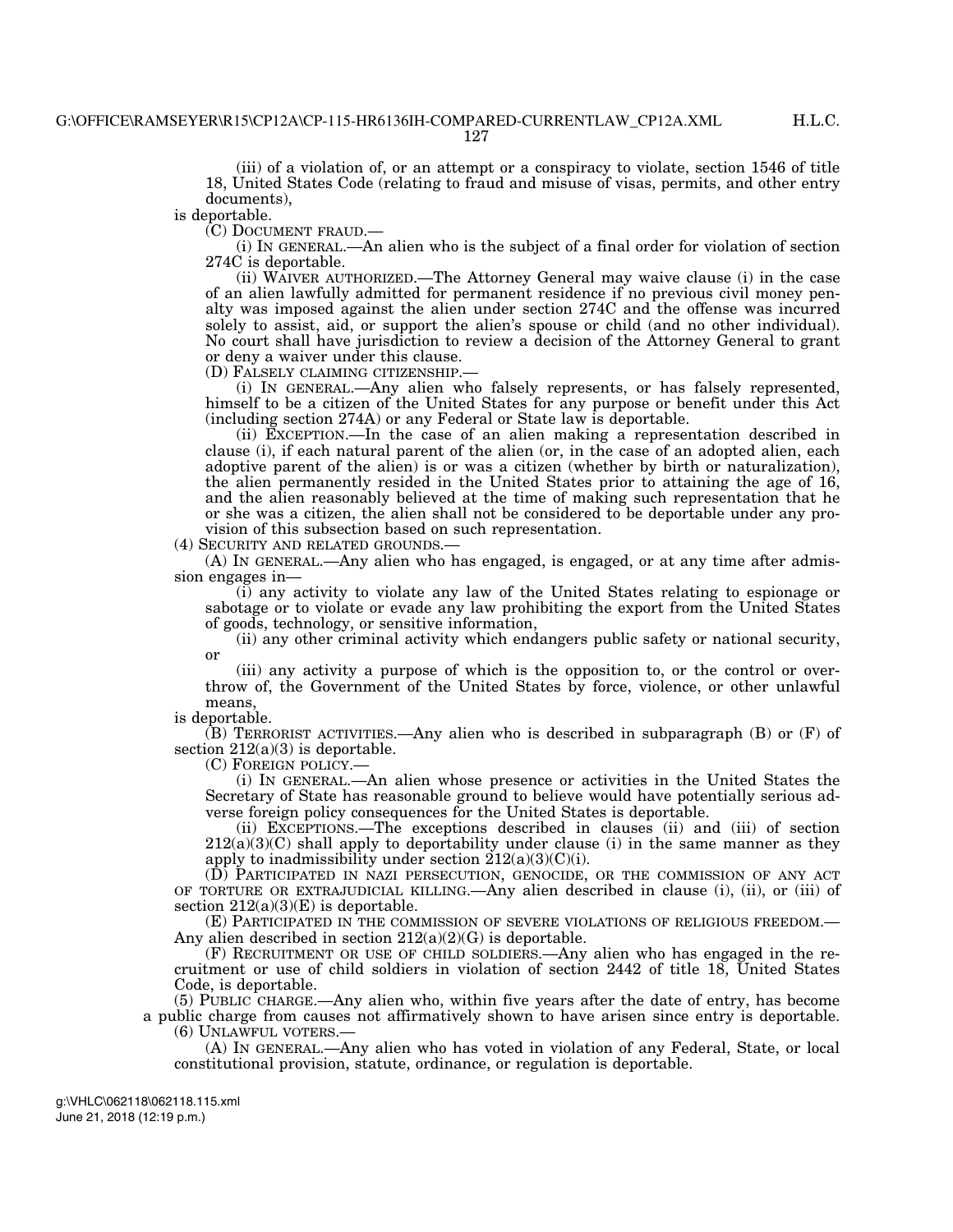(iii) of a violation of, or an attempt or a conspiracy to violate, section 1546 of title 18, United States Code (relating to fraud and misuse of visas, permits, and other entry documents),

is deportable.

(C) DOCUMENT FRAUD.—

(i) IN GENERAL.—An alien who is the subject of a final order for violation of section 274C is deportable.

(ii) WAIVER AUTHORIZED.—The Attorney General may waive clause (i) in the case of an alien lawfully admitted for permanent residence if no previous civil money penalty was imposed against the alien under section 274C and the offense was incurred solely to assist, aid, or support the alien's spouse or child (and no other individual). No court shall have jurisdiction to review a decision of the Attorney General to grant or deny a waiver under this clause.

(D) FALSELY CLAIMING CITIZENSHIP.—

(i) IN GENERAL.—Any alien who falsely represents, or has falsely represented, himself to be a citizen of the United States for any purpose or benefit under this Act (including section 274A) or any Federal or State law is deportable.

(ii) EXCEPTION.—In the case of an alien making a representation described in clause (i), if each natural parent of the alien (or, in the case of an adopted alien, each adoptive parent of the alien) is or was a citizen (whether by birth or naturalization), the alien permanently resided in the United States prior to attaining the age of 16, and the alien reasonably believed at the time of making such representation that he or she was a citizen, the alien shall not be considered to be deportable under any provision of this subsection based on such representation.

(4) SECURITY AND RELATED GROUNDS.—

(A) IN GENERAL.—Any alien who has engaged, is engaged, or at any time after admission engages in—

(i) any activity to violate any law of the United States relating to espionage or sabotage or to violate or evade any law prohibiting the export from the United States of goods, technology, or sensitive information,

(ii) any other criminal activity which endangers public safety or national security, or

(iii) any activity a purpose of which is the opposition to, or the control or overthrow of, the Government of the United States by force, violence, or other unlawful means,

is deportable.

(B) TERRORIST ACTIVITIES.—Any alien who is described in subparagraph (B) or (F) of section 212(a)(3) is deportable.

(C) FOREIGN POLICY.—

(i) IN GENERAL.—An alien whose presence or activities in the United States the Secretary of State has reasonable ground to believe would have potentially serious adverse foreign policy consequences for the United States is deportable.

(ii) EXCEPTIONS.—The exceptions described in clauses (ii) and (iii) of section 212(a)(3)(C) shall apply to deportability under clause (i) in the same manner as they apply to inadmissibility under section 212(a)(3)(C)(i).

(D) PARTICIPATED IN NAZI PERSECUTION, GENOCIDE, OR THE COMMISSION OF ANY ACT OF TORTURE OR EXTRAJUDICIAL KILLING.—Any alien described in clause (i), (ii), or (iii) of section 212(a)(3)(E) is deportable.

(E) PARTICIPATED IN THE COMMISSION OF SEVERE VIOLATIONS OF RELIGIOUS FREEDOM.— Any alien described in section 212(a)(2)(G) is deportable.

(F) RECRUITMENT OR USE OF CHILD SOLDIERS.—Any alien who has engaged in the recruitment or use of child soldiers in violation of section 2442 of title 18, United States Code, is deportable.

(5) PUBLIC CHARGE.—Any alien who, within five years after the date of entry, has become a public charge from causes not affirmatively shown to have arisen since entry is deportable.

(6) UNLAWFUL VOTERS.—

(A) IN GENERAL.—Any alien who has voted in violation of any Federal, State, or local constitutional provision, statute, ordinance, or regulation is deportable.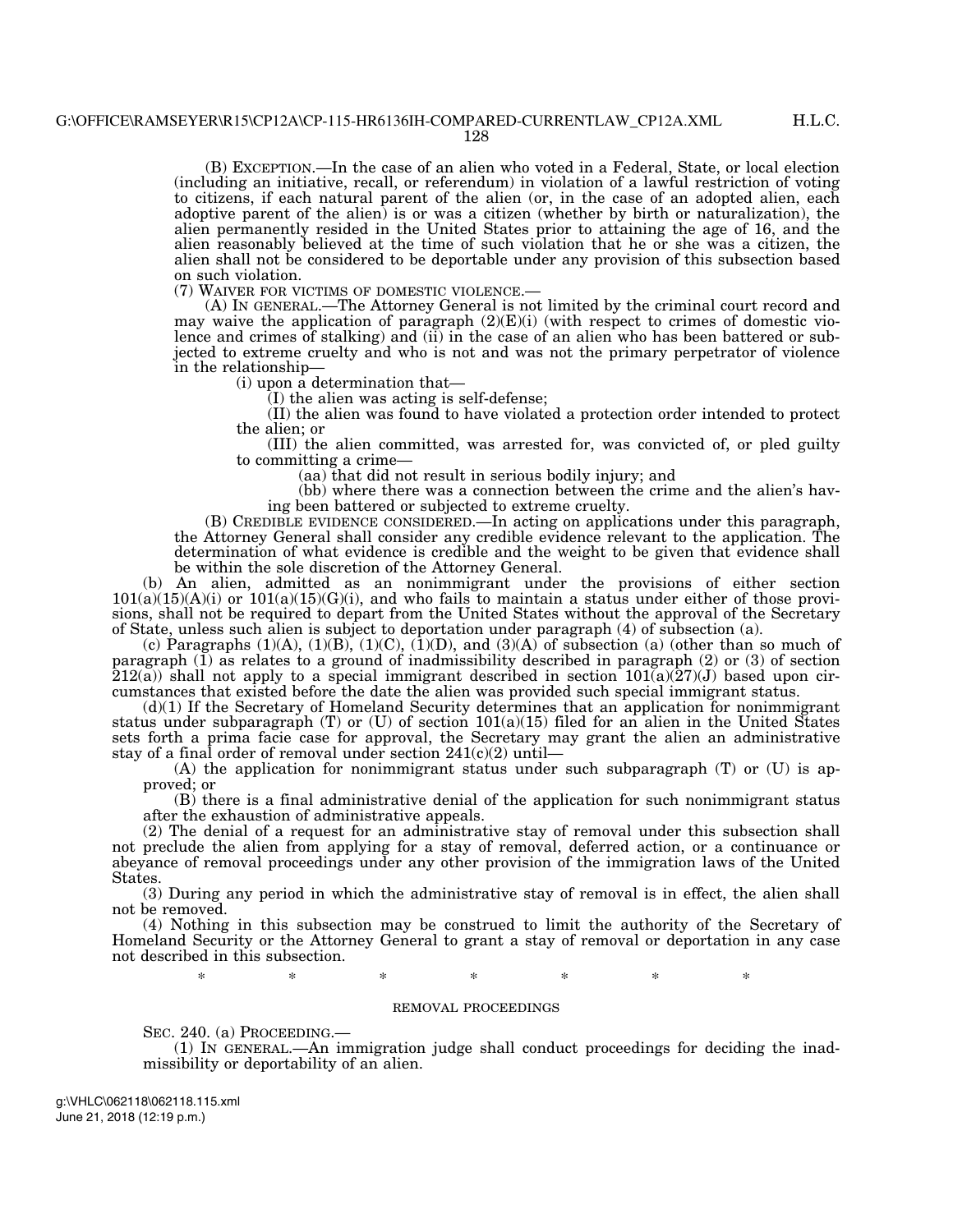(B) EXCEPTION.—In the case of an alien who voted in a Federal, State, or local election (including an initiative, recall, or referendum) in violation of a lawful restriction of voting to citizens, if each natural parent of the alien (or, in the case of an adopted alien, each adoptive parent of the alien) is or was a citizen (whether by birth or naturalization), the alien permanently resided in the United States prior to attaining the age of 16, and the alien reasonably believed at the time of such violation that he or she was a citizen, the alien shall not be considered to be deportable under any provision of this subsection based on such violation.

(7) WAIVER FOR VICTIMS OF DOMESTIC VIOLENCE.—

(A) IN GENERAL.—The Attorney General is not limited by the criminal court record and may waive the application of paragraph (2)(E)(i) (with respect to crimes of domestic violence and crimes of stalking) and (ii) in the case of an alien who has been battered or subjected to extreme cruelty and who is not and was not the primary perpetrator of violence in the relationship—

(i) upon a determination that—

(I) the alien was acting is self-defense;

(II) the alien was found to have violated a protection order intended to protect the alien; or

(III) the alien committed, was arrested for, was convicted of, or pled guilty to committing a crime—

(aa) that did not result in serious bodily injury; and

(bb) where there was a connection between the crime and the alien's having been battered or subjected to extreme cruelty.

(B) CREDIBLE EVIDENCE CONSIDERED.—In acting on applications under this paragraph, the Attorney General shall consider any credible evidence relevant to the application. The determination of what evidence is credible and the weight to be given that evidence shall be within the sole discretion of the Attorney General.

(b) An alien, admitted as an nonimmigrant under the provisions of either section 101(a)(15)(A)(i) or 101(a)(15)(G)(i), and who fails to maintain a status under either of those provisions, shall not be required to depart from the United States without the approval of the Secretary of State, unless such alien is subject to deportation under paragraph (4) of subsection (a).

(c) Paragraphs (1)(A), (1)(B), (1)(C), (1)(D), and (3)(A) of subsection (a) (other than so much of paragraph (1) as relates to a ground of inadmissibility described in paragraph (2) or (3) of section 212(a)) shall not apply to a special immigrant described in section 101(a)(27)(J) based upon circumstances that existed before the date the alien was provided such special immigrant status.

(d)(1) If the Secretary of Homeland Security determines that an application for nonimmigrant status under subparagraph (T) or (U) of section 101(a)(15) filed for an alien in the United States sets forth a prima facie case for approval, the Secretary may grant the alien an administrative stay of a final order of removal under section 241(c)(2) until—

(A) the application for nonimmigrant status under such subparagraph (T) or (U) is approved; or

(B) there is a final administrative denial of the application for such nonimmigrant status after the exhaustion of administrative appeals.

(2) The denial of a request for an administrative stay of removal under this subsection shall not preclude the alien from applying for a stay of removal, deferred action, or a continuance or abeyance of removal proceedings under any other provision of the immigration laws of the United States.

(3) During any period in which the administrative stay of removal is in effect, the alien shall not be removed.

(4) Nothing in this subsection may be construed to limit the authority of the Secretary of Homeland Security or the Attorney General to grant a stay of removal or deportation in any case not described in this subsection.

\* \* \* \* \* \* \*

REMOVAL PROCEEDINGS

SEC. 240. (a) PROCEEDING.—

(1) IN GENERAL.—An immigration judge shall conduct proceedings for deciding the inadmissibility or deportability of an alien.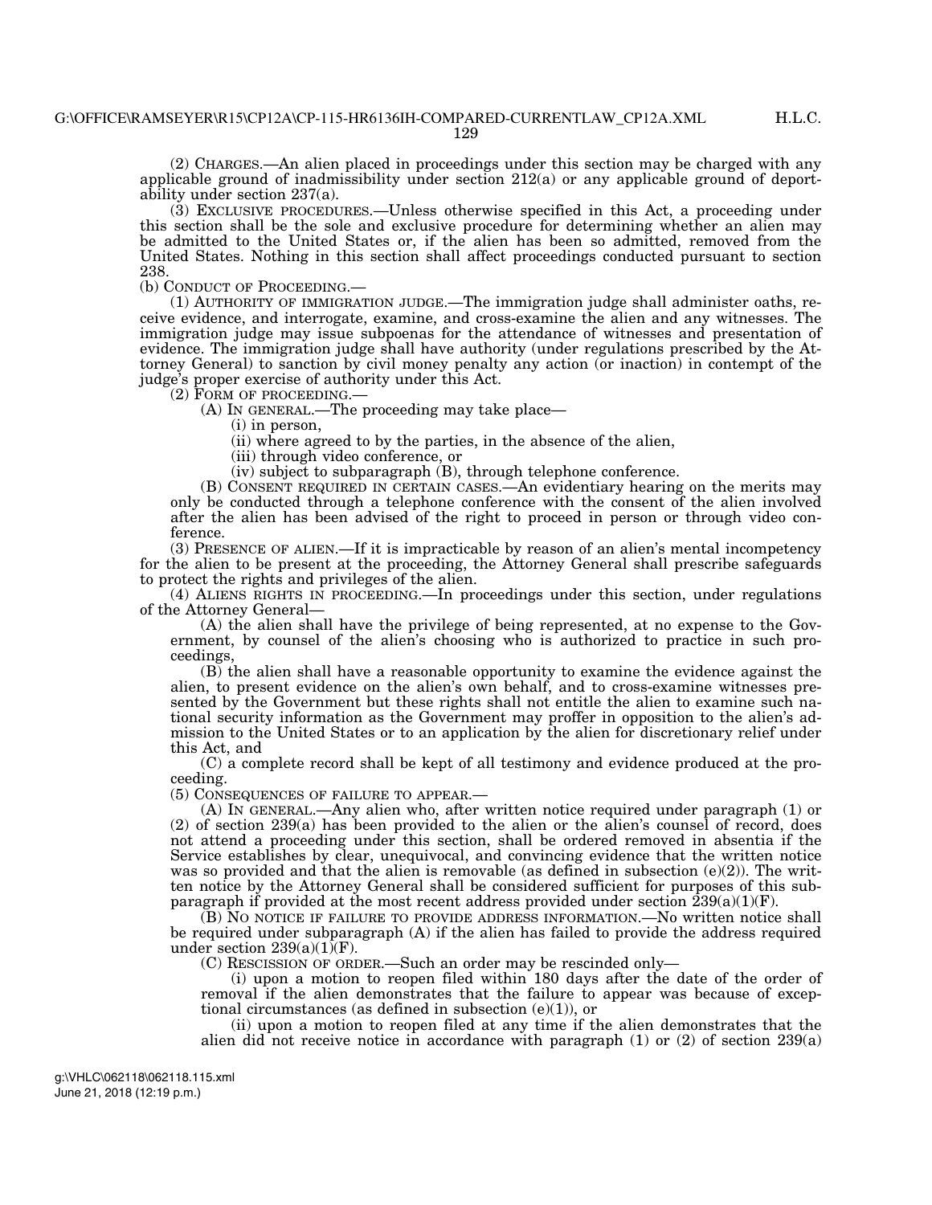(2) CHARGES.—An alien placed in proceedings under this section may be charged with any applicable ground of inadmissibility under section 212(a) or any applicable ground of deportability under section 237(a).

(3) EXCLUSIVE PROCEDURES.—Unless otherwise specified in this Act, a proceeding under this section shall be the sole and exclusive procedure for determining whether an alien may be admitted to the United States or, if the alien has been so admitted, removed from the United States. Nothing in this section shall affect proceedings conducted pursuant to section 238.

(b) CONDUCT OF PROCEEDING.—

(1) AUTHORITY OF IMMIGRATION JUDGE.—The immigration judge shall administer oaths, receive evidence, and interrogate, examine, and cross-examine the alien and any witnesses. The immigration judge may issue subpoenas for the attendance of witnesses and presentation of evidence. The immigration judge shall have authority (under regulations prescribed by the Attorney General) to sanction by civil money penalty any action (or inaction) in contempt of the judge's proper exercise of authority under this Act.

(2) FORM OF PROCEEDING.—

(A) IN GENERAL.—The proceeding may take place—

(i) in person,

(ii) where agreed to by the parties, in the absence of the alien,

(iii) through video conference, or

(iv) subject to subparagraph (B), through telephone conference.

(B) CONSENT REQUIRED IN CERTAIN CASES.—An evidentiary hearing on the merits may only be conducted through a telephone conference with the consent of the alien involved after the alien has been advised of the right to proceed in person or through video conference.

(3) PRESENCE OF ALIEN.—If it is impracticable by reason of an alien's mental incompetency for the alien to be present at the proceeding, the Attorney General shall prescribe safeguards to protect the rights and privileges of the alien.

(4) ALIENS RIGHTS IN PROCEEDING.—In proceedings under this section, under regulations of the Attorney General—

(A) the alien shall have the privilege of being represented, at no expense to the Government, by counsel of the alien's choosing who is authorized to practice in such proceedings,

(B) the alien shall have a reasonable opportunity to examine the evidence against the alien, to present evidence on the alien's own behalf, and to cross-examine witnesses presented by the Government but these rights shall not entitle the alien to examine such national security information as the Government may proffer in opposition to the alien's admission to the United States or to an application by the alien for discretionary relief under this Act, and

(C) a complete record shall be kept of all testimony and evidence produced at the proceeding.

(5) CONSEQUENCES OF FAILURE TO APPEAR.—

(A) IN GENERAL.—Any alien who, after written notice required under paragraph (1) or (2) of section 239(a) has been provided to the alien or the alien's counsel of record, does not attend a proceeding under this section, shall be ordered removed in absentia if the Service establishes by clear, unequivocal, and convincing evidence that the written notice was so provided and that the alien is removable (as defined in subsection (e)(2)). The written notice by the Attorney General shall be considered sufficient for purposes of this subparagraph if provided at the most recent address provided under section 239(a)(1)(F).

(B) NO NOTICE IF FAILURE TO PROVIDE ADDRESS INFORMATION.—No written notice shall be required under subparagraph (A) if the alien has failed to provide the address required under section 239(a)(1)(F).

(C) RESCISSION OF ORDER.—Such an order may be rescinded only—

(i) upon a motion to reopen filed within 180 days after the date of the order of removal if the alien demonstrates that the failure to appear was because of exceptional circumstances (as defined in subsection (e)(1)), or

(ii) upon a motion to reopen filed at any time if the alien demonstrates that the alien did not receive notice in accordance with paragraph (1) or (2) of section 239(a)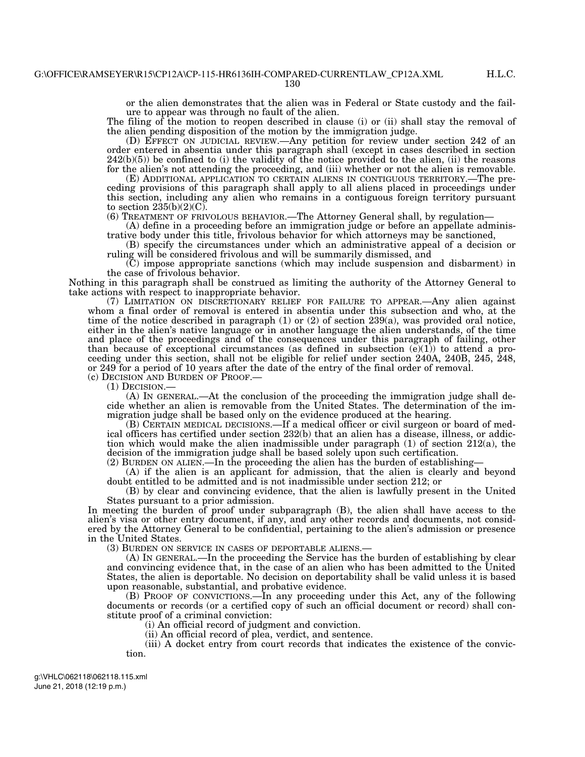or the alien demonstrates that the alien was in Federal or State custody and the failure to appear was through no fault of the alien.

The filing of the motion to reopen described in clause (i) or (ii) shall stay the removal of the alien pending disposition of the motion by the immigration judge.

(D) EFFECT ON JUDICIAL REVIEW.—Any petition for review under section 242 of an order entered in absentia under this paragraph shall (except in cases described in section 242(b)(5)) be confined to (i) the validity of the notice provided to the alien, (ii) the reasons for the alien's not attending the proceeding, and (iii) whether or not the alien is removable.

(E) ADDITIONAL APPLICATION TO CERTAIN ALIENS IN CONTIGUOUS TERRITORY.—The preceding provisions of this paragraph shall apply to all aliens placed in proceedings under this section, including any alien who remains in a contiguous foreign territory pursuant to section 235(b)(2)(C).

(6) TREATMENT OF FRIVOLOUS BEHAVIOR.—The Attorney General shall, by regulation—

(A) define in a proceeding before an immigration judge or before an appellate administrative body under this title, frivolous behavior for which attorneys may be sanctioned,

(B) specify the circumstances under which an administrative appeal of a decision or ruling will be considered frivolous and will be summarily dismissed, and

(C) impose appropriate sanctions (which may include suspension and disbarment) in the case of frivolous behavior.

Nothing in this paragraph shall be construed as limiting the authority of the Attorney General to take actions with respect to inappropriate behavior.

(7) LIMITATION ON DISCRETIONARY RELIEF FOR FAILURE TO APPEAR.—Any alien against whom a final order of removal is entered in absentia under this subsection and who, at the time of the notice described in paragraph (1) or (2) of section 239(a), was provided oral notice, either in the alien's native language or in another language the alien understands, of the time and place of the proceedings and of the consequences under this paragraph of failing, other than because of exceptional circumstances (as defined in subsection (e)(1)) to attend a proceeding under this section, shall not be eligible for relief under section 240A, 240B, 245, 248, or 249 for a period of 10 years after the date of the entry of the final order of removal.

(c) DECISION AND BURDEN OF PROOF.—

(1) DECISION.—

(A) IN GENERAL.—At the conclusion of the proceeding the immigration judge shall decide whether an alien is removable from the United States. The determination of the immigration judge shall be based only on the evidence produced at the hearing.

(B) CERTAIN MEDICAL DECISIONS.—If a medical officer or civil surgeon or board of medical officers has certified under section 232(b) that an alien has a disease, illness, or addiction which would make the alien inadmissible under paragraph (1) of section 212(a), the decision of the immigration judge shall be based solely upon such certification.

(2) BURDEN ON ALIEN.—In the proceeding the alien has the burden of establishing—

(A) if the alien is an applicant for admission, that the alien is clearly and beyond doubt entitled to be admitted and is not inadmissible under section 212; or

(B) by clear and convincing evidence, that the alien is lawfully present in the United States pursuant to a prior admission.

In meeting the burden of proof under subparagraph (B), the alien shall have access to the alien's visa or other entry document, if any, and any other records and documents, not considered by the Attorney General to be confidential, pertaining to the alien's admission or presence in the United States.

(3) BURDEN ON SERVICE IN CASES OF DEPORTABLE ALIENS.—

(A) IN GENERAL.—In the proceeding the Service has the burden of establishing by clear and convincing evidence that, in the case of an alien who has been admitted to the United States, the alien is deportable. No decision on deportability shall be valid unless it is based upon reasonable, substantial, and probative evidence.

(B) PROOF OF CONVICTIONS.—In any proceeding under this Act, any of the following documents or records (or a certified copy of such an official document or record) shall constitute proof of a criminal conviction:

(i) An official record of judgment and conviction.

(ii) An official record of plea, verdict, and sentence.

(iii) A docket entry from court records that indicates the existence of the conviction.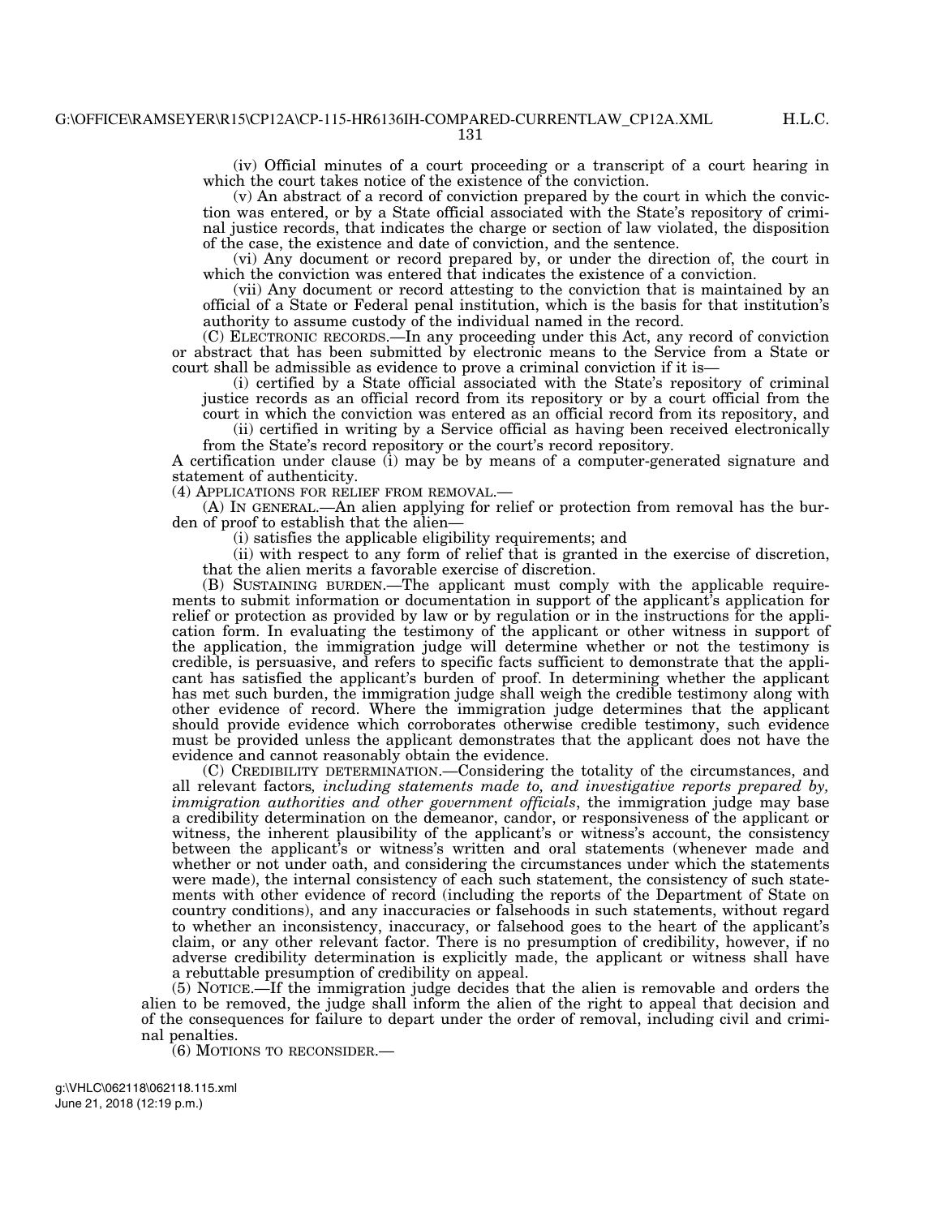(iv) Official minutes of a court proceeding or a transcript of a court hearing in which the court takes notice of the existence of the conviction.

(v) An abstract of a record of conviction prepared by the court in which the conviction was entered, or by a State official associated with the State's repository of criminal justice records, that indicates the charge or section of law violated, the disposition of the case, the existence and date of conviction, and the sentence.

(vi) Any document or record prepared by, or under the direction of, the court in which the conviction was entered that indicates the existence of a conviction.

(vii) Any document or record attesting to the conviction that is maintained by an official of a State or Federal penal institution, which is the basis for that institution's authority to assume custody of the individual named in the record.

(C) ELECTRONIC RECORDS.—In any proceeding under this Act, any record of conviction or abstract that has been submitted by electronic means to the Service from a State or court shall be admissible as evidence to prove a criminal conviction if it is—

(i) certified by a State official associated with the State's repository of criminal justice records as an official record from its repository or by a court official from the court in which the conviction was entered as an official record from its repository, and

(ii) certified in writing by a Service official as having been received electronically from the State's record repository or the court's record repository.

A certification under clause (i) may be by means of a computer-generated signature and statement of authenticity.

(4) APPLICATIONS FOR RELIEF FROM REMOVAL.—

(A) IN GENERAL.—An alien applying for relief or protection from removal has the burden of proof to establish that the alien—

(i) satisfies the applicable eligibility requirements; and

(ii) with respect to any form of relief that is granted in the exercise of discretion, that the alien merits a favorable exercise of discretion.

(B) SUSTAINING BURDEN.—The applicant must comply with the applicable requirements to submit information or documentation in support of the applicant's application for relief or protection as provided by law or by regulation or in the instructions for the application form. In evaluating the testimony of the applicant or other witness in support of the application, the immigration judge will determine whether or not the testimony is credible, is persuasive, and refers to specific facts sufficient to demonstrate that the applicant has satisfied the applicant's burden of proof. In determining whether the applicant has met such burden, the immigration judge shall weigh the credible testimony along with other evidence of record. Where the immigration judge determines that the applicant should provide evidence which corroborates otherwise credible testimony, such evidence must be provided unless the applicant demonstrates that the applicant does not have the evidence and cannot reasonably obtain the evidence.

(C) CREDIBILITY DETERMINATION.—Considering the totality of the circumstances, and all relevant factors*, including statements made to, and investigative reports prepared by, immigration authorities and other government officials*, the immigration judge may base a credibility determination on the demeanor, candor, or responsiveness of the applicant or witness, the inherent plausibility of the applicant's or witness's account, the consistency between the applicant's or witness's written and oral statements (whenever made and whether or not under oath, and considering the circumstances under which the statements were made), the internal consistency of each such statement, the consistency of such statements with other evidence of record (including the reports of the Department of State on country conditions), and any inaccuracies or falsehoods in such statements, without regard to whether an inconsistency, inaccuracy, or falsehood goes to the heart of the applicant's claim, or any other relevant factor. There is no presumption of credibility, however, if no adverse credibility determination is explicitly made, the applicant or witness shall have a rebuttable presumption of credibility on appeal.

(5) NOTICE.—If the immigration judge decides that the alien is removable and orders the alien to be removed, the judge shall inform the alien of the right to appeal that decision and of the consequences for failure to depart under the order of removal, including civil and criminal penalties.

(6) MOTIONS TO RECONSIDER.—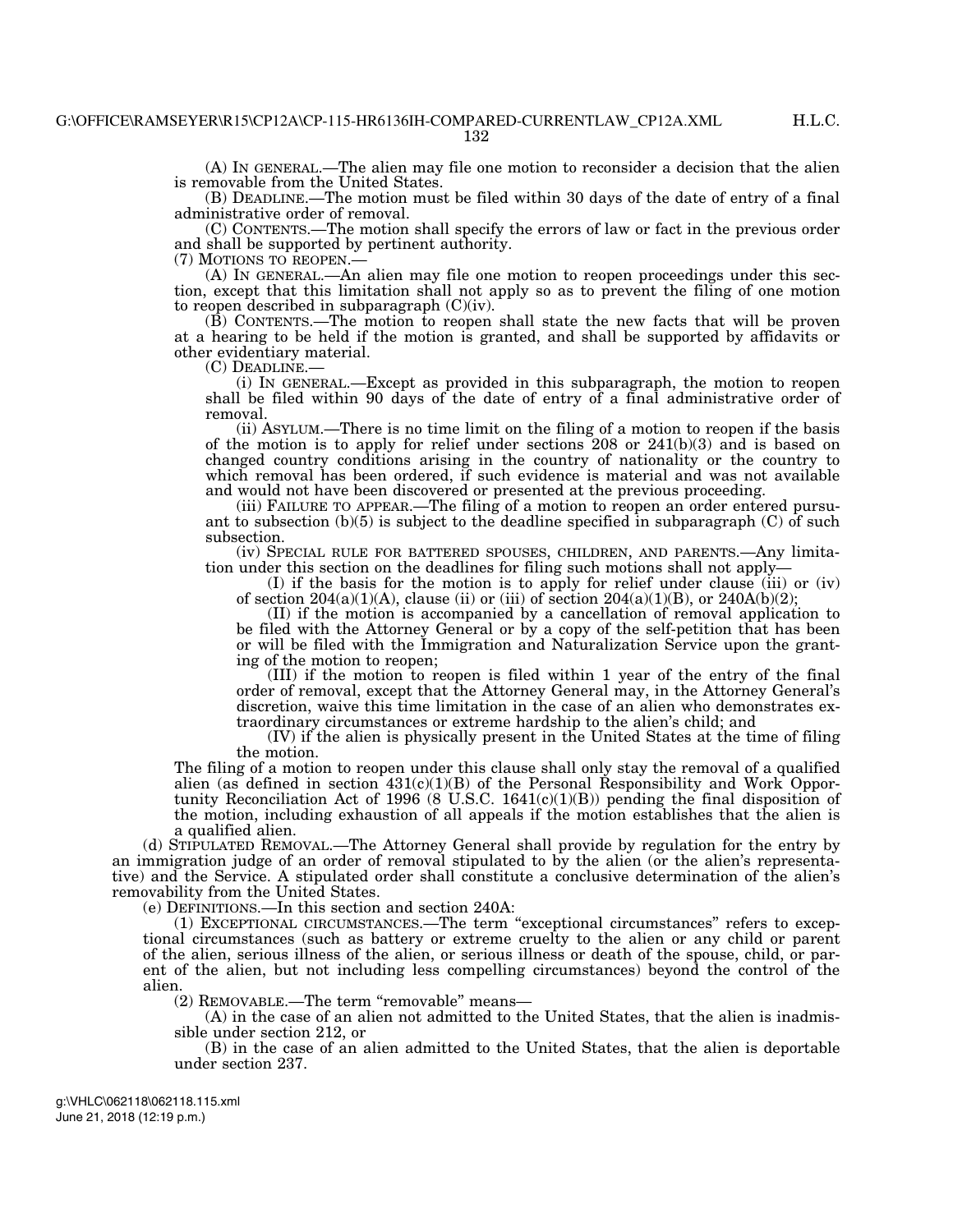(A) IN GENERAL.—The alien may file one motion to reconsider a decision that the alien is removable from the United States.

(B) DEADLINE.—The motion must be filed within 30 days of the date of entry of a final administrative order of removal.

(C) CONTENTS.—The motion shall specify the errors of law or fact in the previous order and shall be supported by pertinent authority.

(7) MOTIONS TO REOPEN.—

(A) IN GENERAL.—An alien may file one motion to reopen proceedings under this section, except that this limitation shall not apply so as to prevent the filing of one motion to reopen described in subparagraph (C)(iv).

(B) CONTENTS.—The motion to reopen shall state the new facts that will be proven at a hearing to be held if the motion is granted, and shall be supported by affidavits or other evidentiary material.

(C) DEADLINE.—

(i) IN GENERAL.—Except as provided in this subparagraph, the motion to reopen shall be filed within 90 days of the date of entry of a final administrative order of removal.

(ii) ASYLUM.—There is no time limit on the filing of a motion to reopen if the basis of the motion is to apply for relief under sections 208 or 241(b)(3) and is based on changed country conditions arising in the country of nationality or the country to which removal has been ordered, if such evidence is material and was not available and would not have been discovered or presented at the previous proceeding.

(iii) FAILURE TO APPEAR.—The filing of a motion to reopen an order entered pursuant to subsection (b)(5) is subject to the deadline specified in subparagraph (C) of such subsection.

(iv) SPECIAL RULE FOR BATTERED SPOUSES, CHILDREN, AND PARENTS.—Any limitation under this section on the deadlines for filing such motions shall not apply—

(I) if the basis for the motion is to apply for relief under clause (iii) or (iv) of section 204(a)(1)(A), clause (ii) or (iii) of section 204(a)(1)(B), or 240A(b)(2);

(II) if the motion is accompanied by a cancellation of removal application to be filed with the Attorney General or by a copy of the self-petition that has been or will be filed with the Immigration and Naturalization Service upon the granting of the motion to reopen;

(III) if the motion to reopen is filed within 1 year of the entry of the final order of removal, except that the Attorney General may, in the Attorney General's discretion, waive this time limitation in the case of an alien who demonstrates extraordinary circumstances or extreme hardship to the alien's child; and

(IV) if the alien is physically present in the United States at the time of filing the motion.

The filing of a motion to reopen under this clause shall only stay the removal of a qualified alien (as defined in section 431(c)(1)(B) of the Personal Responsibility and Work Opportunity Reconciliation Act of 1996 (8 U.S.C. 1641(c)(1)(B)) pending the final disposition of the motion, including exhaustion of all appeals if the motion establishes that the alien is a qualified alien.

(d) STIPULATED REMOVAL.—The Attorney General shall provide by regulation for the entry by an immigration judge of an order of removal stipulated to by the alien (or the alien's representative) and the Service. A stipulated order shall constitute a conclusive determination of the alien's removability from the United States.

(e) DEFINITIONS.—In this section and section 240A:

(1) EXCEPTIONAL CIRCUMSTANCES.—The term "exceptional circumstances" refers to exceptional circumstances (such as battery or extreme cruelty to the alien or any child or parent of the alien, serious illness of the alien, or serious illness or death of the spouse, child, or parent of the alien, but not including less compelling circumstances) beyond the control of the alien.

(2) REMOVABLE.—The term "removable" means—

(A) in the case of an alien not admitted to the United States, that the alien is inadmissible under section 212, or

(B) in the case of an alien admitted to the United States, that the alien is deportable under section 237.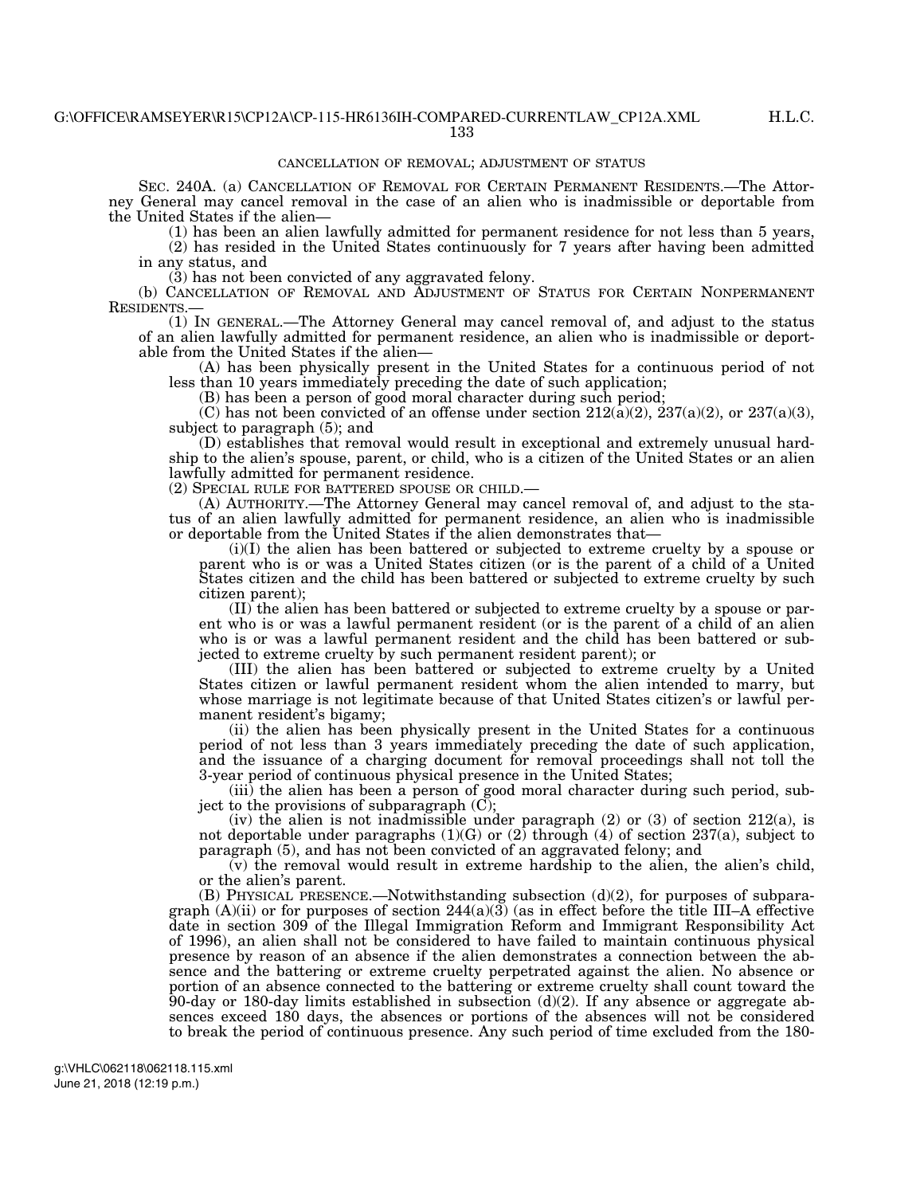CANCELLATION OF REMOVAL; ADJUSTMENT OF STATUS

SEC. 240A. (a) CANCELLATION OF REMOVAL FOR CERTAIN PERMANENT RESIDENTS.—The Attorney General may cancel removal in the case of an alien who is inadmissible or deportable from the United States if the alien—

(1) has been an alien lawfully admitted for permanent residence for not less than 5 years,

(2) has resided in the United States continuously for 7 years after having been admitted in any status, and

(3) has not been convicted of any aggravated felony.

(b) CANCELLATION OF REMOVAL AND ADJUSTMENT OF STATUS FOR CERTAIN NONPERMANENT RESIDENTS.—

(1) IN GENERAL.—The Attorney General may cancel removal of, and adjust to the status of an alien lawfully admitted for permanent residence, an alien who is inadmissible or deportable from the United States if the alien—

(A) has been physically present in the United States for a continuous period of not less than 10 years immediately preceding the date of such application;

(B) has been a person of good moral character during such period;

(C) has not been convicted of an offense under section 212(a)(2), 237(a)(2), or 237(a)(3), subject to paragraph (5); and

(D) establishes that removal would result in exceptional and extremely unusual hardship to the alien's spouse, parent, or child, who is a citizen of the United States or an alien lawfully admitted for permanent residence.

(2) SPECIAL RULE FOR BATTERED SPOUSE OR CHILD.—

(A) AUTHORITY.—The Attorney General may cancel removal of, and adjust to the status of an alien lawfully admitted for permanent residence, an alien who is inadmissible or deportable from the United States if the alien demonstrates that—

(i)(I) the alien has been battered or subjected to extreme cruelty by a spouse or parent who is or was a United States citizen (or is the parent of a child of a United States citizen and the child has been battered or subjected to extreme cruelty by such citizen parent);

(II) the alien has been battered or subjected to extreme cruelty by a spouse or parent who is or was a lawful permanent resident (or is the parent of a child of an alien who is or was a lawful permanent resident and the child has been battered or subjected to extreme cruelty by such permanent resident parent); or

(III) the alien has been battered or subjected to extreme cruelty by a United States citizen or lawful permanent resident whom the alien intended to marry, but whose marriage is not legitimate because of that United States citizen's or lawful permanent resident's bigamy;

(ii) the alien has been physically present in the United States for a continuous period of not less than 3 years immediately preceding the date of such application, and the issuance of a charging document for removal proceedings shall not toll the 3-year period of continuous physical presence in the United States;

(iii) the alien has been a person of good moral character during such period, subject to the provisions of subparagraph (C);

(iv) the alien is not inadmissible under paragraph (2) or (3) of section 212(a), is not deportable under paragraphs (1)(G) or (2) through (4) of section 237(a), subject to paragraph (5), and has not been convicted of an aggravated felony; and

(v) the removal would result in extreme hardship to the alien, the alien's child, or the alien's parent.

(B) PHYSICAL PRESENCE.—Notwithstanding subsection (d)(2), for purposes of subparagraph (A)(ii) or for purposes of section 244(a)(3) (as in effect before the title III–A effective date in section 309 of the Illegal Immigration Reform and Immigrant Responsibility Act of 1996), an alien shall not be considered to have failed to maintain continuous physical presence by reason of an absence if the alien demonstrates a connection between the absence and the battering or extreme cruelty perpetrated against the alien. No absence or portion of an absence connected to the battering or extreme cruelty shall count toward the 90-day or 180-day limits established in subsection (d)(2). If any absence or aggregate absences exceed 180 days, the absences or portions of the absences will not be considered to break the period of continuous presence. Any such period of time excluded from the 180-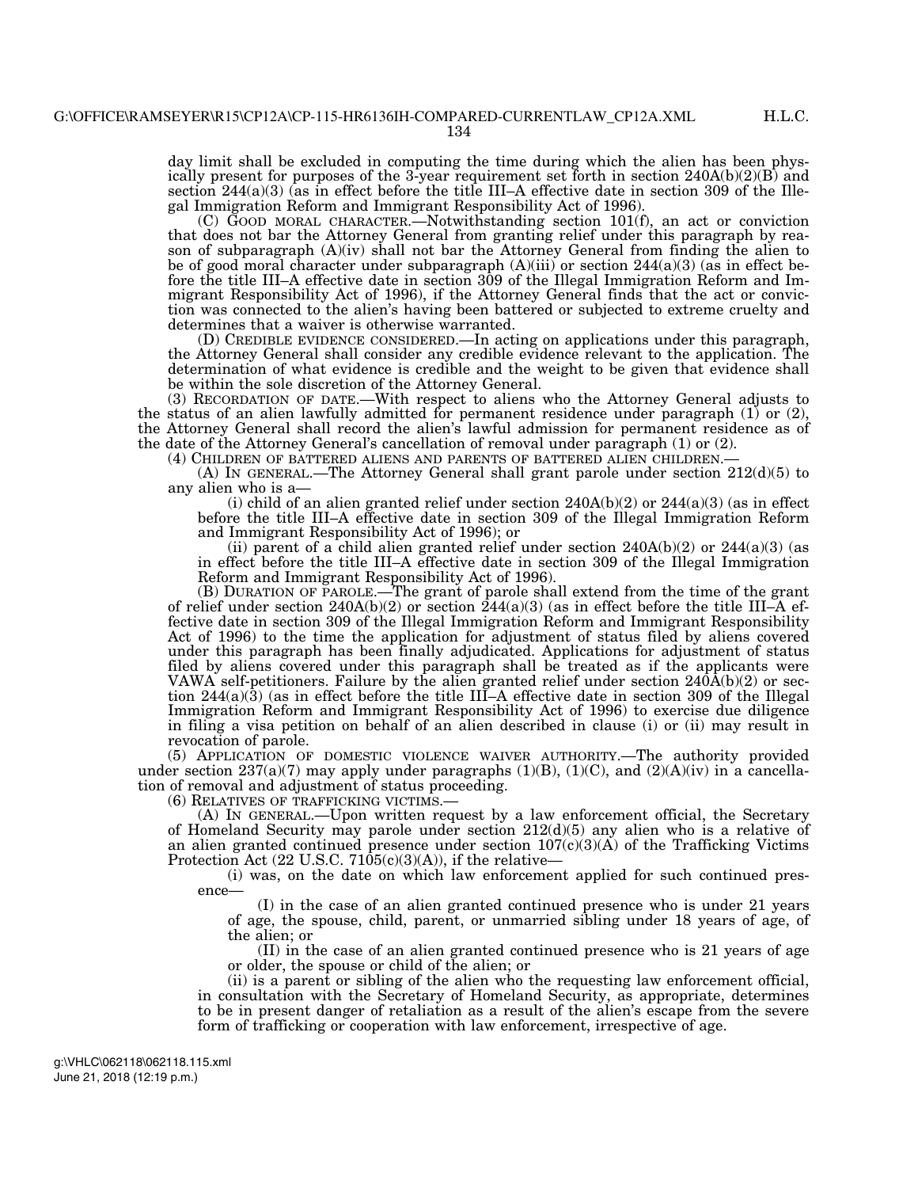day limit shall be excluded in computing the time during which the alien has been physically present for purposes of the 3-year requirement set forth in section 240A(b)(2)(B) and section 244(a)(3) (as in effect before the title III–A effective date in section 309 of the Illegal Immigration Reform and Immigrant Responsibility Act of 1996).

(C) GOOD MORAL CHARACTER.—Notwithstanding section 101(f), an act or conviction that does not bar the Attorney General from granting relief under this paragraph by reason of subparagraph (A)(iv) shall not bar the Attorney General from finding the alien to be of good moral character under subparagraph (A)(iii) or section 244(a)(3) (as in effect before the title III–A effective date in section 309 of the Illegal Immigration Reform and Immigrant Responsibility Act of 1996), if the Attorney General finds that the act or conviction was connected to the alien's having been battered or subjected to extreme cruelty and determines that a waiver is otherwise warranted.

(D) CREDIBLE EVIDENCE CONSIDERED.—In acting on applications under this paragraph, the Attorney General shall consider any credible evidence relevant to the application. The determination of what evidence is credible and the weight to be given that evidence shall be within the sole discretion of the Attorney General.

(3) RECORDATION OF DATE.—With respect to aliens who the Attorney General adjusts to the status of an alien lawfully admitted for permanent residence under paragraph (1) or (2), the Attorney General shall record the alien's lawful admission for permanent residence as of the date of the Attorney General's cancellation of removal under paragraph (1) or (2).

(4) CHILDREN OF BATTERED ALIENS AND PARENTS OF BATTERED ALIEN CHILDREN.—

(A) IN GENERAL.—The Attorney General shall grant parole under section 212(d)(5) to any alien who is a—

(i) child of an alien granted relief under section 240A(b)(2) or 244(a)(3) (as in effect before the title III–A effective date in section 309 of the Illegal Immigration Reform and Immigrant Responsibility Act of 1996); or

(ii) parent of a child alien granted relief under section 240A(b)(2) or 244(a)(3) (as in effect before the title III–A effective date in section 309 of the Illegal Immigration Reform and Immigrant Responsibility Act of 1996).

(B) DURATION OF PAROLE.—The grant of parole shall extend from the time of the grant of relief under section 240A(b)(2) or section 244(a)(3) (as in effect before the title III–A effective date in section 309 of the Illegal Immigration Reform and Immigrant Responsibility Act of 1996) to the time the application for adjustment of status filed by aliens covered under this paragraph has been finally adjudicated. Applications for adjustment of status filed by aliens covered under this paragraph shall be treated as if the applicants were VAWA self-petitioners. Failure by the alien granted relief under section 240A(b)(2) or section 244(a)(3) (as in effect before the title III–A effective date in section 309 of the Illegal Immigration Reform and Immigrant Responsibility Act of 1996) to exercise due diligence in filing a visa petition on behalf of an alien described in clause (i) or (ii) may result in revocation of parole.

(5) APPLICATION OF DOMESTIC VIOLENCE WAIVER AUTHORITY.—The authority provided under section 237(a)(7) may apply under paragraphs (1)(B), (1)(C), and (2)(A)(iv) in a cancellation of removal and adjustment of status proceeding.

(6) RELATIVES OF TRAFFICKING VICTIMS.—

(A) IN GENERAL.—Upon written request by a law enforcement official, the Secretary of Homeland Security may parole under section 212(d)(5) any alien who is a relative of an alien granted continued presence under section 107(c)(3)(A) of the Trafficking Victims Protection Act (22 U.S.C. 7105(c)(3)(A)), if the relative—

(i) was, on the date on which law enforcement applied for such continued presence—

(I) in the case of an alien granted continued presence who is under 21 years of age, the spouse, child, parent, or unmarried sibling under 18 years of age, of the alien; or

(II) in the case of an alien granted continued presence who is 21 years of age or older, the spouse or child of the alien; or

(ii) is a parent or sibling of the alien who the requesting law enforcement official, in consultation with the Secretary of Homeland Security, as appropriate, determines to be in present danger of retaliation as a result of the alien's escape from the severe form of trafficking or cooperation with law enforcement, irrespective of age.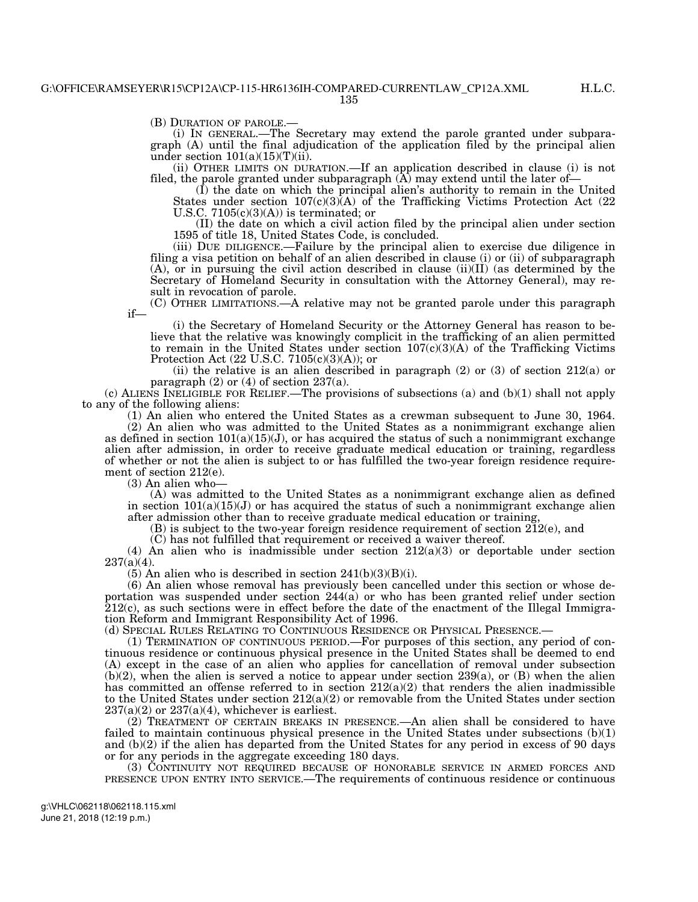(B) DURATION OF PAROLE.—

(i) IN GENERAL.—The Secretary may extend the parole granted under subparagraph (A) until the final adjudication of the application filed by the principal alien under section 101(a)(15)(T)(ii).

(ii) OTHER LIMITS ON DURATION.—If an application described in clause (i) is not filed, the parole granted under subparagraph (A) may extend until the later of—

(I) the date on which the principal alien's authority to remain in the United States under section 107(c)(3)(A) of the Trafficking Victims Protection Act (22 U.S.C. 7105(c)(3)(A)) is terminated; or

(II) the date on which a civil action filed by the principal alien under section 1595 of title 18, United States Code, is concluded.

(iii) DUE DILIGENCE.—Failure by the principal alien to exercise due diligence in filing a visa petition on behalf of an alien described in clause (i) or (ii) of subparagraph (A), or in pursuing the civil action described in clause (ii)(II) (as determined by the Secretary of Homeland Security in consultation with the Attorney General), may result in revocation of parole.

(C) OTHER LIMITATIONS.—A relative may not be granted parole under this paragraph if—

(i) the Secretary of Homeland Security or the Attorney General has reason to believe that the relative was knowingly complicit in the trafficking of an alien permitted to remain in the United States under section 107(c)(3)(A) of the Trafficking Victims Protection Act (22 U.S.C. 7105(c)(3)(A)); or

(ii) the relative is an alien described in paragraph (2) or (3) of section 212(a) or paragraph (2) or (4) of section 237(a).

(c) ALIENS INELIGIBLE FOR RELIEF.—The provisions of subsections (a) and (b)(1) shall not apply to any of the following aliens:

(1) An alien who entered the United States as a crewman subsequent to June 30, 1964.

(2) An alien who was admitted to the United States as a nonimmigrant exchange alien as defined in section 101(a)(15)(J), or has acquired the status of such a nonimmigrant exchange alien after admission, in order to receive graduate medical education or training, regardless of whether or not the alien is subject to or has fulfilled the two-year foreign residence requirement of section 212(e).

(3) An alien who—

(A) was admitted to the United States as a nonimmigrant exchange alien as defined in section 101(a)(15)(J) or has acquired the status of such a nonimmigrant exchange alien after admission other than to receive graduate medical education or training,

(B) is subject to the two-year foreign residence requirement of section 212(e), and

(C) has not fulfilled that requirement or received a waiver thereof.

(4) An alien who is inadmissible under section 212(a)(3) or deportable under section 237(a)(4).

(5) An alien who is described in section 241(b)(3)(B)(i).

(6) An alien whose removal has previously been cancelled under this section or whose deportation was suspended under section 244(a) or who has been granted relief under section 212(c), as such sections were in effect before the date of the enactment of the Illegal Immigration Reform and Immigrant Responsibility Act of 1996.

(d) SPECIAL RULES RELATING TO CONTINUOUS RESIDENCE OR PHYSICAL PRESENCE.—

(1) TERMINATION OF CONTINUOUS PERIOD.—For purposes of this section, any period of continuous residence or continuous physical presence in the United States shall be deemed to end (A) except in the case of an alien who applies for cancellation of removal under subsection (b)(2), when the alien is served a notice to appear under section 239(a), or (B) when the alien has committed an offense referred to in section 212(a)(2) that renders the alien inadmissible to the United States under section 212(a)(2) or removable from the United States under section 237(a)(2) or 237(a)(4), whichever is earliest.

(2) TREATMENT OF CERTAIN BREAKS IN PRESENCE.—An alien shall be considered to have failed to maintain continuous physical presence in the United States under subsections (b)(1) and (b)(2) if the alien has departed from the United States for any period in excess of 90 days or for any periods in the aggregate exceeding 180 days.

(3) CONTINUITY NOT REQUIRED BECAUSE OF HONORABLE SERVICE IN ARMED FORCES AND PRESENCE UPON ENTRY INTO SERVICE.—The requirements of continuous residence or continuous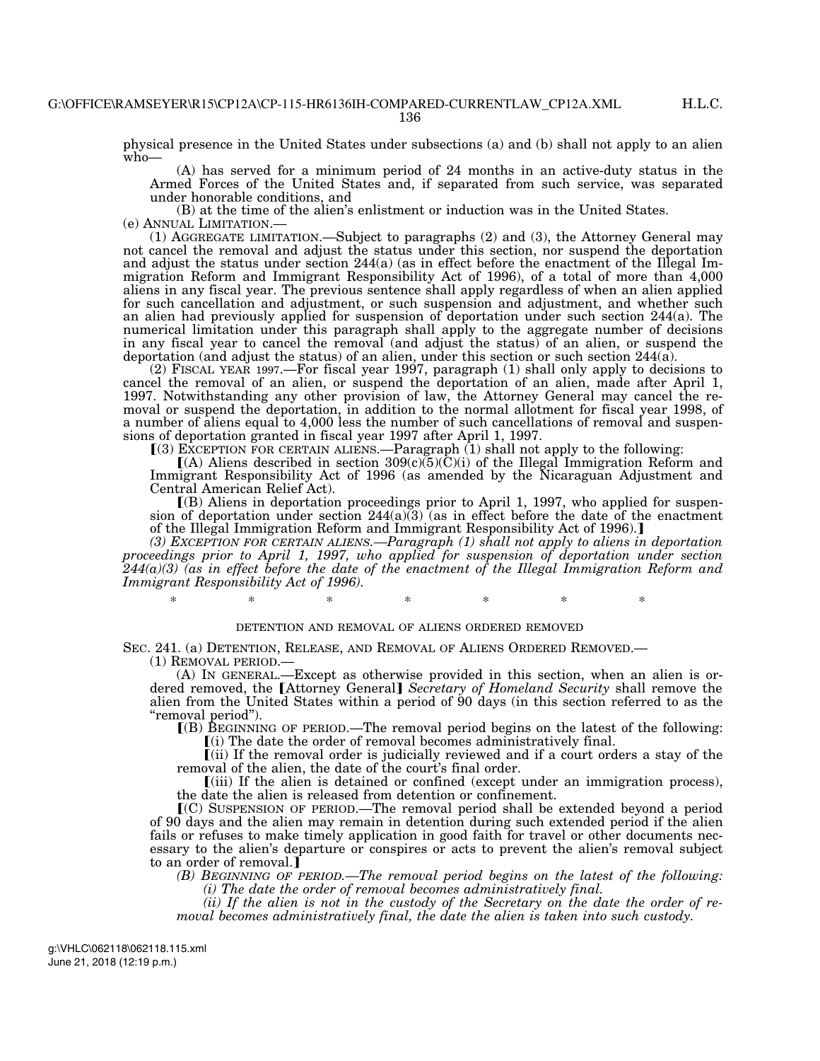physical presence in the United States under subsections (a) and (b) shall not apply to an alien who—

(A) has served for a minimum period of 24 months in an active-duty status in the Armed Forces of the United States and, if separated from such service, was separated under honorable conditions, and

(B) at the time of the alien's enlistment or induction was in the United States.

(e) ANNUAL LIMITATION.—

(1) AGGREGATE LIMITATION.—Subject to paragraphs (2) and (3), the Attorney General may not cancel the removal and adjust the status under this section, nor suspend the deportation and adjust the status under section 244(a) (as in effect before the enactment of the Illegal Immigration Reform and Immigrant Responsibility Act of 1996), of a total of more than 4,000 aliens in any fiscal year. The previous sentence shall apply regardless of when an alien applied for such cancellation and adjustment, or such suspension and adjustment, and whether such an alien had previously applied for suspension of deportation under such section 244(a). The numerical limitation under this paragraph shall apply to the aggregate number of decisions in any fiscal year to cancel the removal (and adjust the status) of an alien, or suspend the deportation (and adjust the status) of an alien, under this section or such section 244(a).

(2) FISCAL YEAR 1997.—For fiscal year 1997, paragraph (1) shall only apply to decisions to cancel the removal of an alien, or suspend the deportation of an alien, made after April 1, 1997. Notwithstanding any other provision of law, the Attorney General may cancel the removal or suspend the deportation, in addition to the normal allotment for fiscal year 1998, of a number of aliens equal to 4,000 less the number of such cancellations of removal and suspensions of deportation granted in fiscal year 1997 after April 1, 1997.

【(3) EXCEPTION FOR CERTAIN ALIENS.—Paragraph (1) shall not apply to the following:

【(A) Aliens described in section 309(c)(5)(C)(i) of the Illegal Immigration Reform and Immigrant Responsibility Act of 1996 (as amended by the Nicaraguan Adjustment and Central American Relief Act).

【(B) Aliens in deportation proceedings prior to April 1, 1997, who applied for suspension of deportation under section 244(a)(3) (as in effect before the date of the enactment of the Illegal Immigration Reform and Immigrant Responsibility Act of 1996).】

*(3) EXCEPTION FOR CERTAIN ALIENS.—Paragraph (1) shall not apply to aliens in deportation proceedings prior to April 1, 1997, who applied for suspension of deportation under section 244(a)(3) (as in effect before the date of the enactment of the Illegal Immigration Reform and Immigrant Responsibility Act of 1996).*

\* \* \* \* \* \* \*

DETENTION AND REMOVAL OF ALIENS ORDERED REMOVED

SEC. 241. (a) DETENTION, RELEASE, AND REMOVAL OF ALIENS ORDERED REMOVED.—

(1) REMOVAL PERIOD.—

(A) IN GENERAL.—Except as otherwise provided in this section, when an alien is ordered removed, the 【Attorney General】 *Secretary of Homeland Security* shall remove the alien from the United States within a period of 90 days (in this section referred to as the "removal period").

【(B) BEGINNING OF PERIOD.—The removal period begins on the latest of the following:

【(i) The date the order of removal becomes administratively final.

【(ii) If the removal order is judicially reviewed and if a court orders a stay of the removal of the alien, the date of the court's final order.

【(iii) If the alien is detained or confined (except under an immigration process), the date the alien is released from detention or confinement.

【(C) SUSPENSION OF PERIOD.—The removal period shall be extended beyond a period of 90 days and the alien may remain in detention during such extended period if the alien fails or refuses to make timely application in good faith for travel or other documents necessary to the alien's departure or conspires or acts to prevent the alien's removal subject to an order of removal.】

*(B) BEGINNING OF PERIOD.—The removal period begins on the latest of the following:*

*(i) The date the order of removal becomes administratively final.*

*(ii) If the alien is not in the custody of the Secretary on the date the order of removal becomes administratively final, the date the alien is taken into such custody.*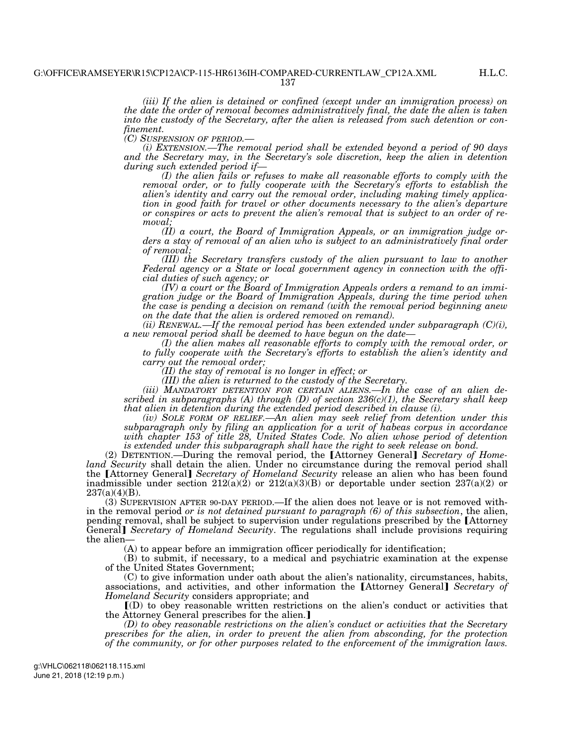*(iii) If the alien is detained or confined (except under an immigration process) on the date the order of removal becomes administratively final, the date the alien is taken into the custody of the Secretary, after the alien is released from such detention or confinement.*

*(C) SUSPENSION OF PERIOD.—*

*(i) EXTENSION.—The removal period shall be extended beyond a period of 90 days and the Secretary may, in the Secretary's sole discretion, keep the alien in detention during such extended period if—*

*(I) the alien fails or refuses to make all reasonable efforts to comply with the removal order, or to fully cooperate with the Secretary's efforts to establish the alien's identity and carry out the removal order, including making timely application in good faith for travel or other documents necessary to the alien's departure or conspires or acts to prevent the alien's removal that is subject to an order of removal;*

*(II) a court, the Board of Immigration Appeals, or an immigration judge orders a stay of removal of an alien who is subject to an administratively final order of removal;*

*(III) the Secretary transfers custody of the alien pursuant to law to another Federal agency or a State or local government agency in connection with the official duties of such agency; or*

*(IV) a court or the Board of Immigration Appeals orders a remand to an immigration judge or the Board of Immigration Appeals, during the time period when the case is pending a decision on remand (with the removal period beginning anew on the date that the alien is ordered removed on remand).*

*(ii) RENEWAL.—If the removal period has been extended under subparagraph (C)(i), a new removal period shall be deemed to have begun on the date—*

*(I) the alien makes all reasonable efforts to comply with the removal order, or to fully cooperate with the Secretary's efforts to establish the alien's identity and carry out the removal order;*

*(II) the stay of removal is no longer in effect; or*

*(III) the alien is returned to the custody of the Secretary.*

*(iii) MANDATORY DETENTION FOR CERTAIN ALIENS.—In the case of an alien described in subparagraphs (A) through (D) of section 236(c)(1), the Secretary shall keep that alien in detention during the extended period described in clause (i).*

*(iv) SOLE FORM OF RELIEF.—An alien may seek relief from detention under this subparagraph only by filing an application for a writ of habeas corpus in accordance with chapter 153 of title 28, United States Code. No alien whose period of detention is extended under this subparagraph shall have the right to seek release on bond.*

(2) DETENTION.—During the removal period, the ⟦Attorney General⟧ *Secretary of Homeland Security* shall detain the alien. Under no circumstance during the removal period shall the ⟦Attorney General⟧ *Secretary of Homeland Security* release an alien who has been found inadmissible under section 212(a)(2) or 212(a)(3)(B) or deportable under section 237(a)(2) or 237(a)(4)(B).

(3) SUPERVISION AFTER 90-DAY PERIOD.—If the alien does not leave or is not removed within the removal period *or is not detained pursuant to paragraph (6) of this subsection*, the alien, pending removal, shall be subject to supervision under regulations prescribed by the ⟦Attorney General⟧ *Secretary of Homeland Security*. The regulations shall include provisions requiring the alien—

(A) to appear before an immigration officer periodically for identification;

(B) to submit, if necessary, to a medical and psychiatric examination at the expense of the United States Government;

(C) to give information under oath about the alien's nationality, circumstances, habits, associations, and activities, and other information the ⟦Attorney General⟧ *Secretary of Homeland Security* considers appropriate; and

⟦(D) to obey reasonable written restrictions on the alien's conduct or activities that the Attorney General prescribes for the alien.⟧

*(D) to obey reasonable restrictions on the alien's conduct or activities that the Secretary prescribes for the alien, in order to prevent the alien from absconding, for the protection of the community, or for other purposes related to the enforcement of the immigration laws.*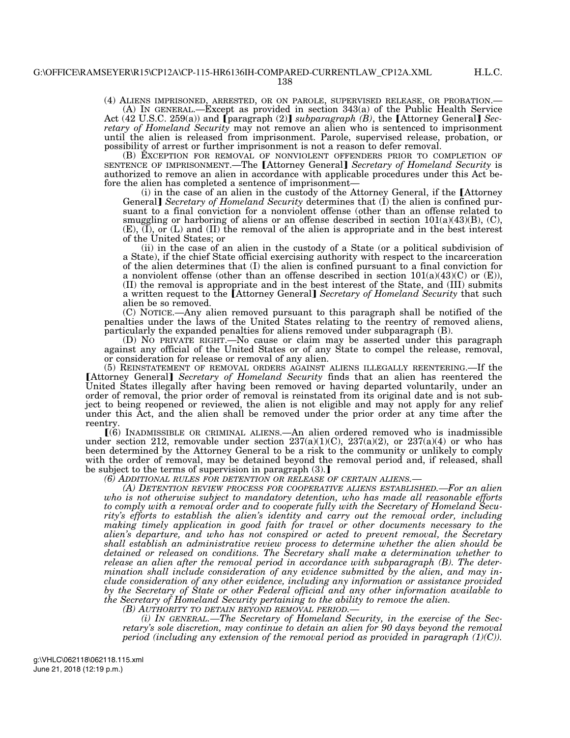(4) ALIENS IMPRISONED, ARRESTED, OR ON PAROLE, SUPERVISED RELEASE, OR PROBATION.—

(A) IN GENERAL.—Except as provided in section 343(a) of the Public Health Service Act (42 U.S.C. 259(a)) and [paragraph (2)] *subparagraph (B)*, the [Attorney General] *Secretary of Homeland Security* may not remove an alien who is sentenced to imprisonment until the alien is released from imprisonment. Parole, supervised release, probation, or possibility of arrest or further imprisonment is not a reason to defer removal.

(B) EXCEPTION FOR REMOVAL OF NONVIOLENT OFFENDERS PRIOR TO COMPLETION OF SENTENCE OF IMPRISONMENT.—The [Attorney General] *Secretary of Homeland Security* is authorized to remove an alien in accordance with applicable procedures under this Act before the alien has completed a sentence of imprisonment—

(i) in the case of an alien in the custody of the Attorney General, if the [Attorney General] *Secretary of Homeland Security* determines that (I) the alien is confined pursuant to a final conviction for a nonviolent offense (other than an offense related to smuggling or harboring of aliens or an offense described in section 101(a)(43)(B), (C), (E), (I), or (L) and (II) the removal of the alien is appropriate and in the best interest of the United States; or

(ii) in the case of an alien in the custody of a State (or a political subdivision of a State), if the chief State official exercising authority with respect to the incarceration of the alien determines that (I) the alien is confined pursuant to a final conviction for a nonviolent offense (other than an offense described in section 101(a)(43)(C) or (E)), (II) the removal is appropriate and in the best interest of the State, and (III) submits a written request to the [Attorney General] *Secretary of Homeland Security* that such alien be so removed.

(C) NOTICE.—Any alien removed pursuant to this paragraph shall be notified of the penalties under the laws of the United States relating to the reentry of removed aliens, particularly the expanded penalties for aliens removed under subparagraph (B).

(D) NO PRIVATE RIGHT.—No cause or claim may be asserted under this paragraph against any official of the United States or of any State to compel the release, removal, or consideration for release or removal of any alien.

(5) REINSTATEMENT OF REMOVAL ORDERS AGAINST ALIENS ILLEGALLY REENTERING.—If the [Attorney General] *Secretary of Homeland Security* finds that an alien has reentered the United States illegally after having been removed or having departed voluntarily, under an order of removal, the prior order of removal is reinstated from its original date and is not subject to being reopened or reviewed, the alien is not eligible and may not apply for any relief under this Act, and the alien shall be removed under the prior order at any time after the reentry.

[(6) INADMISSIBLE OR CRIMINAL ALIENS.—An alien ordered removed who is inadmissible under section 212, removable under section 237(a)(1)(C), 237(a)(2), or 237(a)(4) or who has been determined by the Attorney General to be a risk to the community or unlikely to comply with the order of removal, may be detained beyond the removal period and, if released, shall be subject to the terms of supervision in paragraph (3).]

*(6) ADDITIONAL RULES FOR DETENTION OR RELEASE OF CERTAIN ALIENS.—*

*(A) DETENTION REVIEW PROCESS FOR COOPERATIVE ALIENS ESTABLISHED.—For an alien who is not otherwise subject to mandatory detention, who has made all reasonable efforts to comply with a removal order and to cooperate fully with the Secretary of Homeland Security's efforts to establish the alien's identity and carry out the removal order, including making timely application in good faith for travel or other documents necessary to the alien's departure, and who has not conspired or acted to prevent removal, the Secretary shall establish an administrative review process to determine whether the alien should be detained or released on conditions. The Secretary shall make a determination whether to release an alien after the removal period in accordance with subparagraph (B). The determination shall include consideration of any evidence submitted by the alien, and may include consideration of any other evidence, including any information or assistance provided by the Secretary of State or other Federal official and any other information available to the Secretary of Homeland Security pertaining to the ability to remove the alien.*

*(B) AUTHORITY TO DETAIN BEYOND REMOVAL PERIOD.—*

*(i) IN GENERAL.—The Secretary of Homeland Security, in the exercise of the Secretary's sole discretion, may continue to detain an alien for 90 days beyond the removal period (including any extension of the removal period as provided in paragraph (1)(C)).*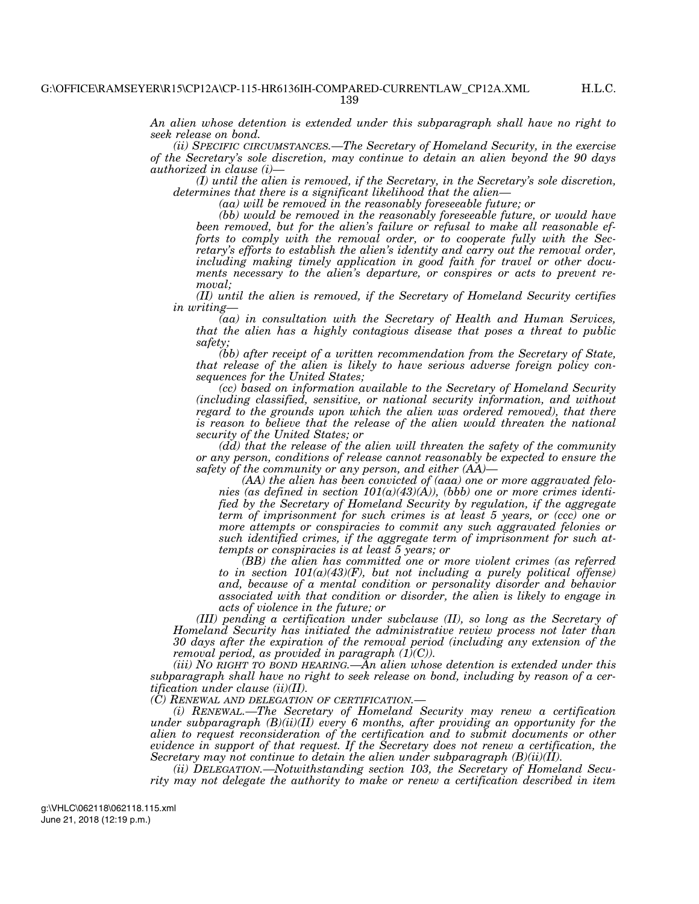*An alien whose detention is extended under this subparagraph shall have no right to seek release on bond.*

*(ii) SPECIFIC CIRCUMSTANCES.—The Secretary of Homeland Security, in the exercise of the Secretary's sole discretion, may continue to detain an alien beyond the 90 days authorized in clause (i)—*

*(I) until the alien is removed, if the Secretary, in the Secretary's sole discretion, determines that there is a significant likelihood that the alien—*

*(aa) will be removed in the reasonably foreseeable future; or*

*(bb) would be removed in the reasonably foreseeable future, or would have been removed, but for the alien's failure or refusal to make all reasonable efforts to comply with the removal order, or to cooperate fully with the Secretary's efforts to establish the alien's identity and carry out the removal order, including making timely application in good faith for travel or other documents necessary to the alien's departure, or conspires or acts to prevent removal;*

*(II) until the alien is removed, if the Secretary of Homeland Security certifies in writing—*

*(aa) in consultation with the Secretary of Health and Human Services, that the alien has a highly contagious disease that poses a threat to public safety;*

*(bb) after receipt of a written recommendation from the Secretary of State, that release of the alien is likely to have serious adverse foreign policy consequences for the United States;*

*(cc) based on information available to the Secretary of Homeland Security (including classified, sensitive, or national security information, and without regard to the grounds upon which the alien was ordered removed), that there is reason to believe that the release of the alien would threaten the national security of the United States; or*

*(dd) that the release of the alien will threaten the safety of the community or any person, conditions of release cannot reasonably be expected to ensure the safety of the community or any person, and either (AA)—*

*(AA) the alien has been convicted of (aaa) one or more aggravated felonies (as defined in section 101(a)(43)(A)), (bbb) one or more crimes identified by the Secretary of Homeland Security by regulation, if the aggregate term of imprisonment for such crimes is at least 5 years, or (ccc) one or more attempts or conspiracies to commit any such aggravated felonies or such identified crimes, if the aggregate term of imprisonment for such attempts or conspiracies is at least 5 years; or*

*(BB) the alien has committed one or more violent crimes (as referred to in section 101(a)(43)(F), but not including a purely political offense) and, because of a mental condition or personality disorder and behavior associated with that condition or disorder, the alien is likely to engage in acts of violence in the future; or*

*(III) pending a certification under subclause (II), so long as the Secretary of Homeland Security has initiated the administrative review process not later than 30 days after the expiration of the removal period (including any extension of the removal period, as provided in paragraph (1)(C)).*

*(iii) NO RIGHT TO BOND HEARING.—An alien whose detention is extended under this subparagraph shall have no right to seek release on bond, including by reason of a certification under clause (ii)(II).*

*(C) RENEWAL AND DELEGATION OF CERTIFICATION.—*

*(i) RENEWAL.—The Secretary of Homeland Security may renew a certification under subparagraph (B)(ii)(II) every 6 months, after providing an opportunity for the alien to request reconsideration of the certification and to submit documents or other evidence in support of that request. If the Secretary does not renew a certification, the Secretary may not continue to detain the alien under subparagraph (B)(ii)(II).*

*(ii) DELEGATION.—Notwithstanding section 103, the Secretary of Homeland Security may not delegate the authority to make or renew a certification described in item*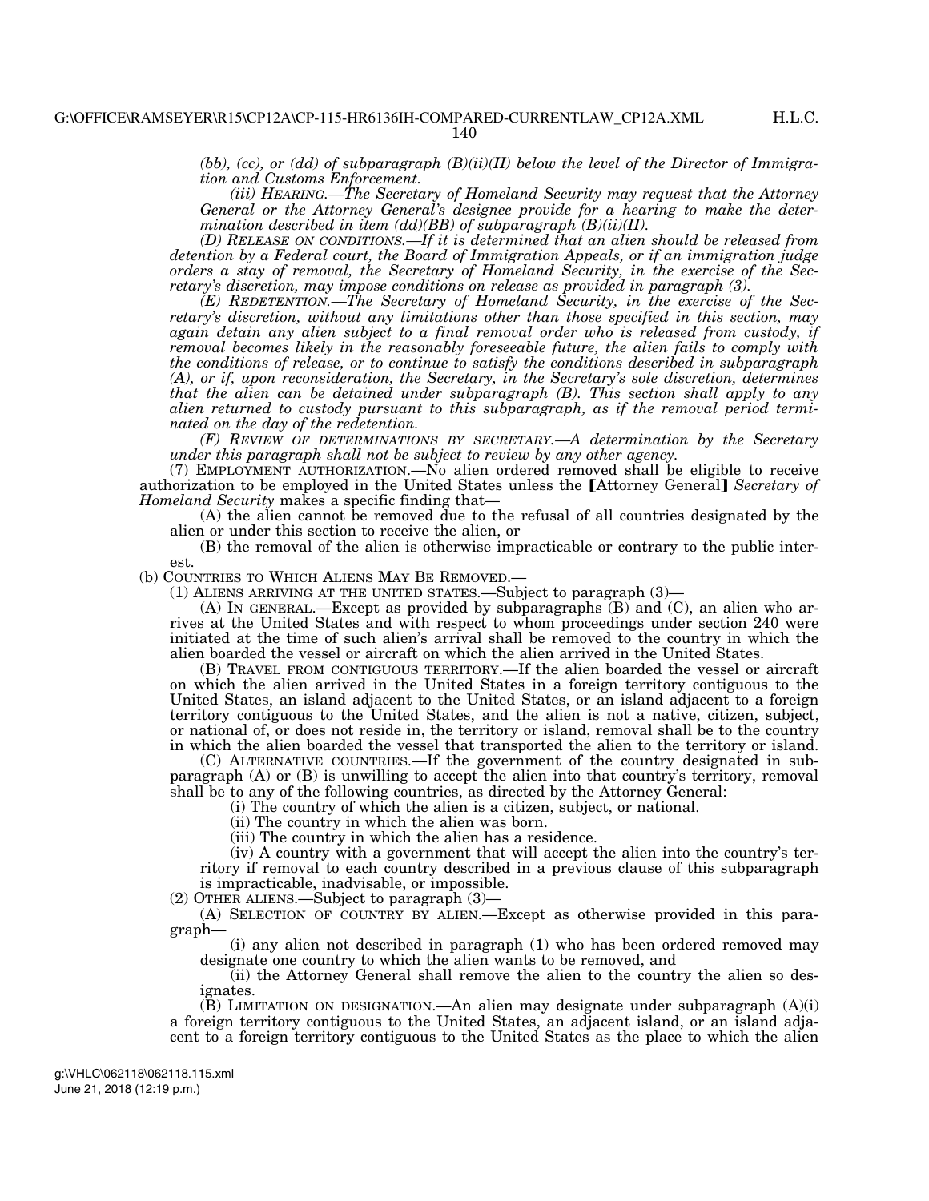*(bb), (cc), or (dd) of subparagraph (B)(ii)(II) below the level of the Director of Immigration and Customs Enforcement.*

*(iii) HEARING.—The Secretary of Homeland Security may request that the Attorney General or the Attorney General's designee provide for a hearing to make the determination described in item (dd)(BB) of subparagraph (B)(ii)(II).*

*(D) RELEASE ON CONDITIONS.—If it is determined that an alien should be released from detention by a Federal court, the Board of Immigration Appeals, or if an immigration judge orders a stay of removal, the Secretary of Homeland Security, in the exercise of the Secretary's discretion, may impose conditions on release as provided in paragraph (3).*

*(E) REDETENTION.—The Secretary of Homeland Security, in the exercise of the Secretary's discretion, without any limitations other than those specified in this section, may again detain any alien subject to a final removal order who is released from custody, if removal becomes likely in the reasonably foreseeable future, the alien fails to comply with the conditions of release, or to continue to satisfy the conditions described in subparagraph (A), or if, upon reconsideration, the Secretary, in the Secretary's sole discretion, determines that the alien can be detained under subparagraph (B). This section shall apply to any alien returned to custody pursuant to this subparagraph, as if the removal period terminated on the day of the redetention.*

*(F) REVIEW OF DETERMINATIONS BY SECRETARY.—A determination by the Secretary under this paragraph shall not be subject to review by any other agency.*

(7) EMPLOYMENT AUTHORIZATION.—No alien ordered removed shall be eligible to receive authorization to be employed in the United States unless the [Attorney General] *Secretary of Homeland Security* makes a specific finding that—

(A) the alien cannot be removed due to the refusal of all countries designated by the alien or under this section to receive the alien, or

(B) the removal of the alien is otherwise impracticable or contrary to the public interest.

(b) COUNTRIES TO WHICH ALIENS MAY BE REMOVED.—

(1) ALIENS ARRIVING AT THE UNITED STATES.—Subject to paragraph (3)—

(A) IN GENERAL.—Except as provided by subparagraphs (B) and (C), an alien who arrives at the United States and with respect to whom proceedings under section 240 were initiated at the time of such alien's arrival shall be removed to the country in which the alien boarded the vessel or aircraft on which the alien arrived in the United States.

(B) TRAVEL FROM CONTIGUOUS TERRITORY.—If the alien boarded the vessel or aircraft on which the alien arrived in the United States in a foreign territory contiguous to the United States, an island adjacent to the United States, or an island adjacent to a foreign territory contiguous to the United States, and the alien is not a native, citizen, subject, or national of, or does not reside in, the territory or island, removal shall be to the country in which the alien boarded the vessel that transported the alien to the territory or island.

(C) ALTERNATIVE COUNTRIES.—If the government of the country designated in subparagraph (A) or (B) is unwilling to accept the alien into that country's territory, removal shall be to any of the following countries, as directed by the Attorney General:

(i) The country of which the alien is a citizen, subject, or national.

(ii) The country in which the alien was born.

(iii) The country in which the alien has a residence.

(iv) A country with a government that will accept the alien into the country's territory if removal to each country described in a previous clause of this subparagraph is impracticable, inadvisable, or impossible.

(2) OTHER ALIENS.—Subject to paragraph (3)—

(A) SELECTION OF COUNTRY BY ALIEN.—Except as otherwise provided in this paragraph—

(i) any alien not described in paragraph (1) who has been ordered removed may designate one country to which the alien wants to be removed, and

(ii) the Attorney General shall remove the alien to the country the alien so designates.

(B) LIMITATION ON DESIGNATION.—An alien may designate under subparagraph (A)(i) a foreign territory contiguous to the United States, an adjacent island, or an island adjacent to a foreign territory contiguous to the United States as the place to which the alien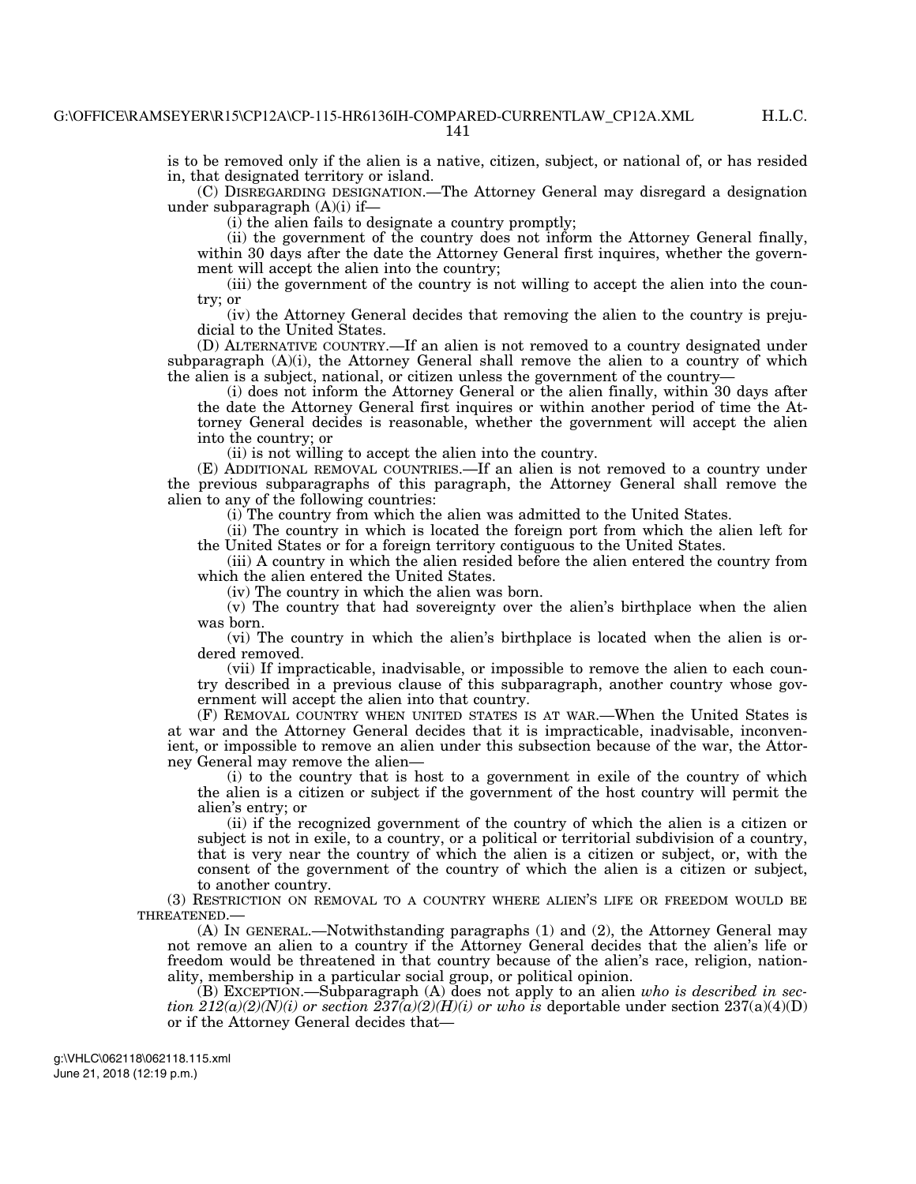is to be removed only if the alien is a native, citizen, subject, or national of, or has resided in, that designated territory or island.

(C) DISREGARDING DESIGNATION.—The Attorney General may disregard a designation under subparagraph (A)(i) if—

(i) the alien fails to designate a country promptly;

(ii) the government of the country does not inform the Attorney General finally, within 30 days after the date the Attorney General first inquires, whether the government will accept the alien into the country;

(iii) the government of the country is not willing to accept the alien into the country; or

(iv) the Attorney General decides that removing the alien to the country is prejudicial to the United States.

(D) ALTERNATIVE COUNTRY.—If an alien is not removed to a country designated under subparagraph (A)(i), the Attorney General shall remove the alien to a country of which the alien is a subject, national, or citizen unless the government of the country—

(i) does not inform the Attorney General or the alien finally, within 30 days after the date the Attorney General first inquires or within another period of time the Attorney General decides is reasonable, whether the government will accept the alien into the country; or

(ii) is not willing to accept the alien into the country.

(E) ADDITIONAL REMOVAL COUNTRIES.—If an alien is not removed to a country under the previous subparagraphs of this paragraph, the Attorney General shall remove the alien to any of the following countries:

(i) The country from which the alien was admitted to the United States.

(ii) The country in which is located the foreign port from which the alien left for the United States or for a foreign territory contiguous to the United States.

(iii) A country in which the alien resided before the alien entered the country from which the alien entered the United States.

(iv) The country in which the alien was born.

(v) The country that had sovereignty over the alien's birthplace when the alien was born.

(vi) The country in which the alien's birthplace is located when the alien is ordered removed.

(vii) If impracticable, inadvisable, or impossible to remove the alien to each country described in a previous clause of this subparagraph, another country whose government will accept the alien into that country.

(F) REMOVAL COUNTRY WHEN UNITED STATES IS AT WAR.—When the United States is at war and the Attorney General decides that it is impracticable, inadvisable, inconvenient, or impossible to remove an alien under this subsection because of the war, the Attorney General may remove the alien—

(i) to the country that is host to a government in exile of the country of which the alien is a citizen or subject if the government of the host country will permit the alien's entry; or

(ii) if the recognized government of the country of which the alien is a citizen or subject is not in exile, to a country, or a political or territorial subdivision of a country, that is very near the country of which the alien is a citizen or subject, or, with the consent of the government of the country of which the alien is a citizen or subject, to another country.

(3) RESTRICTION ON REMOVAL TO A COUNTRY WHERE ALIEN'S LIFE OR FREEDOM WOULD BE THREATENED.—

(A) IN GENERAL.—Notwithstanding paragraphs (1) and (2), the Attorney General may not remove an alien to a country if the Attorney General decides that the alien's life or freedom would be threatened in that country because of the alien's race, religion, nationality, membership in a particular social group, or political opinion.

(B) EXCEPTION.—Subparagraph (A) does not apply to an alien *who is described in section 212(a)(2)(N)(i) or section 237(a)(2)(H)(i) or who is* deportable under section 237(a)(4)(D) or if the Attorney General decides that—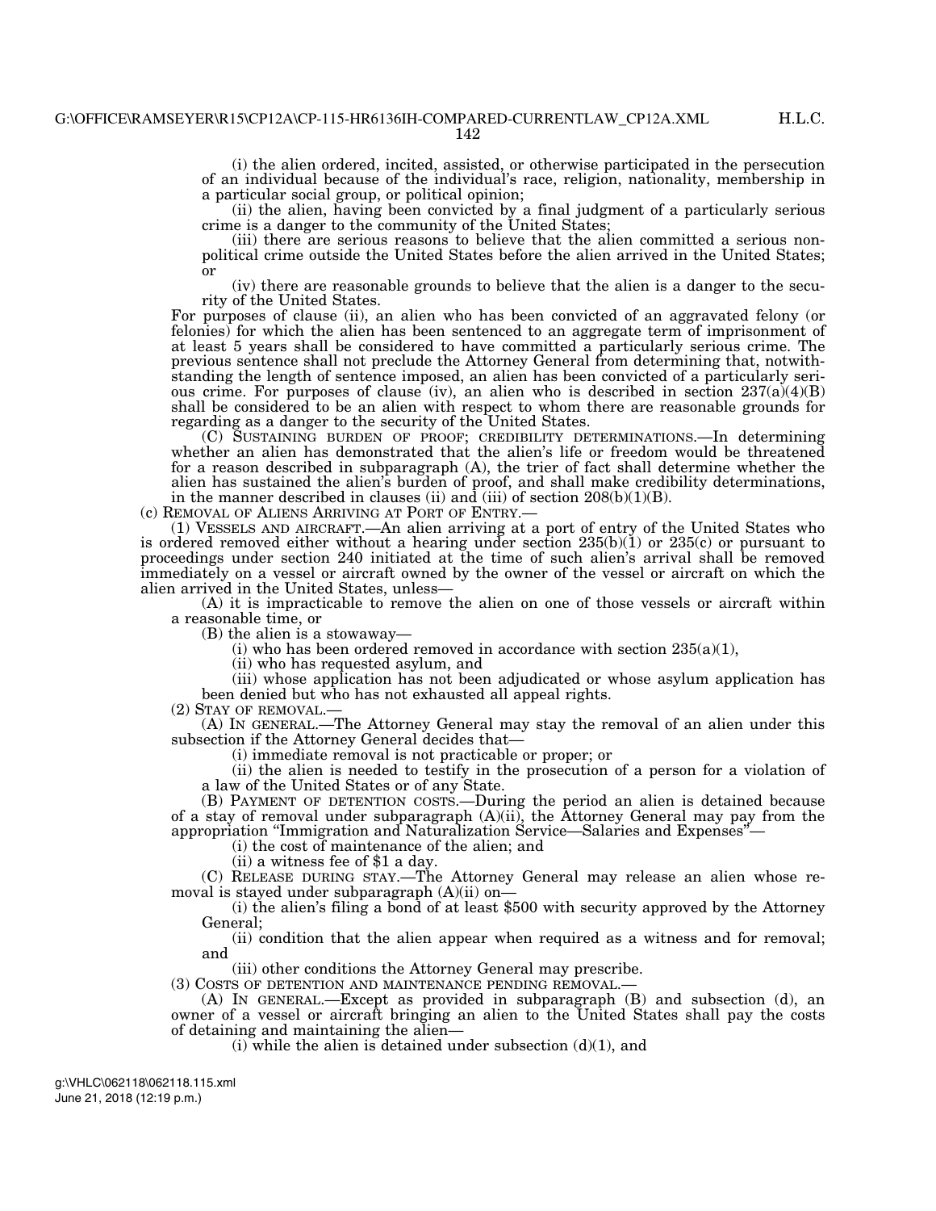(i) the alien ordered, incited, assisted, or otherwise participated in the persecution of an individual because of the individual's race, religion, nationality, membership in a particular social group, or political opinion;

(ii) the alien, having been convicted by a final judgment of a particularly serious crime is a danger to the community of the United States;

(iii) there are serious reasons to believe that the alien committed a serious nonpolitical crime outside the United States before the alien arrived in the United States; or

(iv) there are reasonable grounds to believe that the alien is a danger to the security of the United States.

For purposes of clause (ii), an alien who has been convicted of an aggravated felony (or felonies) for which the alien has been sentenced to an aggregate term of imprisonment of at least 5 years shall be considered to have committed a particularly serious crime. The previous sentence shall not preclude the Attorney General from determining that, notwithstanding the length of sentence imposed, an alien has been convicted of a particularly serious crime. For purposes of clause (iv), an alien who is described in section 237(a)(4)(B) shall be considered to be an alien with respect to whom there are reasonable grounds for regarding as a danger to the security of the United States.

(C) SUSTAINING BURDEN OF PROOF; CREDIBILITY DETERMINATIONS.—In determining whether an alien has demonstrated that the alien's life or freedom would be threatened for a reason described in subparagraph (A), the trier of fact shall determine whether the alien has sustained the alien's burden of proof, and shall make credibility determinations, in the manner described in clauses (ii) and (iii) of section 208(b)(1)(B).

(c) REMOVAL OF ALIENS ARRIVING AT PORT OF ENTRY.—

(1) VESSELS AND AIRCRAFT.—An alien arriving at a port of entry of the United States who is ordered removed either without a hearing under section 235(b)(1) or 235(c) or pursuant to proceedings under section 240 initiated at the time of such alien's arrival shall be removed immediately on a vessel or aircraft owned by the owner of the vessel or aircraft on which the alien arrived in the United States, unless—

(A) it is impracticable to remove the alien on one of those vessels or aircraft within a reasonable time, or

(B) the alien is a stowaway—

(i) who has been ordered removed in accordance with section 235(a)(1),

(ii) who has requested asylum, and

(iii) whose application has not been adjudicated or whose asylum application has been denied but who has not exhausted all appeal rights.

(2) STAY OF REMOVAL.—

(A) IN GENERAL.—The Attorney General may stay the removal of an alien under this subsection if the Attorney General decides that—

(i) immediate removal is not practicable or proper; or

(ii) the alien is needed to testify in the prosecution of a person for a violation of a law of the United States or of any State.

(B) PAYMENT OF DETENTION COSTS.—During the period an alien is detained because of a stay of removal under subparagraph (A)(ii), the Attorney General may pay from the appropriation "Immigration and Naturalization Service—Salaries and Expenses"—

(i) the cost of maintenance of the alien; and

(ii) a witness fee of $1 a day.

(C) RELEASE DURING STAY.—The Attorney General may release an alien whose removal is stayed under subparagraph (A)(ii) on—

(i) the alien's filing a bond of at least $500 with security approved by the Attorney General;

(ii) condition that the alien appear when required as a witness and for removal; and

(iii) other conditions the Attorney General may prescribe.

(3) COSTS OF DETENTION AND MAINTENANCE PENDING REMOVAL.—

(A) IN GENERAL.—Except as provided in subparagraph (B) and subsection (d), an owner of a vessel or aircraft bringing an alien to the United States shall pay the costs of detaining and maintaining the alien—

(i) while the alien is detained under subsection (d)(1), and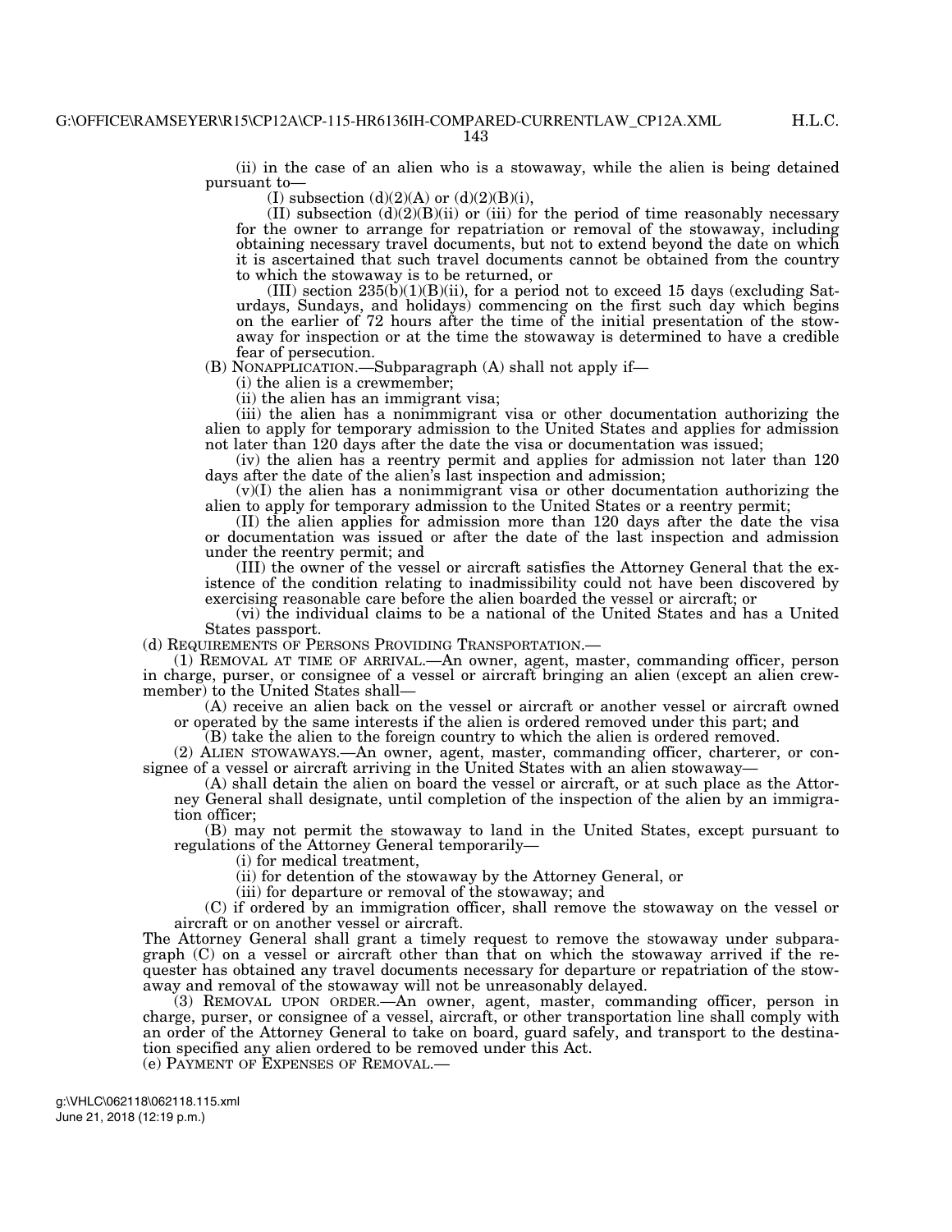(ii) in the case of an alien who is a stowaway, while the alien is being detained pursuant to—

(I) subsection (d)(2)(A) or (d)(2)(B)(i),

(II) subsection (d)(2)(B)(ii) or (iii) for the period of time reasonably necessary for the owner to arrange for repatriation or removal of the stowaway, including obtaining necessary travel documents, but not to extend beyond the date on which it is ascertained that such travel documents cannot be obtained from the country to which the stowaway is to be returned, or

(III) section 235(b)(1)(B)(ii), for a period not to exceed 15 days (excluding Saturdays, Sundays, and holidays) commencing on the first such day which begins on the earlier of 72 hours after the time of the initial presentation of the stowaway for inspection or at the time the stowaway is determined to have a credible fear of persecution.

(B) NONAPPLICATION.—Subparagraph (A) shall not apply if—

(i) the alien is a crewmember;

(ii) the alien has an immigrant visa;

(iii) the alien has a nonimmigrant visa or other documentation authorizing the alien to apply for temporary admission to the United States and applies for admission not later than 120 days after the date the visa or documentation was issued;

(iv) the alien has a reentry permit and applies for admission not later than 120 days after the date of the alien's last inspection and admission;

(v)(I) the alien has a nonimmigrant visa or other documentation authorizing the alien to apply for temporary admission to the United States or a reentry permit;

(II) the alien applies for admission more than 120 days after the date the visa or documentation was issued or after the date of the last inspection and admission under the reentry permit; and

(III) the owner of the vessel or aircraft satisfies the Attorney General that the existence of the condition relating to inadmissibility could not have been discovered by exercising reasonable care before the alien boarded the vessel or aircraft; or

(vi) the individual claims to be a national of the United States and has a United States passport.

(d) REQUIREMENTS OF PERSONS PROVIDING TRANSPORTATION.—

(1) REMOVAL AT TIME OF ARRIVAL.—An owner, agent, master, commanding officer, person in charge, purser, or consignee of a vessel or aircraft bringing an alien (except an alien crewmember) to the United States shall—

(A) receive an alien back on the vessel or aircraft or another vessel or aircraft owned or operated by the same interests if the alien is ordered removed under this part; and

(B) take the alien to the foreign country to which the alien is ordered removed.

(2) ALIEN STOWAWAYS.—An owner, agent, master, commanding officer, charterer, or consignee of a vessel or aircraft arriving in the United States with an alien stowaway—

(A) shall detain the alien on board the vessel or aircraft, or at such place as the Attorney General shall designate, until completion of the inspection of the alien by an immigration officer;

(B) may not permit the stowaway to land in the United States, except pursuant to regulations of the Attorney General temporarily—

(i) for medical treatment,

(ii) for detention of the stowaway by the Attorney General, or

(iii) for departure or removal of the stowaway; and

(C) if ordered by an immigration officer, shall remove the stowaway on the vessel or aircraft or on another vessel or aircraft.

The Attorney General shall grant a timely request to remove the stowaway under subparagraph (C) on a vessel or aircraft other than that on which the stowaway arrived if the requester has obtained any travel documents necessary for departure or repatriation of the stowaway and removal of the stowaway will not be unreasonably delayed.

(3) REMOVAL UPON ORDER.—An owner, agent, master, commanding officer, person in charge, purser, or consignee of a vessel, aircraft, or other transportation line shall comply with an order of the Attorney General to take on board, guard safely, and transport to the destination specified any alien ordered to be removed under this Act.

(e) PAYMENT OF EXPENSES OF REMOVAL.—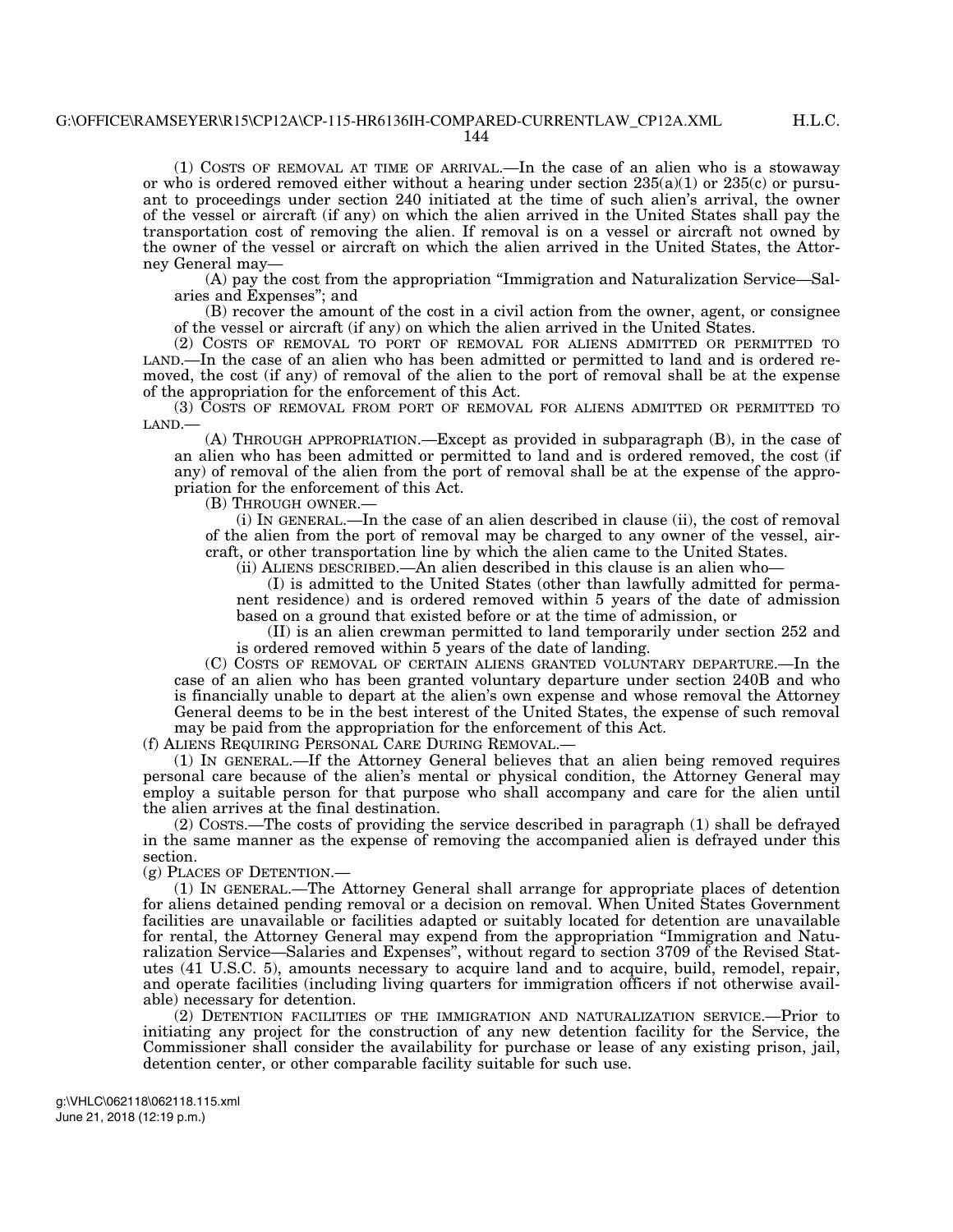(1) COSTS OF REMOVAL AT TIME OF ARRIVAL.—In the case of an alien who is a stowaway or who is ordered removed either without a hearing under section 235(a)(1) or 235(c) or pursuant to proceedings under section 240 initiated at the time of such alien's arrival, the owner of the vessel or aircraft (if any) on which the alien arrived in the United States shall pay the transportation cost of removing the alien. If removal is on a vessel or aircraft not owned by the owner of the vessel or aircraft on which the alien arrived in the United States, the Attorney General may—

(A) pay the cost from the appropriation "Immigration and Naturalization Service—Salaries and Expenses"; and

(B) recover the amount of the cost in a civil action from the owner, agent, or consignee of the vessel or aircraft (if any) on which the alien arrived in the United States.

(2) COSTS OF REMOVAL TO PORT OF REMOVAL FOR ALIENS ADMITTED OR PERMITTED TO LAND.—In the case of an alien who has been admitted or permitted to land and is ordered removed, the cost (if any) of removal of the alien to the port of removal shall be at the expense of the appropriation for the enforcement of this Act.

(3) COSTS OF REMOVAL FROM PORT OF REMOVAL FOR ALIENS ADMITTED OR PERMITTED TO LAND.—

(A) THROUGH APPROPRIATION.—Except as provided in subparagraph (B), in the case of an alien who has been admitted or permitted to land and is ordered removed, the cost (if any) of removal of the alien from the port of removal shall be at the expense of the appropriation for the enforcement of this Act.

(B) THROUGH OWNER.—

(i) IN GENERAL.—In the case of an alien described in clause (ii), the cost of removal of the alien from the port of removal may be charged to any owner of the vessel, aircraft, or other transportation line by which the alien came to the United States.

(ii) ALIENS DESCRIBED.—An alien described in this clause is an alien who—

(I) is admitted to the United States (other than lawfully admitted for permanent residence) and is ordered removed within 5 years of the date of admission based on a ground that existed before or at the time of admission, or

(II) is an alien crewman permitted to land temporarily under section 252 and is ordered removed within 5 years of the date of landing.

(C) COSTS OF REMOVAL OF CERTAIN ALIENS GRANTED VOLUNTARY DEPARTURE.—In the case of an alien who has been granted voluntary departure under section 240B and who is financially unable to depart at the alien's own expense and whose removal the Attorney General deems to be in the best interest of the United States, the expense of such removal may be paid from the appropriation for the enforcement of this Act.

(f) ALIENS REQUIRING PERSONAL CARE DURING REMOVAL.—

(1) IN GENERAL.—If the Attorney General believes that an alien being removed requires personal care because of the alien's mental or physical condition, the Attorney General may employ a suitable person for that purpose who shall accompany and care for the alien until the alien arrives at the final destination.

(2) COSTS.—The costs of providing the service described in paragraph (1) shall be defrayed in the same manner as the expense of removing the accompanied alien is defrayed under this section.

(g) PLACES OF DETENTION.—

(1) IN GENERAL.—The Attorney General shall arrange for appropriate places of detention for aliens detained pending removal or a decision on removal. When United States Government facilities are unavailable or facilities adapted or suitably located for detention are unavailable for rental, the Attorney General may expend from the appropriation "Immigration and Naturalization Service—Salaries and Expenses", without regard to section 3709 of the Revised Statutes (41 U.S.C. 5), amounts necessary to acquire land and to acquire, build, remodel, repair, and operate facilities (including living quarters for immigration officers if not otherwise available) necessary for detention.

(2) DETENTION FACILITIES OF THE IMMIGRATION AND NATURALIZATION SERVICE.—Prior to initiating any project for the construction of any new detention facility for the Service, the Commissioner shall consider the availability for purchase or lease of any existing prison, jail, detention center, or other comparable facility suitable for such use.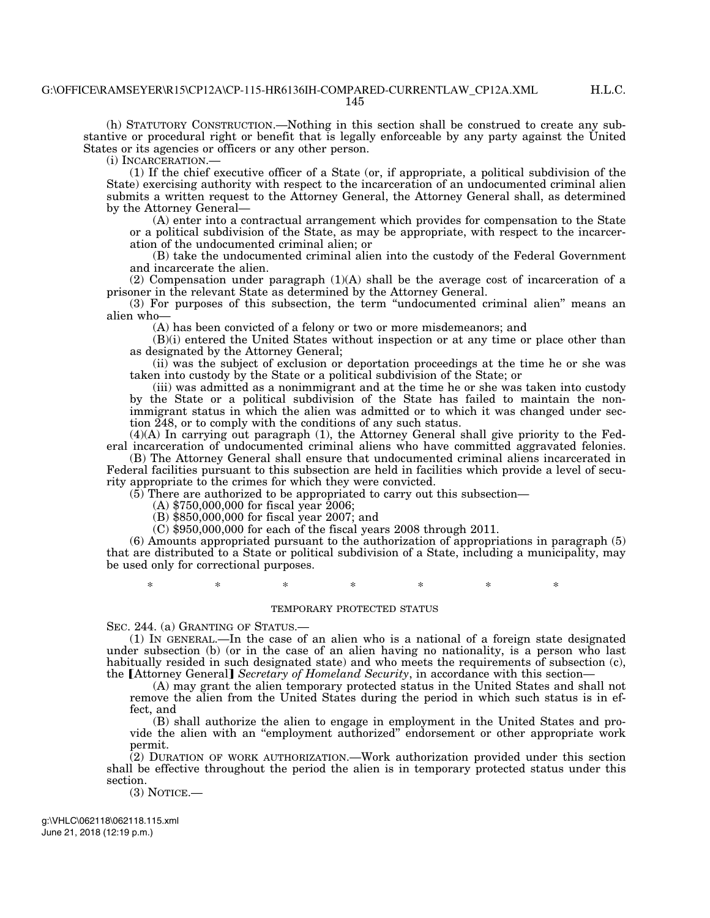(h) STATUTORY CONSTRUCTION.—Nothing in this section shall be construed to create any substantive or procedural right or benefit that is legally enforceable by any party against the United States or its agencies or officers or any other person.

(i) INCARCERATION.—

(1) If the chief executive officer of a State (or, if appropriate, a political subdivision of the State) exercising authority with respect to the incarceration of an undocumented criminal alien submits a written request to the Attorney General, the Attorney General shall, as determined by the Attorney General—

(A) enter into a contractual arrangement which provides for compensation to the State or a political subdivision of the State, as may be appropriate, with respect to the incarceration of the undocumented criminal alien; or

(B) take the undocumented criminal alien into the custody of the Federal Government and incarcerate the alien.

(2) Compensation under paragraph (1)(A) shall be the average cost of incarceration of a prisoner in the relevant State as determined by the Attorney General.

(3) For purposes of this subsection, the term "undocumented criminal alien" means an alien who—

(A) has been convicted of a felony or two or more misdemeanors; and

(B)(i) entered the United States without inspection or at any time or place other than as designated by the Attorney General;

(ii) was the subject of exclusion or deportation proceedings at the time he or she was taken into custody by the State or a political subdivision of the State; or

(iii) was admitted as a nonimmigrant and at the time he or she was taken into custody by the State or a political subdivision of the State has failed to maintain the nonimmigrant status in which the alien was admitted or to which it was changed under section 248, or to comply with the conditions of any such status.

(4)(A) In carrying out paragraph (1), the Attorney General shall give priority to the Federal incarceration of undocumented criminal aliens who have committed aggravated felonies.

(B) The Attorney General shall ensure that undocumented criminal aliens incarcerated in Federal facilities pursuant to this subsection are held in facilities which provide a level of security appropriate to the crimes for which they were convicted.

(5) There are authorized to be appropriated to carry out this subsection—

(A) $750,000,000 for fiscal year 2006;

(B) $850,000,000 for fiscal year 2007; and

(C) $950,000,000 for each of the fiscal years 2008 through 2011.

(6) Amounts appropriated pursuant to the authorization of appropriations in paragraph (5) that are distributed to a State or political subdivision of a State, including a municipality, may be used only for correctional purposes.

\* \* \* \* \* \* \*

TEMPORARY PROTECTED STATUS

SEC. 244. (a) GRANTING OF STATUS.—

(1) IN GENERAL.—In the case of an alien who is a national of a foreign state designated under subsection (b) (or in the case of an alien having no nationality, is a person who last habitually resided in such designated state) and who meets the requirements of subsection (c), the ⟦Attorney General⟧ *Secretary of Homeland Security*, in accordance with this section—

(A) may grant the alien temporary protected status in the United States and shall not remove the alien from the United States during the period in which such status is in effect, and

(B) shall authorize the alien to engage in employment in the United States and provide the alien with an "employment authorized" endorsement or other appropriate work permit.

(2) DURATION OF WORK AUTHORIZATION.—Work authorization provided under this section shall be effective throughout the period the alien is in temporary protected status under this section.

(3) NOTICE.—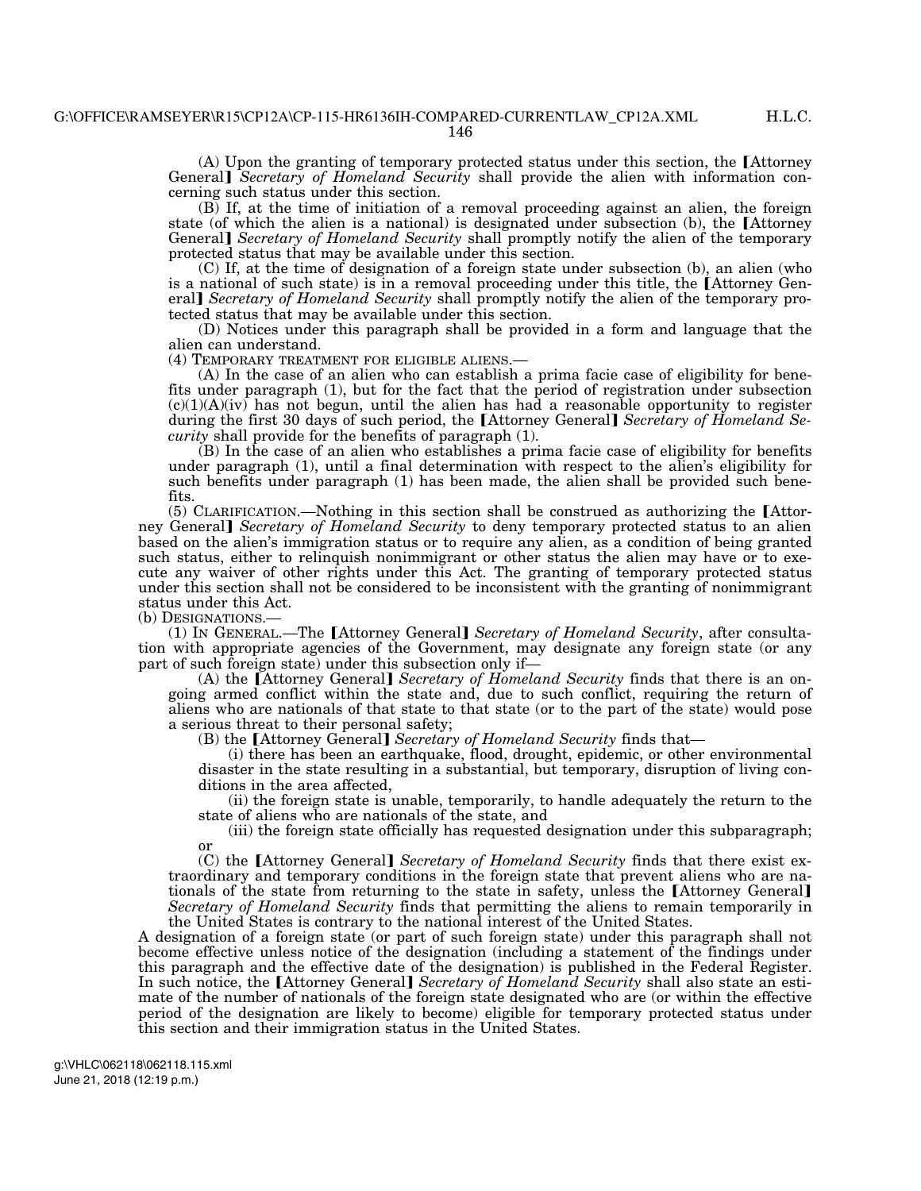(A) Upon the granting of temporary protected status under this section, the 【Attorney General】 *Secretary of Homeland Security* shall provide the alien with information concerning such status under this section.

(B) If, at the time of initiation of a removal proceeding against an alien, the foreign state (of which the alien is a national) is designated under subsection (b), the 【Attorney General】 *Secretary of Homeland Security* shall promptly notify the alien of the temporary protected status that may be available under this section.

(C) If, at the time of designation of a foreign state under subsection (b), an alien (who is a national of such state) is in a removal proceeding under this title, the 【Attorney General】 *Secretary of Homeland Security* shall promptly notify the alien of the temporary protected status that may be available under this section.

(D) Notices under this paragraph shall be provided in a form and language that the alien can understand.

(4) TEMPORARY TREATMENT FOR ELIGIBLE ALIENS.—

(A) In the case of an alien who can establish a prima facie case of eligibility for benefits under paragraph (1), but for the fact that the period of registration under subsection (c)(1)(A)(iv) has not begun, until the alien has had a reasonable opportunity to register during the first 30 days of such period, the 【Attorney General】 *Secretary of Homeland Security* shall provide for the benefits of paragraph (1).

(B) In the case of an alien who establishes a prima facie case of eligibility for benefits under paragraph (1), until a final determination with respect to the alien's eligibility for such benefits under paragraph (1) has been made, the alien shall be provided such benefits.

(5) CLARIFICATION.—Nothing in this section shall be construed as authorizing the 【Attorney General】 *Secretary of Homeland Security* to deny temporary protected status to an alien based on the alien's immigration status or to require any alien, as a condition of being granted such status, either to relinquish nonimmigrant or other status the alien may have or to execute any waiver of other rights under this Act. The granting of temporary protected status under this section shall not be considered to be inconsistent with the granting of nonimmigrant status under this Act.

(b) DESIGNATIONS.—

(1) IN GENERAL.—The 【Attorney General】 *Secretary of Homeland Security*, after consultation with appropriate agencies of the Government, may designate any foreign state (or any part of such foreign state) under this subsection only if—

(A) the 【Attorney General】 *Secretary of Homeland Security* finds that there is an ongoing armed conflict within the state and, due to such conflict, requiring the return of aliens who are nationals of that state to that state (or to the part of the state) would pose a serious threat to their personal safety;

(B) the 【Attorney General】 *Secretary of Homeland Security* finds that—

(i) there has been an earthquake, flood, drought, epidemic, or other environmental disaster in the state resulting in a substantial, but temporary, disruption of living conditions in the area affected,

(ii) the foreign state is unable, temporarily, to handle adequately the return to the state of aliens who are nationals of the state, and

(iii) the foreign state officially has requested designation under this subparagraph; or

(C) the 【Attorney General】 *Secretary of Homeland Security* finds that there exist extraordinary and temporary conditions in the foreign state that prevent aliens who are nationals of the state from returning to the state in safety, unless the 【Attorney General】 *Secretary of Homeland Security* finds that permitting the aliens to remain temporarily in the United States is contrary to the national interest of the United States.

A designation of a foreign state (or part of such foreign state) under this paragraph shall not become effective unless notice of the designation (including a statement of the findings under this paragraph and the effective date of the designation) is published in the Federal Register. In such notice, the 【Attorney General】 *Secretary of Homeland Security* shall also state an estimate of the number of nationals of the foreign state designated who are (or within the effective period of the designation are likely to become) eligible for temporary protected status under this section and their immigration status in the United States.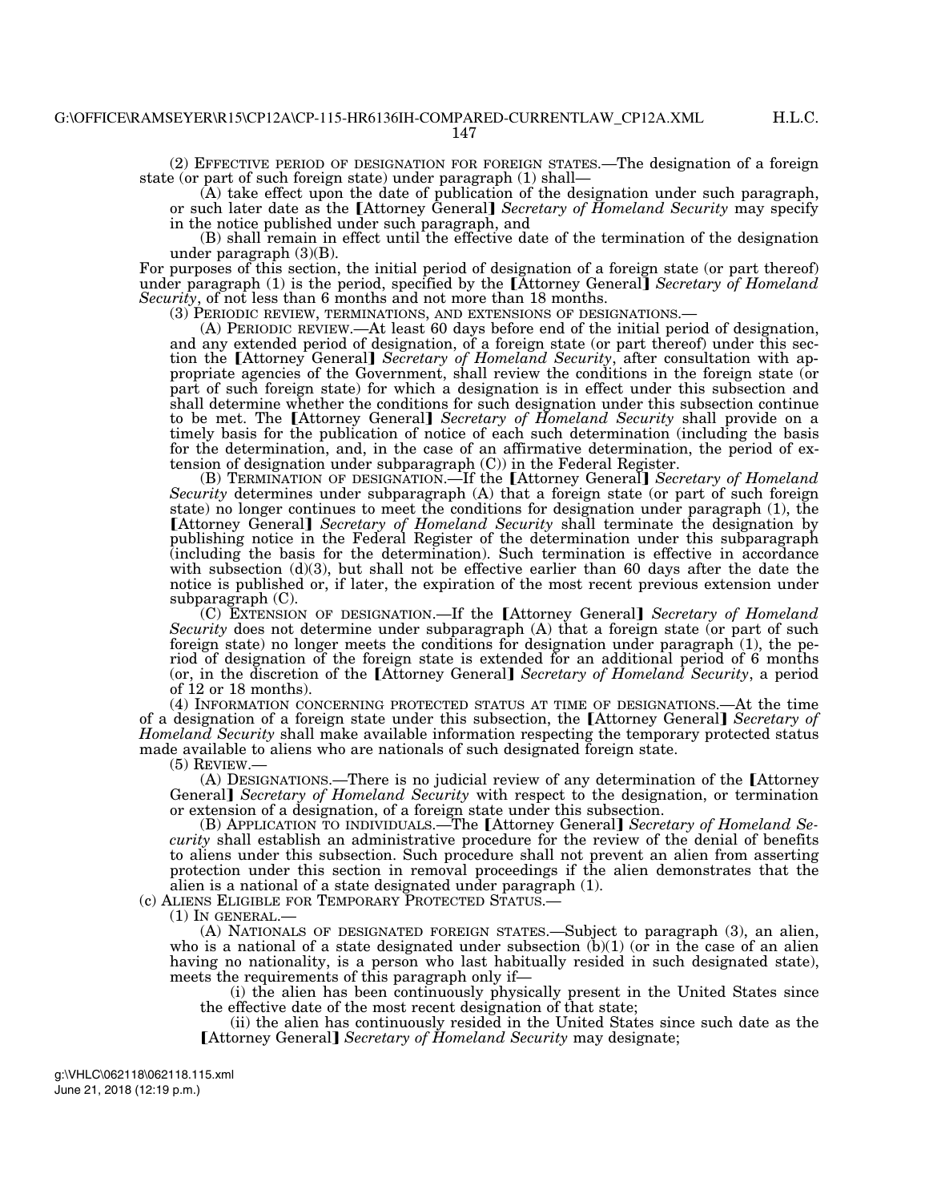(2) EFFECTIVE PERIOD OF DESIGNATION FOR FOREIGN STATES.—The designation of a foreign state (or part of such foreign state) under paragraph (1) shall—

(A) take effect upon the date of publication of the designation under such paragraph, or such later date as the ⟦Attorney General⟧ *Secretary of Homeland Security* may specify in the notice published under such paragraph, and

(B) shall remain in effect until the effective date of the termination of the designation under paragraph (3)(B).

For purposes of this section, the initial period of designation of a foreign state (or part thereof) under paragraph (1) is the period, specified by the ⟦Attorney General⟧ *Secretary of Homeland Security*, of not less than 6 months and not more than 18 months.

(3) PERIODIC REVIEW, TERMINATIONS, AND EXTENSIONS OF DESIGNATIONS.—

(A) PERIODIC REVIEW.—At least 60 days before end of the initial period of designation, and any extended period of designation, of a foreign state (or part thereof) under this section the ⟦Attorney General⟧ *Secretary of Homeland Security*, after consultation with appropriate agencies of the Government, shall review the conditions in the foreign state (or part of such foreign state) for which a designation is in effect under this subsection and shall determine whether the conditions for such designation under this subsection continue to be met. The ⟦Attorney General⟧ *Secretary of Homeland Security* shall provide on a timely basis for the publication of notice of each such determination (including the basis for the determination, and, in the case of an affirmative determination, the period of extension of designation under subparagraph (C)) in the Federal Register.

(B) TERMINATION OF DESIGNATION.—If the ⟦Attorney General⟧ *Secretary of Homeland Security* determines under subparagraph (A) that a foreign state (or part of such foreign state) no longer continues to meet the conditions for designation under paragraph (1), the ⟦Attorney General⟧ *Secretary of Homeland Security* shall terminate the designation by publishing notice in the Federal Register of the determination under this subparagraph (including the basis for the determination). Such termination is effective in accordance with subsection (d)(3), but shall not be effective earlier than 60 days after the date the notice is published or, if later, the expiration of the most recent previous extension under subparagraph (C).

(C) EXTENSION OF DESIGNATION.—If the ⟦Attorney General⟧ *Secretary of Homeland Security* does not determine under subparagraph (A) that a foreign state (or part of such foreign state) no longer meets the conditions for designation under paragraph (1), the period of designation of the foreign state is extended for an additional period of 6 months (or, in the discretion of the ⟦Attorney General⟧ *Secretary of Homeland Security*, a period of 12 or 18 months).

(4) INFORMATION CONCERNING PROTECTED STATUS AT TIME OF DESIGNATIONS.—At the time of a designation of a foreign state under this subsection, the ⟦Attorney General⟧ *Secretary of Homeland Security* shall make available information respecting the temporary protected status made available to aliens who are nationals of such designated foreign state.

(5) REVIEW.—

(A) DESIGNATIONS.—There is no judicial review of any determination of the ⟦Attorney General⟧ *Secretary of Homeland Security* with respect to the designation, or termination or extension of a designation, of a foreign state under this subsection.

(B) APPLICATION TO INDIVIDUALS.—The ⟦Attorney General⟧ *Secretary of Homeland Security* shall establish an administrative procedure for the review of the denial of benefits to aliens under this subsection. Such procedure shall not prevent an alien from asserting protection under this section in removal proceedings if the alien demonstrates that the alien is a national of a state designated under paragraph (1).

(c) ALIENS ELIGIBLE FOR TEMPORARY PROTECTED STATUS.—

(1) IN GENERAL.—

(A) NATIONALS OF DESIGNATED FOREIGN STATES.—Subject to paragraph (3), an alien, who is a national of a state designated under subsection (b)(1) (or in the case of an alien having no nationality, is a person who last habitually resided in such designated state), meets the requirements of this paragraph only if—

(i) the alien has been continuously physically present in the United States since the effective date of the most recent designation of that state;

(ii) the alien has continuously resided in the United States since such date as the ⟦Attorney General⟧ *Secretary of Homeland Security* may designate;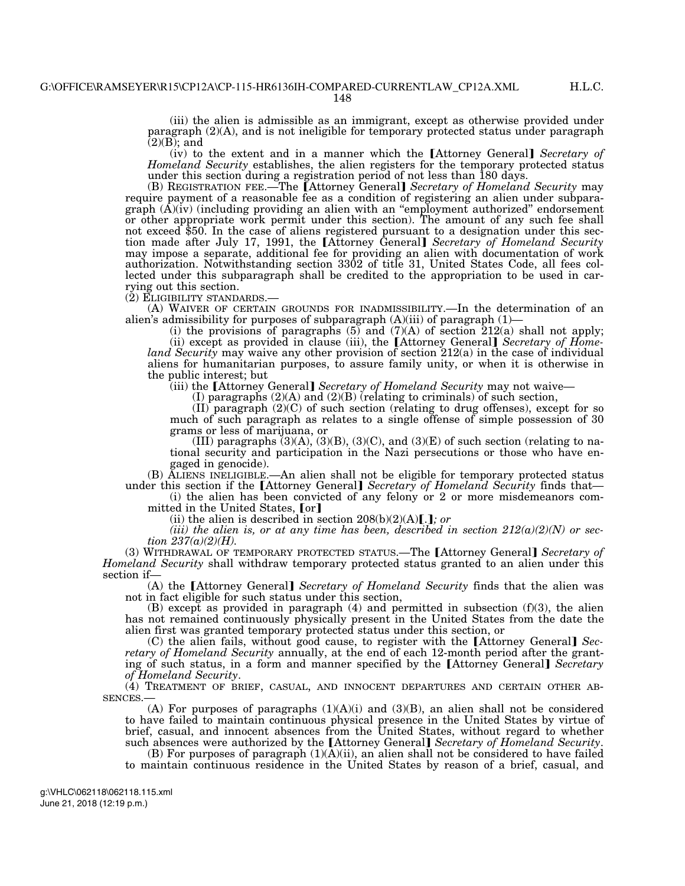(iii) the alien is admissible as an immigrant, except as otherwise provided under paragraph (2)(A), and is not ineligible for temporary protected status under paragraph (2)(B); and

(iv) to the extent and in a manner which the 【Attorney General】 *Secretary of Homeland Security* establishes, the alien registers for the temporary protected status under this section during a registration period of not less than 180 days.

(B) REGISTRATION FEE.—The 【Attorney General】 *Secretary of Homeland Security* may require payment of a reasonable fee as a condition of registering an alien under subparagraph (A)(iv) (including providing an alien with an "employment authorized" endorsement or other appropriate work permit under this section). The amount of any such fee shall not exceed $50. In the case of aliens registered pursuant to a designation under this section made after July 17, 1991, the 【Attorney General】 *Secretary of Homeland Security* may impose a separate, additional fee for providing an alien with documentation of work authorization. Notwithstanding section 3302 of title 31, United States Code, all fees collected under this subparagraph shall be credited to the appropriation to be used in carrying out this section.

(2) ELIGIBILITY STANDARDS.—

(A) WAIVER OF CERTAIN GROUNDS FOR INADMISSIBILITY.—In the determination of an alien's admissibility for purposes of subparagraph (A)(iii) of paragraph (1)—

(i) the provisions of paragraphs (5) and (7)(A) of section 212(a) shall not apply;

(ii) except as provided in clause (iii), the 【Attorney General】 *Secretary of Homeland Security* may waive any other provision of section 212(a) in the case of individual aliens for humanitarian purposes, to assure family unity, or when it is otherwise in the public interest; but

(iii) the 【Attorney General】 *Secretary of Homeland Security* may not waive—

(I) paragraphs (2)(A) and (2)(B) (relating to criminals) of such section,

(II) paragraph (2)(C) of such section (relating to drug offenses), except for so much of such paragraph as relates to a single offense of simple possession of 30 grams or less of marijuana, or

(III) paragraphs (3)(A), (3)(B), (3)(C), and (3)(E) of such section (relating to national security and participation in the Nazi persecutions or those who have engaged in genocide).

(B) ALIENS INELIGIBLE.—An alien shall not be eligible for temporary protected status under this section if the 【Attorney General】 *Secretary of Homeland Security* finds that—

(i) the alien has been convicted of any felony or 2 or more misdemeanors committed in the United States, 【or】

(ii) the alien is described in section 208(b)(2)(A)【.】*; or*

*(iii) the alien is, or at any time has been, described in section 212(a)(2)(N) or section 237(a)(2)(H).*

(3) WITHDRAWAL OF TEMPORARY PROTECTED STATUS.—The 【Attorney General】 *Secretary of Homeland Security* shall withdraw temporary protected status granted to an alien under this section if—

(A) the 【Attorney General】 *Secretary of Homeland Security* finds that the alien was not in fact eligible for such status under this section,

(B) except as provided in paragraph (4) and permitted in subsection (f)(3), the alien has not remained continuously physically present in the United States from the date the alien first was granted temporary protected status under this section, or

(C) the alien fails, without good cause, to register with the 【Attorney General】 *Secretary of Homeland Security* annually, at the end of each 12-month period after the granting of such status, in a form and manner specified by the 【Attorney General】 *Secretary of Homeland Security*.

(4) TREATMENT OF BRIEF, CASUAL, AND INNOCENT DEPARTURES AND CERTAIN OTHER ABSENCES.—

(A) For purposes of paragraphs (1)(A)(i) and (3)(B), an alien shall not be considered to have failed to maintain continuous physical presence in the United States by virtue of brief, casual, and innocent absences from the United States, without regard to whether such absences were authorized by the 【Attorney General】 *Secretary of Homeland Security*.

(B) For purposes of paragraph (1)(A)(ii), an alien shall not be considered to have failed to maintain continuous residence in the United States by reason of a brief, casual, and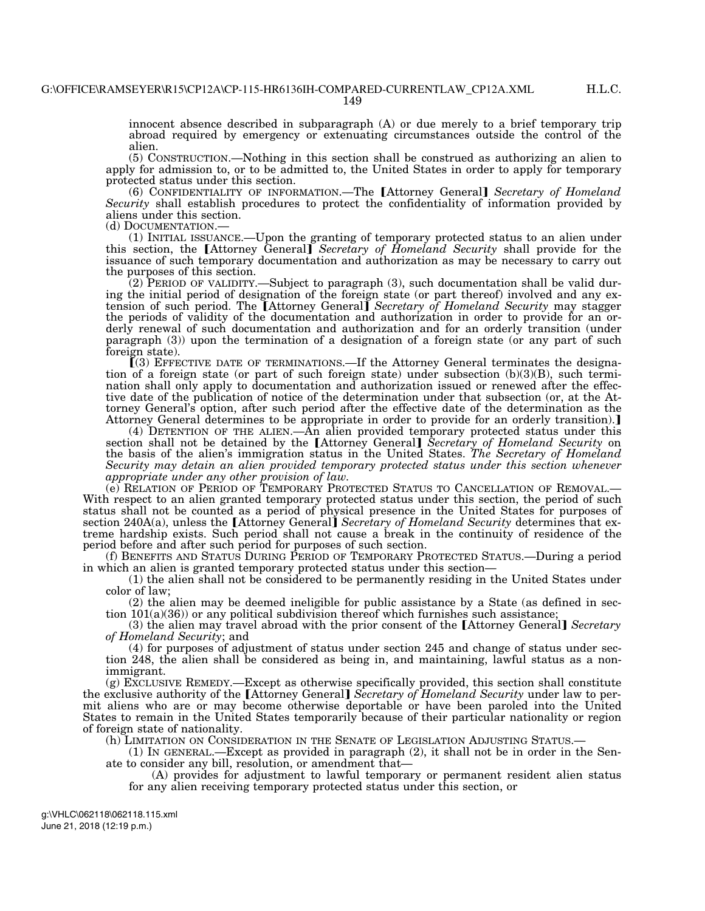innocent absence described in subparagraph (A) or due merely to a brief temporary trip abroad required by emergency or extenuating circumstances outside the control of the alien.

(5) CONSTRUCTION.—Nothing in this section shall be construed as authorizing an alien to apply for admission to, or to be admitted to, the United States in order to apply for temporary protected status under this section.

(6) CONFIDENTIALITY OF INFORMATION.—The [Attorney General] *Secretary of Homeland Security* shall establish procedures to protect the confidentiality of information provided by aliens under this section.

(d) DOCUMENTATION.—

(1) INITIAL ISSUANCE.—Upon the granting of temporary protected status to an alien under this section, the [Attorney General] *Secretary of Homeland Security* shall provide for the issuance of such temporary documentation and authorization as may be necessary to carry out the purposes of this section.

(2) PERIOD OF VALIDITY.—Subject to paragraph (3), such documentation shall be valid during the initial period of designation of the foreign state (or part thereof) involved and any extension of such period. The [Attorney General] *Secretary of Homeland Security* may stagger the periods of validity of the documentation and authorization in order to provide for an orderly renewal of such documentation and authorization and for an orderly transition (under paragraph (3)) upon the termination of a designation of a foreign state (or any part of such foreign state).

[(3) EFFECTIVE DATE OF TERMINATIONS.—If the Attorney General terminates the designation of a foreign state (or part of such foreign state) under subsection (b)(3)(B), such termination shall only apply to documentation and authorization issued or renewed after the effective date of the publication of notice of the determination under that subsection (or, at the Attorney General's option, after such period after the effective date of the determination as the Attorney General determines to be appropriate in order to provide for an orderly transition).]

(4) DETENTION OF THE ALIEN.—An alien provided temporary protected status under this section shall not be detained by the [Attorney General] *Secretary of Homeland Security* on the basis of the alien's immigration status in the United States. *The Secretary of Homeland Security may detain an alien provided temporary protected status under this section whenever appropriate under any other provision of law.*

(e) RELATION OF PERIOD OF TEMPORARY PROTECTED STATUS TO CANCELLATION OF REMOVAL.—With respect to an alien granted temporary protected status under this section, the period of such status shall not be counted as a period of physical presence in the United States for purposes of section 240A(a), unless the [Attorney General] *Secretary of Homeland Security* determines that extreme hardship exists. Such period shall not cause a break in the continuity of residence of the period before and after such period for purposes of such section.

(f) BENEFITS AND STATUS DURING PERIOD OF TEMPORARY PROTECTED STATUS.—During a period in which an alien is granted temporary protected status under this section—

(1) the alien shall not be considered to be permanently residing in the United States under color of law;

(2) the alien may be deemed ineligible for public assistance by a State (as defined in section 101(a)(36)) or any political subdivision thereof which furnishes such assistance;

(3) the alien may travel abroad with the prior consent of the [Attorney General] *Secretary of Homeland Security*; and

(4) for purposes of adjustment of status under section 245 and change of status under section 248, the alien shall be considered as being in, and maintaining, lawful status as a nonimmigrant.

(g) EXCLUSIVE REMEDY.—Except as otherwise specifically provided, this section shall constitute the exclusive authority of the [Attorney General] *Secretary of Homeland Security* under law to permit aliens who are or may become otherwise deportable or have been paroled into the United States to remain in the United States temporarily because of their particular nationality or region of foreign state of nationality.

(h) LIMITATION ON CONSIDERATION IN THE SENATE OF LEGISLATION ADJUSTING STATUS.—

(1) IN GENERAL.—Except as provided in paragraph (2), it shall not be in order in the Senate to consider any bill, resolution, or amendment that—

(A) provides for adjustment to lawful temporary or permanent resident alien status for any alien receiving temporary protected status under this section, or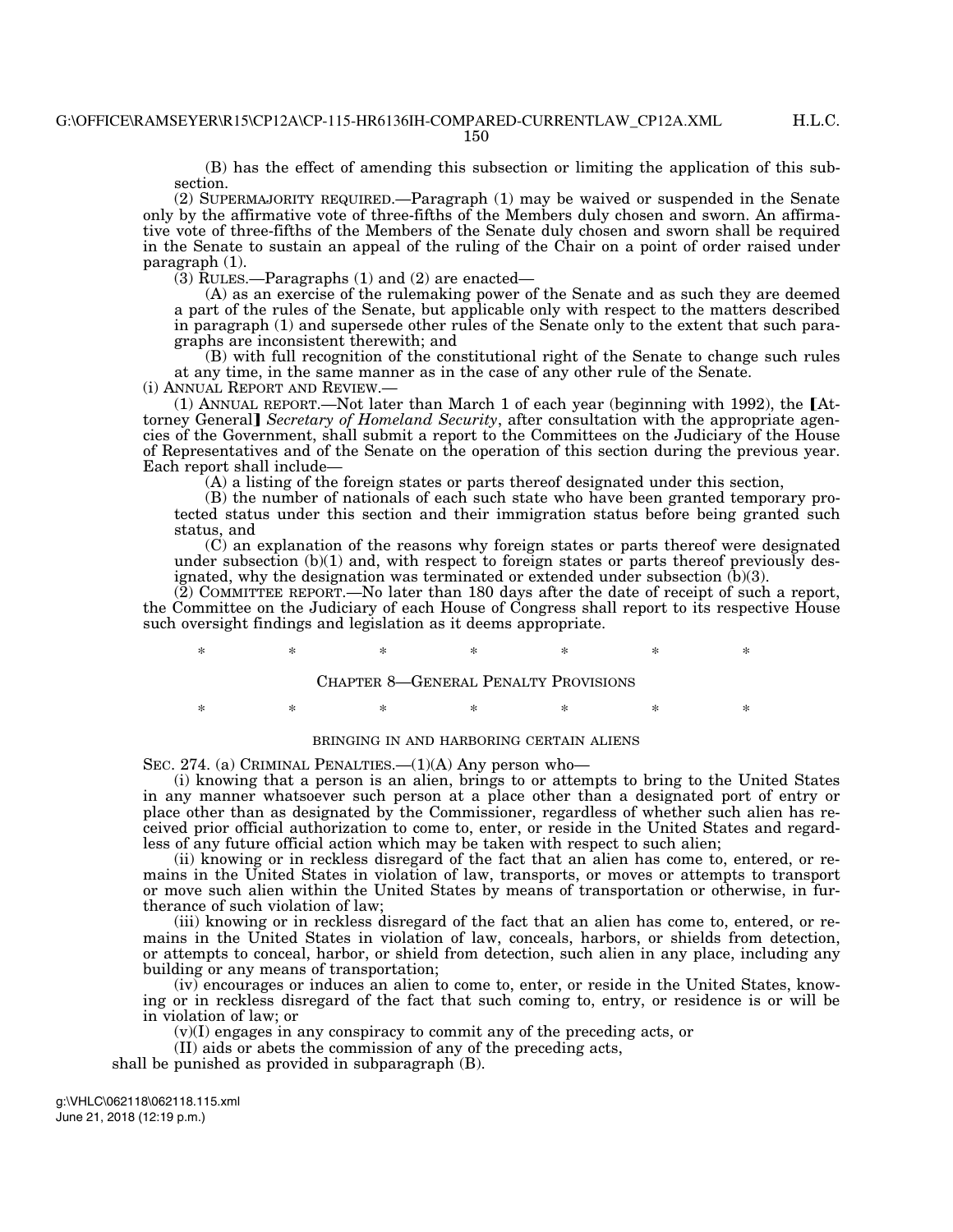(B) has the effect of amending this subsection or limiting the application of this subsection.

(2) SUPERMAJORITY REQUIRED.—Paragraph (1) may be waived or suspended in the Senate only by the affirmative vote of three-fifths of the Members duly chosen and sworn. An affirmative vote of three-fifths of the Members of the Senate duly chosen and sworn shall be required in the Senate to sustain an appeal of the ruling of the Chair on a point of order raised under paragraph (1).

(3) RULES.—Paragraphs (1) and (2) are enacted—

(A) as an exercise of the rulemaking power of the Senate and as such they are deemed a part of the rules of the Senate, but applicable only with respect to the matters described in paragraph (1) and supersede other rules of the Senate only to the extent that such paragraphs are inconsistent therewith; and

(B) with full recognition of the constitutional right of the Senate to change such rules at any time, in the same manner as in the case of any other rule of the Senate.

(i) ANNUAL REPORT AND REVIEW.—

(1) ANNUAL REPORT.—Not later than March 1 of each year (beginning with 1992), the ⟦Attorney General⟧ *Secretary of Homeland Security*, after consultation with the appropriate agencies of the Government, shall submit a report to the Committees on the Judiciary of the House of Representatives and of the Senate on the operation of this section during the previous year. Each report shall include—

(A) a listing of the foreign states or parts thereof designated under this section,

(B) the number of nationals of each such state who have been granted temporary protected status under this section and their immigration status before being granted such status, and

(C) an explanation of the reasons why foreign states or parts thereof were designated under subsection (b)(1) and, with respect to foreign states or parts thereof previously designated, why the designation was terminated or extended under subsection (b)(3).

(2) COMMITTEE REPORT.—No later than 180 days after the date of receipt of such a report, the Committee on the Judiciary of each House of Congress shall report to its respective House such oversight findings and legislation as it deems appropriate.

\* \* \* \* \* \* \*

## CHAPTER 8—GENERAL PENALTY PROVISIONS

\* \* \* \* \* \* \*

### BRINGING IN AND HARBORING CERTAIN ALIENS

SEC. 274. (a) CRIMINAL PENALTIES.—(1)(A) Any person who—

(i) knowing that a person is an alien, brings to or attempts to bring to the United States in any manner whatsoever such person at a place other than a designated port of entry or place other than as designated by the Commissioner, regardless of whether such alien has received prior official authorization to come to, enter, or reside in the United States and regardless of any future official action which may be taken with respect to such alien;

(ii) knowing or in reckless disregard of the fact that an alien has come to, entered, or remains in the United States in violation of law, transports, or moves or attempts to transport or move such alien within the United States by means of transportation or otherwise, in furtherance of such violation of law;

(iii) knowing or in reckless disregard of the fact that an alien has come to, entered, or remains in the United States in violation of law, conceals, harbors, or shields from detection, or attempts to conceal, harbor, or shield from detection, such alien in any place, including any building or any means of transportation;

(iv) encourages or induces an alien to come to, enter, or reside in the United States, knowing or in reckless disregard of the fact that such coming to, entry, or residence is or will be in violation of law; or

(v)(I) engages in any conspiracy to commit any of the preceding acts, or

(II) aids or abets the commission of any of the preceding acts,

shall be punished as provided in subparagraph (B).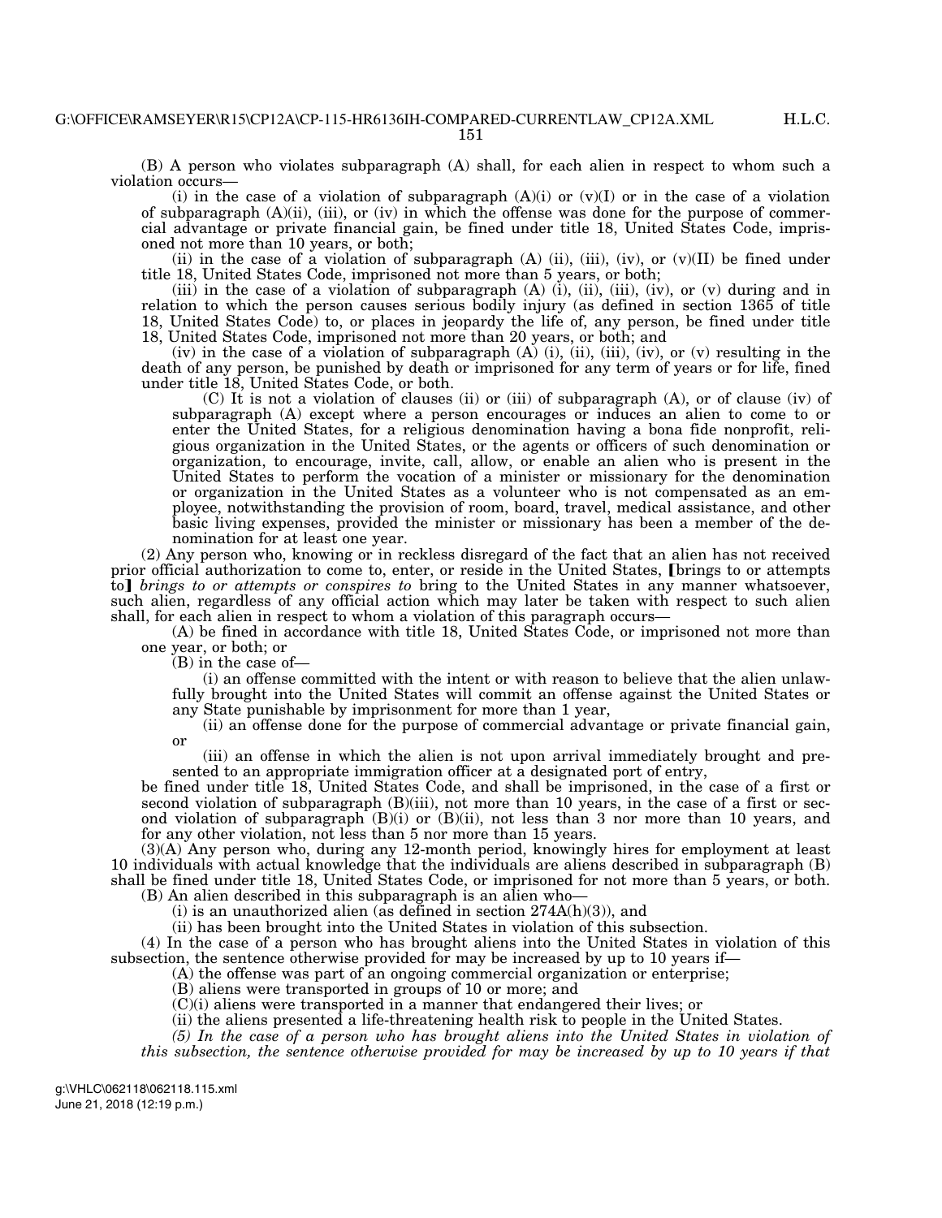(B) A person who violates subparagraph (A) shall, for each alien in respect to whom such a violation occurs—

(i) in the case of a violation of subparagraph (A)(i) or (v)(I) or in the case of a violation of subparagraph (A)(ii), (iii), or (iv) in which the offense was done for the purpose of commercial advantage or private financial gain, be fined under title 18, United States Code, imprisoned not more than 10 years, or both;

(ii) in the case of a violation of subparagraph (A) (ii), (iii), (iv), or (v)(II) be fined under title 18, United States Code, imprisoned not more than 5 years, or both;

(iii) in the case of a violation of subparagraph (A) (i), (ii), (iii), (iv), or (v) during and in relation to which the person causes serious bodily injury (as defined in section 1365 of title 18, United States Code) to, or places in jeopardy the life of, any person, be fined under title 18, United States Code, imprisoned not more than 20 years, or both; and

(iv) in the case of a violation of subparagraph (A) (i), (ii), (iii), (iv), or (v) resulting in the death of any person, be punished by death or imprisoned for any term of years or for life, fined under title 18, United States Code, or both.

(C) It is not a violation of clauses (ii) or (iii) of subparagraph (A), or of clause (iv) of subparagraph (A) except where a person encourages or induces an alien to come to or enter the United States, for a religious denomination having a bona fide nonprofit, religious organization in the United States, or the agents or officers of such denomination or organization, to encourage, invite, call, allow, or enable an alien who is present in the United States to perform the vocation of a minister or missionary for the denomination or organization in the United States as a volunteer who is not compensated as an employee, notwithstanding the provision of room, board, travel, medical assistance, and other basic living expenses, provided the minister or missionary has been a member of the denomination for at least one year.

(2) Any person who, knowing or in reckless disregard of the fact that an alien has not received prior official authorization to come to, enter, or reside in the United States, ⟦brings to or attempts to⟧ *brings to or attempts or conspires to* bring to the United States in any manner whatsoever, such alien, regardless of any official action which may later be taken with respect to such alien shall, for each alien in respect to whom a violation of this paragraph occurs—

(A) be fined in accordance with title 18, United States Code, or imprisoned not more than one year, or both; or

(B) in the case of—

(i) an offense committed with the intent or with reason to believe that the alien unlawfully brought into the United States will commit an offense against the United States or any State punishable by imprisonment for more than 1 year,

(ii) an offense done for the purpose of commercial advantage or private financial gain, or

(iii) an offense in which the alien is not upon arrival immediately brought and presented to an appropriate immigration officer at a designated port of entry,

be fined under title 18, United States Code, and shall be imprisoned, in the case of a first or second violation of subparagraph (B)(iii), not more than 10 years, in the case of a first or second violation of subparagraph (B)(i) or (B)(ii), not less than 3 nor more than 10 years, and for any other violation, not less than 5 nor more than 15 years.

(3)(A) Any person who, during any 12-month period, knowingly hires for employment at least 10 individuals with actual knowledge that the individuals are aliens described in subparagraph (B) shall be fined under title 18, United States Code, or imprisoned for not more than 5 years, or both.

(B) An alien described in this subparagraph is an alien who—

(i) is an unauthorized alien (as defined in section 274A(h)(3)), and

(ii) has been brought into the United States in violation of this subsection.

(4) In the case of a person who has brought aliens into the United States in violation of this subsection, the sentence otherwise provided for may be increased by up to 10 years if—

(A) the offense was part of an ongoing commercial organization or enterprise;

(B) aliens were transported in groups of 10 or more; and

(C)(i) aliens were transported in a manner that endangered their lives; or

(ii) the aliens presented a life-threatening health risk to people in the United States.

*(5) In the case of a person who has brought aliens into the United States in violation of this subsection, the sentence otherwise provided for may be increased by up to 10 years if that*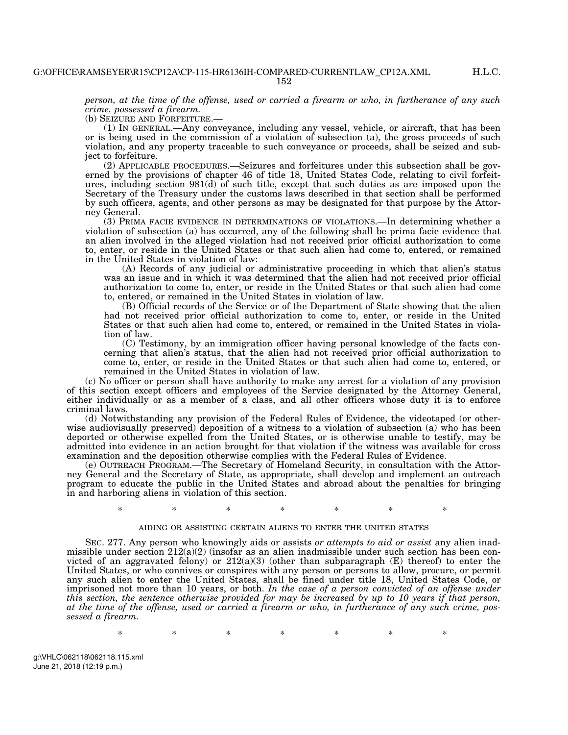*person, at the time of the offense, used or carried a firearm or who, in furtherance of any such crime, possessed a firearm.*

(b) SEIZURE AND FORFEITURE.—

(1) IN GENERAL.—Any conveyance, including any vessel, vehicle, or aircraft, that has been or is being used in the commission of a violation of subsection (a), the gross proceeds of such violation, and any property traceable to such conveyance or proceeds, shall be seized and subject to forfeiture.

(2) APPLICABLE PROCEDURES.—Seizures and forfeitures under this subsection shall be governed by the provisions of chapter 46 of title 18, United States Code, relating to civil forfeitures, including section 981(d) of such title, except that such duties as are imposed upon the Secretary of the Treasury under the customs laws described in that section shall be performed by such officers, agents, and other persons as may be designated for that purpose by the Attorney General.

(3) PRIMA FACIE EVIDENCE IN DETERMINATIONS OF VIOLATIONS.—In determining whether a violation of subsection (a) has occurred, any of the following shall be prima facie evidence that an alien involved in the alleged violation had not received prior official authorization to come to, enter, or reside in the United States or that such alien had come to, entered, or remained in the United States in violation of law:

(A) Records of any judicial or administrative proceeding in which that alien's status was an issue and in which it was determined that the alien had not received prior official authorization to come to, enter, or reside in the United States or that such alien had come to, entered, or remained in the United States in violation of law.

(B) Official records of the Service or of the Department of State showing that the alien had not received prior official authorization to come to, enter, or reside in the United States or that such alien had come to, entered, or remained in the United States in violation of law.

(C) Testimony, by an immigration officer having personal knowledge of the facts concerning that alien's status, that the alien had not received prior official authorization to come to, enter, or reside in the United States or that such alien had come to, entered, or remained in the United States in violation of law.

(c) No officer or person shall have authority to make any arrest for a violation of any provision of this section except officers and employees of the Service designated by the Attorney General, either individually or as a member of a class, and all other officers whose duty it is to enforce criminal laws.

(d) Notwithstanding any provision of the Federal Rules of Evidence, the videotaped (or otherwise audiovisually preserved) deposition of a witness to a violation of subsection (a) who has been deported or otherwise expelled from the United States, or is otherwise unable to testify, may be admitted into evidence in an action brought for that violation if the witness was available for cross examination and the deposition otherwise complies with the Federal Rules of Evidence.

(e) OUTREACH PROGRAM.—The Secretary of Homeland Security, in consultation with the Attorney General and the Secretary of State, as appropriate, shall develop and implement an outreach program to educate the public in the United States and abroad about the penalties for bringing in and harboring aliens in violation of this section.

\* \* \* \* \* \* \*

AIDING OR ASSISTING CERTAIN ALIENS TO ENTER THE UNITED STATES

SEC. 277. Any person who knowingly aids or assists *or attempts to aid or assist* any alien inadmissible under section 212(a)(2) (insofar as an alien inadmissible under such section has been convicted of an aggravated felony) or 212(a)(3) (other than subparagraph (E) thereof) to enter the United States, or who connives or conspires with any person or persons to allow, procure, or permit any such alien to enter the United States, shall be fined under title 18, United States Code, or imprisoned not more than 10 years, or both. *In the case of a person convicted of an offense under this section, the sentence otherwise provided for may be increased by up to 10 years if that person, at the time of the offense, used or carried a firearm or who, in furtherance of any such crime, possessed a firearm.*

\* \* \* \* \* \* \*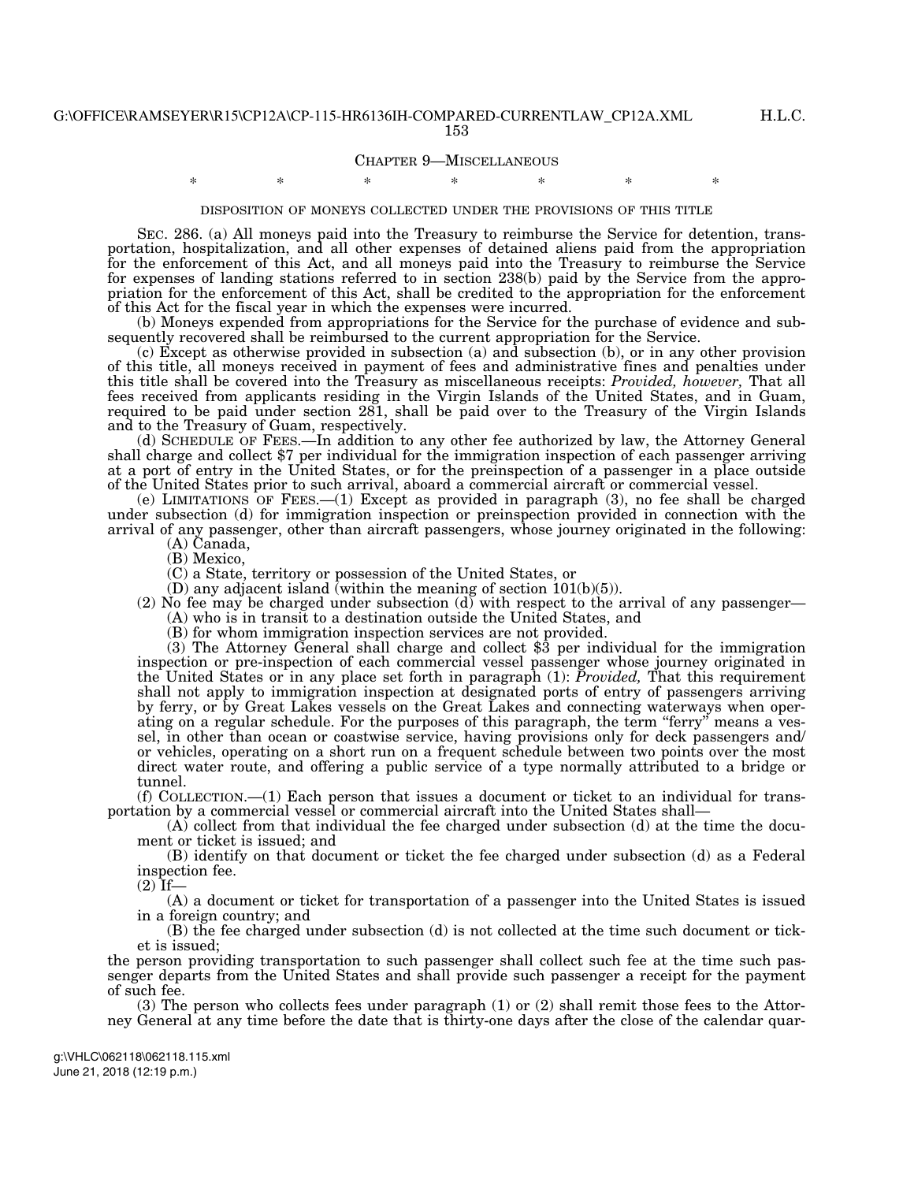CHAPTER 9—MISCELLANEOUS

\* \* \* \* \* \* \*

DISPOSITION OF MONEYS COLLECTED UNDER THE PROVISIONS OF THIS TITLE

SEC. 286. (a) All moneys paid into the Treasury to reimburse the Service for detention, transportation, hospitalization, and all other expenses of detained aliens paid from the appropriation for the enforcement of this Act, and all moneys paid into the Treasury to reimburse the Service for expenses of landing stations referred to in section 238(b) paid by the Service from the appropriation for the enforcement of this Act, shall be credited to the appropriation for the enforcement of this Act for the fiscal year in which the expenses were incurred.

(b) Moneys expended from appropriations for the Service for the purchase of evidence and subsequently recovered shall be reimbursed to the current appropriation for the Service.

(c) Except as otherwise provided in subsection (a) and subsection (b), or in any other provision of this title, all moneys received in payment of fees and administrative fines and penalties under this title shall be covered into the Treasury as miscellaneous receipts: *Provided, however,* That all fees received from applicants residing in the Virgin Islands of the United States, and in Guam, required to be paid under section 281, shall be paid over to the Treasury of the Virgin Islands and to the Treasury of Guam, respectively.

(d) SCHEDULE OF FEES.—In addition to any other fee authorized by law, the Attorney General shall charge and collect $7 per individual for the immigration inspection of each passenger arriving at a port of entry in the United States, or for the preinspection of a passenger in a place outside of the United States prior to such arrival, aboard a commercial aircraft or commercial vessel.

(e) LIMITATIONS OF FEES.—(1) Except as provided in paragraph (3), no fee shall be charged under subsection (d) for immigration inspection or preinspection provided in connection with the arrival of any passenger, other than aircraft passengers, whose journey originated in the following:

(A) Canada,

(B) Mexico,

(C) a State, territory or possession of the United States, or

(D) any adjacent island (within the meaning of section 101(b)(5)).

(2) No fee may be charged under subsection (d) with respect to the arrival of any passenger—

(A) who is in transit to a destination outside the United States, and

(B) for whom immigration inspection services are not provided.

(3) The Attorney General shall charge and collect $3 per individual for the immigration inspection or pre-inspection of each commercial vessel passenger whose journey originated in the United States or in any place set forth in paragraph (1): *Provided,* That this requirement shall not apply to immigration inspection at designated ports of entry of passengers arriving by ferry, or by Great Lakes vessels on the Great Lakes and connecting waterways when operating on a regular schedule. For the purposes of this paragraph, the term "ferry" means a vessel, in other than ocean or coastwise service, having provisions only for deck passengers and/or vehicles, operating on a short run on a frequent schedule between two points over the most direct water route, and offering a public service of a type normally attributed to a bridge or tunnel.

(f) COLLECTION.—(1) Each person that issues a document or ticket to an individual for transportation by a commercial vessel or commercial aircraft into the United States shall—

(A) collect from that individual the fee charged under subsection (d) at the time the document or ticket is issued; and

(B) identify on that document or ticket the fee charged under subsection (d) as a Federal inspection fee.

(2) If—

(A) a document or ticket for transportation of a passenger into the United States is issued in a foreign country; and

(B) the fee charged under subsection (d) is not collected at the time such document or ticket is issued;

the person providing transportation to such passenger shall collect such fee at the time such passenger departs from the United States and shall provide such passenger a receipt for the payment of such fee.

(3) The person who collects fees under paragraph (1) or (2) shall remit those fees to the Attorney General at any time before the date that is thirty-one days after the close of the calendar quar-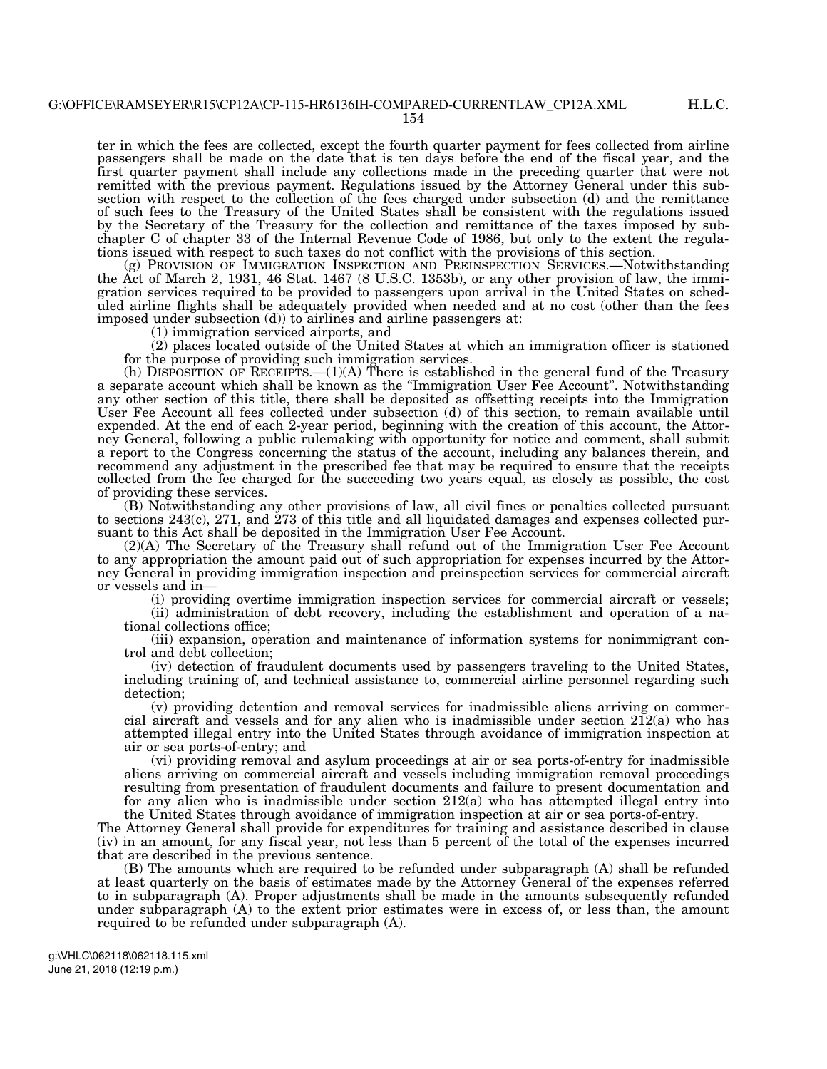ter in which the fees are collected, except the fourth quarter payment for fees collected from airline passengers shall be made on the date that is ten days before the end of the fiscal year, and the first quarter payment shall include any collections made in the preceding quarter that were not remitted with the previous payment. Regulations issued by the Attorney General under this subsection with respect to the collection of the fees charged under subsection (d) and the remittance of such fees to the Treasury of the United States shall be consistent with the regulations issued by the Secretary of the Treasury for the collection and remittance of the taxes imposed by subchapter C of chapter 33 of the Internal Revenue Code of 1986, but only to the extent the regulations issued with respect to such taxes do not conflict with the provisions of this section.

(g) PROVISION OF IMMIGRATION INSPECTION AND PREINSPECTION SERVICES.—Notwithstanding the Act of March 2, 1931, 46 Stat. 1467 (8 U.S.C. 1353b), or any other provision of law, the immigration services required to be provided to passengers upon arrival in the United States on scheduled airline flights shall be adequately provided when needed and at no cost (other than the fees imposed under subsection (d)) to airlines and airline passengers at:

(1) immigration serviced airports, and

(2) places located outside of the United States at which an immigration officer is stationed for the purpose of providing such immigration services.

(h) DISPOSITION OF RECEIPTS.—(1)(A) There is established in the general fund of the Treasury a separate account which shall be known as the "Immigration User Fee Account". Notwithstanding any other section of this title, there shall be deposited as offsetting receipts into the Immigration User Fee Account all fees collected under subsection (d) of this section, to remain available until expended. At the end of each 2-year period, beginning with the creation of this account, the Attorney General, following a public rulemaking with opportunity for notice and comment, shall submit a report to the Congress concerning the status of the account, including any balances therein, and recommend any adjustment in the prescribed fee that may be required to ensure that the receipts collected from the fee charged for the succeeding two years equal, as closely as possible, the cost of providing these services.

(B) Notwithstanding any other provisions of law, all civil fines or penalties collected pursuant to sections 243(c), 271, and 273 of this title and all liquidated damages and expenses collected pursuant to this Act shall be deposited in the Immigration User Fee Account.

(2)(A) The Secretary of the Treasury shall refund out of the Immigration User Fee Account to any appropriation the amount paid out of such appropriation for expenses incurred by the Attorney General in providing immigration inspection and preinspection services for commercial aircraft or vessels and in—

(i) providing overtime immigration inspection services for commercial aircraft or vessels;

(ii) administration of debt recovery, including the establishment and operation of a national collections office;

(iii) expansion, operation and maintenance of information systems for nonimmigrant control and debt collection;

(iv) detection of fraudulent documents used by passengers traveling to the United States, including training of, and technical assistance to, commercial airline personnel regarding such detection;

(v) providing detention and removal services for inadmissible aliens arriving on commercial aircraft and vessels and for any alien who is inadmissible under section 212(a) who has attempted illegal entry into the United States through avoidance of immigration inspection at air or sea ports-of-entry; and

(vi) providing removal and asylum proceedings at air or sea ports-of-entry for inadmissible aliens arriving on commercial aircraft and vessels including immigration removal proceedings resulting from presentation of fraudulent documents and failure to present documentation and for any alien who is inadmissible under section 212(a) who has attempted illegal entry into the United States through avoidance of immigration inspection at air or sea ports-of-entry.

The Attorney General shall provide for expenditures for training and assistance described in clause (iv) in an amount, for any fiscal year, not less than 5 percent of the total of the expenses incurred that are described in the previous sentence.

(B) The amounts which are required to be refunded under subparagraph (A) shall be refunded at least quarterly on the basis of estimates made by the Attorney General of the expenses referred to in subparagraph (A). Proper adjustments shall be made in the amounts subsequently refunded under subparagraph (A) to the extent prior estimates were in excess of, or less than, the amount required to be refunded under subparagraph (A).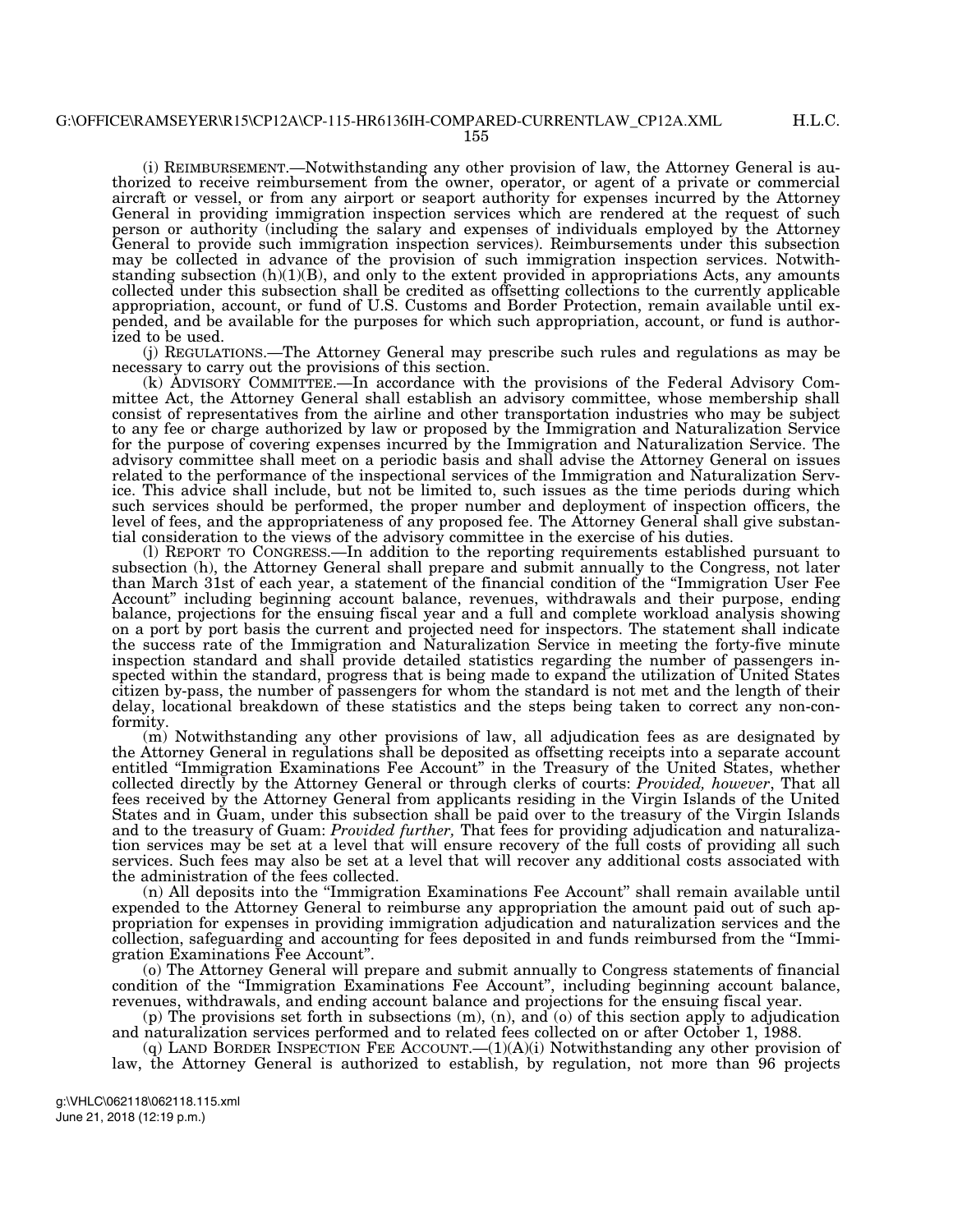(i) REIMBURSEMENT.—Notwithstanding any other provision of law, the Attorney General is authorized to receive reimbursement from the owner, operator, or agent of a private or commercial aircraft or vessel, or from any airport or seaport authority for expenses incurred by the Attorney General in providing immigration inspection services which are rendered at the request of such person or authority (including the salary and expenses of individuals employed by the Attorney General to provide such immigration inspection services). Reimbursements under this subsection may be collected in advance of the provision of such immigration inspection services. Notwithstanding subsection (h)(1)(B), and only to the extent provided in appropriations Acts, any amounts collected under this subsection shall be credited as offsetting collections to the currently applicable appropriation, account, or fund of U.S. Customs and Border Protection, remain available until expended, and be available for the purposes for which such appropriation, account, or fund is authorized to be used.

(j) REGULATIONS.—The Attorney General may prescribe such rules and regulations as may be necessary to carry out the provisions of this section.

(k) ADVISORY COMMITTEE.—In accordance with the provisions of the Federal Advisory Committee Act, the Attorney General shall establish an advisory committee, whose membership shall consist of representatives from the airline and other transportation industries who may be subject to any fee or charge authorized by law or proposed by the Immigration and Naturalization Service for the purpose of covering expenses incurred by the Immigration and Naturalization Service. The advisory committee shall meet on a periodic basis and shall advise the Attorney General on issues related to the performance of the inspectional services of the Immigration and Naturalization Service. This advice shall include, but not be limited to, such issues as the time periods during which such services should be performed, the proper number and deployment of inspection officers, the level of fees, and the appropriateness of any proposed fee. The Attorney General shall give substantial consideration to the views of the advisory committee in the exercise of his duties.

(l) REPORT TO CONGRESS.—In addition to the reporting requirements established pursuant to subsection (h), the Attorney General shall prepare and submit annually to the Congress, not later than March 31st of each year, a statement of the financial condition of the "Immigration User Fee Account" including beginning account balance, revenues, withdrawals and their purpose, ending balance, projections for the ensuing fiscal year and a full and complete workload analysis showing on a port by port basis the current and projected need for inspectors. The statement shall indicate the success rate of the Immigration and Naturalization Service in meeting the forty-five minute inspection standard and shall provide detailed statistics regarding the number of passengers inspected within the standard, progress that is being made to expand the utilization of United States citizen by-pass, the number of passengers for whom the standard is not met and the length of their delay, locational breakdown of these statistics and the steps being taken to correct any non-conformity.

(m) Notwithstanding any other provisions of law, all adjudication fees as are designated by the Attorney General in regulations shall be deposited as offsetting receipts into a separate account entitled "Immigration Examinations Fee Account" in the Treasury of the United States, whether collected directly by the Attorney General or through clerks of courts: *Provided, however*, That all fees received by the Attorney General from applicants residing in the Virgin Islands of the United States and in Guam, under this subsection shall be paid over to the treasury of the Virgin Islands and to the treasury of Guam: *Provided further,* That fees for providing adjudication and naturalization services may be set at a level that will ensure recovery of the full costs of providing all such services. Such fees may also be set at a level that will recover any additional costs associated with the administration of the fees collected.

(n) All deposits into the "Immigration Examinations Fee Account" shall remain available until expended to the Attorney General to reimburse any appropriation the amount paid out of such appropriation for expenses in providing immigration adjudication and naturalization services and the collection, safeguarding and accounting for fees deposited in and funds reimbursed from the "Immigration Examinations Fee Account".

(o) The Attorney General will prepare and submit annually to Congress statements of financial condition of the "Immigration Examinations Fee Account", including beginning account balance, revenues, withdrawals, and ending account balance and projections for the ensuing fiscal year.

(p) The provisions set forth in subsections (m), (n), and (o) of this section apply to adjudication and naturalization services performed and to related fees collected on or after October 1, 1988.

(q) LAND BORDER INSPECTION FEE ACCOUNT.—(1)(A)(i) Notwithstanding any other provision of law, the Attorney General is authorized to establish, by regulation, not more than 96 projects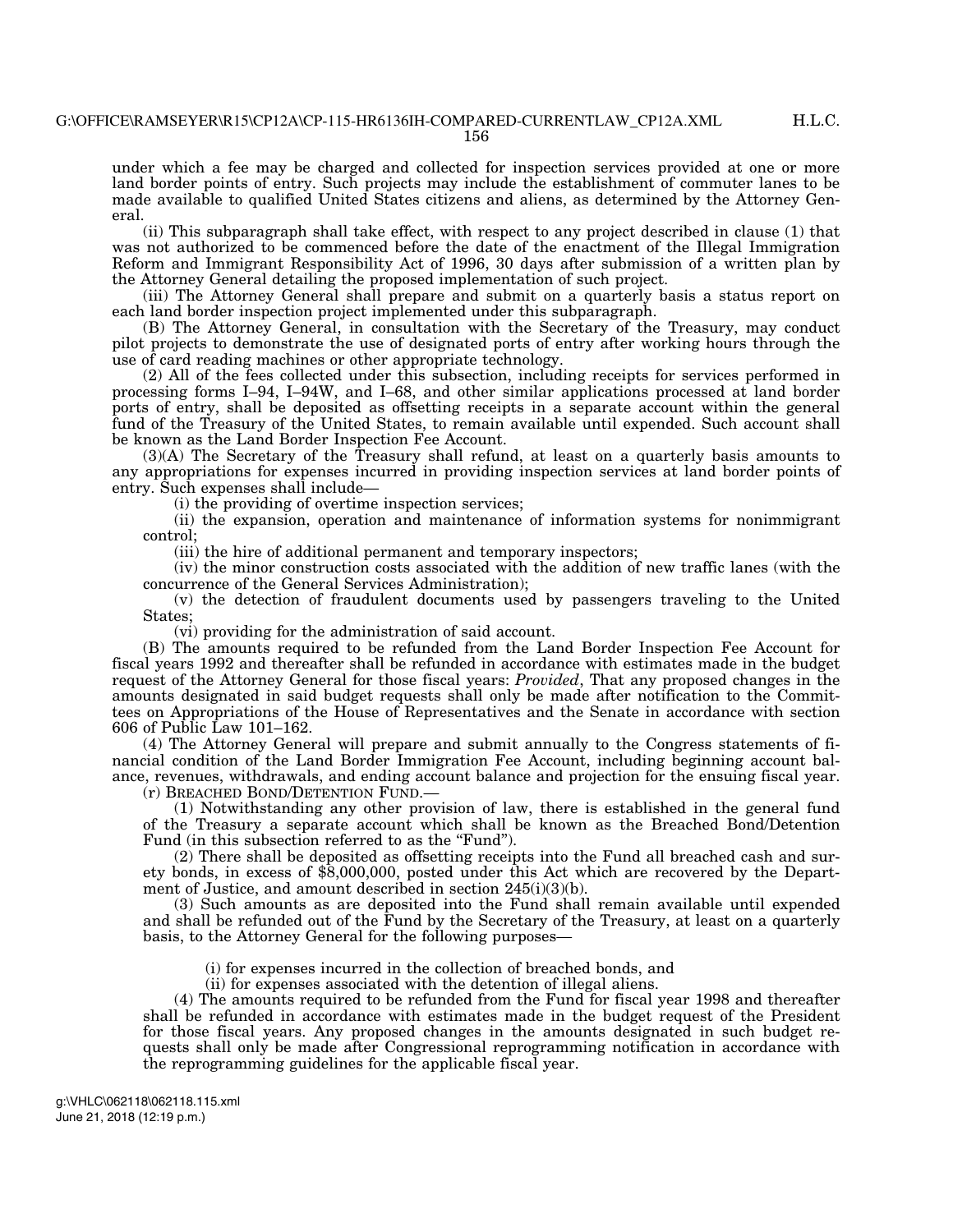under which a fee may be charged and collected for inspection services provided at one or more land border points of entry. Such projects may include the establishment of commuter lanes to be made available to qualified United States citizens and aliens, as determined by the Attorney General.

(ii) This subparagraph shall take effect, with respect to any project described in clause (1) that was not authorized to be commenced before the date of the enactment of the Illegal Immigration Reform and Immigrant Responsibility Act of 1996, 30 days after submission of a written plan by the Attorney General detailing the proposed implementation of such project.

(iii) The Attorney General shall prepare and submit on a quarterly basis a status report on each land border inspection project implemented under this subparagraph.

(B) The Attorney General, in consultation with the Secretary of the Treasury, may conduct pilot projects to demonstrate the use of designated ports of entry after working hours through the use of card reading machines or other appropriate technology.

(2) All of the fees collected under this subsection, including receipts for services performed in processing forms I–94, I–94W, and I–68, and other similar applications processed at land border ports of entry, shall be deposited as offsetting receipts in a separate account within the general fund of the Treasury of the United States, to remain available until expended. Such account shall be known as the Land Border Inspection Fee Account.

(3)(A) The Secretary of the Treasury shall refund, at least on a quarterly basis amounts to any appropriations for expenses incurred in providing inspection services at land border points of entry. Such expenses shall include—

(i) the providing of overtime inspection services;

(ii) the expansion, operation and maintenance of information systems for nonimmigrant control;

(iii) the hire of additional permanent and temporary inspectors;

(iv) the minor construction costs associated with the addition of new traffic lanes (with the concurrence of the General Services Administration);

(v) the detection of fraudulent documents used by passengers traveling to the United States;

(vi) providing for the administration of said account.

(B) The amounts required to be refunded from the Land Border Inspection Fee Account for fiscal years 1992 and thereafter shall be refunded in accordance with estimates made in the budget request of the Attorney General for those fiscal years: *Provided*, That any proposed changes in the amounts designated in said budget requests shall only be made after notification to the Committees on Appropriations of the House of Representatives and the Senate in accordance with section 606 of Public Law 101–162.

(4) The Attorney General will prepare and submit annually to the Congress statements of financial condition of the Land Border Immigration Fee Account, including beginning account balance, revenues, withdrawals, and ending account balance and projection for the ensuing fiscal year.

(r) BREACHED BOND/DETENTION FUND.—

(1) Notwithstanding any other provision of law, there is established in the general fund of the Treasury a separate account which shall be known as the Breached Bond/Detention Fund (in this subsection referred to as the "Fund").

(2) There shall be deposited as offsetting receipts into the Fund all breached cash and surety bonds, in excess of $8,000,000, posted under this Act which are recovered by the Department of Justice, and amount described in section 245(i)(3)(b).

(3) Such amounts as are deposited into the Fund shall remain available until expended and shall be refunded out of the Fund by the Secretary of the Treasury, at least on a quarterly basis, to the Attorney General for the following purposes—

(i) for expenses incurred in the collection of breached bonds, and

(ii) for expenses associated with the detention of illegal aliens.

(4) The amounts required to be refunded from the Fund for fiscal year 1998 and thereafter shall be refunded in accordance with estimates made in the budget request of the President for those fiscal years. Any proposed changes in the amounts designated in such budget requests shall only be made after Congressional reprogramming notification in accordance with the reprogramming guidelines for the applicable fiscal year.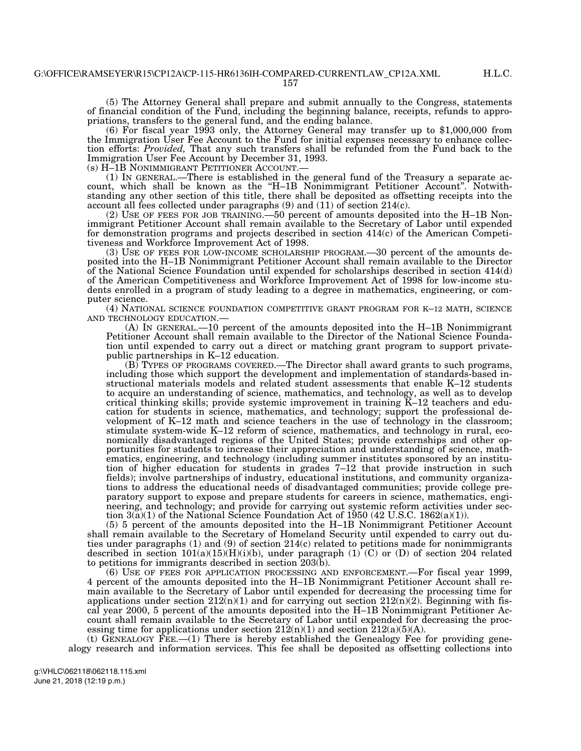(5) The Attorney General shall prepare and submit annually to the Congress, statements of financial condition of the Fund, including the beginning balance, receipts, refunds to appropriations, transfers to the general fund, and the ending balance.

(6) For fiscal year 1993 only, the Attorney General may transfer up to $1,000,000 from the Immigration User Fee Account to the Fund for initial expenses necessary to enhance collection efforts: *Provided,* That any such transfers shall be refunded from the Fund back to the Immigration User Fee Account by December 31, 1993.

(s) H–1B NONIMMIGRANT PETITIONER ACCOUNT.—

(1) IN GENERAL.—There is established in the general fund of the Treasury a separate account, which shall be known as the "H–1B Nonimmigrant Petitioner Account". Notwithstanding any other section of this title, there shall be deposited as offsetting receipts into the account all fees collected under paragraphs (9) and (11) of section 214(c).

(2) USE OF FEES FOR JOB TRAINING.—50 percent of amounts deposited into the H–1B Nonimmigrant Petitioner Account shall remain available to the Secretary of Labor until expended for demonstration programs and projects described in section 414(c) of the American Competitiveness and Workforce Improvement Act of 1998.

(3) USE OF FEES FOR LOW-INCOME SCHOLARSHIP PROGRAM.—30 percent of the amounts deposited into the H–1B Nonimmigrant Petitioner Account shall remain available to the Director of the National Science Foundation until expended for scholarships described in section 414(d) of the American Competitiveness and Workforce Improvement Act of 1998 for low-income students enrolled in a program of study leading to a degree in mathematics, engineering, or computer science.

(4) NATIONAL SCIENCE FOUNDATION COMPETITIVE GRANT PROGRAM FOR K–12 MATH, SCIENCE AND TECHNOLOGY EDUCATION.—

(A) IN GENERAL.—10 percent of the amounts deposited into the H–1B Nonimmigrant Petitioner Account shall remain available to the Director of the National Science Foundation until expended to carry out a direct or matching grant program to support private-public partnerships in K–12 education.

(B) TYPES OF PROGRAMS COVERED.—The Director shall award grants to such programs, including those which support the development and implementation of standards-based instructional materials models and related student assessments that enable K–12 students to acquire an understanding of science, mathematics, and technology, as well as to develop critical thinking skills; provide systemic improvement in training K–12 teachers and education for students in science, mathematics, and technology; support the professional development of K–12 math and science teachers in the use of technology in the classroom; stimulate system-wide K–12 reform of science, mathematics, and technology in rural, economically disadvantaged regions of the United States; provide externships and other opportunities for students to increase their appreciation and understanding of science, mathematics, engineering, and technology (including summer institutes sponsored by an institution of higher education for students in grades 7–12 that provide instruction in such fields); involve partnerships of industry, educational institutions, and community organizations to address the educational needs of disadvantaged communities; provide college preparatory support to expose and prepare students for careers in science, mathematics, engineering, and technology; and provide for carrying out systemic reform activities under section 3(a)(1) of the National Science Foundation Act of 1950 (42 U.S.C. 1862(a)(1)).

(5) 5 percent of the amounts deposited into the H–1B Nonimmigrant Petitioner Account shall remain available to the Secretary of Homeland Security until expended to carry out duties under paragraphs (1) and (9) of section 214(c) related to petitions made for nonimmigrants described in section 101(a)(15)(H)(i)(b), under paragraph (1) (C) or (D) of section 204 related to petitions for immigrants described in section 203(b).

(6) USE OF FEES FOR APPLICATION PROCESSING AND ENFORCEMENT.—For fiscal year 1999, 4 percent of the amounts deposited into the H–1B Nonimmigrant Petitioner Account shall remain available to the Secretary of Labor until expended for decreasing the processing time for applications under section 212(n)(1) and for carrying out section 212(n)(2). Beginning with fiscal year 2000, 5 percent of the amounts deposited into the H–1B Nonimmigrant Petitioner Account shall remain available to the Secretary of Labor until expended for decreasing the processing time for applications under section 212(n)(1) and section 212(a)(5)(A).

(t) GENEALOGY FEE.—(1) There is hereby established the Genealogy Fee for providing genealogy research and information services. This fee shall be deposited as offsetting collections into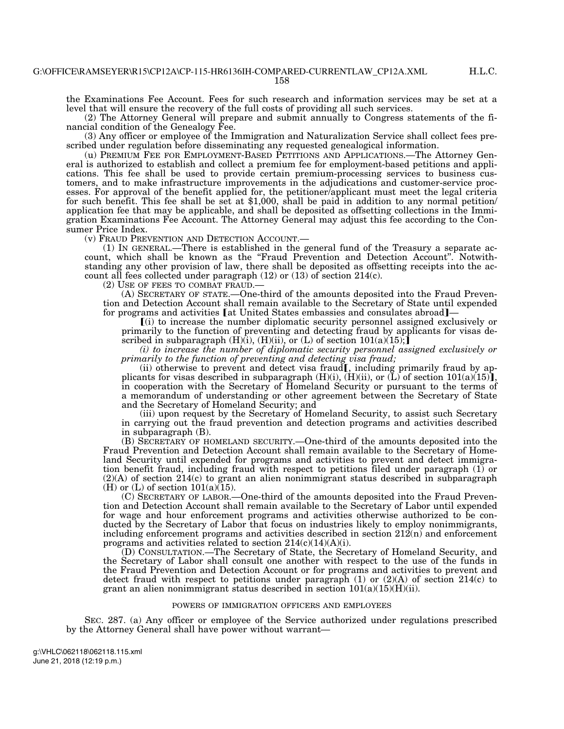the Examinations Fee Account. Fees for such research and information services may be set at a level that will ensure the recovery of the full costs of providing all such services.

(2) The Attorney General will prepare and submit annually to Congress statements of the financial condition of the Genealogy Fee.

(3) Any officer or employee of the Immigration and Naturalization Service shall collect fees prescribed under regulation before disseminating any requested genealogical information.

(u) PREMIUM FEE FOR EMPLOYMENT-BASED PETITIONS AND APPLICATIONS.—The Attorney General is authorized to establish and collect a premium fee for employment-based petitions and applications. This fee shall be used to provide certain premium-processing services to business customers, and to make infrastructure improvements in the adjudications and customer-service processes. For approval of the benefit applied for, the petitioner/applicant must meet the legal criteria for such benefit. This fee shall be set at $1,000, shall be paid in addition to any normal petition/application fee that may be applicable, and shall be deposited as offsetting collections in the Immigration Examinations Fee Account. The Attorney General may adjust this fee according to the Consumer Price Index.

(v) FRAUD PREVENTION AND DETECTION ACCOUNT.—

(1) IN GENERAL.—There is established in the general fund of the Treasury a separate account, which shall be known as the "Fraud Prevention and Detection Account". Notwithstanding any other provision of law, there shall be deposited as offsetting receipts into the account all fees collected under paragraph (12) or (13) of section 214(c).

(2) USE OF FEES TO COMBAT FRAUD.—

(A) SECRETARY OF STATE.—One-third of the amounts deposited into the Fraud Prevention and Detection Account shall remain available to the Secretary of State until expended for programs and activities ⟦at United States embassies and consulates abroad⟧—

⟦(i) to increase the number diplomatic security personnel assigned exclusively or primarily to the function of preventing and detecting fraud by applicants for visas described in subparagraph (H)(i), (H)(ii), or (L) of section 101(a)(15);⟧

*(i) to increase the number of diplomatic security personnel assigned exclusively or primarily to the function of preventing and detecting visa fraud;*

(ii) otherwise to prevent and detect visa fraud⟦, including primarily fraud by applicants for visas described in subparagraph (H)(i), (H)(ii), or (L) of section 101(a)(15)⟧, in cooperation with the Secretary of Homeland Security or pursuant to the terms of a memorandum of understanding or other agreement between the Secretary of State and the Secretary of Homeland Security; and

(iii) upon request by the Secretary of Homeland Security, to assist such Secretary in carrying out the fraud prevention and detection programs and activities described in subparagraph (B).

(B) SECRETARY OF HOMELAND SECURITY.—One-third of the amounts deposited into the Fraud Prevention and Detection Account shall remain available to the Secretary of Homeland Security until expended for programs and activities to prevent and detect immigration benefit fraud, including fraud with respect to petitions filed under paragraph (1) or (2)(A) of section 214(c) to grant an alien nonimmigrant status described in subparagraph (H) or (L) of section 101(a)(15).

(C) SECRETARY OF LABOR.—One-third of the amounts deposited into the Fraud Prevention and Detection Account shall remain available to the Secretary of Labor until expended for wage and hour enforcement programs and activities otherwise authorized to be conducted by the Secretary of Labor that focus on industries likely to employ nonimmigrants, including enforcement programs and activities described in section 212(n) and enforcement programs and activities related to section 214(c)(14)(A)(i).

(D) CONSULTATION.—The Secretary of State, the Secretary of Homeland Security, and the Secretary of Labor shall consult one another with respect to the use of the funds in the Fraud Prevention and Detection Account or for programs and activities to prevent and detect fraud with respect to petitions under paragraph (1) or (2)(A) of section 214(c) to grant an alien nonimmigrant status described in section 101(a)(15)(H)(ii).

POWERS OF IMMIGRATION OFFICERS AND EMPLOYEES

SEC. 287. (a) Any officer or employee of the Service authorized under regulations prescribed by the Attorney General shall have power without warrant—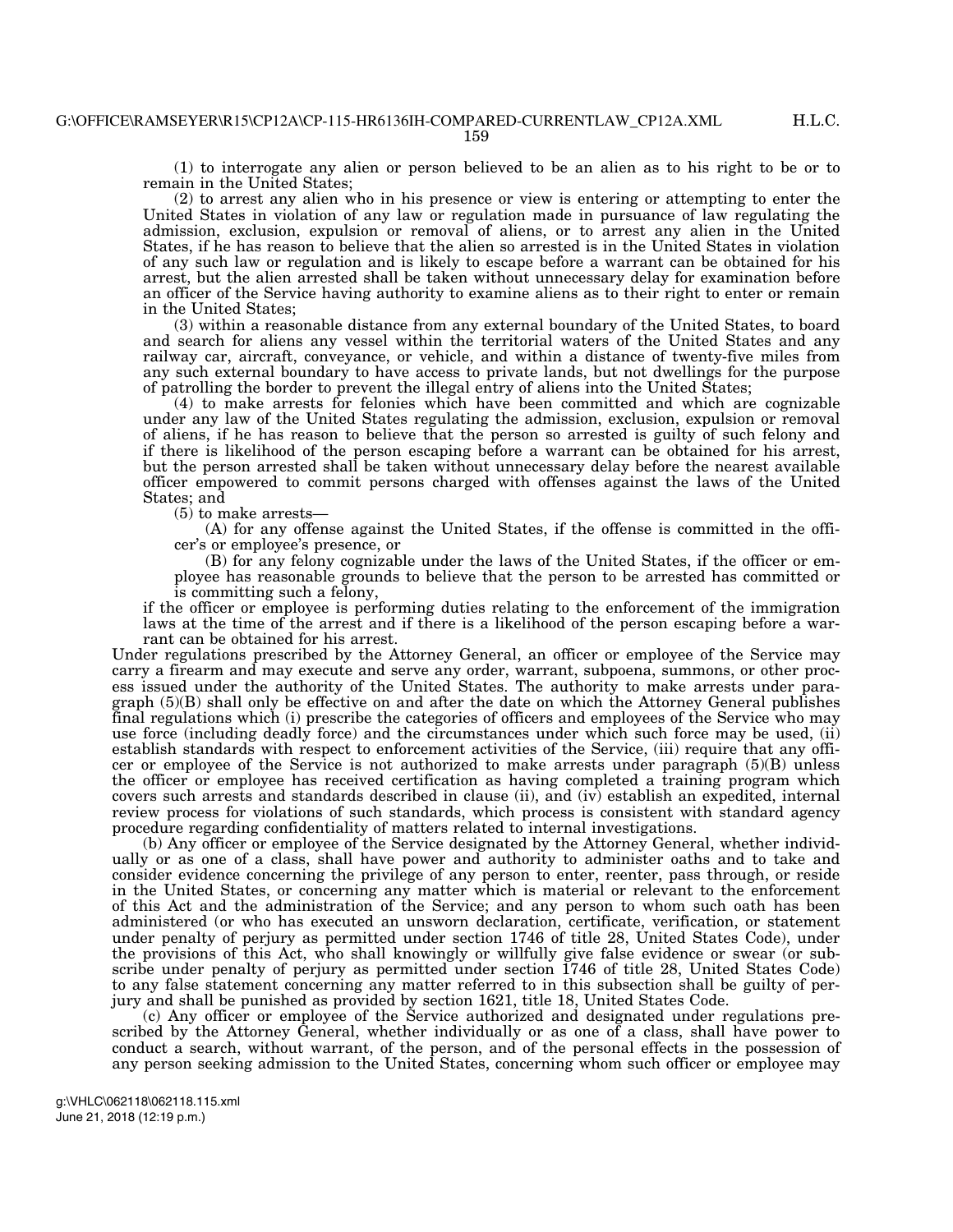(1) to interrogate any alien or person believed to be an alien as to his right to be or to remain in the United States;

(2) to arrest any alien who in his presence or view is entering or attempting to enter the United States in violation of any law or regulation made in pursuance of law regulating the admission, exclusion, expulsion or removal of aliens, or to arrest any alien in the United States, if he has reason to believe that the alien so arrested is in the United States in violation of any such law or regulation and is likely to escape before a warrant can be obtained for his arrest, but the alien arrested shall be taken without unnecessary delay for examination before an officer of the Service having authority to examine aliens as to their right to enter or remain in the United States;

(3) within a reasonable distance from any external boundary of the United States, to board and search for aliens any vessel within the territorial waters of the United States and any railway car, aircraft, conveyance, or vehicle, and within a distance of twenty-five miles from any such external boundary to have access to private lands, but not dwellings for the purpose of patrolling the border to prevent the illegal entry of aliens into the United States;

(4) to make arrests for felonies which have been committed and which are cognizable under any law of the United States regulating the admission, exclusion, expulsion or removal of aliens, if he has reason to believe that the person so arrested is guilty of such felony and if there is likelihood of the person escaping before a warrant can be obtained for his arrest, but the person arrested shall be taken without unnecessary delay before the nearest available officer empowered to commit persons charged with offenses against the laws of the United States; and

(5) to make arrests—

(A) for any offense against the United States, if the offense is committed in the officer's or employee's presence, or

(B) for any felony cognizable under the laws of the United States, if the officer or employee has reasonable grounds to believe that the person to be arrested has committed or is committing such a felony,

if the officer or employee is performing duties relating to the enforcement of the immigration laws at the time of the arrest and if there is a likelihood of the person escaping before a warrant can be obtained for his arrest.

Under regulations prescribed by the Attorney General, an officer or employee of the Service may carry a firearm and may execute and serve any order, warrant, subpoena, summons, or other process issued under the authority of the United States. The authority to make arrests under paragraph (5)(B) shall only be effective on and after the date on which the Attorney General publishes final regulations which (i) prescribe the categories of officers and employees of the Service who may use force (including deadly force) and the circumstances under which such force may be used, (ii) establish standards with respect to enforcement activities of the Service, (iii) require that any officer or employee of the Service is not authorized to make arrests under paragraph (5)(B) unless the officer or employee has received certification as having completed a training program which covers such arrests and standards described in clause (ii), and (iv) establish an expedited, internal review process for violations of such standards, which process is consistent with standard agency procedure regarding confidentiality of matters related to internal investigations.

(b) Any officer or employee of the Service designated by the Attorney General, whether individually or as one of a class, shall have power and authority to administer oaths and to take and consider evidence concerning the privilege of any person to enter, reenter, pass through, or reside in the United States, or concerning any matter which is material or relevant to the enforcement of this Act and the administration of the Service; and any person to whom such oath has been administered (or who has executed an unsworn declaration, certificate, verification, or statement under penalty of perjury as permitted under section 1746 of title 28, United States Code), under the provisions of this Act, who shall knowingly or willfully give false evidence or swear (or subscribe under penalty of perjury as permitted under section 1746 of title 28, United States Code) to any false statement concerning any matter referred to in this subsection shall be guilty of perjury and shall be punished as provided by section 1621, title 18, United States Code.

(c) Any officer or employee of the Service authorized and designated under regulations prescribed by the Attorney General, whether individually or as one of a class, shall have power to conduct a search, without warrant, of the person, and of the personal effects in the possession of any person seeking admission to the United States, concerning whom such officer or employee may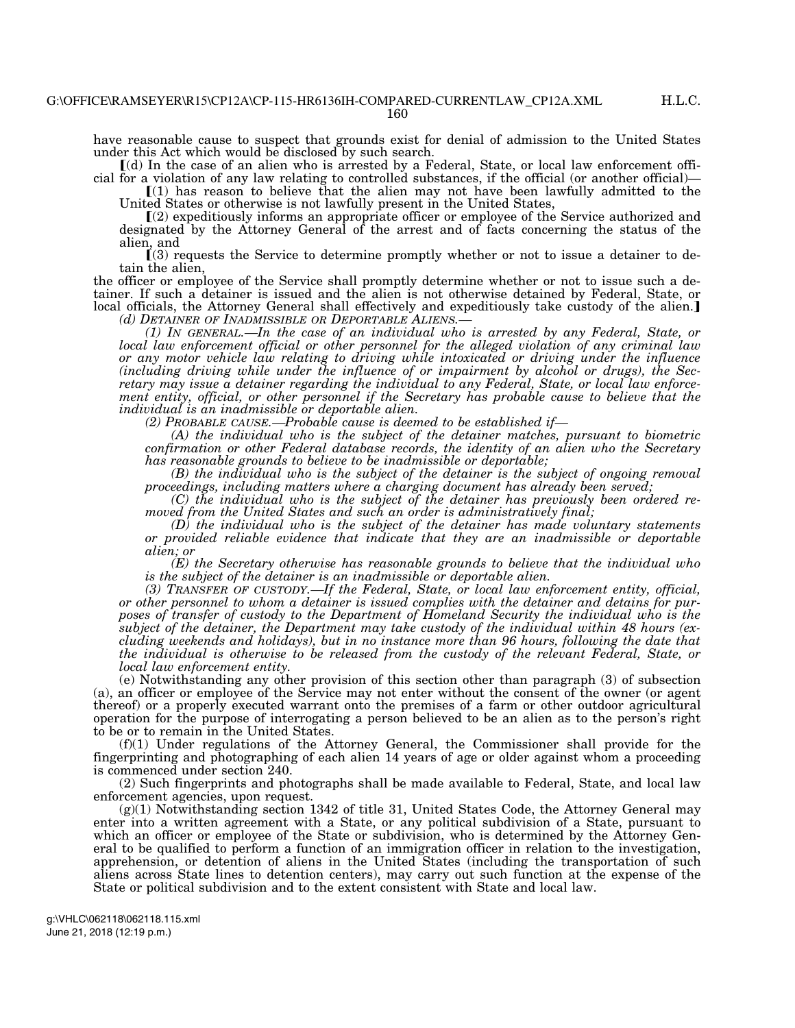have reasonable cause to suspect that grounds exist for denial of admission to the United States under this Act which would be disclosed by such search.

【(d) In the case of an alien who is arrested by a Federal, State, or local law enforcement official for a violation of any law relating to controlled substances, if the official (or another official)—

【(1) has reason to believe that the alien may not have been lawfully admitted to the United States or otherwise is not lawfully present in the United States,

【(2) expeditiously informs an appropriate officer or employee of the Service authorized and designated by the Attorney General of the arrest and of facts concerning the status of the alien, and

【(3) requests the Service to determine promptly whether or not to issue a detainer to detain the alien,

the officer or employee of the Service shall promptly determine whether or not to issue such a detainer. If such a detainer is issued and the alien is not otherwise detained by Federal, State, or local officials, the Attorney General shall effectively and expeditiously take custody of the alien.】

*(d) DETAINER OF INADMISSIBLE OR DEPORTABLE ALIENS.—*

*(1) IN GENERAL.—In the case of an individual who is arrested by any Federal, State, or local law enforcement official or other personnel for the alleged violation of any criminal law or any motor vehicle law relating to driving while intoxicated or driving under the influence (including driving while under the influence of or impairment by alcohol or drugs), the Secretary may issue a detainer regarding the individual to any Federal, State, or local law enforcement entity, official, or other personnel if the Secretary has probable cause to believe that the individual is an inadmissible or deportable alien.*

*(2) PROBABLE CAUSE.—Probable cause is deemed to be established if—*

*(A) the individual who is the subject of the detainer matches, pursuant to biometric confirmation or other Federal database records, the identity of an alien who the Secretary has reasonable grounds to believe to be inadmissible or deportable;*

*(B) the individual who is the subject of the detainer is the subject of ongoing removal proceedings, including matters where a charging document has already been served;*

*(C) the individual who is the subject of the detainer has previously been ordered removed from the United States and such an order is administratively final;*

*(D) the individual who is the subject of the detainer has made voluntary statements or provided reliable evidence that indicate that they are an inadmissible or deportable alien; or*

*(E) the Secretary otherwise has reasonable grounds to believe that the individual who is the subject of the detainer is an inadmissible or deportable alien.*

*(3) TRANSFER OF CUSTODY.—If the Federal, State, or local law enforcement entity, official, or other personnel to whom a detainer is issued complies with the detainer and detains for purposes of transfer of custody to the Department of Homeland Security the individual who is the subject of the detainer, the Department may take custody of the individual within 48 hours (excluding weekends and holidays), but in no instance more than 96 hours, following the date that the individual is otherwise to be released from the custody of the relevant Federal, State, or local law enforcement entity.*

(e) Notwithstanding any other provision of this section other than paragraph (3) of subsection (a), an officer or employee of the Service may not enter without the consent of the owner (or agent thereof) or a properly executed warrant onto the premises of a farm or other outdoor agricultural operation for the purpose of interrogating a person believed to be an alien as to the person's right to be or to remain in the United States.

(f)(1) Under regulations of the Attorney General, the Commissioner shall provide for the fingerprinting and photographing of each alien 14 years of age or older against whom a proceeding is commenced under section 240.

(2) Such fingerprints and photographs shall be made available to Federal, State, and local law enforcement agencies, upon request.

(g)(1) Notwithstanding section 1342 of title 31, United States Code, the Attorney General may enter into a written agreement with a State, or any political subdivision of a State, pursuant to which an officer or employee of the State or subdivision, who is determined by the Attorney General to be qualified to perform a function of an immigration officer in relation to the investigation, apprehension, or detention of aliens in the United States (including the transportation of such aliens across State lines to detention centers), may carry out such function at the expense of the State or political subdivision and to the extent consistent with State and local law.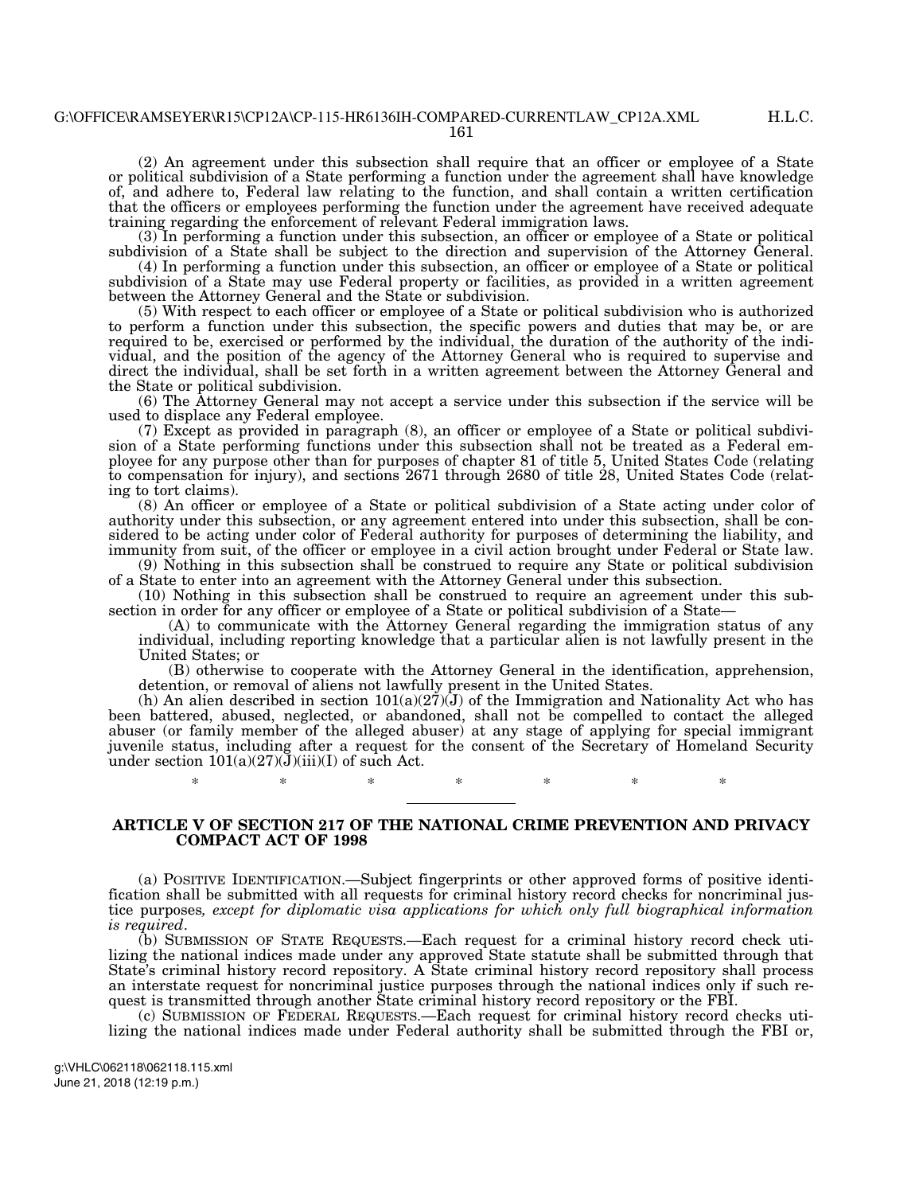(2) An agreement under this subsection shall require that an officer or employee of a State or political subdivision of a State performing a function under the agreement shall have knowledge of, and adhere to, Federal law relating to the function, and shall contain a written certification that the officers or employees performing the function under the agreement have received adequate training regarding the enforcement of relevant Federal immigration laws.

(3) In performing a function under this subsection, an officer or employee of a State or political subdivision of a State shall be subject to the direction and supervision of the Attorney General.

(4) In performing a function under this subsection, an officer or employee of a State or political subdivision of a State may use Federal property or facilities, as provided in a written agreement between the Attorney General and the State or subdivision.

(5) With respect to each officer or employee of a State or political subdivision who is authorized to perform a function under this subsection, the specific powers and duties that may be, or are required to be, exercised or performed by the individual, the duration of the authority of the individual, and the position of the agency of the Attorney General who is required to supervise and direct the individual, shall be set forth in a written agreement between the Attorney General and the State or political subdivision.

(6) The Attorney General may not accept a service under this subsection if the service will be used to displace any Federal employee.

(7) Except as provided in paragraph (8), an officer or employee of a State or political subdivision of a State performing functions under this subsection shall not be treated as a Federal employee for any purpose other than for purposes of chapter 81 of title 5, United States Code (relating to compensation for injury), and sections 2671 through 2680 of title 28, United States Code (relating to tort claims).

(8) An officer or employee of a State or political subdivision of a State acting under color of authority under this subsection, or any agreement entered into under this subsection, shall be considered to be acting under color of Federal authority for purposes of determining the liability, and immunity from suit, of the officer or employee in a civil action brought under Federal or State law.

(9) Nothing in this subsection shall be construed to require any State or political subdivision of a State to enter into an agreement with the Attorney General under this subsection.

(10) Nothing in this subsection shall be construed to require an agreement under this subsection in order for any officer or employee of a State or political subdivision of a State—

(A) to communicate with the Attorney General regarding the immigration status of any individual, including reporting knowledge that a particular alien is not lawfully present in the United States; or

(B) otherwise to cooperate with the Attorney General in the identification, apprehension, detention, or removal of aliens not lawfully present in the United States.

(h) An alien described in section 101(a)(27)(J) of the Immigration and Nationality Act who has been battered, abused, neglected, or abandoned, shall not be compelled to contact the alleged abuser (or family member of the alleged abuser) at any stage of applying for special immigrant juvenile status, including after a request for the consent of the Secretary of Homeland Security under section 101(a)(27)(J)(iii)(I) of such Act.

\* \* \* \* \* \* \*

---

## ARTICLE V OF SECTION 217 OF THE NATIONAL CRIME PREVENTION AND PRIVACY COMPACT ACT OF 1998

(a) POSITIVE IDENTIFICATION.—Subject fingerprints or other approved forms of positive identification shall be submitted with all requests for criminal history record checks for noncriminal justice purposes*, except for diplomatic visa applications for which only full biographical information is required*.

(b) SUBMISSION OF STATE REQUESTS.—Each request for a criminal history record check utilizing the national indices made under any approved State statute shall be submitted through that State's criminal history record repository. A State criminal history record repository shall process an interstate request for noncriminal justice purposes through the national indices only if such request is transmitted through another State criminal history record repository or the FBI.

(c) SUBMISSION OF FEDERAL REQUESTS.—Each request for criminal history record checks utilizing the national indices made under Federal authority shall be submitted through the FBI or,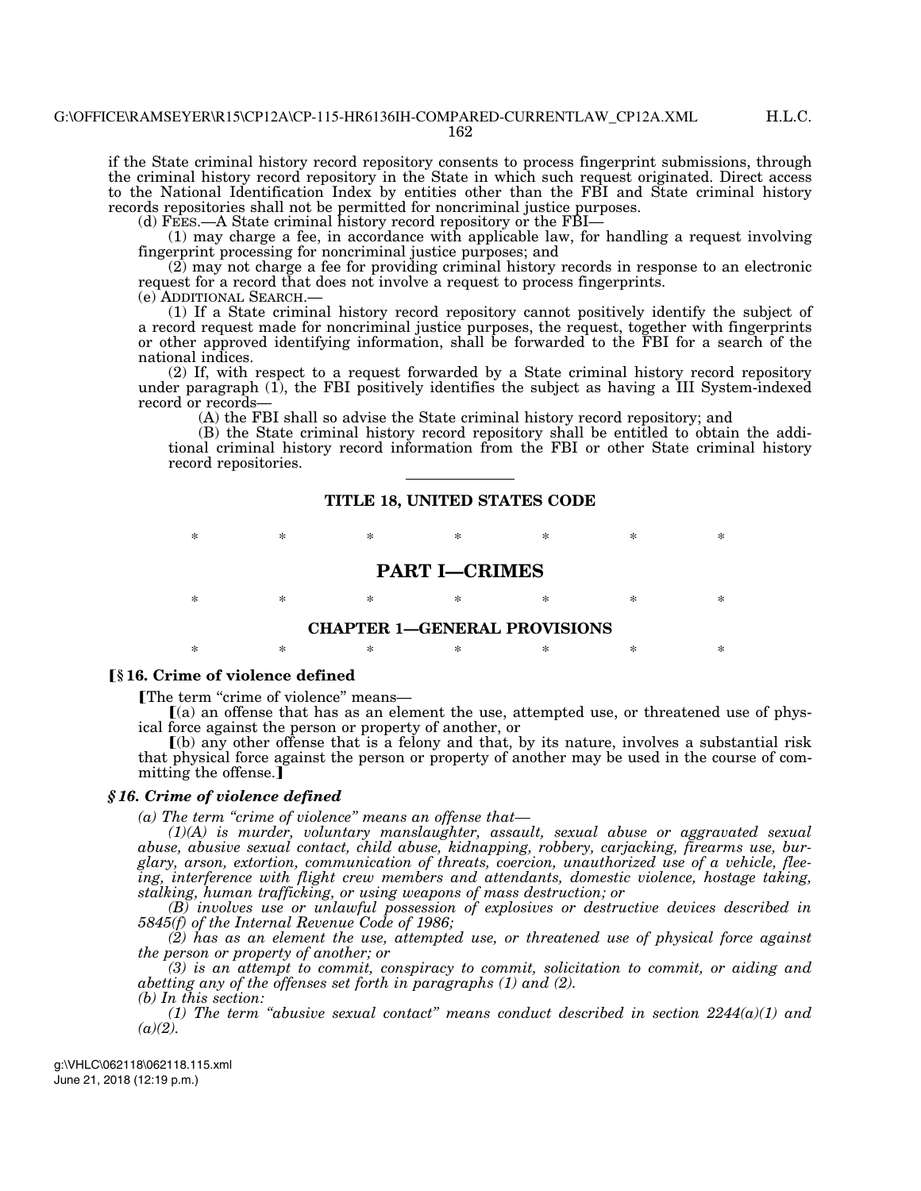if the State criminal history record repository consents to process fingerprint submissions, through the criminal history record repository in the State in which such request originated. Direct access to the National Identification Index by entities other than the FBI and State criminal history records repositories shall not be permitted for noncriminal justice purposes.

(d) FEES.—A State criminal history record repository or the FBI—

(1) may charge a fee, in accordance with applicable law, for handling a request involving fingerprint processing for noncriminal justice purposes; and

(2) may not charge a fee for providing criminal history records in response to an electronic request for a record that does not involve a request to process fingerprints.

(e) ADDITIONAL SEARCH.—

(1) If a State criminal history record repository cannot positively identify the subject of a record request made for noncriminal justice purposes, the request, together with fingerprints or other approved identifying information, shall be forwarded to the FBI for a search of the national indices.

(2) If, with respect to a request forwarded by a State criminal history record repository under paragraph (1), the FBI positively identifies the subject as having a III System-indexed record or records—

(A) the FBI shall so advise the State criminal history record repository; and

(B) the State criminal history record repository shall be entitled to obtain the additional criminal history record information from the FBI or other State criminal history record repositories.

---

## TITLE 18, UNITED STATES CODE

\* \* \* \* \* \* \*

## PART I—CRIMES

\* \* \* \* \* \* \*

### CHAPTER 1—GENERAL PROVISIONS

\* \* \* \* \* \* \*

**[§ 16. Crime of violence defined**

[The term "crime of violence" means—

[(a) an offense that has as an element the use, attempted use, or threatened use of physical force against the person or property of another, or

[(b) any other offense that is a felony and that, by its nature, involves a substantial risk that physical force against the person or property of another may be used in the course of committing the offense.]

***§ 16. Crime of violence defined***

*(a) The term "crime of violence" means an offense that—*

*(1)(A) is murder, voluntary manslaughter, assault, sexual abuse or aggravated sexual abuse, abusive sexual contact, child abuse, kidnapping, robbery, carjacking, firearms use, burglary, arson, extortion, communication of threats, coercion, unauthorized use of a vehicle, fleeing, interference with flight crew members and attendants, domestic violence, hostage taking, stalking, human trafficking, or using weapons of mass destruction; or*

*(B) involves use or unlawful possession of explosives or destructive devices described in 5845(f) of the Internal Revenue Code of 1986;*

*(2) has as an element the use, attempted use, or threatened use of physical force against the person or property of another; or*

*(3) is an attempt to commit, conspiracy to commit, solicitation to commit, or aiding and abetting any of the offenses set forth in paragraphs (1) and (2).*

*(b) In this section:*

*(1) The term "abusive sexual contact" means conduct described in section 2244(a)(1) and (a)(2).*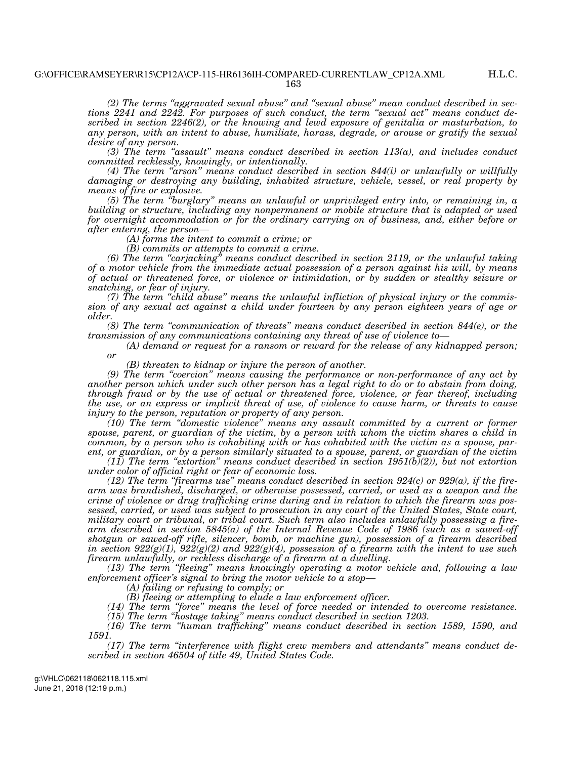*(2) The terms "aggravated sexual abuse" and "sexual abuse" mean conduct described in sections 2241 and 2242. For purposes of such conduct, the term "sexual act" means conduct described in section 2246(2), or the knowing and lewd exposure of genitalia or masturbation, to any person, with an intent to abuse, humiliate, harass, degrade, or arouse or gratify the sexual desire of any person.*

*(3) The term "assault" means conduct described in section 113(a), and includes conduct committed recklessly, knowingly, or intentionally.*

*(4) The term "arson" means conduct described in section 844(i) or unlawfully or willfully damaging or destroying any building, inhabited structure, vehicle, vessel, or real property by means of fire or explosive.*

*(5) The term "burglary" means an unlawful or unprivileged entry into, or remaining in, a building or structure, including any nonpermanent or mobile structure that is adapted or used for overnight accommodation or for the ordinary carrying on of business, and, either before or after entering, the person—*

*(A) forms the intent to commit a crime; or*

*(B) commits or attempts to commit a crime.*

*(6) The term "carjacking" means conduct described in section 2119, or the unlawful taking of a motor vehicle from the immediate actual possession of a person against his will, by means of actual or threatened force, or violence or intimidation, or by sudden or stealthy seizure or snatching, or fear of injury.*

*(7) The term "child abuse" means the unlawful infliction of physical injury or the commission of any sexual act against a child under fourteen by any person eighteen years of age or older.*

*(8) The term "communication of threats" means conduct described in section 844(e), or the transmission of any communications containing any threat of use of violence to—*

*(A) demand or request for a ransom or reward for the release of any kidnapped person; or*

*(B) threaten to kidnap or injure the person of another.*

*(9) The term "coercion" means causing the performance or non-performance of any act by another person which under such other person has a legal right to do or to abstain from doing, through fraud or by the use of actual or threatened force, violence, or fear thereof, including the use, or an express or implicit threat of use, of violence to cause harm, or threats to cause injury to the person, reputation or property of any person.*

*(10) The term "domestic violence" means any assault committed by a current or former spouse, parent, or guardian of the victim, by a person with whom the victim shares a child in common, by a person who is cohabiting with or has cohabited with the victim as a spouse, parent, or guardian, or by a person similarly situated to a spouse, parent, or guardian of the victim*

*(11) The term "extortion" means conduct described in section 1951(b)(2)), but not extortion under color of official right or fear of economic loss.*

*(12) The term "firearms use" means conduct described in section 924(c) or 929(a), if the firearm was brandished, discharged, or otherwise possessed, carried, or used as a weapon and the crime of violence or drug trafficking crime during and in relation to which the firearm was possessed, carried, or used was subject to prosecution in any court of the United States, State court, military court or tribunal, or tribal court. Such term also includes unlawfully possessing a firearm described in section 5845(a) of the Internal Revenue Code of 1986 (such as a sawed-off shotgun or sawed-off rifle, silencer, bomb, or machine gun), possession of a firearm described in section 922(g)(1), 922(g)(2) and 922(g)(4), possession of a firearm with the intent to use such firearm unlawfully, or reckless discharge of a firearm at a dwelling.*

*(13) The term "fleeing" means knowingly operating a motor vehicle and, following a law enforcement officer's signal to bring the motor vehicle to a stop—*

*(A) failing or refusing to comply; or*

*(B) fleeing or attempting to elude a law enforcement officer.*

*(14) The term "force" means the level of force needed or intended to overcome resistance.*

*(15) The term "hostage taking" means conduct described in section 1203.*

*(16) The term "human trafficking" means conduct described in section 1589, 1590, and 1591.*

*(17) The term "interference with flight crew members and attendants" means conduct described in section 46504 of title 49, United States Code.*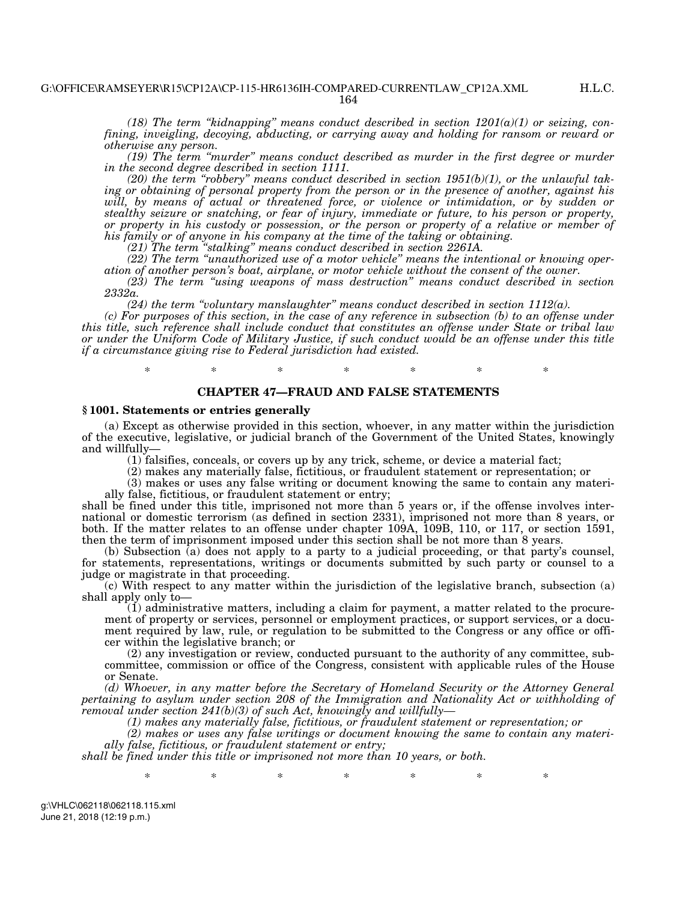*(18) The term "kidnapping" means conduct described in section 1201(a)(1) or seizing, confining, inveigling, decoying, abducting, or carrying away and holding for ransom or reward or otherwise any person.*

*(19) The term "murder" means conduct described as murder in the first degree or murder in the second degree described in section 1111.*

*(20) the term "robbery" means conduct described in section 1951(b)(1), or the unlawful taking or obtaining of personal property from the person or in the presence of another, against his will, by means of actual or threatened force, or violence or intimidation, or by sudden or stealthy seizure or snatching, or fear of injury, immediate or future, to his person or property, or property in his custody or possession, or the person or property of a relative or member of his family or of anyone in his company at the time of the taking or obtaining.*

*(21) The term "stalking" means conduct described in section 2261A.*

*(22) The term "unauthorized use of a motor vehicle" means the intentional or knowing operation of another person's boat, airplane, or motor vehicle without the consent of the owner.*

*(23) The term "using weapons of mass destruction" means conduct described in section 2332a.*

*(24) the term "voluntary manslaughter" means conduct described in section 1112(a).*

*(c) For purposes of this section, in the case of any reference in subsection (b) to an offense under this title, such reference shall include conduct that constitutes an offense under State or tribal law or under the Uniform Code of Military Justice, if such conduct would be an offense under this title if a circumstance giving rise to Federal jurisdiction had existed.*

\* \* \* \* \* \* \*

## CHAPTER 47—FRAUD AND FALSE STATEMENTS

**§ 1001. Statements or entries generally**

(a) Except as otherwise provided in this section, whoever, in any matter within the jurisdiction of the executive, legislative, or judicial branch of the Government of the United States, knowingly and willfully—

(1) falsifies, conceals, or covers up by any trick, scheme, or device a material fact;

(2) makes any materially false, fictitious, or fraudulent statement or representation; or

(3) makes or uses any false writing or document knowing the same to contain any materially false, fictitious, or fraudulent statement or entry;

shall be fined under this title, imprisoned not more than 5 years or, if the offense involves international or domestic terrorism (as defined in section 2331), imprisoned not more than 8 years, or both. If the matter relates to an offense under chapter 109A, 109B, 110, or 117, or section 1591, then the term of imprisonment imposed under this section shall be not more than 8 years.

(b) Subsection (a) does not apply to a party to a judicial proceeding, or that party's counsel, for statements, representations, writings or documents submitted by such party or counsel to a judge or magistrate in that proceeding.

(c) With respect to any matter within the jurisdiction of the legislative branch, subsection (a) shall apply only to—

(1) administrative matters, including a claim for payment, a matter related to the procurement of property or services, personnel or employment practices, or support services, or a document required by law, rule, or regulation to be submitted to the Congress or any office or officer within the legislative branch; or

(2) any investigation or review, conducted pursuant to the authority of any committee, subcommittee, commission or office of the Congress, consistent with applicable rules of the House or Senate.

*(d) Whoever, in any matter before the Secretary of Homeland Security or the Attorney General pertaining to asylum under section 208 of the Immigration and Nationality Act or withholding of removal under section 241(b)(3) of such Act, knowingly and willfully—*

*(1) makes any materially false, fictitious, or fraudulent statement or representation; or*

*(2) makes or uses any false writings or document knowing the same to contain any materially false, fictitious, or fraudulent statement or entry;*

*shall be fined under this title or imprisoned not more than 10 years, or both.*

\* \* \* \* \* \* \*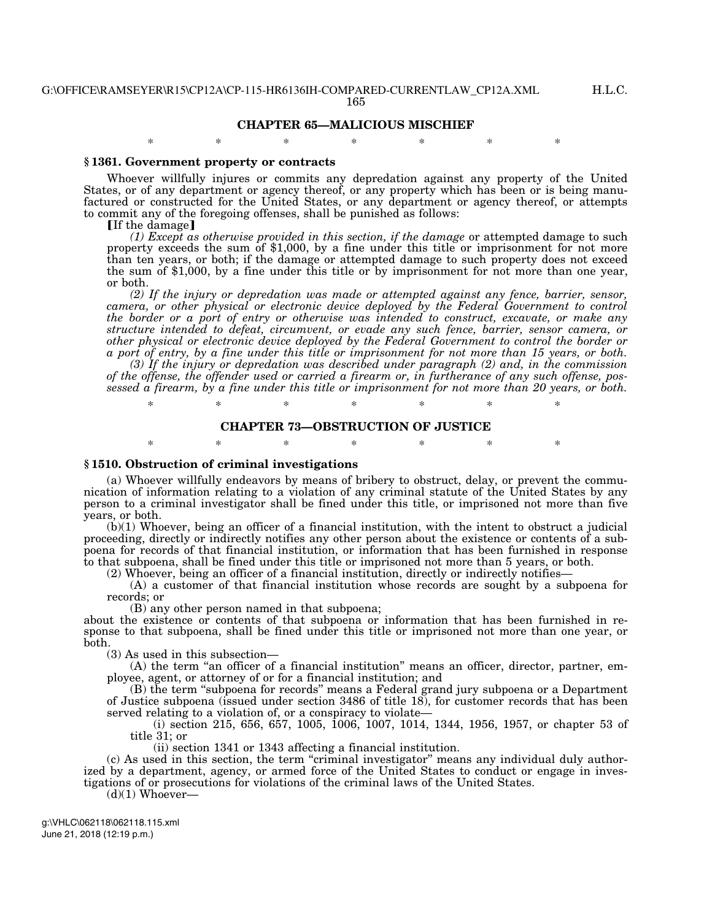## CHAPTER 65—MALICIOUS MISCHIEF

\* \* \* \* \* \* \*

### § 1361. Government property or contracts

Whoever willfully injures or commits any depredation against any property of the United States, or of any department or agency thereof, or any property which has been or is being manufactured or constructed for the United States, or any department or agency thereof, or attempts to commit any of the foregoing offenses, shall be punished as follows:

【If the damage】

*(1) Except as otherwise provided in this section, if the damage* or attempted damage to such property exceeds the sum of $1,000, by a fine under this title or imprisonment for not more than ten years, or both; if the damage or attempted damage to such property does not exceed the sum of $1,000, by a fine under this title or by imprisonment for not more than one year, or both.

*(2) If the injury or depredation was made or attempted against any fence, barrier, sensor, camera, or other physical or electronic device deployed by the Federal Government to control the border or a port of entry or otherwise was intended to construct, excavate, or make any structure intended to defeat, circumvent, or evade any such fence, barrier, sensor camera, or other physical or electronic device deployed by the Federal Government to control the border or a port of entry, by a fine under this title or imprisonment for not more than 15 years, or both.*

*(3) If the injury or depredation was described under paragraph (2) and, in the commission of the offense, the offender used or carried a firearm or, in furtherance of any such offense, possessed a firearm, by a fine under this title or imprisonment for not more than 20 years, or both.*

\* \* \* \* \* \* \*

## CHAPTER 73—OBSTRUCTION OF JUSTICE

\* \* \* \* \* \* \*

### § 1510. Obstruction of criminal investigations

(a) Whoever willfully endeavors by means of bribery to obstruct, delay, or prevent the communication of information relating to a violation of any criminal statute of the United States by any person to a criminal investigator shall be fined under this title, or imprisoned not more than five years, or both.

(b)(1) Whoever, being an officer of a financial institution, with the intent to obstruct a judicial proceeding, directly or indirectly notifies any other person about the existence or contents of a subpoena for records of that financial institution, or information that has been furnished in response to that subpoena, shall be fined under this title or imprisoned not more than 5 years, or both.

(2) Whoever, being an officer of a financial institution, directly or indirectly notifies—

(A) a customer of that financial institution whose records are sought by a subpoena for records; or

(B) any other person named in that subpoena;

about the existence or contents of that subpoena or information that has been furnished in response to that subpoena, shall be fined under this title or imprisoned not more than one year, or both.

(3) As used in this subsection—

(A) the term "an officer of a financial institution" means an officer, director, partner, employee, agent, or attorney of or for a financial institution; and

(B) the term "subpoena for records" means a Federal grand jury subpoena or a Department of Justice subpoena (issued under section 3486 of title 18), for customer records that has been served relating to a violation of, or a conspiracy to violate—

(i) section 215, 656, 657, 1005, 1006, 1007, 1014, 1344, 1956, 1957, or chapter 53 of title 31; or

(ii) section 1341 or 1343 affecting a financial institution.

(c) As used in this section, the term "criminal investigator" means any individual duly authorized by a department, agency, or armed force of the United States to conduct or engage in investigations of or prosecutions for violations of the criminal laws of the United States.

(d)(1) Whoever—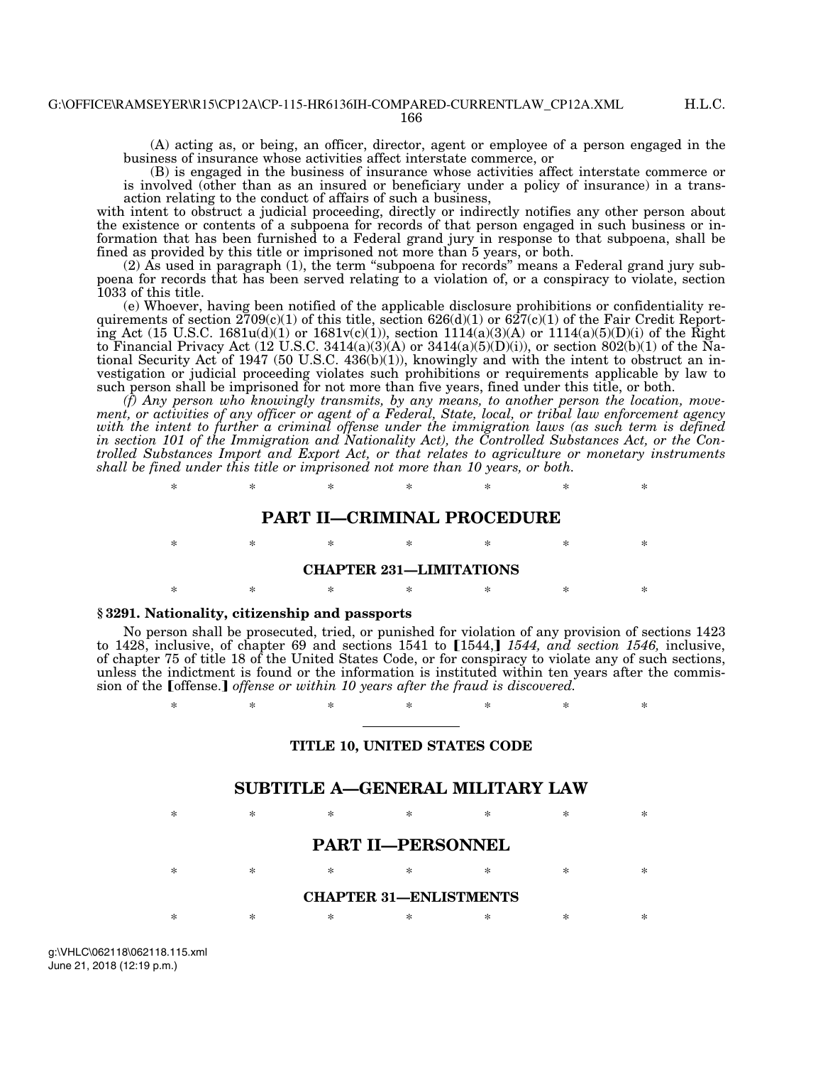(A) acting as, or being, an officer, director, agent or employee of a person engaged in the business of insurance whose activities affect interstate commerce, or

(B) is engaged in the business of insurance whose activities affect interstate commerce or is involved (other than as an insured or beneficiary under a policy of insurance) in a transaction relating to the conduct of affairs of such a business,

with intent to obstruct a judicial proceeding, directly or indirectly notifies any other person about the existence or contents of a subpoena for records of that person engaged in such business or information that has been furnished to a Federal grand jury in response to that subpoena, shall be fined as provided by this title or imprisoned not more than 5 years, or both.

(2) As used in paragraph (1), the term "subpoena for records" means a Federal grand jury subpoena for records that has been served relating to a violation of, or a conspiracy to violate, section 1033 of this title.

(e) Whoever, having been notified of the applicable disclosure prohibitions or confidentiality requirements of section 2709(c)(1) of this title, section 626(d)(1) or 627(c)(1) of the Fair Credit Reporting Act (15 U.S.C. 1681u(d)(1) or 1681v(c)(1)), section 1114(a)(3)(A) or 1114(a)(5)(D)(i) of the Right to Financial Privacy Act (12 U.S.C. 3414(a)(3)(A) or 3414(a)(5)(D)(i)), or section 802(b)(1) of the National Security Act of 1947 (50 U.S.C. 436(b)(1)), knowingly and with the intent to obstruct an investigation or judicial proceeding violates such prohibitions or requirements applicable by law to such person shall be imprisoned for not more than five years, fined under this title, or both.

*(f) Any person who knowingly transmits, by any means, to another person the location, movement, or activities of any officer or agent of a Federal, State, local, or tribal law enforcement agency with the intent to further a criminal offense under the immigration laws (as such term is defined in section 101 of the Immigration and Nationality Act), the Controlled Substances Act, or the Controlled Substances Import and Export Act, or that relates to agriculture or monetary instruments shall be fined under this title or imprisoned not more than 10 years, or both.*

\* \* \* \* \* \* \*

## PART II—CRIMINAL PROCEDURE

\* \* \* \* \* \* \*

### CHAPTER 231—LIMITATIONS

\* \* \* \* \* \* \*

**§ 3291. Nationality, citizenship and passports**

No person shall be prosecuted, tried, or punished for violation of any provision of sections 1423 to 1428, inclusive, of chapter 69 and sections 1541 to ⟦1544,⟧ *1544, and section 1546,* inclusive, of chapter 75 of title 18 of the United States Code, or for conspiracy to violate any of such sections, unless the indictment is found or the information is instituted within ten years after the commission of the ⟦offense.⟧ *offense or within 10 years after the fraud is discovered.*

\* \* \* \* \* \* \*

---

### TITLE 10, UNITED STATES CODE

## SUBTITLE A—GENERAL MILITARY LAW

\* \* \* \* \* \* \*

## PART II—PERSONNEL

\* \* \* \* \* \* \*

### CHAPTER 31—ENLISTMENTS

\* \* \* \* \* \* \*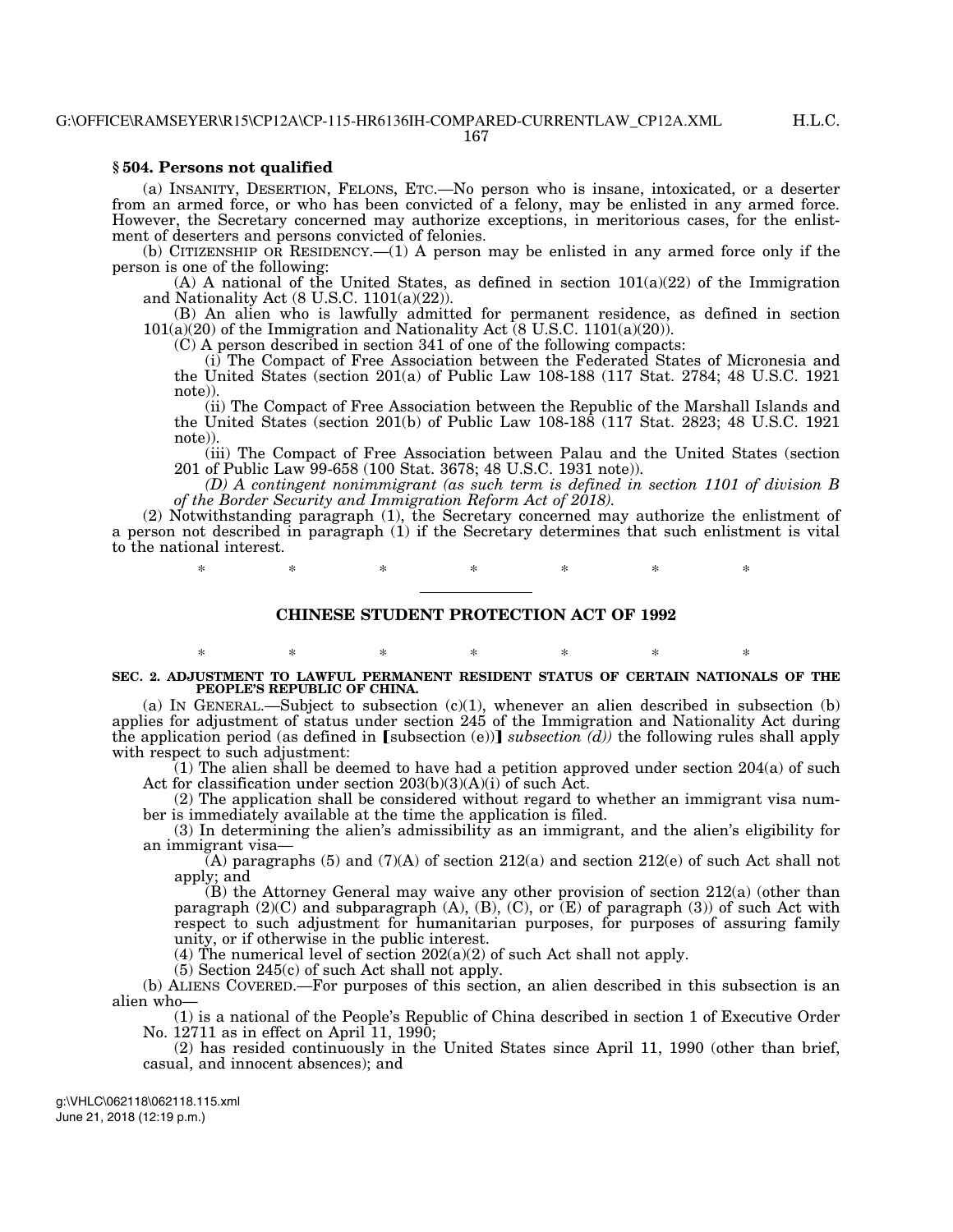### § 504. Persons not qualified

(a) INSANITY, DESERTION, FELONS, ETC.—No person who is insane, intoxicated, or a deserter from an armed force, or who has been convicted of a felony, may be enlisted in any armed force. However, the Secretary concerned may authorize exceptions, in meritorious cases, for the enlistment of deserters and persons convicted of felonies.

(b) CITIZENSHIP OR RESIDENCY.—(1) A person may be enlisted in any armed force only if the person is one of the following:

(A) A national of the United States, as defined in section 101(a)(22) of the Immigration and Nationality Act (8 U.S.C. 1101(a)(22)).

(B) An alien who is lawfully admitted for permanent residence, as defined in section 101(a)(20) of the Immigration and Nationality Act (8 U.S.C. 1101(a)(20)).

(C) A person described in section 341 of one of the following compacts:

(i) The Compact of Free Association between the Federated States of Micronesia and the United States (section 201(a) of Public Law 108-188 (117 Stat. 2784; 48 U.S.C. 1921 note)).

(ii) The Compact of Free Association between the Republic of the Marshall Islands and the United States (section 201(b) of Public Law 108-188 (117 Stat. 2823; 48 U.S.C. 1921 note)).

(iii) The Compact of Free Association between Palau and the United States (section 201 of Public Law 99-658 (100 Stat. 3678; 48 U.S.C. 1931 note)).

*(D) A contingent nonimmigrant (as such term is defined in section 1101 of division B of the Border Security and Immigration Reform Act of 2018).*

(2) Notwithstanding paragraph (1), the Secretary concerned may authorize the enlistment of a person not described in paragraph (1) if the Secretary determines that such enlistment is vital to the national interest.

\* \* \* \* \* \* \*

---

## CHINESE STUDENT PROTECTION ACT OF 1992

\* \* \* \* \* \* \*

**SEC. 2. ADJUSTMENT TO LAWFUL PERMANENT RESIDENT STATUS OF CERTAIN NATIONALS OF THE PEOPLE'S REPUBLIC OF CHINA.**

(a) IN GENERAL.—Subject to subsection (c)(1), whenever an alien described in subsection (b) applies for adjustment of status under section 245 of the Immigration and Nationality Act during the application period (as defined in ⟦subsection (e))⟧ *subsection (d))* the following rules shall apply with respect to such adjustment:

(1) The alien shall be deemed to have had a petition approved under section 204(a) of such Act for classification under section 203(b)(3)(A)(i) of such Act.

(2) The application shall be considered without regard to whether an immigrant visa number is immediately available at the time the application is filed.

(3) In determining the alien's admissibility as an immigrant, and the alien's eligibility for an immigrant visa—

(A) paragraphs (5) and (7)(A) of section 212(a) and section 212(e) of such Act shall not apply; and

(B) the Attorney General may waive any other provision of section 212(a) (other than paragraph (2)(C) and subparagraph (A), (B), (C), or (E) of paragraph (3)) of such Act with respect to such adjustment for humanitarian purposes, for purposes of assuring family unity, or if otherwise in the public interest.

(4) The numerical level of section 202(a)(2) of such Act shall not apply.

(5) Section 245(c) of such Act shall not apply.

(b) ALIENS COVERED.—For purposes of this section, an alien described in this subsection is an alien who—

(1) is a national of the People's Republic of China described in section 1 of Executive Order No. 12711 as in effect on April 11, 1990;

(2) has resided continuously in the United States since April 11, 1990 (other than brief, casual, and innocent absences); and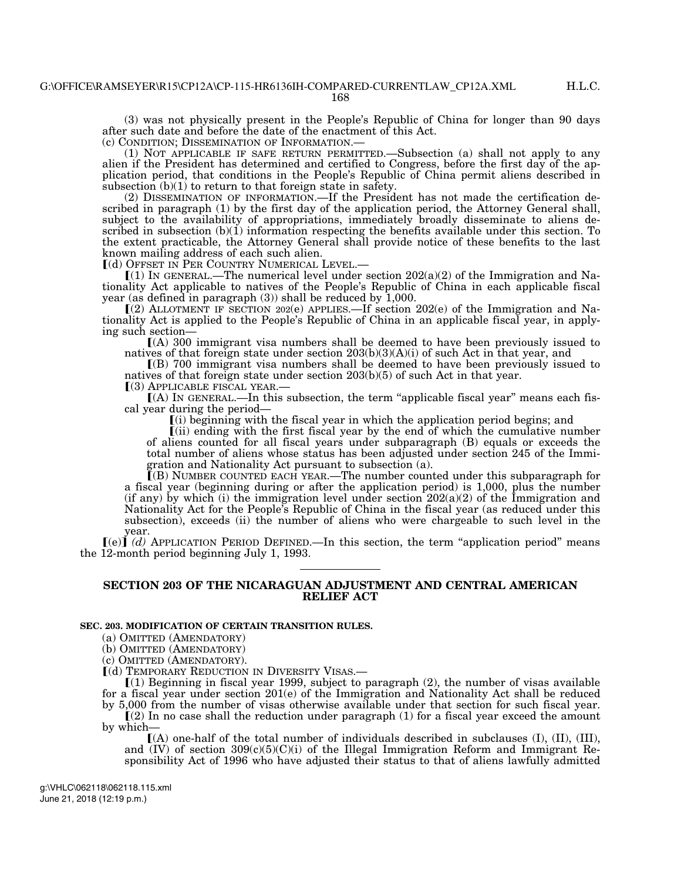(3) was not physically present in the People's Republic of China for longer than 90 days after such date and before the date of the enactment of this Act.

(c) CONDITION; DISSEMINATION OF INFORMATION.—

(1) NOT APPLICABLE IF SAFE RETURN PERMITTED.—Subsection (a) shall not apply to any alien if the President has determined and certified to Congress, before the first day of the application period, that conditions in the People's Republic of China permit aliens described in subsection (b)(1) to return to that foreign state in safety.

(2) DISSEMINATION OF INFORMATION.—If the President has not made the certification described in paragraph (1) by the first day of the application period, the Attorney General shall, subject to the availability of appropriations, immediately broadly disseminate to aliens described in subsection (b)(1) information respecting the benefits available under this section. To the extent practicable, the Attorney General shall provide notice of these benefits to the last known mailing address of each such alien.

⟦(d) OFFSET IN PER COUNTRY NUMERICAL LEVEL.—

⟦(1) IN GENERAL.—The numerical level under section 202(a)(2) of the Immigration and Nationality Act applicable to natives of the People's Republic of China in each applicable fiscal year (as defined in paragraph (3)) shall be reduced by 1,000.

⟦(2) ALLOTMENT IF SECTION 202(e) APPLIES.—If section 202(e) of the Immigration and Nationality Act is applied to the People's Republic of China in an applicable fiscal year, in applying such section—

⟦(A) 300 immigrant visa numbers shall be deemed to have been previously issued to natives of that foreign state under section 203(b)(3)(A)(i) of such Act in that year, and

⟦(B) 700 immigrant visa numbers shall be deemed to have been previously issued to natives of that foreign state under section 203(b)(5) of such Act in that year.

⟦(3) APPLICABLE FISCAL YEAR.—

⟦(A) IN GENERAL.—In this subsection, the term "applicable fiscal year" means each fiscal year during the period—

⟦(i) beginning with the fiscal year in which the application period begins; and

⟦(ii) ending with the first fiscal year by the end of which the cumulative number of aliens counted for all fiscal years under subparagraph (B) equals or exceeds the total number of aliens whose status has been adjusted under section 245 of the Immigration and Nationality Act pursuant to subsection (a).

⟦(B) NUMBER COUNTED EACH YEAR.—The number counted under this subparagraph for a fiscal year (beginning during or after the application period) is 1,000, plus the number (if any) by which (i) the immigration level under section 202(a)(2) of the Immigration and Nationality Act for the People's Republic of China in the fiscal year (as reduced under this subsection), exceeds (ii) the number of aliens who were chargeable to such level in the year.

⟦(e)⟧ *(d)* APPLICATION PERIOD DEFINED.—In this section, the term "application period" means the 12-month period beginning July 1, 1993.

---

## SECTION 203 OF THE NICARAGUAN ADJUSTMENT AND CENTRAL AMERICAN RELIEF ACT

**SEC. 203. MODIFICATION OF CERTAIN TRANSITION RULES.**

(a) OMITTED (AMENDATORY)

(b) OMITTED (AMENDATORY)

(c) OMITTED (AMENDATORY).

⟦(d) TEMPORARY REDUCTION IN DIVERSITY VISAS.—

⟦(1) Beginning in fiscal year 1999, subject to paragraph (2), the number of visas available for a fiscal year under section 201(e) of the Immigration and Nationality Act shall be reduced by 5,000 from the number of visas otherwise available under that section for such fiscal year.

⟦(2) In no case shall the reduction under paragraph (1) for a fiscal year exceed the amount by which—

⟦(A) one-half of the total number of individuals described in subclauses (I), (II), (III), and (IV) of section 309(c)(5)(C)(i) of the Illegal Immigration Reform and Immigrant Responsibility Act of 1996 who have adjusted their status to that of aliens lawfully admitted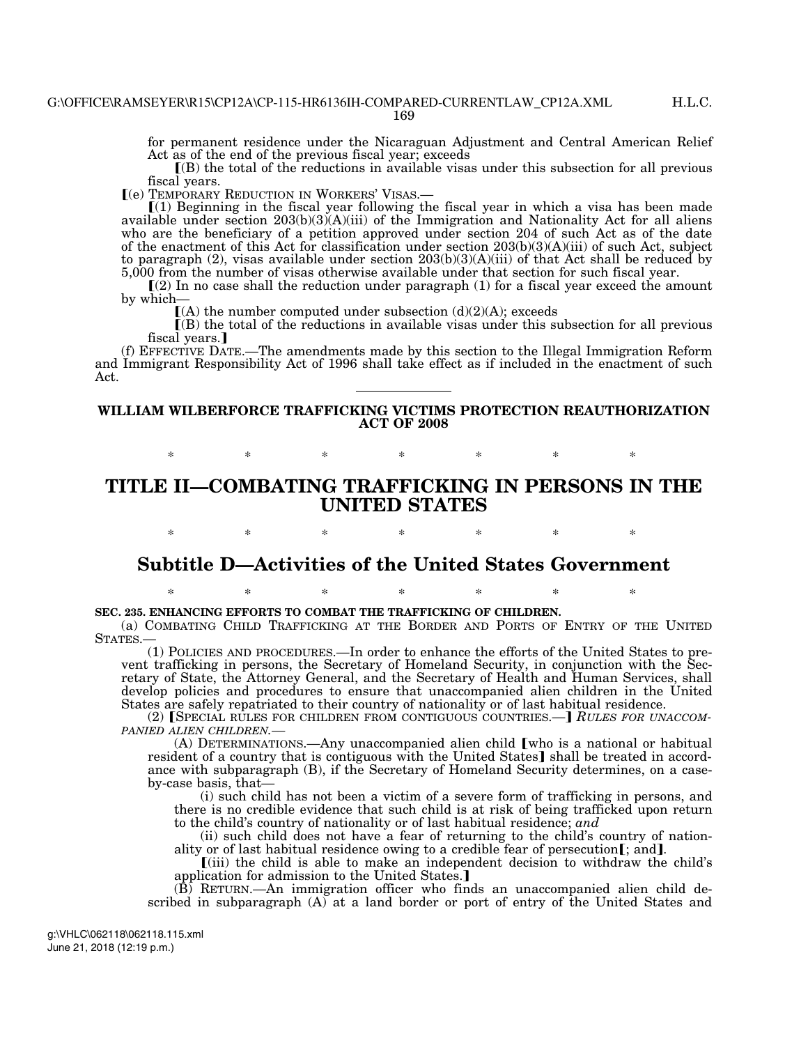for permanent residence under the Nicaraguan Adjustment and Central American Relief Act as of the end of the previous fiscal year; exceeds

⟦(B) the total of the reductions in available visas under this subsection for all previous fiscal years.

⟦(e) TEMPORARY REDUCTION IN WORKERS' VISAS.—

⟦(1) Beginning in the fiscal year following the fiscal year in which a visa has been made available under section 203(b)(3)(A)(iii) of the Immigration and Nationality Act for all aliens who are the beneficiary of a petition approved under section 204 of such Act as of the date of the enactment of this Act for classification under section 203(b)(3)(A)(iii) of such Act, subject to paragraph (2), visas available under section 203(b)(3)(A)(iii) of that Act shall be reduced by 5,000 from the number of visas otherwise available under that section for such fiscal year.

⟦(2) In no case shall the reduction under paragraph (1) for a fiscal year exceed the amount by which—

⟦(A) the number computed under subsection (d)(2)(A); exceeds

⟦(B) the total of the reductions in available visas under this subsection for all previous fiscal years.⟧

(f) EFFECTIVE DATE.—The amendments made by this section to the Illegal Immigration Reform and Immigrant Responsibility Act of 1996 shall take effect as if included in the enactment of such Act.

---

**WILLIAM WILBERFORCE TRAFFICKING VICTIMS PROTECTION REAUTHORIZATION ACT OF 2008**

\* \* \* \* \* \* \*

# TITLE II—COMBATING TRAFFICKING IN PERSONS IN THE UNITED STATES

\* \* \* \* \* \* \*

## Subtitle D—Activities of the United States Government

\* \* \* \* \* \* \*

**SEC. 235. ENHANCING EFFORTS TO COMBAT THE TRAFFICKING OF CHILDREN.**

(a) COMBATING CHILD TRAFFICKING AT THE BORDER AND PORTS OF ENTRY OF THE UNITED STATES.—

(1) POLICIES AND PROCEDURES.—In order to enhance the efforts of the United States to prevent trafficking in persons, the Secretary of Homeland Security, in conjunction with the Secretary of State, the Attorney General, and the Secretary of Health and Human Services, shall develop policies and procedures to ensure that unaccompanied alien children in the United States are safely repatriated to their country of nationality or of last habitual residence.

(2) ⟦SPECIAL RULES FOR CHILDREN FROM CONTIGUOUS COUNTRIES.—⟧ *RULES FOR UNACCOMPANIED ALIEN CHILDREN.*—

(A) DETERMINATIONS.—Any unaccompanied alien child ⟦who is a national or habitual resident of a country that is contiguous with the United States⟧ shall be treated in accordance with subparagraph (B), if the Secretary of Homeland Security determines, on a case-by-case basis, that—

(i) such child has not been a victim of a severe form of trafficking in persons, and there is no credible evidence that such child is at risk of being trafficked upon return to the child's country of nationality or of last habitual residence; *and*

(ii) such child does not have a fear of returning to the child's country of nationality or of last habitual residence owing to a credible fear of persecution⟦; and⟧.

⟦(iii) the child is able to make an independent decision to withdraw the child's application for admission to the United States.⟧

(B) RETURN.—An immigration officer who finds an unaccompanied alien child described in subparagraph (A) at a land border or port of entry of the United States and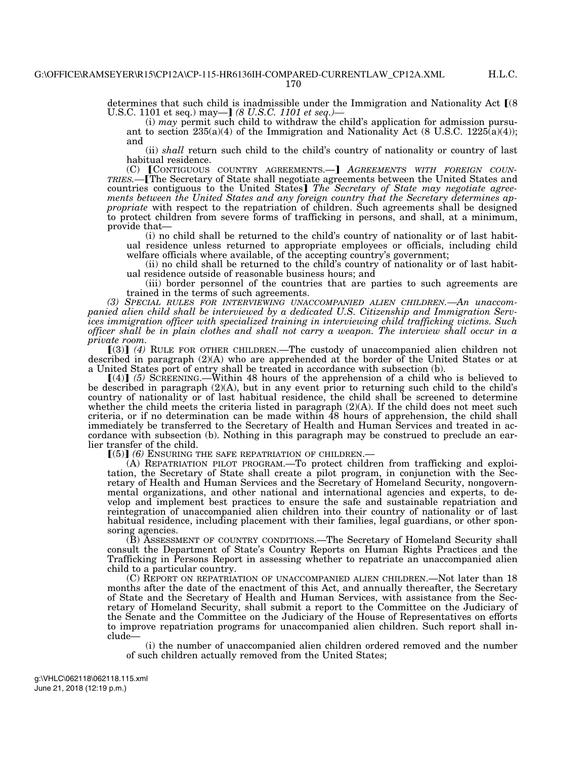determines that such child is inadmissible under the Immigration and Nationality Act [(8 U.S.C. 1101 et seq.) may—] *(8 U.S.C. 1101 et seq.)—*

(i) *may* permit such child to withdraw the child's application for admission pursuant to section 235(a)(4) of the Immigration and Nationality Act (8 U.S.C. 1225(a)(4)); and

(ii) *shall* return such child to the child's country of nationality or country of last habitual residence.

(C) [CONTIGUOUS COUNTRY AGREEMENTS.—] *AGREEMENTS WITH FOREIGN COUNTRIES.*—[The Secretary of State shall negotiate agreements between the United States and countries contiguous to the United States] *The Secretary of State may negotiate agreements between the United States and any foreign country that the Secretary determines appropriate* with respect to the repatriation of children. Such agreements shall be designed to protect children from severe forms of trafficking in persons, and shall, at a minimum, provide that—

(i) no child shall be returned to the child's country of nationality or of last habitual residence unless returned to appropriate employees or officials, including child welfare officials where available, of the accepting country's government;

(ii) no child shall be returned to the child's country of nationality or of last habitual residence outside of reasonable business hours; and

(iii) border personnel of the countries that are parties to such agreements are trained in the terms of such agreements.

*(3) SPECIAL RULES FOR INTERVIEWING UNACCOMPANIED ALIEN CHILDREN.—An unaccompanied alien child shall be interviewed by a dedicated U.S. Citizenship and Immigration Services immigration officer with specialized training in interviewing child trafficking victims. Such officer shall be in plain clothes and shall not carry a weapon. The interview shall occur in a private room.*

[(3)] *(4)* RULE FOR OTHER CHILDREN.—The custody of unaccompanied alien children not described in paragraph (2)(A) who are apprehended at the border of the United States or at a United States port of entry shall be treated in accordance with subsection (b).

[(4)] *(5)* SCREENING.—Within 48 hours of the apprehension of a child who is believed to be described in paragraph (2)(A), but in any event prior to returning such child to the child's country of nationality or of last habitual residence, the child shall be screened to determine whether the child meets the criteria listed in paragraph (2)(A). If the child does not meet such criteria, or if no determination can be made within 48 hours of apprehension, the child shall immediately be transferred to the Secretary of Health and Human Services and treated in accordance with subsection (b). Nothing in this paragraph may be construed to preclude an earlier transfer of the child.

[(5)] *(6)* ENSURING THE SAFE REPATRIATION OF CHILDREN.—

(A) REPATRIATION PILOT PROGRAM.—To protect children from trafficking and exploitation, the Secretary of State shall create a pilot program, in conjunction with the Secretary of Health and Human Services and the Secretary of Homeland Security, nongovernmental organizations, and other national and international agencies and experts, to develop and implement best practices to ensure the safe and sustainable repatriation and reintegration of unaccompanied alien children into their country of nationality or of last habitual residence, including placement with their families, legal guardians, or other sponsoring agencies.

(B) ASSESSMENT OF COUNTRY CONDITIONS.—The Secretary of Homeland Security shall consult the Department of State's Country Reports on Human Rights Practices and the Trafficking in Persons Report in assessing whether to repatriate an unaccompanied alien child to a particular country.

(C) REPORT ON REPATRIATION OF UNACCOMPANIED ALIEN CHILDREN.—Not later than 18 months after the date of the enactment of this Act, and annually thereafter, the Secretary of State and the Secretary of Health and Human Services, with assistance from the Secretary of Homeland Security, shall submit a report to the Committee on the Judiciary of the Senate and the Committee on the Judiciary of the House of Representatives on efforts to improve repatriation programs for unaccompanied alien children. Such report shall include—

(i) the number of unaccompanied alien children ordered removed and the number of such children actually removed from the United States;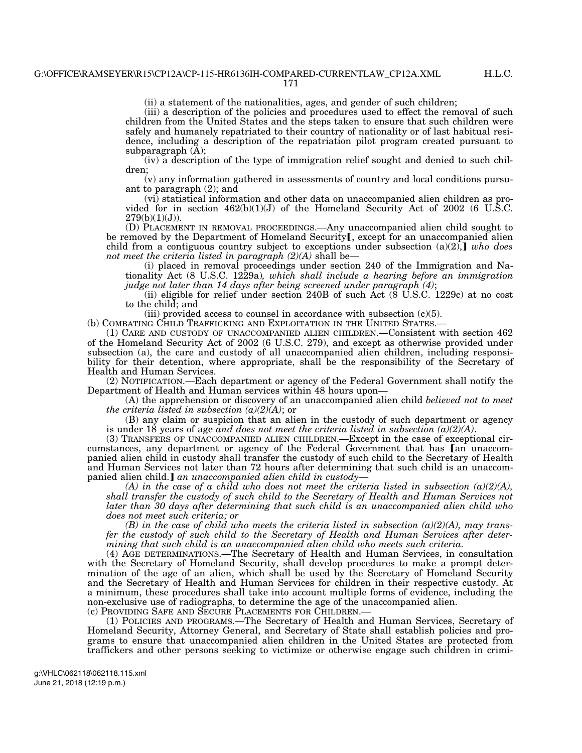(ii) a statement of the nationalities, ages, and gender of such children;

(iii) a description of the policies and procedures used to effect the removal of such children from the United States and the steps taken to ensure that such children were safely and humanely repatriated to their country of nationality or of last habitual residence, including a description of the repatriation pilot program created pursuant to subparagraph (A);

(iv) a description of the type of immigration relief sought and denied to such children;

(v) any information gathered in assessments of country and local conditions pursuant to paragraph (2); and

(vi) statistical information and other data on unaccompanied alien children as provided for in section 462(b)(1)(J) of the Homeland Security Act of 2002 (6 U.S.C. 279(b)(1)(J)).

(D) PLACEMENT IN REMOVAL PROCEEDINGS.—Any unaccompanied alien child sought to be removed by the Department of Homeland Security【, except for an unaccompanied alien child from a contiguous country subject to exceptions under subsection (a)(2),】 *who does not meet the criteria listed in paragraph (2)(A)* shall be—

(i) placed in removal proceedings under section 240 of the Immigration and Nationality Act (8 U.S.C. 1229a)*, which shall include a hearing before an immigration judge not later than 14 days after being screened under paragraph (4)*;

(ii) eligible for relief under section 240B of such Act (8 U.S.C. 1229c) at no cost to the child; and

(iii) provided access to counsel in accordance with subsection (c)(5).

(b) COMBATING CHILD TRAFFICKING AND EXPLOITATION IN THE UNITED STATES.—

(1) CARE AND CUSTODY OF UNACCOMPANIED ALIEN CHILDREN.—Consistent with section 462 of the Homeland Security Act of 2002 (6 U.S.C. 279), and except as otherwise provided under subsection (a), the care and custody of all unaccompanied alien children, including responsibility for their detention, where appropriate, shall be the responsibility of the Secretary of Health and Human Services.

(2) NOTIFICATION.—Each department or agency of the Federal Government shall notify the Department of Health and Human services within 48 hours upon—

(A) the apprehension or discovery of an unaccompanied alien child *believed not to meet the criteria listed in subsection (a)(2)(A)*; or

(B) any claim or suspicion that an alien in the custody of such department or agency is under 18 years of age *and does not meet the criteria listed in subsection (a)(2)(A)*.

(3) TRANSFERS OF UNACCOMPANIED ALIEN CHILDREN.—Except in the case of exceptional circumstances, any department or agency of the Federal Government that has 【an unaccompanied alien child in custody shall transfer the custody of such child to the Secretary of Health and Human Services not later than 72 hours after determining that such child is an unaccompanied alien child.】 *an unaccompanied alien child in custody—*

*(A) in the case of a child who does not meet the criteria listed in subsection (a)(2)(A), shall transfer the custody of such child to the Secretary of Health and Human Services not later than 30 days after determining that such child is an unaccompanied alien child who does not meet such criteria; or*

*(B) in the case of child who meets the criteria listed in subsection (a)(2)(A), may transfer the custody of such child to the Secretary of Health and Human Services after determining that such child is an unaccompanied alien child who meets such criteria.*

(4) AGE DETERMINATIONS.—The Secretary of Health and Human Services, in consultation with the Secretary of Homeland Security, shall develop procedures to make a prompt determination of the age of an alien, which shall be used by the Secretary of Homeland Security and the Secretary of Health and Human Services for children in their respective custody. At a minimum, these procedures shall take into account multiple forms of evidence, including the non-exclusive use of radiographs, to determine the age of the unaccompanied alien.

(c) PROVIDING SAFE AND SECURE PLACEMENTS FOR CHILDREN.—

(1) POLICIES AND PROGRAMS.—The Secretary of Health and Human Services, Secretary of Homeland Security, Attorney General, and Secretary of State shall establish policies and programs to ensure that unaccompanied alien children in the United States are protected from traffickers and other persons seeking to victimize or otherwise engage such children in crimi-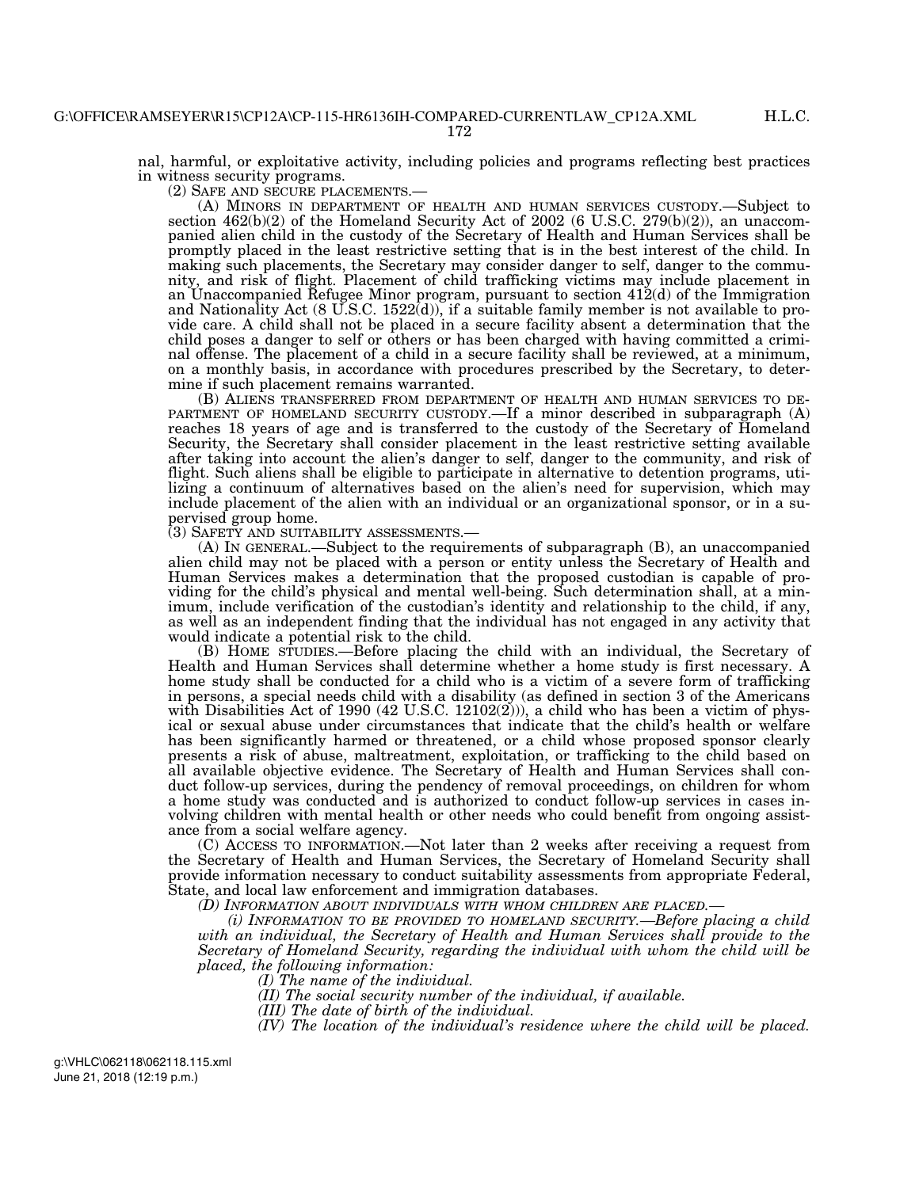nal, harmful, or exploitative activity, including policies and programs reflecting best practices in witness security programs.

(2) SAFE AND SECURE PLACEMENTS.—

(A) MINORS IN DEPARTMENT OF HEALTH AND HUMAN SERVICES CUSTODY.—Subject to section 462(b)(2) of the Homeland Security Act of 2002 (6 U.S.C. 279(b)(2)), an unaccompanied alien child in the custody of the Secretary of Health and Human Services shall be promptly placed in the least restrictive setting that is in the best interest of the child. In making such placements, the Secretary may consider danger to self, danger to the community, and risk of flight. Placement of child trafficking victims may include placement in an Unaccompanied Refugee Minor program, pursuant to section 412(d) of the Immigration and Nationality Act (8 U.S.C. 1522(d)), if a suitable family member is not available to provide care. A child shall not be placed in a secure facility absent a determination that the child poses a danger to self or others or has been charged with having committed a criminal offense. The placement of a child in a secure facility shall be reviewed, at a minimum, on a monthly basis, in accordance with procedures prescribed by the Secretary, to determine if such placement remains warranted.

(B) ALIENS TRANSFERRED FROM DEPARTMENT OF HEALTH AND HUMAN SERVICES TO DEPARTMENT OF HOMELAND SECURITY CUSTODY.—If a minor described in subparagraph (A) reaches 18 years of age and is transferred to the custody of the Secretary of Homeland Security, the Secretary shall consider placement in the least restrictive setting available after taking into account the alien's danger to self, danger to the community, and risk of flight. Such aliens shall be eligible to participate in alternative to detention programs, utilizing a continuum of alternatives based on the alien's need for supervision, which may include placement of the alien with an individual or an organizational sponsor, or in a supervised group home.

(3) SAFETY AND SUITABILITY ASSESSMENTS.—

(A) IN GENERAL.—Subject to the requirements of subparagraph (B), an unaccompanied alien child may not be placed with a person or entity unless the Secretary of Health and Human Services makes a determination that the proposed custodian is capable of providing for the child's physical and mental well-being. Such determination shall, at a minimum, include verification of the custodian's identity and relationship to the child, if any, as well as an independent finding that the individual has not engaged in any activity that would indicate a potential risk to the child.

(B) HOME STUDIES.—Before placing the child with an individual, the Secretary of Health and Human Services shall determine whether a home study is first necessary. A home study shall be conducted for a child who is a victim of a severe form of trafficking in persons, a special needs child with a disability (as defined in section 3 of the Americans with Disabilities Act of 1990 (42 U.S.C. 12102(2))), a child who has been a victim of physical or sexual abuse under circumstances that indicate that the child's health or welfare has been significantly harmed or threatened, or a child whose proposed sponsor clearly presents a risk of abuse, maltreatment, exploitation, or trafficking to the child based on all available objective evidence. The Secretary of Health and Human Services shall conduct follow-up services, during the pendency of removal proceedings, on children for whom a home study was conducted and is authorized to conduct follow-up services in cases involving children with mental health or other needs who could benefit from ongoing assistance from a social welfare agency.

(C) ACCESS TO INFORMATION.—Not later than 2 weeks after receiving a request from the Secretary of Health and Human Services, the Secretary of Homeland Security shall provide information necessary to conduct suitability assessments from appropriate Federal, State, and local law enforcement and immigration databases.

*(D) INFORMATION ABOUT INDIVIDUALS WITH WHOM CHILDREN ARE PLACED.—*

*(i) INFORMATION TO BE PROVIDED TO HOMELAND SECURITY.—Before placing a child with an individual, the Secretary of Health and Human Services shall provide to the Secretary of Homeland Security, regarding the individual with whom the child will be placed, the following information:*

*(I) The name of the individual.*

*(II) The social security number of the individual, if available.*

*(III) The date of birth of the individual.*

*(IV) The location of the individual's residence where the child will be placed.*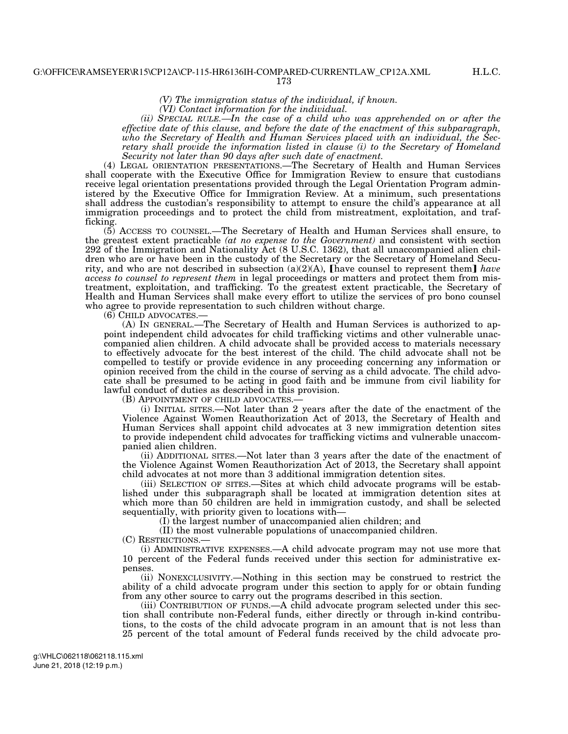*(V) The immigration status of the individual, if known.*

*(VI) Contact information for the individual.*

*(ii) SPECIAL RULE.—In the case of a child who was apprehended on or after the effective date of this clause, and before the date of the enactment of this subparagraph, who the Secretary of Health and Human Services placed with an individual, the Secretary shall provide the information listed in clause (i) to the Secretary of Homeland Security not later than 90 days after such date of enactment.*

(4) LEGAL ORIENTATION PRESENTATIONS.—The Secretary of Health and Human Services shall cooperate with the Executive Office for Immigration Review to ensure that custodians receive legal orientation presentations provided through the Legal Orientation Program administered by the Executive Office for Immigration Review. At a minimum, such presentations shall address the custodian's responsibility to attempt to ensure the child's appearance at all immigration proceedings and to protect the child from mistreatment, exploitation, and trafficking.

(5) ACCESS TO COUNSEL.—The Secretary of Health and Human Services shall ensure, to the greatest extent practicable *(at no expense to the Government)* and consistent with section 292 of the Immigration and Nationality Act (8 U.S.C. 1362), that all unaccompanied alien children who are or have been in the custody of the Secretary or the Secretary of Homeland Security, and who are not described in subsection (a)(2)(A), **[**have counsel to represent them**]** *have access to counsel to represent them* in legal proceedings or matters and protect them from mistreatment, exploitation, and trafficking. To the greatest extent practicable, the Secretary of Health and Human Services shall make every effort to utilize the services of pro bono counsel who agree to provide representation to such children without charge.

(6) CHILD ADVOCATES.—

(A) IN GENERAL.—The Secretary of Health and Human Services is authorized to appoint independent child advocates for child trafficking victims and other vulnerable unaccompanied alien children. A child advocate shall be provided access to materials necessary to effectively advocate for the best interest of the child. The child advocate shall not be compelled to testify or provide evidence in any proceeding concerning any information or opinion received from the child in the course of serving as a child advocate. The child advocate shall be presumed to be acting in good faith and be immune from civil liability for lawful conduct of duties as described in this provision.

(B) APPOINTMENT OF CHILD ADVOCATES.—

(i) INITIAL SITES.—Not later than 2 years after the date of the enactment of the Violence Against Women Reauthorization Act of 2013, the Secretary of Health and Human Services shall appoint child advocates at 3 new immigration detention sites to provide independent child advocates for trafficking victims and vulnerable unaccompanied alien children.

(ii) ADDITIONAL SITES.—Not later than 3 years after the date of the enactment of the Violence Against Women Reauthorization Act of 2013, the Secretary shall appoint child advocates at not more than 3 additional immigration detention sites.

(iii) SELECTION OF SITES.—Sites at which child advocate programs will be established under this subparagraph shall be located at immigration detention sites at which more than 50 children are held in immigration custody, and shall be selected sequentially, with priority given to locations with—

(I) the largest number of unaccompanied alien children; and

(II) the most vulnerable populations of unaccompanied children.

(C) RESTRICTIONS.—

(i) ADMINISTRATIVE EXPENSES.—A child advocate program may not use more that 10 percent of the Federal funds received under this section for administrative expenses.

(ii) NONEXCLUSIVITY.—Nothing in this section may be construed to restrict the ability of a child advocate program under this section to apply for or obtain funding from any other source to carry out the programs described in this section.

(iii) CONTRIBUTION OF FUNDS.—A child advocate program selected under this section shall contribute non-Federal funds, either directly or through in-kind contributions, to the costs of the child advocate program in an amount that is not less than 25 percent of the total amount of Federal funds received by the child advocate pro-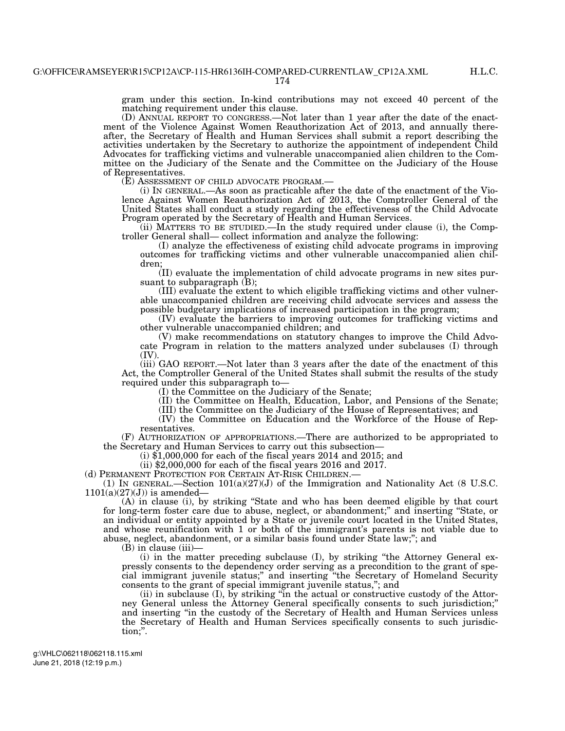gram under this section. In-kind contributions may not exceed 40 percent of the matching requirement under this clause.

(D) ANNUAL REPORT TO CONGRESS.—Not later than 1 year after the date of the enactment of the Violence Against Women Reauthorization Act of 2013, and annually thereafter, the Secretary of Health and Human Services shall submit a report describing the activities undertaken by the Secretary to authorize the appointment of independent Child Advocates for trafficking victims and vulnerable unaccompanied alien children to the Committee on the Judiciary of the Senate and the Committee on the Judiciary of the House of Representatives.

(E) ASSESSMENT OF CHILD ADVOCATE PROGRAM.—

(i) IN GENERAL.—As soon as practicable after the date of the enactment of the Violence Against Women Reauthorization Act of 2013, the Comptroller General of the United States shall conduct a study regarding the effectiveness of the Child Advocate Program operated by the Secretary of Health and Human Services.

(ii) MATTERS TO BE STUDIED.—In the study required under clause (i), the Comptroller General shall— collect information and analyze the following:

(I) analyze the effectiveness of existing child advocate programs in improving outcomes for trafficking victims and other vulnerable unaccompanied alien children;

(II) evaluate the implementation of child advocate programs in new sites pursuant to subparagraph (B);

(III) evaluate the extent to which eligible trafficking victims and other vulnerable unaccompanied children are receiving child advocate services and assess the possible budgetary implications of increased participation in the program;

(IV) evaluate the barriers to improving outcomes for trafficking victims and other vulnerable unaccompanied children; and

(V) make recommendations on statutory changes to improve the Child Advocate Program in relation to the matters analyzed under subclauses (I) through (IV).

(iii) GAO REPORT.—Not later than 3 years after the date of the enactment of this Act, the Comptroller General of the United States shall submit the results of the study required under this subparagraph to—

(I) the Committee on the Judiciary of the Senate;

(II) the Committee on Health, Education, Labor, and Pensions of the Senate;

(III) the Committee on the Judiciary of the House of Representatives; and

(IV) the Committee on Education and the Workforce of the House of Representatives.

(F) AUTHORIZATION OF APPROPRIATIONS.—There are authorized to be appropriated to the Secretary and Human Services to carry out this subsection—

(i) $1,000,000 for each of the fiscal years 2014 and 2015; and

(ii) $2,000,000 for each of the fiscal years 2016 and 2017.

(d) PERMANENT PROTECTION FOR CERTAIN AT-RISK CHILDREN.—

(1) IN GENERAL.—Section 101(a)(27)(J) of the Immigration and Nationality Act (8 U.S.C. 1101(a)(27)(J)) is amended—

(A) in clause (i), by striking "State and who has been deemed eligible by that court for long-term foster care due to abuse, neglect, or abandonment;" and inserting "State, or an individual or entity appointed by a State or juvenile court located in the United States, and whose reunification with 1 or both of the immigrant's parents is not viable due to abuse, neglect, abandonment, or a similar basis found under State law;"; and

(B) in clause (iii)—

(i) in the matter preceding subclause (I), by striking "the Attorney General expressly consents to the dependency order serving as a precondition to the grant of special immigrant juvenile status;" and inserting "the Secretary of Homeland Security consents to the grant of special immigrant juvenile status,"; and

(ii) in subclause (I), by striking "in the actual or constructive custody of the Attorney General unless the Attorney General specifically consents to such jurisdiction;" and inserting "in the custody of the Secretary of Health and Human Services unless the Secretary of Health and Human Services specifically consents to such jurisdiction;".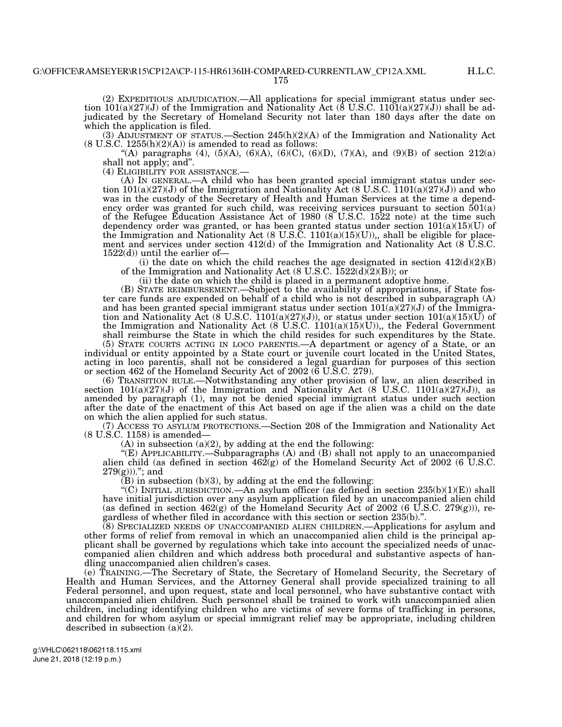(2) EXPEDITIOUS ADJUDICATION.—All applications for special immigrant status under section 101(a)(27)(J) of the Immigration and Nationality Act (8 U.S.C. 1101(a)(27)(J)) shall be adjudicated by the Secretary of Homeland Security not later than 180 days after the date on which the application is filed.

(3) ADJUSTMENT OF STATUS.—Section 245(h)(2)(A) of the Immigration and Nationality Act (8 U.S.C. 1255(h)(2)(A)) is amended to read as follows:

"(A) paragraphs (4), (5)(A), (6)(A), (6)(C), (6)(D), (7)(A), and (9)(B) of section 212(a) shall not apply; and".

(4) ELIGIBILITY FOR ASSISTANCE.—

(A) IN GENERAL.—A child who has been granted special immigrant status under section 101(a)(27)(J) of the Immigration and Nationality Act (8 U.S.C. 1101(a)(27)(J)) and who was in the custody of the Secretary of Health and Human Services at the time a dependency order was granted for such child, was receiving services pursuant to section 501(a) of the Refugee Education Assistance Act of 1980 (8 U.S.C. 1522 note) at the time such dependency order was granted, or has been granted status under section 101(a)(15)(U) of the Immigration and Nationality Act (8 U.S.C. 1101(a)(15)(U)),, shall be eligible for placement and services under section 412(d) of the Immigration and Nationality Act (8 U.S.C. 1522(d)) until the earlier of—

(i) the date on which the child reaches the age designated in section 412(d)(2)(B) of the Immigration and Nationality Act (8 U.S.C. 1522(d)(2)(B)); or

(ii) the date on which the child is placed in a permanent adoptive home.

(B) STATE REIMBURSEMENT.—Subject to the availability of appropriations, if State foster care funds are expended on behalf of a child who is not described in subparagraph (A) and has been granted special immigrant status under section 101(a)(27)(J) of the Immigration and Nationality Act (8 U.S.C. 1101(a)(27)(J)), or status under section 101(a)(15)(U) of the Immigration and Nationality Act (8 U.S.C. 1101(a)(15)(U)),, the Federal Government shall reimburse the State in which the child resides for such expenditures by the State.

(5) STATE COURTS ACTING IN LOCO PARENTIS.—A department or agency of a State, or an individual or entity appointed by a State court or juvenile court located in the United States, acting in loco parentis, shall not be considered a legal guardian for purposes of this section or section 462 of the Homeland Security Act of 2002 (6 U.S.C. 279).

(6) TRANSITION RULE.—Notwithstanding any other provision of law, an alien described in section 101(a)(27)(J) of the Immigration and Nationality Act (8 U.S.C. 1101(a)(27)(J)), as amended by paragraph (1), may not be denied special immigrant status under such section after the date of the enactment of this Act based on age if the alien was a child on the date on which the alien applied for such status.

(7) ACCESS TO ASYLUM PROTECTIONS.—Section 208 of the Immigration and Nationality Act (8 U.S.C. 1158) is amended—

(A) in subsection (a)(2), by adding at the end the following:

"(E) APPLICABILITY.—Subparagraphs (A) and (B) shall not apply to an unaccompanied alien child (as defined in section 462(g) of the Homeland Security Act of 2002 (6 U.S.C. 279(g)))."; and

(B) in subsection (b)(3), by adding at the end the following:

"(C) INITIAL JURISDICTION.—An asylum officer (as defined in section 235(b)(1)(E)) shall have initial jurisdiction over any asylum application filed by an unaccompanied alien child (as defined in section 462(g) of the Homeland Security Act of 2002 (6 U.S.C. 279(g))), regardless of whether filed in accordance with this section or section 235(b).".

(8) SPECIALIZED NEEDS OF UNACCOMPANIED ALIEN CHILDREN.—Applications for asylum and other forms of relief from removal in which an unaccompanied alien child is the principal applicant shall be governed by regulations which take into account the specialized needs of unaccompanied alien children and which address both procedural and substantive aspects of handling unaccompanied alien children's cases.

(e) TRAINING.—The Secretary of State, the Secretary of Homeland Security, the Secretary of Health and Human Services, and the Attorney General shall provide specialized training to all Federal personnel, and upon request, state and local personnel, who have substantive contact with unaccompanied alien children. Such personnel shall be trained to work with unaccompanied alien children, including identifying children who are victims of severe forms of trafficking in persons, and children for whom asylum or special immigrant relief may be appropriate, including children described in subsection (a)(2).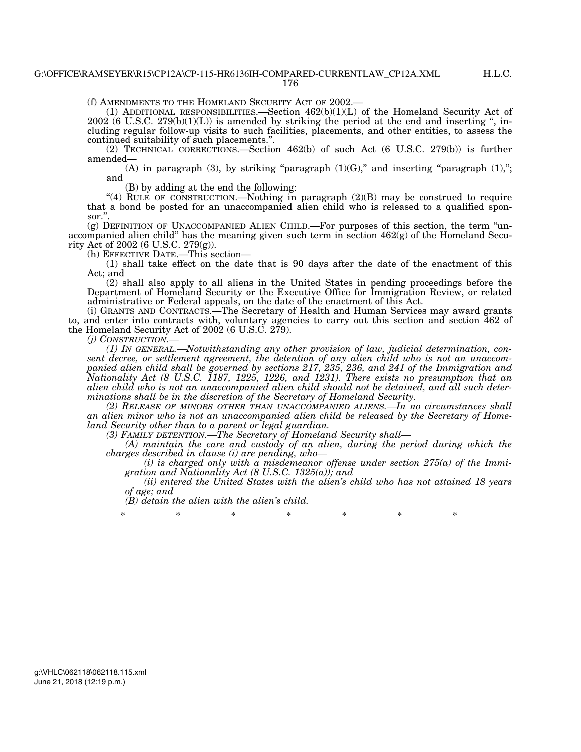(f) AMENDMENTS TO THE HOMELAND SECURITY ACT OF 2002.—

(1) ADDITIONAL RESPONSIBILITIES.—Section 462(b)(1)(L) of the Homeland Security Act of 2002 (6 U.S.C. 279(b)(1)(L)) is amended by striking the period at the end and inserting ", including regular follow-up visits to such facilities, placements, and other entities, to assess the continued suitability of such placements.".

(2) TECHNICAL CORRECTIONS.—Section 462(b) of such Act (6 U.S.C. 279(b)) is further amended—

(A) in paragraph (3), by striking "paragraph (1)(G)," and inserting "paragraph (1),"; and

(B) by adding at the end the following:

"(4) RULE OF CONSTRUCTION.—Nothing in paragraph (2)(B) may be construed to require that a bond be posted for an unaccompanied alien child who is released to a qualified sponsor.".

(g) DEFINITION OF UNACCOMPANIED ALIEN CHILD.—For purposes of this section, the term "unaccompanied alien child" has the meaning given such term in section 462(g) of the Homeland Security Act of 2002 (6 U.S.C. 279(g)).

(h) EFFECTIVE DATE.—This section—

(1) shall take effect on the date that is 90 days after the date of the enactment of this Act; and

(2) shall also apply to all aliens in the United States in pending proceedings before the Department of Homeland Security or the Executive Office for Immigration Review, or related administrative or Federal appeals, on the date of the enactment of this Act.

(i) GRANTS AND CONTRACTS.—The Secretary of Health and Human Services may award grants to, and enter into contracts with, voluntary agencies to carry out this section and section 462 of the Homeland Security Act of 2002 (6 U.S.C. 279).

*(j) CONSTRUCTION.—*

*(1) IN GENERAL.—Notwithstanding any other provision of law, judicial determination, consent decree, or settlement agreement, the detention of any alien child who is not an unaccompanied alien child shall be governed by sections 217, 235, 236, and 241 of the Immigration and Nationality Act (8 U.S.C. 1187, 1225, 1226, and 1231). There exists no presumption that an alien child who is not an unaccompanied alien child should not be detained, and all such determinations shall be in the discretion of the Secretary of Homeland Security.*

*(2) RELEASE OF MINORS OTHER THAN UNACCOMPANIED ALIENS.—In no circumstances shall an alien minor who is not an unaccompanied alien child be released by the Secretary of Homeland Security other than to a parent or legal guardian.*

*(3) FAMILY DETENTION.—The Secretary of Homeland Security shall—*

*(A) maintain the care and custody of an alien, during the period during which the charges described in clause (i) are pending, who—*

*(i) is charged only with a misdemeanor offense under section 275(a) of the Immigration and Nationality Act (8 U.S.C. 1325(a)); and*

*(ii) entered the United States with the alien's child who has not attained 18 years of age; and*

*(B) detain the alien with the alien's child.*

\* \* \* \* \* \* \*